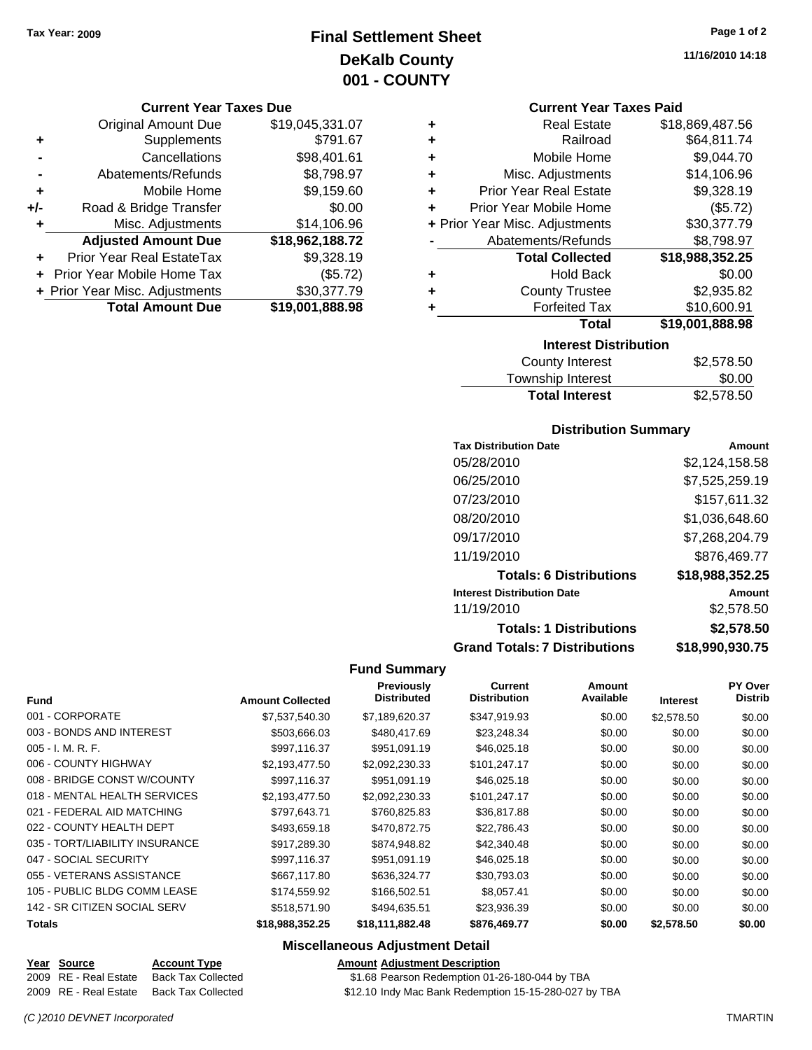Tax Year: 2009

# Final Settlement Sheet
## DeKalb County
## 001 - COUNTY

11/16/2010 14:18

### Current Year Taxes Due

| | | |
|---|---|---|
| | Original Amount Due | $19,045,331.07 |
| + | Supplements | $791.67 |
| - | Cancellations | $98,401.61 |
| - | Abatements/Refunds | $8,798.97 |
| + | Mobile Home | $9,159.60 |
| +/- | Road & Bridge Transfer | $0.00 |
| + | Misc. Adjustments | $14,106.96 |
| | **Adjusted Amount Due** | **$18,962,188.72** |
| + | Prior Year Real EstateTax | $9,328.19 |
| + | Prior Year Mobile Home Tax | ($5.72) |
| + | Prior Year Misc. Adjustments | $30,377.79 |
| | **Total Amount Due** | **$19,001,888.98** |

### Current Year Taxes Paid

| | | |
|---|---|---|
| + | Real Estate | $18,869,487.56 |
| + | Railroad | $64,811.74 |
| + | Mobile Home | $9,044.70 |
| + | Misc. Adjustments | $14,106.96 |
| + | Prior Year Real Estate | $9,328.19 |
| + | Prior Year Mobile Home | ($5.72) |
| + | Prior Year Misc. Adjustments | $30,377.79 |
| - | Abatements/Refunds | $8,798.97 |
| | **Total Collected** | **$18,988,352.25** |
| + | Hold Back | $0.00 |
| + | County Trustee | $2,935.82 |
| + | Forfeited Tax | $10,600.91 |
| | **Total** | **$19,001,888.98** |

### Interest Distribution

| | |
|---|---|
| County Interest | $2,578.50 |
| Township Interest | $0.00 |
| **Total Interest** | $2,578.50 |

### Distribution Summary

| Tax Distribution Date | Amount |
|---|---|
| 05/28/2010 | $2,124,158.58 |
| 06/25/2010 | $7,525,259.19 |
| 07/23/2010 | $157,611.32 |
| 08/20/2010 | $1,036,648.60 |
| 09/17/2010 | $7,268,204.79 |
| 11/19/2010 | $876,469.77 |
| **Totals: 6 Distributions** | **$18,988,352.25** |
| **Interest Distribution Date** | **Amount** |
| 11/19/2010 | $2,578.50 |
| **Totals: 1 Distributions** | **$2,578.50** |
| **Grand Totals: 7 Distributions** | **$18,990,930.75** |

### Fund Summary

| Fund | Amount Collected | Previously Distributed | Current Distribution | Amount Available | Interest | PY Over Distrib |
|---|---|---|---|---|---|---|
| 001 - CORPORATE | $7,537,540.30 | $7,189,620.37 | $347,919.93 | $0.00 | $2,578.50 | $0.00 |
| 003 - BONDS AND INTEREST | $503,666.03 | $480,417.69 | $23,248.34 | $0.00 | $0.00 | $0.00 |
| 005 - I. M. R. F. | $997,116.37 | $951,091.19 | $46,025.18 | $0.00 | $0.00 | $0.00 |
| 006 - COUNTY HIGHWAY | $2,193,477.50 | $2,092,230.33 | $101,247.17 | $0.00 | $0.00 | $0.00 |
| 008 - BRIDGE CONST W/COUNTY | $997,116.37 | $951,091.19 | $46,025.18 | $0.00 | $0.00 | $0.00 |
| 018 - MENTAL HEALTH SERVICES | $2,193,477.50 | $2,092,230.33 | $101,247.17 | $0.00 | $0.00 | $0.00 |
| 021 - FEDERAL AID MATCHING | $797,643.71 | $760,825.83 | $36,817.88 | $0.00 | $0.00 | $0.00 |
| 022 - COUNTY HEALTH DEPT | $493,659.18 | $470,872.75 | $22,786.43 | $0.00 | $0.00 | $0.00 |
| 035 - TORT/LIABILITY INSURANCE | $917,289.30 | $874,948.82 | $42,340.48 | $0.00 | $0.00 | $0.00 |
| 047 - SOCIAL SECURITY | $997,116.37 | $951,091.19 | $46,025.18 | $0.00 | $0.00 | $0.00 |
| 055 - VETERANS ASSISTANCE | $667,117.80 | $636,324.77 | $30,793.03 | $0.00 | $0.00 | $0.00 |
| 105 - PUBLIC BLDG COMM LEASE | $174,559.92 | $166,502.51 | $8,057.41 | $0.00 | $0.00 | $0.00 |
| 142 - SR CITIZEN SOCIAL SERV | $518,571.90 | $494,635.51 | $23,936.39 | $0.00 | $0.00 | $0.00 |
| **Totals** | **$18,988,352.25** | **$18,111,882.48** | **$876,469.77** | **$0.00** | **$2,578.50** | **$0.00** |

### Miscellaneous Adjustment Detail

| Year | Source | Account Type | Amount | Adjustment Description |
|---|---|---|---|---|
| 2009 | RE - Real Estate | Back Tax Collected | $1.68 | Pearson Redemption 01-26-180-044 by TBA |
| 2009 | RE - Real Estate | Back Tax Collected | $12.10 | Indy Mac Bank Redemption 15-15-280-027 by TBA |

(C )2010 DEVNET Incorporated TMARTIN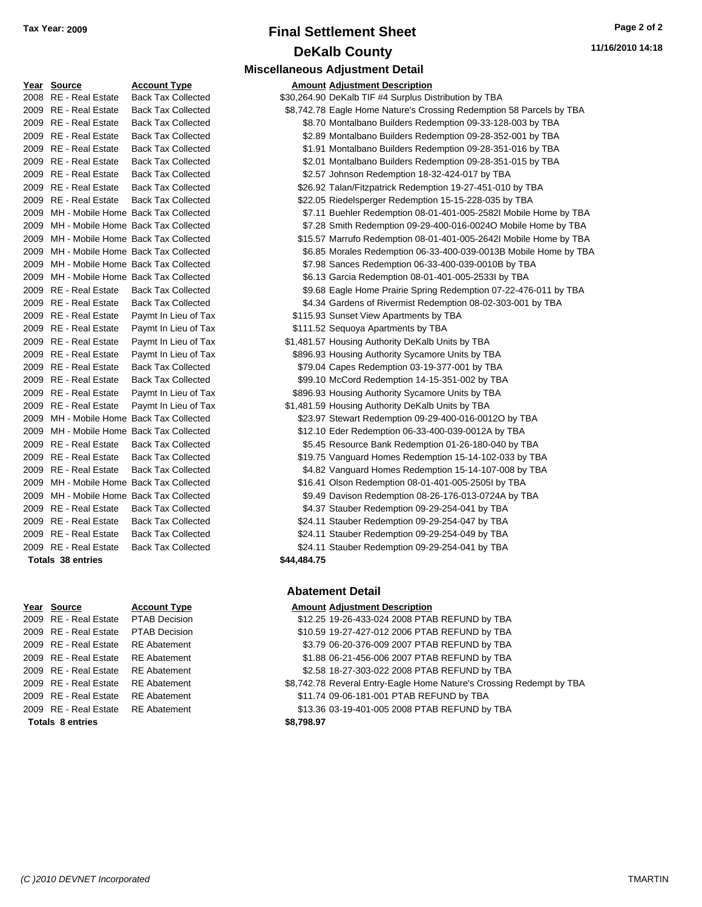# Final Settlement Sheet

## DeKalb County

Tax Year: 2009

11/16/2010 14:18

### Miscellaneous Adjustment Detail

| Year | Source | Account Type | Amount | Adjustment Description |
|---|---|---|---|---|
| 2008 | RE - Real Estate | Back Tax Collected | $30,264.90 | DeKalb TIF #4 Surplus Distribution by TBA |
| 2009 | RE - Real Estate | Back Tax Collected | $8,742.78 | Eagle Home Nature's Crossing Redemption 58 Parcels by TBA |
| 2009 | RE - Real Estate | Back Tax Collected | $8.70 | Montalbano Builders Redemption 09-33-128-003 by TBA |
| 2009 | RE - Real Estate | Back Tax Collected | $2.89 | Montalbano Builders Redemption 09-28-352-001 by TBA |
| 2009 | RE - Real Estate | Back Tax Collected | $1.91 | Montalbano Builders Redemption 09-28-351-016 by TBA |
| 2009 | RE - Real Estate | Back Tax Collected | $2.01 | Montalbano Builders Redemption 09-28-351-015 by TBA |
| 2009 | RE - Real Estate | Back Tax Collected | $2.57 | Johnson Redemption 18-32-424-017 by TBA |
| 2009 | RE - Real Estate | Back Tax Collected | $26.92 | Talan/Fitzpatrick Redemption 19-27-451-010 by TBA |
| 2009 | RE - Real Estate | Back Tax Collected | $22.05 | Riedelsperger Redemption 15-15-228-035 by TBA |
| 2009 | MH - Mobile Home | Back Tax Collected | $7.11 | Buehler Redemption 08-01-401-005-2582I Mobile Home by TBA |
| 2009 | MH - Mobile Home | Back Tax Collected | $7.28 | Smith Redemption 09-29-400-016-0024O Mobile Home by TBA |
| 2009 | MH - Mobile Home | Back Tax Collected | $15.57 | Marrufo Redemption 08-01-401-005-2642I Mobile Home by TBA |
| 2009 | MH - Mobile Home | Back Tax Collected | $6.85 | Morales Redemption 06-33-400-039-0013B Mobile Home by TBA |
| 2009 | MH - Mobile Home | Back Tax Collected | $7.98 | Sances Redemption 06-33-400-039-0010B by TBA |
| 2009 | MH - Mobile Home | Back Tax Collected | $6.13 | Garcia Redemption 08-01-401-005-2533I by TBA |
| 2009 | RE - Real Estate | Back Tax Collected | $9.68 | Eagle Home Prairie Spring Redemption 07-22-476-011 by TBA |
| 2009 | RE - Real Estate | Back Tax Collected | $4.34 | Gardens of Rivermist Redemption 08-02-303-001 by TBA |
| 2009 | RE - Real Estate | Paymt In Lieu of Tax | $115.93 | Sunset View Apartments by TBA |
| 2009 | RE - Real Estate | Paymt In Lieu of Tax | $111.52 | Sequoya Apartments by TBA |
| 2009 | RE - Real Estate | Paymt In Lieu of Tax | $1,481.57 | Housing Authority DeKalb Units by TBA |
| 2009 | RE - Real Estate | Paymt In Lieu of Tax | $896.93 | Housing Authority Sycamore Units by TBA |
| 2009 | RE - Real Estate | Back Tax Collected | $79.04 | Capes Redemption 03-19-377-001 by TBA |
| 2009 | RE - Real Estate | Back Tax Collected | $99.10 | McCord Redemption 14-15-351-002 by TBA |
| 2009 | RE - Real Estate | Paymt In Lieu of Tax | $896.93 | Housing Authority Sycamore Units by TBA |
| 2009 | RE - Real Estate | Paymt In Lieu of Tax | $1,481.59 | Housing Authority DeKalb Units by TBA |
| 2009 | MH - Mobile Home | Back Tax Collected | $23.97 | Stewart Redemption 09-29-400-016-0012O by TBA |
| 2009 | MH - Mobile Home | Back Tax Collected | $12.10 | Eder Redemption 06-33-400-039-0012A by TBA |
| 2009 | RE - Real Estate | Back Tax Collected | $5.45 | Resource Bank Redemption 01-26-180-040 by TBA |
| 2009 | RE - Real Estate | Back Tax Collected | $19.75 | Vanguard Homes Redemption 15-14-102-033 by TBA |
| 2009 | RE - Real Estate | Back Tax Collected | $4.82 | Vanguard Homes Redemption 15-14-107-008 by TBA |
| 2009 | MH - Mobile Home | Back Tax Collected | $16.41 | Olson Redemption 08-01-401-005-2505I by TBA |
| 2009 | MH - Mobile Home | Back Tax Collected | $9.49 | Davison Redemption 08-26-176-013-0724A by TBA |
| 2009 | RE - Real Estate | Back Tax Collected | $4.37 | Stauber Redemption 09-29-254-041 by TBA |
| 2009 | RE - Real Estate | Back Tax Collected | $24.11 | Stauber Redemption 09-29-254-047 by TBA |
| 2009 | RE - Real Estate | Back Tax Collected | $24.11 | Stauber Redemption 09-29-254-049 by TBA |
| 2009 | RE - Real Estate | Back Tax Collected | $24.11 | Stauber Redemption 09-29-254-041 by TBA |
| **Totals 38 entries** | | | **$44,484.75** | |

### Abatement Detail

| Year | Source | Account Type | Amount | Adjustment Description |
|---|---|---|---|---|
| 2009 | RE - Real Estate | PTAB Decision | $12.25 | 19-26-433-024 2008 PTAB REFUND by TBA |
| 2009 | RE - Real Estate | PTAB Decision | $10.59 | 19-27-427-012 2006 PTAB REFUND by TBA |
| 2009 | RE - Real Estate | RE Abatement | $3.79 | 06-20-376-009 2007 PTAB REFUND by TBA |
| 2009 | RE - Real Estate | RE Abatement | $1.88 | 06-21-456-006 2007 PTAB REFUND by TBA |
| 2009 | RE - Real Estate | RE Abatement | $2.58 | 18-27-303-022 2008 PTAB REFUND by TBA |
| 2009 | RE - Real Estate | RE Abatement | $8,742.78 | Reveral Entry-Eagle Home Nature's Crossing Redempt by TBA |
| 2009 | RE - Real Estate | RE Abatement | $11.74 | 09-06-181-001 PTAB REFUND by TBA |
| 2009 | RE - Real Estate | RE Abatement | $13.36 | 03-19-401-005 2008 PTAB REFUND by TBA |
| **Totals 8 entries** | | | **$8,798.97** | |

(C )2010 DEVNET Incorporated TMARTIN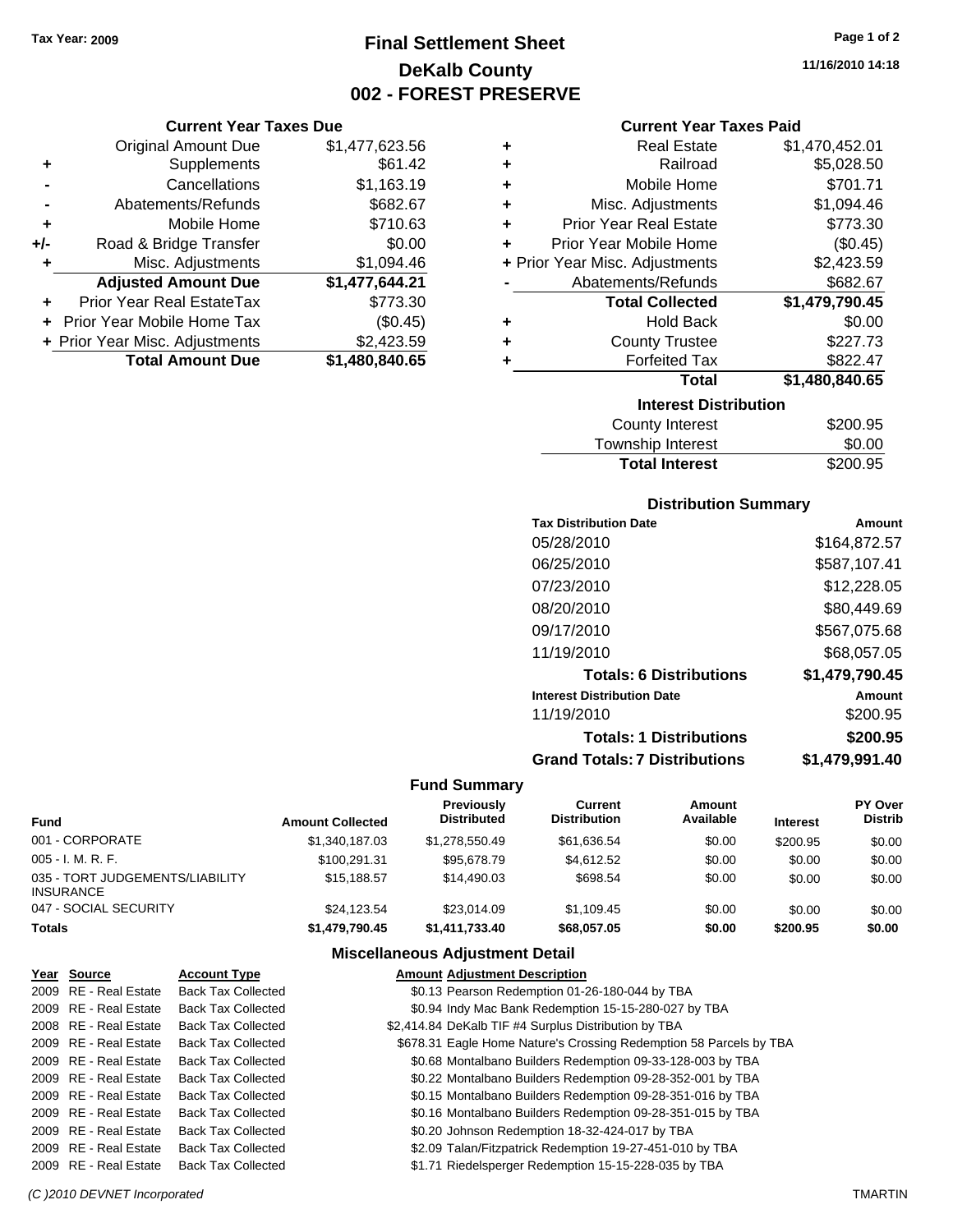Tax Year: 2009

# Final Settlement Sheet
## DeKalb County
## 002 - FOREST PRESERVE

11/16/2010 14:18

### Current Year Taxes Due

| | | |
|---|---|---|
| | Original Amount Due | $1,477,623.56 |
| + | Supplements | $61.42 |
| - | Cancellations | $1,163.19 |
| - | Abatements/Refunds | $682.67 |
| + | Mobile Home | $710.63 |
| +/- | Road & Bridge Transfer | $0.00 |
| + | Misc. Adjustments | $1,094.46 |
| | **Adjusted Amount Due** | **$1,477,644.21** |
| + | Prior Year Real EstateTax | $773.30 |
| + | Prior Year Mobile Home Tax | ($0.45) |
| + | Prior Year Misc. Adjustments | $2,423.59 |
| | **Total Amount Due** | **$1,480,840.65** |

### Current Year Taxes Paid

| | | |
|---|---|---|
| + | Real Estate | $1,470,452.01 |
| + | Railroad | $5,028.50 |
| + | Mobile Home | $701.71 |
| + | Misc. Adjustments | $1,094.46 |
| + | Prior Year Real Estate | $773.30 |
| + | Prior Year Mobile Home | ($0.45) |
| + | Prior Year Misc. Adjustments | $2,423.59 |
| - | Abatements/Refunds | $682.67 |
| | **Total Collected** | **$1,479,790.45** |
| + | Hold Back | $0.00 |
| + | County Trustee | $227.73 |
| + | Forfeited Tax | $822.47 |
| | **Total** | **$1,480,840.65** |

### Interest Distribution

| | |
|---|---|
| County Interest | $200.95 |
| Township Interest | $0.00 |
| **Total Interest** | $200.95 |

### Distribution Summary

| Tax Distribution Date | Amount |
|---|---|
| 05/28/2010 | $164,872.57 |
| 06/25/2010 | $587,107.41 |
| 07/23/2010 | $12,228.05 |
| 08/20/2010 | $80,449.69 |
| 09/17/2010 | $567,075.68 |
| 11/19/2010 | $68,057.05 |
| **Totals: 6 Distributions** | **$1,479,790.45** |
| **Interest Distribution Date** | **Amount** |
| 11/19/2010 | $200.95 |
| **Totals: 1 Distributions** | **$200.95** |
| **Grand Totals: 7 Distributions** | **$1,479,991.40** |

### Fund Summary

| Fund | Amount Collected | Previously Distributed | Current Distribution | Amount Available | Interest | PY Over Distrib |
|---|---|---|---|---|---|---|
| 001 - CORPORATE | $1,340,187.03 | $1,278,550.49 | $61,636.54 | $0.00 | $200.95 | $0.00 |
| 005 - I. M. R. F. | $100,291.31 | $95,678.79 | $4,612.52 | $0.00 | $0.00 | $0.00 |
| 035 - TORT JUDGEMENTS/LIABILITY INSURANCE | $15,188.57 | $14,490.03 | $698.54 | $0.00 | $0.00 | $0.00 |
| 047 - SOCIAL SECURITY | $24,123.54 | $23,014.09 | $1,109.45 | $0.00 | $0.00 | $0.00 |
| **Totals** | **$1,479,790.45** | **$1,411,733.40** | **$68,057.05** | **$0.00** | **$200.95** | **$0.00** |

### Miscellaneous Adjustment Detail

| Year | Source | Account Type | Amount | Adjustment Description |
|---|---|---|---|---|
| 2009 | RE - Real Estate | Back Tax Collected | $0.13 | Pearson Redemption 01-26-180-044 by TBA |
| 2009 | RE - Real Estate | Back Tax Collected | $0.94 | Indy Mac Bank Redemption 15-15-280-027 by TBA |
| 2008 | RE - Real Estate | Back Tax Collected | $2,414.84 | DeKalb TIF #4 Surplus Distribution by TBA |
| 2009 | RE - Real Estate | Back Tax Collected | $678.31 | Eagle Home Nature's Crossing Redemption 58 Parcels by TBA |
| 2009 | RE - Real Estate | Back Tax Collected | $0.68 | Montalbano Builders Redemption 09-33-128-003 by TBA |
| 2009 | RE - Real Estate | Back Tax Collected | $0.22 | Montalbano Builders Redemption 09-28-352-001 by TBA |
| 2009 | RE - Real Estate | Back Tax Collected | $0.15 | Montalbano Builders Redemption 09-28-351-016 by TBA |
| 2009 | RE - Real Estate | Back Tax Collected | $0.16 | Montalbano Builders Redemption 09-28-351-015 by TBA |
| 2009 | RE - Real Estate | Back Tax Collected | $0.20 | Johnson Redemption 18-32-424-017 by TBA |
| 2009 | RE - Real Estate | Back Tax Collected | $2.09 | Talan/Fitzpatrick Redemption 19-27-451-010 by TBA |
| 2009 | RE - Real Estate | Back Tax Collected | $1.71 | Riedelsperger Redemption 15-15-228-035 by TBA |

(C )2010 DEVNET Incorporated TMARTIN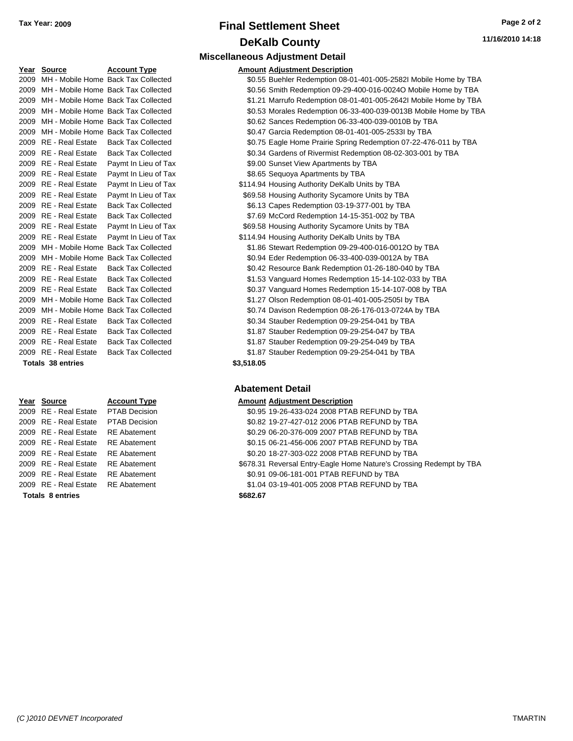**Tax Year: 2009**

# Final Settlement Sheet

## DeKalb County

### Miscellaneous Adjustment Detail

| Year | Source | Account Type | Amount | Adjustment Description |
|---|---|---|---|---|
| 2009 | MH - Mobile Home | Back Tax Collected | $0.55 | Buehler Redemption 08-01-401-005-2582I Mobile Home by TBA |
| 2009 | MH - Mobile Home | Back Tax Collected | $0.56 | Smith Redemption 09-29-400-016-0024O Mobile Home by TBA |
| 2009 | MH - Mobile Home | Back Tax Collected | $1.21 | Marrufo Redemption 08-01-401-005-2642I Mobile Home by TBA |
| 2009 | MH - Mobile Home | Back Tax Collected | $0.53 | Morales Redemption 06-33-400-039-0013B Mobile Home by TBA |
| 2009 | MH - Mobile Home | Back Tax Collected | $0.62 | Sances Redemption 06-33-400-039-0010B by TBA |
| 2009 | MH - Mobile Home | Back Tax Collected | $0.47 | Garcia Redemption 08-01-401-005-2533I by TBA |
| 2009 | RE - Real Estate | Back Tax Collected | $0.75 | Eagle Home Prairie Spring Redemption 07-22-476-011 by TBA |
| 2009 | RE - Real Estate | Back Tax Collected | $0.34 | Gardens of Rivermist Redemption 08-02-303-001 by TBA |
| 2009 | RE - Real Estate | Paymt In Lieu of Tax | $9.00 | Sunset View Apartments by TBA |
| 2009 | RE - Real Estate | Paymt In Lieu of Tax | $8.65 | Sequoya Apartments by TBA |
| 2009 | RE - Real Estate | Paymt In Lieu of Tax | $114.94 | Housing Authority DeKalb Units by TBA |
| 2009 | RE - Real Estate | Paymt In Lieu of Tax | $69.58 | Housing Authority Sycamore Units by TBA |
| 2009 | RE - Real Estate | Back Tax Collected | $6.13 | Capes Redemption 03-19-377-001 by TBA |
| 2009 | RE - Real Estate | Back Tax Collected | $7.69 | McCord Redemption 14-15-351-002 by TBA |
| 2009 | RE - Real Estate | Paymt In Lieu of Tax | $69.58 | Housing Authority Sycamore Units by TBA |
| 2009 | RE - Real Estate | Paymt In Lieu of Tax | $114.94 | Housing Authority DeKalb Units by TBA |
| 2009 | MH - Mobile Home | Back Tax Collected | $1.86 | Stewart Redemption 09-29-400-016-0012O by TBA |
| 2009 | MH - Mobile Home | Back Tax Collected | $0.94 | Eder Redemption 06-33-400-039-0012A by TBA |
| 2009 | RE - Real Estate | Back Tax Collected | $0.42 | Resource Bank Redemption 01-26-180-040 by TBA |
| 2009 | RE - Real Estate | Back Tax Collected | $1.53 | Vanguard Homes Redemption 15-14-102-033 by TBA |
| 2009 | RE - Real Estate | Back Tax Collected | $0.37 | Vanguard Homes Redemption 15-14-107-008 by TBA |
| 2009 | MH - Mobile Home | Back Tax Collected | $1.27 | Olson Redemption 08-01-401-005-2505I by TBA |
| 2009 | MH - Mobile Home | Back Tax Collected | $0.74 | Davison Redemption 08-26-176-013-0724A by TBA |
| 2009 | RE - Real Estate | Back Tax Collected | $0.34 | Stauber Redemption 09-29-254-041 by TBA |
| 2009 | RE - Real Estate | Back Tax Collected | $1.87 | Stauber Redemption 09-29-254-047 by TBA |
| 2009 | RE - Real Estate | Back Tax Collected | $1.87 | Stauber Redemption 09-29-254-049 by TBA |
| 2009 | RE - Real Estate | Back Tax Collected | $1.87 | Stauber Redemption 09-29-254-041 by TBA |
| **Totals 38 entries** | | | **$3,518.05** | |

### Abatement Detail

| Year | Source | Account Type | Amount | Adjustment Description |
|---|---|---|---|---|
| 2009 | RE - Real Estate | PTAB Decision | $0.95 | 19-26-433-024 2008 PTAB REFUND by TBA |
| 2009 | RE - Real Estate | PTAB Decision | $0.82 | 19-27-427-012 2006 PTAB REFUND by TBA |
| 2009 | RE - Real Estate | RE Abatement | $0.29 | 06-20-376-009 2007 PTAB REFUND by TBA |
| 2009 | RE - Real Estate | RE Abatement | $0.15 | 06-21-456-006 2007 PTAB REFUND by TBA |
| 2009 | RE - Real Estate | RE Abatement | $0.20 | 18-27-303-022 2008 PTAB REFUND by TBA |
| 2009 | RE - Real Estate | RE Abatement | $678.31 | Reversal Entry-Eagle Home Nature's Crossing Redempt by TBA |
| 2009 | RE - Real Estate | RE Abatement | $0.91 | 09-06-181-001 PTAB REFUND by TBA |
| 2009 | RE - Real Estate | RE Abatement | $1.04 | 03-19-401-005 2008 PTAB REFUND by TBA |
| **Totals 8 entries** | | | **$682.67** | |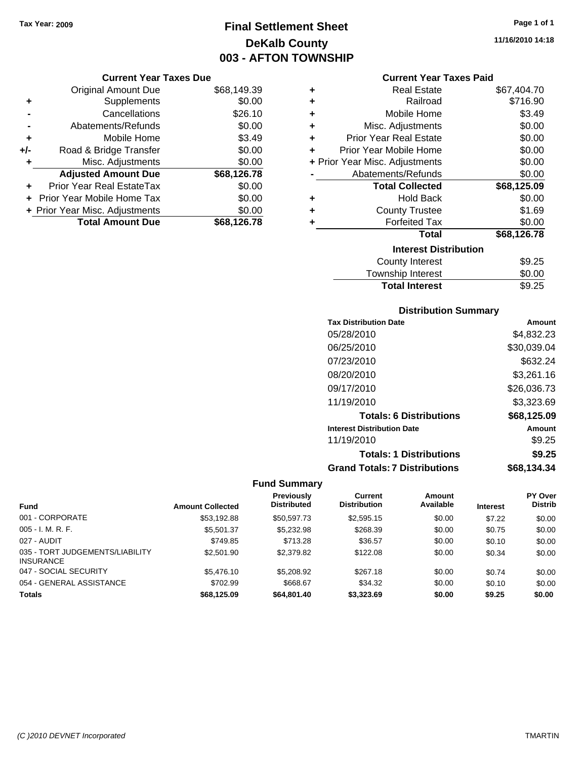Tax Year: 2009

# Final Settlement Sheet
## DeKalb County
## 003 - AFTON TOWNSHIP

11/16/2010 14:18

### Current Year Taxes Due

| | | |
|---|---|---|
| | Original Amount Due | $68,149.39 |
| + | Supplements | $0.00 |
| - | Cancellations | $26.10 |
| - | Abatements/Refunds | $0.00 |
| + | Mobile Home | $3.49 |
| +/- | Road & Bridge Transfer | $0.00 |
| + | Misc. Adjustments | $0.00 |
| | **Adjusted Amount Due** | **$68,126.78** |
| + | Prior Year Real EstateTax | $0.00 |
| + | Prior Year Mobile Home Tax | $0.00 |
| + | Prior Year Misc. Adjustments | $0.00 |
| | **Total Amount Due** | **$68,126.78** |

### Current Year Taxes Paid

| | | |
|---|---|---|
| + | Real Estate | $67,404.70 |
| + | Railroad | $716.90 |
| + | Mobile Home | $3.49 |
| + | Misc. Adjustments | $0.00 |
| + | Prior Year Real Estate | $0.00 |
| + | Prior Year Mobile Home | $0.00 |
| + | Prior Year Misc. Adjustments | $0.00 |
| - | Abatements/Refunds | $0.00 |
| | **Total Collected** | **$68,125.09** |
| + | Hold Back | $0.00 |
| + | County Trustee | $1.69 |
| + | Forfeited Tax | $0.00 |
| | **Total** | **$68,126.78** |

### Interest Distribution

| | |
|---|---|
| County Interest | $9.25 |
| Township Interest | $0.00 |
| **Total Interest** | $9.25 |

### Distribution Summary

| Tax Distribution Date | Amount |
|---|---|
| 05/28/2010 | $4,832.23 |
| 06/25/2010 | $30,039.04 |
| 07/23/2010 | $632.24 |
| 08/20/2010 | $3,261.16 |
| 09/17/2010 | $26,036.73 |
| 11/19/2010 | $3,323.69 |
| **Totals: 6 Distributions** | **$68,125.09** |
| **Interest Distribution Date** | **Amount** |
| 11/19/2010 | $9.25 |
| **Totals: 1 Distributions** | **$9.25** |
| **Grand Totals: 7 Distributions** | **$68,134.34** |

### Fund Summary

| Fund | Amount Collected | Previously Distributed | Current Distribution | Amount Available | Interest | PY Over Distrib |
|---|---|---|---|---|---|---|
| 001 - CORPORATE | $53,192.88 | $50,597.73 | $2,595.15 | $0.00 | $7.22 | $0.00 |
| 005 - I. M. R. F. | $5,501.37 | $5,232.98 | $268.39 | $0.00 | $0.75 | $0.00 |
| 027 - AUDIT | $749.85 | $713.28 | $36.57 | $0.00 | $0.10 | $0.00 |
| 035 - TORT JUDGEMENTS/LIABILITY INSURANCE | $2,501.90 | $2,379.82 | $122.08 | $0.00 | $0.34 | $0.00 |
| 047 - SOCIAL SECURITY | $5,476.10 | $5,208.92 | $267.18 | $0.00 | $0.74 | $0.00 |
| 054 - GENERAL ASSISTANCE | $702.99 | $668.67 | $34.32 | $0.00 | $0.10 | $0.00 |
| **Totals** | **$68,125.09** | **$64,801.40** | **$3,323.69** | **$0.00** | **$9.25** | **$0.00** |

(C )2010 DEVNET Incorporated TMARTIN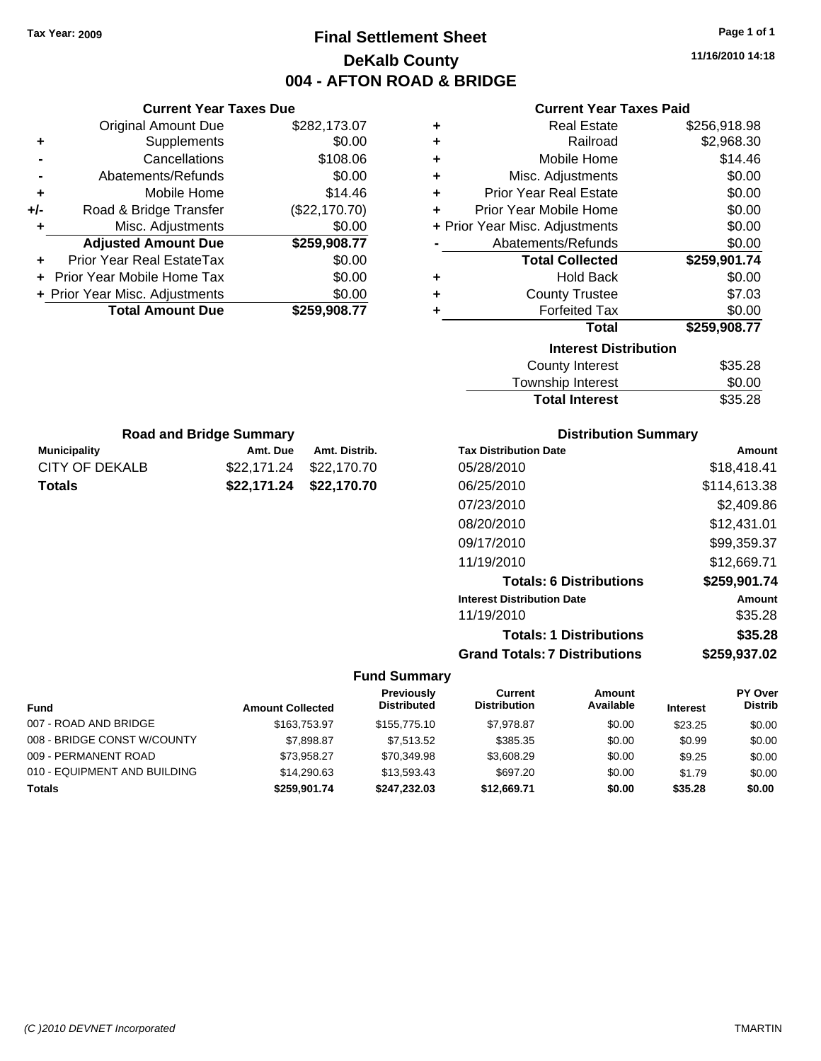**Tax Year: 2009**

# Final Settlement Sheet
## DeKalb County
## 004 - AFTON ROAD & BRIDGE

11/16/2010 14:18

### Current Year Taxes Due

| | | |
|---|---|---|
| | Original Amount Due | $282,173.07 |
| + | Supplements | $0.00 |
| - | Cancellations | $108.06 |
| - | Abatements/Refunds | $0.00 |
| + | Mobile Home | $14.46 |
| +/- | Road & Bridge Transfer | ($22,170.70) |
| + | Misc. Adjustments | $0.00 |
| | **Adjusted Amount Due** | **$259,908.77** |
| + | Prior Year Real EstateTax | $0.00 |
| + | Prior Year Mobile Home Tax | $0.00 |
| + | Prior Year Misc. Adjustments | $0.00 |
| | **Total Amount Due** | **$259,908.77** |

### Current Year Taxes Paid

| | | |
|---|---|---|
| + | Real Estate | $256,918.98 |
| + | Railroad | $2,968.30 |
| + | Mobile Home | $14.46 |
| + | Misc. Adjustments | $0.00 |
| + | Prior Year Real Estate | $0.00 |
| + | Prior Year Mobile Home | $0.00 |
| + | Prior Year Misc. Adjustments | $0.00 |
| - | Abatements/Refunds | $0.00 |
| | **Total Collected** | **$259,901.74** |
| + | Hold Back | $0.00 |
| + | County Trustee | $7.03 |
| + | Forfeited Tax | $0.00 |
| | **Total** | **$259,908.77** |

### Interest Distribution

| | |
|---|---|
| County Interest | $35.28 |
| Township Interest | $0.00 |
| **Total Interest** | $35.28 |

### Road and Bridge Summary

| Municipality | Amt. Due | Amt. Distrib. |
|---|---|---|
| CITY OF DEKALB | $22,171.24 | $22,170.70 |
| **Totals** | **$22,171.24** | **$22,170.70** |

### Distribution Summary

| Tax Distribution Date | Amount |
|---|---|
| 05/28/2010 | $18,418.41 |
| 06/25/2010 | $114,613.38 |
| 07/23/2010 | $2,409.86 |
| 08/20/2010 | $12,431.01 |
| 09/17/2010 | $99,359.37 |
| 11/19/2010 | $12,669.71 |
| **Totals: 6 Distributions** | **$259,901.74** |
| **Interest Distribution Date** | **Amount** |
| 11/19/2010 | $35.28 |
| **Totals: 1 Distributions** | **$35.28** |
| **Grand Totals: 7 Distributions** | **$259,937.02** |

### Fund Summary

| Fund | Amount Collected | Previously Distributed | Current Distribution | Amount Available | Interest | PY Over Distrib |
|---|---|---|---|---|---|---|
| 007 - ROAD AND BRIDGE | $163,753.97 | $155,775.10 | $7,978.87 | $0.00 | $23.25 | $0.00 |
| 008 - BRIDGE CONST W/COUNTY | $7,898.87 | $7,513.52 | $385.35 | $0.00 | $0.99 | $0.00 |
| 009 - PERMANENT ROAD | $73,958.27 | $70,349.98 | $3,608.29 | $0.00 | $9.25 | $0.00 |
| 010 - EQUIPMENT AND BUILDING | $14,290.63 | $13,593.43 | $697.20 | $0.00 | $1.79 | $0.00 |
| **Totals** | **$259,901.74** | **$247,232.03** | **$12,669.71** | **$0.00** | **$35.28** | **$0.00** |

(C )2010 DEVNET Incorporated — TMARTIN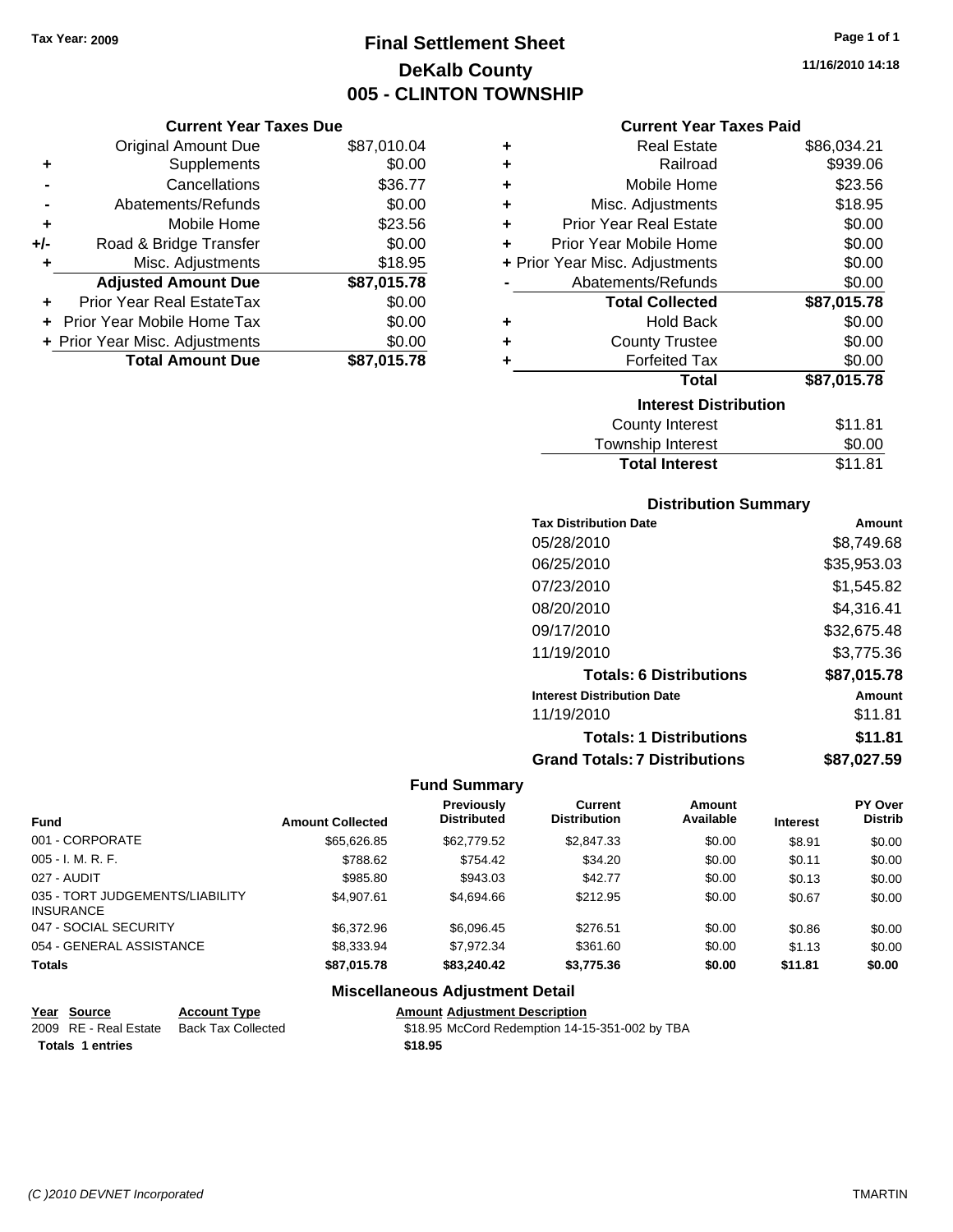Tax Year: 2009

# Final Settlement Sheet
## DeKalb County
## 005 - CLINTON TOWNSHIP

11/16/2010 14:18

### Current Year Taxes Due

| | | |
|---|---|---|
| | Original Amount Due | $87,010.04 |
| + | Supplements | $0.00 |
| - | Cancellations | $36.77 |
| - | Abatements/Refunds | $0.00 |
| + | Mobile Home | $23.56 |
| +/- | Road & Bridge Transfer | $0.00 |
| + | Misc. Adjustments | $18.95 |
| | **Adjusted Amount Due** | **$87,015.78** |
| + | Prior Year Real EstateTax | $0.00 |
| + | Prior Year Mobile Home Tax | $0.00 |
| + | Prior Year Misc. Adjustments | $0.00 |
| | **Total Amount Due** | **$87,015.78** |

### Current Year Taxes Paid

| | | |
|---|---|---|
| + | Real Estate | $86,034.21 |
| + | Railroad | $939.06 |
| + | Mobile Home | $23.56 |
| + | Misc. Adjustments | $18.95 |
| + | Prior Year Real Estate | $0.00 |
| + | Prior Year Mobile Home | $0.00 |
| + | Prior Year Misc. Adjustments | $0.00 |
| - | Abatements/Refunds | $0.00 |
| | **Total Collected** | **$87,015.78** |
| + | Hold Back | $0.00 |
| + | County Trustee | $0.00 |
| + | Forfeited Tax | $0.00 |
| | **Total** | **$87,015.78** |

### Interest Distribution

| | |
|---|---|
| County Interest | $11.81 |
| Township Interest | $0.00 |
| **Total Interest** | $11.81 |

### Distribution Summary

| Tax Distribution Date | Amount |
|---|---|
| 05/28/2010 | $8,749.68 |
| 06/25/2010 | $35,953.03 |
| 07/23/2010 | $1,545.82 |
| 08/20/2010 | $4,316.41 |
| 09/17/2010 | $32,675.48 |
| 11/19/2010 | $3,775.36 |
| **Totals: 6 Distributions** | **$87,015.78** |
| **Interest Distribution Date** | **Amount** |
| 11/19/2010 | $11.81 |
| **Totals: 1 Distributions** | **$11.81** |
| **Grand Totals: 7 Distributions** | **$87,027.59** |

### Fund Summary

| Fund | Amount Collected | Previously Distributed | Current Distribution | Amount Available | Interest | PY Over Distrib |
|---|---|---|---|---|---|---|
| 001 - CORPORATE | $65,626.85 | $62,779.52 | $2,847.33 | $0.00 | $8.91 | $0.00 |
| 005 - I. M. R. F. | $788.62 | $754.42 | $34.20 | $0.00 | $0.11 | $0.00 |
| 027 - AUDIT | $985.80 | $943.03 | $42.77 | $0.00 | $0.13 | $0.00 |
| 035 - TORT JUDGEMENTS/LIABILITY INSURANCE | $4,907.61 | $4,694.66 | $212.95 | $0.00 | $0.67 | $0.00 |
| 047 - SOCIAL SECURITY | $6,372.96 | $6,096.45 | $276.51 | $0.00 | $0.86 | $0.00 |
| 054 - GENERAL ASSISTANCE | $8,333.94 | $7,972.34 | $361.60 | $0.00 | $1.13 | $0.00 |
| **Totals** | **$87,015.78** | **$83,240.42** | **$3,775.36** | **$0.00** | **$11.81** | **$0.00** |

### Miscellaneous Adjustment Detail

| Year | Source | Account Type | Amount | Adjustment Description |
|---|---|---|---|---|
| 2009 | RE - Real Estate | Back Tax Collected | $18.95 | McCord Redemption 14-15-351-002 by TBA |
| **Totals** | **1 entries** | | **$18.95** | |

(C )2010 DEVNET Incorporated

TMARTIN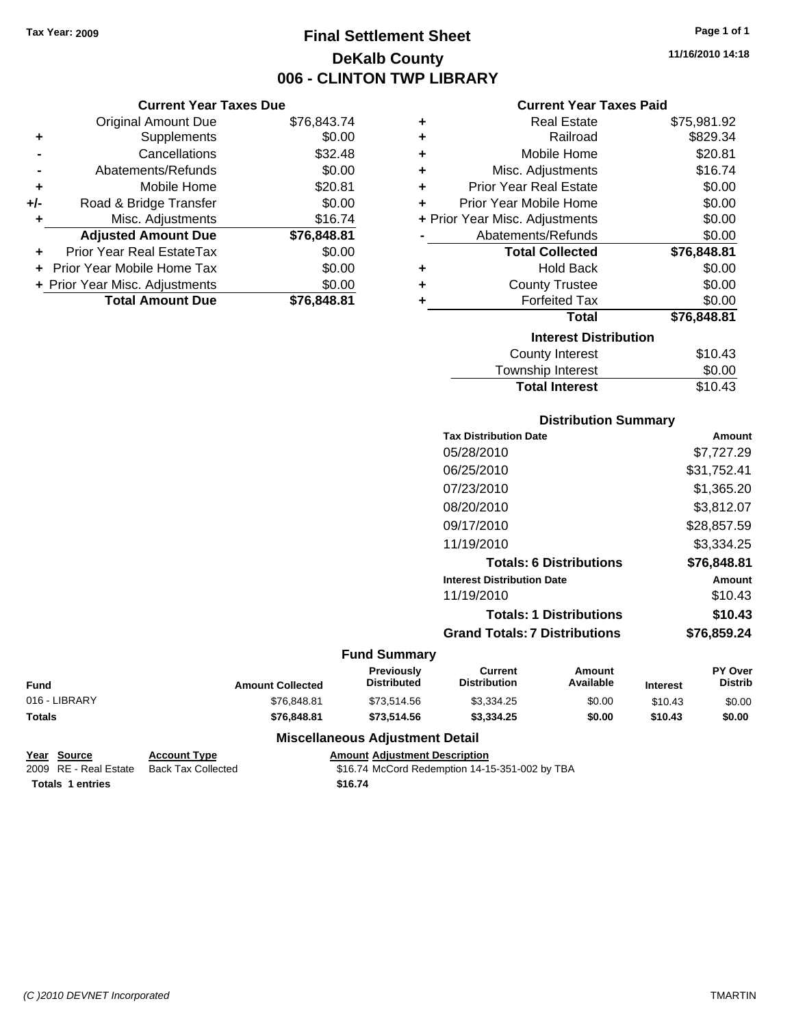Tax Year: 2009

# Final Settlement Sheet
## DeKalb County
## 006 - CLINTON TWP LIBRARY

11/16/2010 14:18

### Current Year Taxes Due

| | | |
|---|---|---|
| | Original Amount Due | $76,843.74 |
| + | Supplements | $0.00 |
| - | Cancellations | $32.48 |
| - | Abatements/Refunds | $0.00 |
| + | Mobile Home | $20.81 |
| +/- | Road & Bridge Transfer | $0.00 |
| + | Misc. Adjustments | $16.74 |
| | **Adjusted Amount Due** | **$76,848.81** |
| + | Prior Year Real EstateTax | $0.00 |
| + | Prior Year Mobile Home Tax | $0.00 |
| + | Prior Year Misc. Adjustments | $0.00 |
| | **Total Amount Due** | **$76,848.81** |

### Current Year Taxes Paid

| | | |
|---|---|---|
| + | Real Estate | $75,981.92 |
| + | Railroad | $829.34 |
| + | Mobile Home | $20.81 |
| + | Misc. Adjustments | $16.74 |
| + | Prior Year Real Estate | $0.00 |
| + | Prior Year Mobile Home | $0.00 |
| + | Prior Year Misc. Adjustments | $0.00 |
| - | Abatements/Refunds | $0.00 |
| | **Total Collected** | **$76,848.81** |
| + | Hold Back | $0.00 |
| + | County Trustee | $0.00 |
| + | Forfeited Tax | $0.00 |
| | **Total** | **$76,848.81** |

### Interest Distribution

| | |
|---|---|
| County Interest | $10.43 |
| Township Interest | $0.00 |
| **Total Interest** | $10.43 |

### Distribution Summary

| Tax Distribution Date | Amount |
|---|---|
| 05/28/2010 | $7,727.29 |
| 06/25/2010 | $31,752.41 |
| 07/23/2010 | $1,365.20 |
| 08/20/2010 | $3,812.07 |
| 09/17/2010 | $28,857.59 |
| 11/19/2010 | $3,334.25 |
| **Totals: 6 Distributions** | **$76,848.81** |
| **Interest Distribution Date** | **Amount** |
| 11/19/2010 | $10.43 |
| **Totals: 1 Distributions** | **$10.43** |
| **Grand Totals: 7 Distributions** | **$76,859.24** |

### Fund Summary

| Fund | Amount Collected | Previously Distributed | Current Distribution | Amount Available | Interest | PY Over Distrib |
|---|---|---|---|---|---|---|
| 016 - LIBRARY | $76,848.81 | $73,514.56 | $3,334.25 | $0.00 | $10.43 | $0.00 |
| **Totals** | **$76,848.81** | **$73,514.56** | **$3,334.25** | **$0.00** | **$10.43** | **$0.00** |

### Miscellaneous Adjustment Detail

| Year | Source | Account Type | Amount | Adjustment Description |
|---|---|---|---|---|
| 2009 | RE - Real Estate | Back Tax Collected | $16.74 | McCord Redemption 14-15-351-002 by TBA |
| **Totals** | **1 entries** | | **$16.74** | |

(C )2010 DEVNET Incorporated TMARTIN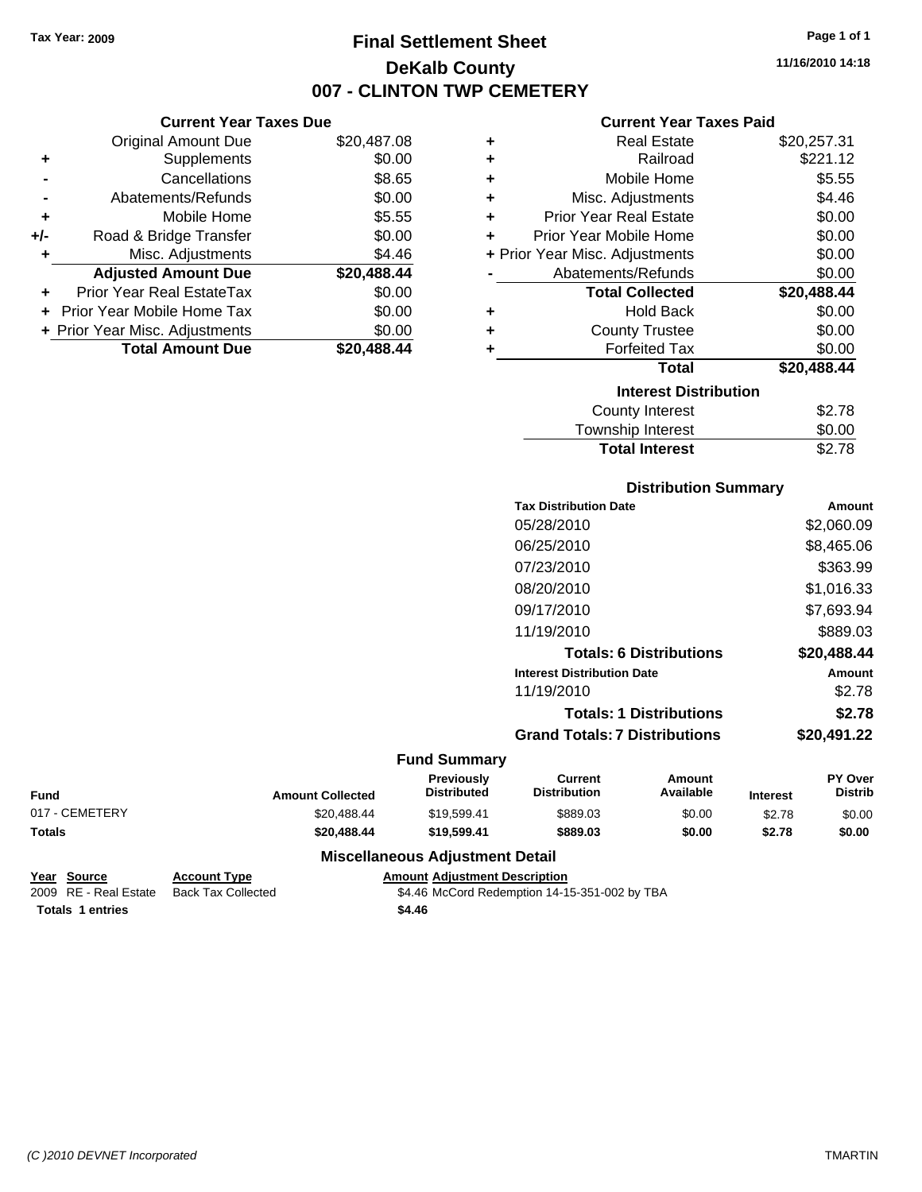Tax Year: 2009

# Final Settlement Sheet

## DeKalb County

## 007 - CLINTON TWP CEMETERY

11/16/2010 14:18

### Current Year Taxes Due

| | | |
|---|---|---|
| | Original Amount Due | $20,487.08 |
| + | Supplements | $0.00 |
| - | Cancellations | $8.65 |
| - | Abatements/Refunds | $0.00 |
| + | Mobile Home | $5.55 |
| +/- | Road & Bridge Transfer | $0.00 |
| + | Misc. Adjustments | $4.46 |
| | **Adjusted Amount Due** | **$20,488.44** |
| + | Prior Year Real EstateTax | $0.00 |
| + | Prior Year Mobile Home Tax | $0.00 |
| + | Prior Year Misc. Adjustments | $0.00 |
| | **Total Amount Due** | **$20,488.44** |

### Current Year Taxes Paid

| | | |
|---|---|---|
| + | Real Estate | $20,257.31 |
| + | Railroad | $221.12 |
| + | Mobile Home | $5.55 |
| + | Misc. Adjustments | $4.46 |
| + | Prior Year Real Estate | $0.00 |
| + | Prior Year Mobile Home | $0.00 |
| + | Prior Year Misc. Adjustments | $0.00 |
| - | Abatements/Refunds | $0.00 |
| | **Total Collected** | **$20,488.44** |
| + | Hold Back | $0.00 |
| + | County Trustee | $0.00 |
| + | Forfeited Tax | $0.00 |
| | **Total** | **$20,488.44** |

### Interest Distribution

| | |
|---|---|
| County Interest | $2.78 |
| Township Interest | $0.00 |
| **Total Interest** | $2.78 |

### Distribution Summary

| Tax Distribution Date | Amount |
|---|---|
| 05/28/2010 | $2,060.09 |
| 06/25/2010 | $8,465.06 |
| 07/23/2010 | $363.99 |
| 08/20/2010 | $1,016.33 |
| 09/17/2010 | $7,693.94 |
| 11/19/2010 | $889.03 |
| **Totals: 6 Distributions** | **$20,488.44** |
| **Interest Distribution Date** | **Amount** |
| 11/19/2010 | $2.78 |
| **Totals: 1 Distributions** | **$2.78** |
| **Grand Totals: 7 Distributions** | **$20,491.22** |

### Fund Summary

| Fund | Amount Collected | Previously Distributed | Current Distribution | Amount Available | Interest | PY Over Distrib |
|---|---|---|---|---|---|---|
| 017 - CEMETERY | $20,488.44 | $19,599.41 | $889.03 | $0.00 | $2.78 | $0.00 |
| **Totals** | **$20,488.44** | **$19,599.41** | **$889.03** | **$0.00** | **$2.78** | **$0.00** |

### Miscellaneous Adjustment Detail

| Year | Source | Account Type | Amount | Adjustment Description |
|---|---|---|---|---|
| 2009 | RE - Real Estate | Back Tax Collected | $4.46 | McCord Redemption 14-15-351-002 by TBA |
| **Totals** | **1 entries** | | **$4.46** | |

(C )2010 DEVNET Incorporated — TMARTIN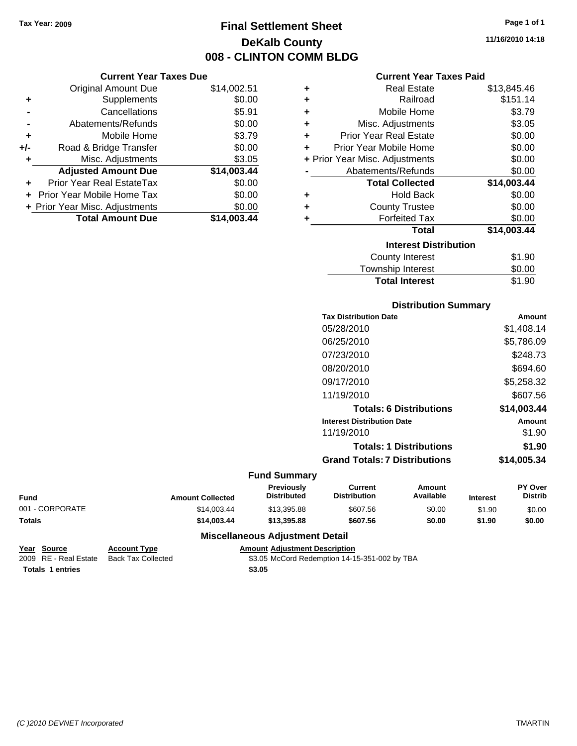Tax Year: 2009

# Final Settlement Sheet
## DeKalb County
## 008 - CLINTON COMM BLDG

11/16/2010 14:18

### Current Year Taxes Due

| | | |
|---|---|---|
| | Original Amount Due | $14,002.51 |
| + | Supplements | $0.00 |
| - | Cancellations | $5.91 |
| - | Abatements/Refunds | $0.00 |
| + | Mobile Home | $3.79 |
| +/- | Road & Bridge Transfer | $0.00 |
| + | Misc. Adjustments | $3.05 |
| | **Adjusted Amount Due** | **$14,003.44** |
| + | Prior Year Real EstateTax | $0.00 |
| + | Prior Year Mobile Home Tax | $0.00 |
| + | Prior Year Misc. Adjustments | $0.00 |
| | **Total Amount Due** | **$14,003.44** |

### Current Year Taxes Paid

| | | |
|---|---|---|
| + | Real Estate | $13,845.46 |
| + | Railroad | $151.14 |
| + | Mobile Home | $3.79 |
| + | Misc. Adjustments | $3.05 |
| + | Prior Year Real Estate | $0.00 |
| + | Prior Year Mobile Home | $0.00 |
| + | Prior Year Misc. Adjustments | $0.00 |
| - | Abatements/Refunds | $0.00 |
| | **Total Collected** | **$14,003.44** |
| + | Hold Back | $0.00 |
| + | County Trustee | $0.00 |
| + | Forfeited Tax | $0.00 |
| | **Total** | **$14,003.44** |

### Interest Distribution

| | |
|---|---|
| County Interest | $1.90 |
| Township Interest | $0.00 |
| **Total Interest** | $1.90 |

### Distribution Summary

| Tax Distribution Date | Amount |
|---|---|
| 05/28/2010 | $1,408.14 |
| 06/25/2010 | $5,786.09 |
| 07/23/2010 | $248.73 |
| 08/20/2010 | $694.60 |
| 09/17/2010 | $5,258.32 |
| 11/19/2010 | $607.56 |
| **Totals: 6 Distributions** | **$14,003.44** |
| **Interest Distribution Date** | **Amount** |
| 11/19/2010 | $1.90 |
| **Totals: 1 Distributions** | **$1.90** |
| **Grand Totals: 7 Distributions** | **$14,005.34** |

### Fund Summary

| Fund | Amount Collected | Previously Distributed | Current Distribution | Amount Available | Interest | PY Over Distrib |
|---|---|---|---|---|---|---|
| 001 - CORPORATE | $14,003.44 | $13,395.88 | $607.56 | $0.00 | $1.90 | $0.00 |
| **Totals** | **$14,003.44** | **$13,395.88** | **$607.56** | **$0.00** | **$1.90** | **$0.00** |

### Miscellaneous Adjustment Detail

| Year | Source | Account Type | Amount | Adjustment Description |
|---|---|---|---|---|
| 2009 | RE - Real Estate | Back Tax Collected | $3.05 | McCord Redemption 14-15-351-002 by TBA |
| **Totals** | **1 entries** | | **$3.05** | |

(C )2010 DEVNET Incorporated

TMARTIN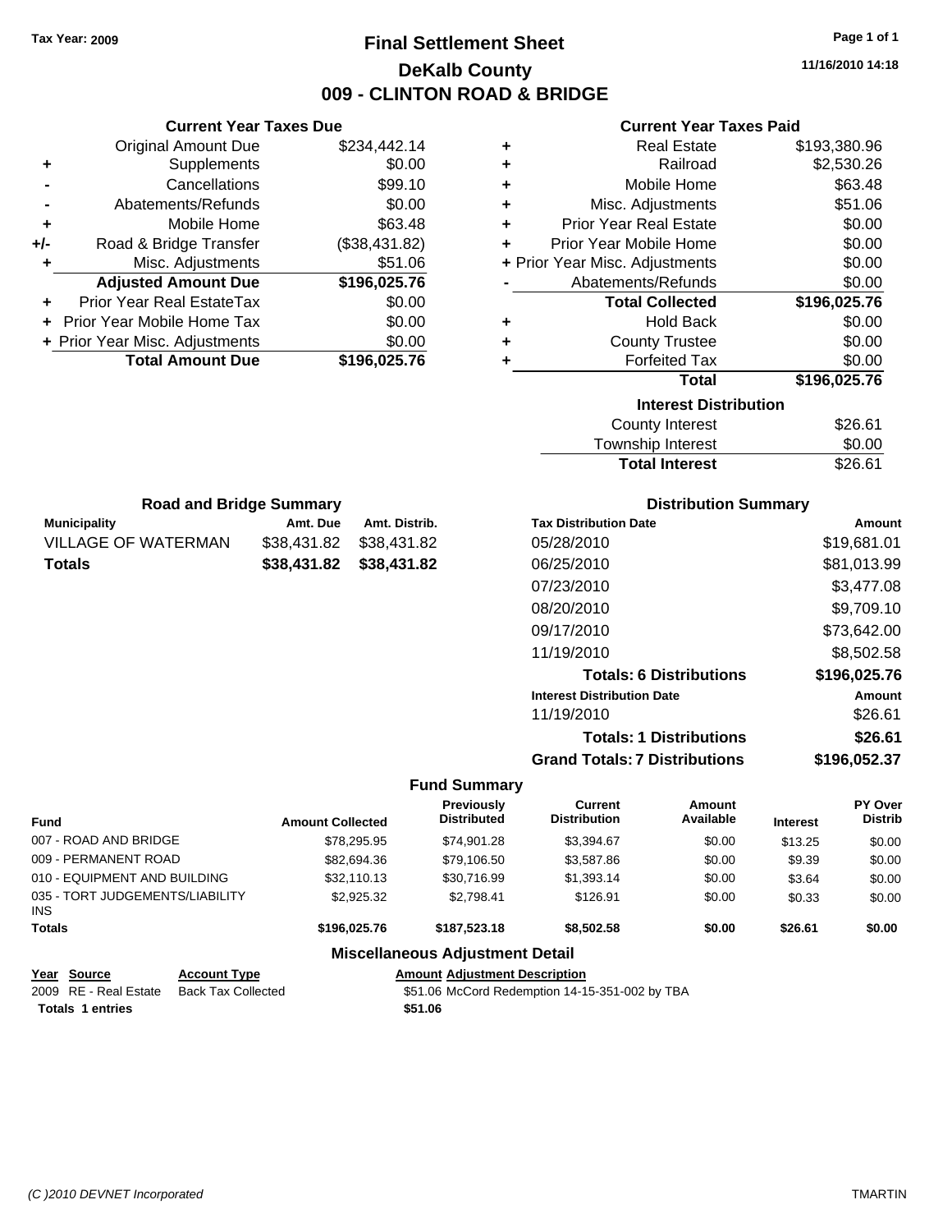Tax Year: 2009

# Final Settlement Sheet

## DeKalb County

## 009 - CLINTON ROAD & BRIDGE

11/16/2010 14:18

### Current Year Taxes Due

| | | |
|---|---|---|
| | Original Amount Due | $234,442.14 |
| + | Supplements | $0.00 |
| - | Cancellations | $99.10 |
| - | Abatements/Refunds | $0.00 |
| + | Mobile Home | $63.48 |
| +/- | Road & Bridge Transfer | ($38,431.82) |
| + | Misc. Adjustments | $51.06 |
| | **Adjusted Amount Due** | **$196,025.76** |
| + | Prior Year Real EstateTax | $0.00 |
| + | Prior Year Mobile Home Tax | $0.00 |
| + | Prior Year Misc. Adjustments | $0.00 |
| | **Total Amount Due** | **$196,025.76** |

### Current Year Taxes Paid

| | | |
|---|---|---|
| + | Real Estate | $193,380.96 |
| + | Railroad | $2,530.26 |
| + | Mobile Home | $63.48 |
| + | Misc. Adjustments | $51.06 |
| + | Prior Year Real Estate | $0.00 |
| + | Prior Year Mobile Home | $0.00 |
| + | Prior Year Misc. Adjustments | $0.00 |
| - | Abatements/Refunds | $0.00 |
| | **Total Collected** | **$196,025.76** |
| + | Hold Back | $0.00 |
| + | County Trustee | $0.00 |
| + | Forfeited Tax | $0.00 |
| | **Total** | **$196,025.76** |

### Interest Distribution

| | |
|---|---|
| County Interest | $26.61 |
| Township Interest | $0.00 |
| **Total Interest** | $26.61 |

### Road and Bridge Summary

| Municipality | Amt. Due | Amt. Distrib. |
|---|---|---|
| VILLAGE OF WATERMAN | $38,431.82 | $38,431.82 |
| **Totals** | **$38,431.82** | **$38,431.82** |

### Distribution Summary

| Tax Distribution Date | Amount |
|---|---|
| 05/28/2010 | $19,681.01 |
| 06/25/2010 | $81,013.99 |
| 07/23/2010 | $3,477.08 |
| 08/20/2010 | $9,709.10 |
| 09/17/2010 | $73,642.00 |
| 11/19/2010 | $8,502.58 |
| **Totals: 6 Distributions** | **$196,025.76** |
| **Interest Distribution Date** | **Amount** |
| 11/19/2010 | $26.61 |
| **Totals: 1 Distributions** | **$26.61** |
| **Grand Totals: 7 Distributions** | **$196,052.37** |

### Fund Summary

| Fund | Amount Collected | Previously Distributed | Current Distribution | Amount Available | Interest | PY Over Distrib |
|---|---|---|---|---|---|---|
| 007 - ROAD AND BRIDGE | $78,295.95 | $74,901.28 | $3,394.67 | $0.00 | $13.25 | $0.00 |
| 009 - PERMANENT ROAD | $82,694.36 | $79,106.50 | $3,587.86 | $0.00 | $9.39 | $0.00 |
| 010 - EQUIPMENT AND BUILDING | $32,110.13 | $30,716.99 | $1,393.14 | $0.00 | $3.64 | $0.00 |
| 035 - TORT JUDGEMENTS/LIABILITY INS | $2,925.32 | $2,798.41 | $126.91 | $0.00 | $0.33 | $0.00 |
| **Totals** | **$196,025.76** | **$187,523.18** | **$8,502.58** | **$0.00** | **$26.61** | **$0.00** |

### Miscellaneous Adjustment Detail

| Year | Source | Account Type | Amount | Adjustment Description |
|---|---|---|---|---|
| 2009 | RE - Real Estate | Back Tax Collected | $51.06 | McCord Redemption 14-15-351-002 by TBA |
| **Totals** | **1 entries** | | **$51.06** | |

(C )2010 DEVNET Incorporated TMARTIN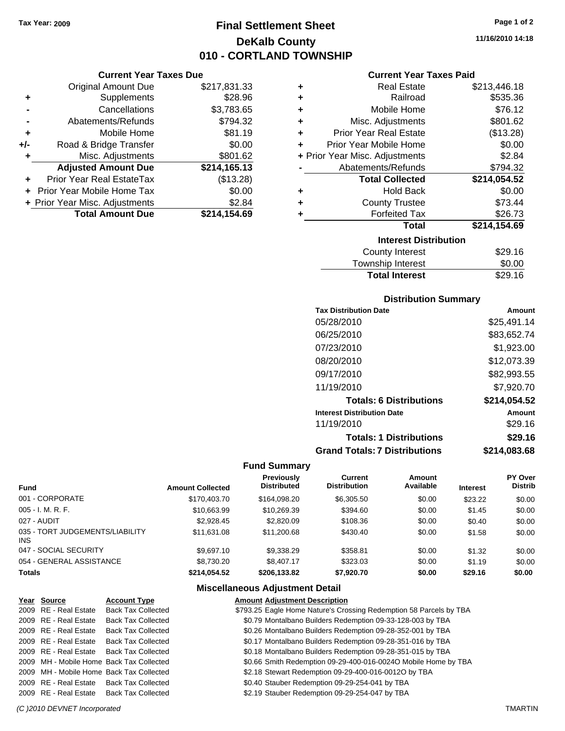Tax Year: 2009

# Final Settlement Sheet
## DeKalb County
## 010 - CORTLAND TOWNSHIP

11/16/2010 14:18

### Current Year Taxes Due

| | | |
|---|---|---|
| | Original Amount Due | $217,831.33 |
| + | Supplements | $28.96 |
| - | Cancellations | $3,783.65 |
| - | Abatements/Refunds | $794.32 |
| + | Mobile Home | $81.19 |
| +/- | Road & Bridge Transfer | $0.00 |
| + | Misc. Adjustments | $801.62 |
| | **Adjusted Amount Due** | **$214,165.13** |
| + | Prior Year Real EstateTax | ($13.28) |
| + | Prior Year Mobile Home Tax | $0.00 |
| + | Prior Year Misc. Adjustments | $2.84 |
| | **Total Amount Due** | **$214,154.69** |

### Current Year Taxes Paid

| | | |
|---|---|---|
| + | Real Estate | $213,446.18 |
| + | Railroad | $535.36 |
| + | Mobile Home | $76.12 |
| + | Misc. Adjustments | $801.62 |
| + | Prior Year Real Estate | ($13.28) |
| + | Prior Year Mobile Home | $0.00 |
| + | Prior Year Misc. Adjustments | $2.84 |
| - | Abatements/Refunds | $794.32 |
| | **Total Collected** | **$214,054.52** |
| + | Hold Back | $0.00 |
| + | County Trustee | $73.44 |
| + | Forfeited Tax | $26.73 |
| | **Total** | **$214,154.69** |

### Interest Distribution

| | |
|---|---|
| County Interest | $29.16 |
| Township Interest | $0.00 |
| **Total Interest** | $29.16 |

### Distribution Summary

| Tax Distribution Date | Amount |
|---|---|
| 05/28/2010 | $25,491.14 |
| 06/25/2010 | $83,652.74 |
| 07/23/2010 | $1,923.00 |
| 08/20/2010 | $12,073.39 |
| 09/17/2010 | $82,993.55 |
| 11/19/2010 | $7,920.70 |
| **Totals: 6 Distributions** | **$214,054.52** |
| **Interest Distribution Date** | **Amount** |
| 11/19/2010 | $29.16 |
| **Totals: 1 Distributions** | **$29.16** |
| **Grand Totals: 7 Distributions** | **$214,083.68** |

### Fund Summary

| Fund | Amount Collected | Previously Distributed | Current Distribution | Amount Available | Interest | PY Over Distrib |
|---|---|---|---|---|---|---|
| 001 - CORPORATE | $170,403.70 | $164,098.20 | $6,305.50 | $0.00 | $23.22 | $0.00 |
| 005 - I. M. R. F. | $10,663.99 | $10,269.39 | $394.60 | $0.00 | $1.45 | $0.00 |
| 027 - AUDIT | $2,928.45 | $2,820.09 | $108.36 | $0.00 | $0.40 | $0.00 |
| 035 - TORT JUDGEMENTS/LIABILITY INS | $11,631.08 | $11,200.68 | $430.40 | $0.00 | $1.58 | $0.00 |
| 047 - SOCIAL SECURITY | $9,697.10 | $9,338.29 | $358.81 | $0.00 | $1.32 | $0.00 |
| 054 - GENERAL ASSISTANCE | $8,730.20 | $8,407.17 | $323.03 | $0.00 | $1.19 | $0.00 |
| **Totals** | **$214,054.52** | **$206,133.82** | **$7,920.70** | **$0.00** | **$29.16** | **$0.00** |

### Miscellaneous Adjustment Detail

| Year | Source | Account Type | Amount | Adjustment Description |
|---|---|---|---|---|
| 2009 | RE - Real Estate | Back Tax Collected | $793.25 | Eagle Home Nature's Crossing Redemption 58 Parcels by TBA |
| 2009 | RE - Real Estate | Back Tax Collected | $0.79 | Montalbano Builders Redemption 09-33-128-003 by TBA |
| 2009 | RE - Real Estate | Back Tax Collected | $0.26 | Montalbano Builders Redemption 09-28-352-001 by TBA |
| 2009 | RE - Real Estate | Back Tax Collected | $0.17 | Montalbano Builders Redemption 09-28-351-016 by TBA |
| 2009 | RE - Real Estate | Back Tax Collected | $0.18 | Montalbano Builders Redemption 09-28-351-015 by TBA |
| 2009 | MH - Mobile Home | Back Tax Collected | $0.66 | Smith Redemption 09-29-400-016-0024O Mobile Home by TBA |
| 2009 | MH - Mobile Home | Back Tax Collected | $2.18 | Stewart Redemption 09-29-400-016-0012O by TBA |
| 2009 | RE - Real Estate | Back Tax Collected | $0.40 | Stauber Redemption 09-29-254-041 by TBA |
| 2009 | RE - Real Estate | Back Tax Collected | $2.19 | Stauber Redemption 09-29-254-047 by TBA |

(C )2010 DEVNET Incorporated TMARTIN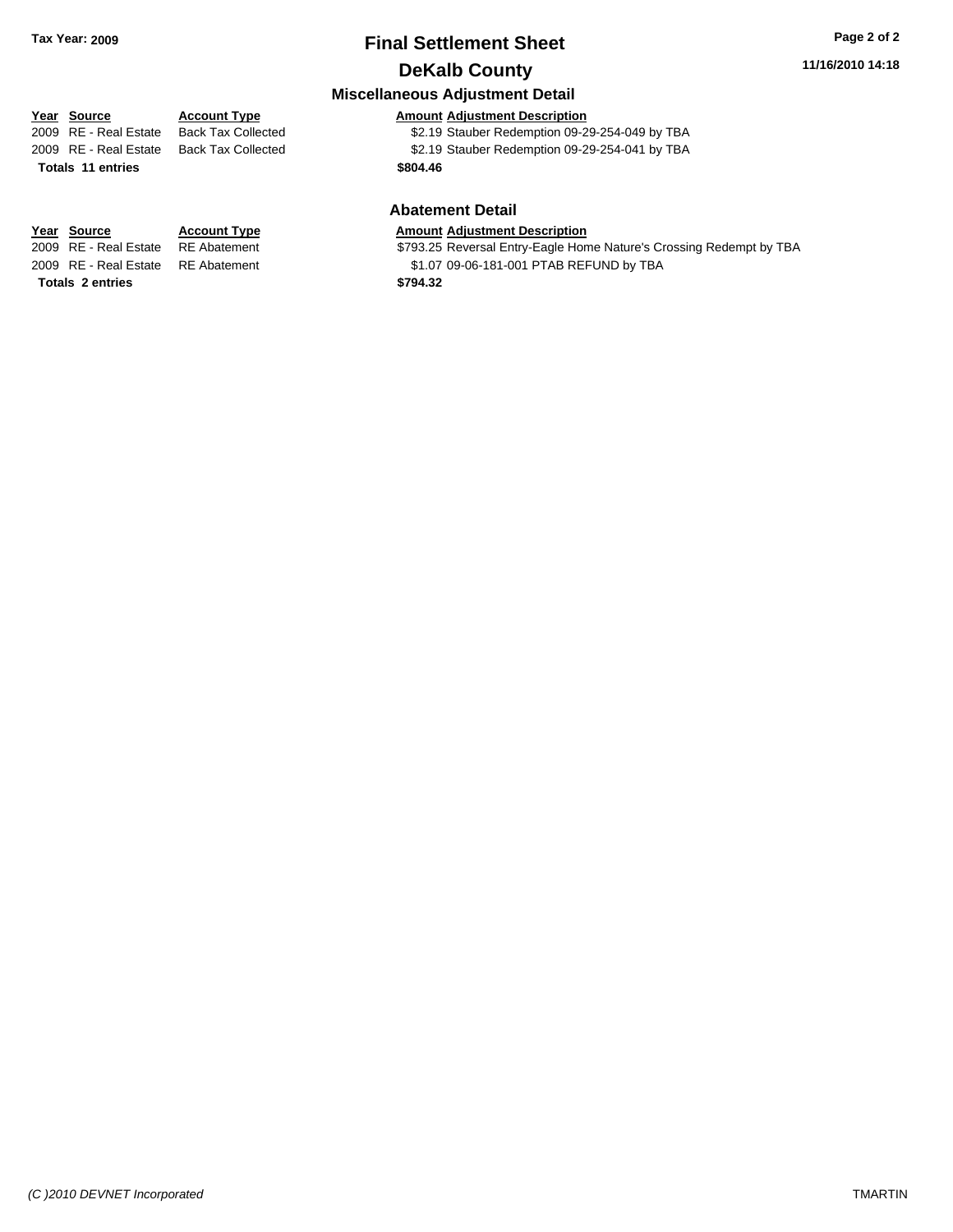# Final Settlement Sheet

## DeKalb County

Tax Year: 2009

11/16/2010 14:18

### Miscellaneous Adjustment Detail

| Year | Source | Account Type | Amount | Adjustment Description |
|---|---|---|---|---|
| 2009 | RE - Real Estate | Back Tax Collected | $2.19 | Stauber Redemption 09-29-254-049 by TBA |
| 2009 | RE - Real Estate | Back Tax Collected | $2.19 | Stauber Redemption 09-29-254-041 by TBA |
| **Totals 11 entries** | | | **$804.46** | |

### Abatement Detail

| Year | Source | Account Type | Amount | Adjustment Description |
|---|---|---|---|---|
| 2009 | RE - Real Estate | RE Abatement | $793.25 | Reversal Entry-Eagle Home Nature's Crossing Redempt by TBA |
| 2009 | RE - Real Estate | RE Abatement | $1.07 | 09-06-181-001 PTAB REFUND by TBA |
| **Totals 2 entries** | | | **$794.32** | |

*(C )2010 DEVNET Incorporated* TMARTIN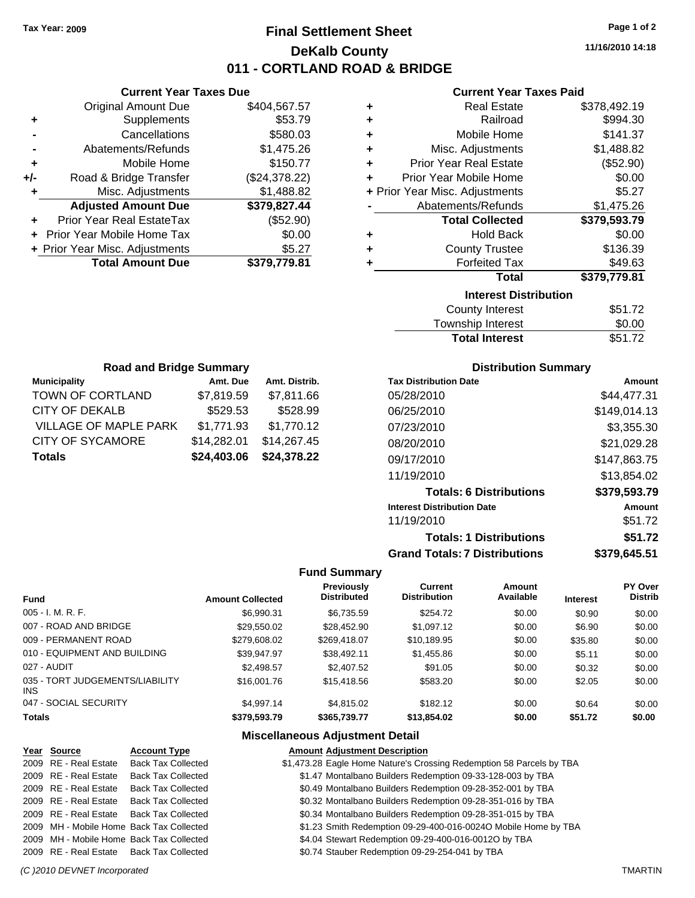Tax Year: 2009

# Final Settlement Sheet

## DeKalb County

## 011 - CORTLAND ROAD & BRIDGE

11/16/2010 14:18

### Current Year Taxes Due

| | | |
|---|---|---|
| | Original Amount Due | $404,567.57 |
| + | Supplements | $53.79 |
| - | Cancellations | $580.03 |
| - | Abatements/Refunds | $1,475.26 |
| + | Mobile Home | $150.77 |
| +/- | Road & Bridge Transfer | ($24,378.22) |
| + | Misc. Adjustments | $1,488.82 |
| | **Adjusted Amount Due** | **$379,827.44** |
| + | Prior Year Real EstateTax | ($52.90) |
| + | Prior Year Mobile Home Tax | $0.00 |
| + | Prior Year Misc. Adjustments | $5.27 |
| | **Total Amount Due** | **$379,779.81** |

### Current Year Taxes Paid

| | | |
|---|---|---|
| + | Real Estate | $378,492.19 |
| + | Railroad | $994.30 |
| + | Mobile Home | $141.37 |
| + | Misc. Adjustments | $1,488.82 |
| + | Prior Year Real Estate | ($52.90) |
| + | Prior Year Mobile Home | $0.00 |
| + | Prior Year Misc. Adjustments | $5.27 |
| - | Abatements/Refunds | $1,475.26 |
| | **Total Collected** | **$379,593.79** |
| + | Hold Back | $0.00 |
| + | County Trustee | $136.39 |
| + | Forfeited Tax | $49.63 |
| | **Total** | **$379,779.81** |

### Interest Distribution

| | |
|---|---|
| County Interest | $51.72 |
| Township Interest | $0.00 |
| **Total Interest** | **$51.72** |

### Road and Bridge Summary

| Municipality | Amt. Due | Amt. Distrib. |
|---|---|---|
| TOWN OF CORTLAND | $7,819.59 | $7,811.66 |
| CITY OF DEKALB | $529.53 | $528.99 |
| VILLAGE OF MAPLE PARK | $1,771.93 | $1,770.12 |
| CITY OF SYCAMORE | $14,282.01 | $14,267.45 |
| **Totals** | **$24,403.06** | **$24,378.22** |

### Distribution Summary

| Tax Distribution Date | Amount |
|---|---|
| 05/28/2010 | $44,477.31 |
| 06/25/2010 | $149,014.13 |
| 07/23/2010 | $3,355.30 |
| 08/20/2010 | $21,029.28 |
| 09/17/2010 | $147,863.75 |
| 11/19/2010 | $13,854.02 |
| **Totals: 6 Distributions** | **$379,593.79** |
| **Interest Distribution Date** | **Amount** |
| 11/19/2010 | $51.72 |
| **Totals: 1 Distributions** | **$51.72** |
| **Grand Totals: 7 Distributions** | **$379,645.51** |

### Fund Summary

| Fund | Amount Collected | Previously Distributed | Current Distribution | Amount Available | Interest | PY Over Distrib |
|---|---|---|---|---|---|---|
| 005 - I. M. R. F. | $6,990.31 | $6,735.59 | $254.72 | $0.00 | $0.90 | $0.00 |
| 007 - ROAD AND BRIDGE | $29,550.02 | $28,452.90 | $1,097.12 | $0.00 | $6.90 | $0.00 |
| 009 - PERMANENT ROAD | $279,608.02 | $269,418.07 | $10,189.95 | $0.00 | $35.80 | $0.00 |
| 010 - EQUIPMENT AND BUILDING | $39,947.97 | $38,492.11 | $1,455.86 | $0.00 | $5.11 | $0.00 |
| 027 - AUDIT | $2,498.57 | $2,407.52 | $91.05 | $0.00 | $0.32 | $0.00 |
| 035 - TORT JUDGEMENTS/LIABILITY INS | $16,001.76 | $15,418.56 | $583.20 | $0.00 | $2.05 | $0.00 |
| 047 - SOCIAL SECURITY | $4,997.14 | $4,815.02 | $182.12 | $0.00 | $0.64 | $0.00 |
| **Totals** | **$379,593.79** | **$365,739.77** | **$13,854.02** | **$0.00** | **$51.72** | **$0.00** |

### Miscellaneous Adjustment Detail

| Year | Source | Account Type | Amount | Adjustment Description |
|---|---|---|---|---|
| 2009 | RE - Real Estate | Back Tax Collected | $1,473.28 | Eagle Home Nature's Crossing Redemption 58 Parcels by TBA |
| 2009 | RE - Real Estate | Back Tax Collected | $1.47 | Montalbano Builders Redemption 09-33-128-003 by TBA |
| 2009 | RE - Real Estate | Back Tax Collected | $0.49 | Montalbano Builders Redemption 09-28-352-001 by TBA |
| 2009 | RE - Real Estate | Back Tax Collected | $0.32 | Montalbano Builders Redemption 09-28-351-016 by TBA |
| 2009 | RE - Real Estate | Back Tax Collected | $0.34 | Montalbano Builders Redemption 09-28-351-015 by TBA |
| 2009 | MH - Mobile Home | Back Tax Collected | $1.23 | Smith Redemption 09-29-400-016-0024O Mobile Home by TBA |
| 2009 | MH - Mobile Home | Back Tax Collected | $4.04 | Stewart Redemption 09-29-400-016-0012O by TBA |
| 2009 | RE - Real Estate | Back Tax Collected | $0.74 | Stauber Redemption 09-29-254-041 by TBA |

(C )2010 DEVNET Incorporated TMARTIN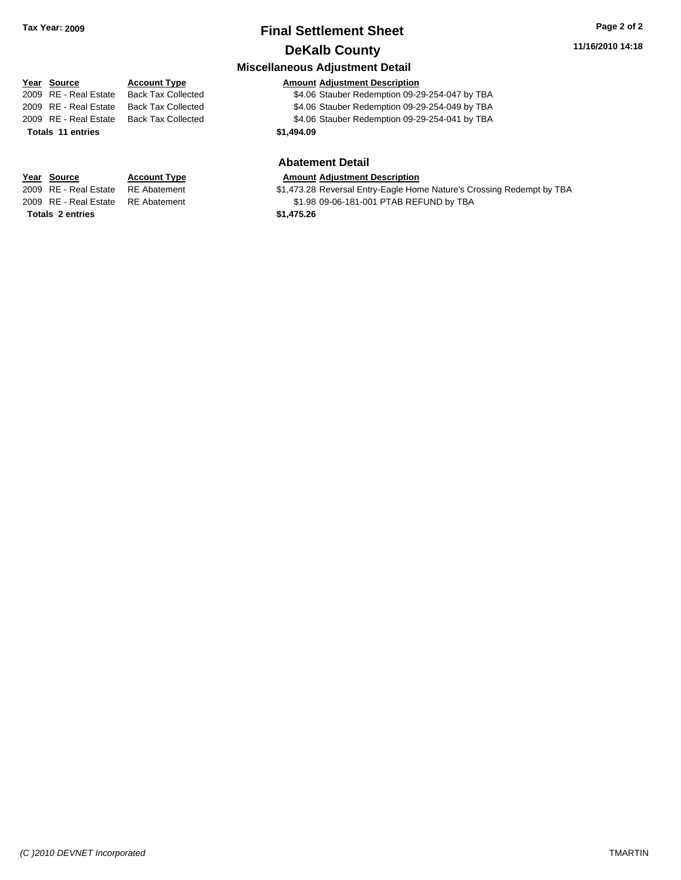**Tax Year: 2009**

# Final Settlement Sheet

## DeKalb County

### Miscellaneous Adjustment Detail

| Year | Source | Account Type | Amount | Adjustment Description |
|---|---|---|---|---|
| 2009 | RE - Real Estate | Back Tax Collected | $4.06 | Stauber Redemption 09-29-254-047 by TBA |
| 2009 | RE - Real Estate | Back Tax Collected | $4.06 | Stauber Redemption 09-29-254-049 by TBA |
| 2009 | RE - Real Estate | Back Tax Collected | $4.06 | Stauber Redemption 09-29-254-041 by TBA |
| **Totals** | **11 entries** | | **$1,494.09** | |

### Abatement Detail

| Year | Source | Account Type | Amount | Adjustment Description |
|---|---|---|---|---|
| 2009 | RE - Real Estate | RE Abatement | $1,473.28 | Reversal Entry-Eagle Home Nature's Crossing Redempt by TBA |
| 2009 | RE - Real Estate | RE Abatement | $1.98 | 09-06-181-001 PTAB REFUND by TBA |
| **Totals** | **2 entries** | | **$1,475.26** | |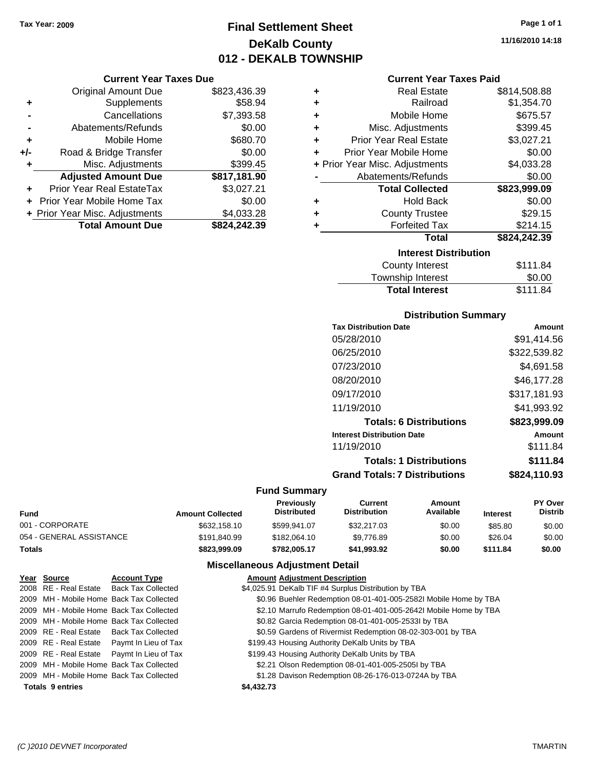Tax Year: 2009

# Final Settlement Sheet
## DeKalb County
## 012 - DEKALB TOWNSHIP

11/16/2010 14:18

### Current Year Taxes Due

| | | |
|---|---|---|
| | Original Amount Due | $823,436.39 |
| + | Supplements | $58.94 |
| - | Cancellations | $7,393.58 |
| - | Abatements/Refunds | $0.00 |
| + | Mobile Home | $680.70 |
| +/- | Road & Bridge Transfer | $0.00 |
| + | Misc. Adjustments | $399.45 |
| | **Adjusted Amount Due** | **$817,181.90** |
| + | Prior Year Real EstateTax | $3,027.21 |
| + | Prior Year Mobile Home Tax | $0.00 |
| + | Prior Year Misc. Adjustments | $4,033.28 |
| | **Total Amount Due** | **$824,242.39** |

### Current Year Taxes Paid

| | | |
|---|---|---|
| + | Real Estate | $814,508.88 |
| + | Railroad | $1,354.70 |
| + | Mobile Home | $675.57 |
| + | Misc. Adjustments | $399.45 |
| + | Prior Year Real Estate | $3,027.21 |
| + | Prior Year Mobile Home | $0.00 |
| + | Prior Year Misc. Adjustments | $4,033.28 |
| - | Abatements/Refunds | $0.00 |
| | **Total Collected** | **$823,999.09** |
| + | Hold Back | $0.00 |
| + | County Trustee | $29.15 |
| + | Forfeited Tax | $214.15 |
| | **Total** | **$824,242.39** |

### Interest Distribution

| | |
|---|---|
| County Interest | $111.84 |
| Township Interest | $0.00 |
| **Total Interest** | $111.84 |

### Distribution Summary

| Tax Distribution Date | Amount |
|---|---|
| 05/28/2010 | $91,414.56 |
| 06/25/2010 | $322,539.82 |
| 07/23/2010 | $4,691.58 |
| 08/20/2010 | $46,177.28 |
| 09/17/2010 | $317,181.93 |
| 11/19/2010 | $41,993.92 |
| **Totals: 6 Distributions** | **$823,999.09** |
| **Interest Distribution Date** | **Amount** |
| 11/19/2010 | $111.84 |
| **Totals: 1 Distributions** | **$111.84** |
| **Grand Totals: 7 Distributions** | **$824,110.93** |

### Fund Summary

| Fund | Amount Collected | Previously Distributed | Current Distribution | Amount Available | Interest | PY Over Distrib |
|---|---|---|---|---|---|---|
| 001 - CORPORATE | $632,158.10 | $599,941.07 | $32,217.03 | $0.00 | $85.80 | $0.00 |
| 054 - GENERAL ASSISTANCE | $191,840.99 | $182,064.10 | $9,776.89 | $0.00 | $26.04 | $0.00 |
| **Totals** | **$823,999.09** | **$782,005.17** | **$41,993.92** | **$0.00** | **$111.84** | **$0.00** |

### Miscellaneous Adjustment Detail

| Year | Source | Account Type | Amount | Adjustment Description |
|---|---|---|---|---|
| 2008 | RE - Real Estate | Back Tax Collected | $4,025.91 | DeKalb TIF #4 Surplus Distribution by TBA |
| 2009 | MH - Mobile Home | Back Tax Collected | $0.96 | Buehler Redemption 08-01-401-005-2582I Mobile Home by TBA |
| 2009 | MH - Mobile Home | Back Tax Collected | $2.10 | Marrufo Redemption 08-01-401-005-2642I Mobile Home by TBA |
| 2009 | MH - Mobile Home | Back Tax Collected | $0.82 | Garcia Redemption 08-01-401-005-2533I by TBA |
| 2009 | RE - Real Estate | Back Tax Collected | $0.59 | Gardens of Rivermist Redemption 08-02-303-001 by TBA |
| 2009 | RE - Real Estate | Paymt In Lieu of Tax | $199.43 | Housing Authority DeKalb Units by TBA |
| 2009 | RE - Real Estate | Paymt In Lieu of Tax | $199.43 | Housing Authority DeKalb Units by TBA |
| 2009 | MH - Mobile Home | Back Tax Collected | $2.21 | Olson Redemption 08-01-401-005-2505I by TBA |
| 2009 | MH - Mobile Home | Back Tax Collected | $1.28 | Davison Redemption 08-26-176-013-0724A by TBA |
| **Totals 9 entries** | | | **$4,432.73** | |

(C )2010 DEVNET Incorporated TMARTIN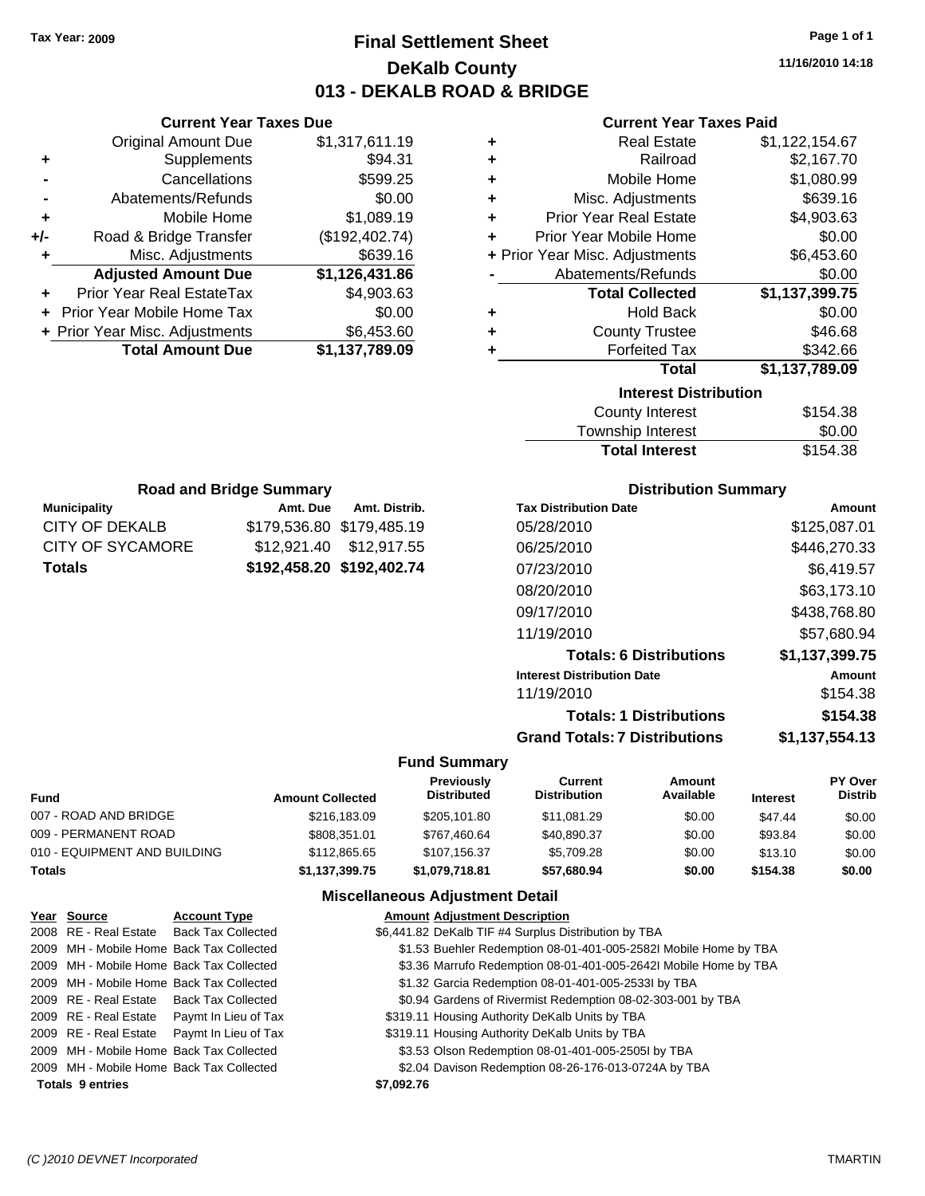Tax Year: 2009

# Final Settlement Sheet

## DeKalb County

## 013 - DEKALB ROAD & BRIDGE

11/16/2010 14:18

### Current Year Taxes Due

| | | |
|---|---|---|
| | Original Amount Due | $1,317,611.19 |
| + | Supplements | $94.31 |
| - | Cancellations | $599.25 |
| - | Abatements/Refunds | $0.00 |
| + | Mobile Home | $1,089.19 |
| +/- | Road & Bridge Transfer | ($192,402.74) |
| + | Misc. Adjustments | $639.16 |
| | **Adjusted Amount Due** | **$1,126,431.86** |
| + | Prior Year Real EstateTax | $4,903.63 |
| + | Prior Year Mobile Home Tax | $0.00 |
| + | Prior Year Misc. Adjustments | $6,453.60 |
| | **Total Amount Due** | **$1,137,789.09** |

### Current Year Taxes Paid

| | | |
|---|---|---|
| + | Real Estate | $1,122,154.67 |
| + | Railroad | $2,167.70 |
| + | Mobile Home | $1,080.99 |
| + | Misc. Adjustments | $639.16 |
| + | Prior Year Real Estate | $4,903.63 |
| + | Prior Year Mobile Home | $0.00 |
| + | Prior Year Misc. Adjustments | $6,453.60 |
| - | Abatements/Refunds | $0.00 |
| | **Total Collected** | **$1,137,399.75** |
| + | Hold Back | $0.00 |
| + | County Trustee | $46.68 |
| + | Forfeited Tax | $342.66 |
| | **Total** | **$1,137,789.09** |

### Interest Distribution

| | |
|---|---|
| County Interest | $154.38 |
| Township Interest | $0.00 |
| **Total Interest** | **$154.38** |

### Road and Bridge Summary

| Municipality | Amt. Due | Amt. Distrib. |
|---|---|---|
| CITY OF DEKALB | $179,536.80 | $179,485.19 |
| CITY OF SYCAMORE | $12,921.40 | $12,917.55 |
| **Totals** | **$192,458.20** | **$192,402.74** |

### Distribution Summary

| Tax Distribution Date | Amount |
|---|---|
| 05/28/2010 | $125,087.01 |
| 06/25/2010 | $446,270.33 |
| 07/23/2010 | $6,419.57 |
| 08/20/2010 | $63,173.10 |
| 09/17/2010 | $438,768.80 |
| 11/19/2010 | $57,680.94 |
| **Totals: 6 Distributions** | **$1,137,399.75** |
| **Interest Distribution Date** | **Amount** |
| 11/19/2010 | $154.38 |
| **Totals: 1 Distributions** | **$154.38** |
| **Grand Totals: 7 Distributions** | **$1,137,554.13** |

### Fund Summary

| Fund | Amount Collected | Previously Distributed | Current Distribution | Amount Available | Interest | PY Over Distrib |
|---|---|---|---|---|---|---|
| 007 - ROAD AND BRIDGE | $216,183.09 | $205,101.80 | $11,081.29 | $0.00 | $47.44 | $0.00 |
| 009 - PERMANENT ROAD | $808,351.01 | $767,460.64 | $40,890.37 | $0.00 | $93.84 | $0.00 |
| 010 - EQUIPMENT AND BUILDING | $112,865.65 | $107,156.37 | $5,709.28 | $0.00 | $13.10 | $0.00 |
| **Totals** | **$1,137,399.75** | **$1,079,718.81** | **$57,680.94** | **$0.00** | **$154.38** | **$0.00** |

### Miscellaneous Adjustment Detail

| Year | Source | Account Type | Amount | Adjustment Description |
|---|---|---|---|---|
| 2008 | RE - Real Estate | Back Tax Collected | $6,441.82 | DeKalb TIF #4 Surplus Distribution by TBA |
| 2009 | MH - Mobile Home | Back Tax Collected | $1.53 | Buehler Redemption 08-01-401-005-2582I Mobile Home by TBA |
| 2009 | MH - Mobile Home | Back Tax Collected | $3.36 | Marrufo Redemption 08-01-401-005-2642I Mobile Home by TBA |
| 2009 | MH - Mobile Home | Back Tax Collected | $1.32 | Garcia Redemption 08-01-401-005-2533I by TBA |
| 2009 | RE - Real Estate | Back Tax Collected | $0.94 | Gardens of Rivermist Redemption 08-02-303-001 by TBA |
| 2009 | RE - Real Estate | Paymt In Lieu of Tax | $319.11 | Housing Authority DeKalb Units by TBA |
| 2009 | RE - Real Estate | Paymt In Lieu of Tax | $319.11 | Housing Authority DeKalb Units by TBA |
| 2009 | MH - Mobile Home | Back Tax Collected | $3.53 | Olson Redemption 08-01-401-005-2505I by TBA |
| 2009 | MH - Mobile Home | Back Tax Collected | $2.04 | Davison Redemption 08-26-176-013-0724A by TBA |
| **Totals 9 entries** | | | **$7,092.76** | |

(C )2010 DEVNET Incorporated TMARTIN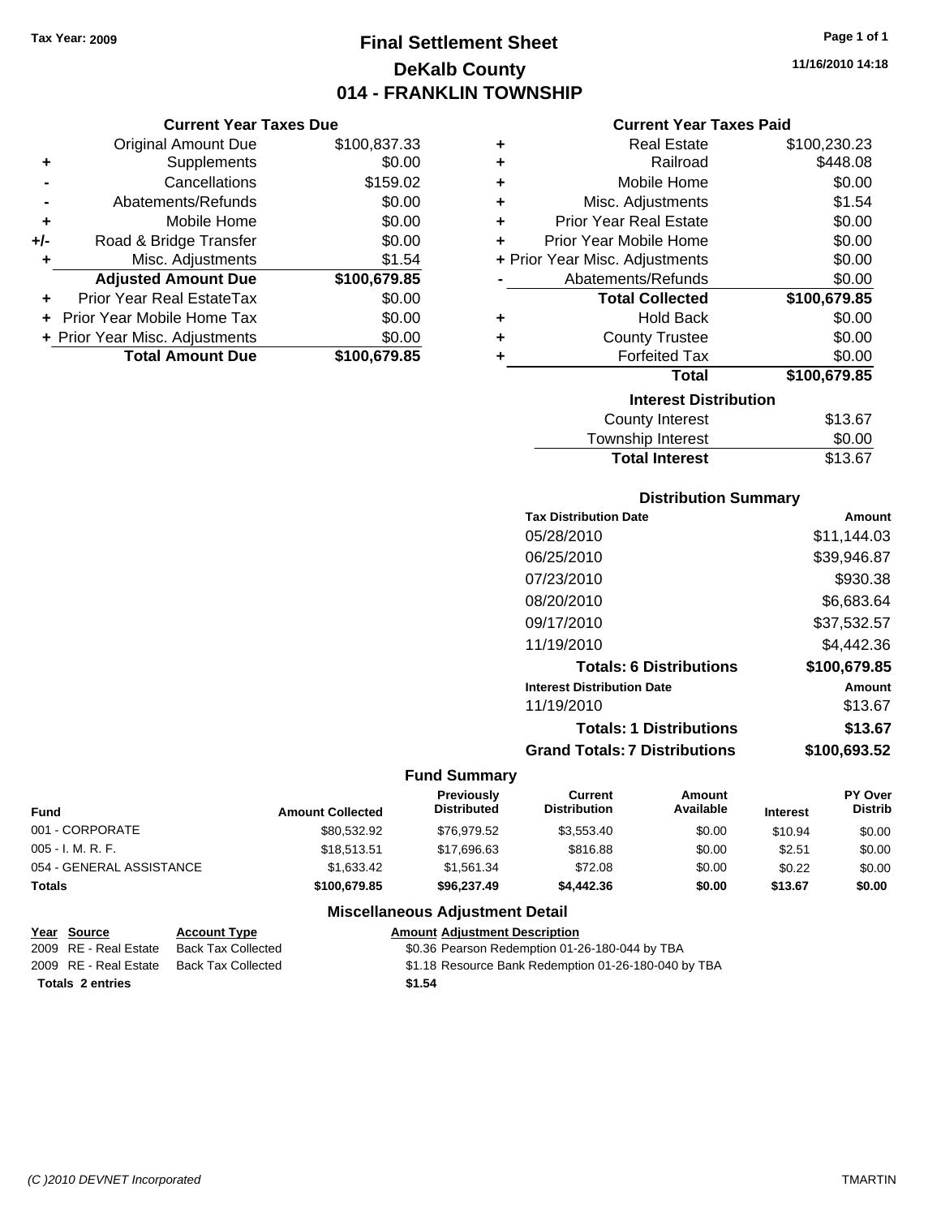Tax Year: 2009

# Final Settlement Sheet
## DeKalb County
## 014 - FRANKLIN TOWNSHIP

11/16/2010 14:18

### Current Year Taxes Due

| | | |
|---|---|---|
| | Original Amount Due | $100,837.33 |
| + | Supplements | $0.00 |
| - | Cancellations | $159.02 |
| - | Abatements/Refunds | $0.00 |
| + | Mobile Home | $0.00 |
| +/- | Road & Bridge Transfer | $0.00 |
| + | Misc. Adjustments | $1.54 |
| | **Adjusted Amount Due** | **$100,679.85** |
| + | Prior Year Real EstateTax | $0.00 |
| + | Prior Year Mobile Home Tax | $0.00 |
| + | Prior Year Misc. Adjustments | $0.00 |
| | **Total Amount Due** | **$100,679.85** |

### Current Year Taxes Paid

| | | |
|---|---|---|
| + | Real Estate | $100,230.23 |
| + | Railroad | $448.08 |
| + | Mobile Home | $0.00 |
| + | Misc. Adjustments | $1.54 |
| + | Prior Year Real Estate | $0.00 |
| + | Prior Year Mobile Home | $0.00 |
| + | Prior Year Misc. Adjustments | $0.00 |
| - | Abatements/Refunds | $0.00 |
| | **Total Collected** | **$100,679.85** |
| + | Hold Back | $0.00 |
| + | County Trustee | $0.00 |
| + | Forfeited Tax | $0.00 |
| | **Total** | **$100,679.85** |

### Interest Distribution

| | |
|---|---|
| County Interest | $13.67 |
| Township Interest | $0.00 |
| **Total Interest** | $13.67 |

### Distribution Summary

| Tax Distribution Date | Amount |
|---|---|
| 05/28/2010 | $11,144.03 |
| 06/25/2010 | $39,946.87 |
| 07/23/2010 | $930.38 |
| 08/20/2010 | $6,683.64 |
| 09/17/2010 | $37,532.57 |
| 11/19/2010 | $4,442.36 |
| **Totals: 6 Distributions** | **$100,679.85** |
| **Interest Distribution Date** | **Amount** |
| 11/19/2010 | $13.67 |
| **Totals: 1 Distributions** | **$13.67** |
| **Grand Totals: 7 Distributions** | **$100,693.52** |

### Fund Summary

| Fund | Amount Collected | Previously Distributed | Current Distribution | Amount Available | Interest | PY Over Distrib |
|---|---|---|---|---|---|---|
| 001 - CORPORATE | $80,532.92 | $76,979.52 | $3,553.40 | $0.00 | $10.94 | $0.00 |
| 005 - I. M. R. F. | $18,513.51 | $17,696.63 | $816.88 | $0.00 | $2.51 | $0.00 |
| 054 - GENERAL ASSISTANCE | $1,633.42 | $1,561.34 | $72.08 | $0.00 | $0.22 | $0.00 |
| **Totals** | **$100,679.85** | **$96,237.49** | **$4,442.36** | **$0.00** | **$13.67** | **$0.00** |

### Miscellaneous Adjustment Detail

| Year | Source | Account Type | Amount | Adjustment Description |
|---|---|---|---|---|
| 2009 | RE - Real Estate | Back Tax Collected | $0.36 | Pearson Redemption 01-26-180-044 by TBA |
| 2009 | RE - Real Estate | Back Tax Collected | $1.18 | Resource Bank Redemption 01-26-180-040 by TBA |
| **Totals 2 entries** | | | **$1.54** | |

*(C )2010 DEVNET Incorporated* TMARTIN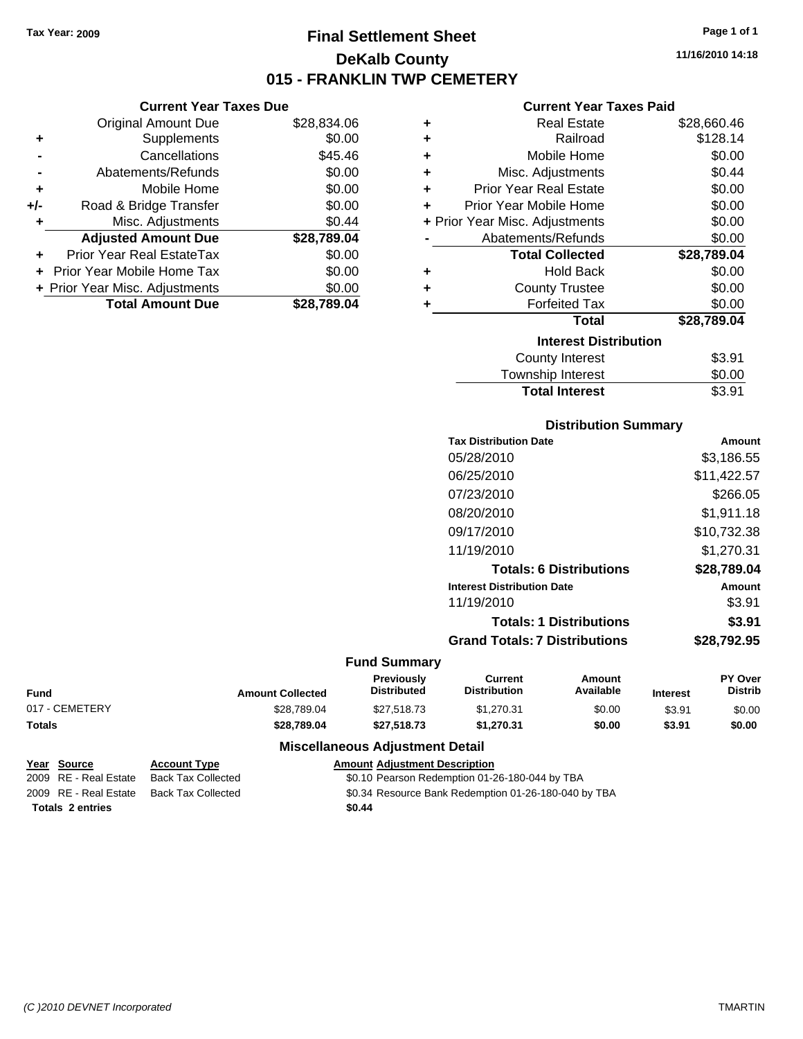Tax Year: 2009

# Final Settlement Sheet

## DeKalb County

## 015 - FRANKLIN TWP CEMETERY

11/16/2010 14:18

### Current Year Taxes Due

| | | |
|---|---|---|
| | Original Amount Due | $28,834.06 |
| + | Supplements | $0.00 |
| - | Cancellations | $45.46 |
| - | Abatements/Refunds | $0.00 |
| + | Mobile Home | $0.00 |
| +/- | Road & Bridge Transfer | $0.00 |
| + | Misc. Adjustments | $0.44 |
| | **Adjusted Amount Due** | **$28,789.04** |
| + | Prior Year Real EstateTax | $0.00 |
| + | Prior Year Mobile Home Tax | $0.00 |
| + | Prior Year Misc. Adjustments | $0.00 |
| | **Total Amount Due** | **$28,789.04** |

### Current Year Taxes Paid

| | | |
|---|---|---|
| + | Real Estate | $28,660.46 |
| + | Railroad | $128.14 |
| + | Mobile Home | $0.00 |
| + | Misc. Adjustments | $0.44 |
| + | Prior Year Real Estate | $0.00 |
| + | Prior Year Mobile Home | $0.00 |
| + | Prior Year Misc. Adjustments | $0.00 |
| - | Abatements/Refunds | $0.00 |
| | **Total Collected** | **$28,789.04** |
| + | Hold Back | $0.00 |
| + | County Trustee | $0.00 |
| + | Forfeited Tax | $0.00 |
| | **Total** | **$28,789.04** |

### Interest Distribution

| | |
|---|---|
| County Interest | $3.91 |
| Township Interest | $0.00 |
| **Total Interest** | $3.91 |

### Distribution Summary

| Tax Distribution Date | Amount |
|---|---|
| 05/28/2010 | $3,186.55 |
| 06/25/2010 | $11,422.57 |
| 07/23/2010 | $266.05 |
| 08/20/2010 | $1,911.18 |
| 09/17/2010 | $10,732.38 |
| 11/19/2010 | $1,270.31 |
| **Totals: 6 Distributions** | **$28,789.04** |
| **Interest Distribution Date** | **Amount** |
| 11/19/2010 | $3.91 |
| **Totals: 1 Distributions** | **$3.91** |
| **Grand Totals: 7 Distributions** | **$28,792.95** |

### Fund Summary

| Fund | Amount Collected | Previously Distributed | Current Distribution | Amount Available | Interest | PY Over Distrib |
|---|---|---|---|---|---|---|
| 017 - CEMETERY | $28,789.04 | $27,518.73 | $1,270.31 | $0.00 | $3.91 | $0.00 |
| **Totals** | **$28,789.04** | **$27,518.73** | **$1,270.31** | **$0.00** | **$3.91** | **$0.00** |

### Miscellaneous Adjustment Detail

| Year | Source | Account Type | Amount | Adjustment Description |
|---|---|---|---|---|
| 2009 | RE - Real Estate | Back Tax Collected | $0.10 | Pearson Redemption 01-26-180-044 by TBA |
| 2009 | RE - Real Estate | Back Tax Collected | $0.34 | Resource Bank Redemption 01-26-180-040 by TBA |
| **Totals 2 entries** | | | **$0.44** | |

(C )2010 DEVNET Incorporated TMARTIN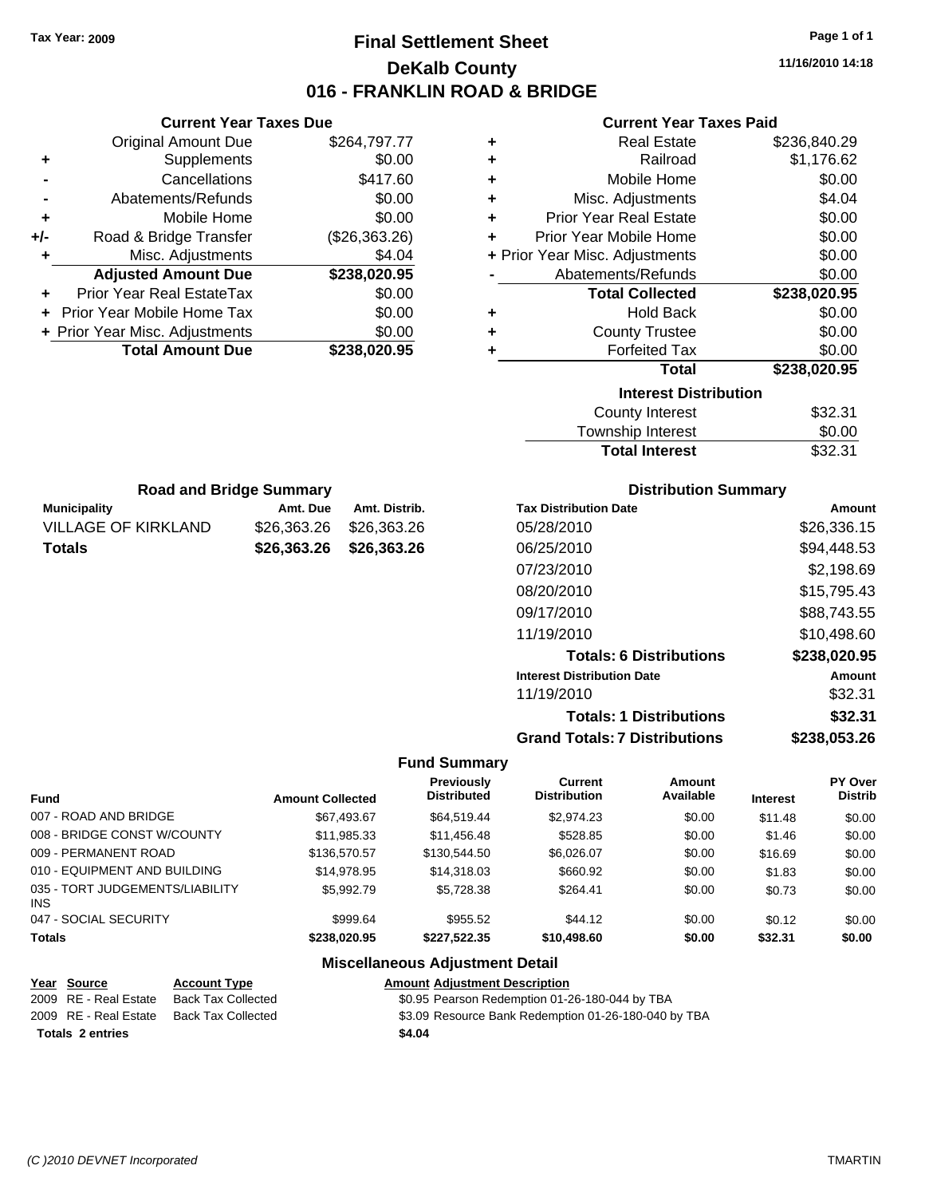Tax Year: 2009

# Final Settlement Sheet
## DeKalb County
## 016 - FRANKLIN ROAD & BRIDGE

11/16/2010 14:18

### Current Year Taxes Due

| | | |
|---|---|---|
| | Original Amount Due | $264,797.77 |
| + | Supplements | $0.00 |
| - | Cancellations | $417.60 |
| - | Abatements/Refunds | $0.00 |
| + | Mobile Home | $0.00 |
| +/- | Road & Bridge Transfer | ($26,363.26) |
| + | Misc. Adjustments | $4.04 |
| | **Adjusted Amount Due** | **$238,020.95** |
| + | Prior Year Real EstateTax | $0.00 |
| + | Prior Year Mobile Home Tax | $0.00 |
| + | Prior Year Misc. Adjustments | $0.00 |
| | **Total Amount Due** | **$238,020.95** |

### Current Year Taxes Paid

| | | |
|---|---|---|
| + | Real Estate | $236,840.29 |
| + | Railroad | $1,176.62 |
| + | Mobile Home | $0.00 |
| + | Misc. Adjustments | $4.04 |
| + | Prior Year Real Estate | $0.00 |
| + | Prior Year Mobile Home | $0.00 |
| + | Prior Year Misc. Adjustments | $0.00 |
| - | Abatements/Refunds | $0.00 |
| | **Total Collected** | **$238,020.95** |
| + | Hold Back | $0.00 |
| + | County Trustee | $0.00 |
| + | Forfeited Tax | $0.00 |
| | **Total** | **$238,020.95** |

### Interest Distribution

| | |
|---|---|
| County Interest | $32.31 |
| Township Interest | $0.00 |
| **Total Interest** | $32.31 |

### Road and Bridge Summary

| Municipality | Amt. Due | Amt. Distrib. |
|---|---|---|
| VILLAGE OF KIRKLAND | $26,363.26 | $26,363.26 |
| **Totals** | **$26,363.26** | **$26,363.26** |

### Distribution Summary

| Tax Distribution Date | Amount |
|---|---|
| 05/28/2010 | $26,336.15 |
| 06/25/2010 | $94,448.53 |
| 07/23/2010 | $2,198.69 |
| 08/20/2010 | $15,795.43 |
| 09/17/2010 | $88,743.55 |
| 11/19/2010 | $10,498.60 |
| **Totals: 6 Distributions** | **$238,020.95** |
| **Interest Distribution Date** | **Amount** |
| 11/19/2010 | $32.31 |
| **Totals: 1 Distributions** | **$32.31** |
| **Grand Totals: 7 Distributions** | **$238,053.26** |

### Fund Summary

| Fund | Amount Collected | Previously Distributed | Current Distribution | Amount Available | Interest | PY Over Distrib |
|---|---|---|---|---|---|---|
| 007 - ROAD AND BRIDGE | $67,493.67 | $64,519.44 | $2,974.23 | $0.00 | $11.48 | $0.00 |
| 008 - BRIDGE CONST W/COUNTY | $11,985.33 | $11,456.48 | $528.85 | $0.00 | $1.46 | $0.00 |
| 009 - PERMANENT ROAD | $136,570.57 | $130,544.50 | $6,026.07 | $0.00 | $16.69 | $0.00 |
| 010 - EQUIPMENT AND BUILDING | $14,978.95 | $14,318.03 | $660.92 | $0.00 | $1.83 | $0.00 |
| 035 - TORT JUDGEMENTS/LIABILITY INS | $5,992.79 | $5,728.38 | $264.41 | $0.00 | $0.73 | $0.00 |
| 047 - SOCIAL SECURITY | $999.64 | $955.52 | $44.12 | $0.00 | $0.12 | $0.00 |
| **Totals** | **$238,020.95** | **$227,522.35** | **$10,498.60** | **$0.00** | **$32.31** | **$0.00** |

### Miscellaneous Adjustment Detail

| Year | Source | Account Type | Amount | Adjustment Description |
|---|---|---|---|---|
| 2009 | RE - Real Estate | Back Tax Collected | $0.95 | Pearson Redemption 01-26-180-044 by TBA |
| 2009 | RE - Real Estate | Back Tax Collected | $3.09 | Resource Bank Redemption 01-26-180-040 by TBA |
| **Totals 2 entries** | | | **$4.04** | |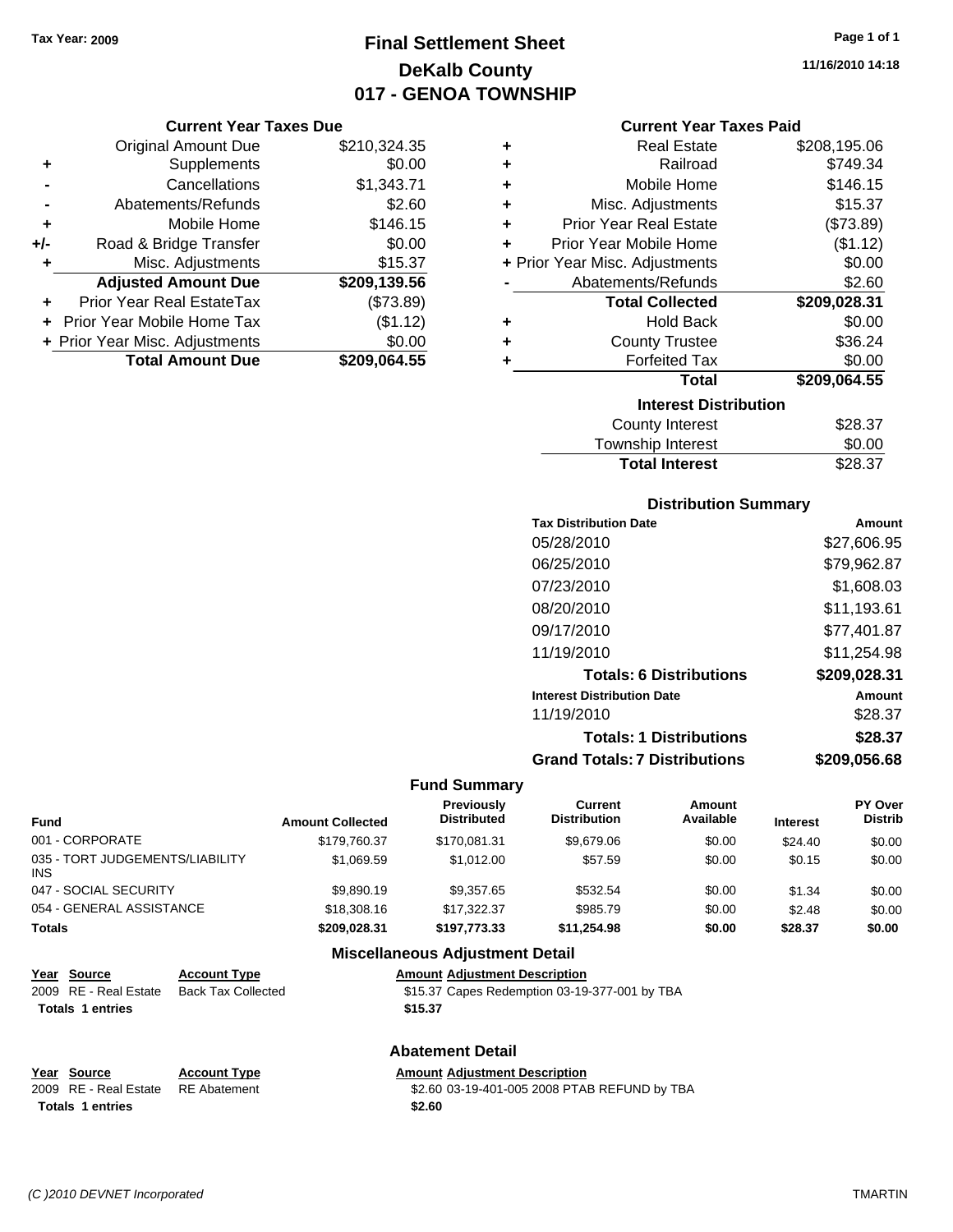Tax Year: 2009

# Final Settlement Sheet
## DeKalb County
## 017 - GENOA TOWNSHIP

11/16/2010 14:18

### Current Year Taxes Due

| | | |
|---|---|---|
| | Original Amount Due | $210,324.35 |
| + | Supplements | $0.00 |
| - | Cancellations | $1,343.71 |
| - | Abatements/Refunds | $2.60 |
| + | Mobile Home | $146.15 |
| +/- | Road & Bridge Transfer | $0.00 |
| + | Misc. Adjustments | $15.37 |
| | **Adjusted Amount Due** | **$209,139.56** |
| + | Prior Year Real EstateTax | ($73.89) |
| + | Prior Year Mobile Home Tax | ($1.12) |
| + | Prior Year Misc. Adjustments | $0.00 |
| | **Total Amount Due** | **$209,064.55** |

### Current Year Taxes Paid

| | | |
|---|---|---|
| + | Real Estate | $208,195.06 |
| + | Railroad | $749.34 |
| + | Mobile Home | $146.15 |
| + | Misc. Adjustments | $15.37 |
| + | Prior Year Real Estate | ($73.89) |
| + | Prior Year Mobile Home | ($1.12) |
| + | Prior Year Misc. Adjustments | $0.00 |
| - | Abatements/Refunds | $2.60 |
| | **Total Collected** | **$209,028.31** |
| + | Hold Back | $0.00 |
| + | County Trustee | $36.24 |
| + | Forfeited Tax | $0.00 |
| | **Total** | **$209,064.55** |

### Interest Distribution

| | |
|---|---|
| County Interest | $28.37 |
| Township Interest | $0.00 |
| **Total Interest** | $28.37 |

### Distribution Summary

| Tax Distribution Date | Amount |
|---|---|
| 05/28/2010 | $27,606.95 |
| 06/25/2010 | $79,962.87 |
| 07/23/2010 | $1,608.03 |
| 08/20/2010 | $11,193.61 |
| 09/17/2010 | $77,401.87 |
| 11/19/2010 | $11,254.98 |
| **Totals: 6 Distributions** | **$209,028.31** |
| **Interest Distribution Date** | **Amount** |
| 11/19/2010 | $28.37 |
| **Totals: 1 Distributions** | **$28.37** |
| **Grand Totals: 7 Distributions** | **$209,056.68** |

### Fund Summary

| Fund | Amount Collected | Previously Distributed | Current Distribution | Amount Available | Interest | PY Over Distrib |
|---|---|---|---|---|---|---|
| 001 - CORPORATE | $179,760.37 | $170,081.31 | $9,679.06 | $0.00 | $24.40 | $0.00 |
| 035 - TORT JUDGEMENTS/LIABILITY INS | $1,069.59 | $1,012.00 | $57.59 | $0.00 | $0.15 | $0.00 |
| 047 - SOCIAL SECURITY | $9,890.19 | $9,357.65 | $532.54 | $0.00 | $1.34 | $0.00 |
| 054 - GENERAL ASSISTANCE | $18,308.16 | $17,322.37 | $985.79 | $0.00 | $2.48 | $0.00 |
| **Totals** | **$209,028.31** | **$197,773.33** | **$11,254.98** | **$0.00** | **$28.37** | **$0.00** |

### Miscellaneous Adjustment Detail

| Year | Source | Account Type | Amount | Adjustment Description |
|---|---|---|---|---|
| 2009 | RE - Real Estate | Back Tax Collected | $15.37 | Capes Redemption 03-19-377-001 by TBA |
| **Totals 1 entries** | | | **$15.37** | |

### Abatement Detail

| Year | Source | Account Type | Amount | Adjustment Description |
|---|---|---|---|---|
| 2009 | RE - Real Estate | RE Abatement | $2.60 | 03-19-401-005 2008 PTAB REFUND by TBA |
| **Totals 1 entries** | | | **$2.60** | |

(C )2010 DEVNET Incorporated TMARTIN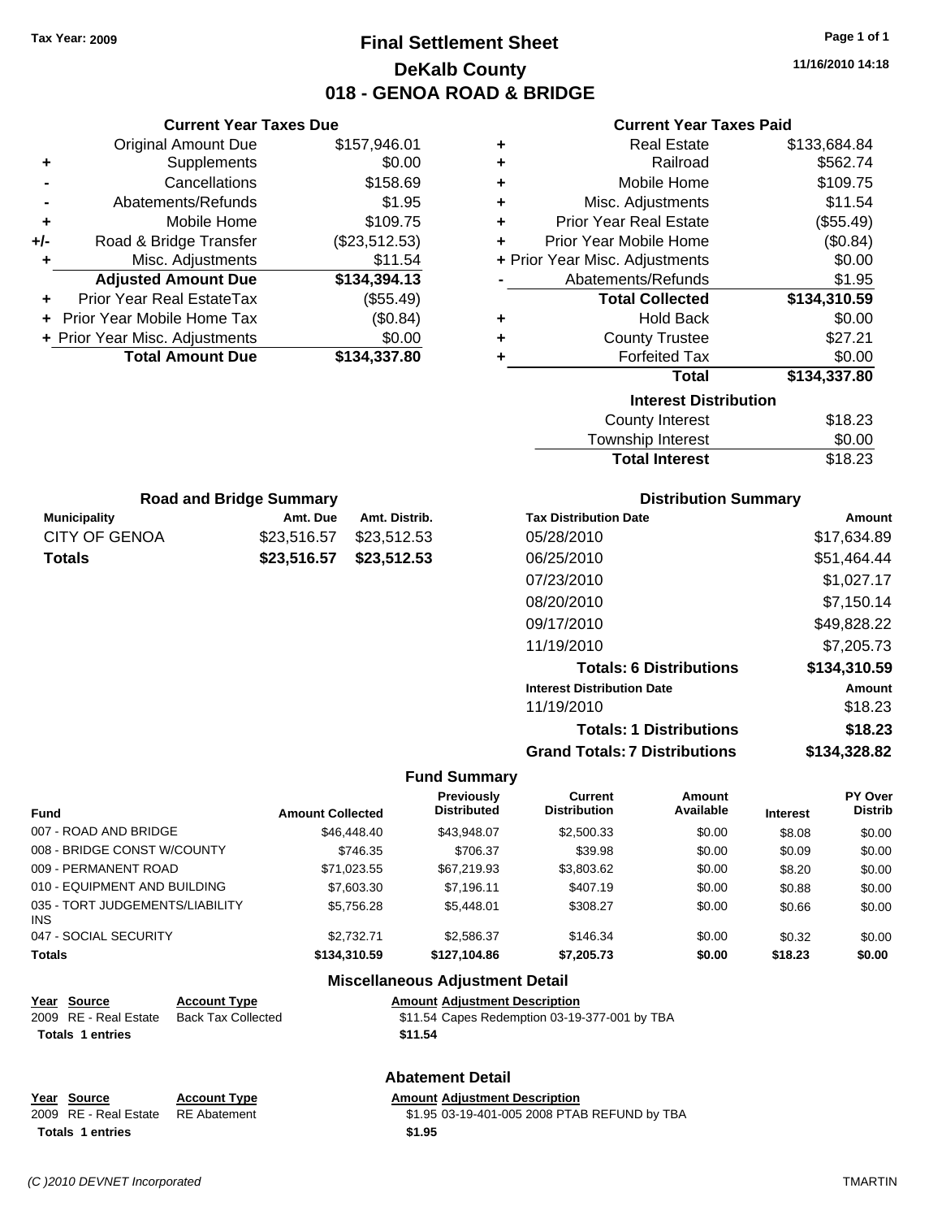Tax Year: 2009

# Final Settlement Sheet
## DeKalb County
## 018 - GENOA ROAD & BRIDGE

11/16/2010 14:18

### Current Year Taxes Due

| | | |
|---|---|---|
| | Original Amount Due | $157,946.01 |
| + | Supplements | $0.00 |
| - | Cancellations | $158.69 |
| - | Abatements/Refunds | $1.95 |
| + | Mobile Home | $109.75 |
| +/- | Road & Bridge Transfer | ($23,512.53) |
| + | Misc. Adjustments | $11.54 |
| | **Adjusted Amount Due** | **$134,394.13** |
| + | Prior Year Real EstateTax | ($55.49) |
| + | Prior Year Mobile Home Tax | ($0.84) |
| + | Prior Year Misc. Adjustments | $0.00 |
| | **Total Amount Due** | **$134,337.80** |

### Current Year Taxes Paid

| | | |
|---|---|---|
| + | Real Estate | $133,684.84 |
| + | Railroad | $562.74 |
| + | Mobile Home | $109.75 |
| + | Misc. Adjustments | $11.54 |
| + | Prior Year Real Estate | ($55.49) |
| + | Prior Year Mobile Home | ($0.84) |
| + | Prior Year Misc. Adjustments | $0.00 |
| - | Abatements/Refunds | $1.95 |
| | **Total Collected** | **$134,310.59** |
| + | Hold Back | $0.00 |
| + | County Trustee | $27.21 |
| + | Forfeited Tax | $0.00 |
| | **Total** | **$134,337.80** |

### Interest Distribution

| | |
|---|---|
| County Interest | $18.23 |
| Township Interest | $0.00 |
| **Total Interest** | **$18.23** |

### Road and Bridge Summary

| Municipality | Amt. Due | Amt. Distrib. |
|---|---|---|
| CITY OF GENOA | $23,516.57 | $23,512.53 |
| **Totals** | **$23,516.57** | **$23,512.53** |

### Distribution Summary

| Tax Distribution Date | Amount |
|---|---|
| 05/28/2010 | $17,634.89 |
| 06/25/2010 | $51,464.44 |
| 07/23/2010 | $1,027.17 |
| 08/20/2010 | $7,150.14 |
| 09/17/2010 | $49,828.22 |
| 11/19/2010 | $7,205.73 |
| **Totals: 6 Distributions** | **$134,310.59** |
| **Interest Distribution Date** | **Amount** |
| 11/19/2010 | $18.23 |
| **Totals: 1 Distributions** | **$18.23** |
| **Grand Totals: 7 Distributions** | **$134,328.82** |

### Fund Summary

| Fund | Amount Collected | Previously Distributed | Current Distribution | Amount Available | Interest | PY Over Distrib |
|---|---|---|---|---|---|---|
| 007 - ROAD AND BRIDGE | $46,448.40 | $43,948.07 | $2,500.33 | $0.00 | $8.08 | $0.00 |
| 008 - BRIDGE CONST W/COUNTY | $746.35 | $706.37 | $39.98 | $0.00 | $0.09 | $0.00 |
| 009 - PERMANENT ROAD | $71,023.55 | $67,219.93 | $3,803.62 | $0.00 | $8.20 | $0.00 |
| 010 - EQUIPMENT AND BUILDING | $7,603.30 | $7,196.11 | $407.19 | $0.00 | $0.88 | $0.00 |
| 035 - TORT JUDGEMENTS/LIABILITY INS | $5,756.28 | $5,448.01 | $308.27 | $0.00 | $0.66 | $0.00 |
| 047 - SOCIAL SECURITY | $2,732.71 | $2,586.37 | $146.34 | $0.00 | $0.32 | $0.00 |
| **Totals** | **$134,310.59** | **$127,104.86** | **$7,205.73** | **$0.00** | **$18.23** | **$0.00** |

### Miscellaneous Adjustment Detail

| Year | Source | Account Type | Amount | Adjustment Description |
|---|---|---|---|---|
| 2009 | RE - Real Estate | Back Tax Collected | $11.54 | Capes Redemption 03-19-377-001 by TBA |
| **Totals** | **1 entries** | | **$11.54** | |

### Abatement Detail

| Year | Source | Account Type | Amount | Adjustment Description |
|---|---|---|---|---|
| 2009 | RE - Real Estate | RE Abatement | $1.95 | 03-19-401-005 2008 PTAB REFUND by TBA |
| **Totals** | **1 entries** | | **$1.95** | |

(C )2010 DEVNET Incorporated TMARTIN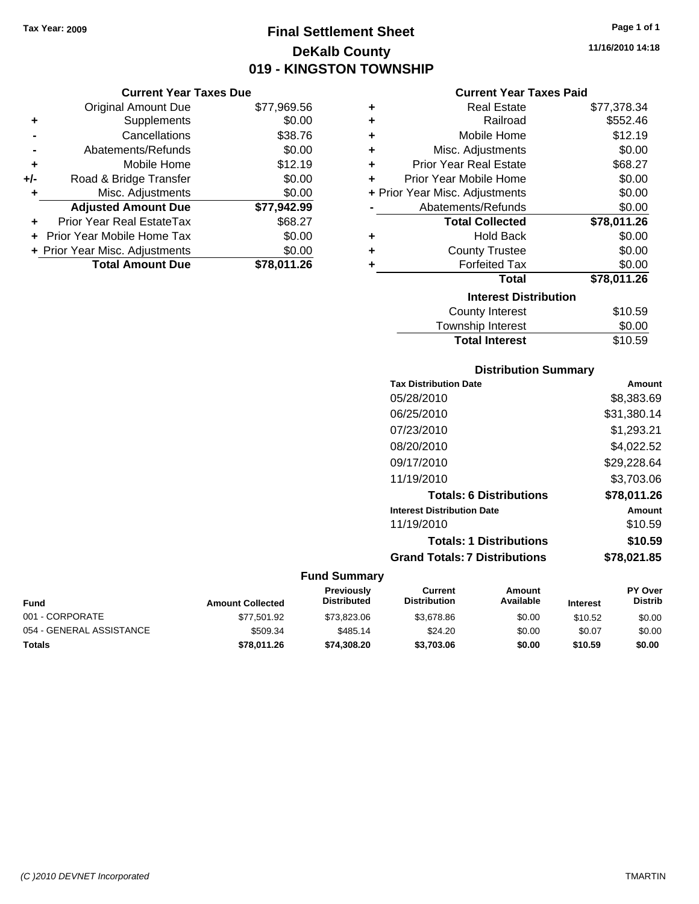Tax Year: 2009

# Final Settlement Sheet
## DeKalb County
## 019 - KINGSTON TOWNSHIP

11/16/2010 14:18

### Current Year Taxes Due

| | | |
|---|---|---|
| | Original Amount Due | $77,969.56 |
| + | Supplements | $0.00 |
| - | Cancellations | $38.76 |
| - | Abatements/Refunds | $0.00 |
| + | Mobile Home | $12.19 |
| +/- | Road & Bridge Transfer | $0.00 |
| + | Misc. Adjustments | $0.00 |
| | **Adjusted Amount Due** | **$77,942.99** |
| + | Prior Year Real EstateTax | $68.27 |
| + | Prior Year Mobile Home Tax | $0.00 |
| + | Prior Year Misc. Adjustments | $0.00 |
| | **Total Amount Due** | **$78,011.26** |

### Current Year Taxes Paid

| | | |
|---|---|---|
| + | Real Estate | $77,378.34 |
| + | Railroad | $552.46 |
| + | Mobile Home | $12.19 |
| + | Misc. Adjustments | $0.00 |
| + | Prior Year Real Estate | $68.27 |
| + | Prior Year Mobile Home | $0.00 |
| + | Prior Year Misc. Adjustments | $0.00 |
| - | Abatements/Refunds | $0.00 |
| | **Total Collected** | **$78,011.26** |
| + | Hold Back | $0.00 |
| + | County Trustee | $0.00 |
| + | Forfeited Tax | $0.00 |
| | **Total** | **$78,011.26** |

### Interest Distribution

| | |
|---|---|
| County Interest | $10.59 |
| Township Interest | $0.00 |
| **Total Interest** | $10.59 |

### Distribution Summary

| Tax Distribution Date | Amount |
|---|---|
| 05/28/2010 | $8,383.69 |
| 06/25/2010 | $31,380.14 |
| 07/23/2010 | $1,293.21 |
| 08/20/2010 | $4,022.52 |
| 09/17/2010 | $29,228.64 |
| 11/19/2010 | $3,703.06 |
| **Totals: 6 Distributions** | **$78,011.26** |
| **Interest Distribution Date** | **Amount** |
| 11/19/2010 | $10.59 |
| **Totals: 1 Distributions** | **$10.59** |
| **Grand Totals: 7 Distributions** | **$78,021.85** |

### Fund Summary

| Fund | Amount Collected | Previously Distributed | Current Distribution | Amount Available | Interest | PY Over Distrib |
|---|---|---|---|---|---|---|
| 001 - CORPORATE | $77,501.92 | $73,823.06 | $3,678.86 | $0.00 | $10.52 | $0.00 |
| 054 - GENERAL ASSISTANCE | $509.34 | $485.14 | $24.20 | $0.00 | $0.07 | $0.00 |
| **Totals** | **$78,011.26** | **$74,308.20** | **$3,703.06** | **$0.00** | **$10.59** | **$0.00** |

(C )2010 DEVNET Incorporated TMARTIN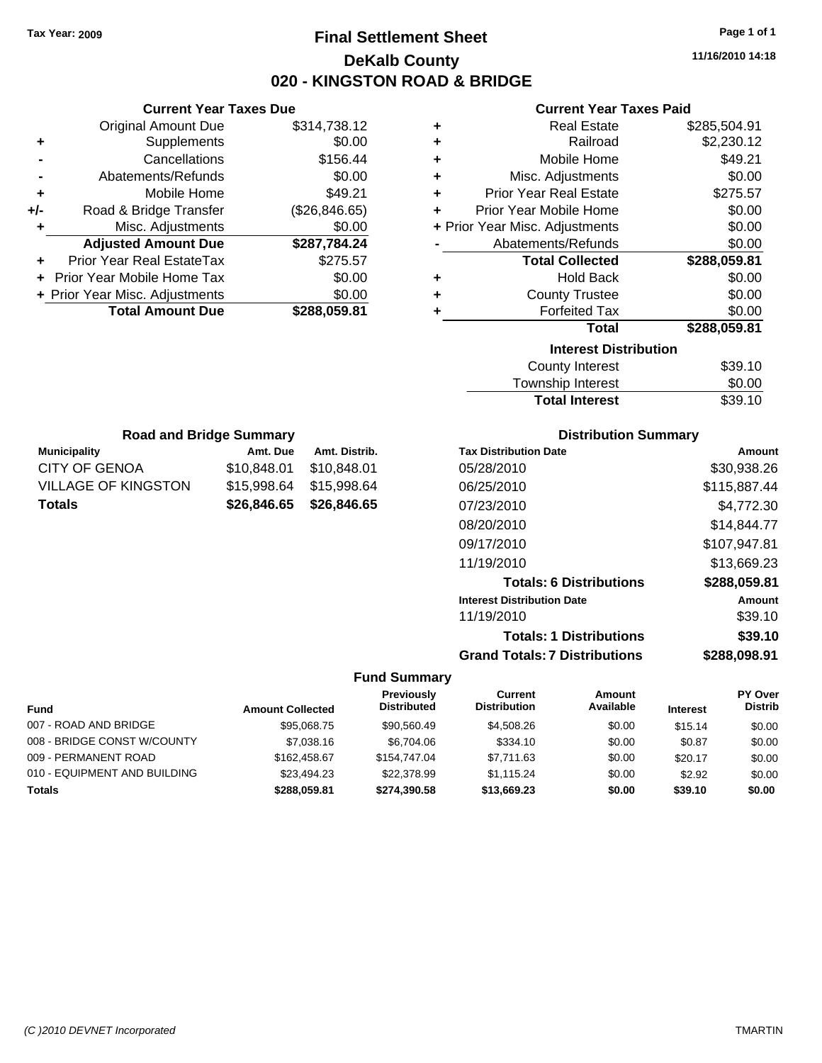Tax Year: 2009

# Final Settlement Sheet

## DeKalb County

## 020 - KINGSTON ROAD & BRIDGE

11/16/2010 14:18

### Current Year Taxes Due

| | | |
|---|---|---|
| | Original Amount Due | $314,738.12 |
| + | Supplements | $0.00 |
| - | Cancellations | $156.44 |
| - | Abatements/Refunds | $0.00 |
| + | Mobile Home | $49.21 |
| +/- | Road & Bridge Transfer | ($26,846.65) |
| + | Misc. Adjustments | $0.00 |
| | **Adjusted Amount Due** | **$287,784.24** |
| + | Prior Year Real EstateTax | $275.57 |
| + | Prior Year Mobile Home Tax | $0.00 |
| + | Prior Year Misc. Adjustments | $0.00 |
| | **Total Amount Due** | **$288,059.81** |

### Current Year Taxes Paid

| | | |
|---|---|---|
| + | Real Estate | $285,504.91 |
| + | Railroad | $2,230.12 |
| + | Mobile Home | $49.21 |
| + | Misc. Adjustments | $0.00 |
| + | Prior Year Real Estate | $275.57 |
| + | Prior Year Mobile Home | $0.00 |
| + | Prior Year Misc. Adjustments | $0.00 |
| - | Abatements/Refunds | $0.00 |
| | **Total Collected** | **$288,059.81** |
| + | Hold Back | $0.00 |
| + | County Trustee | $0.00 |
| + | Forfeited Tax | $0.00 |
| | **Total** | **$288,059.81** |

### Interest Distribution

| | |
|---|---|
| County Interest | $39.10 |
| Township Interest | $0.00 |
| **Total Interest** | $39.10 |

### Road and Bridge Summary

| Municipality | Amt. Due | Amt. Distrib. |
|---|---|---|
| CITY OF GENOA | $10,848.01 | $10,848.01 |
| VILLAGE OF KINGSTON | $15,998.64 | $15,998.64 |
| **Totals** | **$26,846.65** | **$26,846.65** |

### Distribution Summary

| Tax Distribution Date | Amount |
|---|---|
| 05/28/2010 | $30,938.26 |
| 06/25/2010 | $115,887.44 |
| 07/23/2010 | $4,772.30 |
| 08/20/2010 | $14,844.77 |
| 09/17/2010 | $107,947.81 |
| 11/19/2010 | $13,669.23 |
| **Totals: 6 Distributions** | **$288,059.81** |
| **Interest Distribution Date** | **Amount** |
| 11/19/2010 | $39.10 |
| **Totals: 1 Distributions** | **$39.10** |
| **Grand Totals: 7 Distributions** | **$288,098.91** |

### Fund Summary

| Fund | Amount Collected | Previously Distributed | Current Distribution | Amount Available | Interest | PY Over Distrib |
|---|---|---|---|---|---|---|
| 007 - ROAD AND BRIDGE | $95,068.75 | $90,560.49 | $4,508.26 | $0.00 | $15.14 | $0.00 |
| 008 - BRIDGE CONST W/COUNTY | $7,038.16 | $6,704.06 | $334.10 | $0.00 | $0.87 | $0.00 |
| 009 - PERMANENT ROAD | $162,458.67 | $154,747.04 | $7,711.63 | $0.00 | $20.17 | $0.00 |
| 010 - EQUIPMENT AND BUILDING | $23,494.23 | $22,378.99 | $1,115.24 | $0.00 | $2.92 | $0.00 |
| **Totals** | **$288,059.81** | **$274,390.58** | **$13,669.23** | **$0.00** | **$39.10** | **$0.00** |

(C )2010 DEVNET Incorporated TMARTIN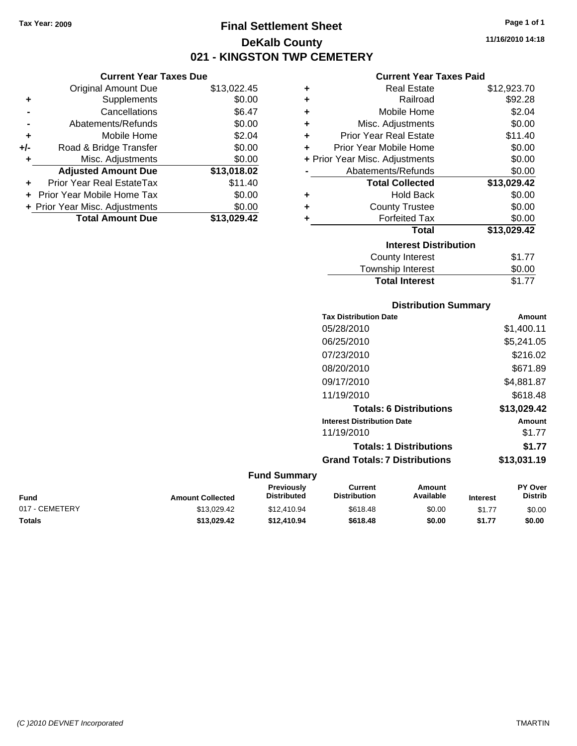Tax Year: 2009

# Final Settlement Sheet

## DeKalb County

## 021 - KINGSTON TWP CEMETERY

11/16/2010 14:18

### Current Year Taxes Due

| | | |
|---|---|---|
| | Original Amount Due | $13,022.45 |
| + | Supplements | $0.00 |
| - | Cancellations | $6.47 |
| - | Abatements/Refunds | $0.00 |
| + | Mobile Home | $2.04 |
| +/- | Road & Bridge Transfer | $0.00 |
| + | Misc. Adjustments | $0.00 |
| | **Adjusted Amount Due** | **$13,018.02** |
| + | Prior Year Real EstateTax | $11.40 |
| + | Prior Year Mobile Home Tax | $0.00 |
| + | Prior Year Misc. Adjustments | $0.00 |
| | **Total Amount Due** | **$13,029.42** |

### Current Year Taxes Paid

| | | |
|---|---|---|
| + | Real Estate | $12,923.70 |
| + | Railroad | $92.28 |
| + | Mobile Home | $2.04 |
| + | Misc. Adjustments | $0.00 |
| + | Prior Year Real Estate | $11.40 |
| + | Prior Year Mobile Home | $0.00 |
| + | Prior Year Misc. Adjustments | $0.00 |
| - | Abatements/Refunds | $0.00 |
| | **Total Collected** | **$13,029.42** |
| + | Hold Back | $0.00 |
| + | County Trustee | $0.00 |
| + | Forfeited Tax | $0.00 |
| | **Total** | **$13,029.42** |

### Interest Distribution

| | |
|---|---|
| County Interest | $1.77 |
| Township Interest | $0.00 |
| **Total Interest** | $1.77 |

### Distribution Summary

| Tax Distribution Date | Amount |
|---|---|
| 05/28/2010 | $1,400.11 |
| 06/25/2010 | $5,241.05 |
| 07/23/2010 | $216.02 |
| 08/20/2010 | $671.89 |
| 09/17/2010 | $4,881.87 |
| 11/19/2010 | $618.48 |
| **Totals: 6 Distributions** | **$13,029.42** |

| Interest Distribution Date | Amount |
|---|---|
| 11/19/2010 | $1.77 |
| **Totals: 1 Distributions** | **$1.77** |
| **Grand Totals: 7 Distributions** | **$13,031.19** |

### Fund Summary

| Fund | Amount Collected | Previously Distributed | Current Distribution | Amount Available | Interest | PY Over Distrib |
|---|---|---|---|---|---|---|
| 017 - CEMETERY | $13,029.42 | $12,410.94 | $618.48 | $0.00 | $1.77 | $0.00 |
| **Totals** | **$13,029.42** | **$12,410.94** | **$618.48** | **$0.00** | **$1.77** | **$0.00** |

(C )2010 DEVNET Incorporated TMARTIN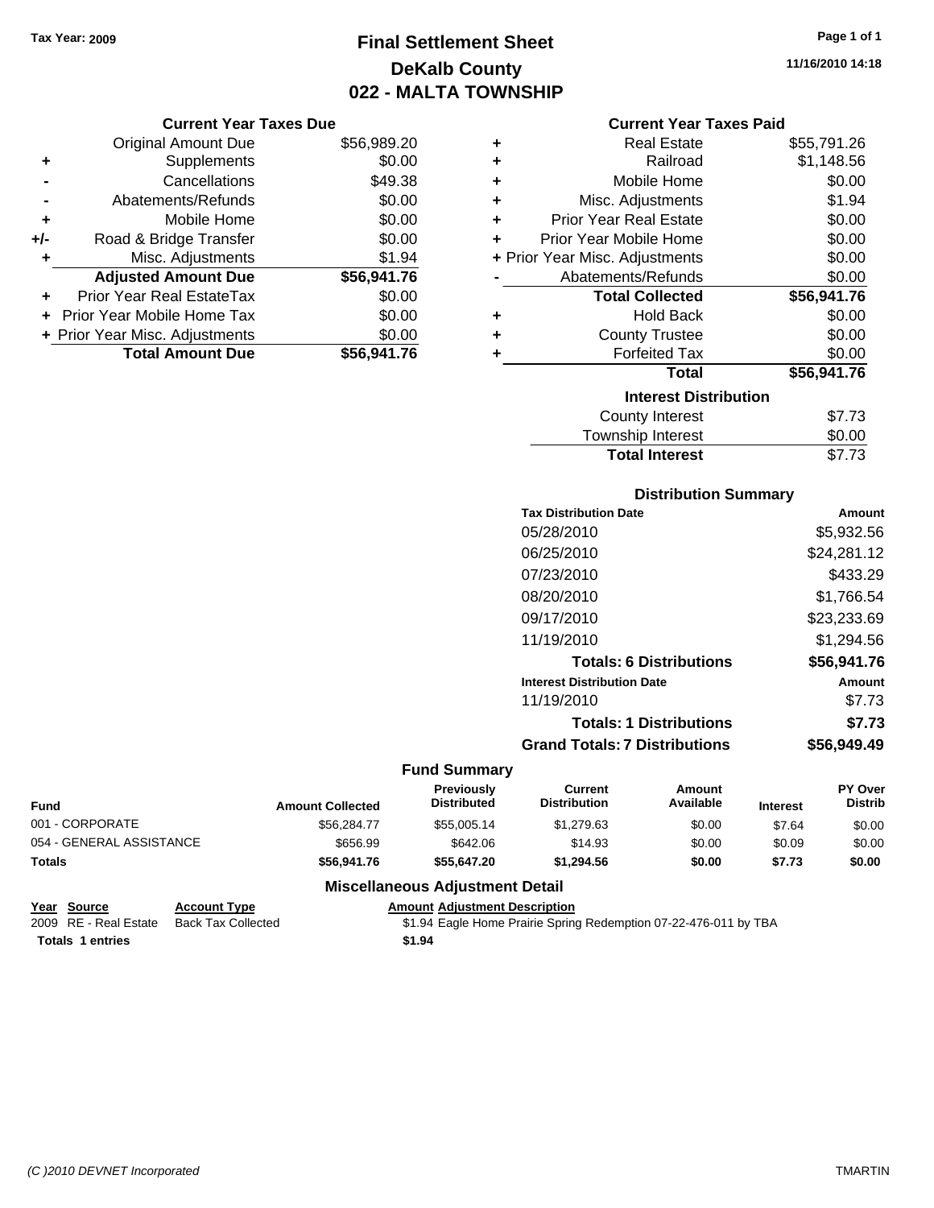Tax Year: 2009

# Final Settlement Sheet
## DeKalb County
## 022 - MALTA TOWNSHIP

11/16/2010 14:18

### Current Year Taxes Due

| | | |
|---|---|---|
| | Original Amount Due | $56,989.20 |
| + | Supplements | $0.00 |
| - | Cancellations | $49.38 |
| - | Abatements/Refunds | $0.00 |
| + | Mobile Home | $0.00 |
| +/- | Road & Bridge Transfer | $0.00 |
| + | Misc. Adjustments | $1.94 |
| | **Adjusted Amount Due** | **$56,941.76** |
| + | Prior Year Real EstateTax | $0.00 |
| + | Prior Year Mobile Home Tax | $0.00 |
| + | Prior Year Misc. Adjustments | $0.00 |
| | **Total Amount Due** | **$56,941.76** |

### Current Year Taxes Paid

| | | |
|---|---|---|
| + | Real Estate | $55,791.26 |
| + | Railroad | $1,148.56 |
| + | Mobile Home | $0.00 |
| + | Misc. Adjustments | $1.94 |
| + | Prior Year Real Estate | $0.00 |
| + | Prior Year Mobile Home | $0.00 |
| + | Prior Year Misc. Adjustments | $0.00 |
| - | Abatements/Refunds | $0.00 |
| | **Total Collected** | **$56,941.76** |
| + | Hold Back | $0.00 |
| + | County Trustee | $0.00 |
| + | Forfeited Tax | $0.00 |
| | **Total** | **$56,941.76** |

### Interest Distribution

| | |
|---|---|
| County Interest | $7.73 |
| Township Interest | $0.00 |
| **Total Interest** | $7.73 |

### Distribution Summary

| Tax Distribution Date | Amount |
|---|---|
| 05/28/2010 | $5,932.56 |
| 06/25/2010 | $24,281.12 |
| 07/23/2010 | $433.29 |
| 08/20/2010 | $1,766.54 |
| 09/17/2010 | $23,233.69 |
| 11/19/2010 | $1,294.56 |
| **Totals: 6 Distributions** | **$56,941.76** |
| **Interest Distribution Date** | **Amount** |
| 11/19/2010 | $7.73 |
| **Totals: 1 Distributions** | **$7.73** |
| **Grand Totals: 7 Distributions** | **$56,949.49** |

### Fund Summary

| Fund | Amount Collected | Previously Distributed | Current Distribution | Amount Available | Interest | PY Over Distrib |
|---|---|---|---|---|---|---|
| 001 - CORPORATE | $56,284.77 | $55,005.14 | $1,279.63 | $0.00 | $7.64 | $0.00 |
| 054 - GENERAL ASSISTANCE | $656.99 | $642.06 | $14.93 | $0.00 | $0.09 | $0.00 |
| **Totals** | **$56,941.76** | **$55,647.20** | **$1,294.56** | **$0.00** | **$7.73** | **$0.00** |

### Miscellaneous Adjustment Detail

| Year | Source | Account Type | Amount | Adjustment Description |
|---|---|---|---|---|
| 2009 | RE - Real Estate | Back Tax Collected | $1.94 | Eagle Home Prairie Spring Redemption 07-22-476-011 by TBA |
| **Totals** | **1 entries** | | **$1.94** | |

(C )2010 DEVNET Incorporated TMARTIN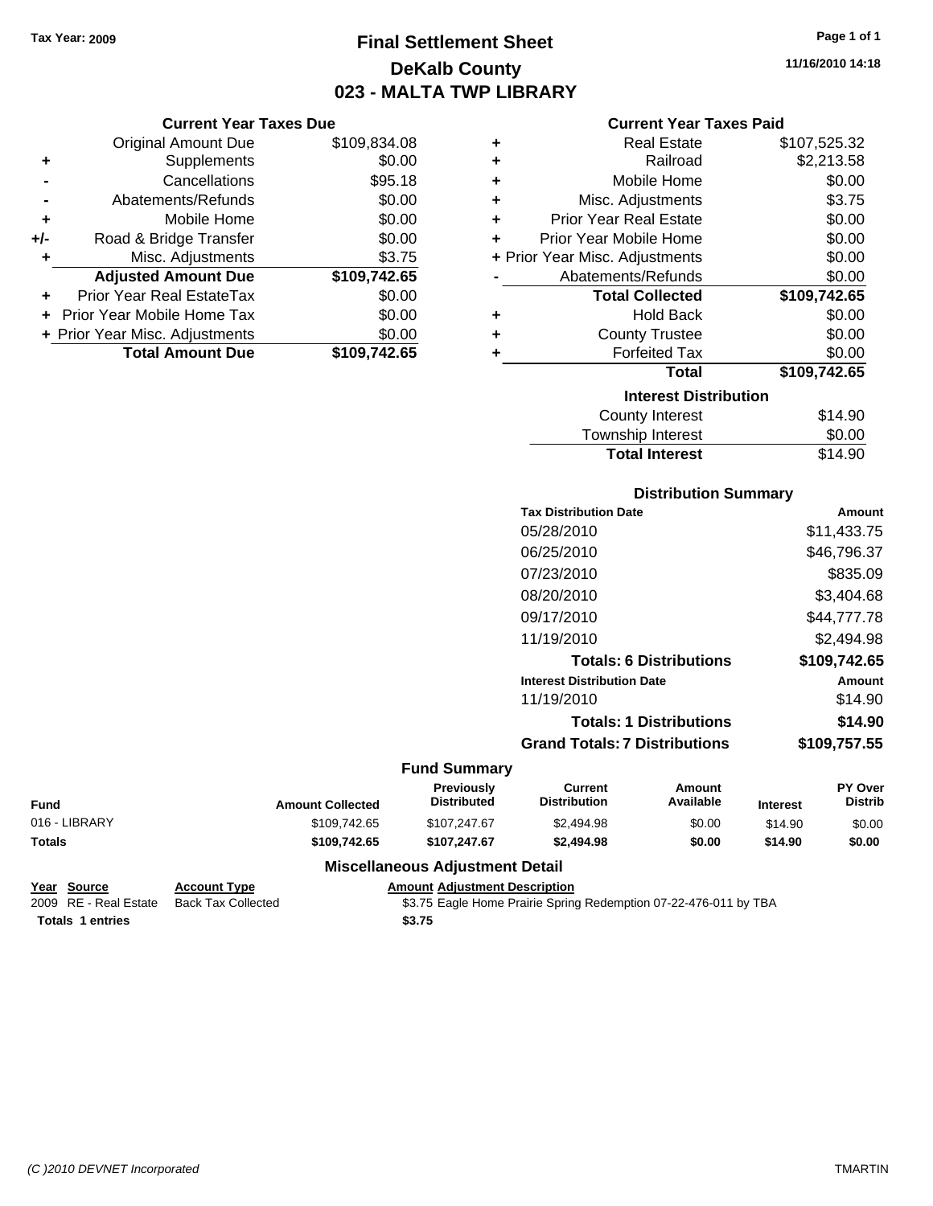Tax Year: 2009

# Final Settlement Sheet
## DeKalb County
## 023 - MALTA TWP LIBRARY

11/16/2010 14:18

### Current Year Taxes Due

| | | |
|---|---|---|
| | Original Amount Due | $109,834.08 |
| + | Supplements | $0.00 |
| - | Cancellations | $95.18 |
| - | Abatements/Refunds | $0.00 |
| + | Mobile Home | $0.00 |
| +/- | Road & Bridge Transfer | $0.00 |
| + | Misc. Adjustments | $3.75 |
| | **Adjusted Amount Due** | **$109,742.65** |
| + | Prior Year Real EstateTax | $0.00 |
| + | Prior Year Mobile Home Tax | $0.00 |
| + | Prior Year Misc. Adjustments | $0.00 |
| | **Total Amount Due** | **$109,742.65** |

### Current Year Taxes Paid

| | | |
|---|---|---|
| + | Real Estate | $107,525.32 |
| + | Railroad | $2,213.58 |
| + | Mobile Home | $0.00 |
| + | Misc. Adjustments | $3.75 |
| + | Prior Year Real Estate | $0.00 |
| + | Prior Year Mobile Home | $0.00 |
| + | Prior Year Misc. Adjustments | $0.00 |
| - | Abatements/Refunds | $0.00 |
| | **Total Collected** | **$109,742.65** |
| + | Hold Back | $0.00 |
| + | County Trustee | $0.00 |
| + | Forfeited Tax | $0.00 |
| | **Total** | **$109,742.65** |

### Interest Distribution

| | |
|---|---|
| County Interest | $14.90 |
| Township Interest | $0.00 |
| **Total Interest** | $14.90 |

### Distribution Summary

| Tax Distribution Date | Amount |
|---|---|
| 05/28/2010 | $11,433.75 |
| 06/25/2010 | $46,796.37 |
| 07/23/2010 | $835.09 |
| 08/20/2010 | $3,404.68 |
| 09/17/2010 | $44,777.78 |
| 11/19/2010 | $2,494.98 |
| **Totals: 6 Distributions** | **$109,742.65** |
| **Interest Distribution Date** | **Amount** |
| 11/19/2010 | $14.90 |
| **Totals: 1 Distributions** | **$14.90** |
| **Grand Totals: 7 Distributions** | **$109,757.55** |

### Fund Summary

| Fund | Amount Collected | Previously Distributed | Current Distribution | Amount Available | Interest | PY Over Distrib |
|---|---|---|---|---|---|---|
| 016 - LIBRARY | $109,742.65 | $107,247.67 | $2,494.98 | $0.00 | $14.90 | $0.00 |
| **Totals** | **$109,742.65** | **$107,247.67** | **$2,494.98** | **$0.00** | **$14.90** | **$0.00** |

### Miscellaneous Adjustment Detail

| Year | Source | Account Type | Amount | Adjustment Description |
|---|---|---|---|---|
| 2009 | RE - Real Estate | Back Tax Collected | $3.75 | Eagle Home Prairie Spring Redemption 07-22-476-011 by TBA |
| **Totals 1 entries** | | | **$3.75** | |

(C )2010 DEVNET Incorporated TMARTIN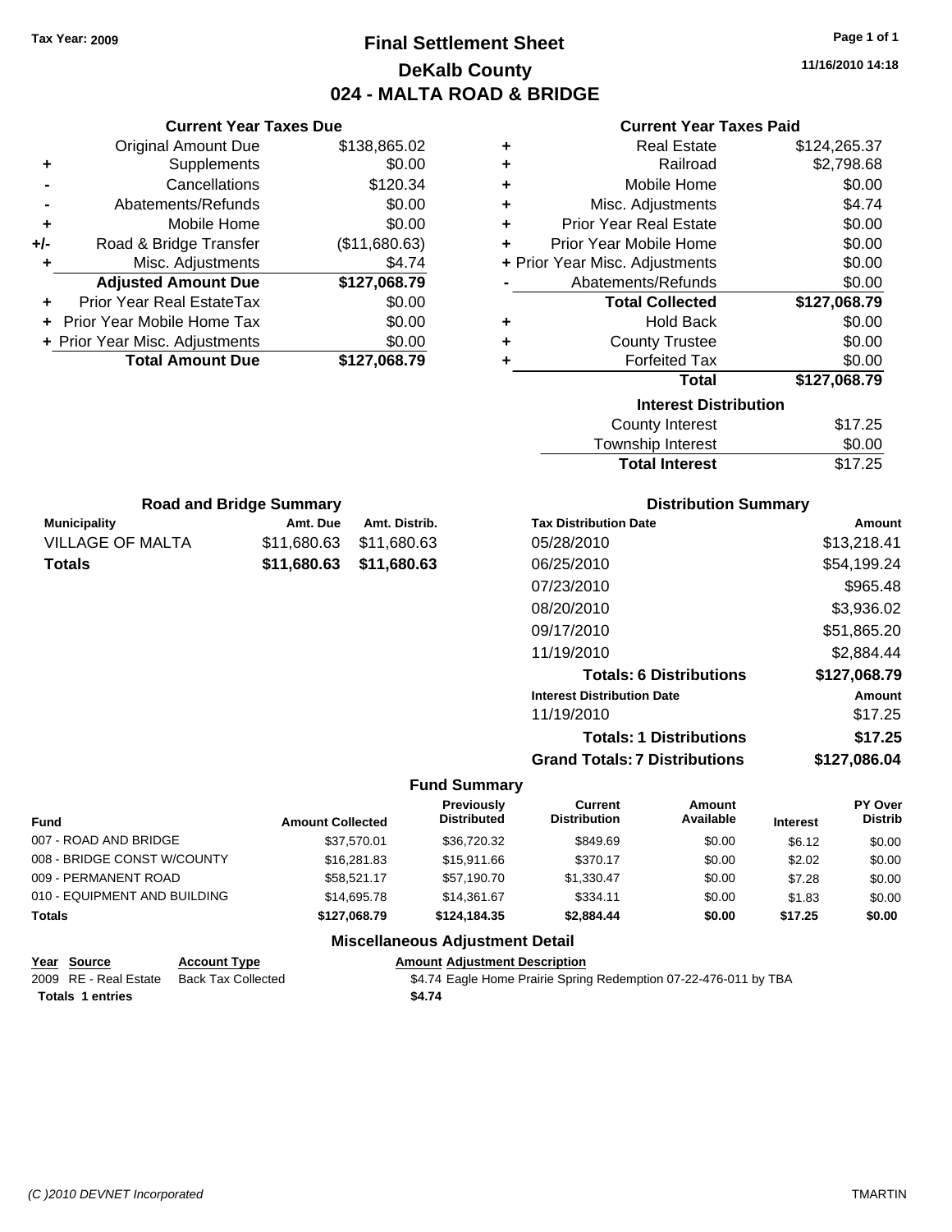Tax Year: 2009

# Final Settlement Sheet
## DeKalb County
## 024 - MALTA ROAD & BRIDGE

11/16/2010 14:18

### Current Year Taxes Due

| | | |
|---|---|---|
| | Original Amount Due | $138,865.02 |
| + | Supplements | $0.00 |
| - | Cancellations | $120.34 |
| - | Abatements/Refunds | $0.00 |
| + | Mobile Home | $0.00 |
| +/- | Road & Bridge Transfer | ($11,680.63) |
| + | Misc. Adjustments | $4.74 |
| | **Adjusted Amount Due** | **$127,068.79** |
| + | Prior Year Real EstateTax | $0.00 |
| + | Prior Year Mobile Home Tax | $0.00 |
| + | Prior Year Misc. Adjustments | $0.00 |
| | **Total Amount Due** | **$127,068.79** |

### Current Year Taxes Paid

| | | |
|---|---|---|
| + | Real Estate | $124,265.37 |
| + | Railroad | $2,798.68 |
| + | Mobile Home | $0.00 |
| + | Misc. Adjustments | $4.74 |
| + | Prior Year Real Estate | $0.00 |
| + | Prior Year Mobile Home | $0.00 |
| + | Prior Year Misc. Adjustments | $0.00 |
| - | Abatements/Refunds | $0.00 |
| | **Total Collected** | **$127,068.79** |
| + | Hold Back | $0.00 |
| + | County Trustee | $0.00 |
| + | Forfeited Tax | $0.00 |
| | **Total** | **$127,068.79** |

### Interest Distribution

| | |
|---|---|
| County Interest | $17.25 |
| Township Interest | $0.00 |
| **Total Interest** | $17.25 |

### Road and Bridge Summary

| Municipality | Amt. Due | Amt. Distrib. |
|---|---|---|
| VILLAGE OF MALTA | $11,680.63 | $11,680.63 |
| **Totals** | **$11,680.63** | **$11,680.63** |

### Distribution Summary

| Tax Distribution Date | Amount |
|---|---|
| 05/28/2010 | $13,218.41 |
| 06/25/2010 | $54,199.24 |
| 07/23/2010 | $965.48 |
| 08/20/2010 | $3,936.02 |
| 09/17/2010 | $51,865.20 |
| 11/19/2010 | $2,884.44 |
| **Totals: 6 Distributions** | **$127,068.79** |
| **Interest Distribution Date** | **Amount** |
| 11/19/2010 | $17.25 |
| **Totals: 1 Distributions** | **$17.25** |
| **Grand Totals: 7 Distributions** | **$127,086.04** |

### Fund Summary

| Fund | Amount Collected | Previously Distributed | Current Distribution | Amount Available | Interest | PY Over Distrib |
|---|---|---|---|---|---|---|
| 007 - ROAD AND BRIDGE | $37,570.01 | $36,720.32 | $849.69 | $0.00 | $6.12 | $0.00 |
| 008 - BRIDGE CONST W/COUNTY | $16,281.83 | $15,911.66 | $370.17 | $0.00 | $2.02 | $0.00 |
| 009 - PERMANENT ROAD | $58,521.17 | $57,190.70 | $1,330.47 | $0.00 | $7.28 | $0.00 |
| 010 - EQUIPMENT AND BUILDING | $14,695.78 | $14,361.67 | $334.11 | $0.00 | $1.83 | $0.00 |
| **Totals** | **$127,068.79** | **$124,184.35** | **$2,884.44** | **$0.00** | **$17.25** | **$0.00** |

### Miscellaneous Adjustment Detail

| Year | Source | Account Type | Amount | Adjustment Description |
|---|---|---|---|---|
| 2009 | RE - Real Estate | Back Tax Collected | $4.74 | Eagle Home Prairie Spring Redemption 07-22-476-011 by TBA |
| **Totals 1 entries** | | | **$4.74** | |

(C )2010 DEVNET Incorporated TMARTIN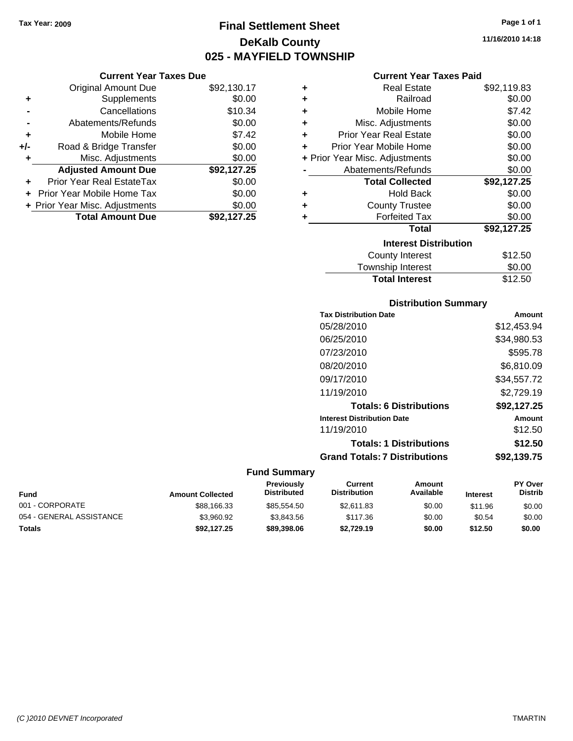Tax Year: 2009

# Final Settlement Sheet
## DeKalb County
## 025 - MAYFIELD TOWNSHIP

11/16/2010 14:18

### Current Year Taxes Due

| | | |
|---|---|---|
| | Original Amount Due | $92,130.17 |
| + | Supplements | $0.00 |
| - | Cancellations | $10.34 |
| - | Abatements/Refunds | $0.00 |
| + | Mobile Home | $7.42 |
| +/- | Road & Bridge Transfer | $0.00 |
| + | Misc. Adjustments | $0.00 |
| | **Adjusted Amount Due** | **$92,127.25** |
| + | Prior Year Real EstateTax | $0.00 |
| + | Prior Year Mobile Home Tax | $0.00 |
| + | Prior Year Misc. Adjustments | $0.00 |
| | **Total Amount Due** | **$92,127.25** |

### Current Year Taxes Paid

| | | |
|---|---|---|
| + | Real Estate | $92,119.83 |
| + | Railroad | $0.00 |
| + | Mobile Home | $7.42 |
| + | Misc. Adjustments | $0.00 |
| + | Prior Year Real Estate | $0.00 |
| + | Prior Year Mobile Home | $0.00 |
| + | Prior Year Misc. Adjustments | $0.00 |
| - | Abatements/Refunds | $0.00 |
| | **Total Collected** | **$92,127.25** |
| + | Hold Back | $0.00 |
| + | County Trustee | $0.00 |
| + | Forfeited Tax | $0.00 |
| | **Total** | **$92,127.25** |

### Interest Distribution

| | |
|---|---|
| County Interest | $12.50 |
| Township Interest | $0.00 |
| **Total Interest** | $12.50 |

### Distribution Summary

| Tax Distribution Date | Amount |
|---|---|
| 05/28/2010 | $12,453.94 |
| 06/25/2010 | $34,980.53 |
| 07/23/2010 | $595.78 |
| 08/20/2010 | $6,810.09 |
| 09/17/2010 | $34,557.72 |
| 11/19/2010 | $2,729.19 |
| **Totals: 6 Distributions** | **$92,127.25** |
| **Interest Distribution Date** | **Amount** |
| 11/19/2010 | $12.50 |
| **Totals: 1 Distributions** | **$12.50** |
| **Grand Totals: 7 Distributions** | **$92,139.75** |

### Fund Summary

| Fund | Amount Collected | Previously Distributed | Current Distribution | Amount Available | Interest | PY Over Distrib |
|---|---|---|---|---|---|---|
| 001 - CORPORATE | $88,166.33 | $85,554.50 | $2,611.83 | $0.00 | $11.96 | $0.00 |
| 054 - GENERAL ASSISTANCE | $3,960.92 | $3,843.56 | $117.36 | $0.00 | $0.54 | $0.00 |
| **Totals** | **$92,127.25** | **$89,398.06** | **$2,729.19** | **$0.00** | **$12.50** | **$0.00** |

(C )2010 DEVNET Incorporated TMARTIN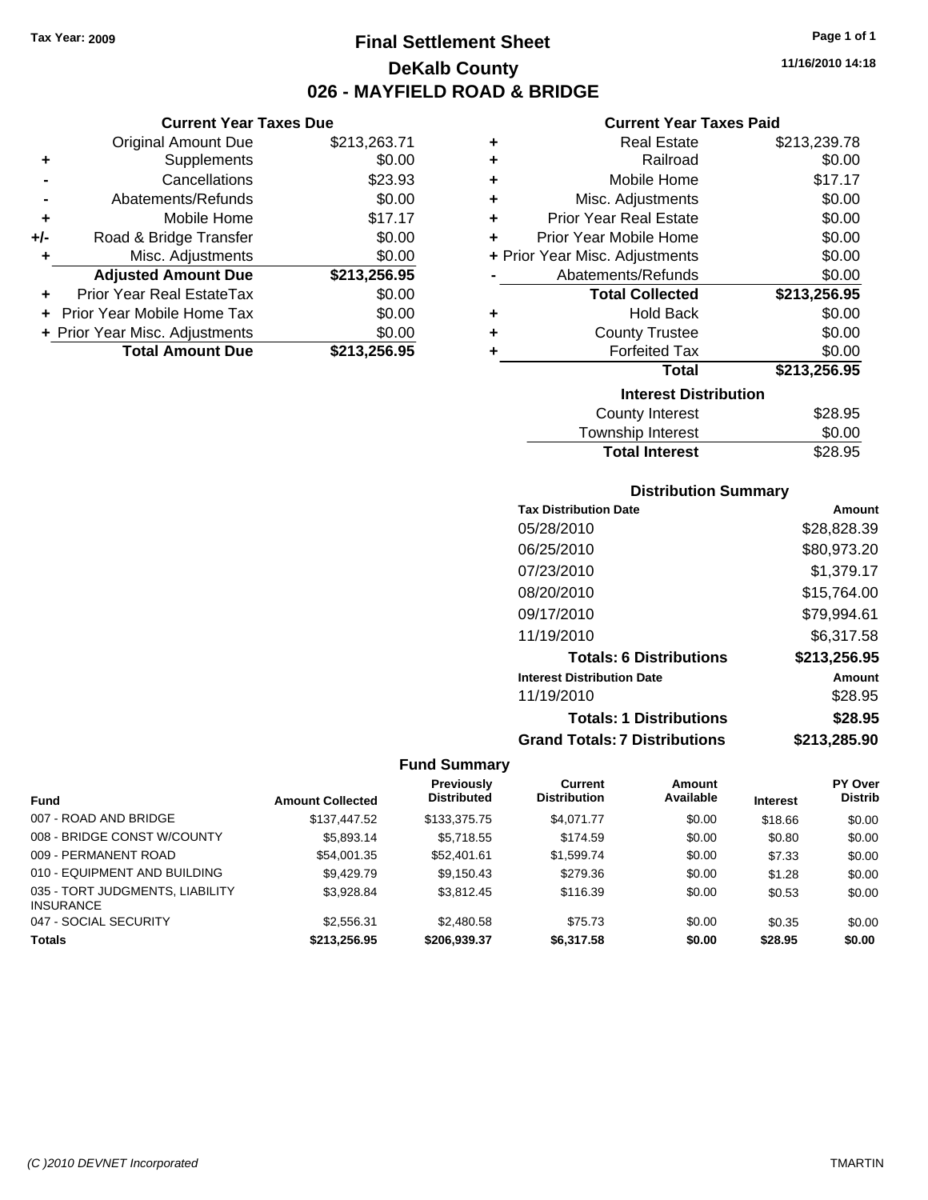Tax Year: 2009

# Final Settlement Sheet
## DeKalb County
## 026 - MAYFIELD ROAD & BRIDGE

11/16/2010 14:18

### Current Year Taxes Due

| | | |
|---|---|---|
| | Original Amount Due | $213,263.71 |
| + | Supplements | $0.00 |
| - | Cancellations | $23.93 |
| - | Abatements/Refunds | $0.00 |
| + | Mobile Home | $17.17 |
| +/- | Road & Bridge Transfer | $0.00 |
| + | Misc. Adjustments | $0.00 |
| | **Adjusted Amount Due** | **$213,256.95** |
| + | Prior Year Real EstateTax | $0.00 |
| + | Prior Year Mobile Home Tax | $0.00 |
| + | Prior Year Misc. Adjustments | $0.00 |
| | **Total Amount Due** | **$213,256.95** |

### Current Year Taxes Paid

| | | |
|---|---|---|
| + | Real Estate | $213,239.78 |
| + | Railroad | $0.00 |
| + | Mobile Home | $17.17 |
| + | Misc. Adjustments | $0.00 |
| + | Prior Year Real Estate | $0.00 |
| + | Prior Year Mobile Home | $0.00 |
| + | Prior Year Misc. Adjustments | $0.00 |
| - | Abatements/Refunds | $0.00 |
| | **Total Collected** | **$213,256.95** |
| + | Hold Back | $0.00 |
| + | County Trustee | $0.00 |
| + | Forfeited Tax | $0.00 |
| | **Total** | **$213,256.95** |

### Interest Distribution

| | |
|---|---|
| County Interest | $28.95 |
| Township Interest | $0.00 |
| **Total Interest** | $28.95 |

### Distribution Summary

| Tax Distribution Date | Amount |
|---|---|
| 05/28/2010 | $28,828.39 |
| 06/25/2010 | $80,973.20 |
| 07/23/2010 | $1,379.17 |
| 08/20/2010 | $15,764.00 |
| 09/17/2010 | $79,994.61 |
| 11/19/2010 | $6,317.58 |
| **Totals: 6 Distributions** | **$213,256.95** |
| **Interest Distribution Date** | **Amount** |
| 11/19/2010 | $28.95 |
| **Totals: 1 Distributions** | **$28.95** |
| **Grand Totals: 7 Distributions** | **$213,285.90** |

### Fund Summary

| Fund | Amount Collected | Previously Distributed | Current Distribution | Amount Available | Interest | PY Over Distrib |
|---|---|---|---|---|---|---|
| 007 - ROAD AND BRIDGE | $137,447.52 | $133,375.75 | $4,071.77 | $0.00 | $18.66 | $0.00 |
| 008 - BRIDGE CONST W/COUNTY | $5,893.14 | $5,718.55 | $174.59 | $0.00 | $0.80 | $0.00 |
| 009 - PERMANENT ROAD | $54,001.35 | $52,401.61 | $1,599.74 | $0.00 | $7.33 | $0.00 |
| 010 - EQUIPMENT AND BUILDING | $9,429.79 | $9,150.43 | $279.36 | $0.00 | $1.28 | $0.00 |
| 035 - TORT JUDGMENTS, LIABILITY INSURANCE | $3,928.84 | $3,812.45 | $116.39 | $0.00 | $0.53 | $0.00 |
| 047 - SOCIAL SECURITY | $2,556.31 | $2,480.58 | $75.73 | $0.00 | $0.35 | $0.00 |
| **Totals** | **$213,256.95** | **$206,939.37** | **$6,317.58** | **$0.00** | **$28.95** | **$0.00** |

(C )2010 DEVNET Incorporated TMARTIN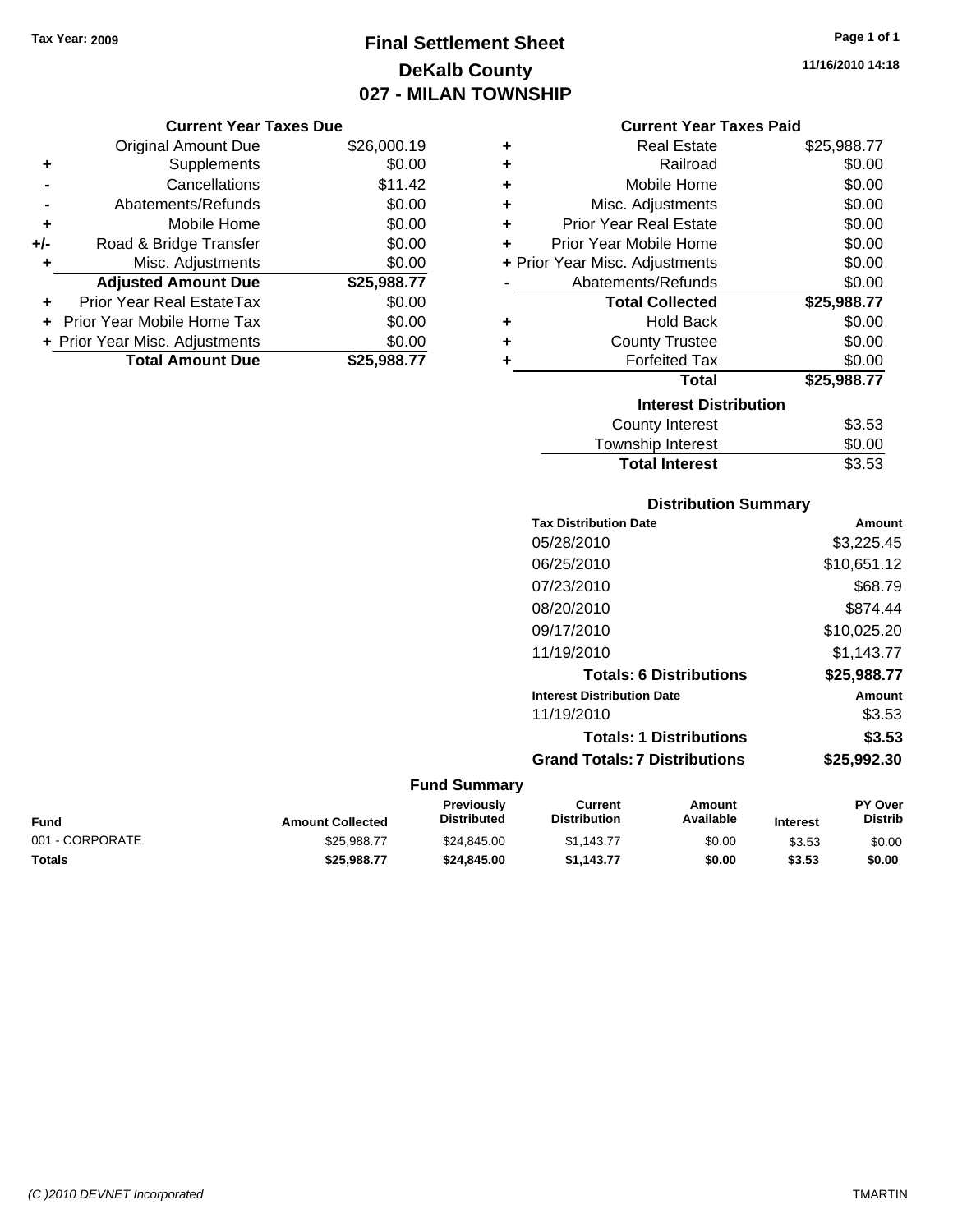Tax Year: 2009

# Final Settlement Sheet
## DeKalb County
## 027 - MILAN TOWNSHIP

11/16/2010 14:18

### Current Year Taxes Due

| | | |
|---|---|---|
| | Original Amount Due | $26,000.19 |
| + | Supplements | $0.00 |
| - | Cancellations | $11.42 |
| - | Abatements/Refunds | $0.00 |
| + | Mobile Home | $0.00 |
| +/- | Road & Bridge Transfer | $0.00 |
| + | Misc. Adjustments | $0.00 |
| | **Adjusted Amount Due** | **$25,988.77** |
| + | Prior Year Real EstateTax | $0.00 |
| + | Prior Year Mobile Home Tax | $0.00 |
| + | Prior Year Misc. Adjustments | $0.00 |
| | **Total Amount Due** | **$25,988.77** |

### Current Year Taxes Paid

| | | |
|---|---|---|
| + | Real Estate | $25,988.77 |
| + | Railroad | $0.00 |
| + | Mobile Home | $0.00 |
| + | Misc. Adjustments | $0.00 |
| + | Prior Year Real Estate | $0.00 |
| + | Prior Year Mobile Home | $0.00 |
| + | Prior Year Misc. Adjustments | $0.00 |
| - | Abatements/Refunds | $0.00 |
| | **Total Collected** | **$25,988.77** |
| + | Hold Back | $0.00 |
| + | County Trustee | $0.00 |
| + | Forfeited Tax | $0.00 |
| | **Total** | **$25,988.77** |

### Interest Distribution

| | |
|---|---|
| County Interest | $3.53 |
| Township Interest | $0.00 |
| **Total Interest** | $3.53 |

### Distribution Summary

| Tax Distribution Date | Amount |
|---|---|
| 05/28/2010 | $3,225.45 |
| 06/25/2010 | $10,651.12 |
| 07/23/2010 | $68.79 |
| 08/20/2010 | $874.44 |
| 09/17/2010 | $10,025.20 |
| 11/19/2010 | $1,143.77 |
| **Totals: 6 Distributions** | **$25,988.77** |
| **Interest Distribution Date** | **Amount** |
| 11/19/2010 | $3.53 |
| **Totals: 1 Distributions** | **$3.53** |
| **Grand Totals: 7 Distributions** | **$25,992.30** |

### Fund Summary

| Fund | Amount Collected | Previously Distributed | Current Distribution | Amount Available | Interest | PY Over Distrib |
|---|---|---|---|---|---|---|
| 001 - CORPORATE | $25,988.77 | $24,845.00 | $1,143.77 | $0.00 | $3.53 | $0.00 |
| **Totals** | **$25,988.77** | **$24,845.00** | **$1,143.77** | **$0.00** | **$3.53** | **$0.00** |

(C )2010 DEVNET Incorporated TMARTIN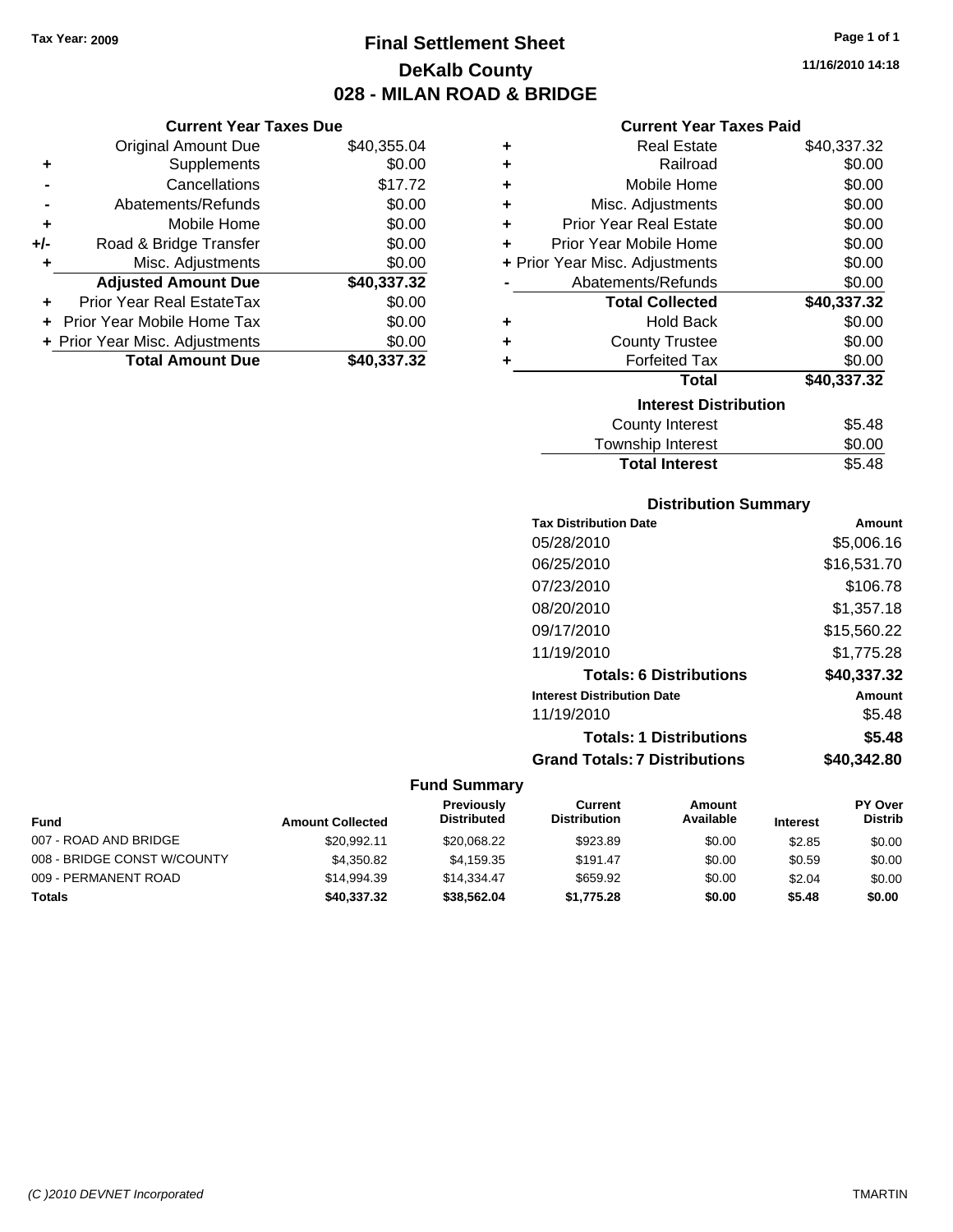Tax Year: 2009

# Final Settlement Sheet

## DeKalb County

## 028 - MILAN ROAD & BRIDGE

11/16/2010 14:18

### Current Year Taxes Due

| | | |
|---|---|---|
| | Original Amount Due | $40,355.04 |
| + | Supplements | $0.00 |
| - | Cancellations | $17.72 |
| - | Abatements/Refunds | $0.00 |
| + | Mobile Home | $0.00 |
| +/- | Road & Bridge Transfer | $0.00 |
| + | Misc. Adjustments | $0.00 |
| | **Adjusted Amount Due** | **$40,337.32** |
| + | Prior Year Real EstateTax | $0.00 |
| + | Prior Year Mobile Home Tax | $0.00 |
| + | Prior Year Misc. Adjustments | $0.00 |
| | **Total Amount Due** | **$40,337.32** |

### Current Year Taxes Paid

| | | |
|---|---|---|
| + | Real Estate | $40,337.32 |
| + | Railroad | $0.00 |
| + | Mobile Home | $0.00 |
| + | Misc. Adjustments | $0.00 |
| + | Prior Year Real Estate | $0.00 |
| + | Prior Year Mobile Home | $0.00 |
| + | Prior Year Misc. Adjustments | $0.00 |
| - | Abatements/Refunds | $0.00 |
| | **Total Collected** | **$40,337.32** |
| + | Hold Back | $0.00 |
| + | County Trustee | $0.00 |
| + | Forfeited Tax | $0.00 |
| | **Total** | **$40,337.32** |

### Interest Distribution

| | |
|---|---|
| County Interest | $5.48 |
| Township Interest | $0.00 |
| **Total Interest** | $5.48 |

### Distribution Summary

| Tax Distribution Date | Amount |
|---|---|
| 05/28/2010 | $5,006.16 |
| 06/25/2010 | $16,531.70 |
| 07/23/2010 | $106.78 |
| 08/20/2010 | $1,357.18 |
| 09/17/2010 | $15,560.22 |
| 11/19/2010 | $1,775.28 |
| **Totals: 6 Distributions** | **$40,337.32** |
| **Interest Distribution Date** | **Amount** |
| 11/19/2010 | $5.48 |
| **Totals: 1 Distributions** | **$5.48** |
| **Grand Totals: 7 Distributions** | **$40,342.80** |

### Fund Summary

| Fund | Amount Collected | Previously Distributed | Current Distribution | Amount Available | Interest | PY Over Distrib |
|---|---|---|---|---|---|---|
| 007 - ROAD AND BRIDGE | $20,992.11 | $20,068.22 | $923.89 | $0.00 | $2.85 | $0.00 |
| 008 - BRIDGE CONST W/COUNTY | $4,350.82 | $4,159.35 | $191.47 | $0.00 | $0.59 | $0.00 |
| 009 - PERMANENT ROAD | $14,994.39 | $14,334.47 | $659.92 | $0.00 | $2.04 | $0.00 |
| **Totals** | **$40,337.32** | **$38,562.04** | **$1,775.28** | **$0.00** | **$5.48** | **$0.00** |

(C )2010 DEVNET Incorporated TMARTIN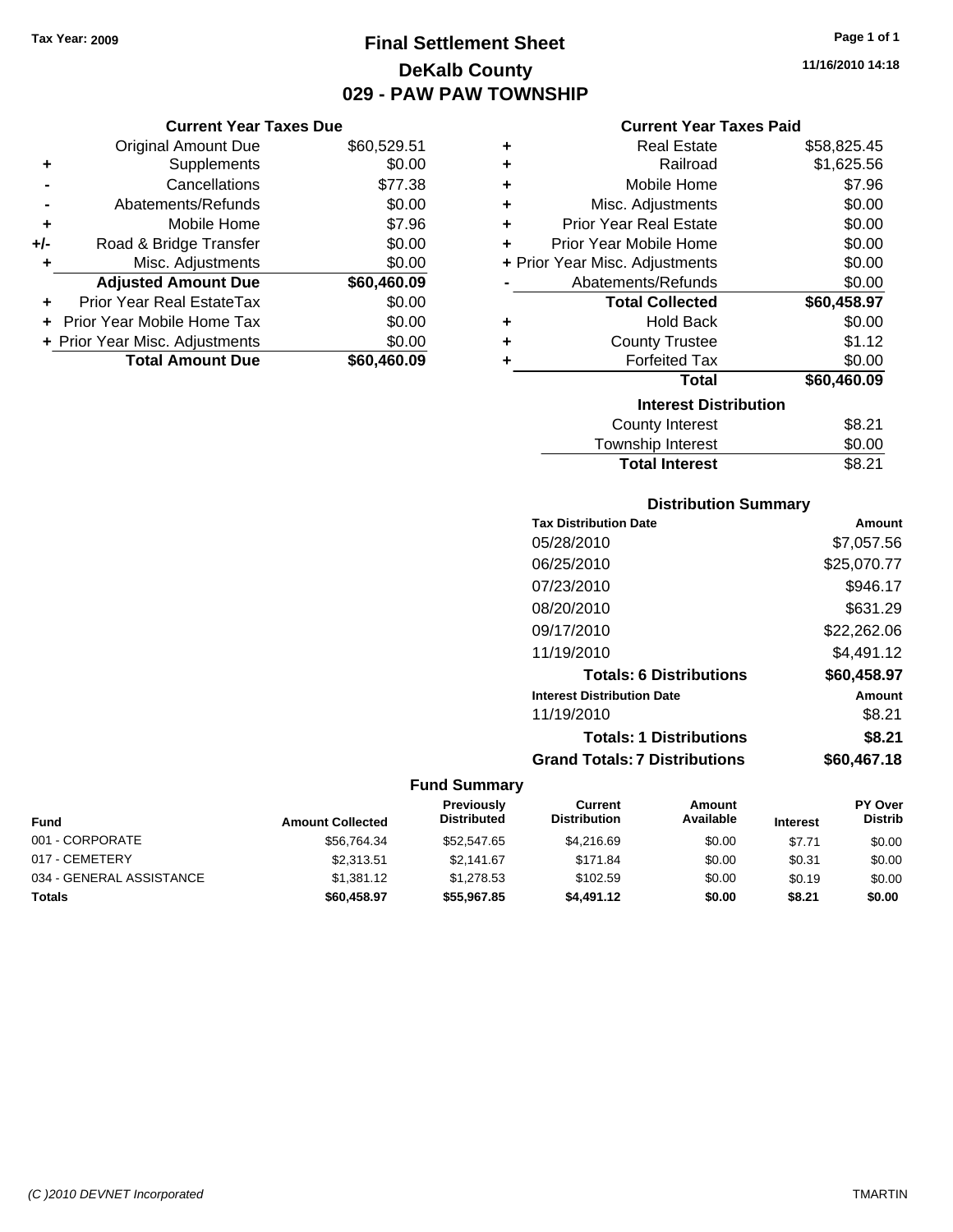Tax Year: 2009

# Final Settlement Sheet
## DeKalb County
## 029 - PAW PAW TOWNSHIP

11/16/2010 14:18

### Current Year Taxes Due

| | | |
|---|---|---|
| | Original Amount Due | $60,529.51 |
| + | Supplements | $0.00 |
| - | Cancellations | $77.38 |
| - | Abatements/Refunds | $0.00 |
| + | Mobile Home | $7.96 |
| +/- | Road & Bridge Transfer | $0.00 |
| + | Misc. Adjustments | $0.00 |
| | **Adjusted Amount Due** | **$60,460.09** |
| + | Prior Year Real EstateTax | $0.00 |
| + | Prior Year Mobile Home Tax | $0.00 |
| + | Prior Year Misc. Adjustments | $0.00 |
| | **Total Amount Due** | **$60,460.09** |

### Current Year Taxes Paid

| | | |
|---|---|---|
| + | Real Estate | $58,825.45 |
| + | Railroad | $1,625.56 |
| + | Mobile Home | $7.96 |
| + | Misc. Adjustments | $0.00 |
| + | Prior Year Real Estate | $0.00 |
| + | Prior Year Mobile Home | $0.00 |
| + | Prior Year Misc. Adjustments | $0.00 |
| - | Abatements/Refunds | $0.00 |
| | **Total Collected** | **$60,458.97** |
| + | Hold Back | $0.00 |
| + | County Trustee | $1.12 |
| + | Forfeited Tax | $0.00 |
| | **Total** | **$60,460.09** |

### Interest Distribution

| | |
|---|---|
| County Interest | $8.21 |
| Township Interest | $0.00 |
| **Total Interest** | $8.21 |

### Distribution Summary

| Tax Distribution Date | Amount |
|---|---|
| 05/28/2010 | $7,057.56 |
| 06/25/2010 | $25,070.77 |
| 07/23/2010 | $946.17 |
| 08/20/2010 | $631.29 |
| 09/17/2010 | $22,262.06 |
| 11/19/2010 | $4,491.12 |
| **Totals: 6 Distributions** | **$60,458.97** |
| **Interest Distribution Date** | **Amount** |
| 11/19/2010 | $8.21 |
| **Totals: 1 Distributions** | **$8.21** |
| **Grand Totals: 7 Distributions** | **$60,467.18** |

### Fund Summary

| Fund | Amount Collected | Previously Distributed | Current Distribution | Amount Available | Interest | PY Over Distrib |
|---|---|---|---|---|---|---|
| 001 - CORPORATE | $56,764.34 | $52,547.65 | $4,216.69 | $0.00 | $7.71 | $0.00 |
| 017 - CEMETERY | $2,313.51 | $2,141.67 | $171.84 | $0.00 | $0.31 | $0.00 |
| 034 - GENERAL ASSISTANCE | $1,381.12 | $1,278.53 | $102.59 | $0.00 | $0.19 | $0.00 |
| **Totals** | **$60,458.97** | **$55,967.85** | **$4,491.12** | **$0.00** | **$8.21** | **$0.00** |

(C )2010 DEVNET Incorporated TMARTIN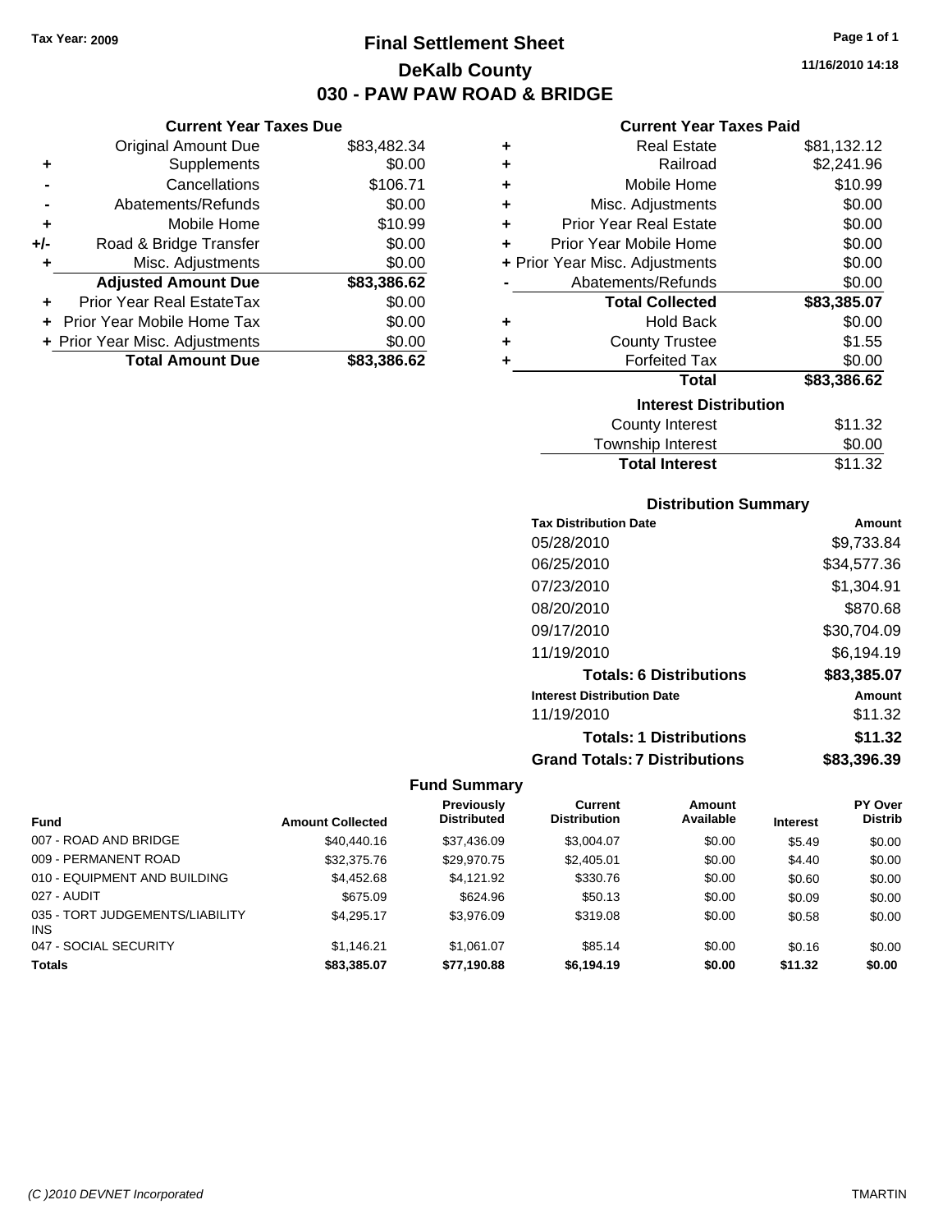Tax Year: 2009

# Final Settlement Sheet

## DeKalb County

## 030 - PAW PAW ROAD & BRIDGE

11/16/2010 14:18

### Current Year Taxes Due

| | | |
|---|---|---|
| | Original Amount Due | $83,482.34 |
| + | Supplements | $0.00 |
| - | Cancellations | $106.71 |
| - | Abatements/Refunds | $0.00 |
| + | Mobile Home | $10.99 |
| +/- | Road & Bridge Transfer | $0.00 |
| + | Misc. Adjustments | $0.00 |
| | **Adjusted Amount Due** | **$83,386.62** |
| + | Prior Year Real EstateTax | $0.00 |
| + | Prior Year Mobile Home Tax | $0.00 |
| + | Prior Year Misc. Adjustments | $0.00 |
| | **Total Amount Due** | **$83,386.62** |

### Current Year Taxes Paid

| | | |
|---|---|---|
| + | Real Estate | $81,132.12 |
| + | Railroad | $2,241.96 |
| + | Mobile Home | $10.99 |
| + | Misc. Adjustments | $0.00 |
| + | Prior Year Real Estate | $0.00 |
| + | Prior Year Mobile Home | $0.00 |
| + | Prior Year Misc. Adjustments | $0.00 |
| - | Abatements/Refunds | $0.00 |
| | **Total Collected** | **$83,385.07** |
| + | Hold Back | $0.00 |
| + | County Trustee | $1.55 |
| + | Forfeited Tax | $0.00 |
| | **Total** | **$83,386.62** |

### Interest Distribution

| | |
|---|---|
| County Interest | $11.32 |
| Township Interest | $0.00 |
| **Total Interest** | $11.32 |

### Distribution Summary

| Tax Distribution Date | Amount |
|---|---|
| 05/28/2010 | $9,733.84 |
| 06/25/2010 | $34,577.36 |
| 07/23/2010 | $1,304.91 |
| 08/20/2010 | $870.68 |
| 09/17/2010 | $30,704.09 |
| 11/19/2010 | $6,194.19 |
| **Totals: 6 Distributions** | **$83,385.07** |
| **Interest Distribution Date** | **Amount** |
| 11/19/2010 | $11.32 |
| **Totals: 1 Distributions** | **$11.32** |
| **Grand Totals: 7 Distributions** | **$83,396.39** |

### Fund Summary

| Fund | Amount Collected | Previously Distributed | Current Distribution | Amount Available | Interest | PY Over Distrib |
|---|---|---|---|---|---|---|
| 007 - ROAD AND BRIDGE | $40,440.16 | $37,436.09 | $3,004.07 | $0.00 | $5.49 | $0.00 |
| 009 - PERMANENT ROAD | $32,375.76 | $29,970.75 | $2,405.01 | $0.00 | $4.40 | $0.00 |
| 010 - EQUIPMENT AND BUILDING | $4,452.68 | $4,121.92 | $330.76 | $0.00 | $0.60 | $0.00 |
| 027 - AUDIT | $675.09 | $624.96 | $50.13 | $0.00 | $0.09 | $0.00 |
| 035 - TORT JUDGEMENTS/LIABILITY INS | $4,295.17 | $3,976.09 | $319.08 | $0.00 | $0.58 | $0.00 |
| 047 - SOCIAL SECURITY | $1,146.21 | $1,061.07 | $85.14 | $0.00 | $0.16 | $0.00 |
| **Totals** | **$83,385.07** | **$77,190.88** | **$6,194.19** | **$0.00** | **$11.32** | **$0.00** |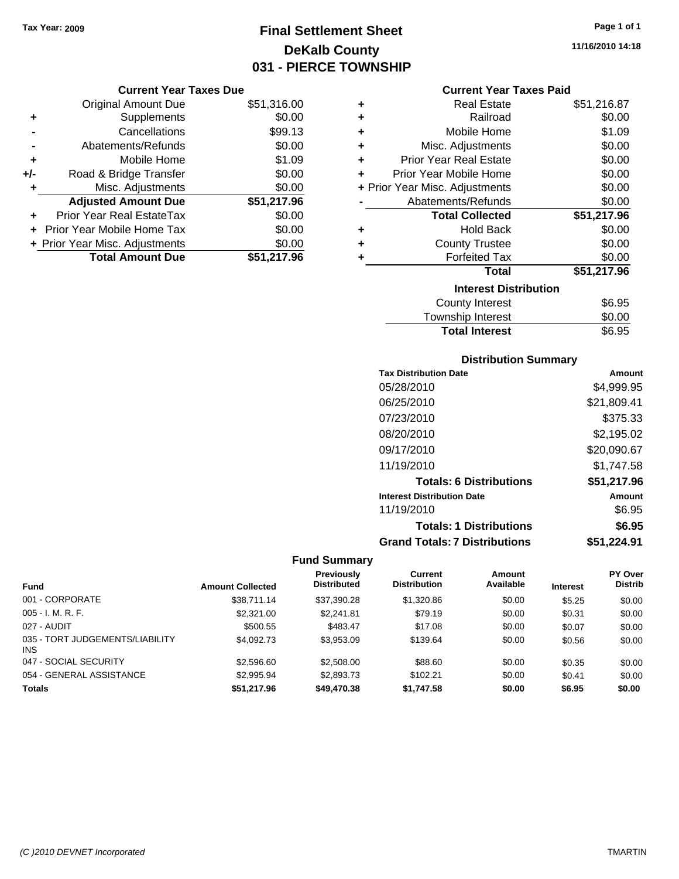Tax Year: 2009

# Final Settlement Sheet
## DeKalb County
## 031 - PIERCE TOWNSHIP

11/16/2010 14:18

### Current Year Taxes Due

| | | |
|---|---|---|
| | Original Amount Due | $51,316.00 |
| + | Supplements | $0.00 |
| - | Cancellations | $99.13 |
| - | Abatements/Refunds | $0.00 |
| + | Mobile Home | $1.09 |
| +/- | Road & Bridge Transfer | $0.00 |
| + | Misc. Adjustments | $0.00 |
| | **Adjusted Amount Due** | **$51,217.96** |
| + | Prior Year Real EstateTax | $0.00 |
| + | Prior Year Mobile Home Tax | $0.00 |
| + | Prior Year Misc. Adjustments | $0.00 |
| | **Total Amount Due** | **$51,217.96** |

### Current Year Taxes Paid

| | | |
|---|---|---|
| + | Real Estate | $51,216.87 |
| + | Railroad | $0.00 |
| + | Mobile Home | $1.09 |
| + | Misc. Adjustments | $0.00 |
| + | Prior Year Real Estate | $0.00 |
| + | Prior Year Mobile Home | $0.00 |
| + | Prior Year Misc. Adjustments | $0.00 |
| - | Abatements/Refunds | $0.00 |
| | **Total Collected** | **$51,217.96** |
| + | Hold Back | $0.00 |
| + | County Trustee | $0.00 |
| + | Forfeited Tax | $0.00 |
| | **Total** | **$51,217.96** |

### Interest Distribution

| | |
|---|---|
| County Interest | $6.95 |
| Township Interest | $0.00 |
| **Total Interest** | $6.95 |

### Distribution Summary

| Tax Distribution Date | Amount |
|---|---|
| 05/28/2010 | $4,999.95 |
| 06/25/2010 | $21,809.41 |
| 07/23/2010 | $375.33 |
| 08/20/2010 | $2,195.02 |
| 09/17/2010 | $20,090.67 |
| 11/19/2010 | $1,747.58 |
| **Totals: 6 Distributions** | **$51,217.96** |
| **Interest Distribution Date** | **Amount** |
| 11/19/2010 | $6.95 |
| **Totals: 1 Distributions** | **$6.95** |
| **Grand Totals: 7 Distributions** | **$51,224.91** |

### Fund Summary

| Fund | Amount Collected | Previously Distributed | Current Distribution | Amount Available | Interest | PY Over Distrib |
|---|---|---|---|---|---|---|
| 001 - CORPORATE | $38,711.14 | $37,390.28 | $1,320.86 | $0.00 | $5.25 | $0.00 |
| 005 - I. M. R. F. | $2,321.00 | $2,241.81 | $79.19 | $0.00 | $0.31 | $0.00 |
| 027 - AUDIT | $500.55 | $483.47 | $17.08 | $0.00 | $0.07 | $0.00 |
| 035 - TORT JUDGEMENTS/LIABILITY INS | $4,092.73 | $3,953.09 | $139.64 | $0.00 | $0.56 | $0.00 |
| 047 - SOCIAL SECURITY | $2,596.60 | $2,508.00 | $88.60 | $0.00 | $0.35 | $0.00 |
| 054 - GENERAL ASSISTANCE | $2,995.94 | $2,893.73 | $102.21 | $0.00 | $0.41 | $0.00 |
| **Totals** | **$51,217.96** | **$49,470.38** | **$1,747.58** | **$0.00** | **$6.95** | **$0.00** |

(C )2010 DEVNET Incorporated TMARTIN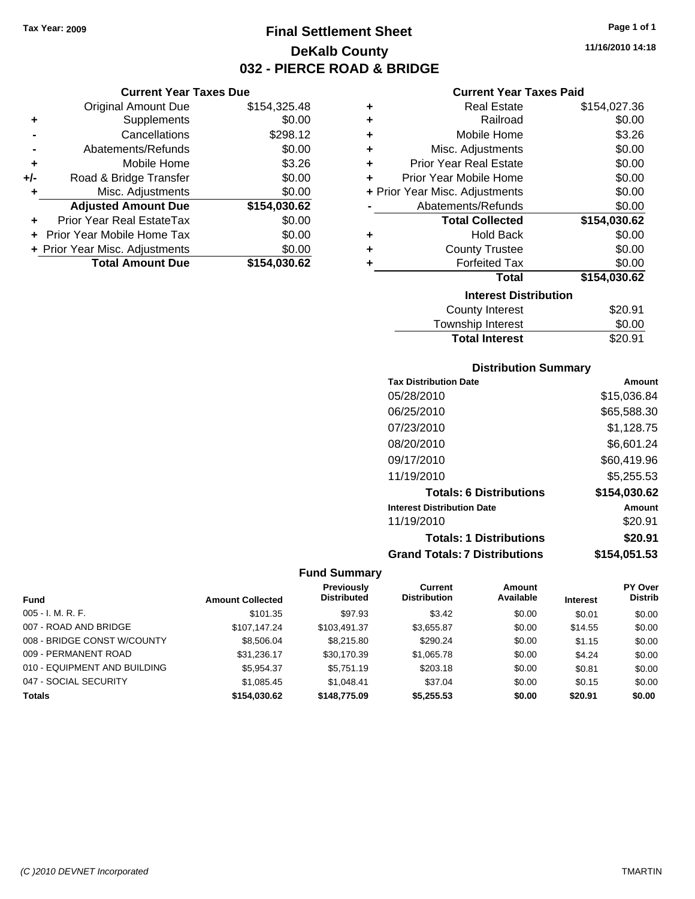Tax Year: 2009

# Final Settlement Sheet

## DeKalb County

## 032 - PIERCE ROAD & BRIDGE

11/16/2010 14:18

### Current Year Taxes Due

| | | |
|---|---|---|
| | Original Amount Due | $154,325.48 |
| + | Supplements | $0.00 |
| - | Cancellations | $298.12 |
| - | Abatements/Refunds | $0.00 |
| + | Mobile Home | $3.26 |
| +/- | Road & Bridge Transfer | $0.00 |
| + | Misc. Adjustments | $0.00 |
| | **Adjusted Amount Due** | **$154,030.62** |
| + | Prior Year Real EstateTax | $0.00 |
| + | Prior Year Mobile Home Tax | $0.00 |
| + | Prior Year Misc. Adjustments | $0.00 |
| | **Total Amount Due** | **$154,030.62** |

### Current Year Taxes Paid

| | | |
|---|---|---|
| + | Real Estate | $154,027.36 |
| + | Railroad | $0.00 |
| + | Mobile Home | $3.26 |
| + | Misc. Adjustments | $0.00 |
| + | Prior Year Real Estate | $0.00 |
| + | Prior Year Mobile Home | $0.00 |
| + | Prior Year Misc. Adjustments | $0.00 |
| - | Abatements/Refunds | $0.00 |
| | **Total Collected** | **$154,030.62** |
| + | Hold Back | $0.00 |
| + | County Trustee | $0.00 |
| + | Forfeited Tax | $0.00 |
| | **Total** | **$154,030.62** |

### Interest Distribution

| | |
|---|---|
| County Interest | $20.91 |
| Township Interest | $0.00 |
| **Total Interest** | $20.91 |

### Distribution Summary

| Tax Distribution Date | Amount |
|---|---|
| 05/28/2010 | $15,036.84 |
| 06/25/2010 | $65,588.30 |
| 07/23/2010 | $1,128.75 |
| 08/20/2010 | $6,601.24 |
| 09/17/2010 | $60,419.96 |
| 11/19/2010 | $5,255.53 |
| **Totals: 6 Distributions** | **$154,030.62** |
| **Interest Distribution Date** | **Amount** |
| 11/19/2010 | $20.91 |
| **Totals: 1 Distributions** | **$20.91** |
| **Grand Totals: 7 Distributions** | **$154,051.53** |

### Fund Summary

| Fund | Amount Collected | Previously Distributed | Current Distribution | Amount Available | Interest | PY Over Distrib |
|---|---|---|---|---|---|---|
| 005 - I. M. R. F. | $101.35 | $97.93 | $3.42 | $0.00 | $0.01 | $0.00 |
| 007 - ROAD AND BRIDGE | $107,147.24 | $103,491.37 | $3,655.87 | $0.00 | $14.55 | $0.00 |
| 008 - BRIDGE CONST W/COUNTY | $8,506.04 | $8,215.80 | $290.24 | $0.00 | $1.15 | $0.00 |
| 009 - PERMANENT ROAD | $31,236.17 | $30,170.39 | $1,065.78 | $0.00 | $4.24 | $0.00 |
| 010 - EQUIPMENT AND BUILDING | $5,954.37 | $5,751.19 | $203.18 | $0.00 | $0.81 | $0.00 |
| 047 - SOCIAL SECURITY | $1,085.45 | $1,048.41 | $37.04 | $0.00 | $0.15 | $0.00 |
| **Totals** | **$154,030.62** | **$148,775.09** | **$5,255.53** | **$0.00** | **$20.91** | **$0.00** |

(C )2010 DEVNET Incorporated TMARTIN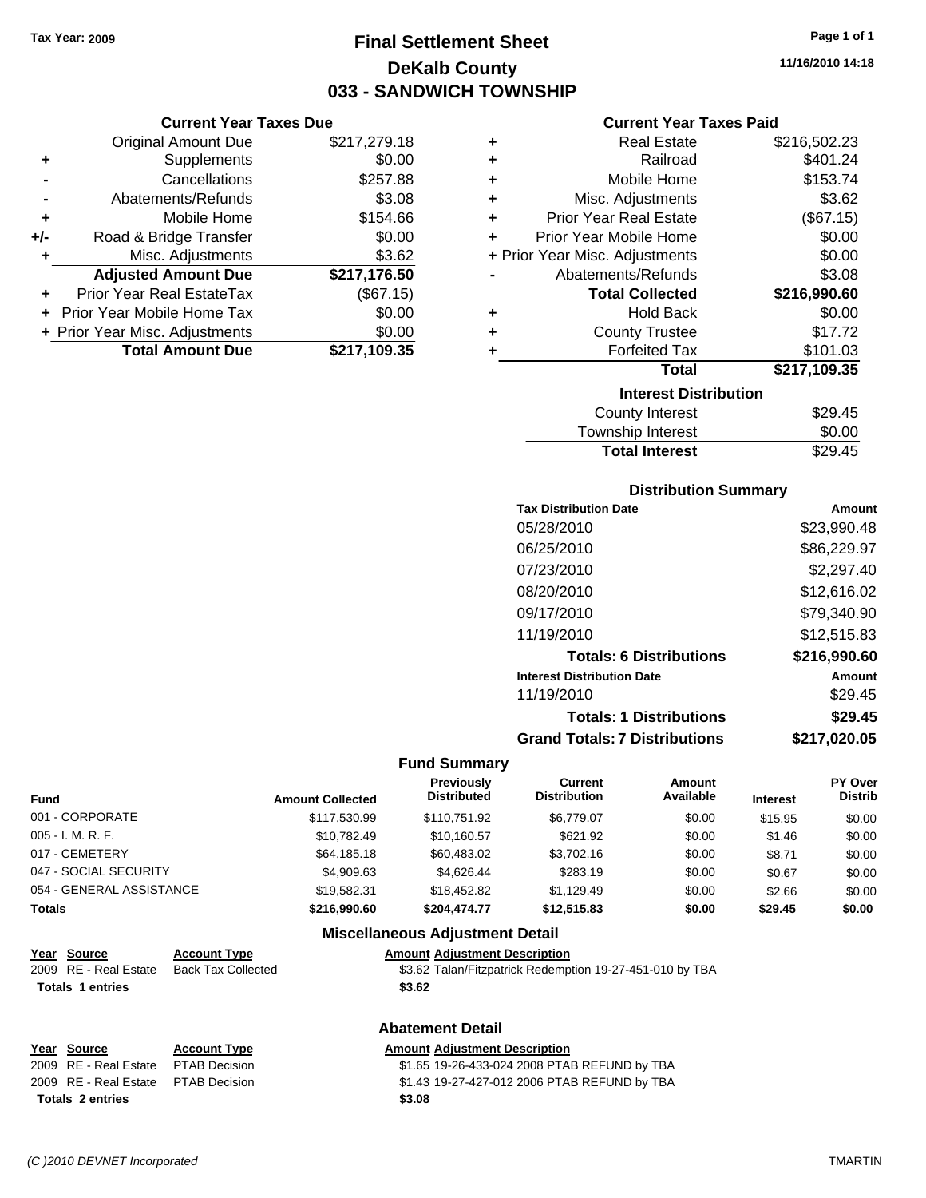Tax Year: 2009

# Final Settlement Sheet
## DeKalb County
## 033 - SANDWICH TOWNSHIP

11/16/2010 14:18

### Current Year Taxes Due

| | | |
|---|---|---|
| | Original Amount Due | $217,279.18 |
| + | Supplements | $0.00 |
| - | Cancellations | $257.88 |
| - | Abatements/Refunds | $3.08 |
| + | Mobile Home | $154.66 |
| +/- | Road & Bridge Transfer | $0.00 |
| + | Misc. Adjustments | $3.62 |
| | **Adjusted Amount Due** | **$217,176.50** |
| + | Prior Year Real EstateTax | ($67.15) |
| + | Prior Year Mobile Home Tax | $0.00 |
| + | Prior Year Misc. Adjustments | $0.00 |
| | **Total Amount Due** | **$217,109.35** |

### Current Year Taxes Paid

| | | |
|---|---|---|
| + | Real Estate | $216,502.23 |
| + | Railroad | $401.24 |
| + | Mobile Home | $153.74 |
| + | Misc. Adjustments | $3.62 |
| + | Prior Year Real Estate | ($67.15) |
| + | Prior Year Mobile Home | $0.00 |
| + | Prior Year Misc. Adjustments | $0.00 |
| - | Abatements/Refunds | $3.08 |
| | **Total Collected** | **$216,990.60** |
| + | Hold Back | $0.00 |
| + | County Trustee | $17.72 |
| + | Forfeited Tax | $101.03 |
| | **Total** | **$217,109.35** |

### Interest Distribution

| | |
|---|---|
| County Interest | $29.45 |
| Township Interest | $0.00 |
| **Total Interest** | $29.45 |

### Distribution Summary

| Tax Distribution Date | Amount |
|---|---|
| 05/28/2010 | $23,990.48 |
| 06/25/2010 | $86,229.97 |
| 07/23/2010 | $2,297.40 |
| 08/20/2010 | $12,616.02 |
| 09/17/2010 | $79,340.90 |
| 11/19/2010 | $12,515.83 |
| **Totals: 6 Distributions** | **$216,990.60** |
| **Interest Distribution Date** | **Amount** |
| 11/19/2010 | $29.45 |
| **Totals: 1 Distributions** | **$29.45** |
| **Grand Totals: 7 Distributions** | **$217,020.05** |

### Fund Summary

| Fund | Amount Collected | Previously Distributed | Current Distribution | Amount Available | Interest | PY Over Distrib |
|---|---|---|---|---|---|---|
| 001 - CORPORATE | $117,530.99 | $110,751.92 | $6,779.07 | $0.00 | $15.95 | $0.00 |
| 005 - I. M. R. F. | $10,782.49 | $10,160.57 | $621.92 | $0.00 | $1.46 | $0.00 |
| 017 - CEMETERY | $64,185.18 | $60,483.02 | $3,702.16 | $0.00 | $8.71 | $0.00 |
| 047 - SOCIAL SECURITY | $4,909.63 | $4,626.44 | $283.19 | $0.00 | $0.67 | $0.00 |
| 054 - GENERAL ASSISTANCE | $19,582.31 | $18,452.82 | $1,129.49 | $0.00 | $2.66 | $0.00 |
| **Totals** | **$216,990.60** | **$204,474.77** | **$12,515.83** | **$0.00** | **$29.45** | **$0.00** |

### Miscellaneous Adjustment Detail

| Year | Source | Account Type | Amount | Adjustment Description |
|---|---|---|---|---|
| 2009 | RE - Real Estate | Back Tax Collected | $3.62 | Talan/Fitzpatrick Redemption 19-27-451-010 by TBA |
| **Totals 1 entries** | | | **$3.62** | |

### Abatement Detail

| Year | Source | Account Type | Amount | Adjustment Description |
|---|---|---|---|---|
| 2009 | RE - Real Estate | PTAB Decision | $1.65 | 19-26-433-024 2008 PTAB REFUND by TBA |
| 2009 | RE - Real Estate | PTAB Decision | $1.43 | 19-27-427-012 2006 PTAB REFUND by TBA |
| **Totals 2 entries** | | | **$3.08** | |

(C )2010 DEVNET Incorporated TMARTIN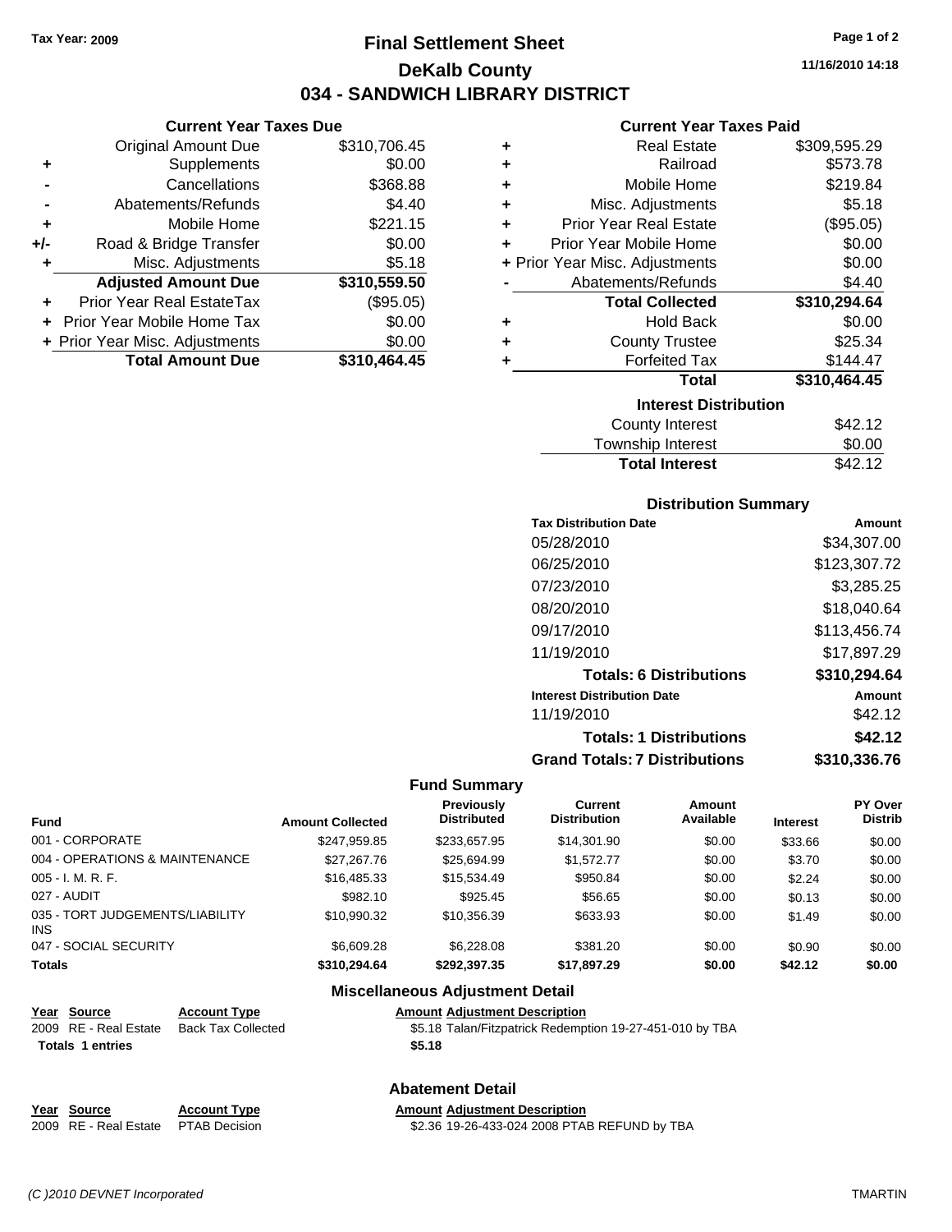**Tax Year: 2009**

# Final Settlement Sheet
## DeKalb County
## 034 - SANDWICH LIBRARY DISTRICT

11/16/2010 14:18

### Current Year Taxes Due

| | | |
|---|---|---|
| | Original Amount Due | $310,706.45 |
| + | Supplements | $0.00 |
| - | Cancellations | $368.88 |
| - | Abatements/Refunds | $4.40 |
| + | Mobile Home | $221.15 |
| +/- | Road & Bridge Transfer | $0.00 |
| + | Misc. Adjustments | $5.18 |
| | **Adjusted Amount Due** | **$310,559.50** |
| + | Prior Year Real EstateTax | ($95.05) |
| + | Prior Year Mobile Home Tax | $0.00 |
| + | Prior Year Misc. Adjustments | $0.00 |
| | **Total Amount Due** | **$310,464.45** |

### Current Year Taxes Paid

| | | |
|---|---|---|
| + | Real Estate | $309,595.29 |
| + | Railroad | $573.78 |
| + | Mobile Home | $219.84 |
| + | Misc. Adjustments | $5.18 |
| + | Prior Year Real Estate | ($95.05) |
| + | Prior Year Mobile Home | $0.00 |
| + | Prior Year Misc. Adjustments | $0.00 |
| - | Abatements/Refunds | $4.40 |
| | **Total Collected** | **$310,294.64** |
| + | Hold Back | $0.00 |
| + | County Trustee | $25.34 |
| + | Forfeited Tax | $144.47 |
| | **Total** | **$310,464.45** |

### Interest Distribution

| | |
|---|---|
| County Interest | $42.12 |
| Township Interest | $0.00 |
| **Total Interest** | $42.12 |

### Distribution Summary

| Tax Distribution Date | Amount |
|---|---|
| 05/28/2010 | $34,307.00 |
| 06/25/2010 | $123,307.72 |
| 07/23/2010 | $3,285.25 |
| 08/20/2010 | $18,040.64 |
| 09/17/2010 | $113,456.74 |
| 11/19/2010 | $17,897.29 |
| **Totals: 6 Distributions** | **$310,294.64** |
| **Interest Distribution Date** | **Amount** |
| 11/19/2010 | $42.12 |
| **Totals: 1 Distributions** | **$42.12** |
| **Grand Totals: 7 Distributions** | **$310,336.76** |

### Fund Summary

| Fund | Amount Collected | Previously Distributed | Current Distribution | Amount Available | Interest | PY Over Distrib |
|---|---|---|---|---|---|---|
| 001 - CORPORATE | $247,959.85 | $233,657.95 | $14,301.90 | $0.00 | $33.66 | $0.00 |
| 004 - OPERATIONS & MAINTENANCE | $27,267.76 | $25,694.99 | $1,572.77 | $0.00 | $3.70 | $0.00 |
| 005 - I. M. R. F. | $16,485.33 | $15,534.49 | $950.84 | $0.00 | $2.24 | $0.00 |
| 027 - AUDIT | $982.10 | $925.45 | $56.65 | $0.00 | $0.13 | $0.00 |
| 035 - TORT JUDGEMENTS/LIABILITY INS | $10,990.32 | $10,356.39 | $633.93 | $0.00 | $1.49 | $0.00 |
| 047 - SOCIAL SECURITY | $6,609.28 | $6,228.08 | $381.20 | $0.00 | $0.90 | $0.00 |
| **Totals** | **$310,294.64** | **$292,397.35** | **$17,897.29** | **$0.00** | **$42.12** | **$0.00** |

### Miscellaneous Adjustment Detail

| Year | Source | Account Type | Amount | Adjustment Description |
|---|---|---|---|---|
| 2009 | RE - Real Estate | Back Tax Collected | $5.18 | Talan/Fitzpatrick Redemption 19-27-451-010 by TBA |
| **Totals 1 entries** | | | **$5.18** | |

### Abatement Detail

| Year | Source | Account Type | Amount | Adjustment Description |
|---|---|---|---|---|
| 2009 | RE - Real Estate | PTAB Decision | $2.36 | 19-26-433-024 2008 PTAB REFUND by TBA |

*(C )2010 DEVNET Incorporated* TMARTIN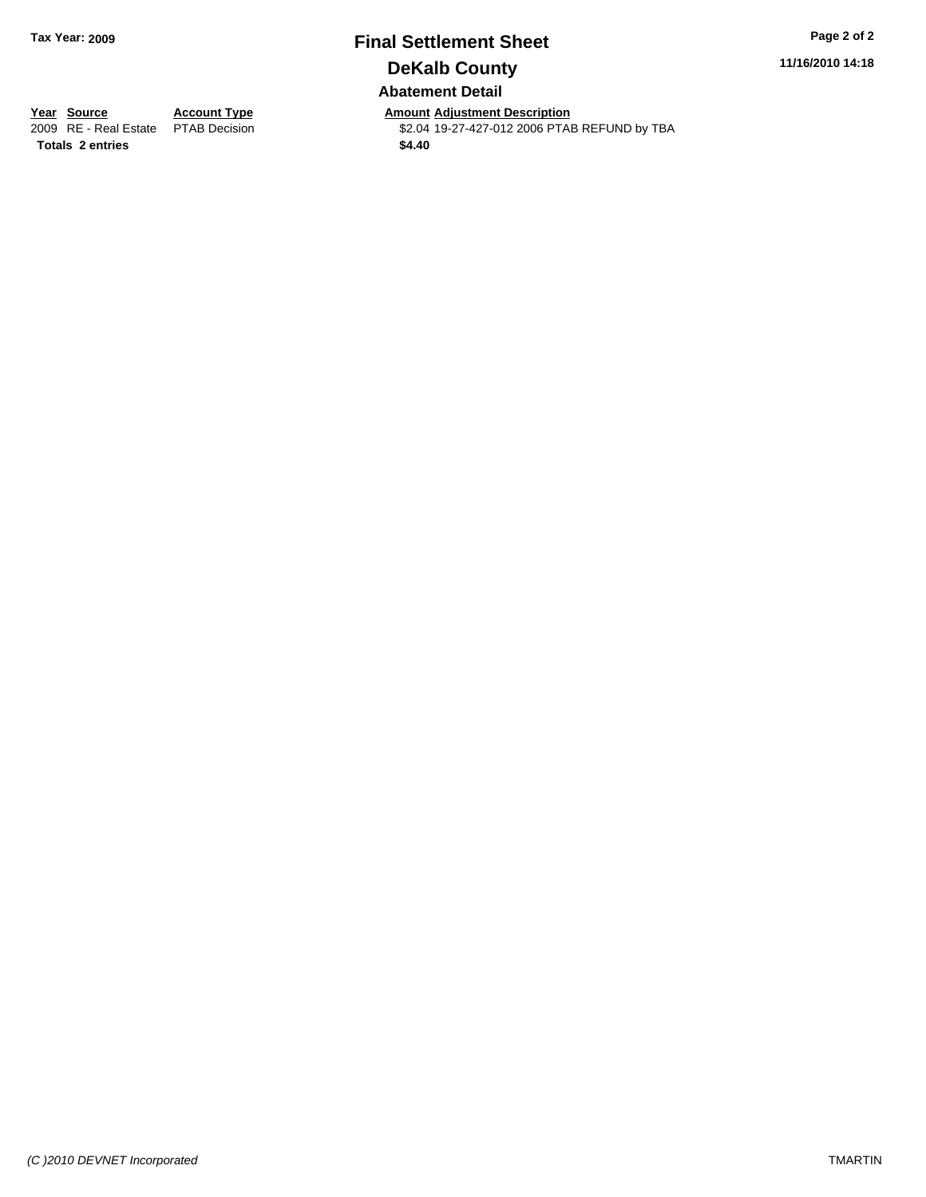# Final Settlement Sheet

## DeKalb County

### Abatement Detail

| Year | Source | Account Type | Amount | Adjustment Description |
|---|---|---|---|---|
| 2009 | RE - Real Estate | PTAB Decision | $2.04 | 19-27-427-012 2006 PTAB REFUND by TBA |
| **Totals** | **2 entries** | | **$4.40** | |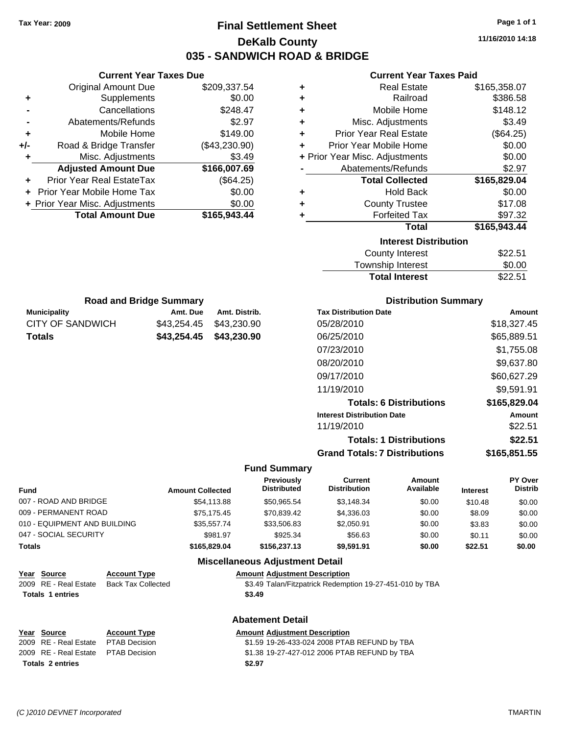Tax Year: 2009

# Final Settlement Sheet

## DeKalb County

## 035 - SANDWICH ROAD & BRIDGE

11/16/2010 14:18

### Current Year Taxes Due

| | | |
|---|---|---|
| | Original Amount Due | $209,337.54 |
| + | Supplements | $0.00 |
| - | Cancellations | $248.47 |
| - | Abatements/Refunds | $2.97 |
| + | Mobile Home | $149.00 |
| +/- | Road & Bridge Transfer | ($43,230.90) |
| + | Misc. Adjustments | $3.49 |
| | **Adjusted Amount Due** | **$166,007.69** |
| + | Prior Year Real EstateTax | ($64.25) |
| + | Prior Year Mobile Home Tax | $0.00 |
| + | Prior Year Misc. Adjustments | $0.00 |
| | **Total Amount Due** | **$165,943.44** |

### Current Year Taxes Paid

| | | |
|---|---|---|
| + | Real Estate | $165,358.07 |
| + | Railroad | $386.58 |
| + | Mobile Home | $148.12 |
| + | Misc. Adjustments | $3.49 |
| + | Prior Year Real Estate | ($64.25) |
| + | Prior Year Mobile Home | $0.00 |
| + | Prior Year Misc. Adjustments | $0.00 |
| - | Abatements/Refunds | $2.97 |
| | **Total Collected** | **$165,829.04** |
| + | Hold Back | $0.00 |
| + | County Trustee | $17.08 |
| + | Forfeited Tax | $97.32 |
| | **Total** | **$165,943.44** |

### Interest Distribution

| | |
|---|---|
| County Interest | $22.51 |
| Township Interest | $0.00 |
| **Total Interest** | $22.51 |

### Road and Bridge Summary

| Municipality | Amt. Due | Amt. Distrib. |
|---|---|---|
| CITY OF SANDWICH | $43,254.45 | $43,230.90 |
| **Totals** | **$43,254.45** | **$43,230.90** |

### Distribution Summary

| Tax Distribution Date | Amount |
|---|---|
| 05/28/2010 | $18,327.45 |
| 06/25/2010 | $65,889.51 |
| 07/23/2010 | $1,755.08 |
| 08/20/2010 | $9,637.80 |
| 09/17/2010 | $60,627.29 |
| 11/19/2010 | $9,591.91 |
| **Totals: 6 Distributions** | **$165,829.04** |
| **Interest Distribution Date** | **Amount** |
| 11/19/2010 | $22.51 |
| **Totals: 1 Distributions** | **$22.51** |
| **Grand Totals: 7 Distributions** | **$165,851.55** |

### Fund Summary

| Fund | Amount Collected | Previously Distributed | Current Distribution | Amount Available | Interest | PY Over Distrib |
|---|---|---|---|---|---|---|
| 007 - ROAD AND BRIDGE | $54,113.88 | $50,965.54 | $3,148.34 | $0.00 | $10.48 | $0.00 |
| 009 - PERMANENT ROAD | $75,175.45 | $70,839.42 | $4,336.03 | $0.00 | $8.09 | $0.00 |
| 010 - EQUIPMENT AND BUILDING | $35,557.74 | $33,506.83 | $2,050.91 | $0.00 | $3.83 | $0.00 |
| 047 - SOCIAL SECURITY | $981.97 | $925.34 | $56.63 | $0.00 | $0.11 | $0.00 |
| **Totals** | **$165,829.04** | **$156,237.13** | **$9,591.91** | **$0.00** | **$22.51** | **$0.00** |

### Miscellaneous Adjustment Detail

| Year | Source | Account Type | Amount | Adjustment Description |
|---|---|---|---|---|
| 2009 | RE - Real Estate | Back Tax Collected | $3.49 | Talan/Fitzpatrick Redemption 19-27-451-010 by TBA |
| **Totals** | **1 entries** | | **$3.49** | |

### Abatement Detail

| Year | Source | Account Type | Amount | Adjustment Description |
|---|---|---|---|---|
| 2009 | RE - Real Estate | PTAB Decision | $1.59 | 19-26-433-024 2008 PTAB REFUND by TBA |
| 2009 | RE - Real Estate | PTAB Decision | $1.38 | 19-27-427-012 2006 PTAB REFUND by TBA |
| **Totals** | **2 entries** | | **$2.97** | |

(C )2010 DEVNET Incorporated TMARTIN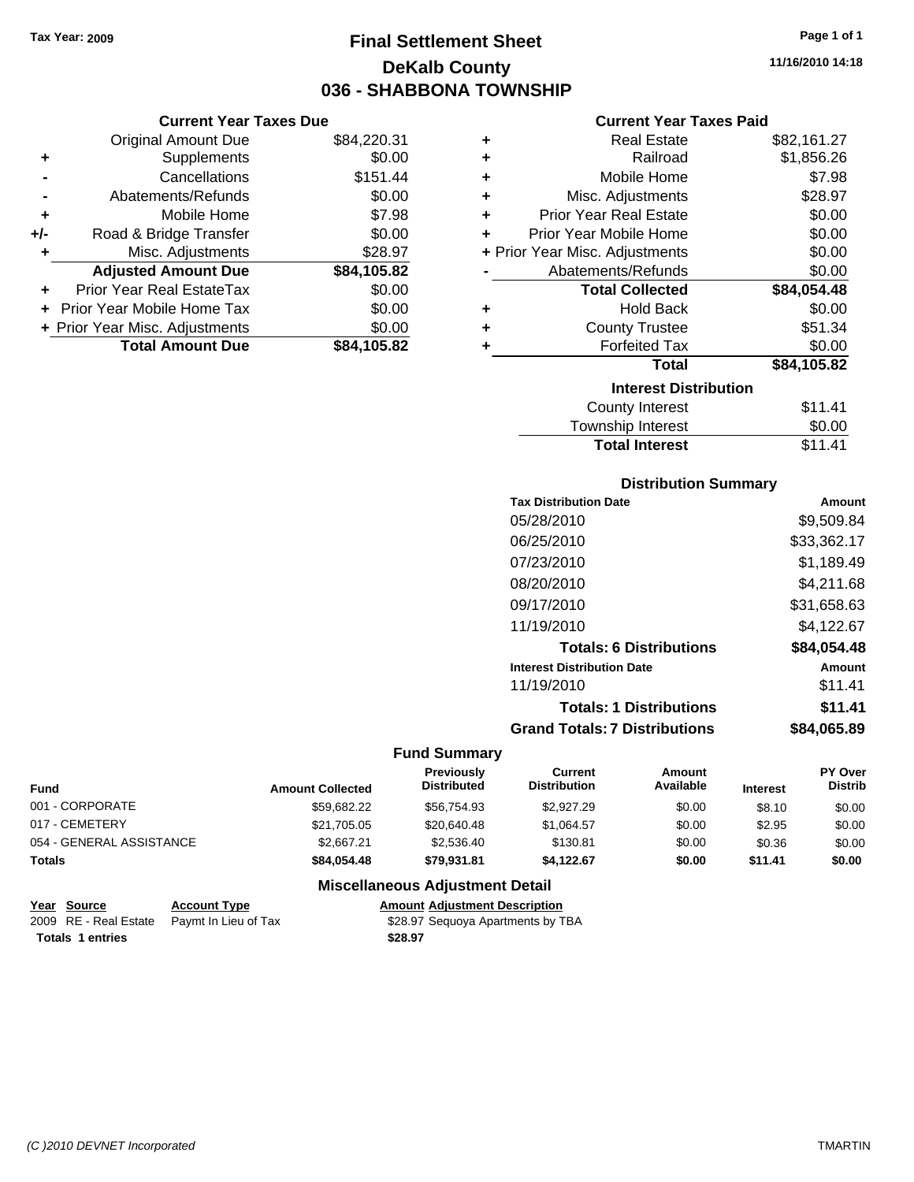Tax Year: 2009

# Final Settlement Sheet
## DeKalb County
## 036 - SHABBONA TOWNSHIP

11/16/2010 14:18

### Current Year Taxes Due

| | | |
|---|---|---|
| | Original Amount Due | $84,220.31 |
| + | Supplements | $0.00 |
| - | Cancellations | $151.44 |
| - | Abatements/Refunds | $0.00 |
| + | Mobile Home | $7.98 |
| +/- | Road & Bridge Transfer | $0.00 |
| + | Misc. Adjustments | $28.97 |
| | **Adjusted Amount Due** | **$84,105.82** |
| + | Prior Year Real EstateTax | $0.00 |
| + | Prior Year Mobile Home Tax | $0.00 |
| + | Prior Year Misc. Adjustments | $0.00 |
| | **Total Amount Due** | **$84,105.82** |

### Current Year Taxes Paid

| | | |
|---|---|---|
| + | Real Estate | $82,161.27 |
| + | Railroad | $1,856.26 |
| + | Mobile Home | $7.98 |
| + | Misc. Adjustments | $28.97 |
| + | Prior Year Real Estate | $0.00 |
| + | Prior Year Mobile Home | $0.00 |
| + | Prior Year Misc. Adjustments | $0.00 |
| - | Abatements/Refunds | $0.00 |
| | **Total Collected** | **$84,054.48** |
| + | Hold Back | $0.00 |
| + | County Trustee | $51.34 |
| + | Forfeited Tax | $0.00 |
| | **Total** | **$84,105.82** |

### Interest Distribution

| | |
|---|---|
| County Interest | $11.41 |
| Township Interest | $0.00 |
| **Total Interest** | $11.41 |

### Distribution Summary

| Tax Distribution Date | Amount |
|---|---|
| 05/28/2010 | $9,509.84 |
| 06/25/2010 | $33,362.17 |
| 07/23/2010 | $1,189.49 |
| 08/20/2010 | $4,211.68 |
| 09/17/2010 | $31,658.63 |
| 11/19/2010 | $4,122.67 |
| **Totals: 6 Distributions** | **$84,054.48** |
| **Interest Distribution Date** | **Amount** |
| 11/19/2010 | $11.41 |
| **Totals: 1 Distributions** | **$11.41** |
| **Grand Totals: 7 Distributions** | **$84,065.89** |

### Fund Summary

| Fund | Amount Collected | Previously Distributed | Current Distribution | Amount Available | Interest | PY Over Distrib |
|---|---|---|---|---|---|---|
| 001 - CORPORATE | $59,682.22 | $56,754.93 | $2,927.29 | $0.00 | $8.10 | $0.00 |
| 017 - CEMETERY | $21,705.05 | $20,640.48 | $1,064.57 | $0.00 | $2.95 | $0.00 |
| 054 - GENERAL ASSISTANCE | $2,667.21 | $2,536.40 | $130.81 | $0.00 | $0.36 | $0.00 |
| **Totals** | **$84,054.48** | **$79,931.81** | **$4,122.67** | **$0.00** | **$11.41** | **$0.00** |

### Miscellaneous Adjustment Detail

| Year | Source | Account Type | Amount | Adjustment Description |
|---|---|---|---|---|
| 2009 | RE - Real Estate | Paymt In Lieu of Tax | $28.97 | Sequoya Apartments by TBA |
| **Totals** | **1 entries** | | **$28.97** | |

(C )2010 DEVNET Incorporated TMARTIN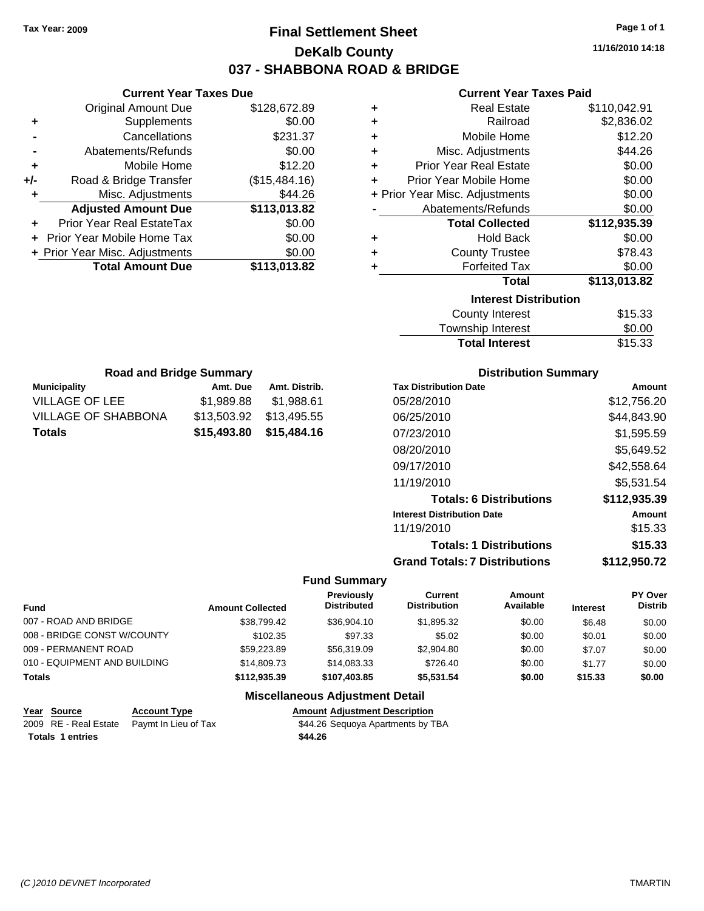Tax Year: 2009

# Final Settlement Sheet
## DeKalb County
## 037 - SHABBONA ROAD & BRIDGE

11/16/2010 14:18

### Current Year Taxes Due

| | | |
|---|---|---|
| | Original Amount Due | $128,672.89 |
| + | Supplements | $0.00 |
| - | Cancellations | $231.37 |
| - | Abatements/Refunds | $0.00 |
| + | Mobile Home | $12.20 |
| +/- | Road & Bridge Transfer | ($15,484.16) |
| + | Misc. Adjustments | $44.26 |
| | **Adjusted Amount Due** | **$113,013.82** |
| + | Prior Year Real EstateTax | $0.00 |
| + | Prior Year Mobile Home Tax | $0.00 |
| + | Prior Year Misc. Adjustments | $0.00 |
| | **Total Amount Due** | **$113,013.82** |

### Current Year Taxes Paid

| | | |
|---|---|---|
| + | Real Estate | $110,042.91 |
| + | Railroad | $2,836.02 |
| + | Mobile Home | $12.20 |
| + | Misc. Adjustments | $44.26 |
| + | Prior Year Real Estate | $0.00 |
| + | Prior Year Mobile Home | $0.00 |
| + | Prior Year Misc. Adjustments | $0.00 |
| - | Abatements/Refunds | $0.00 |
| | **Total Collected** | **$112,935.39** |
| + | Hold Back | $0.00 |
| + | County Trustee | $78.43 |
| + | Forfeited Tax | $0.00 |
| | **Total** | **$113,013.82** |

### Interest Distribution

| | |
|---|---|
| County Interest | $15.33 |
| Township Interest | $0.00 |
| **Total Interest** | $15.33 |

### Road and Bridge Summary

| Municipality | Amt. Due | Amt. Distrib. |
|---|---|---|
| VILLAGE OF LEE | $1,989.88 | $1,988.61 |
| VILLAGE OF SHABBONA | $13,503.92 | $13,495.55 |
| **Totals** | **$15,493.80** | **$15,484.16** |

### Distribution Summary

| Tax Distribution Date | Amount |
|---|---|
| 05/28/2010 | $12,756.20 |
| 06/25/2010 | $44,843.90 |
| 07/23/2010 | $1,595.59 |
| 08/20/2010 | $5,649.52 |
| 09/17/2010 | $42,558.64 |
| 11/19/2010 | $5,531.54 |
| **Totals: 6 Distributions** | **$112,935.39** |
| **Interest Distribution Date** | **Amount** |
| 11/19/2010 | $15.33 |
| **Totals: 1 Distributions** | **$15.33** |
| **Grand Totals: 7 Distributions** | **$112,950.72** |

### Fund Summary

| Fund | Amount Collected | Previously Distributed | Current Distribution | Amount Available | Interest | PY Over Distrib |
|---|---|---|---|---|---|---|
| 007 - ROAD AND BRIDGE | $38,799.42 | $36,904.10 | $1,895.32 | $0.00 | $6.48 | $0.00 |
| 008 - BRIDGE CONST W/COUNTY | $102.35 | $97.33 | $5.02 | $0.00 | $0.01 | $0.00 |
| 009 - PERMANENT ROAD | $59,223.89 | $56,319.09 | $2,904.80 | $0.00 | $7.07 | $0.00 |
| 010 - EQUIPMENT AND BUILDING | $14,809.73 | $14,083.33 | $726.40 | $0.00 | $1.77 | $0.00 |
| **Totals** | **$112,935.39** | **$107,403.85** | **$5,531.54** | **$0.00** | **$15.33** | **$0.00** |

### Miscellaneous Adjustment Detail

| Year | Source | Account Type | Amount | Adjustment Description |
|---|---|---|---|---|
| 2009 | RE - Real Estate | Paymt In Lieu of Tax | $44.26 | Sequoya Apartments by TBA |
| **Totals 1 entries** | | | **$44.26** | |

(C )2010 DEVNET Incorporated TMARTIN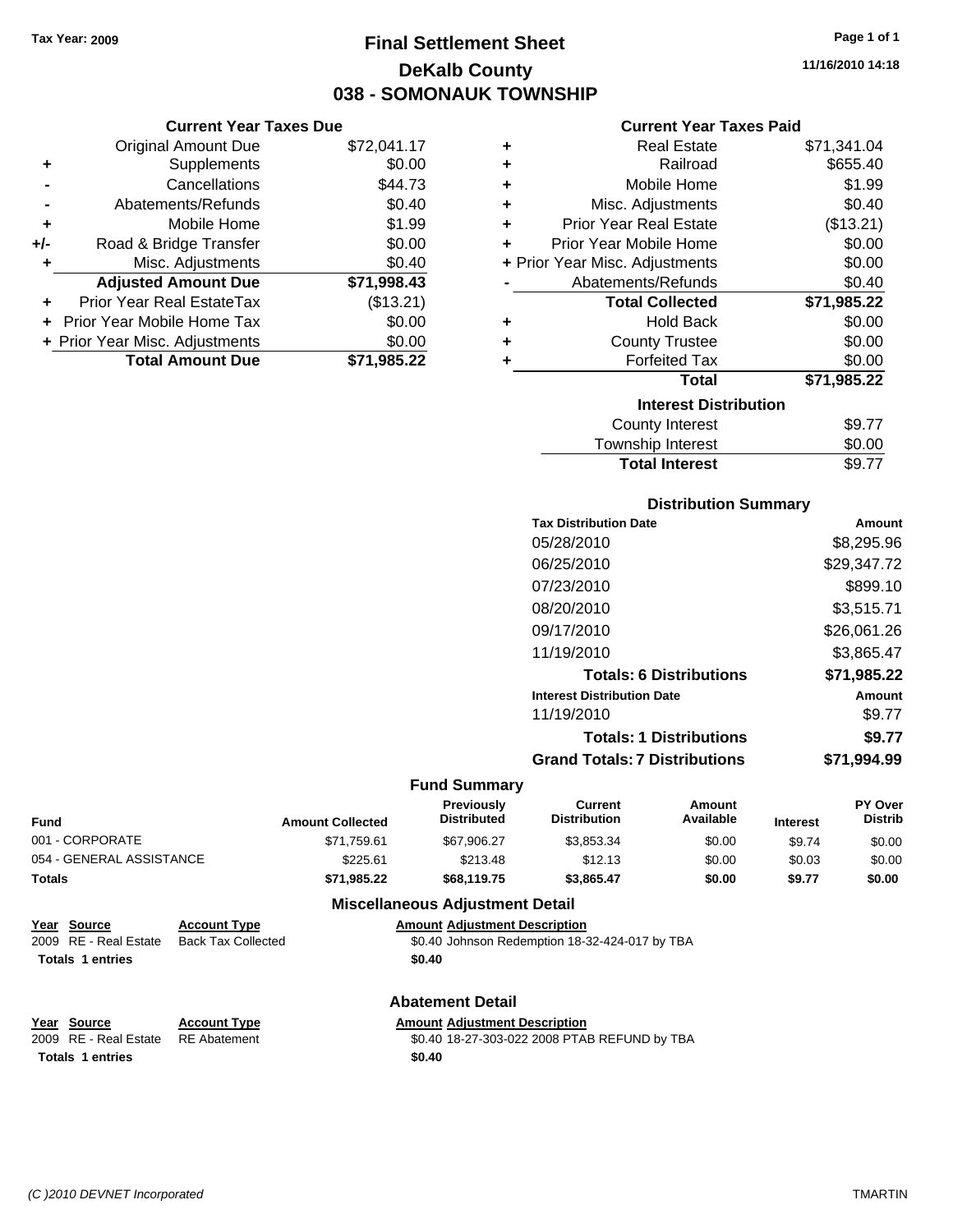Tax Year: 2009

# Final Settlement Sheet
## DeKalb County
## 038 - SOMONAUK TOWNSHIP

11/16/2010 14:18

### Current Year Taxes Due

| | | |
|---|---|---|
| | Original Amount Due | $72,041.17 |
| + | Supplements | $0.00 |
| - | Cancellations | $44.73 |
| - | Abatements/Refunds | $0.40 |
| + | Mobile Home | $1.99 |
| +/- | Road & Bridge Transfer | $0.00 |
| + | Misc. Adjustments | $0.40 |
| | **Adjusted Amount Due** | **$71,998.43** |
| + | Prior Year Real EstateTax | ($13.21) |
| + | Prior Year Mobile Home Tax | $0.00 |
| + | Prior Year Misc. Adjustments | $0.00 |
| | **Total Amount Due** | **$71,985.22** |

### Current Year Taxes Paid

| | | |
|---|---|---|
| + | Real Estate | $71,341.04 |
| + | Railroad | $655.40 |
| + | Mobile Home | $1.99 |
| + | Misc. Adjustments | $0.40 |
| + | Prior Year Real Estate | ($13.21) |
| + | Prior Year Mobile Home | $0.00 |
| + | Prior Year Misc. Adjustments | $0.00 |
| - | Abatements/Refunds | $0.40 |
| | **Total Collected** | **$71,985.22** |
| + | Hold Back | $0.00 |
| + | County Trustee | $0.00 |
| + | Forfeited Tax | $0.00 |
| | **Total** | **$71,985.22** |

### Interest Distribution

| | |
|---|---|
| County Interest | $9.77 |
| Township Interest | $0.00 |
| **Total Interest** | $9.77 |

### Distribution Summary

| Tax Distribution Date | Amount |
|---|---|
| 05/28/2010 | $8,295.96 |
| 06/25/2010 | $29,347.72 |
| 07/23/2010 | $899.10 |
| 08/20/2010 | $3,515.71 |
| 09/17/2010 | $26,061.26 |
| 11/19/2010 | $3,865.47 |
| **Totals: 6 Distributions** | **$71,985.22** |
| **Interest Distribution Date** | **Amount** |
| 11/19/2010 | $9.77 |
| **Totals: 1 Distributions** | **$9.77** |
| **Grand Totals: 7 Distributions** | **$71,994.99** |

### Fund Summary

| Fund | Amount Collected | Previously Distributed | Current Distribution | Amount Available | Interest | PY Over Distrib |
|---|---|---|---|---|---|---|
| 001 - CORPORATE | $71,759.61 | $67,906.27 | $3,853.34 | $0.00 | $9.74 | $0.00 |
| 054 - GENERAL ASSISTANCE | $225.61 | $213.48 | $12.13 | $0.00 | $0.03 | $0.00 |
| **Totals** | **$71,985.22** | **$68,119.75** | **$3,865.47** | **$0.00** | **$9.77** | **$0.00** |

### Miscellaneous Adjustment Detail

| Year | Source | Account Type | Amount | Adjustment Description |
|---|---|---|---|---|
| 2009 | RE - Real Estate | Back Tax Collected | $0.40 | Johnson Redemption 18-32-424-017 by TBA |
| **Totals 1 entries** | | | **$0.40** | |

### Abatement Detail

| Year | Source | Account Type | Amount | Adjustment Description |
|---|---|---|---|---|
| 2009 | RE - Real Estate | RE Abatement | $0.40 | 18-27-303-022 2008 PTAB REFUND by TBA |
| **Totals 1 entries** | | | **$0.40** | |

(C )2010 DEVNET Incorporated TMARTIN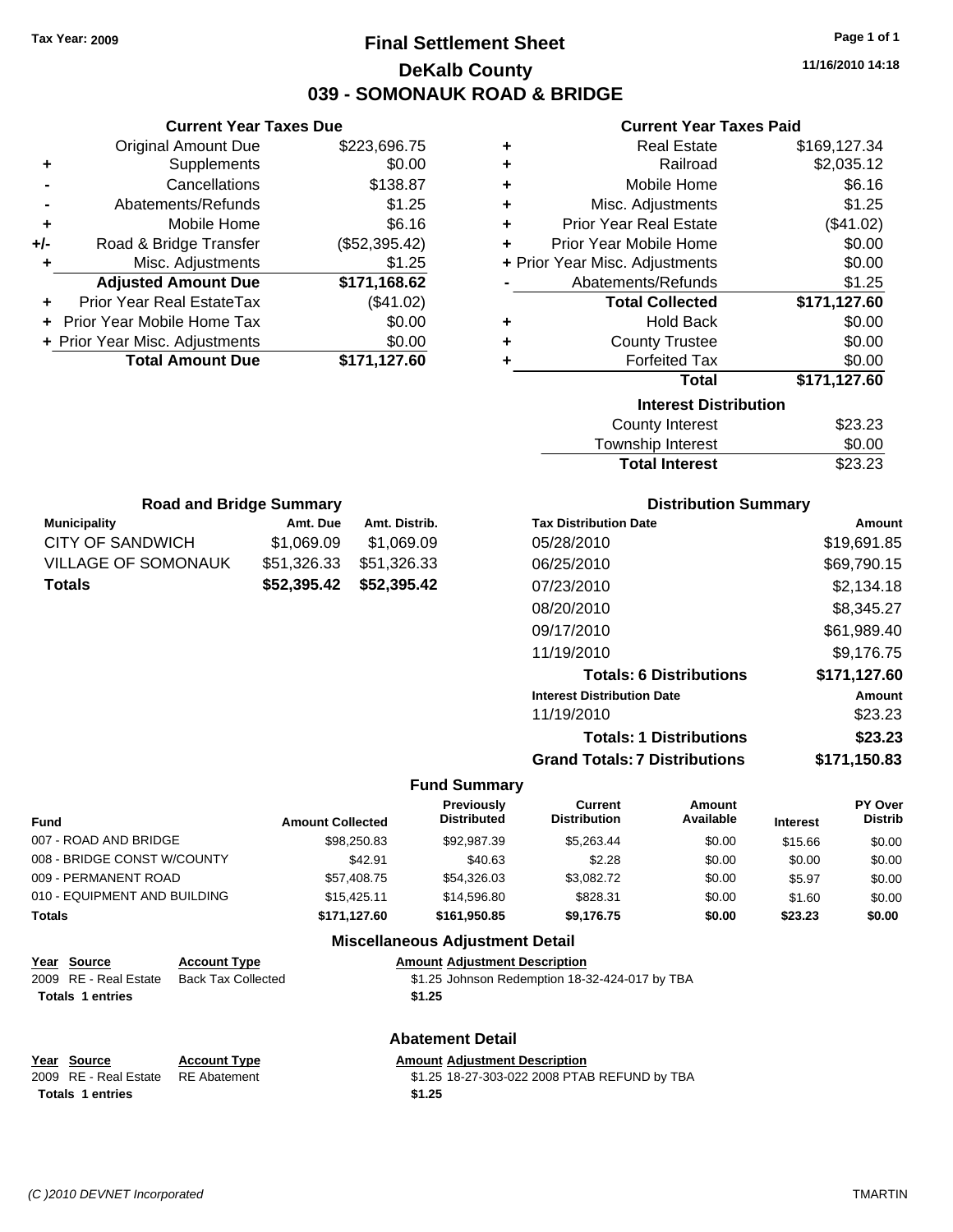Tax Year: 2009

# Final Settlement Sheet

## DeKalb County

## 039 - SOMONAUK ROAD & BRIDGE

11/16/2010 14:18

### Current Year Taxes Due

| | | |
|---|---|---|
| | Original Amount Due | $223,696.75 |
| + | Supplements | $0.00 |
| - | Cancellations | $138.87 |
| - | Abatements/Refunds | $1.25 |
| + | Mobile Home | $6.16 |
| +/- | Road & Bridge Transfer | ($52,395.42) |
| + | Misc. Adjustments | $1.25 |
| | **Adjusted Amount Due** | **$171,168.62** |
| + | Prior Year Real EstateTax | ($41.02) |
| + | Prior Year Mobile Home Tax | $0.00 |
| + | Prior Year Misc. Adjustments | $0.00 |
| | **Total Amount Due** | **$171,127.60** |

### Current Year Taxes Paid

| | | |
|---|---|---|
| + | Real Estate | $169,127.34 |
| + | Railroad | $2,035.12 |
| + | Mobile Home | $6.16 |
| + | Misc. Adjustments | $1.25 |
| + | Prior Year Real Estate | ($41.02) |
| + | Prior Year Mobile Home | $0.00 |
| + | Prior Year Misc. Adjustments | $0.00 |
| - | Abatements/Refunds | $1.25 |
| | **Total Collected** | **$171,127.60** |
| + | Hold Back | $0.00 |
| + | County Trustee | $0.00 |
| + | Forfeited Tax | $0.00 |
| | **Total** | **$171,127.60** |

### Interest Distribution

| | |
|---|---|
| County Interest | $23.23 |
| Township Interest | $0.00 |
| **Total Interest** | **$23.23** |

### Road and Bridge Summary

| Municipality | Amt. Due | Amt. Distrib. |
|---|---|---|
| CITY OF SANDWICH | $1,069.09 | $1,069.09 |
| VILLAGE OF SOMONAUK | $51,326.33 | $51,326.33 |
| **Totals** | **$52,395.42** | **$52,395.42** |

### Distribution Summary

| Tax Distribution Date | Amount |
|---|---|
| 05/28/2010 | $19,691.85 |
| 06/25/2010 | $69,790.15 |
| 07/23/2010 | $2,134.18 |
| 08/20/2010 | $8,345.27 |
| 09/17/2010 | $61,989.40 |
| 11/19/2010 | $9,176.75 |
| **Totals: 6 Distributions** | **$171,127.60** |
| **Interest Distribution Date** | **Amount** |
| 11/19/2010 | $23.23 |
| **Totals: 1 Distributions** | **$23.23** |
| **Grand Totals: 7 Distributions** | **$171,150.83** |

### Fund Summary

| Fund | Amount Collected | Previously Distributed | Current Distribution | Amount Available | Interest | PY Over Distrib |
|---|---|---|---|---|---|---|
| 007 - ROAD AND BRIDGE | $98,250.83 | $92,987.39 | $5,263.44 | $0.00 | $15.66 | $0.00 |
| 008 - BRIDGE CONST W/COUNTY | $42.91 | $40.63 | $2.28 | $0.00 | $0.00 | $0.00 |
| 009 - PERMANENT ROAD | $57,408.75 | $54,326.03 | $3,082.72 | $0.00 | $5.97 | $0.00 |
| 010 - EQUIPMENT AND BUILDING | $15,425.11 | $14,596.80 | $828.31 | $0.00 | $1.60 | $0.00 |
| **Totals** | **$171,127.60** | **$161,950.85** | **$9,176.75** | **$0.00** | **$23.23** | **$0.00** |

### Miscellaneous Adjustment Detail

| Year | Source | Account Type | Amount | Adjustment Description |
|---|---|---|---|---|
| 2009 | RE - Real Estate | Back Tax Collected | $1.25 | Johnson Redemption 18-32-424-017 by TBA |
| **Totals** | **1 entries** | | **$1.25** | |

### Abatement Detail

| Year | Source | Account Type | Amount | Adjustment Description |
|---|---|---|---|---|
| 2009 | RE - Real Estate | RE Abatement | $1.25 | 18-27-303-022 2008 PTAB REFUND by TBA |
| **Totals** | **1 entries** | | **$1.25** | |

(C )2010 DEVNET Incorporated TMARTIN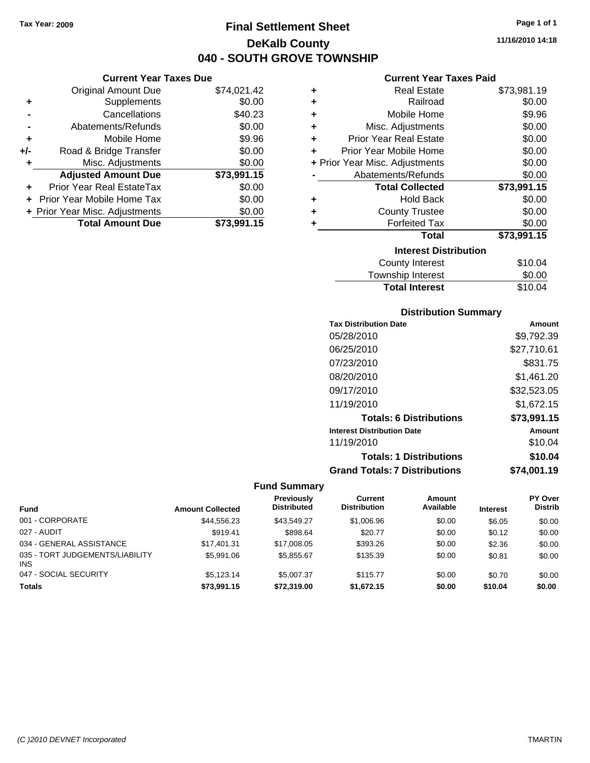Tax Year: 2009

# Final Settlement Sheet

## DeKalb County

## 040 - SOUTH GROVE TOWNSHIP

11/16/2010 14:18

### Current Year Taxes Due

| | | |
|---|---|---|
| | Original Amount Due | $74,021.42 |
| + | Supplements | $0.00 |
| - | Cancellations | $40.23 |
| - | Abatements/Refunds | $0.00 |
| + | Mobile Home | $9.96 |
| +/- | Road & Bridge Transfer | $0.00 |
| + | Misc. Adjustments | $0.00 |
| | **Adjusted Amount Due** | **$73,991.15** |
| + | Prior Year Real EstateTax | $0.00 |
| + | Prior Year Mobile Home Tax | $0.00 |
| + | Prior Year Misc. Adjustments | $0.00 |
| | **Total Amount Due** | **$73,991.15** |

### Current Year Taxes Paid

| | | |
|---|---|---|
| + | Real Estate | $73,981.19 |
| + | Railroad | $0.00 |
| + | Mobile Home | $9.96 |
| + | Misc. Adjustments | $0.00 |
| + | Prior Year Real Estate | $0.00 |
| + | Prior Year Mobile Home | $0.00 |
| + | Prior Year Misc. Adjustments | $0.00 |
| - | Abatements/Refunds | $0.00 |
| | **Total Collected** | **$73,991.15** |
| + | Hold Back | $0.00 |
| + | County Trustee | $0.00 |
| + | Forfeited Tax | $0.00 |
| | **Total** | **$73,991.15** |

### Interest Distribution

| | |
|---|---|
| County Interest | $10.04 |
| Township Interest | $0.00 |
| **Total Interest** | $10.04 |

### Distribution Summary

| Tax Distribution Date | Amount |
|---|---|
| 05/28/2010 | $9,792.39 |
| 06/25/2010 | $27,710.61 |
| 07/23/2010 | $831.75 |
| 08/20/2010 | $1,461.20 |
| 09/17/2010 | $32,523.05 |
| 11/19/2010 | $1,672.15 |
| **Totals: 6 Distributions** | **$73,991.15** |
| **Interest Distribution Date** | **Amount** |
| 11/19/2010 | $10.04 |
| **Totals: 1 Distributions** | **$10.04** |
| **Grand Totals: 7 Distributions** | **$74,001.19** |

### Fund Summary

| Fund | Amount Collected | Previously Distributed | Current Distribution | Amount Available | Interest | PY Over Distrib |
|---|---|---|---|---|---|---|
| 001 - CORPORATE | $44,556.23 | $43,549.27 | $1,006.96 | $0.00 | $6.05 | $0.00 |
| 027 - AUDIT | $919.41 | $898.64 | $20.77 | $0.00 | $0.12 | $0.00 |
| 034 - GENERAL ASSISTANCE | $17,401.31 | $17,008.05 | $393.26 | $0.00 | $2.36 | $0.00 |
| 035 - TORT JUDGEMENTS/LIABILITY INS | $5,991.06 | $5,855.67 | $135.39 | $0.00 | $0.81 | $0.00 |
| 047 - SOCIAL SECURITY | $5,123.14 | $5,007.37 | $115.77 | $0.00 | $0.70 | $0.00 |
| **Totals** | **$73,991.15** | **$72,319.00** | **$1,672.15** | **$0.00** | **$10.04** | **$0.00** |

(C )2010 DEVNET Incorporated TMARTIN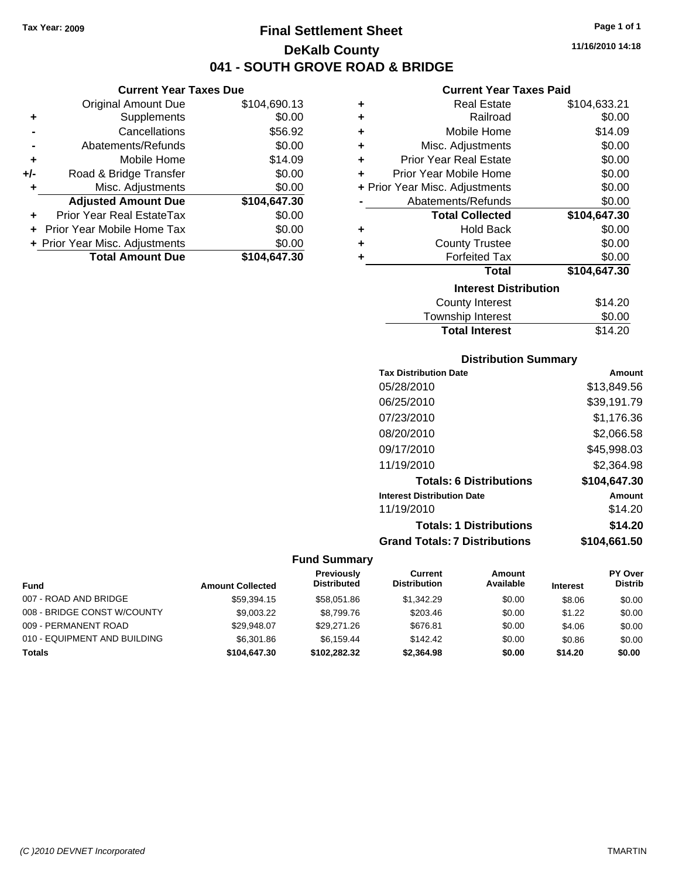Tax Year: 2009

# Final Settlement Sheet

## DeKalb County

## 041 - SOUTH GROVE ROAD & BRIDGE

11/16/2010 14:18

### Current Year Taxes Due

| | | |
|---|---|---|
| | Original Amount Due | $104,690.13 |
| + | Supplements | $0.00 |
| - | Cancellations | $56.92 |
| - | Abatements/Refunds | $0.00 |
| + | Mobile Home | $14.09 |
| +/- | Road & Bridge Transfer | $0.00 |
| + | Misc. Adjustments | $0.00 |
| | **Adjusted Amount Due** | **$104,647.30** |
| + | Prior Year Real EstateTax | $0.00 |
| + | Prior Year Mobile Home Tax | $0.00 |
| + | Prior Year Misc. Adjustments | $0.00 |
| | **Total Amount Due** | **$104,647.30** |

### Current Year Taxes Paid

| | | |
|---|---|---|
| + | Real Estate | $104,633.21 |
| + | Railroad | $0.00 |
| + | Mobile Home | $14.09 |
| + | Misc. Adjustments | $0.00 |
| + | Prior Year Real Estate | $0.00 |
| + | Prior Year Mobile Home | $0.00 |
| + | Prior Year Misc. Adjustments | $0.00 |
| - | Abatements/Refunds | $0.00 |
| | **Total Collected** | **$104,647.30** |
| + | Hold Back | $0.00 |
| + | County Trustee | $0.00 |
| + | Forfeited Tax | $0.00 |
| | **Total** | **$104,647.30** |

### Interest Distribution

| | |
|---|---|
| County Interest | $14.20 |
| Township Interest | $0.00 |
| **Total Interest** | $14.20 |

### Distribution Summary

| Tax Distribution Date | Amount |
|---|---|
| 05/28/2010 | $13,849.56 |
| 06/25/2010 | $39,191.79 |
| 07/23/2010 | $1,176.36 |
| 08/20/2010 | $2,066.58 |
| 09/17/2010 | $45,998.03 |
| 11/19/2010 | $2,364.98 |
| **Totals: 6 Distributions** | **$104,647.30** |
| **Interest Distribution Date** | **Amount** |
| 11/19/2010 | $14.20 |
| **Totals: 1 Distributions** | **$14.20** |
| **Grand Totals: 7 Distributions** | **$104,661.50** |

### Fund Summary

| Fund | Amount Collected | Previously Distributed | Current Distribution | Amount Available | Interest | PY Over Distrib |
|---|---|---|---|---|---|---|
| 007 - ROAD AND BRIDGE | $59,394.15 | $58,051.86 | $1,342.29 | $0.00 | $8.06 | $0.00 |
| 008 - BRIDGE CONST W/COUNTY | $9,003.22 | $8,799.76 | $203.46 | $0.00 | $1.22 | $0.00 |
| 009 - PERMANENT ROAD | $29,948.07 | $29,271.26 | $676.81 | $0.00 | $4.06 | $0.00 |
| 010 - EQUIPMENT AND BUILDING | $6,301.86 | $6,159.44 | $142.42 | $0.00 | $0.86 | $0.00 |
| **Totals** | **$104,647.30** | **$102,282.32** | **$2,364.98** | **$0.00** | **$14.20** | **$0.00** |

(C )2010 DEVNET Incorporated TMARTIN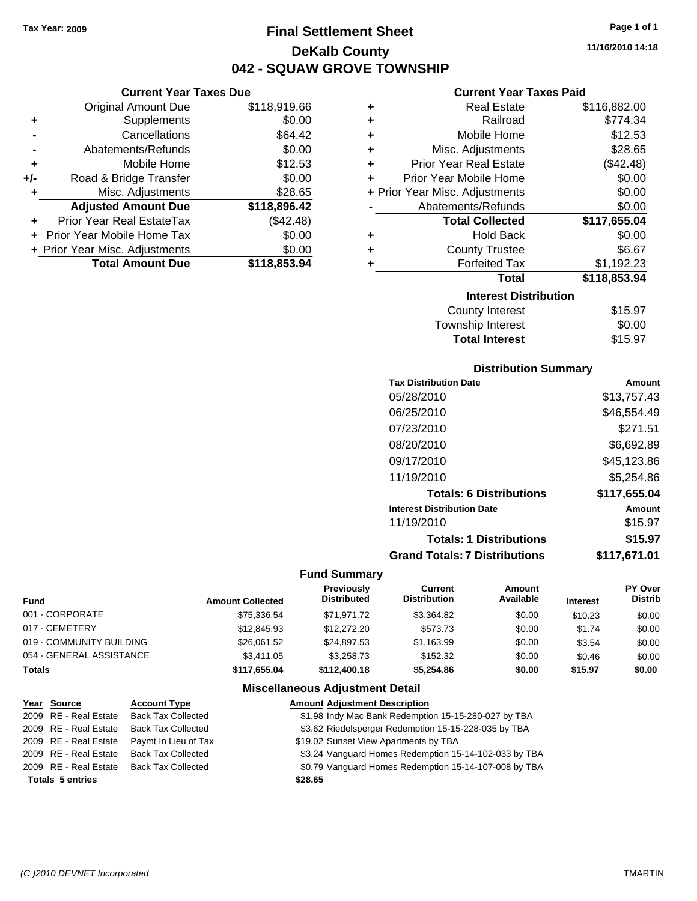Tax Year: 2009

# Final Settlement Sheet

## DeKalb County

## 042 - SQUAW GROVE TOWNSHIP

11/16/2010 14:18

### Current Year Taxes Due

| | | |
|---|---|---|
| | Original Amount Due | $118,919.66 |
| + | Supplements | $0.00 |
| - | Cancellations | $64.42 |
| - | Abatements/Refunds | $0.00 |
| + | Mobile Home | $12.53 |
| +/- | Road & Bridge Transfer | $0.00 |
| + | Misc. Adjustments | $28.65 |
| | **Adjusted Amount Due** | **$118,896.42** |
| + | Prior Year Real EstateTax | ($42.48) |
| + | Prior Year Mobile Home Tax | $0.00 |
| + | Prior Year Misc. Adjustments | $0.00 |
| | **Total Amount Due** | **$118,853.94** |

### Current Year Taxes Paid

| | | |
|---|---|---|
| + | Real Estate | $116,882.00 |
| + | Railroad | $774.34 |
| + | Mobile Home | $12.53 |
| + | Misc. Adjustments | $28.65 |
| + | Prior Year Real Estate | ($42.48) |
| + | Prior Year Mobile Home | $0.00 |
| + | Prior Year Misc. Adjustments | $0.00 |
| - | Abatements/Refunds | $0.00 |
| | **Total Collected** | **$117,655.04** |
| + | Hold Back | $0.00 |
| + | County Trustee | $6.67 |
| + | Forfeited Tax | $1,192.23 |
| | **Total** | **$118,853.94** |

### Interest Distribution

| | |
|---|---|
| County Interest | $15.97 |
| Township Interest | $0.00 |
| **Total Interest** | $15.97 |

### Distribution Summary

| Tax Distribution Date | Amount |
|---|---|
| 05/28/2010 | $13,757.43 |
| 06/25/2010 | $46,554.49 |
| 07/23/2010 | $271.51 |
| 08/20/2010 | $6,692.89 |
| 09/17/2010 | $45,123.86 |
| 11/19/2010 | $5,254.86 |
| **Totals: 6 Distributions** | **$117,655.04** |
| **Interest Distribution Date** | **Amount** |
| 11/19/2010 | $15.97 |
| **Totals: 1 Distributions** | **$15.97** |
| **Grand Totals: 7 Distributions** | **$117,671.01** |

### Fund Summary

| Fund | Amount Collected | Previously Distributed | Current Distribution | Amount Available | Interest | PY Over Distrib |
|---|---|---|---|---|---|---|
| 001 - CORPORATE | $75,336.54 | $71,971.72 | $3,364.82 | $0.00 | $10.23 | $0.00 |
| 017 - CEMETERY | $12,845.93 | $12,272.20 | $573.73 | $0.00 | $1.74 | $0.00 |
| 019 - COMMUNITY BUILDING | $26,061.52 | $24,897.53 | $1,163.99 | $0.00 | $3.54 | $0.00 |
| 054 - GENERAL ASSISTANCE | $3,411.05 | $3,258.73 | $152.32 | $0.00 | $0.46 | $0.00 |
| **Totals** | **$117,655.04** | **$112,400.18** | **$5,254.86** | **$0.00** | **$15.97** | **$0.00** |

### Miscellaneous Adjustment Detail

| Year | Source | Account Type | Amount | Adjustment Description |
|---|---|---|---|---|
| 2009 | RE - Real Estate | Back Tax Collected | $1.98 | Indy Mac Bank Redemption 15-15-280-027 by TBA |
| 2009 | RE - Real Estate | Back Tax Collected | $3.62 | Riedelsperger Redemption 15-15-228-035 by TBA |
| 2009 | RE - Real Estate | Paymt In Lieu of Tax | $19.02 | Sunset View Apartments by TBA |
| 2009 | RE - Real Estate | Back Tax Collected | $3.24 | Vanguard Homes Redemption 15-14-102-033 by TBA |
| 2009 | RE - Real Estate | Back Tax Collected | $0.79 | Vanguard Homes Redemption 15-14-107-008 by TBA |
| **Totals 5 entries** | | | **$28.65** | |

(C )2010 DEVNET Incorporated — TMARTIN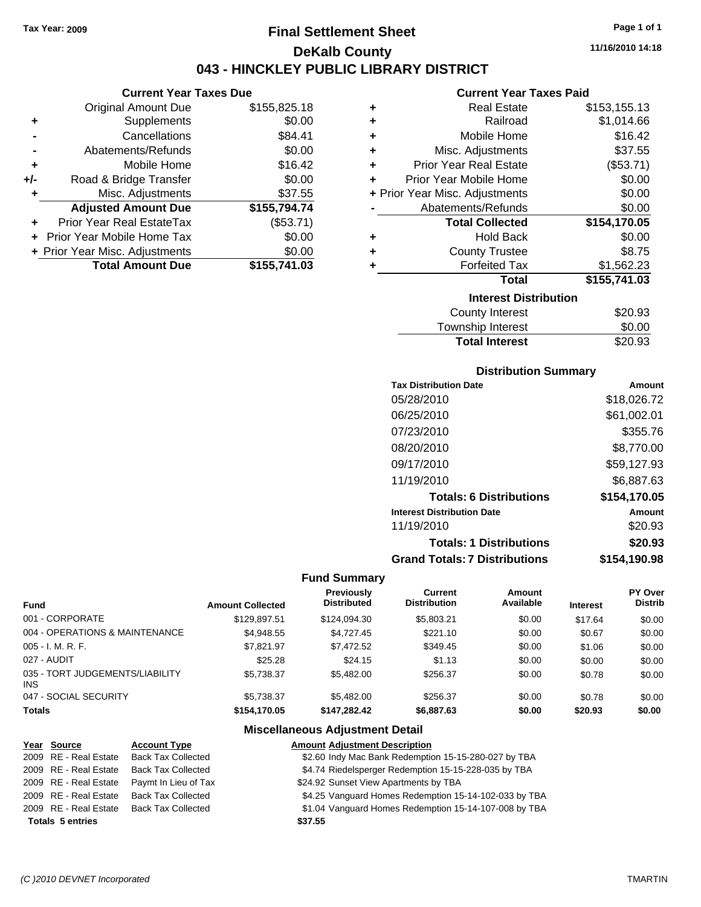Tax Year: 2009

# Final Settlement Sheet

## DeKalb County

## 043 - HINCKLEY PUBLIC LIBRARY DISTRICT

11/16/2010 14:18

### Current Year Taxes Due

| | | |
|---|---|---|
| | Original Amount Due | $155,825.18 |
| + | Supplements | $0.00 |
| - | Cancellations | $84.41 |
| - | Abatements/Refunds | $0.00 |
| + | Mobile Home | $16.42 |
| +/- | Road & Bridge Transfer | $0.00 |
| + | Misc. Adjustments | $37.55 |
| | **Adjusted Amount Due** | **$155,794.74** |
| + | Prior Year Real EstateTax | ($53.71) |
| + | Prior Year Mobile Home Tax | $0.00 |
| + | Prior Year Misc. Adjustments | $0.00 |
| | **Total Amount Due** | **$155,741.03** |

### Current Year Taxes Paid

| | | |
|---|---|---|
| + | Real Estate | $153,155.13 |
| + | Railroad | $1,014.66 |
| + | Mobile Home | $16.42 |
| + | Misc. Adjustments | $37.55 |
| + | Prior Year Real Estate | ($53.71) |
| + | Prior Year Mobile Home | $0.00 |
| + | Prior Year Misc. Adjustments | $0.00 |
| - | Abatements/Refunds | $0.00 |
| | **Total Collected** | **$154,170.05** |
| + | Hold Back | $0.00 |
| + | County Trustee | $8.75 |
| + | Forfeited Tax | $1,562.23 |
| | **Total** | **$155,741.03** |

### Interest Distribution

| | |
|---|---|
| County Interest | $20.93 |
| Township Interest | $0.00 |
| **Total Interest** | $20.93 |

### Distribution Summary

| Tax Distribution Date | Amount |
|---|---|
| 05/28/2010 | $18,026.72 |
| 06/25/2010 | $61,002.01 |
| 07/23/2010 | $355.76 |
| 08/20/2010 | $8,770.00 |
| 09/17/2010 | $59,127.93 |
| 11/19/2010 | $6,887.63 |
| **Totals: 6 Distributions** | **$154,170.05** |
| **Interest Distribution Date** | **Amount** |
| 11/19/2010 | $20.93 |
| **Totals: 1 Distributions** | **$20.93** |
| **Grand Totals: 7 Distributions** | **$154,190.98** |

### Fund Summary

| Fund | Amount Collected | Previously Distributed | Current Distribution | Amount Available | Interest | PY Over Distrib |
|---|---|---|---|---|---|---|
| 001 - CORPORATE | $129,897.51 | $124,094.30 | $5,803.21 | $0.00 | $17.64 | $0.00 |
| 004 - OPERATIONS & MAINTENANCE | $4,948.55 | $4,727.45 | $221.10 | $0.00 | $0.67 | $0.00 |
| 005 - I. M. R. F. | $7,821.97 | $7,472.52 | $349.45 | $0.00 | $1.06 | $0.00 |
| 027 - AUDIT | $25.28 | $24.15 | $1.13 | $0.00 | $0.00 | $0.00 |
| 035 - TORT JUDGEMENTS/LIABILITY INS | $5,738.37 | $5,482.00 | $256.37 | $0.00 | $0.78 | $0.00 |
| 047 - SOCIAL SECURITY | $5,738.37 | $5,482.00 | $256.37 | $0.00 | $0.78 | $0.00 |
| **Totals** | **$154,170.05** | **$147,282.42** | **$6,887.63** | **$0.00** | **$20.93** | **$0.00** |

### Miscellaneous Adjustment Detail

| Year | Source | Account Type | Amount | Adjustment Description |
|---|---|---|---|---|
| 2009 | RE - Real Estate | Back Tax Collected | $2.60 | Indy Mac Bank Redemption 15-15-280-027 by TBA |
| 2009 | RE - Real Estate | Back Tax Collected | $4.74 | Riedelsperger Redemption 15-15-228-035 by TBA |
| 2009 | RE - Real Estate | Paymt In Lieu of Tax | $24.92 | Sunset View Apartments by TBA |
| 2009 | RE - Real Estate | Back Tax Collected | $4.25 | Vanguard Homes Redemption 15-14-102-033 by TBA |
| 2009 | RE - Real Estate | Back Tax Collected | $1.04 | Vanguard Homes Redemption 15-14-107-008 by TBA |
| **Totals 5 entries** | | | **$37.55** | |

(C )2010 DEVNET Incorporated TMARTIN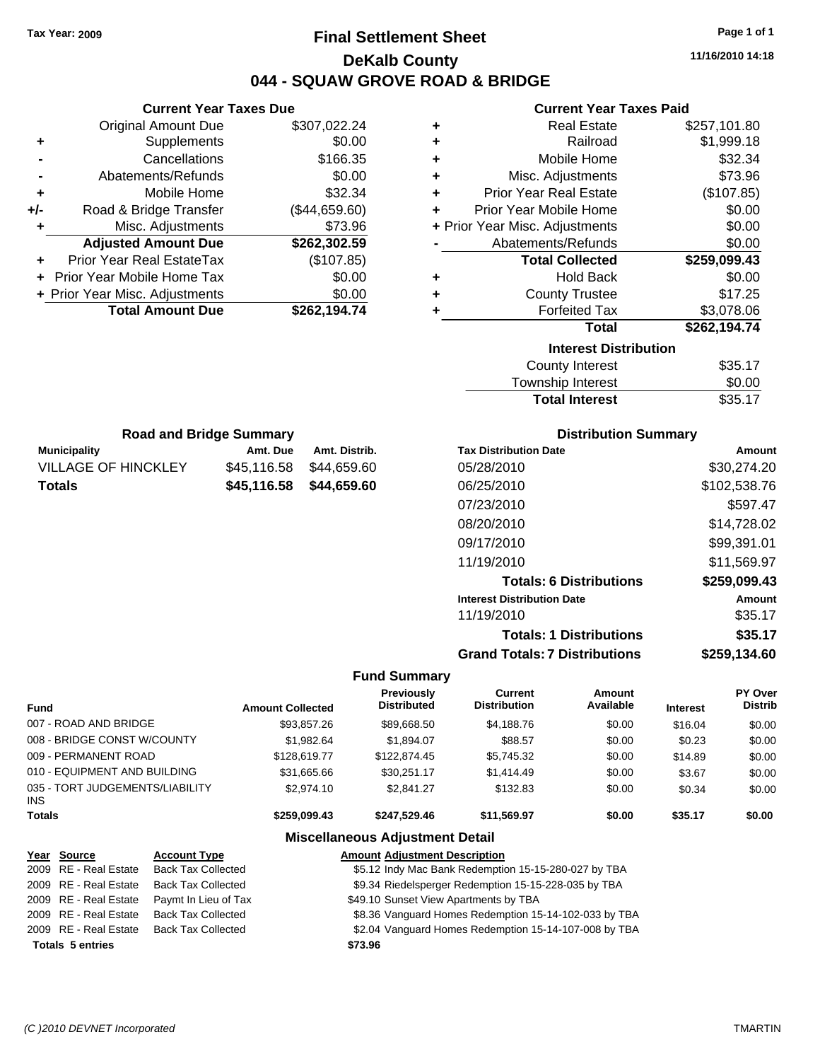Tax Year: 2009

# Final Settlement Sheet

## DeKalb County

## 044 - SQUAW GROVE ROAD & BRIDGE

11/16/2010 14:18

### Current Year Taxes Due

| | | |
|---|---|---|
| | Original Amount Due | $307,022.24 |
| + | Supplements | $0.00 |
| - | Cancellations | $166.35 |
| - | Abatements/Refunds | $0.00 |
| + | Mobile Home | $32.34 |
| +/- | Road & Bridge Transfer | ($44,659.60) |
| + | Misc. Adjustments | $73.96 |
| | **Adjusted Amount Due** | **$262,302.59** |
| + | Prior Year Real EstateTax | ($107.85) |
| + | Prior Year Mobile Home Tax | $0.00 |
| + | Prior Year Misc. Adjustments | $0.00 |
| | **Total Amount Due** | **$262,194.74** |

### Current Year Taxes Paid

| | | |
|---|---|---|
| + | Real Estate | $257,101.80 |
| + | Railroad | $1,999.18 |
| + | Mobile Home | $32.34 |
| + | Misc. Adjustments | $73.96 |
| + | Prior Year Real Estate | ($107.85) |
| + | Prior Year Mobile Home | $0.00 |
| + | Prior Year Misc. Adjustments | $0.00 |
| - | Abatements/Refunds | $0.00 |
| | **Total Collected** | **$259,099.43** |
| + | Hold Back | $0.00 |
| + | County Trustee | $17.25 |
| + | Forfeited Tax | $3,078.06 |
| | **Total** | **$262,194.74** |

### Interest Distribution

| | |
|---|---|
| County Interest | $35.17 |
| Township Interest | $0.00 |
| **Total Interest** | $35.17 |

### Road and Bridge Summary

| Municipality | Amt. Due | Amt. Distrib. |
|---|---|---|
| VILLAGE OF HINCKLEY | $45,116.58 | $44,659.60 |
| **Totals** | **$45,116.58** | **$44,659.60** |

### Distribution Summary

| Tax Distribution Date | Amount |
|---|---|
| 05/28/2010 | $30,274.20 |
| 06/25/2010 | $102,538.76 |
| 07/23/2010 | $597.47 |
| 08/20/2010 | $14,728.02 |
| 09/17/2010 | $99,391.01 |
| 11/19/2010 | $11,569.97 |
| **Totals: 6 Distributions** | **$259,099.43** |
| **Interest Distribution Date** | **Amount** |
| 11/19/2010 | $35.17 |
| **Totals: 1 Distributions** | **$35.17** |
| **Grand Totals: 7 Distributions** | **$259,134.60** |

### Fund Summary

| Fund | Amount Collected | Previously Distributed | Current Distribution | Amount Available | Interest | PY Over Distrib |
|---|---|---|---|---|---|---|
| 007 - ROAD AND BRIDGE | $93,857.26 | $89,668.50 | $4,188.76 | $0.00 | $16.04 | $0.00 |
| 008 - BRIDGE CONST W/COUNTY | $1,982.64 | $1,894.07 | $88.57 | $0.00 | $0.23 | $0.00 |
| 009 - PERMANENT ROAD | $128,619.77 | $122,874.45 | $5,745.32 | $0.00 | $14.89 | $0.00 |
| 010 - EQUIPMENT AND BUILDING | $31,665.66 | $30,251.17 | $1,414.49 | $0.00 | $3.67 | $0.00 |
| 035 - TORT JUDGEMENTS/LIABILITY INS | $2,974.10 | $2,841.27 | $132.83 | $0.00 | $0.34 | $0.00 |
| **Totals** | **$259,099.43** | **$247,529.46** | **$11,569.97** | **$0.00** | **$35.17** | **$0.00** |

### Miscellaneous Adjustment Detail

| Year | Source | Account Type | Amount | Adjustment Description |
|---|---|---|---|---|
| 2009 | RE - Real Estate | Back Tax Collected | $5.12 | Indy Mac Bank Redemption 15-15-280-027 by TBA |
| 2009 | RE - Real Estate | Back Tax Collected | $9.34 | Riedelsperger Redemption 15-15-228-035 by TBA |
| 2009 | RE - Real Estate | Paymt In Lieu of Tax | $49.10 | Sunset View Apartments by TBA |
| 2009 | RE - Real Estate | Back Tax Collected | $8.36 | Vanguard Homes Redemption 15-14-102-033 by TBA |
| 2009 | RE - Real Estate | Back Tax Collected | $2.04 | Vanguard Homes Redemption 15-14-107-008 by TBA |
| **Totals 5 entries** | | | **$73.96** | |

(C )2010 DEVNET Incorporated TMARTIN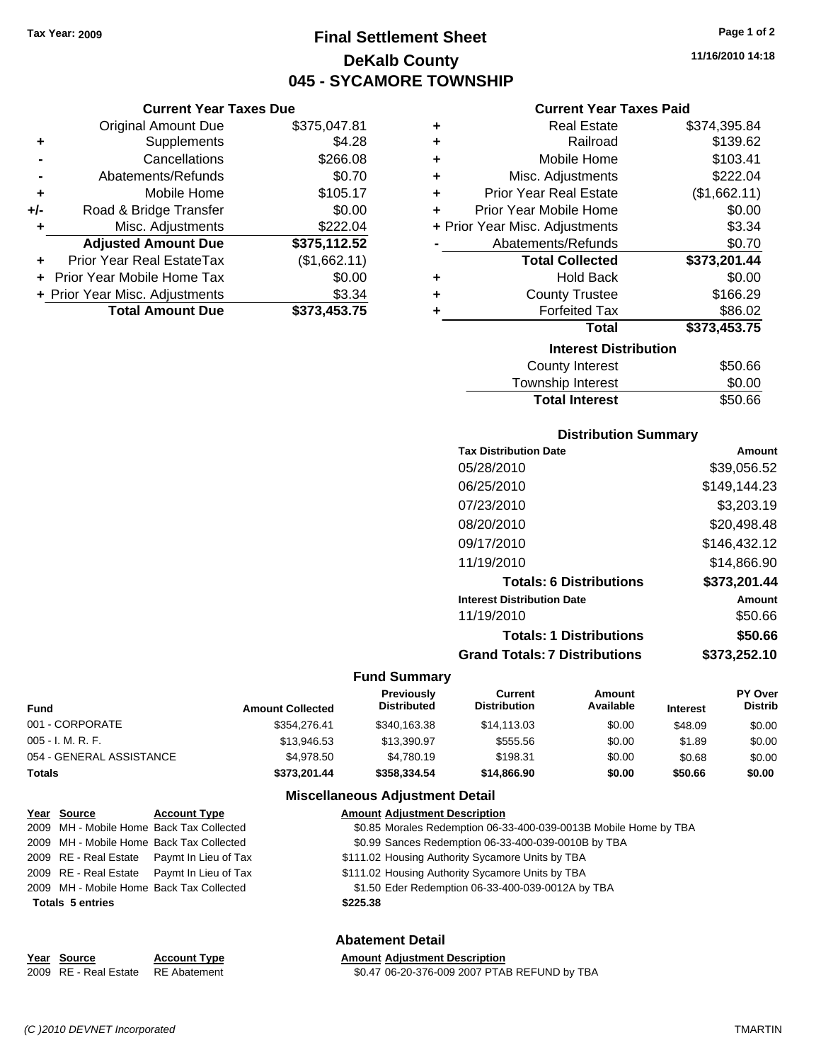Tax Year: 2009

# Final Settlement Sheet

## DeKalb County

## 045 - SYCAMORE TOWNSHIP

11/16/2010 14:18

### Current Year Taxes Due

| | | |
|---|---|---|
| | Original Amount Due | $375,047.81 |
| + | Supplements | $4.28 |
| - | Cancellations | $266.08 |
| - | Abatements/Refunds | $0.70 |
| + | Mobile Home | $105.17 |
| +/- | Road & Bridge Transfer | $0.00 |
| + | Misc. Adjustments | $222.04 |
| | **Adjusted Amount Due** | **$375,112.52** |
| + | Prior Year Real EstateTax | ($1,662.11) |
| + | Prior Year Mobile Home Tax | $0.00 |
| + | Prior Year Misc. Adjustments | $3.34 |
| | **Total Amount Due** | **$373,453.75** |

### Current Year Taxes Paid

| | | |
|---|---|---|
| + | Real Estate | $374,395.84 |
| + | Railroad | $139.62 |
| + | Mobile Home | $103.41 |
| + | Misc. Adjustments | $222.04 |
| + | Prior Year Real Estate | ($1,662.11) |
| + | Prior Year Mobile Home | $0.00 |
| + | Prior Year Misc. Adjustments | $3.34 |
| - | Abatements/Refunds | $0.70 |
| | **Total Collected** | **$373,201.44** |
| + | Hold Back | $0.00 |
| + | County Trustee | $166.29 |
| + | Forfeited Tax | $86.02 |
| | **Total** | **$373,453.75** |

### Interest Distribution

| | |
|---|---|
| County Interest | $50.66 |
| Township Interest | $0.00 |
| **Total Interest** | $50.66 |

### Distribution Summary

| Tax Distribution Date | Amount |
|---|---|
| 05/28/2010 | $39,056.52 |
| 06/25/2010 | $149,144.23 |
| 07/23/2010 | $3,203.19 |
| 08/20/2010 | $20,498.48 |
| 09/17/2010 | $146,432.12 |
| 11/19/2010 | $14,866.90 |
| **Totals: 6 Distributions** | **$373,201.44** |
| **Interest Distribution Date** | **Amount** |
| 11/19/2010 | $50.66 |
| **Totals: 1 Distributions** | **$50.66** |
| **Grand Totals: 7 Distributions** | **$373,252.10** |

### Fund Summary

| Fund | Amount Collected | Previously Distributed | Current Distribution | Amount Available | Interest | PY Over Distrib |
|---|---|---|---|---|---|---|
| 001 - CORPORATE | $354,276.41 | $340,163.38 | $14,113.03 | $0.00 | $48.09 | $0.00 |
| 005 - I. M. R. F. | $13,946.53 | $13,390.97 | $555.56 | $0.00 | $1.89 | $0.00 |
| 054 - GENERAL ASSISTANCE | $4,978.50 | $4,780.19 | $198.31 | $0.00 | $0.68 | $0.00 |
| **Totals** | **$373,201.44** | **$358,334.54** | **$14,866.90** | **$0.00** | **$50.66** | **$0.00** |

### Miscellaneous Adjustment Detail

| Year | Source | Account Type | Amount | Adjustment Description |
|---|---|---|---|---|
| 2009 | MH - Mobile Home | Back Tax Collected | $0.85 | Morales Redemption 06-33-400-039-0013B Mobile Home by TBA |
| 2009 | MH - Mobile Home | Back Tax Collected | $0.99 | Sances Redemption 06-33-400-039-0010B by TBA |
| 2009 | RE - Real Estate | Paymt In Lieu of Tax | $111.02 | Housing Authority Sycamore Units by TBA |
| 2009 | RE - Real Estate | Paymt In Lieu of Tax | $111.02 | Housing Authority Sycamore Units by TBA |
| 2009 | MH - Mobile Home | Back Tax Collected | $1.50 | Eder Redemption 06-33-400-039-0012A by TBA |
| **Totals 5 entries** | | | **$225.38** | |

### Abatement Detail

| Year | Source | Account Type | Amount | Adjustment Description |
|---|---|---|---|---|
| 2009 | RE - Real Estate | RE Abatement | $0.47 | 06-20-376-009 2007 PTAB REFUND by TBA |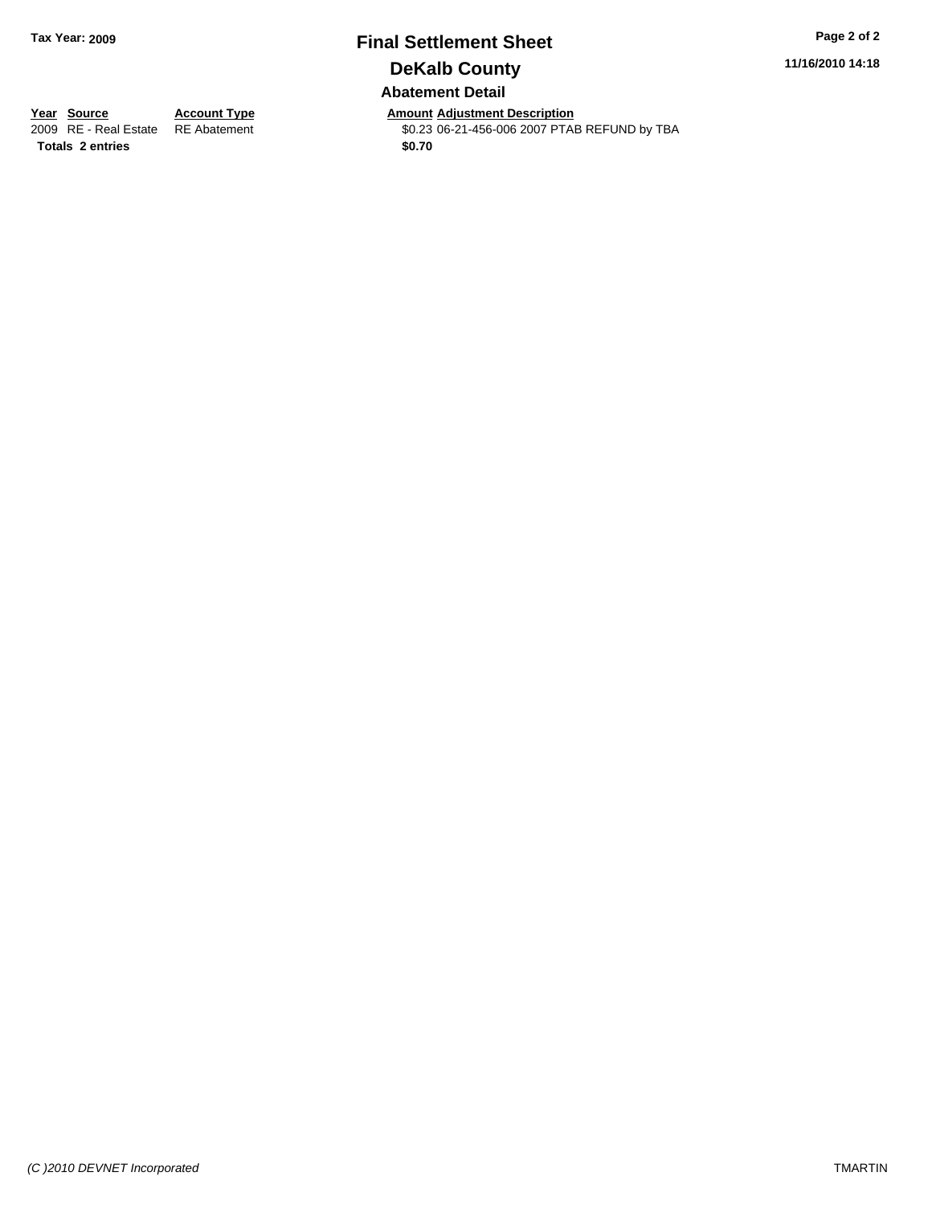**Tax Year: 2009**

# Final Settlement Sheet

## DeKalb County

### Abatement Detail

| Year | Source | Account Type | Amount | Adjustment Description |
|---|---|---|---|---|
| 2009 | RE - Real Estate | RE Abatement | $0.23 | 06-21-456-006 2007 PTAB REFUND by TBA |
| **Totals 2 entries** | | | **$0.70** | |

*(C )2010 DEVNET Incorporated*

TMARTIN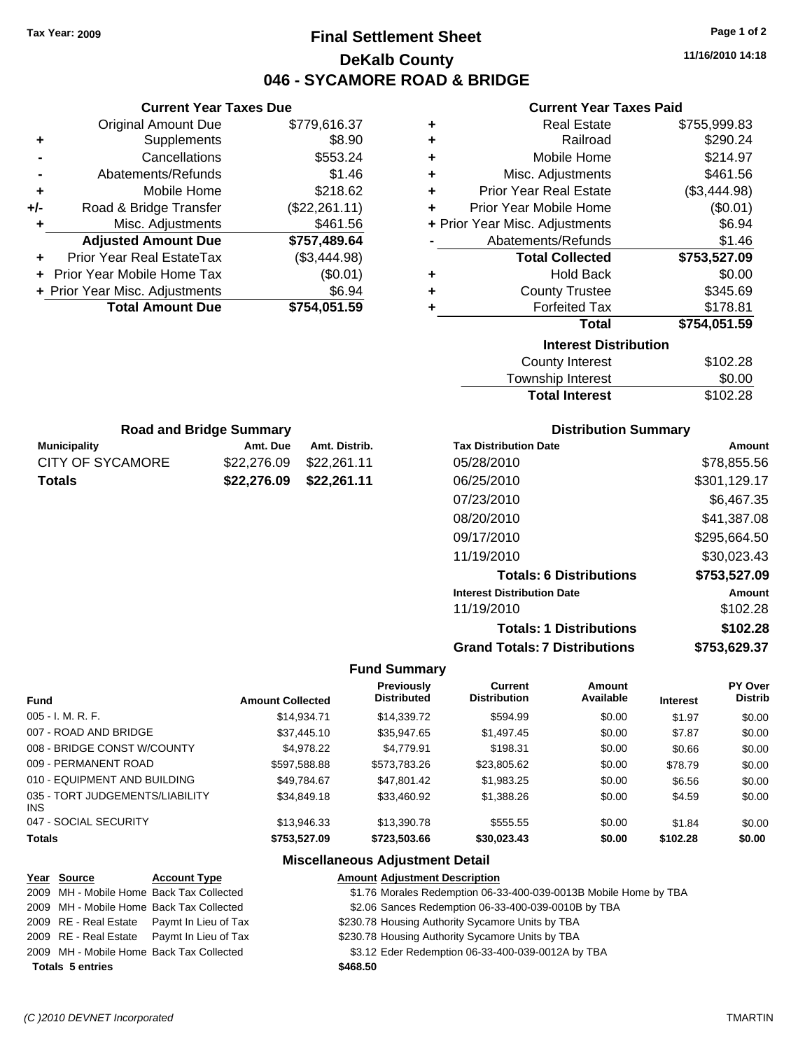Tax Year: 2009

# Final Settlement Sheet

## DeKalb County

## 046 - SYCAMORE ROAD & BRIDGE

11/16/2010 14:18

### Current Year Taxes Due

| | | |
|---|---|---|
| | Original Amount Due | $779,616.37 |
| + | Supplements | $8.90 |
| - | Cancellations | $553.24 |
| - | Abatements/Refunds | $1.46 |
| + | Mobile Home | $218.62 |
| +/- | Road & Bridge Transfer | ($22,261.11) |
| + | Misc. Adjustments | $461.56 |
| | **Adjusted Amount Due** | **$757,489.64** |
| + | Prior Year Real EstateTax | ($3,444.98) |
| + | Prior Year Mobile Home Tax | ($0.01) |
| + | Prior Year Misc. Adjustments | $6.94 |
| | **Total Amount Due** | **$754,051.59** |

### Current Year Taxes Paid

| | | |
|---|---|---|
| + | Real Estate | $755,999.83 |
| + | Railroad | $290.24 |
| + | Mobile Home | $214.97 |
| + | Misc. Adjustments | $461.56 |
| + | Prior Year Real Estate | ($3,444.98) |
| + | Prior Year Mobile Home | ($0.01) |
| + | Prior Year Misc. Adjustments | $6.94 |
| - | Abatements/Refunds | $1.46 |
| | **Total Collected** | **$753,527.09** |
| + | Hold Back | $0.00 |
| + | County Trustee | $345.69 |
| + | Forfeited Tax | $178.81 |
| | **Total** | **$754,051.59** |

### Interest Distribution

| | |
|---|---|
| County Interest | $102.28 |
| Township Interest | $0.00 |
| **Total Interest** | $102.28 |

### Road and Bridge Summary

| Municipality | Amt. Due | Amt. Distrib. |
|---|---|---|
| CITY OF SYCAMORE | $22,276.09 | $22,261.11 |
| **Totals** | **$22,276.09** | **$22,261.11** |

### Distribution Summary

| Tax Distribution Date | Amount |
|---|---|
| 05/28/2010 | $78,855.56 |
| 06/25/2010 | $301,129.17 |
| 07/23/2010 | $6,467.35 |
| 08/20/2010 | $41,387.08 |
| 09/17/2010 | $295,664.50 |
| 11/19/2010 | $30,023.43 |
| **Totals: 6 Distributions** | **$753,527.09** |
| **Interest Distribution Date** | **Amount** |
| 11/19/2010 | $102.28 |
| **Totals: 1 Distributions** | **$102.28** |
| **Grand Totals: 7 Distributions** | **$753,629.37** |

### Fund Summary

| Fund | Amount Collected | Previously Distributed | Current Distribution | Amount Available | Interest | PY Over Distrib |
|---|---|---|---|---|---|---|
| 005 - I. M. R. F. | $14,934.71 | $14,339.72 | $594.99 | $0.00 | $1.97 | $0.00 |
| 007 - ROAD AND BRIDGE | $37,445.10 | $35,947.65 | $1,497.45 | $0.00 | $7.87 | $0.00 |
| 008 - BRIDGE CONST W/COUNTY | $4,978.22 | $4,779.91 | $198.31 | $0.00 | $0.66 | $0.00 |
| 009 - PERMANENT ROAD | $597,588.88 | $573,783.26 | $23,805.62 | $0.00 | $78.79 | $0.00 |
| 010 - EQUIPMENT AND BUILDING | $49,784.67 | $47,801.42 | $1,983.25 | $0.00 | $6.56 | $0.00 |
| 035 - TORT JUDGEMENTS/LIABILITY INS | $34,849.18 | $33,460.92 | $1,388.26 | $0.00 | $4.59 | $0.00 |
| 047 - SOCIAL SECURITY | $13,946.33 | $13,390.78 | $555.55 | $0.00 | $1.84 | $0.00 |
| **Totals** | **$753,527.09** | **$723,503.66** | **$30,023.43** | **$0.00** | **$102.28** | **$0.00** |

### Miscellaneous Adjustment Detail

| Year | Source | Account Type | Amount | Adjustment Description |
|---|---|---|---|---|
| 2009 | MH - Mobile Home | Back Tax Collected | $1.76 | Morales Redemption 06-33-400-039-0013B Mobile Home by TBA |
| 2009 | MH - Mobile Home | Back Tax Collected | $2.06 | Sances Redemption 06-33-400-039-0010B by TBA |
| 2009 | RE - Real Estate | Paymt In Lieu of Tax | $230.78 | Housing Authority Sycamore Units by TBA |
| 2009 | RE - Real Estate | Paymt In Lieu of Tax | $230.78 | Housing Authority Sycamore Units by TBA |
| 2009 | MH - Mobile Home | Back Tax Collected | $3.12 | Eder Redemption 06-33-400-039-0012A by TBA |
| **Totals 5 entries** | | | **$468.50** | |

(C )2010 DEVNET Incorporated TMARTIN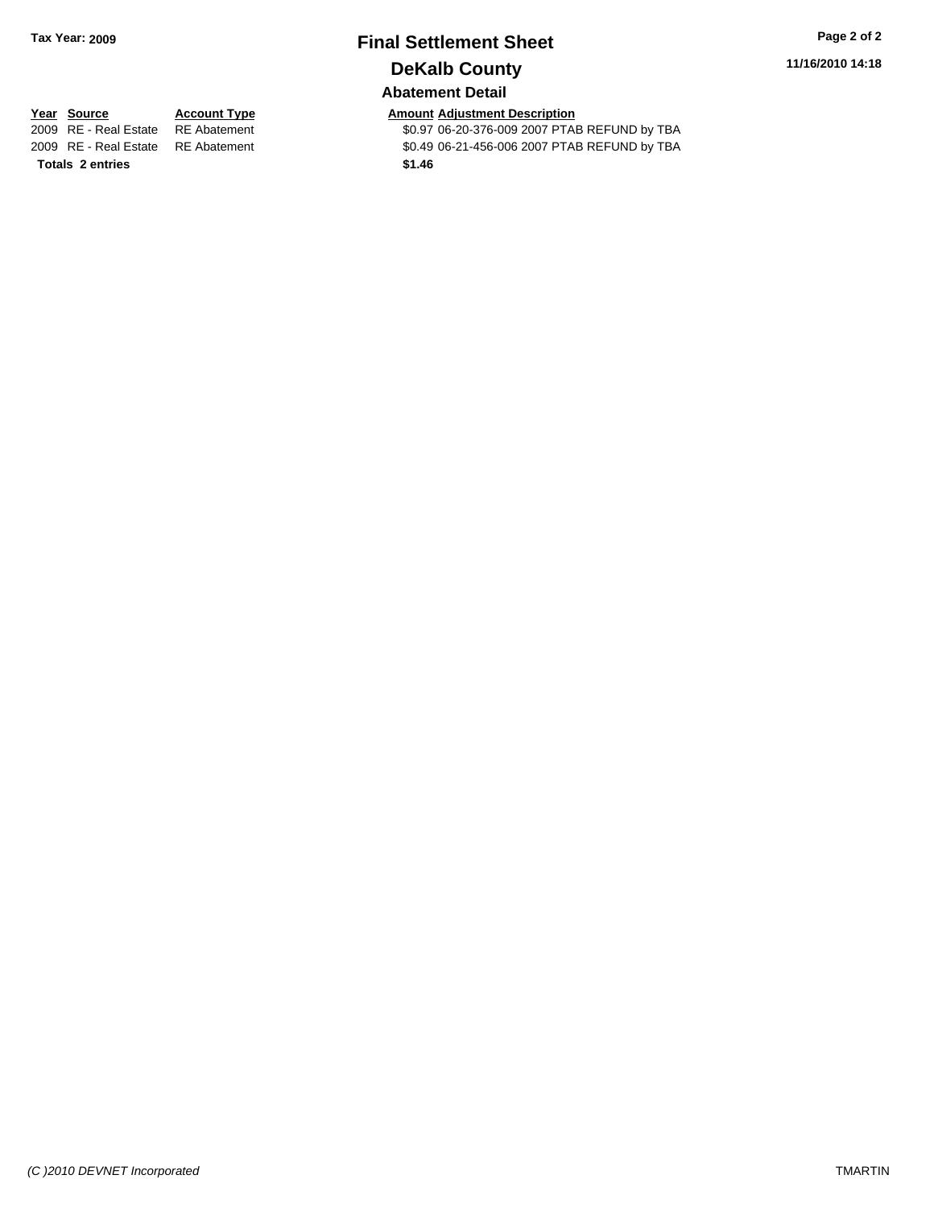# Final Settlement Sheet

## DeKalb County

### Abatement Detail

**Tax Year: 2009**

| Year | Source | Account Type | Amount | Adjustment Description |
|---|---|---|---|---|
| 2009 | RE - Real Estate | RE Abatement | $0.97 | 06-20-376-009 2007 PTAB REFUND by TBA |
| 2009 | RE - Real Estate | RE Abatement | $0.49 | 06-21-456-006 2007 PTAB REFUND by TBA |
| **Totals** | **2 entries** | | **$1.46** | |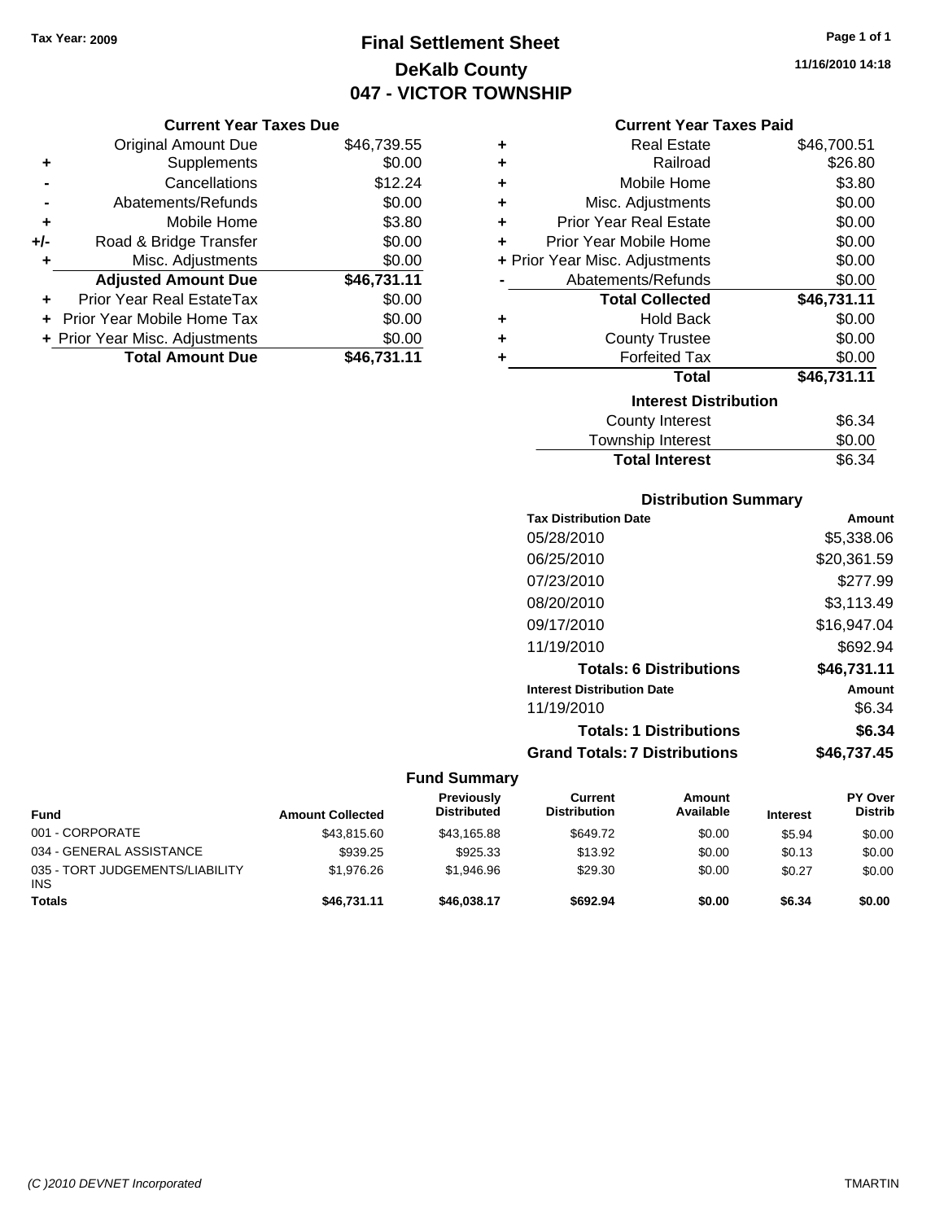Tax Year: 2009

# Final Settlement Sheet
## DeKalb County
## 047 - VICTOR TOWNSHIP

11/16/2010 14:18

### Current Year Taxes Due

| | | |
|---|---|---|
| | Original Amount Due | $46,739.55 |
| + | Supplements | $0.00 |
| - | Cancellations | $12.24 |
| - | Abatements/Refunds | $0.00 |
| + | Mobile Home | $3.80 |
| +/- | Road & Bridge Transfer | $0.00 |
| + | Misc. Adjustments | $0.00 |
| | **Adjusted Amount Due** | **$46,731.11** |
| + | Prior Year Real EstateTax | $0.00 |
| + | Prior Year Mobile Home Tax | $0.00 |
| + | Prior Year Misc. Adjustments | $0.00 |
| | **Total Amount Due** | **$46,731.11** |

### Current Year Taxes Paid

| | | |
|---|---|---|
| + | Real Estate | $46,700.51 |
| + | Railroad | $26.80 |
| + | Mobile Home | $3.80 |
| + | Misc. Adjustments | $0.00 |
| + | Prior Year Real Estate | $0.00 |
| + | Prior Year Mobile Home | $0.00 |
| + | Prior Year Misc. Adjustments | $0.00 |
| - | Abatements/Refunds | $0.00 |
| | **Total Collected** | **$46,731.11** |
| + | Hold Back | $0.00 |
| + | County Trustee | $0.00 |
| + | Forfeited Tax | $0.00 |
| | **Total** | **$46,731.11** |

### Interest Distribution

| | |
|---|---|
| County Interest | $6.34 |
| Township Interest | $0.00 |
| **Total Interest** | $6.34 |

### Distribution Summary

| Tax Distribution Date | Amount |
|---|---|
| 05/28/2010 | $5,338.06 |
| 06/25/2010 | $20,361.59 |
| 07/23/2010 | $277.99 |
| 08/20/2010 | $3,113.49 |
| 09/17/2010 | $16,947.04 |
| 11/19/2010 | $692.94 |
| **Totals: 6 Distributions** | **$46,731.11** |
| **Interest Distribution Date** | **Amount** |
| 11/19/2010 | $6.34 |
| **Totals: 1 Distributions** | **$6.34** |
| **Grand Totals: 7 Distributions** | **$46,737.45** |

### Fund Summary

| Fund | Amount Collected | Previously Distributed | Current Distribution | Amount Available | Interest | PY Over Distrib |
|---|---|---|---|---|---|---|
| 001 - CORPORATE | $43,815.60 | $43,165.88 | $649.72 | $0.00 | $5.94 | $0.00 |
| 034 - GENERAL ASSISTANCE | $939.25 | $925.33 | $13.92 | $0.00 | $0.13 | $0.00 |
| 035 - TORT JUDGEMENTS/LIABILITY INS | $1,976.26 | $1,946.96 | $29.30 | $0.00 | $0.27 | $0.00 |
| **Totals** | **$46,731.11** | **$46,038.17** | **$692.94** | **$0.00** | **$6.34** | **$0.00** |

(C )2010 DEVNET Incorporated TMARTIN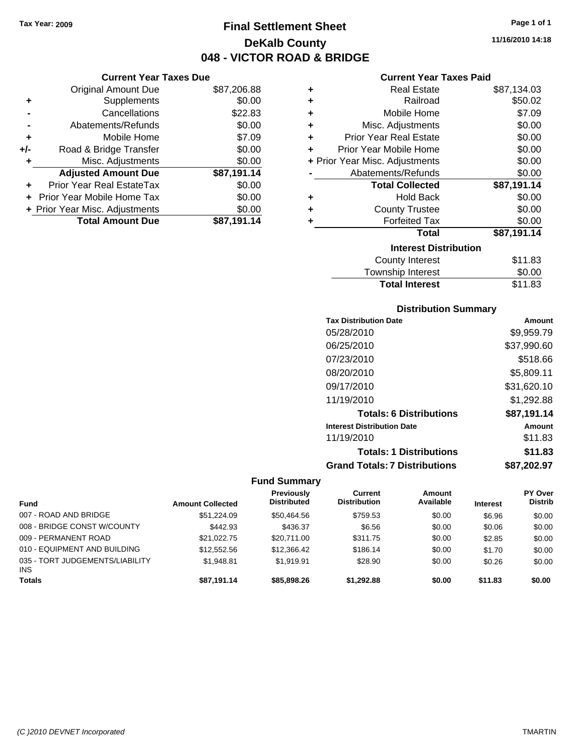Tax Year: 2009

# Final Settlement Sheet

## DeKalb County

## 048 - VICTOR ROAD & BRIDGE

11/16/2010 14:18

### Current Year Taxes Due

| | | |
|---|---|---|
| | Original Amount Due | $87,206.88 |
| + | Supplements | $0.00 |
| - | Cancellations | $22.83 |
| - | Abatements/Refunds | $0.00 |
| + | Mobile Home | $7.09 |
| +/- | Road & Bridge Transfer | $0.00 |
| + | Misc. Adjustments | $0.00 |
| | **Adjusted Amount Due** | **$87,191.14** |
| + | Prior Year Real EstateTax | $0.00 |
| + | Prior Year Mobile Home Tax | $0.00 |
| + | Prior Year Misc. Adjustments | $0.00 |
| | **Total Amount Due** | **$87,191.14** |

### Current Year Taxes Paid

| | | |
|---|---|---|
| + | Real Estate | $87,134.03 |
| + | Railroad | $50.02 |
| + | Mobile Home | $7.09 |
| + | Misc. Adjustments | $0.00 |
| + | Prior Year Real Estate | $0.00 |
| + | Prior Year Mobile Home | $0.00 |
| + | Prior Year Misc. Adjustments | $0.00 |
| - | Abatements/Refunds | $0.00 |
| | **Total Collected** | **$87,191.14** |
| + | Hold Back | $0.00 |
| + | County Trustee | $0.00 |
| + | Forfeited Tax | $0.00 |
| | **Total** | **$87,191.14** |

### Interest Distribution

| | |
|---|---|
| County Interest | $11.83 |
| Township Interest | $0.00 |
| **Total Interest** | $11.83 |

### Distribution Summary

| Tax Distribution Date | Amount |
|---|---|
| 05/28/2010 | $9,959.79 |
| 06/25/2010 | $37,990.60 |
| 07/23/2010 | $518.66 |
| 08/20/2010 | $5,809.11 |
| 09/17/2010 | $31,620.10 |
| 11/19/2010 | $1,292.88 |
| **Totals: 6 Distributions** | **$87,191.14** |
| **Interest Distribution Date** | **Amount** |
| 11/19/2010 | $11.83 |
| **Totals: 1 Distributions** | **$11.83** |
| **Grand Totals: 7 Distributions** | **$87,202.97** |

### Fund Summary

| Fund | Amount Collected | Previously Distributed | Current Distribution | Amount Available | Interest | PY Over Distrib |
|---|---|---|---|---|---|---|
| 007 - ROAD AND BRIDGE | $51,224.09 | $50,464.56 | $759.53 | $0.00 | $6.96 | $0.00 |
| 008 - BRIDGE CONST W/COUNTY | $442.93 | $436.37 | $6.56 | $0.00 | $0.06 | $0.00 |
| 009 - PERMANENT ROAD | $21,022.75 | $20,711.00 | $311.75 | $0.00 | $2.85 | $0.00 |
| 010 - EQUIPMENT AND BUILDING | $12,552.56 | $12,366.42 | $186.14 | $0.00 | $1.70 | $0.00 |
| 035 - TORT JUDGEMENTS/LIABILITY INS | $1,948.81 | $1,919.91 | $28.90 | $0.00 | $0.26 | $0.00 |
| **Totals** | **$87,191.14** | **$85,898.26** | **$1,292.88** | **$0.00** | **$11.83** | **$0.00** |

(C )2010 DEVNET Incorporated TMARTIN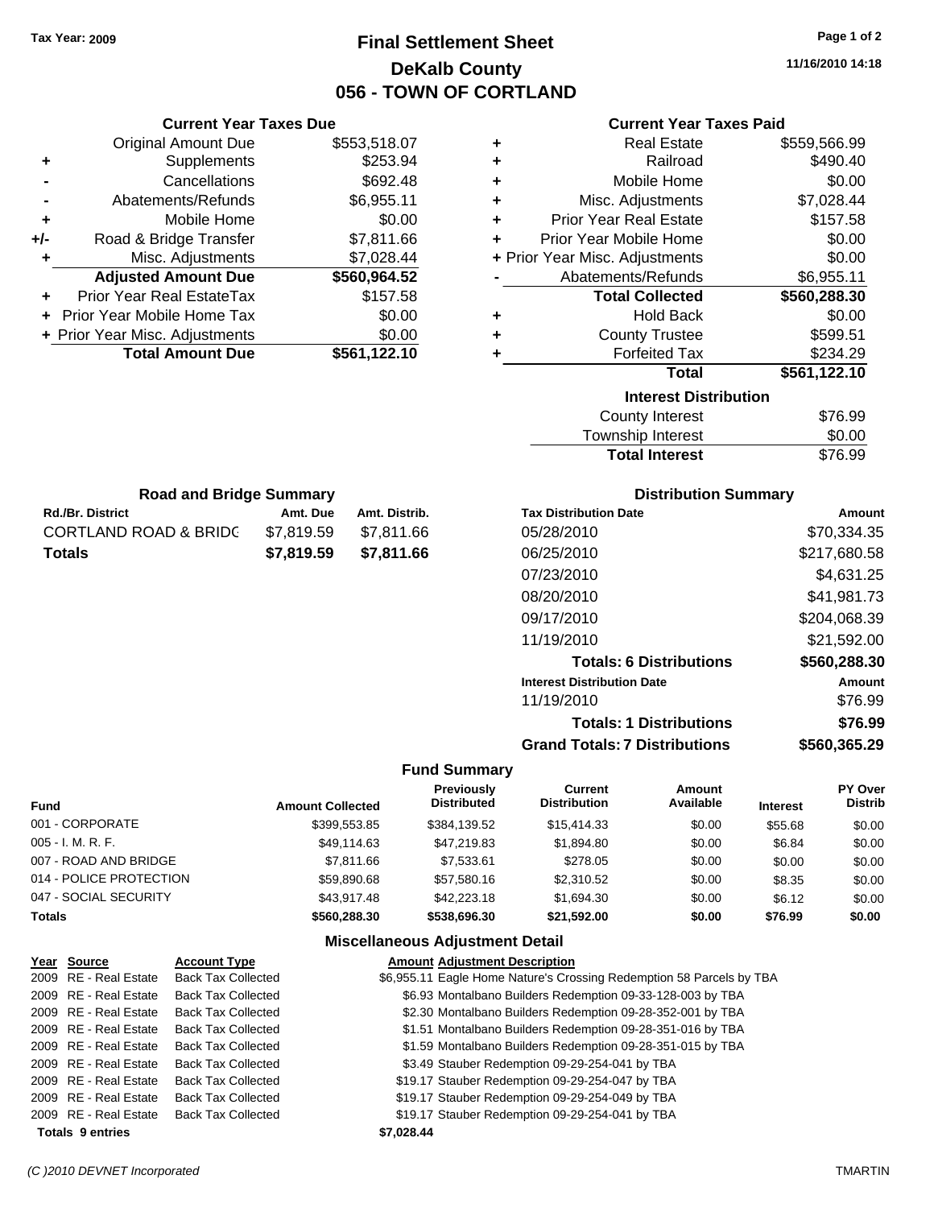Tax Year: 2009

# Final Settlement Sheet
## DeKalb County
## 056 - TOWN OF CORTLAND

11/16/2010 14:18

### Current Year Taxes Due

| | | |
|---|---|---|
| | Original Amount Due | $553,518.07 |
| + | Supplements | $253.94 |
| - | Cancellations | $692.48 |
| - | Abatements/Refunds | $6,955.11 |
| + | Mobile Home | $0.00 |
| +/- | Road & Bridge Transfer | $7,811.66 |
| + | Misc. Adjustments | $7,028.44 |
| | **Adjusted Amount Due** | **$560,964.52** |
| + | Prior Year Real EstateTax | $157.58 |
| + | Prior Year Mobile Home Tax | $0.00 |
| + | Prior Year Misc. Adjustments | $0.00 |
| | **Total Amount Due** | **$561,122.10** |

### Current Year Taxes Paid

| | | |
|---|---|---|
| + | Real Estate | $559,566.99 |
| + | Railroad | $490.40 |
| + | Mobile Home | $0.00 |
| + | Misc. Adjustments | $7,028.44 |
| + | Prior Year Real Estate | $157.58 |
| + | Prior Year Mobile Home | $0.00 |
| + | Prior Year Misc. Adjustments | $0.00 |
| - | Abatements/Refunds | $6,955.11 |
| | **Total Collected** | **$560,288.30** |
| + | Hold Back | $0.00 |
| + | County Trustee | $599.51 |
| + | Forfeited Tax | $234.29 |
| | **Total** | **$561,122.10** |

### Interest Distribution

| | |
|---|---|
| County Interest | $76.99 |
| Township Interest | $0.00 |
| **Total Interest** | $76.99 |

### Road and Bridge Summary

| Rd./Br. District | Amt. Due | Amt. Distrib. |
|---|---|---|
| CORTLAND ROAD & BRIDC | $7,819.59 | $7,811.66 |
| **Totals** | **$7,819.59** | **$7,811.66** |

### Distribution Summary

| Tax Distribution Date | Amount |
|---|---|
| 05/28/2010 | $70,334.35 |
| 06/25/2010 | $217,680.58 |
| 07/23/2010 | $4,631.25 |
| 08/20/2010 | $41,981.73 |
| 09/17/2010 | $204,068.39 |
| 11/19/2010 | $21,592.00 |
| **Totals: 6 Distributions** | **$560,288.30** |
| **Interest Distribution Date** | **Amount** |
| 11/19/2010 | $76.99 |
| **Totals: 1 Distributions** | **$76.99** |
| **Grand Totals: 7 Distributions** | **$560,365.29** |

### Fund Summary

| Fund | Amount Collected | Previously Distributed | Current Distribution | Amount Available | Interest | PY Over Distrib |
|---|---|---|---|---|---|---|
| 001 - CORPORATE | $399,553.85 | $384,139.52 | $15,414.33 | $0.00 | $55.68 | $0.00 |
| 005 - I. M. R. F. | $49,114.63 | $47,219.83 | $1,894.80 | $0.00 | $6.84 | $0.00 |
| 007 - ROAD AND BRIDGE | $7,811.66 | $7,533.61 | $278.05 | $0.00 | $0.00 | $0.00 |
| 014 - POLICE PROTECTION | $59,890.68 | $57,580.16 | $2,310.52 | $0.00 | $8.35 | $0.00 |
| 047 - SOCIAL SECURITY | $43,917.48 | $42,223.18 | $1,694.30 | $0.00 | $6.12 | $0.00 |
| **Totals** | **$560,288.30** | **$538,696.30** | **$21,592.00** | **$0.00** | **$76.99** | **$0.00** |

### Miscellaneous Adjustment Detail

| Year | Source | Account Type | Amount | Adjustment Description |
|---|---|---|---|---|
| 2009 | RE - Real Estate | Back Tax Collected | $6,955.11 | Eagle Home Nature's Crossing Redemption 58 Parcels by TBA |
| 2009 | RE - Real Estate | Back Tax Collected | $6.93 | Montalbano Builders Redemption 09-33-128-003 by TBA |
| 2009 | RE - Real Estate | Back Tax Collected | $2.30 | Montalbano Builders Redemption 09-28-352-001 by TBA |
| 2009 | RE - Real Estate | Back Tax Collected | $1.51 | Montalbano Builders Redemption 09-28-351-016 by TBA |
| 2009 | RE - Real Estate | Back Tax Collected | $1.59 | Montalbano Builders Redemption 09-28-351-015 by TBA |
| 2009 | RE - Real Estate | Back Tax Collected | $3.49 | Stauber Redemption 09-29-254-041 by TBA |
| 2009 | RE - Real Estate | Back Tax Collected | $19.17 | Stauber Redemption 09-29-254-047 by TBA |
| 2009 | RE - Real Estate | Back Tax Collected | $19.17 | Stauber Redemption 09-29-254-049 by TBA |
| 2009 | RE - Real Estate | Back Tax Collected | $19.17 | Stauber Redemption 09-29-254-041 by TBA |
| **Totals 9 entries** | | | **$7,028.44** | |

(C )2010 DEVNET Incorporated — TMARTIN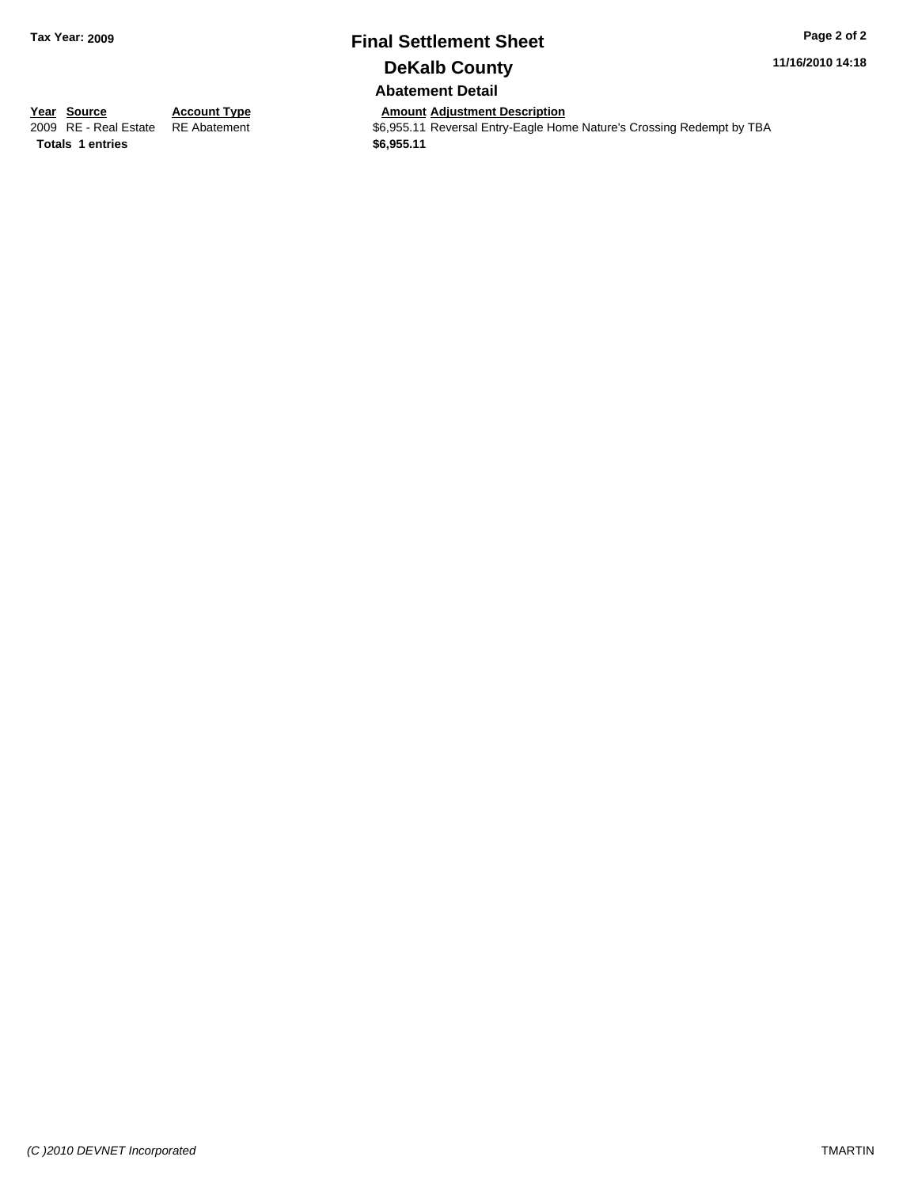# Final Settlement Sheet

## DeKalb County

### Abatement Detail

| Year | Source | Account Type | Amount | Adjustment Description |
|---|---|---|---|---|
| 2009 | RE - Real Estate | RE Abatement | $6,955.11 | Reversal Entry-Eagle Home Nature's Crossing Redempt by TBA |
| **Totals 1 entries** | | | **$6,955.11** | |

Tax Year: 2009

11/16/2010 14:18

(C )2010 DEVNET Incorporated

TMARTIN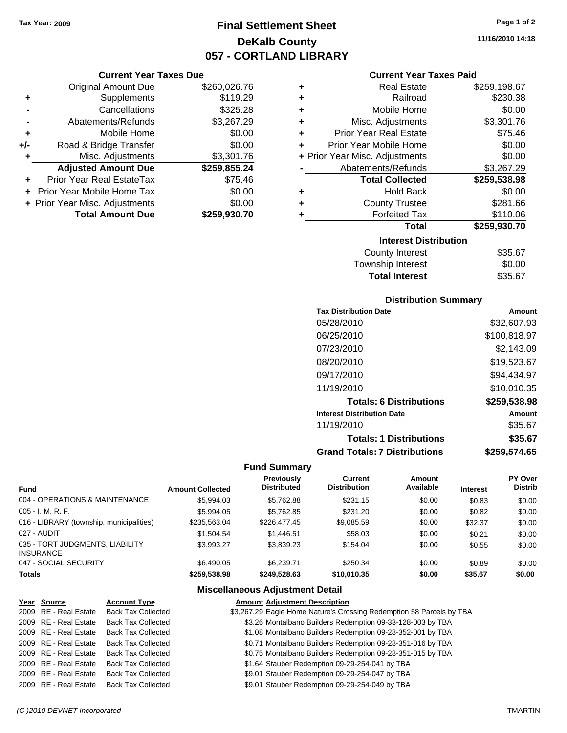Tax Year: 2009

# Final Settlement Sheet
## DeKalb County
## 057 - CORTLAND LIBRARY

11/16/2010 14:18

### Current Year Taxes Due

| | | |
|---|---|---|
| | Original Amount Due | $260,026.76 |
| + | Supplements | $119.29 |
| - | Cancellations | $325.28 |
| - | Abatements/Refunds | $3,267.29 |
| + | Mobile Home | $0.00 |
| +/- | Road & Bridge Transfer | $0.00 |
| + | Misc. Adjustments | $3,301.76 |
| | **Adjusted Amount Due** | **$259,855.24** |
| + | Prior Year Real EstateTax | $75.46 |
| + | Prior Year Mobile Home Tax | $0.00 |
| + | Prior Year Misc. Adjustments | $0.00 |
| | **Total Amount Due** | **$259,930.70** |

### Current Year Taxes Paid

| | | |
|---|---|---|
| + | Real Estate | $259,198.67 |
| + | Railroad | $230.38 |
| + | Mobile Home | $0.00 |
| + | Misc. Adjustments | $3,301.76 |
| + | Prior Year Real Estate | $75.46 |
| + | Prior Year Mobile Home | $0.00 |
| + | Prior Year Misc. Adjustments | $0.00 |
| - | Abatements/Refunds | $3,267.29 |
| | **Total Collected** | **$259,538.98** |
| + | Hold Back | $0.00 |
| + | County Trustee | $281.66 |
| + | Forfeited Tax | $110.06 |
| | **Total** | **$259,930.70** |

### Interest Distribution

| | |
|---|---|
| County Interest | $35.67 |
| Township Interest | $0.00 |
| **Total Interest** | $35.67 |

### Distribution Summary

| Tax Distribution Date | Amount |
|---|---|
| 05/28/2010 | $32,607.93 |
| 06/25/2010 | $100,818.97 |
| 07/23/2010 | $2,143.09 |
| 08/20/2010 | $19,523.67 |
| 09/17/2010 | $94,434.97 |
| 11/19/2010 | $10,010.35 |
| **Totals: 6 Distributions** | **$259,538.98** |
| **Interest Distribution Date** | **Amount** |
| 11/19/2010 | $35.67 |
| **Totals: 1 Distributions** | **$35.67** |
| **Grand Totals: 7 Distributions** | **$259,574.65** |

### Fund Summary

| Fund | Amount Collected | Previously Distributed | Current Distribution | Amount Available | Interest | PY Over Distrib |
|---|---|---|---|---|---|---|
| 004 - OPERATIONS & MAINTENANCE | $5,994.03 | $5,762.88 | $231.15 | $0.00 | $0.83 | $0.00 |
| 005 - I. M. R. F. | $5,994.05 | $5,762.85 | $231.20 | $0.00 | $0.82 | $0.00 |
| 016 - LIBRARY (township, municipalities) | $235,563.04 | $226,477.45 | $9,085.59 | $0.00 | $32.37 | $0.00 |
| 027 - AUDIT | $1,504.54 | $1,446.51 | $58.03 | $0.00 | $0.21 | $0.00 |
| 035 - TORT JUDGMENTS, LIABILITY INSURANCE | $3,993.27 | $3,839.23 | $154.04 | $0.00 | $0.55 | $0.00 |
| 047 - SOCIAL SECURITY | $6,490.05 | $6,239.71 | $250.34 | $0.00 | $0.89 | $0.00 |
| **Totals** | **$259,538.98** | **$249,528.63** | **$10,010.35** | **$0.00** | **$35.67** | **$0.00** |

### Miscellaneous Adjustment Detail

| Year | Source | Account Type | Amount | Adjustment Description |
|---|---|---|---|---|
| 2009 | RE - Real Estate | Back Tax Collected | $3,267.29 | Eagle Home Nature's Crossing Redemption 58 Parcels by TBA |
| 2009 | RE - Real Estate | Back Tax Collected | $3.26 | Montalbano Builders Redemption 09-33-128-003 by TBA |
| 2009 | RE - Real Estate | Back Tax Collected | $1.08 | Montalbano Builders Redemption 09-28-352-001 by TBA |
| 2009 | RE - Real Estate | Back Tax Collected | $0.71 | Montalbano Builders Redemption 09-28-351-016 by TBA |
| 2009 | RE - Real Estate | Back Tax Collected | $0.75 | Montalbano Builders Redemption 09-28-351-015 by TBA |
| 2009 | RE - Real Estate | Back Tax Collected | $1.64 | Stauber Redemption 09-29-254-041 by TBA |
| 2009 | RE - Real Estate | Back Tax Collected | $9.01 | Stauber Redemption 09-29-254-047 by TBA |
| 2009 | RE - Real Estate | Back Tax Collected | $9.01 | Stauber Redemption 09-29-254-049 by TBA |

(C )2010 DEVNET Incorporated    TMARTIN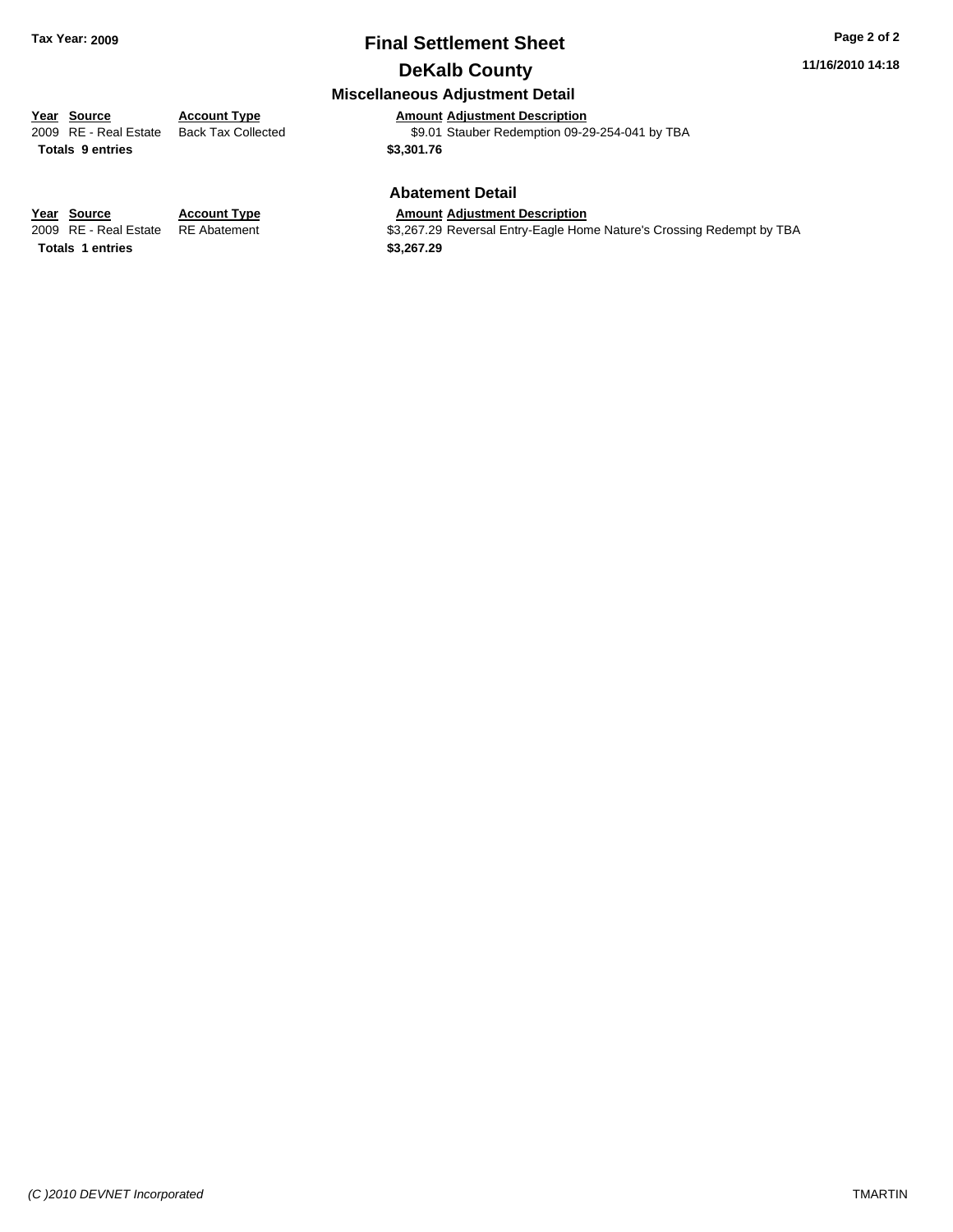**Tax Year: 2009**

# Final Settlement Sheet

## DeKalb County

### Miscellaneous Adjustment Detail

| Year | Source | Account Type | Amount | Adjustment Description |
|---|---|---|---|---|
| 2009 | RE - Real Estate | Back Tax Collected | $9.01 | Stauber Redemption 09-29-254-041 by TBA |
| **Totals** | **9 entries** | | **$3,301.76** | |

### Abatement Detail

| Year | Source | Account Type | Amount | Adjustment Description |
|---|---|---|---|---|
| 2009 | RE - Real Estate | RE Abatement | $3,267.29 | Reversal Entry-Eagle Home Nature's Crossing Redempt by TBA |
| **Totals** | **1 entries** | | **$3,267.29** | |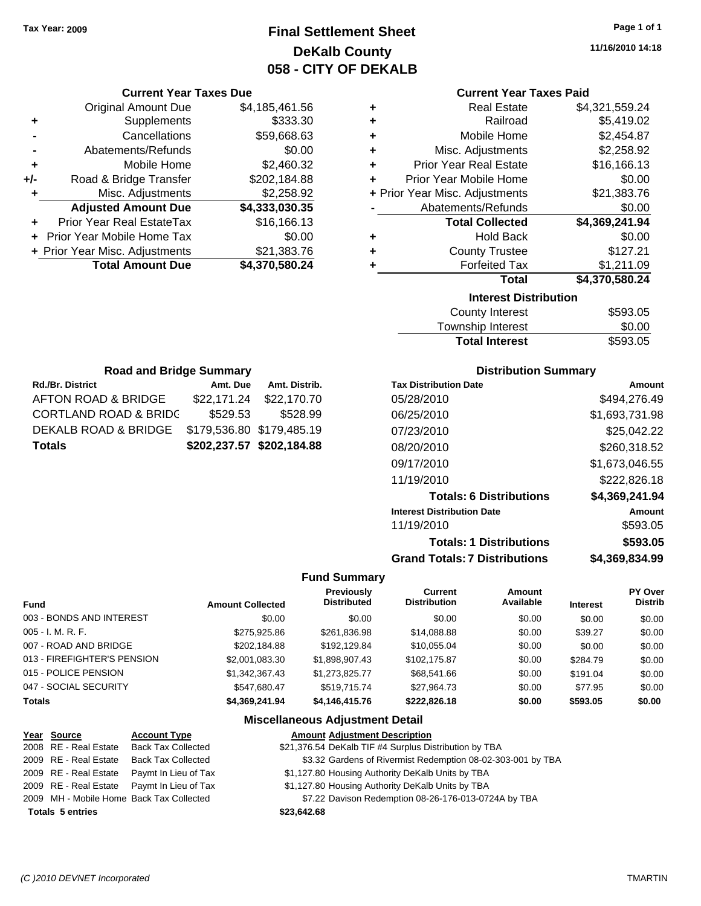Tax Year: 2009

# Final Settlement Sheet
## DeKalb County
## 058 - CITY OF DEKALB

11/16/2010 14:18

### Current Year Taxes Due

| | | |
|---|---|---|
| | Original Amount Due | $4,185,461.56 |
| + | Supplements | $333.30 |
| - | Cancellations | $59,668.63 |
| - | Abatements/Refunds | $0.00 |
| + | Mobile Home | $2,460.32 |
| +/- | Road & Bridge Transfer | $202,184.88 |
| + | Misc. Adjustments | $2,258.92 |
| | **Adjusted Amount Due** | **$4,333,030.35** |
| + | Prior Year Real EstateTax | $16,166.13 |
| + | Prior Year Mobile Home Tax | $0.00 |
| + | Prior Year Misc. Adjustments | $21,383.76 |
| | **Total Amount Due** | **$4,370,580.24** |

### Current Year Taxes Paid

| | | |
|---|---|---|
| + | Real Estate | $4,321,559.24 |
| + | Railroad | $5,419.02 |
| + | Mobile Home | $2,454.87 |
| + | Misc. Adjustments | $2,258.92 |
| + | Prior Year Real Estate | $16,166.13 |
| + | Prior Year Mobile Home | $0.00 |
| + | Prior Year Misc. Adjustments | $21,383.76 |
| - | Abatements/Refunds | $0.00 |
| | **Total Collected** | **$4,369,241.94** |
| + | Hold Back | $0.00 |
| + | County Trustee | $127.21 |
| + | Forfeited Tax | $1,211.09 |
| | **Total** | **$4,370,580.24** |

### Interest Distribution

| | |
|---|---|
| County Interest | $593.05 |
| Township Interest | $0.00 |
| **Total Interest** | $593.05 |

### Road and Bridge Summary

| Rd./Br. District | Amt. Due | Amt. Distrib. |
|---|---|---|
| AFTON ROAD & BRIDGE | $22,171.24 | $22,170.70 |
| CORTLAND ROAD & BRIDG | $529.53 | $528.99 |
| DEKALB ROAD & BRIDGE | $179,536.80 | $179,485.19 |
| **Totals** | **$202,237.57** | **$202,184.88** |

### Distribution Summary

| Tax Distribution Date | Amount |
|---|---|
| 05/28/2010 | $494,276.49 |
| 06/25/2010 | $1,693,731.98 |
| 07/23/2010 | $25,042.22 |
| 08/20/2010 | $260,318.52 |
| 09/17/2010 | $1,673,046.55 |
| 11/19/2010 | $222,826.18 |
| **Totals: 6 Distributions** | **$4,369,241.94** |
| **Interest Distribution Date** | **Amount** |
| 11/19/2010 | $593.05 |
| **Totals: 1 Distributions** | **$593.05** |
| **Grand Totals: 7 Distributions** | **$4,369,834.99** |

### Fund Summary

| Fund | Amount Collected | Previously Distributed | Current Distribution | Amount Available | Interest | PY Over Distrib |
|---|---|---|---|---|---|---|
| 003 - BONDS AND INTEREST | $0.00 | $0.00 | $0.00 | $0.00 | $0.00 | $0.00 |
| 005 - I. M. R. F. | $275,925.86 | $261,836.98 | $14,088.88 | $0.00 | $39.27 | $0.00 |
| 007 - ROAD AND BRIDGE | $202,184.88 | $192,129.84 | $10,055.04 | $0.00 | $0.00 | $0.00 |
| 013 - FIREFIGHTER'S PENSION | $2,001,083.30 | $1,898,907.43 | $102,175.87 | $0.00 | $284.79 | $0.00 |
| 015 - POLICE PENSION | $1,342,367.43 | $1,273,825.77 | $68,541.66 | $0.00 | $191.04 | $0.00 |
| 047 - SOCIAL SECURITY | $547,680.47 | $519,715.74 | $27,964.73 | $0.00 | $77.95 | $0.00 |
| **Totals** | **$4,369,241.94** | **$4,146,415.76** | **$222,826.18** | **$0.00** | **$593.05** | **$0.00** |

### Miscellaneous Adjustment Detail

| Year | Source | Account Type | Amount | Adjustment Description |
|---|---|---|---|---|
| 2008 | RE - Real Estate | Back Tax Collected | $21,376.54 | DeKalb TIF #4 Surplus Distribution by TBA |
| 2009 | RE - Real Estate | Back Tax Collected | $3.32 | Gardens of Rivermist Redemption 08-02-303-001 by TBA |
| 2009 | RE - Real Estate | Paymt In Lieu of Tax | $1,127.80 | Housing Authority DeKalb Units by TBA |
| 2009 | RE - Real Estate | Paymt In Lieu of Tax | $1,127.80 | Housing Authority DeKalb Units by TBA |
| 2009 | MH - Mobile Home | Back Tax Collected | $7.22 | Davison Redemption 08-26-176-013-0724A by TBA |
| **Totals 5 entries** | | | **$23,642.68** | |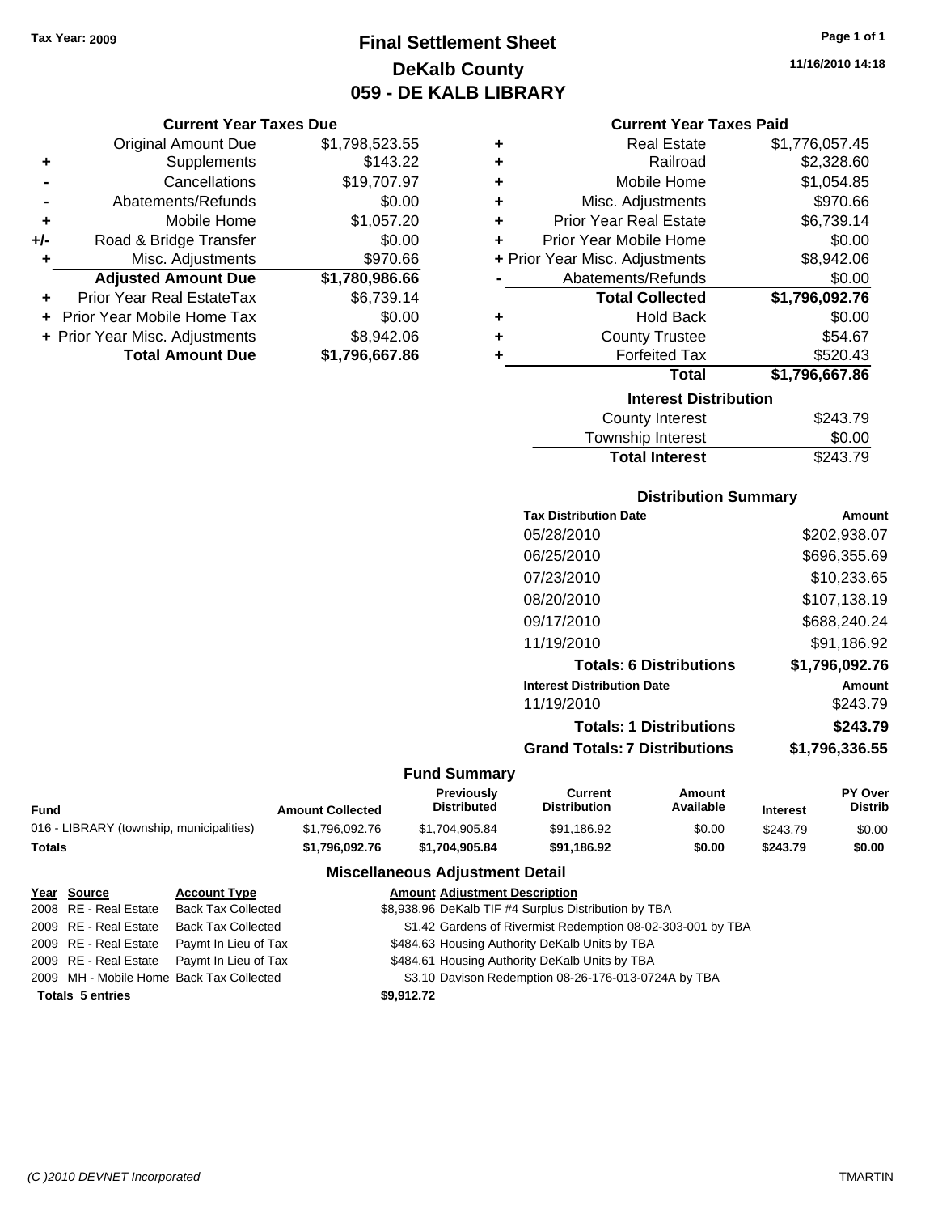Tax Year: 2009

# Final Settlement Sheet
## DeKalb County
## 059 - DE KALB LIBRARY

11/16/2010 14:18

### Current Year Taxes Due

| | | |
|---|---|---|
| | Original Amount Due | $1,798,523.55 |
| + | Supplements | $143.22 |
| - | Cancellations | $19,707.97 |
| - | Abatements/Refunds | $0.00 |
| + | Mobile Home | $1,057.20 |
| +/- | Road & Bridge Transfer | $0.00 |
| + | Misc. Adjustments | $970.66 |
| | **Adjusted Amount Due** | **$1,780,986.66** |
| + | Prior Year Real EstateTax | $6,739.14 |
| + | Prior Year Mobile Home Tax | $0.00 |
| + | Prior Year Misc. Adjustments | $8,942.06 |
| | **Total Amount Due** | **$1,796,667.86** |

### Current Year Taxes Paid

| | | |
|---|---|---|
| + | Real Estate | $1,776,057.45 |
| + | Railroad | $2,328.60 |
| + | Mobile Home | $1,054.85 |
| + | Misc. Adjustments | $970.66 |
| + | Prior Year Real Estate | $6,739.14 |
| + | Prior Year Mobile Home | $0.00 |
| + | Prior Year Misc. Adjustments | $8,942.06 |
| - | Abatements/Refunds | $0.00 |
| | **Total Collected** | **$1,796,092.76** |
| + | Hold Back | $0.00 |
| + | County Trustee | $54.67 |
| + | Forfeited Tax | $520.43 |
| | **Total** | **$1,796,667.86** |

### Interest Distribution

| | |
|---|---|
| County Interest | $243.79 |
| Township Interest | $0.00 |
| **Total Interest** | $243.79 |

### Distribution Summary

| Tax Distribution Date | Amount |
|---|---|
| 05/28/2010 | $202,938.07 |
| 06/25/2010 | $696,355.69 |
| 07/23/2010 | $10,233.65 |
| 08/20/2010 | $107,138.19 |
| 09/17/2010 | $688,240.24 |
| 11/19/2010 | $91,186.92 |
| **Totals: 6 Distributions** | **$1,796,092.76** |
| **Interest Distribution Date** | **Amount** |
| 11/19/2010 | $243.79 |
| **Totals: 1 Distributions** | **$243.79** |
| **Grand Totals: 7 Distributions** | **$1,796,336.55** |

### Fund Summary

| Fund | Amount Collected | Previously Distributed | Current Distribution | Amount Available | Interest | PY Over Distrib |
|---|---|---|---|---|---|---|
| 016 - LIBRARY (township, municipalities) | $1,796,092.76 | $1,704,905.84 | $91,186.92 | $0.00 | $243.79 | $0.00 |
| **Totals** | **$1,796,092.76** | **$1,704,905.84** | **$91,186.92** | **$0.00** | **$243.79** | **$0.00** |

### Miscellaneous Adjustment Detail

| Year | Source | Account Type | Amount | Adjustment Description |
|---|---|---|---|---|
| 2008 | RE - Real Estate | Back Tax Collected | $8,938.96 | DeKalb TIF #4 Surplus Distribution by TBA |
| 2009 | RE - Real Estate | Back Tax Collected | $1.42 | Gardens of Rivermist Redemption 08-02-303-001 by TBA |
| 2009 | RE - Real Estate | Paymt In Lieu of Tax | $484.63 | Housing Authority DeKalb Units by TBA |
| 2009 | RE - Real Estate | Paymt In Lieu of Tax | $484.61 | Housing Authority DeKalb Units by TBA |
| 2009 | MH - Mobile Home | Back Tax Collected | $3.10 | Davison Redemption 08-26-176-013-0724A by TBA |
| **Totals 5 entries** | | | **$9,912.72** | |

(C )2010 DEVNET Incorporated TMARTIN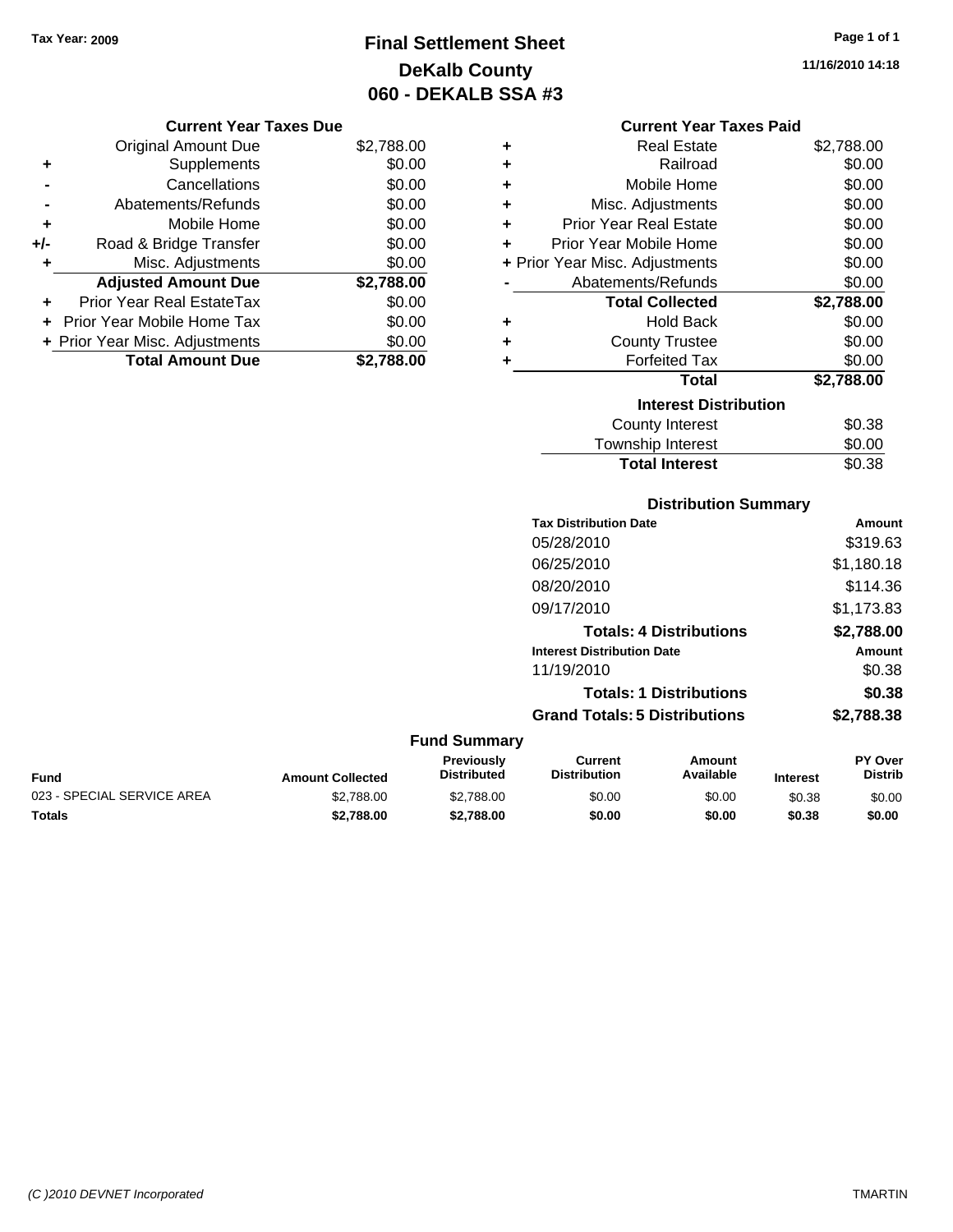Tax Year: 2009

# Final Settlement Sheet
## DeKalb County
## 060 - DEKALB SSA #3

11/16/2010 14:18

### Current Year Taxes Due

| | | |
|---|---|---|
| | Original Amount Due | $2,788.00 |
| + | Supplements | $0.00 |
| - | Cancellations | $0.00 |
| - | Abatements/Refunds | $0.00 |
| + | Mobile Home | $0.00 |
| +/- | Road & Bridge Transfer | $0.00 |
| + | Misc. Adjustments | $0.00 |
| | **Adjusted Amount Due** | **$2,788.00** |
| + | Prior Year Real EstateTax | $0.00 |
| + | Prior Year Mobile Home Tax | $0.00 |
| + | Prior Year Misc. Adjustments | $0.00 |
| | **Total Amount Due** | **$2,788.00** |

### Current Year Taxes Paid

| | | |
|---|---|---|
| + | Real Estate | $2,788.00 |
| + | Railroad | $0.00 |
| + | Mobile Home | $0.00 |
| + | Misc. Adjustments | $0.00 |
| + | Prior Year Real Estate | $0.00 |
| + | Prior Year Mobile Home | $0.00 |
| + | Prior Year Misc. Adjustments | $0.00 |
| - | Abatements/Refunds | $0.00 |
| | **Total Collected** | **$2,788.00** |
| + | Hold Back | $0.00 |
| + | County Trustee | $0.00 |
| + | Forfeited Tax | $0.00 |
| | **Total** | **$2,788.00** |

### Interest Distribution

| | |
|---|---|
| County Interest | $0.38 |
| Township Interest | $0.00 |
| **Total Interest** | $0.38 |

### Distribution Summary

| Tax Distribution Date | Amount |
|---|---|
| 05/28/2010 | $319.63 |
| 06/25/2010 | $1,180.18 |
| 08/20/2010 | $114.36 |
| 09/17/2010 | $1,173.83 |
| **Totals: 4 Distributions** | **$2,788.00** |
| **Interest Distribution Date** | **Amount** |
| 11/19/2010 | $0.38 |
| **Totals: 1 Distributions** | **$0.38** |
| **Grand Totals: 5 Distributions** | **$2,788.38** |

### Fund Summary

| Fund | Amount Collected | Previously Distributed | Current Distribution | Amount Available | Interest | PY Over Distrib |
|---|---|---|---|---|---|---|
| 023 - SPECIAL SERVICE AREA | $2,788.00 | $2,788.00 | $0.00 | $0.00 | $0.38 | $0.00 |
| **Totals** | **$2,788.00** | **$2,788.00** | **$0.00** | **$0.00** | **$0.38** | **$0.00** |

(C )2010 DEVNET Incorporated TMARTIN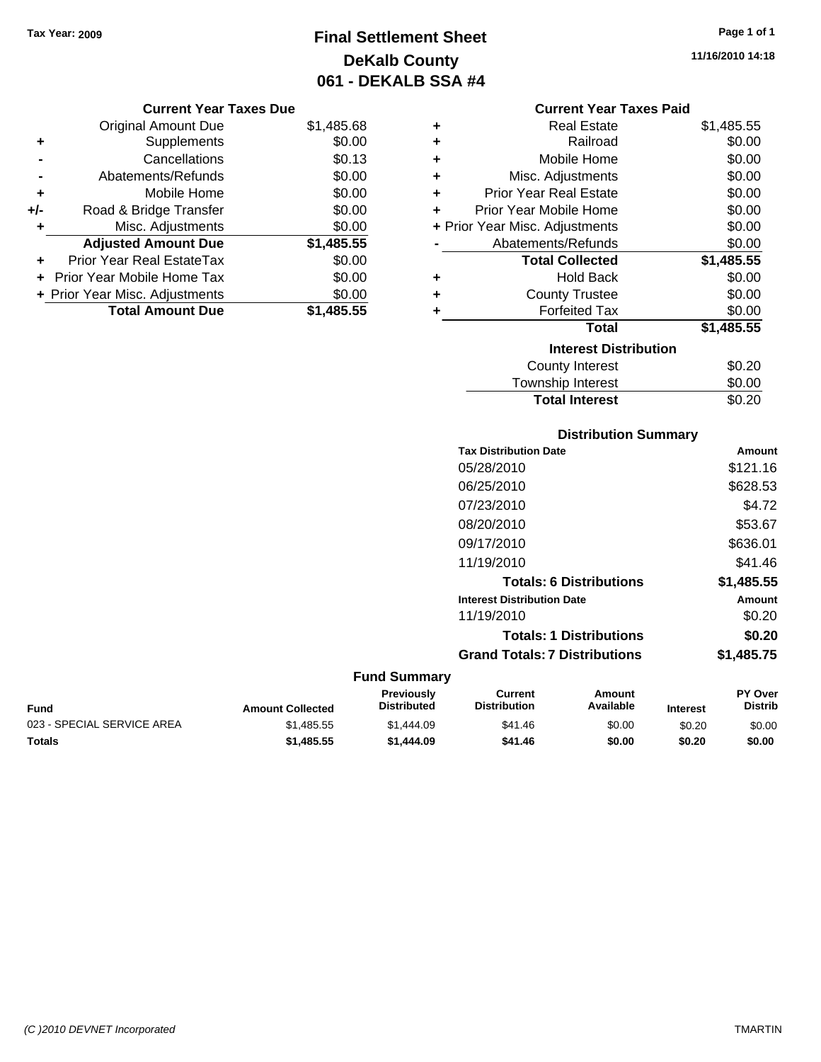Tax Year: 2009

# Final Settlement Sheet
## DeKalb County
## 061 - DEKALB SSA #4

11/16/2010 14:18

### Current Year Taxes Due

| | | |
|---|---|---|
| | Original Amount Due | $1,485.68 |
| + | Supplements | $0.00 |
| - | Cancellations | $0.13 |
| - | Abatements/Refunds | $0.00 |
| + | Mobile Home | $0.00 |
| +/- | Road & Bridge Transfer | $0.00 |
| + | Misc. Adjustments | $0.00 |
| | **Adjusted Amount Due** | **$1,485.55** |
| + | Prior Year Real EstateTax | $0.00 |
| + | Prior Year Mobile Home Tax | $0.00 |
| + | Prior Year Misc. Adjustments | $0.00 |
| | **Total Amount Due** | **$1,485.55** |

### Current Year Taxes Paid

| | | |
|---|---|---|
| + | Real Estate | $1,485.55 |
| + | Railroad | $0.00 |
| + | Mobile Home | $0.00 |
| + | Misc. Adjustments | $0.00 |
| + | Prior Year Real Estate | $0.00 |
| + | Prior Year Mobile Home | $0.00 |
| + | Prior Year Misc. Adjustments | $0.00 |
| - | Abatements/Refunds | $0.00 |
| | **Total Collected** | **$1,485.55** |
| + | Hold Back | $0.00 |
| + | County Trustee | $0.00 |
| + | Forfeited Tax | $0.00 |
| | **Total** | **$1,485.55** |

### Interest Distribution

| | |
|---|---|
| County Interest | $0.20 |
| Township Interest | $0.00 |
| **Total Interest** | $0.20 |

### Distribution Summary

| Tax Distribution Date | Amount |
|---|---|
| 05/28/2010 | $121.16 |
| 06/25/2010 | $628.53 |
| 07/23/2010 | $4.72 |
| 08/20/2010 | $53.67 |
| 09/17/2010 | $636.01 |
| 11/19/2010 | $41.46 |
| **Totals: 6 Distributions** | **$1,485.55** |
| **Interest Distribution Date** | **Amount** |
| 11/19/2010 | $0.20 |
| **Totals: 1 Distributions** | **$0.20** |
| **Grand Totals: 7 Distributions** | **$1,485.75** |

### Fund Summary

| Fund | Amount Collected | Previously Distributed | Current Distribution | Amount Available | Interest | PY Over Distrib |
|---|---|---|---|---|---|---|
| 023 - SPECIAL SERVICE AREA | $1,485.55 | $1,444.09 | $41.46 | $0.00 | $0.20 | $0.00 |
| **Totals** | **$1,485.55** | **$1,444.09** | **$41.46** | **$0.00** | **$0.20** | **$0.00** |

(C )2010 DEVNET Incorporated TMARTIN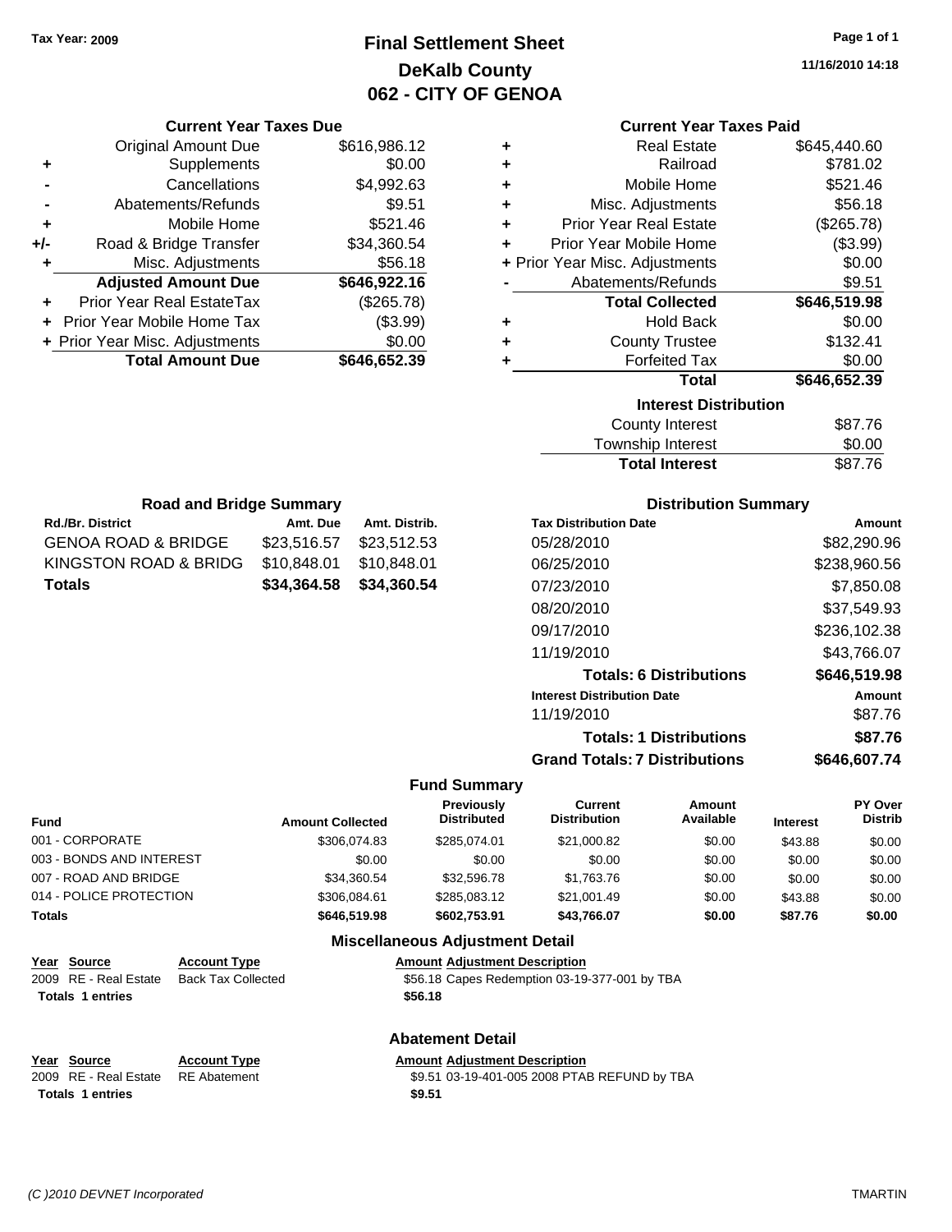Tax Year: 2009

# Final Settlement Sheet
## DeKalb County
## 062 - CITY OF GENOA

11/16/2010 14:18

### Current Year Taxes Due

| | | |
|---|---|---|
| | Original Amount Due | $616,986.12 |
| + | Supplements | $0.00 |
| - | Cancellations | $4,992.63 |
| - | Abatements/Refunds | $9.51 |
| + | Mobile Home | $521.46 |
| +/- | Road & Bridge Transfer | $34,360.54 |
| + | Misc. Adjustments | $56.18 |
| | **Adjusted Amount Due** | **$646,922.16** |
| + | Prior Year Real EstateTax | ($265.78) |
| + | Prior Year Mobile Home Tax | ($3.99) |
| + | Prior Year Misc. Adjustments | $0.00 |
| | **Total Amount Due** | **$646,652.39** |

### Current Year Taxes Paid

| | | |
|---|---|---|
| + | Real Estate | $645,440.60 |
| + | Railroad | $781.02 |
| + | Mobile Home | $521.46 |
| + | Misc. Adjustments | $56.18 |
| + | Prior Year Real Estate | ($265.78) |
| + | Prior Year Mobile Home | ($3.99) |
| + | Prior Year Misc. Adjustments | $0.00 |
| - | Abatements/Refunds | $9.51 |
| | **Total Collected** | **$646,519.98** |
| + | Hold Back | $0.00 |
| + | County Trustee | $132.41 |
| + | Forfeited Tax | $0.00 |
| | **Total** | **$646,652.39** |

### Interest Distribution

| | |
|---|---|
| County Interest | $87.76 |
| Township Interest | $0.00 |
| **Total Interest** | $87.76 |

### Road and Bridge Summary

| Rd./Br. District | Amt. Due | Amt. Distrib. |
|---|---|---|
| GENOA ROAD & BRIDGE | $23,516.57 | $23,512.53 |
| KINGSTON ROAD & BRIDG | $10,848.01 | $10,848.01 |
| **Totals** | **$34,364.58** | **$34,360.54** |

### Distribution Summary

| Tax Distribution Date | Amount |
|---|---|
| 05/28/2010 | $82,290.96 |
| 06/25/2010 | $238,960.56 |
| 07/23/2010 | $7,850.08 |
| 08/20/2010 | $37,549.93 |
| 09/17/2010 | $236,102.38 |
| 11/19/2010 | $43,766.07 |
| **Totals: 6 Distributions** | **$646,519.98** |
| **Interest Distribution Date** | **Amount** |
| 11/19/2010 | $87.76 |
| **Totals: 1 Distributions** | **$87.76** |
| **Grand Totals: 7 Distributions** | **$646,607.74** |

### Fund Summary

| Fund | Amount Collected | Previously Distributed | Current Distribution | Amount Available | Interest | PY Over Distrib |
|---|---|---|---|---|---|---|
| 001 - CORPORATE | $306,074.83 | $285,074.01 | $21,000.82 | $0.00 | $43.88 | $0.00 |
| 003 - BONDS AND INTEREST | $0.00 | $0.00 | $0.00 | $0.00 | $0.00 | $0.00 |
| 007 - ROAD AND BRIDGE | $34,360.54 | $32,596.78 | $1,763.76 | $0.00 | $0.00 | $0.00 |
| 014 - POLICE PROTECTION | $306,084.61 | $285,083.12 | $21,001.49 | $0.00 | $43.88 | $0.00 |
| **Totals** | **$646,519.98** | **$602,753.91** | **$43,766.07** | **$0.00** | **$87.76** | **$0.00** |

### Miscellaneous Adjustment Detail

| Year | Source | Account Type | Amount | Adjustment Description |
|---|---|---|---|---|
| 2009 | RE - Real Estate | Back Tax Collected | $56.18 | Capes Redemption 03-19-377-001 by TBA |
| **Totals** | **1 entries** | | **$56.18** | |

### Abatement Detail

| Year | Source | Account Type | Amount | Adjustment Description |
|---|---|---|---|---|
| 2009 | RE - Real Estate | RE Abatement | $9.51 | 03-19-401-005 2008 PTAB REFUND by TBA |
| **Totals** | **1 entries** | | **$9.51** | |

(C )2010 DEVNET Incorporated — TMARTIN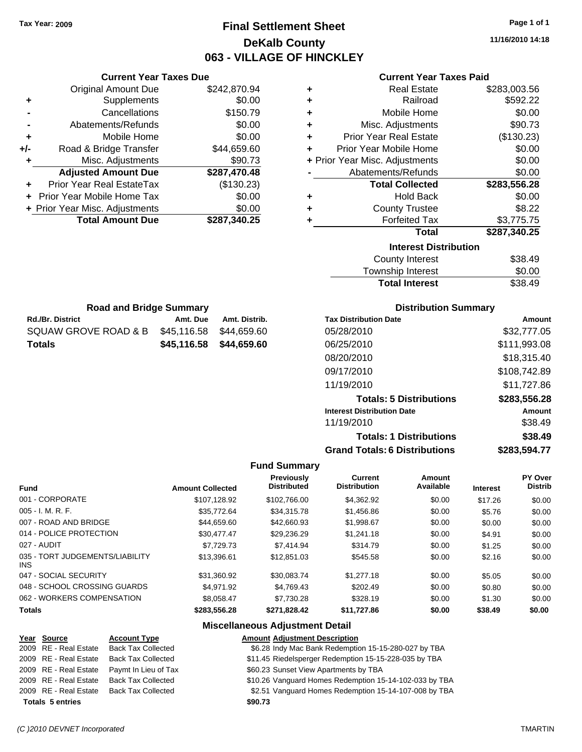**Tax Year: 2009**

# Final Settlement Sheet
## DeKalb County
## 063 - VILLAGE OF HINCKLEY

11/16/2010 14:18

### Current Year Taxes Due

| | | |
|---|---|---|
| | Original Amount Due | $242,870.94 |
| + | Supplements | $0.00 |
| - | Cancellations | $150.79 |
| - | Abatements/Refunds | $0.00 |
| + | Mobile Home | $0.00 |
| +/- | Road & Bridge Transfer | $44,659.60 |
| + | Misc. Adjustments | $90.73 |
| | **Adjusted Amount Due** | **$287,470.48** |
| + | Prior Year Real EstateTax | ($130.23) |
| + | Prior Year Mobile Home Tax | $0.00 |
| + | Prior Year Misc. Adjustments | $0.00 |
| | **Total Amount Due** | **$287,340.25** |

### Current Year Taxes Paid

| | | |
|---|---|---|
| + | Real Estate | $283,003.56 |
| + | Railroad | $592.22 |
| + | Mobile Home | $0.00 |
| + | Misc. Adjustments | $90.73 |
| + | Prior Year Real Estate | ($130.23) |
| + | Prior Year Mobile Home | $0.00 |
| + | Prior Year Misc. Adjustments | $0.00 |
| - | Abatements/Refunds | $0.00 |
| | **Total Collected** | **$283,556.28** |
| + | Hold Back | $0.00 |
| + | County Trustee | $8.22 |
| + | Forfeited Tax | $3,775.75 |
| | **Total** | **$287,340.25** |

### Interest Distribution

| | |
|---|---|
| County Interest | $38.49 |
| Township Interest | $0.00 |
| **Total Interest** | **$38.49** |

### Road and Bridge Summary

| Rd./Br. District | Amt. Due | Amt. Distrib. |
|---|---|---|
| SQUAW GROVE ROAD & B | $45,116.58 | $44,659.60 |
| **Totals** | **$45,116.58** | **$44,659.60** |

### Distribution Summary

| Tax Distribution Date | Amount |
|---|---|
| 05/28/2010 | $32,777.05 |
| 06/25/2010 | $111,993.08 |
| 08/20/2010 | $18,315.40 |
| 09/17/2010 | $108,742.89 |
| 11/19/2010 | $11,727.86 |
| **Totals: 5 Distributions** | **$283,556.28** |
| **Interest Distribution Date** | **Amount** |
| 11/19/2010 | $38.49 |
| **Totals: 1 Distributions** | **$38.49** |
| **Grand Totals: 6 Distributions** | **$283,594.77** |

### Fund Summary

| Fund | Amount Collected | Previously Distributed | Current Distribution | Amount Available | Interest | PY Over Distrib |
|---|---|---|---|---|---|---|
| 001 - CORPORATE | $107,128.92 | $102,766.00 | $4,362.92 | $0.00 | $17.26 | $0.00 |
| 005 - I. M. R. F. | $35,772.64 | $34,315.78 | $1,456.86 | $0.00 | $5.76 | $0.00 |
| 007 - ROAD AND BRIDGE | $44,659.60 | $42,660.93 | $1,998.67 | $0.00 | $0.00 | $0.00 |
| 014 - POLICE PROTECTION | $30,477.47 | $29,236.29 | $1,241.18 | $0.00 | $4.91 | $0.00 |
| 027 - AUDIT | $7,729.73 | $7,414.94 | $314.79 | $0.00 | $1.25 | $0.00 |
| 035 - TORT JUDGEMENTS/LIABILITY INS | $13,396.61 | $12,851.03 | $545.58 | $0.00 | $2.16 | $0.00 |
| 047 - SOCIAL SECURITY | $31,360.92 | $30,083.74 | $1,277.18 | $0.00 | $5.05 | $0.00 |
| 048 - SCHOOL CROSSING GUARDS | $4,971.92 | $4,769.43 | $202.49 | $0.00 | $0.80 | $0.00 |
| 062 - WORKERS COMPENSATION | $8,058.47 | $7,730.28 | $328.19 | $0.00 | $1.30 | $0.00 |
| **Totals** | **$283,556.28** | **$271,828.42** | **$11,727.86** | **$0.00** | **$38.49** | **$0.00** |

### Miscellaneous Adjustment Detail

| Year | Source | Account Type | Amount | Adjustment Description |
|---|---|---|---|---|
| 2009 | RE - Real Estate | Back Tax Collected | $6.28 | Indy Mac Bank Redemption 15-15-280-027 by TBA |
| 2009 | RE - Real Estate | Back Tax Collected | $11.45 | Riedelsperger Redemption 15-15-228-035 by TBA |
| 2009 | RE - Real Estate | Paymt In Lieu of Tax | $60.23 | Sunset View Apartments by TBA |
| 2009 | RE - Real Estate | Back Tax Collected | $10.26 | Vanguard Homes Redemption 15-14-102-033 by TBA |
| 2009 | RE - Real Estate | Back Tax Collected | $2.51 | Vanguard Homes Redemption 15-14-107-008 by TBA |
| **Totals 5 entries** | | | **$90.73** | |

(C )2010 DEVNET Incorporated TMARTIN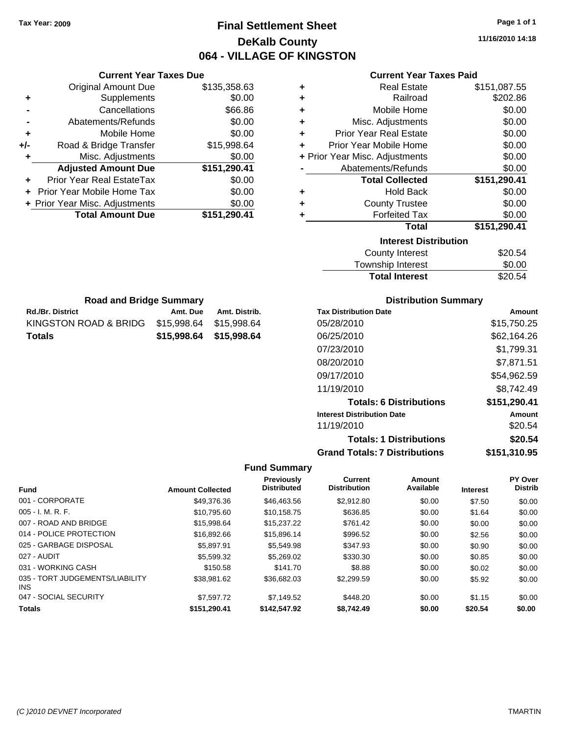Tax Year: 2009

# Final Settlement Sheet
## DeKalb County
## 064 - VILLAGE OF KINGSTON

11/16/2010 14:18

### Current Year Taxes Due

| | | |
|---|---|---|
| | Original Amount Due | $135,358.63 |
| + | Supplements | $0.00 |
| - | Cancellations | $66.86 |
| - | Abatements/Refunds | $0.00 |
| + | Mobile Home | $0.00 |
| +/- | Road & Bridge Transfer | $15,998.64 |
| + | Misc. Adjustments | $0.00 |
| | **Adjusted Amount Due** | **$151,290.41** |
| + | Prior Year Real EstateTax | $0.00 |
| + | Prior Year Mobile Home Tax | $0.00 |
| + | Prior Year Misc. Adjustments | $0.00 |
| | **Total Amount Due** | **$151,290.41** |

### Current Year Taxes Paid

| | | |
|---|---|---|
| + | Real Estate | $151,087.55 |
| + | Railroad | $202.86 |
| + | Mobile Home | $0.00 |
| + | Misc. Adjustments | $0.00 |
| + | Prior Year Real Estate | $0.00 |
| + | Prior Year Mobile Home | $0.00 |
| + | Prior Year Misc. Adjustments | $0.00 |
| - | Abatements/Refunds | $0.00 |
| | **Total Collected** | **$151,290.41** |
| + | Hold Back | $0.00 |
| + | County Trustee | $0.00 |
| + | Forfeited Tax | $0.00 |
| | **Total** | **$151,290.41** |

### Interest Distribution

| | |
|---|---|
| County Interest | $20.54 |
| Township Interest | $0.00 |
| **Total Interest** | $20.54 |

### Road and Bridge Summary

| Rd./Br. District | Amt. Due | Amt. Distrib. |
|---|---|---|
| KINGSTON ROAD & BRIDG | $15,998.64 | $15,998.64 |
| **Totals** | **$15,998.64** | **$15,998.64** |

### Distribution Summary

| Tax Distribution Date | Amount |
|---|---|
| 05/28/2010 | $15,750.25 |
| 06/25/2010 | $62,164.26 |
| 07/23/2010 | $1,799.31 |
| 08/20/2010 | $7,871.51 |
| 09/17/2010 | $54,962.59 |
| 11/19/2010 | $8,742.49 |
| **Totals: 6 Distributions** | **$151,290.41** |
| **Interest Distribution Date** | **Amount** |
| 11/19/2010 | $20.54 |
| **Totals: 1 Distributions** | **$20.54** |
| **Grand Totals: 7 Distributions** | **$151,310.95** |

### Fund Summary

| Fund | Amount Collected | Previously Distributed | Current Distribution | Amount Available | Interest | PY Over Distrib |
|---|---|---|---|---|---|---|
| 001 - CORPORATE | $49,376.36 | $46,463.56 | $2,912.80 | $0.00 | $7.50 | $0.00 |
| 005 - I. M. R. F. | $10,795.60 | $10,158.75 | $636.85 | $0.00 | $1.64 | $0.00 |
| 007 - ROAD AND BRIDGE | $15,998.64 | $15,237.22 | $761.42 | $0.00 | $0.00 | $0.00 |
| 014 - POLICE PROTECTION | $16,892.66 | $15,896.14 | $996.52 | $0.00 | $2.56 | $0.00 |
| 025 - GARBAGE DISPOSAL | $5,897.91 | $5,549.98 | $347.93 | $0.00 | $0.90 | $0.00 |
| 027 - AUDIT | $5,599.32 | $5,269.02 | $330.30 | $0.00 | $0.85 | $0.00 |
| 031 - WORKING CASH | $150.58 | $141.70 | $8.88 | $0.00 | $0.02 | $0.00 |
| 035 - TORT JUDGEMENTS/LIABILITY INS | $38,981.62 | $36,682.03 | $2,299.59 | $0.00 | $5.92 | $0.00 |
| 047 - SOCIAL SECURITY | $7,597.72 | $7,149.52 | $448.20 | $0.00 | $1.15 | $0.00 |
| **Totals** | **$151,290.41** | **$142,547.92** | **$8,742.49** | **$0.00** | **$20.54** | **$0.00** |

(C )2010 DEVNET Incorporated TMARTIN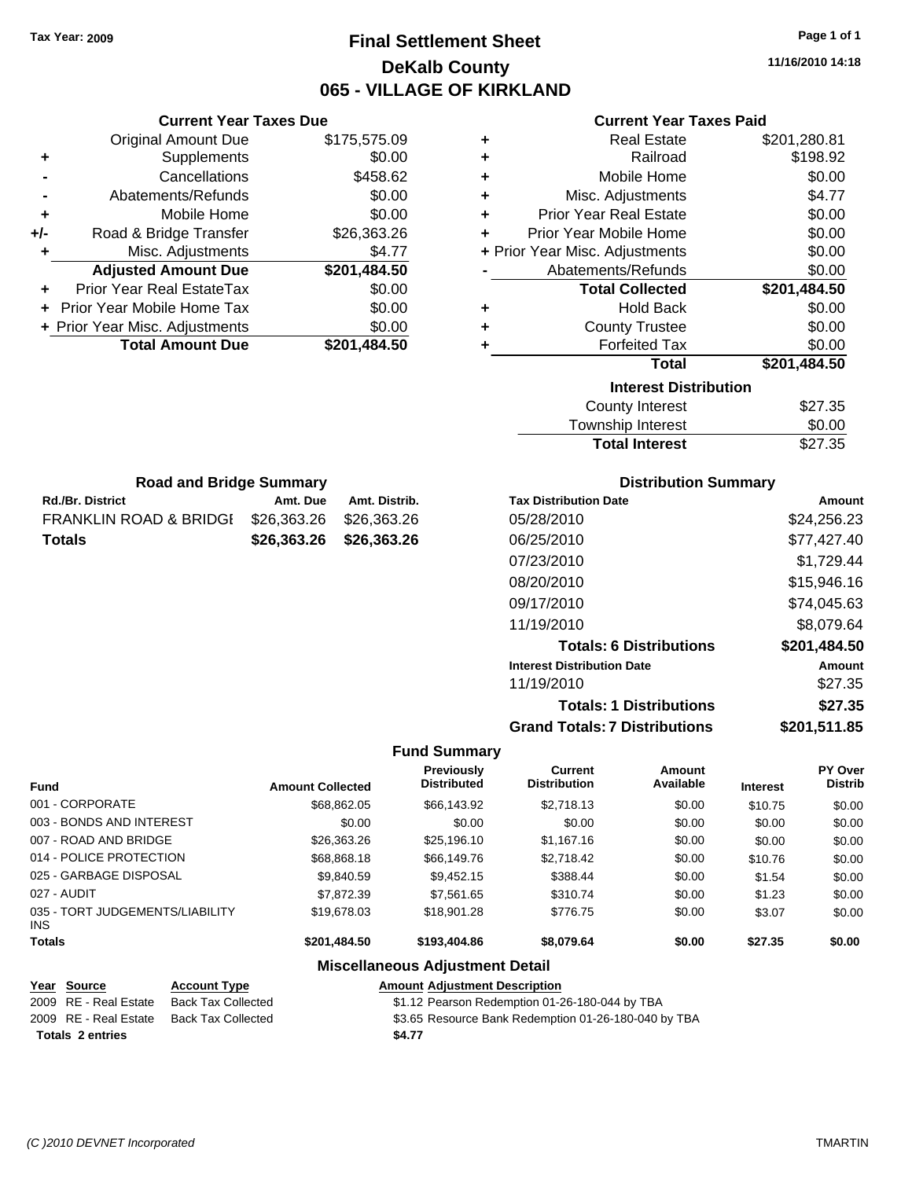Tax Year: 2009

# Final Settlement Sheet

## DeKalb County

## 065 - VILLAGE OF KIRKLAND

11/16/2010 14:18

### Current Year Taxes Due

| | | |
|---|---|---|
| | Original Amount Due | $175,575.09 |
| + | Supplements | $0.00 |
| - | Cancellations | $458.62 |
| - | Abatements/Refunds | $0.00 |
| + | Mobile Home | $0.00 |
| +/- | Road & Bridge Transfer | $26,363.26 |
| + | Misc. Adjustments | $4.77 |
| | **Adjusted Amount Due** | **$201,484.50** |
| + | Prior Year Real EstateTax | $0.00 |
| + | Prior Year Mobile Home Tax | $0.00 |
| + | Prior Year Misc. Adjustments | $0.00 |
| | **Total Amount Due** | **$201,484.50** |

### Current Year Taxes Paid

| | | |
|---|---|---|
| + | Real Estate | $201,280.81 |
| + | Railroad | $198.92 |
| + | Mobile Home | $0.00 |
| + | Misc. Adjustments | $4.77 |
| + | Prior Year Real Estate | $0.00 |
| + | Prior Year Mobile Home | $0.00 |
| + | Prior Year Misc. Adjustments | $0.00 |
| - | Abatements/Refunds | $0.00 |
| | **Total Collected** | **$201,484.50** |
| + | Hold Back | $0.00 |
| + | County Trustee | $0.00 |
| + | Forfeited Tax | $0.00 |
| | **Total** | **$201,484.50** |

### Interest Distribution

| | |
|---|---|
| County Interest | $27.35 |
| Township Interest | $0.00 |
| **Total Interest** | $27.35 |

### Road and Bridge Summary

| Rd./Br. District | Amt. Due | Amt. Distrib. |
|---|---|---|
| FRANKLIN ROAD & BRIDGI | $26,363.26 | $26,363.26 |
| **Totals** | **$26,363.26** | **$26,363.26** |

### Distribution Summary

| Tax Distribution Date | Amount |
|---|---|
| 05/28/2010 | $24,256.23 |
| 06/25/2010 | $77,427.40 |
| 07/23/2010 | $1,729.44 |
| 08/20/2010 | $15,946.16 |
| 09/17/2010 | $74,045.63 |
| 11/19/2010 | $8,079.64 |
| **Totals: 6 Distributions** | **$201,484.50** |
| **Interest Distribution Date** | **Amount** |
| 11/19/2010 | $27.35 |
| **Totals: 1 Distributions** | **$27.35** |
| **Grand Totals: 7 Distributions** | **$201,511.85** |

### Fund Summary

| Fund | Amount Collected | Previously Distributed | Current Distribution | Amount Available | Interest | PY Over Distrib |
|---|---|---|---|---|---|---|
| 001 - CORPORATE | $68,862.05 | $66,143.92 | $2,718.13 | $0.00 | $10.75 | $0.00 |
| 003 - BONDS AND INTEREST | $0.00 | $0.00 | $0.00 | $0.00 | $0.00 | $0.00 |
| 007 - ROAD AND BRIDGE | $26,363.26 | $25,196.10 | $1,167.16 | $0.00 | $0.00 | $0.00 |
| 014 - POLICE PROTECTION | $68,868.18 | $66,149.76 | $2,718.42 | $0.00 | $10.76 | $0.00 |
| 025 - GARBAGE DISPOSAL | $9,840.59 | $9,452.15 | $388.44 | $0.00 | $1.54 | $0.00 |
| 027 - AUDIT | $7,872.39 | $7,561.65 | $310.74 | $0.00 | $1.23 | $0.00 |
| 035 - TORT JUDGEMENTS/LIABILITY INS | $19,678.03 | $18,901.28 | $776.75 | $0.00 | $3.07 | $0.00 |
| **Totals** | **$201,484.50** | **$193,404.86** | **$8,079.64** | **$0.00** | **$27.35** | **$0.00** |

### Miscellaneous Adjustment Detail

| Year | Source | Account Type | Amount | Adjustment Description |
|---|---|---|---|---|
| 2009 | RE - Real Estate | Back Tax Collected | $1.12 | Pearson Redemption 01-26-180-044 by TBA |
| 2009 | RE - Real Estate | Back Tax Collected | $3.65 | Resource Bank Redemption 01-26-180-040 by TBA |
| **Totals 2 entries** | | | **$4.77** | |

(C )2010 DEVNET Incorporated TMARTIN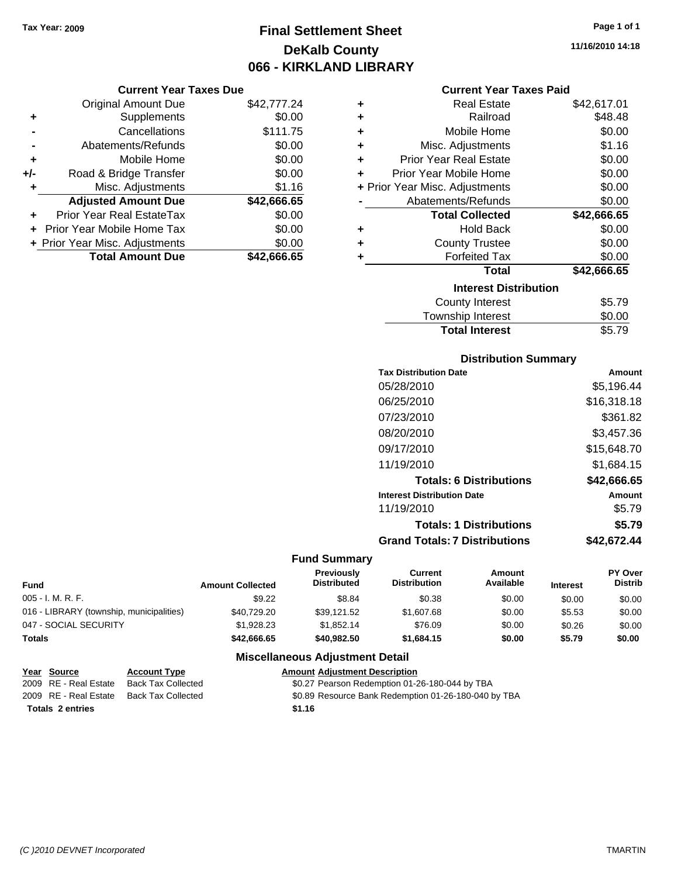Tax Year: 2009

# Final Settlement Sheet
## DeKalb County
## 066 - KIRKLAND LIBRARY

11/16/2010 14:18

### Current Year Taxes Due

| | | |
|---|---|---|
| | Original Amount Due | $42,777.24 |
| + | Supplements | $0.00 |
| - | Cancellations | $111.75 |
| - | Abatements/Refunds | $0.00 |
| + | Mobile Home | $0.00 |
| +/- | Road & Bridge Transfer | $0.00 |
| + | Misc. Adjustments | $1.16 |
| | **Adjusted Amount Due** | **$42,666.65** |
| + | Prior Year Real EstateTax | $0.00 |
| + | Prior Year Mobile Home Tax | $0.00 |
| + | Prior Year Misc. Adjustments | $0.00 |
| | **Total Amount Due** | **$42,666.65** |

### Current Year Taxes Paid

| | | |
|---|---|---|
| + | Real Estate | $42,617.01 |
| + | Railroad | $48.48 |
| + | Mobile Home | $0.00 |
| + | Misc. Adjustments | $1.16 |
| + | Prior Year Real Estate | $0.00 |
| + | Prior Year Mobile Home | $0.00 |
| + | Prior Year Misc. Adjustments | $0.00 |
| - | Abatements/Refunds | $0.00 |
| | **Total Collected** | **$42,666.65** |
| + | Hold Back | $0.00 |
| + | County Trustee | $0.00 |
| + | Forfeited Tax | $0.00 |
| | **Total** | **$42,666.65** |

### Interest Distribution

| | |
|---|---|
| County Interest | $5.79 |
| Township Interest | $0.00 |
| **Total Interest** | **$5.79** |

### Distribution Summary

| Tax Distribution Date | Amount |
|---|---|
| 05/28/2010 | $5,196.44 |
| 06/25/2010 | $16,318.18 |
| 07/23/2010 | $361.82 |
| 08/20/2010 | $3,457.36 |
| 09/17/2010 | $15,648.70 |
| 11/19/2010 | $1,684.15 |
| **Totals: 6 Distributions** | **$42,666.65** |
| **Interest Distribution Date** | **Amount** |
| 11/19/2010 | $5.79 |
| **Totals: 1 Distributions** | **$5.79** |
| **Grand Totals: 7 Distributions** | **$42,672.44** |

### Fund Summary

| Fund | Amount Collected | Previously Distributed | Current Distribution | Amount Available | Interest | PY Over Distrib |
|---|---|---|---|---|---|---|
| 005 - I. M. R. F. | $9.22 | $8.84 | $0.38 | $0.00 | $0.00 | $0.00 |
| 016 - LIBRARY (township, municipalities) | $40,729.20 | $39,121.52 | $1,607.68 | $0.00 | $5.53 | $0.00 |
| 047 - SOCIAL SECURITY | $1,928.23 | $1,852.14 | $76.09 | $0.00 | $0.26 | $0.00 |
| **Totals** | **$42,666.65** | **$40,982.50** | **$1,684.15** | **$0.00** | **$5.79** | **$0.00** |

### Miscellaneous Adjustment Detail

| Year | Source | Account Type | Amount | Adjustment Description |
|---|---|---|---|---|
| 2009 | RE - Real Estate | Back Tax Collected | $0.27 | Pearson Redemption 01-26-180-044 by TBA |
| 2009 | RE - Real Estate | Back Tax Collected | $0.89 | Resource Bank Redemption 01-26-180-040 by TBA |
| **Totals 2 entries** | | | **$1.16** | |

(C )2010 DEVNET Incorporated TMARTIN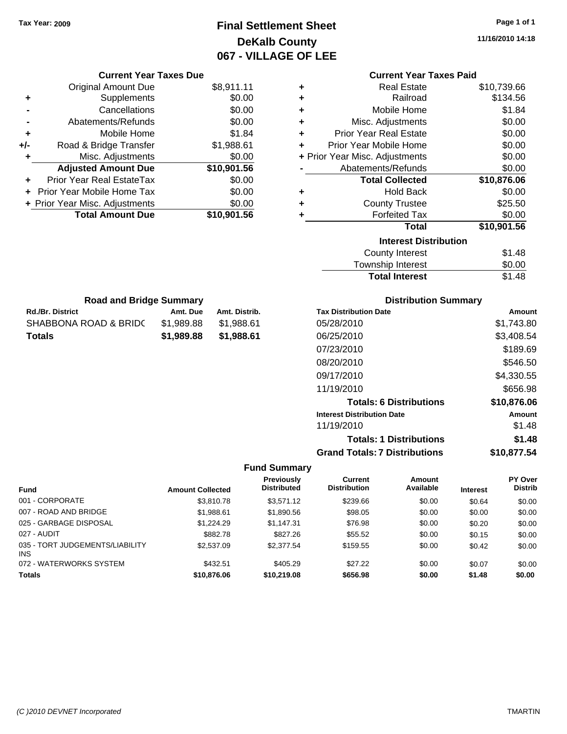Tax Year: 2009

# Final Settlement Sheet
## DeKalb County
## 067 - VILLAGE OF LEE

11/16/2010 14:18

### Current Year Taxes Due

| | | |
|---|---|---|
| | Original Amount Due | $8,911.11 |
| + | Supplements | $0.00 |
| - | Cancellations | $0.00 |
| - | Abatements/Refunds | $0.00 |
| + | Mobile Home | $1.84 |
| +/- | Road & Bridge Transfer | $1,988.61 |
| + | Misc. Adjustments | $0.00 |
| | **Adjusted Amount Due** | **$10,901.56** |
| + | Prior Year Real EstateTax | $0.00 |
| + | Prior Year Mobile Home Tax | $0.00 |
| + | Prior Year Misc. Adjustments | $0.00 |
| | **Total Amount Due** | **$10,901.56** |

### Current Year Taxes Paid

| | | |
|---|---|---|
| + | Real Estate | $10,739.66 |
| + | Railroad | $134.56 |
| + | Mobile Home | $1.84 |
| + | Misc. Adjustments | $0.00 |
| + | Prior Year Real Estate | $0.00 |
| + | Prior Year Mobile Home | $0.00 |
| + | Prior Year Misc. Adjustments | $0.00 |
| - | Abatements/Refunds | $0.00 |
| | **Total Collected** | **$10,876.06** |
| + | Hold Back | $0.00 |
| + | County Trustee | $25.50 |
| + | Forfeited Tax | $0.00 |
| | **Total** | **$10,901.56** |

### Interest Distribution

| | |
|---|---|
| County Interest | $1.48 |
| Township Interest | $0.00 |
| **Total Interest** | $1.48 |

### Road and Bridge Summary

| Rd./Br. District | Amt. Due | Amt. Distrib. |
|---|---|---|
| SHABBONA ROAD & BRIDC | $1,989.88 | $1,988.61 |
| **Totals** | **$1,989.88** | **$1,988.61** |

### Distribution Summary

| Tax Distribution Date | Amount |
|---|---|
| 05/28/2010 | $1,743.80 |
| 06/25/2010 | $3,408.54 |
| 07/23/2010 | $189.69 |
| 08/20/2010 | $546.50 |
| 09/17/2010 | $4,330.55 |
| 11/19/2010 | $656.98 |
| **Totals: 6 Distributions** | **$10,876.06** |
| **Interest Distribution Date** | **Amount** |
| 11/19/2010 | $1.48 |
| **Totals: 1 Distributions** | **$1.48** |
| **Grand Totals: 7 Distributions** | **$10,877.54** |

### Fund Summary

| Fund | Amount Collected | Previously Distributed | Current Distribution | Amount Available | Interest | PY Over Distrib |
|---|---|---|---|---|---|---|
| 001 - CORPORATE | $3,810.78 | $3,571.12 | $239.66 | $0.00 | $0.64 | $0.00 |
| 007 - ROAD AND BRIDGE | $1,988.61 | $1,890.56 | $98.05 | $0.00 | $0.00 | $0.00 |
| 025 - GARBAGE DISPOSAL | $1,224.29 | $1,147.31 | $76.98 | $0.00 | $0.20 | $0.00 |
| 027 - AUDIT | $882.78 | $827.26 | $55.52 | $0.00 | $0.15 | $0.00 |
| 035 - TORT JUDGEMENTS/LIABILITY INS | $2,537.09 | $2,377.54 | $159.55 | $0.00 | $0.42 | $0.00 |
| 072 - WATERWORKS SYSTEM | $432.51 | $405.29 | $27.22 | $0.00 | $0.07 | $0.00 |
| **Totals** | **$10,876.06** | **$10,219.08** | **$656.98** | **$0.00** | **$1.48** | **$0.00** |

(C )2010 DEVNET Incorporated TMARTIN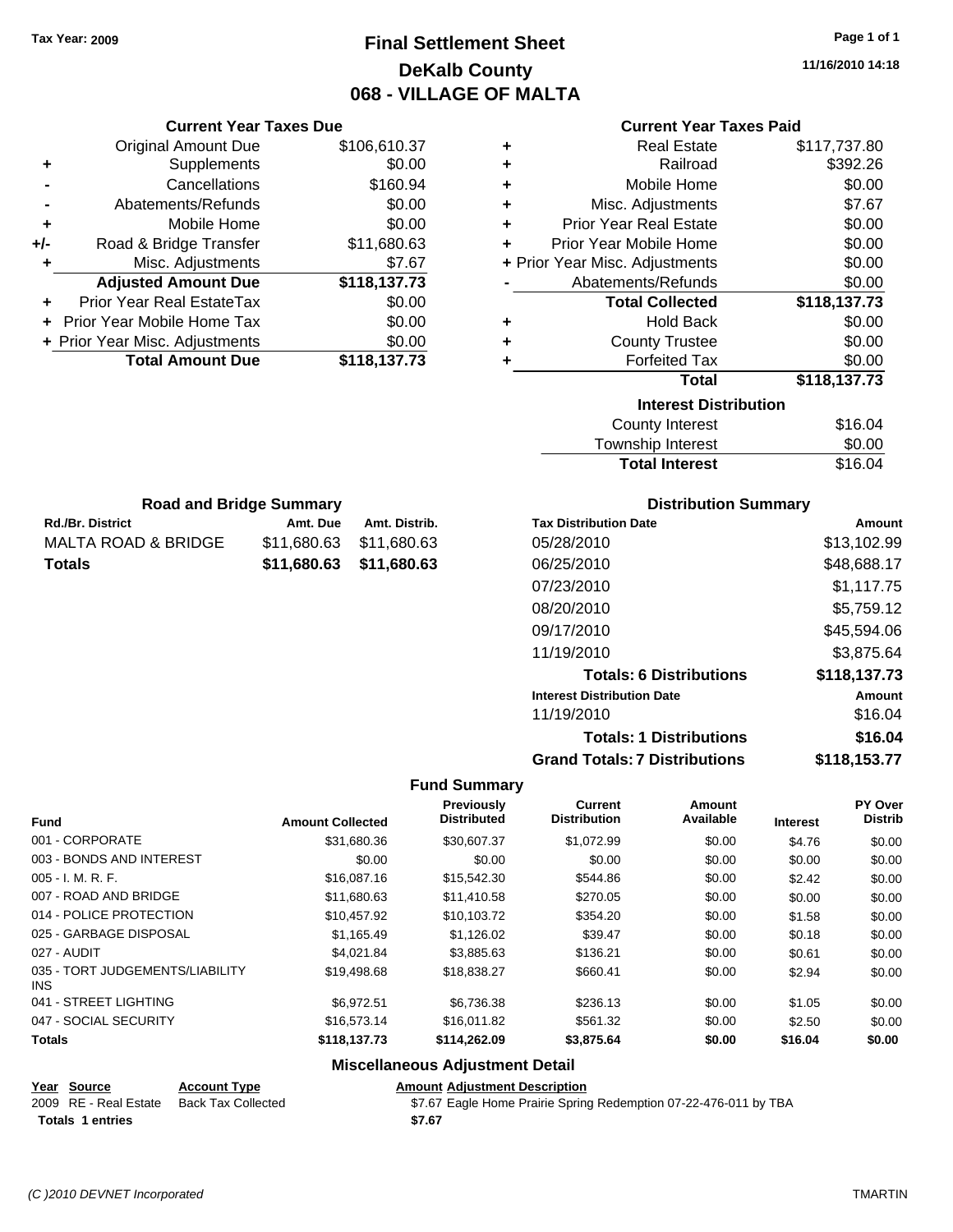Tax Year: 2009

# Final Settlement Sheet
## DeKalb County
## 068 - VILLAGE OF MALTA

11/16/2010 14:18

### Current Year Taxes Due

| | | |
|---|---|---|
| | Original Amount Due | $106,610.37 |
| + | Supplements | $0.00 |
| - | Cancellations | $160.94 |
| - | Abatements/Refunds | $0.00 |
| + | Mobile Home | $0.00 |
| +/- | Road & Bridge Transfer | $11,680.63 |
| + | Misc. Adjustments | $7.67 |
| | **Adjusted Amount Due** | **$118,137.73** |
| + | Prior Year Real EstateTax | $0.00 |
| + | Prior Year Mobile Home Tax | $0.00 |
| + | Prior Year Misc. Adjustments | $0.00 |
| | **Total Amount Due** | **$118,137.73** |

### Current Year Taxes Paid

| | | |
|---|---|---|
| + | Real Estate | $117,737.80 |
| + | Railroad | $392.26 |
| + | Mobile Home | $0.00 |
| + | Misc. Adjustments | $7.67 |
| + | Prior Year Real Estate | $0.00 |
| + | Prior Year Mobile Home | $0.00 |
| + | Prior Year Misc. Adjustments | $0.00 |
| - | Abatements/Refunds | $0.00 |
| | **Total Collected** | **$118,137.73** |
| + | Hold Back | $0.00 |
| + | County Trustee | $0.00 |
| + | Forfeited Tax | $0.00 |
| | **Total** | **$118,137.73** |

### Interest Distribution

| | |
|---|---|
| County Interest | $16.04 |
| Township Interest | $0.00 |
| **Total Interest** | $16.04 |

### Road and Bridge Summary

| Rd./Br. District | Amt. Due | Amt. Distrib. |
|---|---|---|
| MALTA ROAD & BRIDGE | $11,680.63 | $11,680.63 |
| **Totals** | **$11,680.63** | **$11,680.63** |

### Distribution Summary

| Tax Distribution Date | Amount |
|---|---|
| 05/28/2010 | $13,102.99 |
| 06/25/2010 | $48,688.17 |
| 07/23/2010 | $1,117.75 |
| 08/20/2010 | $5,759.12 |
| 09/17/2010 | $45,594.06 |
| 11/19/2010 | $3,875.64 |
| **Totals: 6 Distributions** | **$118,137.73** |
| **Interest Distribution Date** | **Amount** |
| 11/19/2010 | $16.04 |
| **Totals: 1 Distributions** | **$16.04** |
| **Grand Totals: 7 Distributions** | **$118,153.77** |

### Fund Summary

| Fund | Amount Collected | Previously Distributed | Current Distribution | Amount Available | Interest | PY Over Distrib |
|---|---|---|---|---|---|---|
| 001 - CORPORATE | $31,680.36 | $30,607.37 | $1,072.99 | $0.00 | $4.76 | $0.00 |
| 003 - BONDS AND INTEREST | $0.00 | $0.00 | $0.00 | $0.00 | $0.00 | $0.00 |
| 005 - I. M. R. F. | $16,087.16 | $15,542.30 | $544.86 | $0.00 | $2.42 | $0.00 |
| 007 - ROAD AND BRIDGE | $11,680.63 | $11,410.58 | $270.05 | $0.00 | $0.00 | $0.00 |
| 014 - POLICE PROTECTION | $10,457.92 | $10,103.72 | $354.20 | $0.00 | $1.58 | $0.00 |
| 025 - GARBAGE DISPOSAL | $1,165.49 | $1,126.02 | $39.47 | $0.00 | $0.18 | $0.00 |
| 027 - AUDIT | $4,021.84 | $3,885.63 | $136.21 | $0.00 | $0.61 | $0.00 |
| 035 - TORT JUDGEMENTS/LIABILITY INS | $19,498.68 | $18,838.27 | $660.41 | $0.00 | $2.94 | $0.00 |
| 041 - STREET LIGHTING | $6,972.51 | $6,736.38 | $236.13 | $0.00 | $1.05 | $0.00 |
| 047 - SOCIAL SECURITY | $16,573.14 | $16,011.82 | $561.32 | $0.00 | $2.50 | $0.00 |
| **Totals** | **$118,137.73** | **$114,262.09** | **$3,875.64** | **$0.00** | **$16.04** | **$0.00** |

### Miscellaneous Adjustment Detail

| Year | Source | Account Type | Amount | Adjustment Description |
|---|---|---|---|---|
| 2009 | RE - Real Estate | Back Tax Collected | $7.67 | Eagle Home Prairie Spring Redemption 07-22-476-011 by TBA |
| **Totals 1 entries** | | | **$7.67** | |

(C )2010 DEVNET Incorporated TMARTIN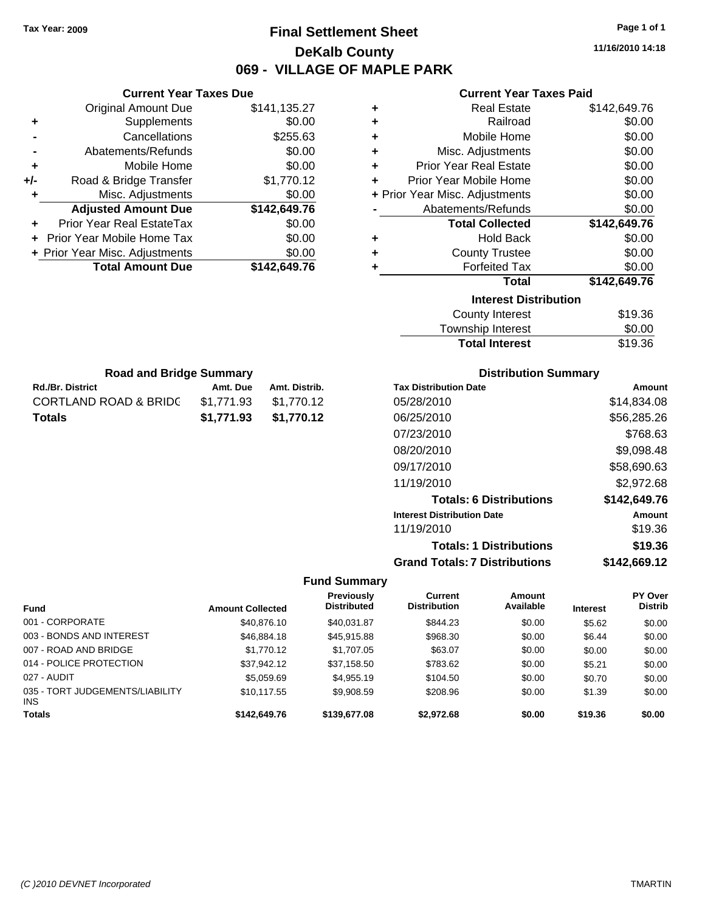Tax Year: 2009

# Final Settlement Sheet

## DeKalb County

## 069 - VILLAGE OF MAPLE PARK

11/16/2010 14:18

### Current Year Taxes Due

| | | |
|---|---|---|
| | Original Amount Due | $141,135.27 |
| + | Supplements | $0.00 |
| - | Cancellations | $255.63 |
| - | Abatements/Refunds | $0.00 |
| + | Mobile Home | $0.00 |
| +/- | Road & Bridge Transfer | $1,770.12 |
| + | Misc. Adjustments | $0.00 |
| | **Adjusted Amount Due** | **$142,649.76** |
| + | Prior Year Real EstateTax | $0.00 |
| + | Prior Year Mobile Home Tax | $0.00 |
| + | Prior Year Misc. Adjustments | $0.00 |
| | **Total Amount Due** | **$142,649.76** |

### Current Year Taxes Paid

| | | |
|---|---|---|
| + | Real Estate | $142,649.76 |
| + | Railroad | $0.00 |
| + | Mobile Home | $0.00 |
| + | Misc. Adjustments | $0.00 |
| + | Prior Year Real Estate | $0.00 |
| + | Prior Year Mobile Home | $0.00 |
| + | Prior Year Misc. Adjustments | $0.00 |
| - | Abatements/Refunds | $0.00 |
| | **Total Collected** | **$142,649.76** |
| + | Hold Back | $0.00 |
| + | County Trustee | $0.00 |
| + | Forfeited Tax | $0.00 |
| | **Total** | **$142,649.76** |

### Interest Distribution

| | |
|---|---|
| County Interest | $19.36 |
| Township Interest | $0.00 |
| **Total Interest** | $19.36 |

### Road and Bridge Summary

| Rd./Br. District | Amt. Due | Amt. Distrib. |
|---|---|---|
| CORTLAND ROAD & BRIDG | $1,771.93 | $1,770.12 |
| **Totals** | **$1,771.93** | **$1,770.12** |

### Distribution Summary

| Tax Distribution Date | Amount |
|---|---|
| 05/28/2010 | $14,834.08 |
| 06/25/2010 | $56,285.26 |
| 07/23/2010 | $768.63 |
| 08/20/2010 | $9,098.48 |
| 09/17/2010 | $58,690.63 |
| 11/19/2010 | $2,972.68 |
| **Totals: 6 Distributions** | **$142,649.76** |
| **Interest Distribution Date** | **Amount** |
| 11/19/2010 | $19.36 |
| **Totals: 1 Distributions** | **$19.36** |
| **Grand Totals: 7 Distributions** | **$142,669.12** |

### Fund Summary

| Fund | Amount Collected | Previously Distributed | Current Distribution | Amount Available | Interest | PY Over Distrib |
|---|---|---|---|---|---|---|
| 001 - CORPORATE | $40,876.10 | $40,031.87 | $844.23 | $0.00 | $5.62 | $0.00 |
| 003 - BONDS AND INTEREST | $46,884.18 | $45,915.88 | $968.30 | $0.00 | $6.44 | $0.00 |
| 007 - ROAD AND BRIDGE | $1,770.12 | $1,707.05 | $63.07 | $0.00 | $0.00 | $0.00 |
| 014 - POLICE PROTECTION | $37,942.12 | $37,158.50 | $783.62 | $0.00 | $5.21 | $0.00 |
| 027 - AUDIT | $5,059.69 | $4,955.19 | $104.50 | $0.00 | $0.70 | $0.00 |
| 035 - TORT JUDGEMENTS/LIABILITY INS | $10,117.55 | $9,908.59 | $208.96 | $0.00 | $1.39 | $0.00 |
| **Totals** | **$142,649.76** | **$139,677.08** | **$2,972.68** | **$0.00** | **$19.36** | **$0.00** |

(C )2010 DEVNET Incorporated TMARTIN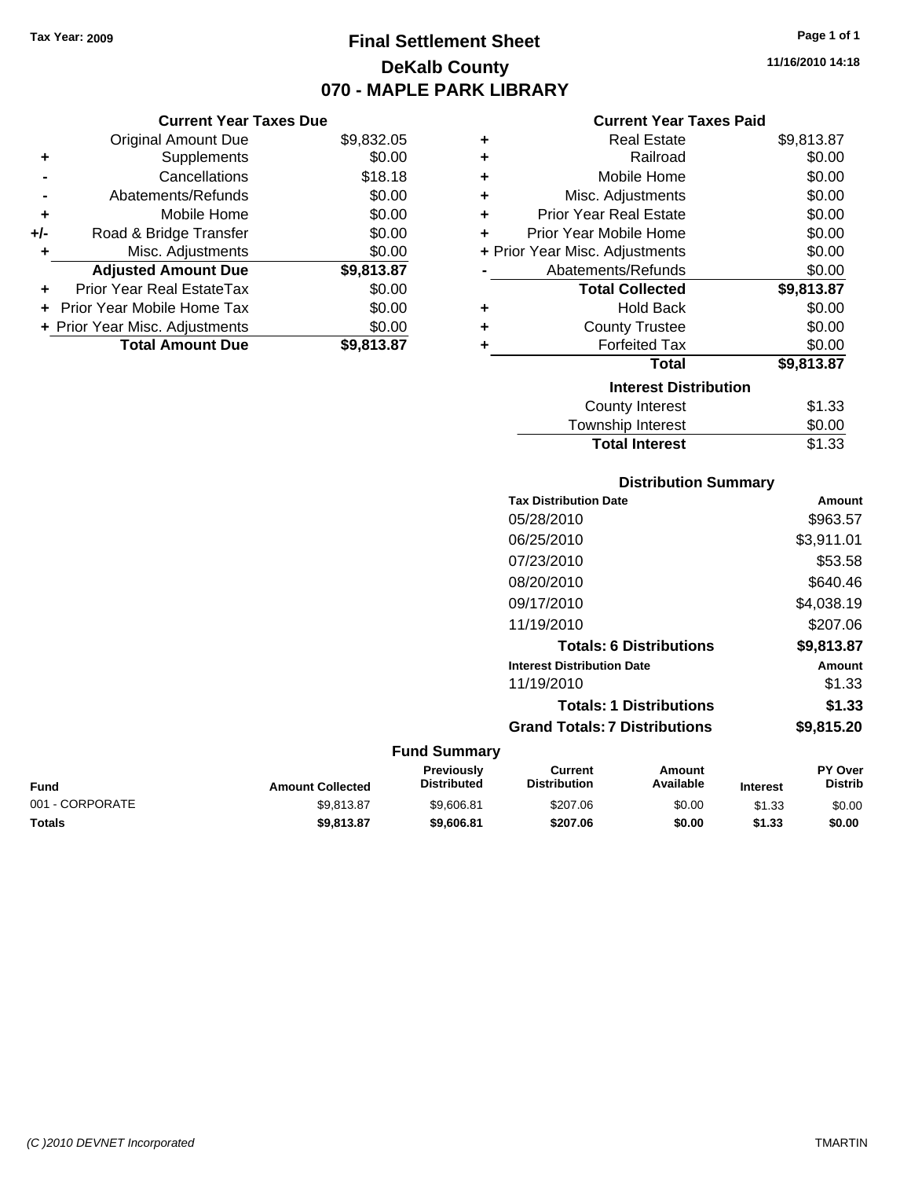Tax Year: 2009

# Final Settlement Sheet

## DeKalb County

## 070 - MAPLE PARK LIBRARY

11/16/2010 14:18

### Current Year Taxes Due

| | | |
|---|---|---|
| | Original Amount Due | $9,832.05 |
| + | Supplements | $0.00 |
| - | Cancellations | $18.18 |
| - | Abatements/Refunds | $0.00 |
| + | Mobile Home | $0.00 |
| +/- | Road & Bridge Transfer | $0.00 |
| + | Misc. Adjustments | $0.00 |
| | **Adjusted Amount Due** | **$9,813.87** |
| + | Prior Year Real EstateTax | $0.00 |
| + | Prior Year Mobile Home Tax | $0.00 |
| + | Prior Year Misc. Adjustments | $0.00 |
| | **Total Amount Due** | **$9,813.87** |

### Current Year Taxes Paid

| | | |
|---|---|---|
| + | Real Estate | $9,813.87 |
| + | Railroad | $0.00 |
| + | Mobile Home | $0.00 |
| + | Misc. Adjustments | $0.00 |
| + | Prior Year Real Estate | $0.00 |
| + | Prior Year Mobile Home | $0.00 |
| + | Prior Year Misc. Adjustments | $0.00 |
| - | Abatements/Refunds | $0.00 |
| | **Total Collected** | **$9,813.87** |
| + | Hold Back | $0.00 |
| + | County Trustee | $0.00 |
| + | Forfeited Tax | $0.00 |
| | **Total** | **$9,813.87** |

### Interest Distribution

| | |
|---|---|
| County Interest | $1.33 |
| Township Interest | $0.00 |
| **Total Interest** | $1.33 |

### Distribution Summary

| Tax Distribution Date | Amount |
|---|---|
| 05/28/2010 | $963.57 |
| 06/25/2010 | $3,911.01 |
| 07/23/2010 | $53.58 |
| 08/20/2010 | $640.46 |
| 09/17/2010 | $4,038.19 |
| 11/19/2010 | $207.06 |
| **Totals: 6 Distributions** | **$9,813.87** |

| Interest Distribution Date | Amount |
|---|---|
| 11/19/2010 | $1.33 |
| **Totals: 1 Distributions** | **$1.33** |
| **Grand Totals: 7 Distributions** | **$9,815.20** |

### Fund Summary

| Fund | Amount Collected | Previously Distributed | Current Distribution | Amount Available | Interest | PY Over Distrib |
|---|---|---|---|---|---|---|
| 001 - CORPORATE | $9,813.87 | $9,606.81 | $207.06 | $0.00 | $1.33 | $0.00 |
| **Totals** | **$9,813.87** | **$9,606.81** | **$207.06** | **$0.00** | **$1.33** | **$0.00** |

(C )2010 DEVNET Incorporated TMARTIN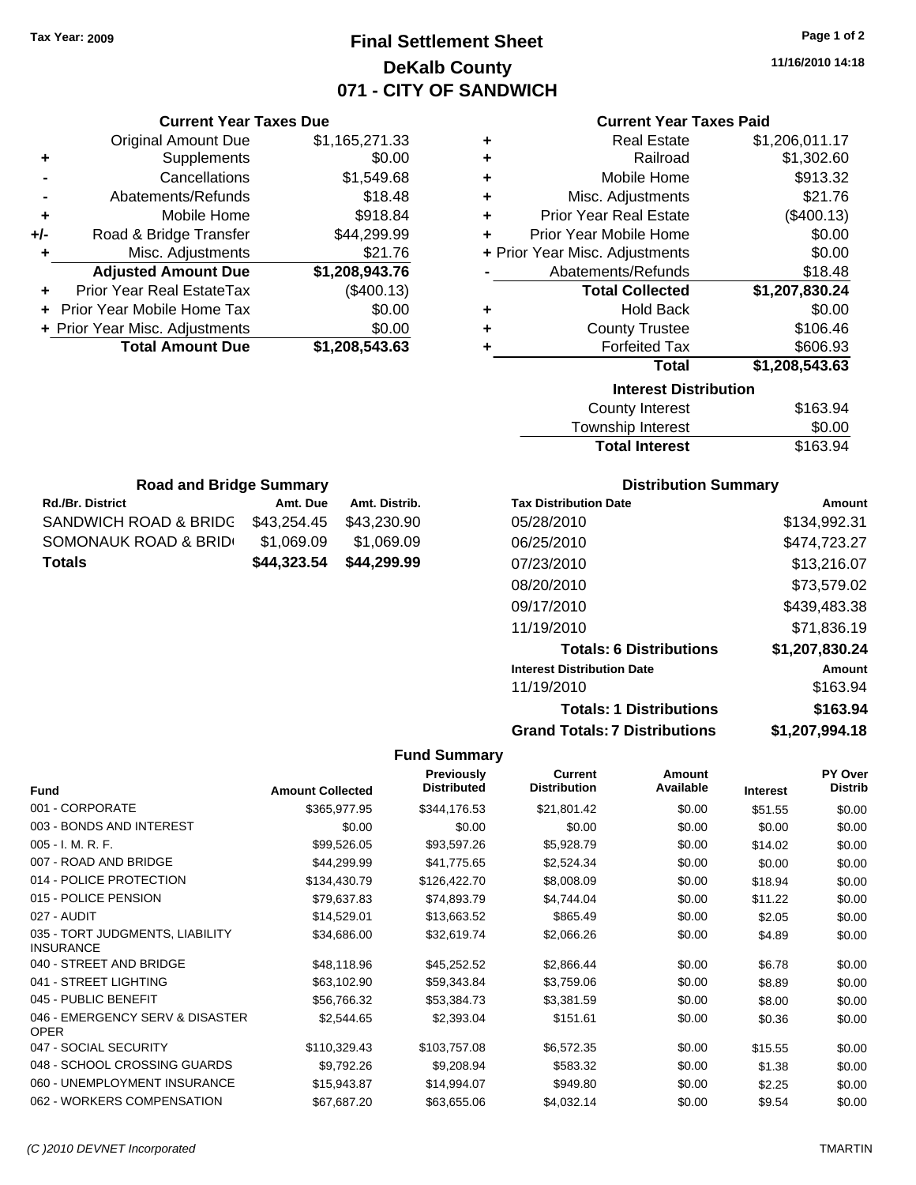Tax Year: 2009

# Final Settlement Sheet
## DeKalb County
## 071 - CITY OF SANDWICH

11/16/2010 14:18

### Current Year Taxes Due

| | | |
|---|---|---|
| | Original Amount Due | $1,165,271.33 |
| + | Supplements | $0.00 |
| - | Cancellations | $1,549.68 |
| - | Abatements/Refunds | $18.48 |
| + | Mobile Home | $918.84 |
| +/- | Road & Bridge Transfer | $44,299.99 |
| + | Misc. Adjustments | $21.76 |
| | **Adjusted Amount Due** | **$1,208,943.76** |
| + | Prior Year Real EstateTax | ($400.13) |
| + | Prior Year Mobile Home Tax | $0.00 |
| + | Prior Year Misc. Adjustments | $0.00 |
| | **Total Amount Due** | **$1,208,543.63** |

### Current Year Taxes Paid

| | | |
|---|---|---|
| + | Real Estate | $1,206,011.17 |
| + | Railroad | $1,302.60 |
| + | Mobile Home | $913.32 |
| + | Misc. Adjustments | $21.76 |
| + | Prior Year Real Estate | ($400.13) |
| + | Prior Year Mobile Home | $0.00 |
| + | Prior Year Misc. Adjustments | $0.00 |
| - | Abatements/Refunds | $18.48 |
| | **Total Collected** | **$1,207,830.24** |
| + | Hold Back | $0.00 |
| + | County Trustee | $106.46 |
| + | Forfeited Tax | $606.93 |
| | **Total** | **$1,208,543.63** |

### Interest Distribution

| | |
|---|---|
| County Interest | $163.94 |
| Township Interest | $0.00 |
| **Total Interest** | $163.94 |

### Road and Bridge Summary

| Rd./Br. District | Amt. Due | Amt. Distrib. |
|---|---|---|
| SANDWICH ROAD & BRIDG | $43,254.45 | $43,230.90 |
| SOMONAUK ROAD & BRID | $1,069.09 | $1,069.09 |
| **Totals** | **$44,323.54** | **$44,299.99** |

### Distribution Summary

| Tax Distribution Date | Amount |
|---|---|
| 05/28/2010 | $134,992.31 |
| 06/25/2010 | $474,723.27 |
| 07/23/2010 | $13,216.07 |
| 08/20/2010 | $73,579.02 |
| 09/17/2010 | $439,483.38 |
| 11/19/2010 | $71,836.19 |
| **Totals: 6 Distributions** | **$1,207,830.24** |
| **Interest Distribution Date** | **Amount** |
| 11/19/2010 | $163.94 |
| **Totals: 1 Distributions** | **$163.94** |
| **Grand Totals: 7 Distributions** | **$1,207,994.18** |

### Fund Summary

| Fund | Amount Collected | Previously Distributed | Current Distribution | Amount Available | Interest | PY Over Distrib |
|---|---|---|---|---|---|---|
| 001 - CORPORATE | $365,977.95 | $344,176.53 | $21,801.42 | $0.00 | $51.55 | $0.00 |
| 003 - BONDS AND INTEREST | $0.00 | $0.00 | $0.00 | $0.00 | $0.00 | $0.00 |
| 005 - I. M. R. F. | $99,526.05 | $93,597.26 | $5,928.79 | $0.00 | $14.02 | $0.00 |
| 007 - ROAD AND BRIDGE | $44,299.99 | $41,775.65 | $2,524.34 | $0.00 | $0.00 | $0.00 |
| 014 - POLICE PROTECTION | $134,430.79 | $126,422.70 | $8,008.09 | $0.00 | $18.94 | $0.00 |
| 015 - POLICE PENSION | $79,637.83 | $74,893.79 | $4,744.04 | $0.00 | $11.22 | $0.00 |
| 027 - AUDIT | $14,529.01 | $13,663.52 | $865.49 | $0.00 | $2.05 | $0.00 |
| 035 - TORT JUDGMENTS, LIABILITY INSURANCE | $34,686.00 | $32,619.74 | $2,066.26 | $0.00 | $4.89 | $0.00 |
| 040 - STREET AND BRIDGE | $48,118.96 | $45,252.52 | $2,866.44 | $0.00 | $6.78 | $0.00 |
| 041 - STREET LIGHTING | $63,102.90 | $59,343.84 | $3,759.06 | $0.00 | $8.89 | $0.00 |
| 045 - PUBLIC BENEFIT | $56,766.32 | $53,384.73 | $3,381.59 | $0.00 | $8.00 | $0.00 |
| 046 - EMERGENCY SERV & DISASTER OPER | $2,544.65 | $2,393.04 | $151.61 | $0.00 | $0.36 | $0.00 |
| 047 - SOCIAL SECURITY | $110,329.43 | $103,757.08 | $6,572.35 | $0.00 | $15.55 | $0.00 |
| 048 - SCHOOL CROSSING GUARDS | $9,792.26 | $9,208.94 | $583.32 | $0.00 | $1.38 | $0.00 |
| 060 - UNEMPLOYMENT INSURANCE | $15,943.87 | $14,994.07 | $949.80 | $0.00 | $2.25 | $0.00 |
| 062 - WORKERS COMPENSATION | $67,687.20 | $63,655.06 | $4,032.14 | $0.00 | $9.54 | $0.00 |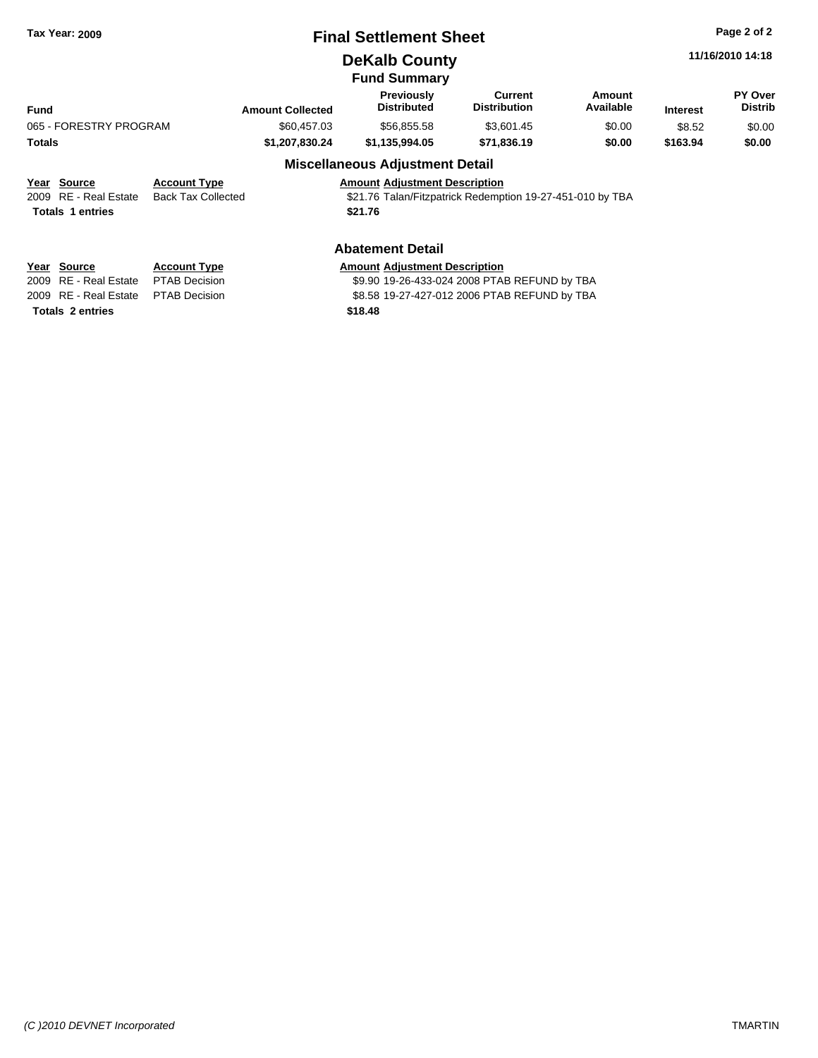# Final Settlement Sheet

Tax Year: 2009

## DeKalb County

11/16/2010 14:18

### Fund Summary

| Fund | Amount Collected | Previously Distributed | Current Distribution | Amount Available | Interest | PY Over Distrib |
|---|---|---|---|---|---|---|
| 065 - FORESTRY PROGRAM | $60,457.03 | $56,855.58 | $3,601.45 | $0.00 | $8.52 | $0.00 |
| **Totals** | **$1,207,830.24** | **$1,135,994.05** | **$71,836.19** | **$0.00** | **$163.94** | **$0.00** |

### Miscellaneous Adjustment Detail

| Year | Source | Account Type | Amount | Adjustment Description |
|---|---|---|---|---|
| 2009 | RE - Real Estate | Back Tax Collected | $21.76 | Talan/Fitzpatrick Redemption 19-27-451-010 by TBA |
| **Totals 1 entries** | | | **$21.76** | |

### Abatement Detail

| Year | Source | Account Type | Amount | Adjustment Description |
|---|---|---|---|---|
| 2009 | RE - Real Estate | PTAB Decision | $9.90 | 19-26-433-024 2008 PTAB REFUND by TBA |
| 2009 | RE - Real Estate | PTAB Decision | $8.58 | 19-27-427-012 2006 PTAB REFUND by TBA |
| **Totals 2 entries** | | | **$18.48** | |

*(C )2010 DEVNET Incorporated* TMARTIN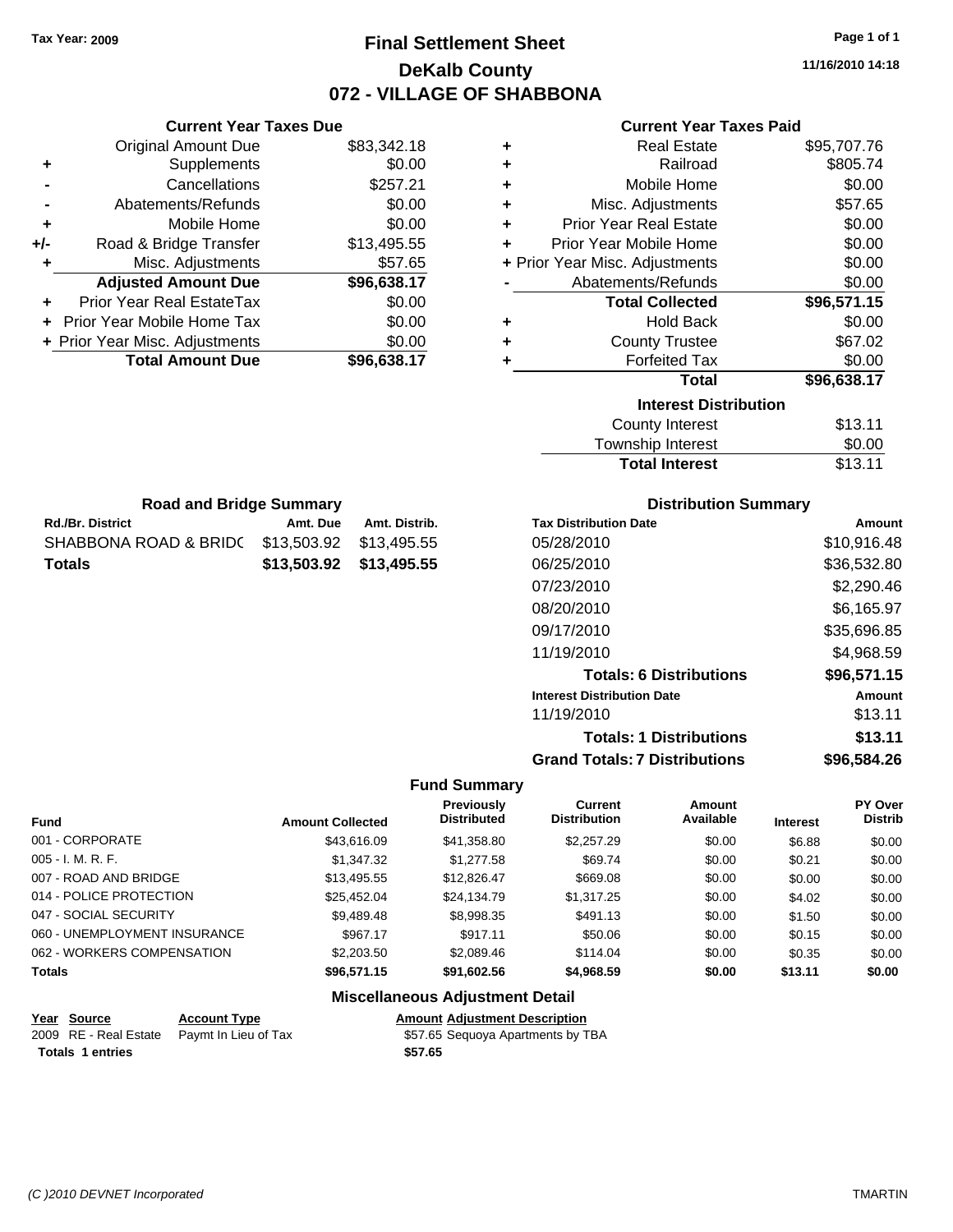Tax Year: 2009

# Final Settlement Sheet

## DeKalb County

## 072 - VILLAGE OF SHABBONA

11/16/2010 14:18

### Current Year Taxes Due

| | | |
|---|---|---|
| | Original Amount Due | $83,342.18 |
| + | Supplements | $0.00 |
| - | Cancellations | $257.21 |
| - | Abatements/Refunds | $0.00 |
| + | Mobile Home | $0.00 |
| +/- | Road & Bridge Transfer | $13,495.55 |
| + | Misc. Adjustments | $57.65 |
| | **Adjusted Amount Due** | **$96,638.17** |
| + | Prior Year Real EstateTax | $0.00 |
| + | Prior Year Mobile Home Tax | $0.00 |
| + | Prior Year Misc. Adjustments | $0.00 |
| | **Total Amount Due** | **$96,638.17** |

### Current Year Taxes Paid

| | | |
|---|---|---|
| + | Real Estate | $95,707.76 |
| + | Railroad | $805.74 |
| + | Mobile Home | $0.00 |
| + | Misc. Adjustments | $57.65 |
| + | Prior Year Real Estate | $0.00 |
| + | Prior Year Mobile Home | $0.00 |
| + | Prior Year Misc. Adjustments | $0.00 |
| - | Abatements/Refunds | $0.00 |
| | **Total Collected** | **$96,571.15** |
| + | Hold Back | $0.00 |
| + | County Trustee | $67.02 |
| + | Forfeited Tax | $0.00 |
| | **Total** | **$96,638.17** |

### Interest Distribution

| | |
|---|---|
| County Interest | $13.11 |
| Township Interest | $0.00 |
| **Total Interest** | $13.11 |

### Road and Bridge Summary

| Rd./Br. District | Amt. Due | Amt. Distrib. |
|---|---|---|
| SHABBONA ROAD & BRIDG | $13,503.92 | $13,495.55 |
| **Totals** | **$13,503.92** | **$13,495.55** |

### Distribution Summary

| Tax Distribution Date | Amount |
|---|---|
| 05/28/2010 | $10,916.48 |
| 06/25/2010 | $36,532.80 |
| 07/23/2010 | $2,290.46 |
| 08/20/2010 | $6,165.97 |
| 09/17/2010 | $35,696.85 |
| 11/19/2010 | $4,968.59 |
| **Totals: 6 Distributions** | **$96,571.15** |
| **Interest Distribution Date** | **Amount** |
| 11/19/2010 | $13.11 |
| **Totals: 1 Distributions** | **$13.11** |
| **Grand Totals: 7 Distributions** | **$96,584.26** |

### Fund Summary

| Fund | Amount Collected | Previously Distributed | Current Distribution | Amount Available | Interest | PY Over Distrib |
|---|---|---|---|---|---|---|
| 001 - CORPORATE | $43,616.09 | $41,358.80 | $2,257.29 | $0.00 | $6.88 | $0.00 |
| 005 - I. M. R. F. | $1,347.32 | $1,277.58 | $69.74 | $0.00 | $0.21 | $0.00 |
| 007 - ROAD AND BRIDGE | $13,495.55 | $12,826.47 | $669.08 | $0.00 | $0.00 | $0.00 |
| 014 - POLICE PROTECTION | $25,452.04 | $24,134.79 | $1,317.25 | $0.00 | $4.02 | $0.00 |
| 047 - SOCIAL SECURITY | $9,489.48 | $8,998.35 | $491.13 | $0.00 | $1.50 | $0.00 |
| 060 - UNEMPLOYMENT INSURANCE | $967.17 | $917.11 | $50.06 | $0.00 | $0.15 | $0.00 |
| 062 - WORKERS COMPENSATION | $2,203.50 | $2,089.46 | $114.04 | $0.00 | $0.35 | $0.00 |
| **Totals** | **$96,571.15** | **$91,602.56** | **$4,968.59** | **$0.00** | **$13.11** | **$0.00** |

### Miscellaneous Adjustment Detail

| Year | Source | Account Type | Amount | Adjustment Description |
|---|---|---|---|---|
| 2009 | RE - Real Estate | Paymt In Lieu of Tax | $57.65 | Sequoya Apartments by TBA |
| **Totals 1 entries** | | | **$57.65** | |

(C )2010 DEVNET Incorporated — TMARTIN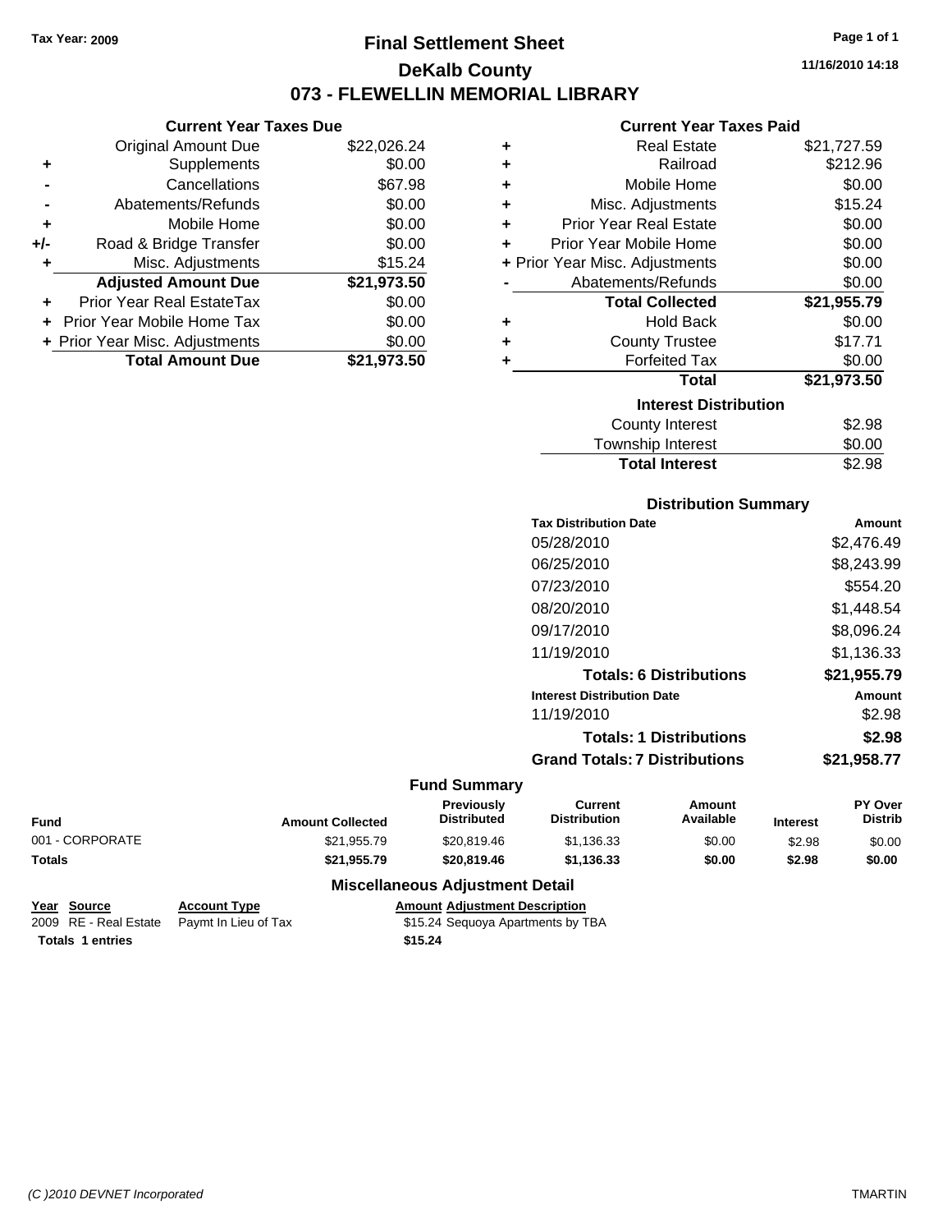Tax Year: 2009

# Final Settlement Sheet

## DeKalb County

## 073 - FLEWELLIN MEMORIAL LIBRARY

11/16/2010 14:18

### Current Year Taxes Due

| | | |
|---|---|---|
| | Original Amount Due | $22,026.24 |
| + | Supplements | $0.00 |
| - | Cancellations | $67.98 |
| - | Abatements/Refunds | $0.00 |
| + | Mobile Home | $0.00 |
| +/- | Road & Bridge Transfer | $0.00 |
| + | Misc. Adjustments | $15.24 |
| | **Adjusted Amount Due** | **$21,973.50** |
| + | Prior Year Real EstateTax | $0.00 |
| + | Prior Year Mobile Home Tax | $0.00 |
| + | Prior Year Misc. Adjustments | $0.00 |
| | **Total Amount Due** | **$21,973.50** |

### Current Year Taxes Paid

| | | |
|---|---|---|
| + | Real Estate | $21,727.59 |
| + | Railroad | $212.96 |
| + | Mobile Home | $0.00 |
| + | Misc. Adjustments | $15.24 |
| + | Prior Year Real Estate | $0.00 |
| + | Prior Year Mobile Home | $0.00 |
| + | Prior Year Misc. Adjustments | $0.00 |
| - | Abatements/Refunds | $0.00 |
| | **Total Collected** | **$21,955.79** |
| + | Hold Back | $0.00 |
| + | County Trustee | $17.71 |
| + | Forfeited Tax | $0.00 |
| | **Total** | **$21,973.50** |

### Interest Distribution

| | |
|---|---|
| County Interest | $2.98 |
| Township Interest | $0.00 |
| **Total Interest** | $2.98 |

### Distribution Summary

| Tax Distribution Date | Amount |
|---|---|
| 05/28/2010 | $2,476.49 |
| 06/25/2010 | $8,243.99 |
| 07/23/2010 | $554.20 |
| 08/20/2010 | $1,448.54 |
| 09/17/2010 | $8,096.24 |
| 11/19/2010 | $1,136.33 |
| **Totals: 6 Distributions** | **$21,955.79** |
| **Interest Distribution Date** | **Amount** |
| 11/19/2010 | $2.98 |
| **Totals: 1 Distributions** | **$2.98** |
| **Grand Totals: 7 Distributions** | **$21,958.77** |

### Fund Summary

| Fund | Amount Collected | Previously Distributed | Current Distribution | Amount Available | Interest | PY Over Distrib |
|---|---|---|---|---|---|---|
| 001 - CORPORATE | $21,955.79 | $20,819.46 | $1,136.33 | $0.00 | $2.98 | $0.00 |
| **Totals** | **$21,955.79** | **$20,819.46** | **$1,136.33** | **$0.00** | **$2.98** | **$0.00** |

### Miscellaneous Adjustment Detail

| Year | Source | Account Type | Amount | Adjustment Description |
|---|---|---|---|---|
| 2009 | RE - Real Estate | Paymt In Lieu of Tax | $15.24 | Sequoya Apartments by TBA |
| **Totals** | **1 entries** | | **$15.24** | |

(C )2010 DEVNET Incorporated — TMARTIN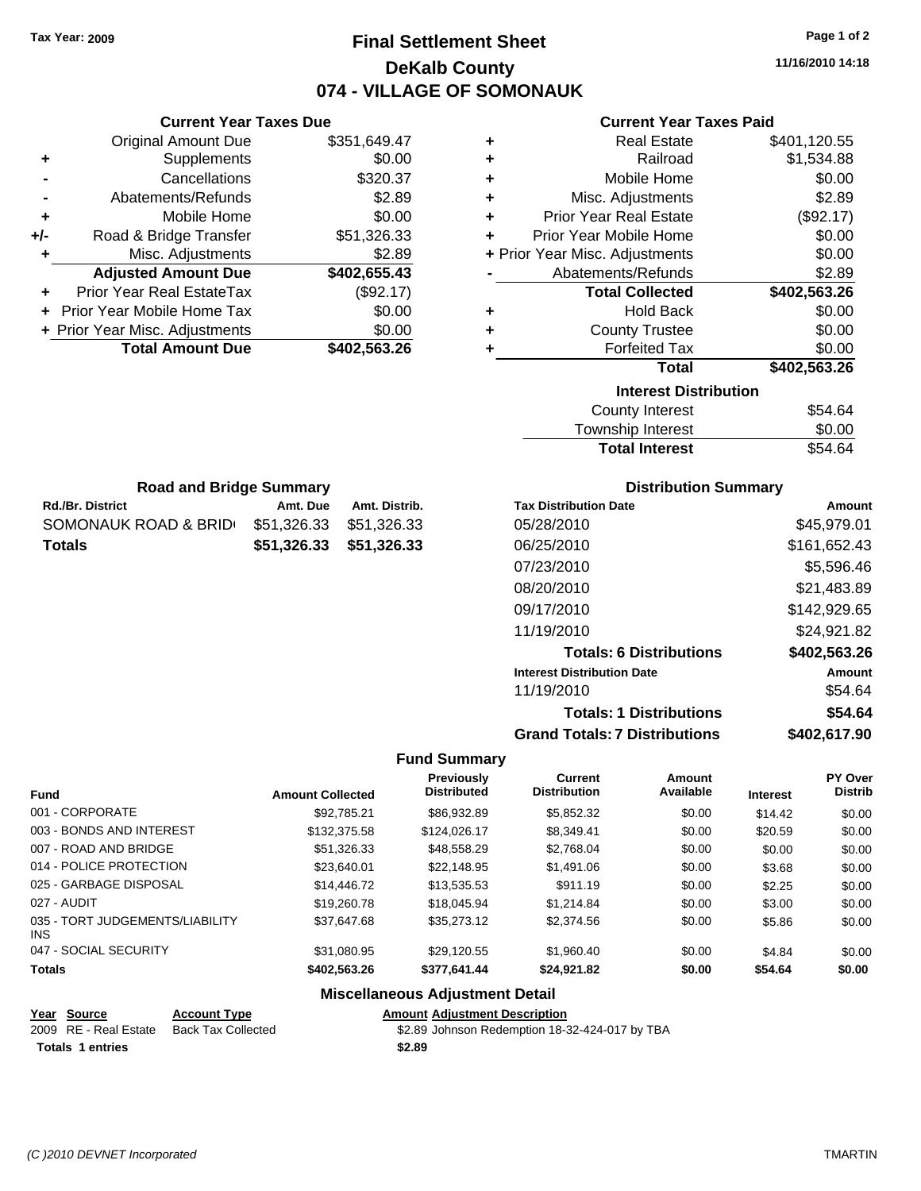Tax Year: 2009

# Final Settlement Sheet
## DeKalb County
## 074 - VILLAGE OF SOMONAUK

11/16/2010 14:18

### Current Year Taxes Due

| | | |
|---|---|---|
| | Original Amount Due | $351,649.47 |
| + | Supplements | $0.00 |
| - | Cancellations | $320.37 |
| - | Abatements/Refunds | $2.89 |
| + | Mobile Home | $0.00 |
| +/- | Road & Bridge Transfer | $51,326.33 |
| + | Misc. Adjustments | $2.89 |
| | **Adjusted Amount Due** | **$402,655.43** |
| + | Prior Year Real EstateTax | ($92.17) |
| + | Prior Year Mobile Home Tax | $0.00 |
| + | Prior Year Misc. Adjustments | $0.00 |
| | **Total Amount Due** | **$402,563.26** |

### Current Year Taxes Paid

| | | |
|---|---|---|
| + | Real Estate | $401,120.55 |
| + | Railroad | $1,534.88 |
| + | Mobile Home | $0.00 |
| + | Misc. Adjustments | $2.89 |
| + | Prior Year Real Estate | ($92.17) |
| + | Prior Year Mobile Home | $0.00 |
| + | Prior Year Misc. Adjustments | $0.00 |
| - | Abatements/Refunds | $2.89 |
| | **Total Collected** | **$402,563.26** |
| + | Hold Back | $0.00 |
| + | County Trustee | $0.00 |
| + | Forfeited Tax | $0.00 |
| | **Total** | **$402,563.26** |

### Interest Distribution

| | |
|---|---|
| County Interest | $54.64 |
| Township Interest | $0.00 |
| **Total Interest** | $54.64 |

### Road and Bridge Summary

| Rd./Br. District | Amt. Due | Amt. Distrib. |
|---|---|---|
| SOMONAUK ROAD & BRID | $51,326.33 | $51,326.33 |
| **Totals** | **$51,326.33** | **$51,326.33** |

### Distribution Summary

| Tax Distribution Date | Amount |
|---|---|
| 05/28/2010 | $45,979.01 |
| 06/25/2010 | $161,652.43 |
| 07/23/2010 | $5,596.46 |
| 08/20/2010 | $21,483.89 |
| 09/17/2010 | $142,929.65 |
| 11/19/2010 | $24,921.82 |
| **Totals: 6 Distributions** | **$402,563.26** |
| **Interest Distribution Date** | **Amount** |
| 11/19/2010 | $54.64 |
| **Totals: 1 Distributions** | **$54.64** |
| **Grand Totals: 7 Distributions** | **$402,617.90** |

### Fund Summary

| Fund | Amount Collected | Previously Distributed | Current Distribution | Amount Available | Interest | PY Over Distrib |
|---|---|---|---|---|---|---|
| 001 - CORPORATE | $92,785.21 | $86,932.89 | $5,852.32 | $0.00 | $14.42 | $0.00 |
| 003 - BONDS AND INTEREST | $132,375.58 | $124,026.17 | $8,349.41 | $0.00 | $20.59 | $0.00 |
| 007 - ROAD AND BRIDGE | $51,326.33 | $48,558.29 | $2,768.04 | $0.00 | $0.00 | $0.00 |
| 014 - POLICE PROTECTION | $23,640.01 | $22,148.95 | $1,491.06 | $0.00 | $3.68 | $0.00 |
| 025 - GARBAGE DISPOSAL | $14,446.72 | $13,535.53 | $911.19 | $0.00 | $2.25 | $0.00 |
| 027 - AUDIT | $19,260.78 | $18,045.94 | $1,214.84 | $0.00 | $3.00 | $0.00 |
| 035 - TORT JUDGEMENTS/LIABILITY INS | $37,647.68 | $35,273.12 | $2,374.56 | $0.00 | $5.86 | $0.00 |
| 047 - SOCIAL SECURITY | $31,080.95 | $29,120.55 | $1,960.40 | $0.00 | $4.84 | $0.00 |
| **Totals** | **$402,563.26** | **$377,641.44** | **$24,921.82** | **$0.00** | **$54.64** | **$0.00** |

### Miscellaneous Adjustment Detail

| Year | Source | Account Type | Amount | Adjustment Description |
|---|---|---|---|---|
| 2009 | RE - Real Estate | Back Tax Collected | $2.89 | Johnson Redemption 18-32-424-017 by TBA |
| **Totals** | **1 entries** | | **$2.89** | |

(C )2010 DEVNET Incorporated TMARTIN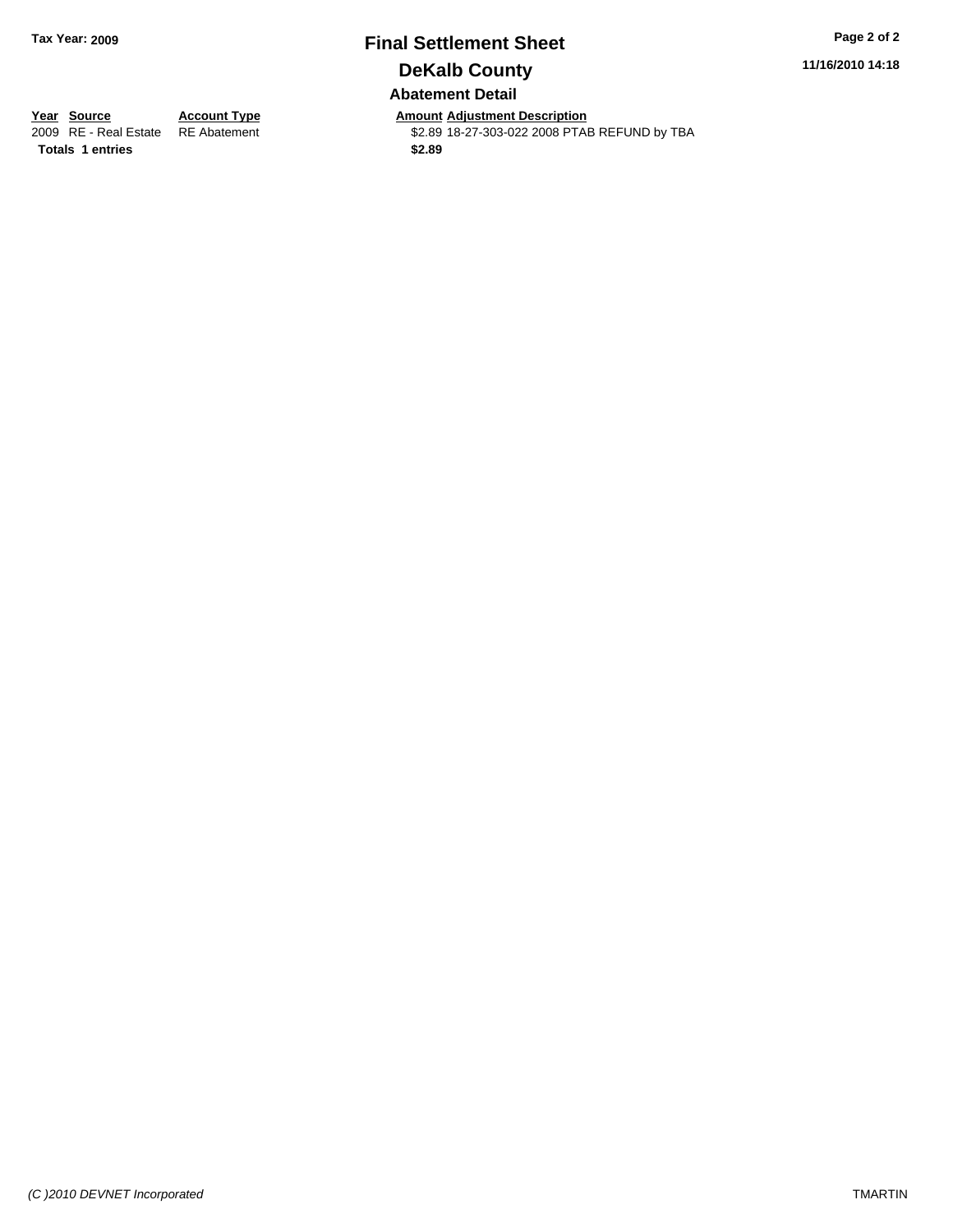# Final Settlement Sheet

## DeKalb County

### Abatement Detail

| Year | Source | Account Type | Amount | Adjustment Description |
|---|---|---|---|---|
| 2009 | RE - Real Estate | RE Abatement | $2.89 | 18-27-303-022 2008 PTAB REFUND by TBA |
| **Totals** | **1 entries** | | **$2.89** | |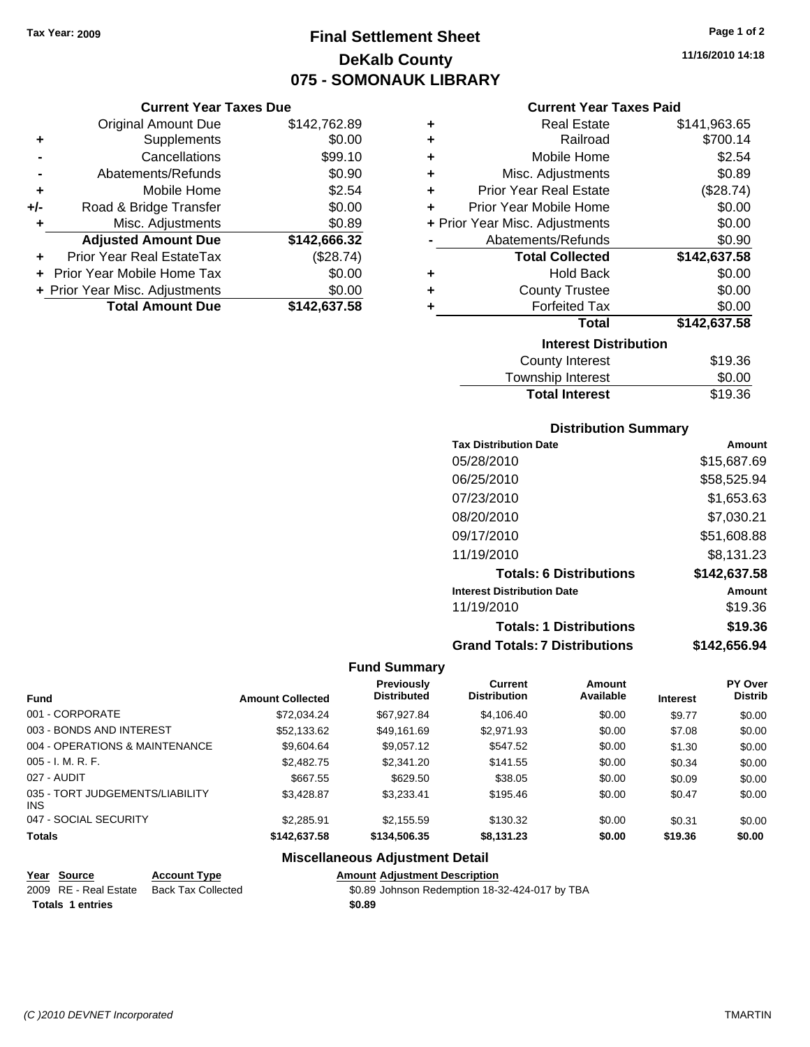Tax Year: 2009

# Final Settlement Sheet
## DeKalb County
## 075 - SOMONAUK LIBRARY

11/16/2010 14:18

### Current Year Taxes Due

| | | |
|---|---|---|
| | Original Amount Due | $142,762.89 |
| + | Supplements | $0.00 |
| - | Cancellations | $99.10 |
| - | Abatements/Refunds | $0.90 |
| + | Mobile Home | $2.54 |
| +/- | Road & Bridge Transfer | $0.00 |
| + | Misc. Adjustments | $0.89 |
| | **Adjusted Amount Due** | **$142,666.32** |
| + | Prior Year Real EstateTax | ($28.74) |
| + | Prior Year Mobile Home Tax | $0.00 |
| + | Prior Year Misc. Adjustments | $0.00 |
| | **Total Amount Due** | **$142,637.58** |

### Current Year Taxes Paid

| | | |
|---|---|---|
| + | Real Estate | $141,963.65 |
| + | Railroad | $700.14 |
| + | Mobile Home | $2.54 |
| + | Misc. Adjustments | $0.89 |
| + | Prior Year Real Estate | ($28.74) |
| + | Prior Year Mobile Home | $0.00 |
| + | Prior Year Misc. Adjustments | $0.00 |
| - | Abatements/Refunds | $0.90 |
| | **Total Collected** | **$142,637.58** |
| + | Hold Back | $0.00 |
| + | County Trustee | $0.00 |
| + | Forfeited Tax | $0.00 |
| | **Total** | **$142,637.58** |

### Interest Distribution

| | |
|---|---|
| County Interest | $19.36 |
| Township Interest | $0.00 |
| **Total Interest** | $19.36 |

### Distribution Summary

| Tax Distribution Date | Amount |
|---|---|
| 05/28/2010 | $15,687.69 |
| 06/25/2010 | $58,525.94 |
| 07/23/2010 | $1,653.63 |
| 08/20/2010 | $7,030.21 |
| 09/17/2010 | $51,608.88 |
| 11/19/2010 | $8,131.23 |
| **Totals: 6 Distributions** | **$142,637.58** |
| **Interest Distribution Date** | **Amount** |
| 11/19/2010 | $19.36 |
| **Totals: 1 Distributions** | **$19.36** |
| **Grand Totals: 7 Distributions** | **$142,656.94** |

### Fund Summary

| Fund | Amount Collected | Previously Distributed | Current Distribution | Amount Available | Interest | PY Over Distrib |
|---|---|---|---|---|---|---|
| 001 - CORPORATE | $72,034.24 | $67,927.84 | $4,106.40 | $0.00 | $9.77 | $0.00 |
| 003 - BONDS AND INTEREST | $52,133.62 | $49,161.69 | $2,971.93 | $0.00 | $7.08 | $0.00 |
| 004 - OPERATIONS & MAINTENANCE | $9,604.64 | $9,057.12 | $547.52 | $0.00 | $1.30 | $0.00 |
| 005 - I. M. R. F. | $2,482.75 | $2,341.20 | $141.55 | $0.00 | $0.34 | $0.00 |
| 027 - AUDIT | $667.55 | $629.50 | $38.05 | $0.00 | $0.09 | $0.00 |
| 035 - TORT JUDGEMENTS/LIABILITY INS | $3,428.87 | $3,233.41 | $195.46 | $0.00 | $0.47 | $0.00 |
| 047 - SOCIAL SECURITY | $2,285.91 | $2,155.59 | $130.32 | $0.00 | $0.31 | $0.00 |
| **Totals** | **$142,637.58** | **$134,506.35** | **$8,131.23** | **$0.00** | **$19.36** | **$0.00** |

### Miscellaneous Adjustment Detail

| Year | Source | Account Type | Amount | Adjustment Description |
|---|---|---|---|---|
| 2009 | RE - Real Estate | Back Tax Collected | $0.89 | Johnson Redemption 18-32-424-017 by TBA |
| **Totals** | **1 entries** | | **$0.89** | |

(C )2010 DEVNET Incorporated TMARTIN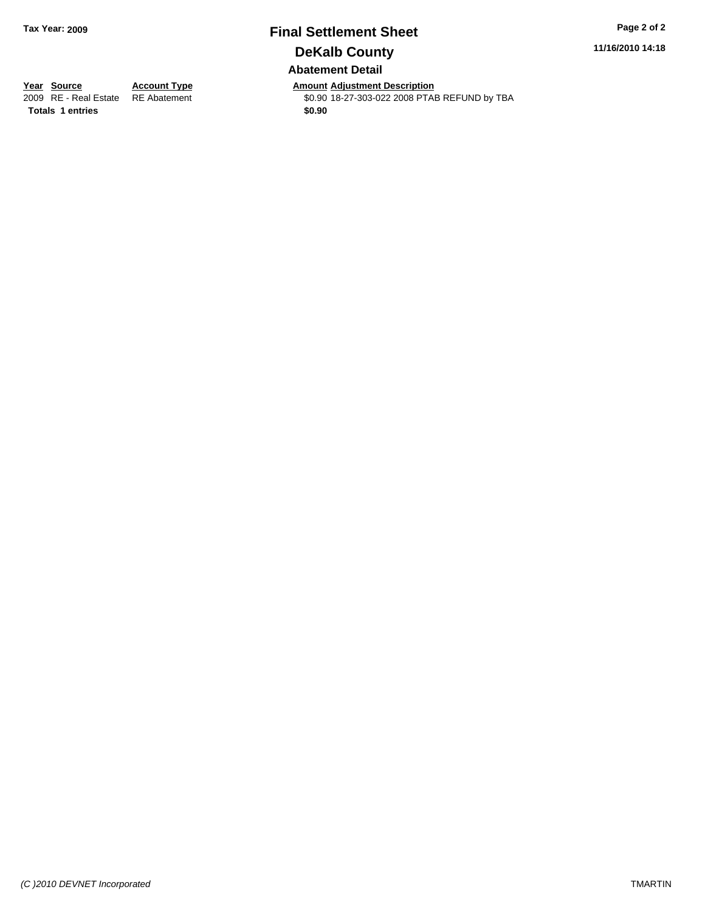# Final Settlement Sheet

## DeKalb County

**Tax Year: 2009**

**11/16/2010 14:18**

### Abatement Detail

| Year | Source | Account Type | Amount | Adjustment Description |
|---|---|---|---|---|
| 2009 | RE - Real Estate | RE Abatement | $0.90 | 18-27-303-022 2008 PTAB REFUND by TBA |
| **Totals** | **1 entries** | | **$0.90** | |

*(C )2010 DEVNET Incorporated*

TMARTIN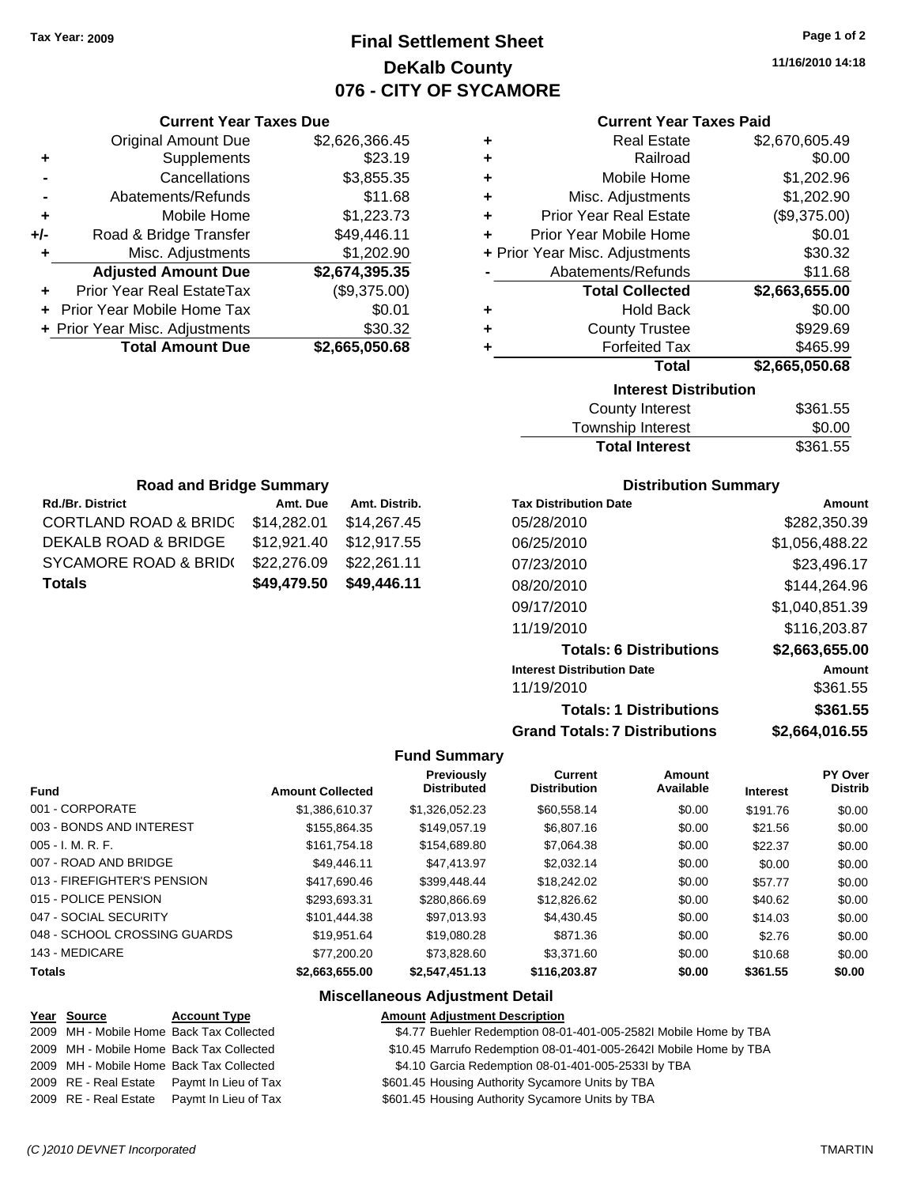Tax Year: 2009

# Final Settlement Sheet
## DeKalb County
## 076 - CITY OF SYCAMORE

11/16/2010 14:18

### Current Year Taxes Due

| | | |
|---|---|---|
| | Original Amount Due | $2,626,366.45 |
| + | Supplements | $23.19 |
| - | Cancellations | $3,855.35 |
| - | Abatements/Refunds | $11.68 |
| + | Mobile Home | $1,223.73 |
| +/- | Road & Bridge Transfer | $49,446.11 |
| + | Misc. Adjustments | $1,202.90 |
| | **Adjusted Amount Due** | **$2,674,395.35** |
| + | Prior Year Real EstateTax | ($9,375.00) |
| + | Prior Year Mobile Home Tax | $0.01 |
| + | Prior Year Misc. Adjustments | $30.32 |
| | **Total Amount Due** | **$2,665,050.68** |

### Current Year Taxes Paid

| | | |
|---|---|---|
| + | Real Estate | $2,670,605.49 |
| + | Railroad | $0.00 |
| + | Mobile Home | $1,202.96 |
| + | Misc. Adjustments | $1,202.90 |
| + | Prior Year Real Estate | ($9,375.00) |
| + | Prior Year Mobile Home | $0.01 |
| + | Prior Year Misc. Adjustments | $30.32 |
| - | Abatements/Refunds | $11.68 |
| | **Total Collected** | **$2,663,655.00** |
| + | Hold Back | $0.00 |
| + | County Trustee | $929.69 |
| + | Forfeited Tax | $465.99 |
| | **Total** | **$2,665,050.68** |

### Interest Distribution

| | |
|---|---|
| County Interest | $361.55 |
| Township Interest | $0.00 |
| **Total Interest** | $361.55 |

### Road and Bridge Summary

| Rd./Br. District | Amt. Due | Amt. Distrib. |
|---|---|---|
| CORTLAND ROAD & BRIDG | $14,282.01 | $14,267.45 |
| DEKALB ROAD & BRIDGE | $12,921.40 | $12,917.55 |
| SYCAMORE ROAD & BRID( | $22,276.09 | $22,261.11 |
| **Totals** | **$49,479.50** | **$49,446.11** |

### Distribution Summary

| Tax Distribution Date | Amount |
|---|---|
| 05/28/2010 | $282,350.39 |
| 06/25/2010 | $1,056,488.22 |
| 07/23/2010 | $23,496.17 |
| 08/20/2010 | $144,264.96 |
| 09/17/2010 | $1,040,851.39 |
| 11/19/2010 | $116,203.87 |
| **Totals: 6 Distributions** | **$2,663,655.00** |
| **Interest Distribution Date** | **Amount** |
| 11/19/2010 | $361.55 |
| **Totals: 1 Distributions** | **$361.55** |
| **Grand Totals: 7 Distributions** | **$2,664,016.55** |

### Fund Summary

| Fund | Amount Collected | Previously Distributed | Current Distribution | Amount Available | Interest | PY Over Distrib |
|---|---|---|---|---|---|---|
| 001 - CORPORATE | $1,386,610.37 | $1,326,052.23 | $60,558.14 | $0.00 | $191.76 | $0.00 |
| 003 - BONDS AND INTEREST | $155,864.35 | $149,057.19 | $6,807.16 | $0.00 | $21.56 | $0.00 |
| 005 - I. M. R. F. | $161,754.18 | $154,689.80 | $7,064.38 | $0.00 | $22.37 | $0.00 |
| 007 - ROAD AND BRIDGE | $49,446.11 | $47,413.97 | $2,032.14 | $0.00 | $0.00 | $0.00 |
| 013 - FIREFIGHTER'S PENSION | $417,690.46 | $399,448.44 | $18,242.02 | $0.00 | $57.77 | $0.00 |
| 015 - POLICE PENSION | $293,693.31 | $280,866.69 | $12,826.62 | $0.00 | $40.62 | $0.00 |
| 047 - SOCIAL SECURITY | $101,444.38 | $97,013.93 | $4,430.45 | $0.00 | $14.03 | $0.00 |
| 048 - SCHOOL CROSSING GUARDS | $19,951.64 | $19,080.28 | $871.36 | $0.00 | $2.76 | $0.00 |
| 143 - MEDICARE | $77,200.20 | $73,828.60 | $3,371.60 | $0.00 | $10.68 | $0.00 |
| **Totals** | **$2,663,655.00** | **$2,547,451.13** | **$116,203.87** | **$0.00** | **$361.55** | **$0.00** |

### Miscellaneous Adjustment Detail

| Year | Source | Account Type | Amount | Adjustment Description |
|---|---|---|---|---|
| 2009 | MH - Mobile Home | Back Tax Collected | $4.77 | Buehler Redemption 08-01-401-005-2582I Mobile Home by TBA |
| 2009 | MH - Mobile Home | Back Tax Collected | $10.45 | Marrufo Redemption 08-01-401-005-2642I Mobile Home by TBA |
| 2009 | MH - Mobile Home | Back Tax Collected | $4.10 | Garcia Redemption 08-01-401-005-2533I by TBA |
| 2009 | RE - Real Estate | Paymt In Lieu of Tax | $601.45 | Housing Authority Sycamore Units by TBA |
| 2009 | RE - Real Estate | Paymt In Lieu of Tax | $601.45 | Housing Authority Sycamore Units by TBA |

(C )2010 DEVNET Incorporated TMARTIN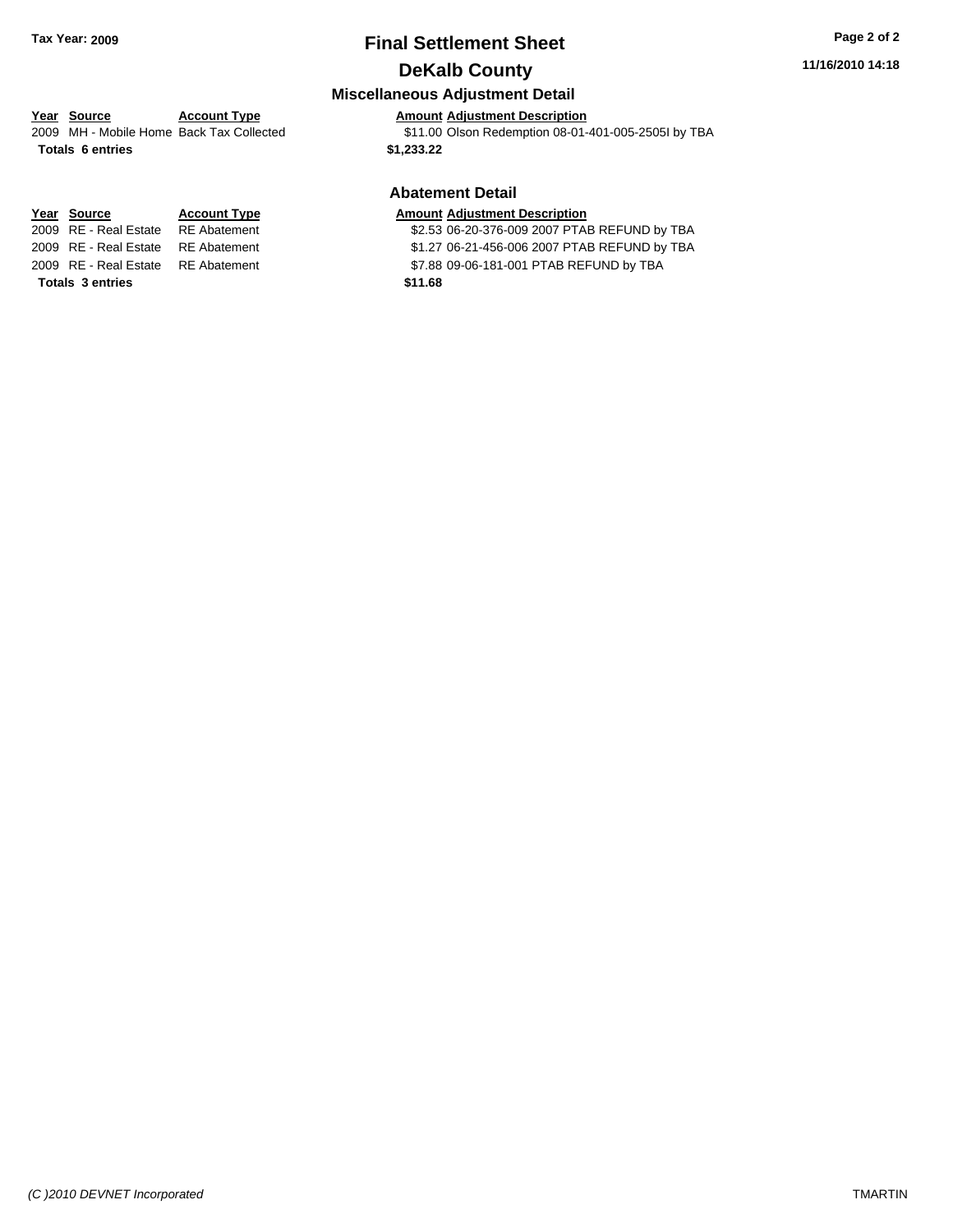# Final Settlement Sheet

## DeKalb County

Tax Year: 2009

11/16/2010 14:18

### Miscellaneous Adjustment Detail

| Year | Source | Account Type | Amount | Adjustment Description |
|---|---|---|---|---|
| 2009 | MH - Mobile Home | Back Tax Collected | $11.00 | Olson Redemption 08-01-401-005-2505I by TBA |
| **Totals** | **6 entries** | | **$1,233.22** | |

### Abatement Detail

| Year | Source | Account Type | Amount | Adjustment Description |
|---|---|---|---|---|
| 2009 | RE - Real Estate | RE Abatement | $2.53 | 06-20-376-009 2007 PTAB REFUND by TBA |
| 2009 | RE - Real Estate | RE Abatement | $1.27 | 06-21-456-006 2007 PTAB REFUND by TBA |
| 2009 | RE - Real Estate | RE Abatement | $7.88 | 09-06-181-001 PTAB REFUND by TBA |
| **Totals** | **3 entries** | | **$11.68** | |

*(C )2010 DEVNET Incorporated* TMARTIN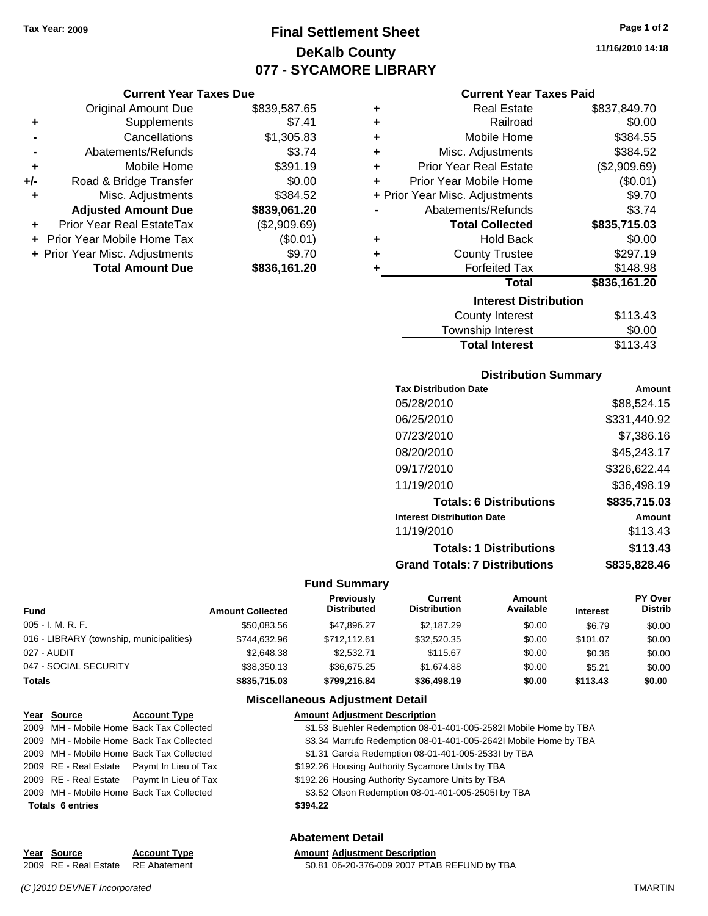Tax Year: 2009

# Final Settlement Sheet
## DeKalb County
## 077 - SYCAMORE LIBRARY

11/16/2010 14:18

### Current Year Taxes Due

| | | |
|---|---|---|
| | Original Amount Due | $839,587.65 |
| + | Supplements | $7.41 |
| - | Cancellations | $1,305.83 |
| - | Abatements/Refunds | $3.74 |
| + | Mobile Home | $391.19 |
| +/- | Road & Bridge Transfer | $0.00 |
| + | Misc. Adjustments | $384.52 |
| | **Adjusted Amount Due** | **$839,061.20** |
| + | Prior Year Real EstateTax | ($2,909.69) |
| + | Prior Year Mobile Home Tax | ($0.01) |
| + | Prior Year Misc. Adjustments | $9.70 |
| | **Total Amount Due** | **$836,161.20** |

### Current Year Taxes Paid

| | | |
|---|---|---|
| + | Real Estate | $837,849.70 |
| + | Railroad | $0.00 |
| + | Mobile Home | $384.55 |
| + | Misc. Adjustments | $384.52 |
| + | Prior Year Real Estate | ($2,909.69) |
| + | Prior Year Mobile Home | ($0.01) |
| + | Prior Year Misc. Adjustments | $9.70 |
| - | Abatements/Refunds | $3.74 |
| | **Total Collected** | **$835,715.03** |
| + | Hold Back | $0.00 |
| + | County Trustee | $297.19 |
| + | Forfeited Tax | $148.98 |
| | **Total** | **$836,161.20** |

### Interest Distribution

| | |
|---|---|
| County Interest | $113.43 |
| Township Interest | $0.00 |
| **Total Interest** | $113.43 |

### Distribution Summary

| Tax Distribution Date | Amount |
|---|---|
| 05/28/2010 | $88,524.15 |
| 06/25/2010 | $331,440.92 |
| 07/23/2010 | $7,386.16 |
| 08/20/2010 | $45,243.17 |
| 09/17/2010 | $326,622.44 |
| 11/19/2010 | $36,498.19 |
| **Totals: 6 Distributions** | **$835,715.03** |
| **Interest Distribution Date** | **Amount** |
| 11/19/2010 | $113.43 |
| **Totals: 1 Distributions** | **$113.43** |
| **Grand Totals: 7 Distributions** | **$835,828.46** |

### Fund Summary

| Fund | Amount Collected | Previously Distributed | Current Distribution | Amount Available | Interest | PY Over Distrib |
|---|---|---|---|---|---|---|
| 005 - I. M. R. F. | $50,083.56 | $47,896.27 | $2,187.29 | $0.00 | $6.79 | $0.00 |
| 016 - LIBRARY (township, municipalities) | $744,632.96 | $712,112.61 | $32,520.35 | $0.00 | $101.07 | $0.00 |
| 027 - AUDIT | $2,648.38 | $2,532.71 | $115.67 | $0.00 | $0.36 | $0.00 |
| 047 - SOCIAL SECURITY | $38,350.13 | $36,675.25 | $1,674.88 | $0.00 | $5.21 | $0.00 |
| **Totals** | **$835,715.03** | **$799,216.84** | **$36,498.19** | **$0.00** | **$113.43** | **$0.00** |

### Miscellaneous Adjustment Detail

| Year | Source | Account Type | Amount | Adjustment Description |
|---|---|---|---|---|
| 2009 | MH - Mobile Home | Back Tax Collected | $1.53 | Buehler Redemption 08-01-401-005-2582I Mobile Home by TBA |
| 2009 | MH - Mobile Home | Back Tax Collected | $3.34 | Marrufo Redemption 08-01-401-005-2642I Mobile Home by TBA |
| 2009 | MH - Mobile Home | Back Tax Collected | $1.31 | Garcia Redemption 08-01-401-005-2533I by TBA |
| 2009 | RE - Real Estate | Paymt In Lieu of Tax | $192.26 | Housing Authority Sycamore Units by TBA |
| 2009 | RE - Real Estate | Paymt In Lieu of Tax | $192.26 | Housing Authority Sycamore Units by TBA |
| 2009 | MH - Mobile Home | Back Tax Collected | $3.52 | Olson Redemption 08-01-401-005-2505I by TBA |
| **Totals 6 entries** | | | **$394.22** | |

### Abatement Detail

| Year | Source | Account Type | Amount | Adjustment Description |
|---|---|---|---|---|
| 2009 | RE - Real Estate | RE Abatement | $0.81 | 06-20-376-009 2007 PTAB REFUND by TBA |

(C )2010 DEVNET Incorporated — TMARTIN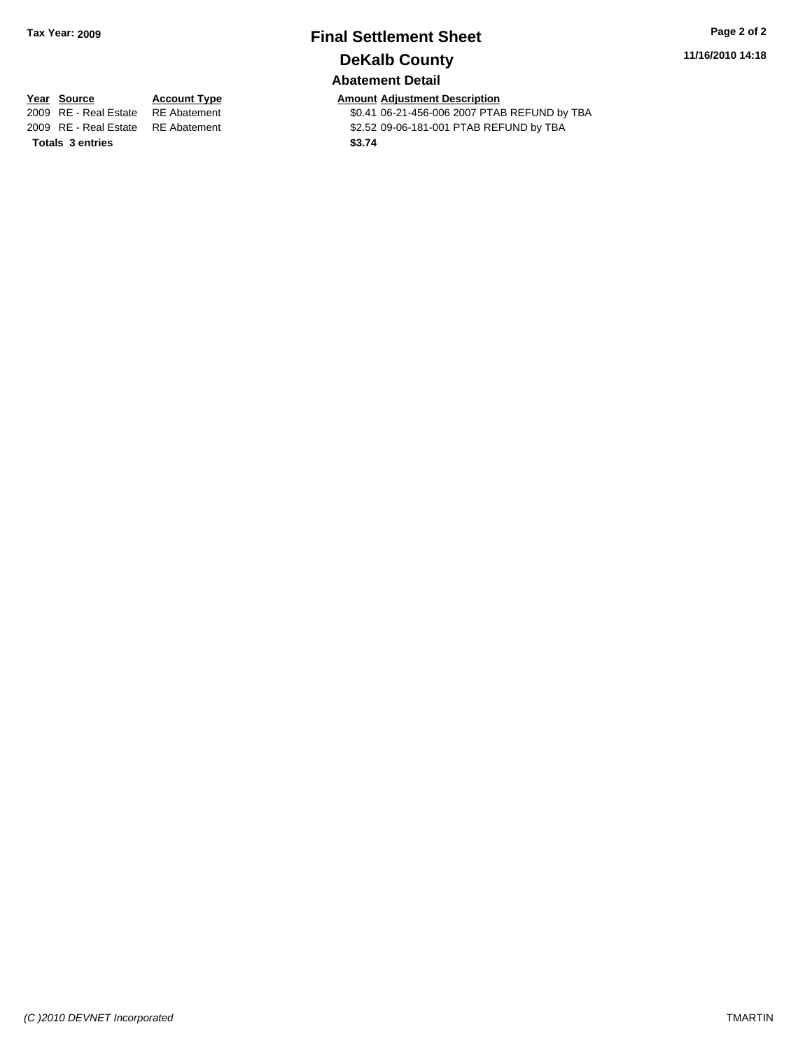# Final Settlement Sheet

Tax Year: 2009

11/16/2010 14:18

## DeKalb County

### Abatement Detail

| Year | Source | Account Type | Amount | Adjustment Description |
|---|---|---|---|---|
| 2009 | RE - Real Estate | RE Abatement | $0.41 | 06-21-456-006 2007 PTAB REFUND by TBA |
| 2009 | RE - Real Estate | RE Abatement | $2.52 | 09-06-181-001 PTAB REFUND by TBA |
| **Totals 3 entries** | | | **$3.74** | |

*(C )2010 DEVNET Incorporated*

TMARTIN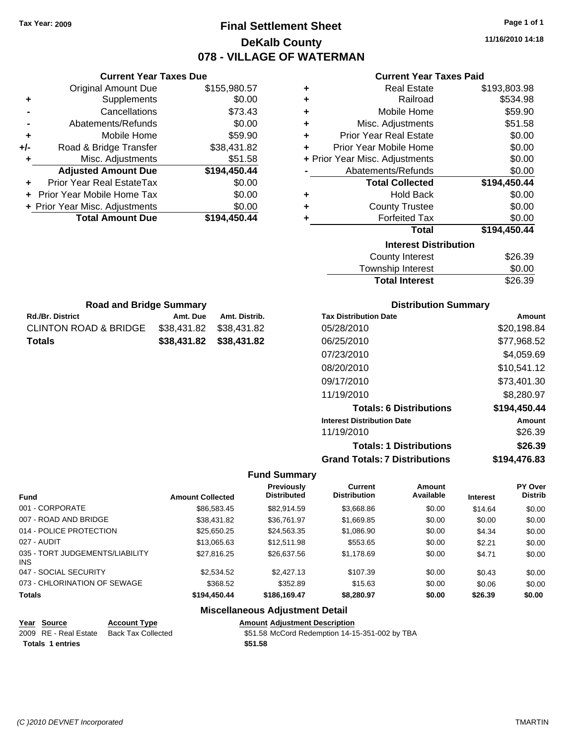Tax Year: 2009

# Final Settlement Sheet

## DeKalb County

## 078 - VILLAGE OF WATERMAN

11/16/2010 14:18

### Current Year Taxes Due

| | | |
|---|---|---|
| | Original Amount Due | $155,980.57 |
| + | Supplements | $0.00 |
| - | Cancellations | $73.43 |
| - | Abatements/Refunds | $0.00 |
| + | Mobile Home | $59.90 |
| +/- | Road & Bridge Transfer | $38,431.82 |
| + | Misc. Adjustments | $51.58 |
| | **Adjusted Amount Due** | **$194,450.44** |
| + | Prior Year Real EstateTax | $0.00 |
| + | Prior Year Mobile Home Tax | $0.00 |
| + | Prior Year Misc. Adjustments | $0.00 |
| | **Total Amount Due** | **$194,450.44** |

### Current Year Taxes Paid

| | | |
|---|---|---|
| + | Real Estate | $193,803.98 |
| + | Railroad | $534.98 |
| + | Mobile Home | $59.90 |
| + | Misc. Adjustments | $51.58 |
| + | Prior Year Real Estate | $0.00 |
| + | Prior Year Mobile Home | $0.00 |
| + | Prior Year Misc. Adjustments | $0.00 |
| - | Abatements/Refunds | $0.00 |
| | **Total Collected** | **$194,450.44** |
| + | Hold Back | $0.00 |
| + | County Trustee | $0.00 |
| + | Forfeited Tax | $0.00 |
| | **Total** | **$194,450.44** |

### Interest Distribution

| | |
|---|---|
| County Interest | $26.39 |
| Township Interest | $0.00 |
| **Total Interest** | $26.39 |

### Road and Bridge Summary

| Rd./Br. District | Amt. Due | Amt. Distrib. |
|---|---|---|
| CLINTON ROAD & BRIDGE | $38,431.82 | $38,431.82 |
| **Totals** | **$38,431.82** | **$38,431.82** |

### Distribution Summary

| Tax Distribution Date | Amount |
|---|---|
| 05/28/2010 | $20,198.84 |
| 06/25/2010 | $77,968.52 |
| 07/23/2010 | $4,059.69 |
| 08/20/2010 | $10,541.12 |
| 09/17/2010 | $73,401.30 |
| 11/19/2010 | $8,280.97 |
| **Totals: 6 Distributions** | **$194,450.44** |
| **Interest Distribution Date** | **Amount** |
| 11/19/2010 | $26.39 |
| **Totals: 1 Distributions** | **$26.39** |
| **Grand Totals: 7 Distributions** | **$194,476.83** |

### Fund Summary

| Fund | Amount Collected | Previously Distributed | Current Distribution | Amount Available | Interest | PY Over Distrib |
|---|---|---|---|---|---|---|
| 001 - CORPORATE | $86,583.45 | $82,914.59 | $3,668.86 | $0.00 | $14.64 | $0.00 |
| 007 - ROAD AND BRIDGE | $38,431.82 | $36,761.97 | $1,669.85 | $0.00 | $0.00 | $0.00 |
| 014 - POLICE PROTECTION | $25,650.25 | $24,563.35 | $1,086.90 | $0.00 | $4.34 | $0.00 |
| 027 - AUDIT | $13,065.63 | $12,511.98 | $553.65 | $0.00 | $2.21 | $0.00 |
| 035 - TORT JUDGEMENTS/LIABILITY INS | $27,816.25 | $26,637.56 | $1,178.69 | $0.00 | $4.71 | $0.00 |
| 047 - SOCIAL SECURITY | $2,534.52 | $2,427.13 | $107.39 | $0.00 | $0.43 | $0.00 |
| 073 - CHLORINATION OF SEWAGE | $368.52 | $352.89 | $15.63 | $0.00 | $0.06 | $0.00 |
| **Totals** | **$194,450.44** | **$186,169.47** | **$8,280.97** | **$0.00** | **$26.39** | **$0.00** |

### Miscellaneous Adjustment Detail

| Year | Source | Account Type | Amount | Adjustment Description |
|---|---|---|---|---|
| 2009 | RE - Real Estate | Back Tax Collected | $51.58 | McCord Redemption 14-15-351-002 by TBA |
| **Totals** | **1 entries** | | **$51.58** | |

(C )2010 DEVNET Incorporated TMARTIN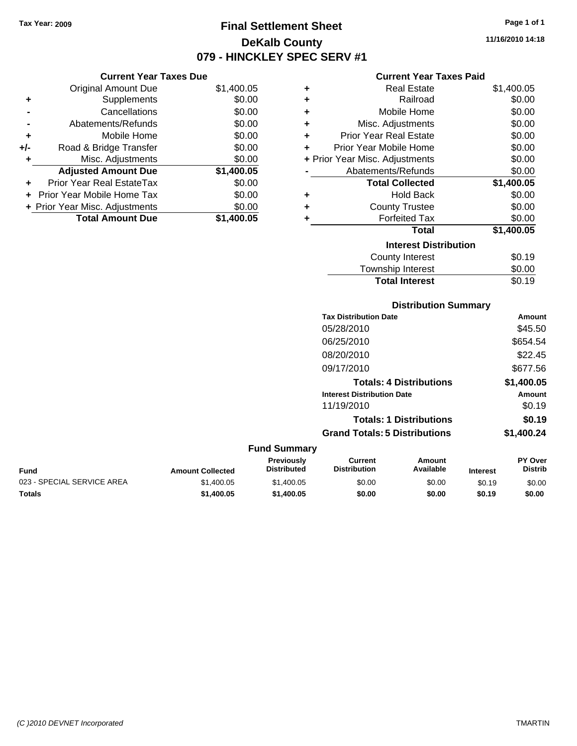Tax Year: 2009

# Final Settlement Sheet

## DeKalb County

## 079 - HINCKLEY SPEC SERV #1

11/16/2010 14:18

### Current Year Taxes Due

| | | |
|---|---|---|
| | Original Amount Due | $1,400.05 |
| + | Supplements | $0.00 |
| - | Cancellations | $0.00 |
| - | Abatements/Refunds | $0.00 |
| + | Mobile Home | $0.00 |
| +/- | Road & Bridge Transfer | $0.00 |
| + | Misc. Adjustments | $0.00 |
| | **Adjusted Amount Due** | **$1,400.05** |
| + | Prior Year Real EstateTax | $0.00 |
| + | Prior Year Mobile Home Tax | $0.00 |
| + | Prior Year Misc. Adjustments | $0.00 |
| | **Total Amount Due** | **$1,400.05** |

### Current Year Taxes Paid

| | | |
|---|---|---|
| + | Real Estate | $1,400.05 |
| + | Railroad | $0.00 |
| + | Mobile Home | $0.00 |
| + | Misc. Adjustments | $0.00 |
| + | Prior Year Real Estate | $0.00 |
| + | Prior Year Mobile Home | $0.00 |
| + | Prior Year Misc. Adjustments | $0.00 |
| - | Abatements/Refunds | $0.00 |
| | **Total Collected** | **$1,400.05** |
| + | Hold Back | $0.00 |
| + | County Trustee | $0.00 |
| + | Forfeited Tax | $0.00 |
| | **Total** | **$1,400.05** |

### Interest Distribution

| | |
|---|---|
| County Interest | $0.19 |
| Township Interest | $0.00 |
| **Total Interest** | $0.19 |

### Distribution Summary

| Tax Distribution Date | Amount |
|---|---|
| 05/28/2010 | $45.50 |
| 06/25/2010 | $654.54 |
| 08/20/2010 | $22.45 |
| 09/17/2010 | $677.56 |
| **Totals: 4 Distributions** | **$1,400.05** |
| **Interest Distribution Date** | **Amount** |
| 11/19/2010 | $0.19 |
| **Totals: 1 Distributions** | **$0.19** |
| **Grand Totals: 5 Distributions** | **$1,400.24** |

### Fund Summary

| Fund | Amount Collected | Previously Distributed | Current Distribution | Amount Available | Interest | PY Over Distrib |
|---|---|---|---|---|---|---|
| 023 - SPECIAL SERVICE AREA | $1,400.05 | $1,400.05 | $0.00 | $0.00 | $0.19 | $0.00 |
| **Totals** | **$1,400.05** | **$1,400.05** | **$0.00** | **$0.00** | **$0.19** | **$0.00** |

(C )2010 DEVNET Incorporated TMARTIN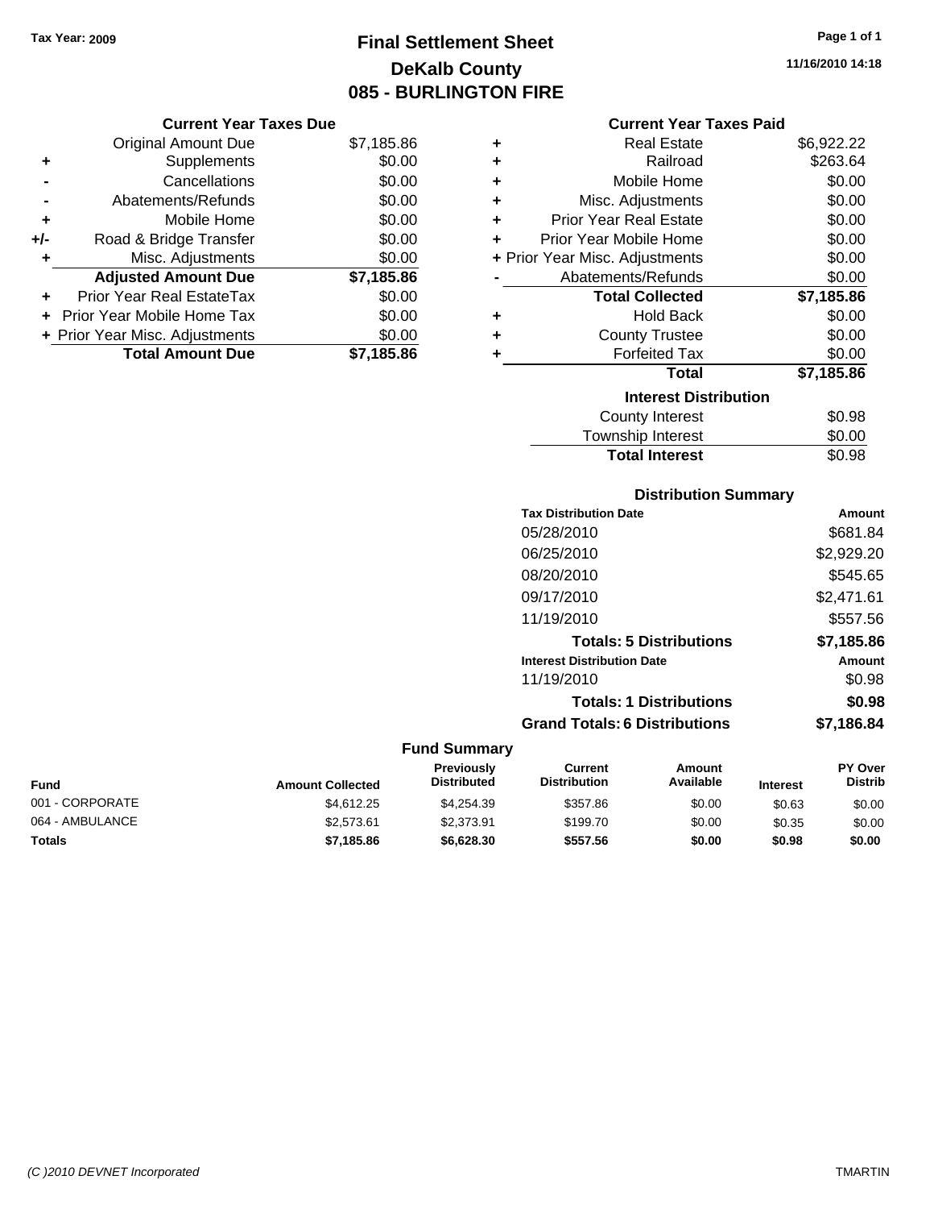Tax Year: 2009

# Final Settlement Sheet
## DeKalb County
## 085 - BURLINGTON FIRE

11/16/2010 14:18

### Current Year Taxes Due

| | | |
|---|---|---|
| | Original Amount Due | $7,185.86 |
| + | Supplements | $0.00 |
| - | Cancellations | $0.00 |
| - | Abatements/Refunds | $0.00 |
| + | Mobile Home | $0.00 |
| +/- | Road & Bridge Transfer | $0.00 |
| + | Misc. Adjustments | $0.00 |
| | **Adjusted Amount Due** | **$7,185.86** |
| + | Prior Year Real EstateTax | $0.00 |
| + | Prior Year Mobile Home Tax | $0.00 |
| + | Prior Year Misc. Adjustments | $0.00 |
| | **Total Amount Due** | **$7,185.86** |

### Current Year Taxes Paid

| | | |
|---|---|---|
| + | Real Estate | $6,922.22 |
| + | Railroad | $263.64 |
| + | Mobile Home | $0.00 |
| + | Misc. Adjustments | $0.00 |
| + | Prior Year Real Estate | $0.00 |
| + | Prior Year Mobile Home | $0.00 |
| + | Prior Year Misc. Adjustments | $0.00 |
| - | Abatements/Refunds | $0.00 |
| | **Total Collected** | **$7,185.86** |
| + | Hold Back | $0.00 |
| + | County Trustee | $0.00 |
| + | Forfeited Tax | $0.00 |
| | **Total** | **$7,185.86** |

### Interest Distribution

| | |
|---|---|
| County Interest | $0.98 |
| Township Interest | $0.00 |
| **Total Interest** | $0.98 |

### Distribution Summary

| Tax Distribution Date | Amount |
|---|---|
| 05/28/2010 | $681.84 |
| 06/25/2010 | $2,929.20 |
| 08/20/2010 | $545.65 |
| 09/17/2010 | $2,471.61 |
| 11/19/2010 | $557.56 |
| **Totals: 5 Distributions** | **$7,185.86** |
| **Interest Distribution Date** | **Amount** |
| 11/19/2010 | $0.98 |
| **Totals: 1 Distributions** | **$0.98** |
| **Grand Totals: 6 Distributions** | **$7,186.84** |

### Fund Summary

| Fund | Amount Collected | Previously Distributed | Current Distribution | Amount Available | Interest | PY Over Distrib |
|---|---|---|---|---|---|---|
| 001 - CORPORATE | $4,612.25 | $4,254.39 | $357.86 | $0.00 | $0.63 | $0.00 |
| 064 - AMBULANCE | $2,573.61 | $2,373.91 | $199.70 | $0.00 | $0.35 | $0.00 |
| **Totals** | **$7,185.86** | **$6,628.30** | **$557.56** | **$0.00** | **$0.98** | **$0.00** |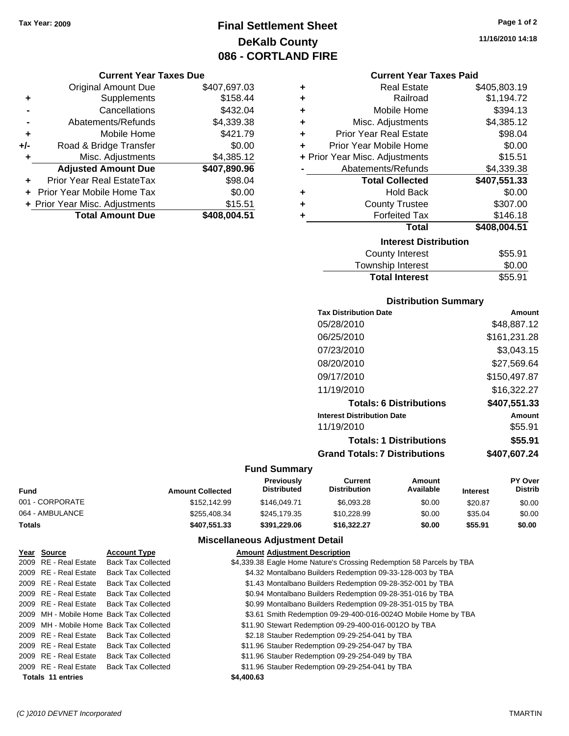Tax Year: 2009

# Final Settlement Sheet
## DeKalb County
## 086 - CORTLAND FIRE

11/16/2010 14:18

### Current Year Taxes Due

| | | |
|---|---|---|
| | Original Amount Due | $407,697.03 |
| + | Supplements | $158.44 |
| - | Cancellations | $432.04 |
| - | Abatements/Refunds | $4,339.38 |
| + | Mobile Home | $421.79 |
| +/- | Road & Bridge Transfer | $0.00 |
| + | Misc. Adjustments | $4,385.12 |
| | **Adjusted Amount Due** | **$407,890.96** |
| + | Prior Year Real EstateTax | $98.04 |
| + | Prior Year Mobile Home Tax | $0.00 |
| + | Prior Year Misc. Adjustments | $15.51 |
| | **Total Amount Due** | **$408,004.51** |

### Current Year Taxes Paid

| | | |
|---|---|---|
| + | Real Estate | $405,803.19 |
| + | Railroad | $1,194.72 |
| + | Mobile Home | $394.13 |
| + | Misc. Adjustments | $4,385.12 |
| + | Prior Year Real Estate | $98.04 |
| + | Prior Year Mobile Home | $0.00 |
| + | Prior Year Misc. Adjustments | $15.51 |
| - | Abatements/Refunds | $4,339.38 |
| | **Total Collected** | **$407,551.33** |
| + | Hold Back | $0.00 |
| + | County Trustee | $307.00 |
| + | Forfeited Tax | $146.18 |
| | **Total** | **$408,004.51** |

### Interest Distribution

| | |
|---|---|
| County Interest | $55.91 |
| Township Interest | $0.00 |
| **Total Interest** | $55.91 |

### Distribution Summary

| Tax Distribution Date | Amount |
|---|---|
| 05/28/2010 | $48,887.12 |
| 06/25/2010 | $161,231.28 |
| 07/23/2010 | $3,043.15 |
| 08/20/2010 | $27,569.64 |
| 09/17/2010 | $150,497.87 |
| 11/19/2010 | $16,322.27 |
| **Totals: 6 Distributions** | **$407,551.33** |
| **Interest Distribution Date** | **Amount** |
| 11/19/2010 | $55.91 |
| **Totals: 1 Distributions** | **$55.91** |
| **Grand Totals: 7 Distributions** | **$407,607.24** |

### Fund Summary

| Fund | Amount Collected | Previously Distributed | Current Distribution | Amount Available | Interest | PY Over Distrib |
|---|---|---|---|---|---|---|
| 001 - CORPORATE | $152,142.99 | $146,049.71 | $6,093.28 | $0.00 | $20.87 | $0.00 |
| 064 - AMBULANCE | $255,408.34 | $245,179.35 | $10,228.99 | $0.00 | $35.04 | $0.00 |
| **Totals** | **$407,551.33** | **$391,229.06** | **$16,322.27** | **$0.00** | **$55.91** | **$0.00** |

### Miscellaneous Adjustment Detail

| Year | Source | Account Type | Amount | Adjustment Description |
|---|---|---|---|---|
| 2009 | RE - Real Estate | Back Tax Collected | $4,339.38 | Eagle Home Nature's Crossing Redemption 58 Parcels by TBA |
| 2009 | RE - Real Estate | Back Tax Collected | $4.32 | Montalbano Builders Redemption 09-33-128-003 by TBA |
| 2009 | RE - Real Estate | Back Tax Collected | $1.43 | Montalbano Builders Redemption 09-28-352-001 by TBA |
| 2009 | RE - Real Estate | Back Tax Collected | $0.94 | Montalbano Builders Redemption 09-28-351-016 by TBA |
| 2009 | RE - Real Estate | Back Tax Collected | $0.99 | Montalbano Builders Redemption 09-28-351-015 by TBA |
| 2009 | MH - Mobile Home | Back Tax Collected | $3.61 | Smith Redemption 09-29-400-016-0024O Mobile Home by TBA |
| 2009 | MH - Mobile Home | Back Tax Collected | $11.90 | Stewart Redemption 09-29-400-016-0012O by TBA |
| 2009 | RE - Real Estate | Back Tax Collected | $2.18 | Stauber Redemption 09-29-254-041 by TBA |
| 2009 | RE - Real Estate | Back Tax Collected | $11.96 | Stauber Redemption 09-29-254-047 by TBA |
| 2009 | RE - Real Estate | Back Tax Collected | $11.96 | Stauber Redemption 09-29-254-049 by TBA |
| 2009 | RE - Real Estate | Back Tax Collected | $11.96 | Stauber Redemption 09-29-254-041 by TBA |
| **Totals** | **11 entries** | | **$4,400.63** | |

(C )2010 DEVNET Incorporated TMARTIN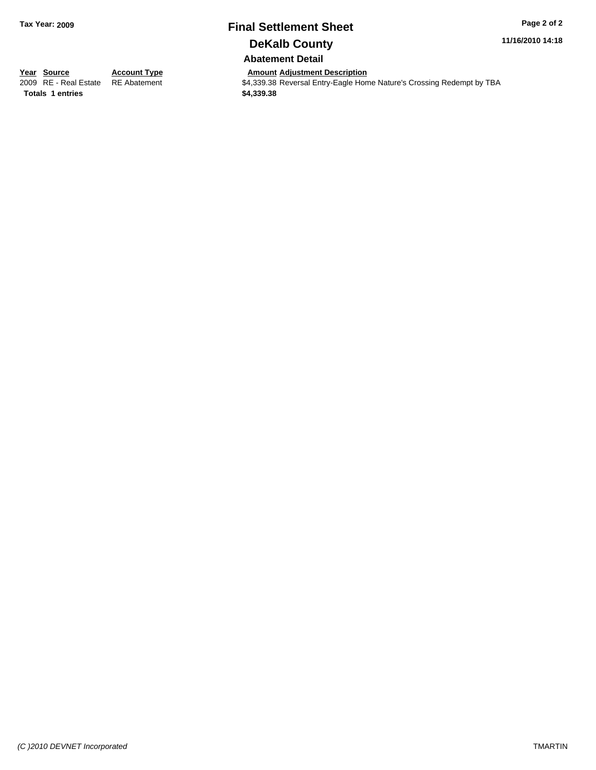# Final Settlement Sheet

## DeKalb County

### Abatement Detail

| Year | Source | Account Type | Amount | Adjustment Description |
|---|---|---|---|---|
| 2009 | RE - Real Estate | RE Abatement | $4,339.38 | Reversal Entry-Eagle Home Nature's Crossing Redempt by TBA |
| **Totals** | **1 entries** | | **$4,339.38** | |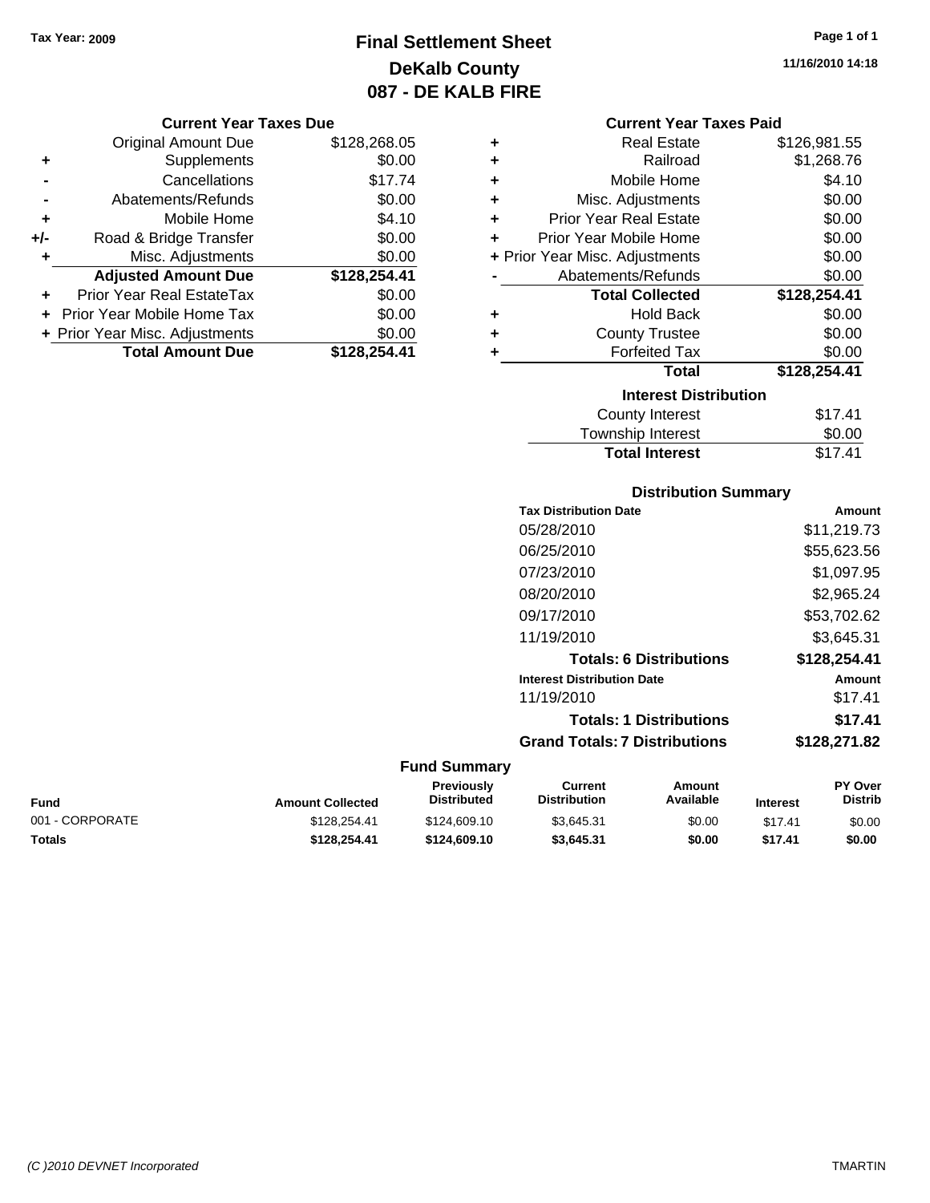Tax Year: 2009

# Final Settlement Sheet
## DeKalb County
## 087 - DE KALB FIRE

11/16/2010 14:18

### Current Year Taxes Due

| | | |
|---|---|---|
| | Original Amount Due | $128,268.05 |
| + | Supplements | $0.00 |
| - | Cancellations | $17.74 |
| - | Abatements/Refunds | $0.00 |
| + | Mobile Home | $4.10 |
| +/- | Road & Bridge Transfer | $0.00 |
| + | Misc. Adjustments | $0.00 |
| | **Adjusted Amount Due** | **$128,254.41** |
| + | Prior Year Real EstateTax | $0.00 |
| + | Prior Year Mobile Home Tax | $0.00 |
| + | Prior Year Misc. Adjustments | $0.00 |
| | **Total Amount Due** | **$128,254.41** |

### Current Year Taxes Paid

| | | |
|---|---|---|
| + | Real Estate | $126,981.55 |
| + | Railroad | $1,268.76 |
| + | Mobile Home | $4.10 |
| + | Misc. Adjustments | $0.00 |
| + | Prior Year Real Estate | $0.00 |
| + | Prior Year Mobile Home | $0.00 |
| + | Prior Year Misc. Adjustments | $0.00 |
| - | Abatements/Refunds | $0.00 |
| | **Total Collected** | **$128,254.41** |
| + | Hold Back | $0.00 |
| + | County Trustee | $0.00 |
| + | Forfeited Tax | $0.00 |
| | **Total** | **$128,254.41** |

### Interest Distribution

| | |
|---|---|
| County Interest | $17.41 |
| Township Interest | $0.00 |
| **Total Interest** | $17.41 |

### Distribution Summary

| Tax Distribution Date | Amount |
|---|---|
| 05/28/2010 | $11,219.73 |
| 06/25/2010 | $55,623.56 |
| 07/23/2010 | $1,097.95 |
| 08/20/2010 | $2,965.24 |
| 09/17/2010 | $53,702.62 |
| 11/19/2010 | $3,645.31 |
| **Totals: 6 Distributions** | **$128,254.41** |
| **Interest Distribution Date** | **Amount** |
| 11/19/2010 | $17.41 |
| **Totals: 1 Distributions** | **$17.41** |
| **Grand Totals: 7 Distributions** | **$128,271.82** |

### Fund Summary

| Fund | Amount Collected | Previously Distributed | Current Distribution | Amount Available | Interest | PY Over Distrib |
|---|---|---|---|---|---|---|
| 001 - CORPORATE | $128,254.41 | $124,609.10 | $3,645.31 | $0.00 | $17.41 | $0.00 |
| **Totals** | **$128,254.41** | **$124,609.10** | **$3,645.31** | **$0.00** | **$17.41** | **$0.00** |

(C )2010 DEVNET Incorporated TMARTIN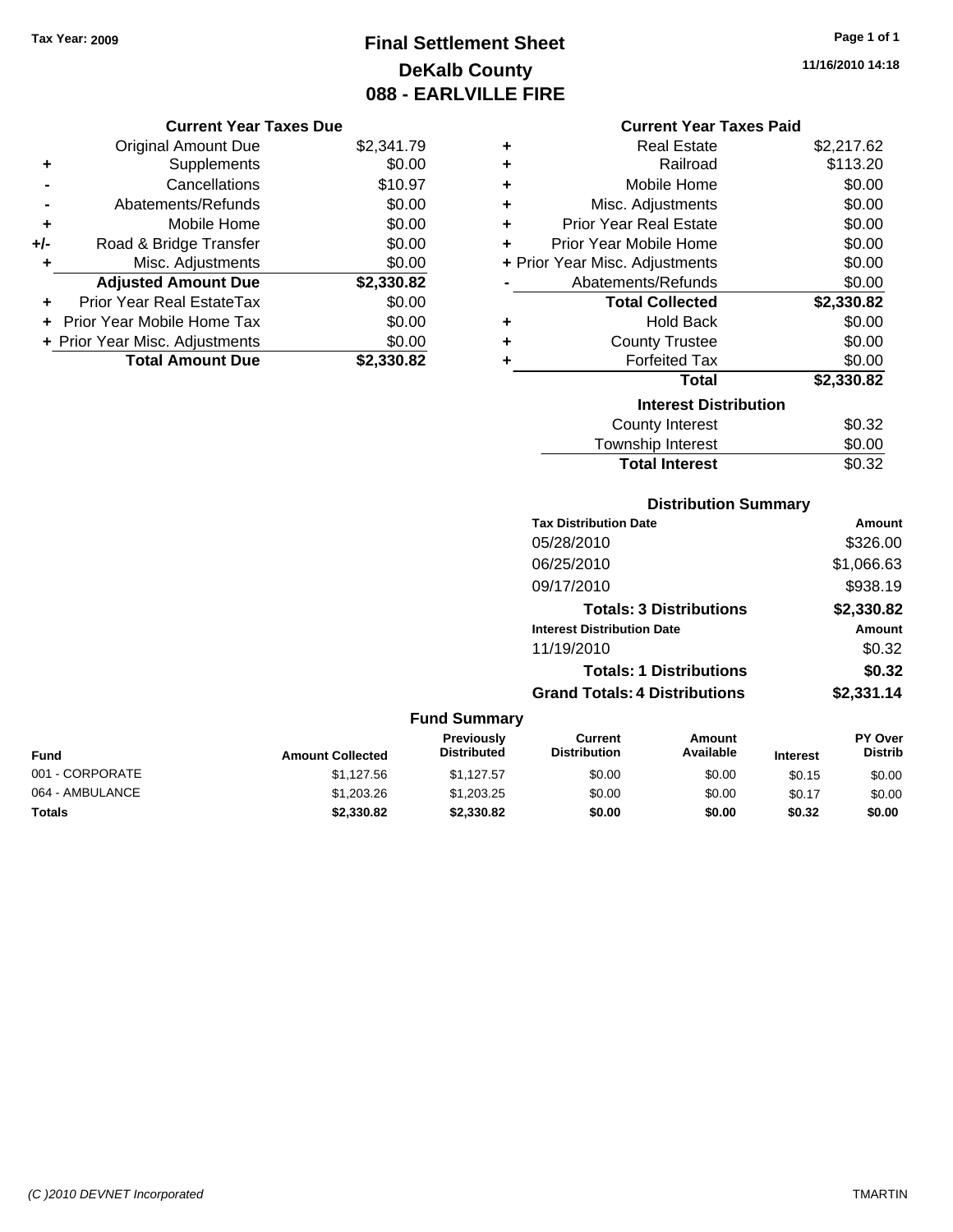Tax Year: 2009

# Final Settlement Sheet
## DeKalb County
## 088 - EARLVILLE FIRE

11/16/2010 14:18

### Current Year Taxes Due

| | | |
|---|---|---|
| | Original Amount Due | $2,341.79 |
| + | Supplements | $0.00 |
| - | Cancellations | $10.97 |
| - | Abatements/Refunds | $0.00 |
| + | Mobile Home | $0.00 |
| +/- | Road & Bridge Transfer | $0.00 |
| + | Misc. Adjustments | $0.00 |
| | **Adjusted Amount Due** | **$2,330.82** |
| + | Prior Year Real EstateTax | $0.00 |
| + | Prior Year Mobile Home Tax | $0.00 |
| + | Prior Year Misc. Adjustments | $0.00 |
| | **Total Amount Due** | **$2,330.82** |

### Current Year Taxes Paid

| | | |
|---|---|---|
| + | Real Estate | $2,217.62 |
| + | Railroad | $113.20 |
| + | Mobile Home | $0.00 |
| + | Misc. Adjustments | $0.00 |
| + | Prior Year Real Estate | $0.00 |
| + | Prior Year Mobile Home | $0.00 |
| + | Prior Year Misc. Adjustments | $0.00 |
| - | Abatements/Refunds | $0.00 |
| | **Total Collected** | **$2,330.82** |
| + | Hold Back | $0.00 |
| + | County Trustee | $0.00 |
| + | Forfeited Tax | $0.00 |
| | **Total** | **$2,330.82** |

### Interest Distribution

| | |
|---|---|
| County Interest | $0.32 |
| Township Interest | $0.00 |
| **Total Interest** | $0.32 |

### Distribution Summary

| Tax Distribution Date | Amount |
|---|---|
| 05/28/2010 | $326.00 |
| 06/25/2010 | $1,066.63 |
| 09/17/2010 | $938.19 |
| **Totals: 3 Distributions** | **$2,330.82** |
| **Interest Distribution Date** | **Amount** |
| 11/19/2010 | $0.32 |
| **Totals: 1 Distributions** | **$0.32** |
| **Grand Totals: 4 Distributions** | **$2,331.14** |

### Fund Summary

| Fund | Amount Collected | Previously Distributed | Current Distribution | Amount Available | Interest | PY Over Distrib |
|---|---|---|---|---|---|---|
| 001 - CORPORATE | $1,127.56 | $1,127.57 | $0.00 | $0.00 | $0.15 | $0.00 |
| 064 - AMBULANCE | $1,203.26 | $1,203.25 | $0.00 | $0.00 | $0.17 | $0.00 |
| **Totals** | **$2,330.82** | **$2,330.82** | **$0.00** | **$0.00** | **$0.32** | **$0.00** |

(C )2010 DEVNET Incorporated TMARTIN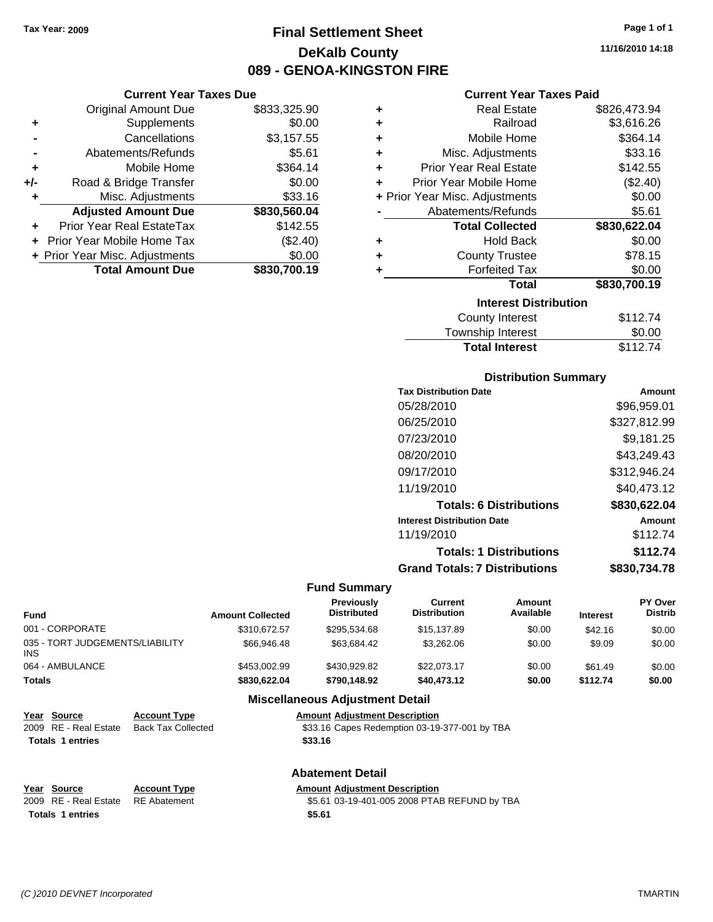Tax Year: 2009

# Final Settlement Sheet
## DeKalb County
## 089 - GENOA-KINGSTON FIRE

11/16/2010 14:18

### Current Year Taxes Due

| | | |
|---|---|---|
| | Original Amount Due | $833,325.90 |
| + | Supplements | $0.00 |
| - | Cancellations | $3,157.55 |
| - | Abatements/Refunds | $5.61 |
| + | Mobile Home | $364.14 |
| +/- | Road & Bridge Transfer | $0.00 |
| + | Misc. Adjustments | $33.16 |
| | **Adjusted Amount Due** | **$830,560.04** |
| + | Prior Year Real EstateTax | $142.55 |
| + | Prior Year Mobile Home Tax | ($2.40) |
| + | Prior Year Misc. Adjustments | $0.00 |
| | **Total Amount Due** | **$830,700.19** |

### Current Year Taxes Paid

| | | |
|---|---|---|
| + | Real Estate | $826,473.94 |
| + | Railroad | $3,616.26 |
| + | Mobile Home | $364.14 |
| + | Misc. Adjustments | $33.16 |
| + | Prior Year Real Estate | $142.55 |
| + | Prior Year Mobile Home | ($2.40) |
| + | Prior Year Misc. Adjustments | $0.00 |
| - | Abatements/Refunds | $5.61 |
| | **Total Collected** | **$830,622.04** |
| + | Hold Back | $0.00 |
| + | County Trustee | $78.15 |
| + | Forfeited Tax | $0.00 |
| | **Total** | **$830,700.19** |

### Interest Distribution

| | |
|---|---|
| County Interest | $112.74 |
| Township Interest | $0.00 |
| **Total Interest** | $112.74 |

### Distribution Summary

| Tax Distribution Date | Amount |
|---|---|
| 05/28/2010 | $96,959.01 |
| 06/25/2010 | $327,812.99 |
| 07/23/2010 | $9,181.25 |
| 08/20/2010 | $43,249.43 |
| 09/17/2010 | $312,946.24 |
| 11/19/2010 | $40,473.12 |
| **Totals: 6 Distributions** | **$830,622.04** |
| **Interest Distribution Date** | **Amount** |
| 11/19/2010 | $112.74 |
| **Totals: 1 Distributions** | **$112.74** |
| **Grand Totals: 7 Distributions** | **$830,734.78** |

### Fund Summary

| Fund | Amount Collected | Previously Distributed | Current Distribution | Amount Available | Interest | PY Over Distrib |
|---|---|---|---|---|---|---|
| 001 - CORPORATE | $310,672.57 | $295,534.68 | $15,137.89 | $0.00 | $42.16 | $0.00 |
| 035 - TORT JUDGEMENTS/LIABILITY INS | $66,946.48 | $63,684.42 | $3,262.06 | $0.00 | $9.09 | $0.00 |
| 064 - AMBULANCE | $453,002.99 | $430,929.82 | $22,073.17 | $0.00 | $61.49 | $0.00 |
| **Totals** | **$830,622.04** | **$790,148.92** | **$40,473.12** | **$0.00** | **$112.74** | **$0.00** |

### Miscellaneous Adjustment Detail

| Year | Source | Account Type | Amount | Adjustment Description |
|---|---|---|---|---|
| 2009 | RE - Real Estate | Back Tax Collected | $33.16 | Capes Redemption 03-19-377-001 by TBA |
| **Totals** | **1 entries** | | **$33.16** | |

### Abatement Detail

| Year | Source | Account Type | Amount | Adjustment Description |
|---|---|---|---|---|
| 2009 | RE - Real Estate | RE Abatement | $5.61 | 03-19-401-005 2008 PTAB REFUND by TBA |
| **Totals** | **1 entries** | | **$5.61** | |

(C )2010 DEVNET Incorporated TMARTIN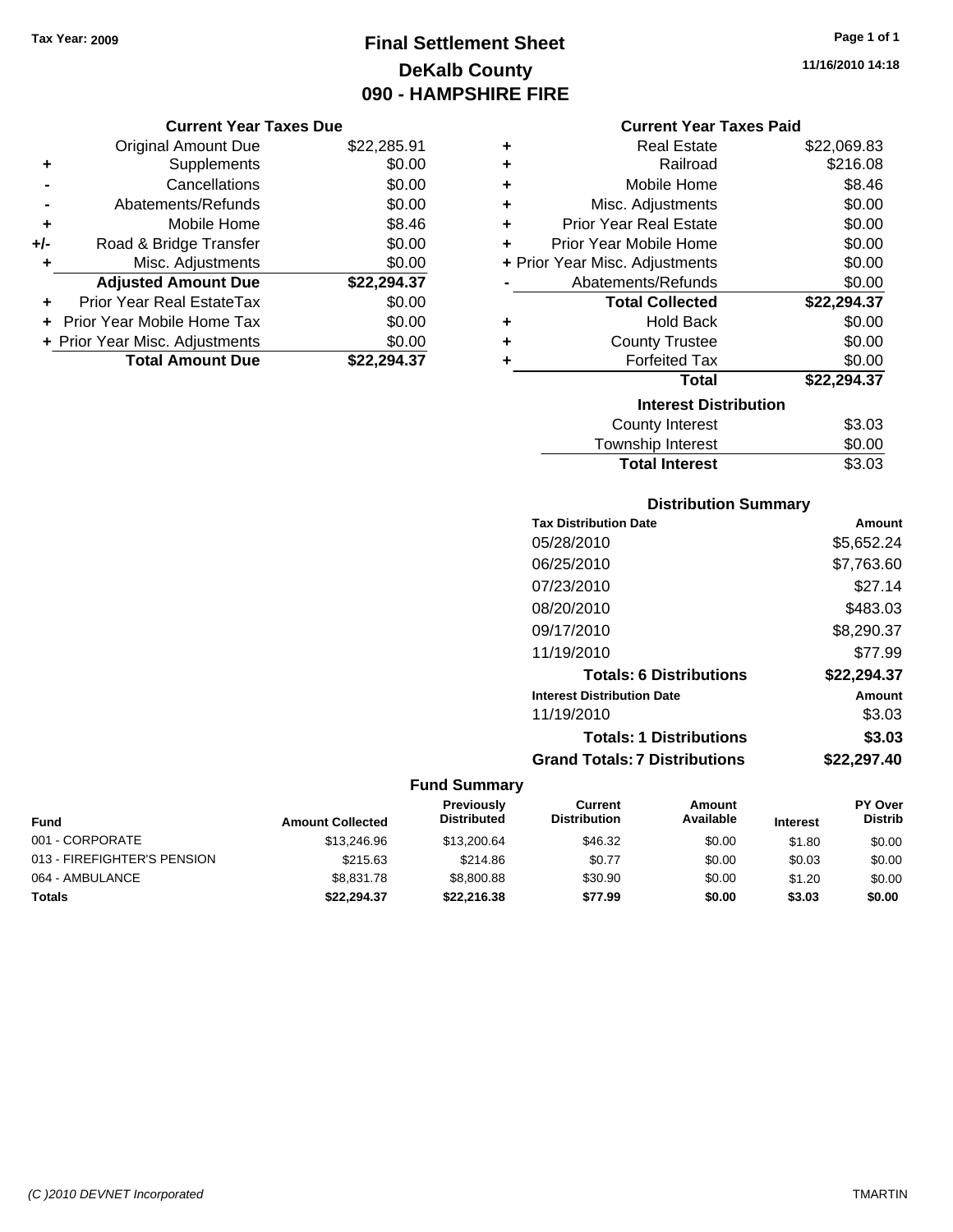Tax Year: 2009

# Final Settlement Sheet
## DeKalb County
## 090 - HAMPSHIRE FIRE

11/16/2010 14:18

### Current Year Taxes Due

| | | |
|---|---|---|
| | Original Amount Due | $22,285.91 |
| + | Supplements | $0.00 |
| - | Cancellations | $0.00 |
| - | Abatements/Refunds | $0.00 |
| + | Mobile Home | $8.46 |
| +/- | Road & Bridge Transfer | $0.00 |
| + | Misc. Adjustments | $0.00 |
| | **Adjusted Amount Due** | **$22,294.37** |
| + | Prior Year Real EstateTax | $0.00 |
| + | Prior Year Mobile Home Tax | $0.00 |
| + | Prior Year Misc. Adjustments | $0.00 |
| | **Total Amount Due** | **$22,294.37** |

### Current Year Taxes Paid

| | | |
|---|---|---|
| + | Real Estate | $22,069.83 |
| + | Railroad | $216.08 |
| + | Mobile Home | $8.46 |
| + | Misc. Adjustments | $0.00 |
| + | Prior Year Real Estate | $0.00 |
| + | Prior Year Mobile Home | $0.00 |
| + | Prior Year Misc. Adjustments | $0.00 |
| - | Abatements/Refunds | $0.00 |
| | **Total Collected** | **$22,294.37** |
| + | Hold Back | $0.00 |
| + | County Trustee | $0.00 |
| + | Forfeited Tax | $0.00 |
| | **Total** | **$22,294.37** |

### Interest Distribution

| | |
|---|---|
| County Interest | $3.03 |
| Township Interest | $0.00 |
| **Total Interest** | $3.03 |

### Distribution Summary

| Tax Distribution Date | Amount |
|---|---|
| 05/28/2010 | $5,652.24 |
| 06/25/2010 | $7,763.60 |
| 07/23/2010 | $27.14 |
| 08/20/2010 | $483.03 |
| 09/17/2010 | $8,290.37 |
| 11/19/2010 | $77.99 |
| **Totals: 6 Distributions** | **$22,294.37** |
| **Interest Distribution Date** | **Amount** |
| 11/19/2010 | $3.03 |
| **Totals: 1 Distributions** | **$3.03** |
| **Grand Totals: 7 Distributions** | **$22,297.40** |

### Fund Summary

| Fund | Amount Collected | Previously Distributed | Current Distribution | Amount Available | Interest | PY Over Distrib |
|---|---|---|---|---|---|---|
| 001 - CORPORATE | $13,246.96 | $13,200.64 | $46.32 | $0.00 | $1.80 | $0.00 |
| 013 - FIREFIGHTER'S PENSION | $215.63 | $214.86 | $0.77 | $0.00 | $0.03 | $0.00 |
| 064 - AMBULANCE | $8,831.78 | $8,800.88 | $30.90 | $0.00 | $1.20 | $0.00 |
| **Totals** | **$22,294.37** | **$22,216.38** | **$77.99** | **$0.00** | **$3.03** | **$0.00** |

(C )2010 DEVNET Incorporated TMARTIN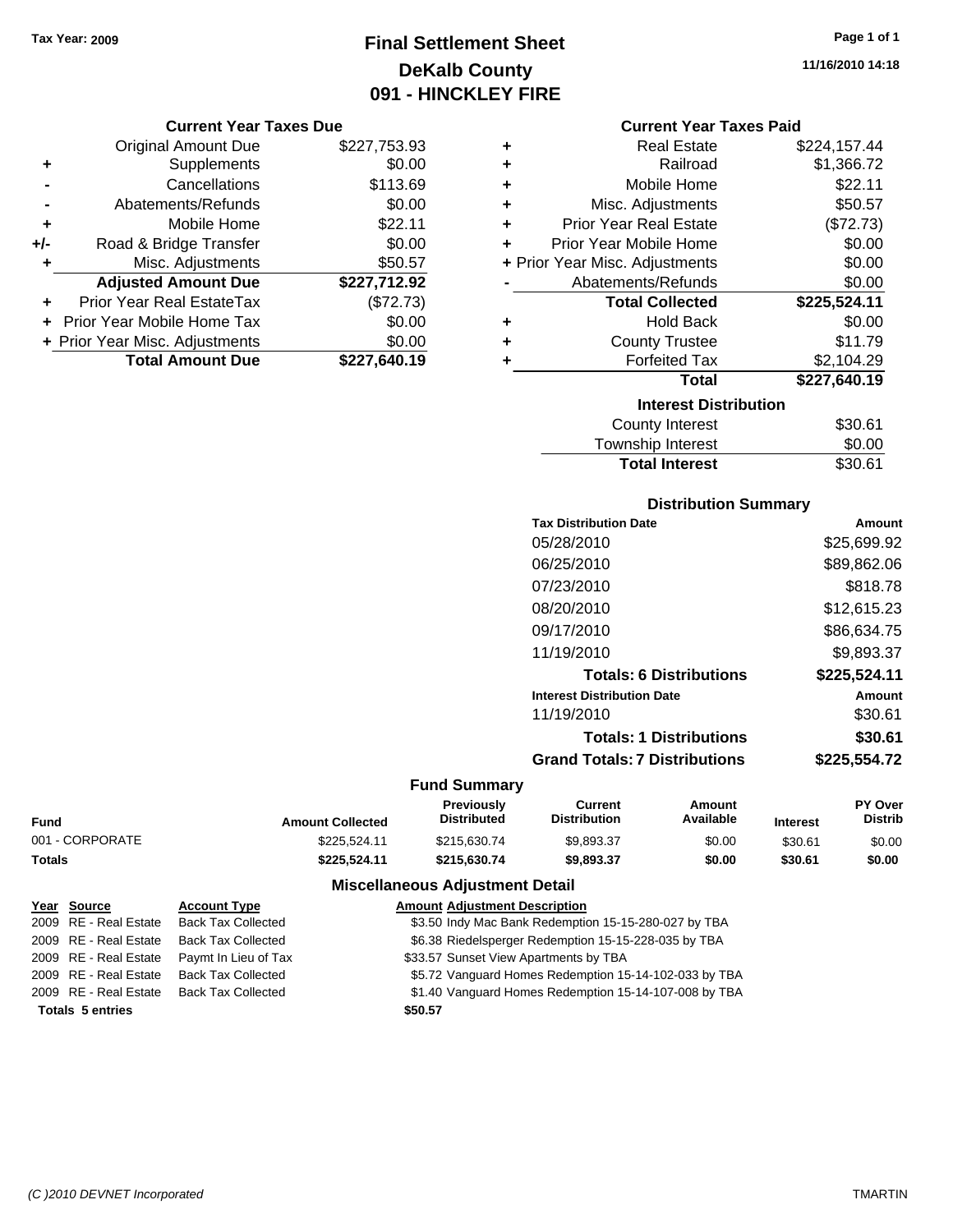Tax Year: 2009

# Final Settlement Sheet
## DeKalb County
## 091 - HINCKLEY FIRE

11/16/2010 14:18

### Current Year Taxes Due

| | | |
|---|---|---|
| | Original Amount Due | $227,753.93 |
| + | Supplements | $0.00 |
| - | Cancellations | $113.69 |
| - | Abatements/Refunds | $0.00 |
| + | Mobile Home | $22.11 |
| +/- | Road & Bridge Transfer | $0.00 |
| + | Misc. Adjustments | $50.57 |
| | **Adjusted Amount Due** | **$227,712.92** |
| + | Prior Year Real EstateTax | ($72.73) |
| + | Prior Year Mobile Home Tax | $0.00 |
| + | Prior Year Misc. Adjustments | $0.00 |
| | **Total Amount Due** | **$227,640.19** |

### Current Year Taxes Paid

| | | |
|---|---|---|
| + | Real Estate | $224,157.44 |
| + | Railroad | $1,366.72 |
| + | Mobile Home | $22.11 |
| + | Misc. Adjustments | $50.57 |
| + | Prior Year Real Estate | ($72.73) |
| + | Prior Year Mobile Home | $0.00 |
| + | Prior Year Misc. Adjustments | $0.00 |
| - | Abatements/Refunds | $0.00 |
| | **Total Collected** | **$225,524.11** |
| + | Hold Back | $0.00 |
| + | County Trustee | $11.79 |
| + | Forfeited Tax | $2,104.29 |
| | **Total** | **$227,640.19** |

### Interest Distribution

| | |
|---|---|
| County Interest | $30.61 |
| Township Interest | $0.00 |
| **Total Interest** | $30.61 |

### Distribution Summary

| Tax Distribution Date | Amount |
|---|---|
| 05/28/2010 | $25,699.92 |
| 06/25/2010 | $89,862.06 |
| 07/23/2010 | $818.78 |
| 08/20/2010 | $12,615.23 |
| 09/17/2010 | $86,634.75 |
| 11/19/2010 | $9,893.37 |
| **Totals: 6 Distributions** | **$225,524.11** |
| **Interest Distribution Date** | **Amount** |
| 11/19/2010 | $30.61 |
| **Totals: 1 Distributions** | **$30.61** |
| **Grand Totals: 7 Distributions** | **$225,554.72** |

### Fund Summary

| Fund | Amount Collected | Previously Distributed | Current Distribution | Amount Available | Interest | PY Over Distrib |
|---|---|---|---|---|---|---|
| 001 - CORPORATE | $225,524.11 | $215,630.74 | $9,893.37 | $0.00 | $30.61 | $0.00 |
| **Totals** | **$225,524.11** | **$215,630.74** | **$9,893.37** | **$0.00** | **$30.61** | **$0.00** |

### Miscellaneous Adjustment Detail

| Year | Source | Account Type | Amount | Adjustment Description |
|---|---|---|---|---|
| 2009 | RE - Real Estate | Back Tax Collected | $3.50 | Indy Mac Bank Redemption 15-15-280-027 by TBA |
| 2009 | RE - Real Estate | Back Tax Collected | $6.38 | Riedelsperger Redemption 15-15-228-035 by TBA |
| 2009 | RE - Real Estate | Paymt In Lieu of Tax | $33.57 | Sunset View Apartments by TBA |
| 2009 | RE - Real Estate | Back Tax Collected | $5.72 | Vanguard Homes Redemption 15-14-102-033 by TBA |
| 2009 | RE - Real Estate | Back Tax Collected | $1.40 | Vanguard Homes Redemption 15-14-107-008 by TBA |
| **Totals 5 entries** | | | **$50.57** | |

(C )2010 DEVNET Incorporated TMARTIN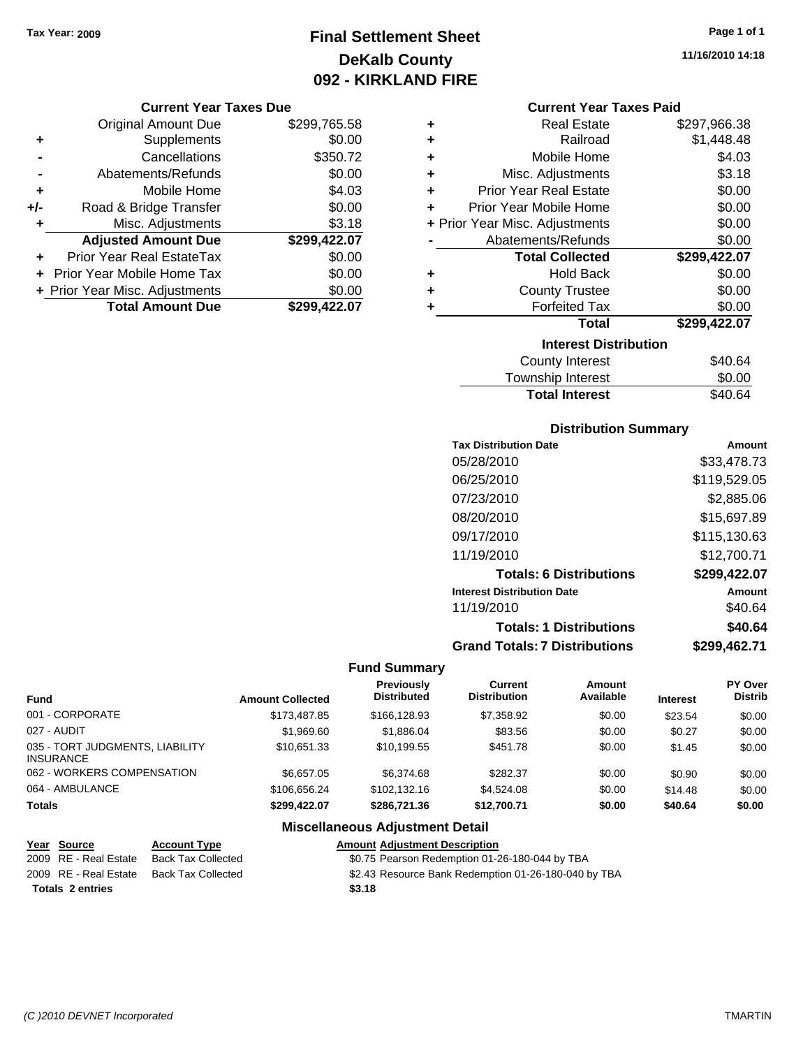**Tax Year: 2009**

# Final Settlement Sheet
## DeKalb County
## 092 - KIRKLAND FIRE

11/16/2010 14:18

### Current Year Taxes Due

| | | |
|---|---|---|
| | Original Amount Due | $299,765.58 |
| + | Supplements | $0.00 |
| - | Cancellations | $350.72 |
| - | Abatements/Refunds | $0.00 |
| + | Mobile Home | $4.03 |
| +/- | Road & Bridge Transfer | $0.00 |
| + | Misc. Adjustments | $3.18 |
| | **Adjusted Amount Due** | **$299,422.07** |
| + | Prior Year Real EstateTax | $0.00 |
| + | Prior Year Mobile Home Tax | $0.00 |
| + | Prior Year Misc. Adjustments | $0.00 |
| | **Total Amount Due** | **$299,422.07** |

### Current Year Taxes Paid

| | | |
|---|---|---|
| + | Real Estate | $297,966.38 |
| + | Railroad | $1,448.48 |
| + | Mobile Home | $4.03 |
| + | Misc. Adjustments | $3.18 |
| + | Prior Year Real Estate | $0.00 |
| + | Prior Year Mobile Home | $0.00 |
| + | Prior Year Misc. Adjustments | $0.00 |
| - | Abatements/Refunds | $0.00 |
| | **Total Collected** | **$299,422.07** |
| + | Hold Back | $0.00 |
| + | County Trustee | $0.00 |
| + | Forfeited Tax | $0.00 |
| | **Total** | **$299,422.07** |

### Interest Distribution

| | |
|---|---|
| County Interest | $40.64 |
| Township Interest | $0.00 |
| **Total Interest** | $40.64 |

### Distribution Summary

| Tax Distribution Date | Amount |
|---|---|
| 05/28/2010 | $33,478.73 |
| 06/25/2010 | $119,529.05 |
| 07/23/2010 | $2,885.06 |
| 08/20/2010 | $15,697.89 |
| 09/17/2010 | $115,130.63 |
| 11/19/2010 | $12,700.71 |
| **Totals: 6 Distributions** | **$299,422.07** |
| **Interest Distribution Date** | **Amount** |
| 11/19/2010 | $40.64 |
| **Totals: 1 Distributions** | **$40.64** |
| **Grand Totals: 7 Distributions** | **$299,462.71** |

### Fund Summary

| Fund | Amount Collected | Previously Distributed | Current Distribution | Amount Available | Interest | PY Over Distrib |
|---|---|---|---|---|---|---|
| 001 - CORPORATE | $173,487.85 | $166,128.93 | $7,358.92 | $0.00 | $23.54 | $0.00 |
| 027 - AUDIT | $1,969.60 | $1,886.04 | $83.56 | $0.00 | $0.27 | $0.00 |
| 035 - TORT JUDGMENTS, LIABILITY INSURANCE | $10,651.33 | $10,199.55 | $451.78 | $0.00 | $1.45 | $0.00 |
| 062 - WORKERS COMPENSATION | $6,657.05 | $6,374.68 | $282.37 | $0.00 | $0.90 | $0.00 |
| 064 - AMBULANCE | $106,656.24 | $102,132.16 | $4,524.08 | $0.00 | $14.48 | $0.00 |
| **Totals** | **$299,422.07** | **$286,721.36** | **$12,700.71** | **$0.00** | **$40.64** | **$0.00** |

### Miscellaneous Adjustment Detail

| Year | Source | Account Type | Amount | Adjustment Description |
|---|---|---|---|---|
| 2009 | RE - Real Estate | Back Tax Collected | $0.75 | Pearson Redemption 01-26-180-044 by TBA |
| 2009 | RE - Real Estate | Back Tax Collected | $2.43 | Resource Bank Redemption 01-26-180-040 by TBA |
| **Totals 2 entries** | | | **$3.18** | |

*(C )2010 DEVNET Incorporated* TMARTIN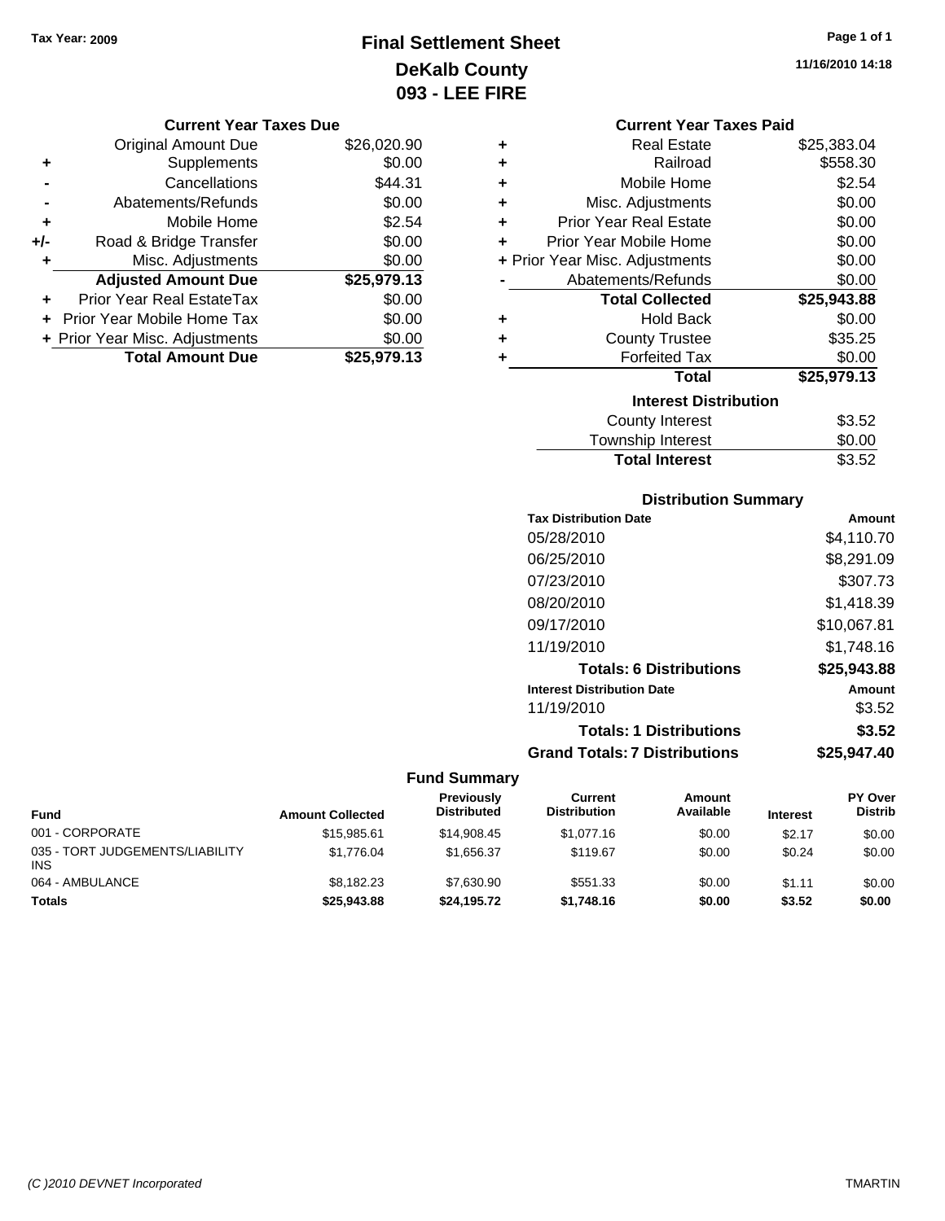Tax Year: 2009

# Final Settlement Sheet
## DeKalb County
## 093 - LEE FIRE

11/16/2010 14:18

### Current Year Taxes Due

| | | |
|---|---|---|
| | Original Amount Due | $26,020.90 |
| + | Supplements | $0.00 |
| - | Cancellations | $44.31 |
| - | Abatements/Refunds | $0.00 |
| + | Mobile Home | $2.54 |
| +/- | Road & Bridge Transfer | $0.00 |
| + | Misc. Adjustments | $0.00 |
| | **Adjusted Amount Due** | **$25,979.13** |
| + | Prior Year Real EstateTax | $0.00 |
| + | Prior Year Mobile Home Tax | $0.00 |
| + | Prior Year Misc. Adjustments | $0.00 |
| | **Total Amount Due** | **$25,979.13** |

### Current Year Taxes Paid

| | | |
|---|---|---|
| + | Real Estate | $25,383.04 |
| + | Railroad | $558.30 |
| + | Mobile Home | $2.54 |
| + | Misc. Adjustments | $0.00 |
| + | Prior Year Real Estate | $0.00 |
| + | Prior Year Mobile Home | $0.00 |
| + | Prior Year Misc. Adjustments | $0.00 |
| - | Abatements/Refunds | $0.00 |
| | **Total Collected** | **$25,943.88** |
| + | Hold Back | $0.00 |
| + | County Trustee | $35.25 |
| + | Forfeited Tax | $0.00 |
| | **Total** | **$25,979.13** |

### Interest Distribution

| | |
|---|---|
| County Interest | $3.52 |
| Township Interest | $0.00 |
| **Total Interest** | $3.52 |

### Distribution Summary

| Tax Distribution Date | Amount |
|---|---|
| 05/28/2010 | $4,110.70 |
| 06/25/2010 | $8,291.09 |
| 07/23/2010 | $307.73 |
| 08/20/2010 | $1,418.39 |
| 09/17/2010 | $10,067.81 |
| 11/19/2010 | $1,748.16 |
| **Totals: 6 Distributions** | **$25,943.88** |
| **Interest Distribution Date** | **Amount** |
| 11/19/2010 | $3.52 |
| **Totals: 1 Distributions** | **$3.52** |
| **Grand Totals: 7 Distributions** | **$25,947.40** |

### Fund Summary

| Fund | Amount Collected | Previously Distributed | Current Distribution | Amount Available | Interest | PY Over Distrib |
|---|---|---|---|---|---|---|
| 001 - CORPORATE | $15,985.61 | $14,908.45 | $1,077.16 | $0.00 | $2.17 | $0.00 |
| 035 - TORT JUDGEMENTS/LIABILITY INS | $1,776.04 | $1,656.37 | $119.67 | $0.00 | $0.24 | $0.00 |
| 064 - AMBULANCE | $8,182.23 | $7,630.90 | $551.33 | $0.00 | $1.11 | $0.00 |
| **Totals** | **$25,943.88** | **$24,195.72** | **$1,748.16** | **$0.00** | **$3.52** | **$0.00** |

(C )2010 DEVNET Incorporated TMARTIN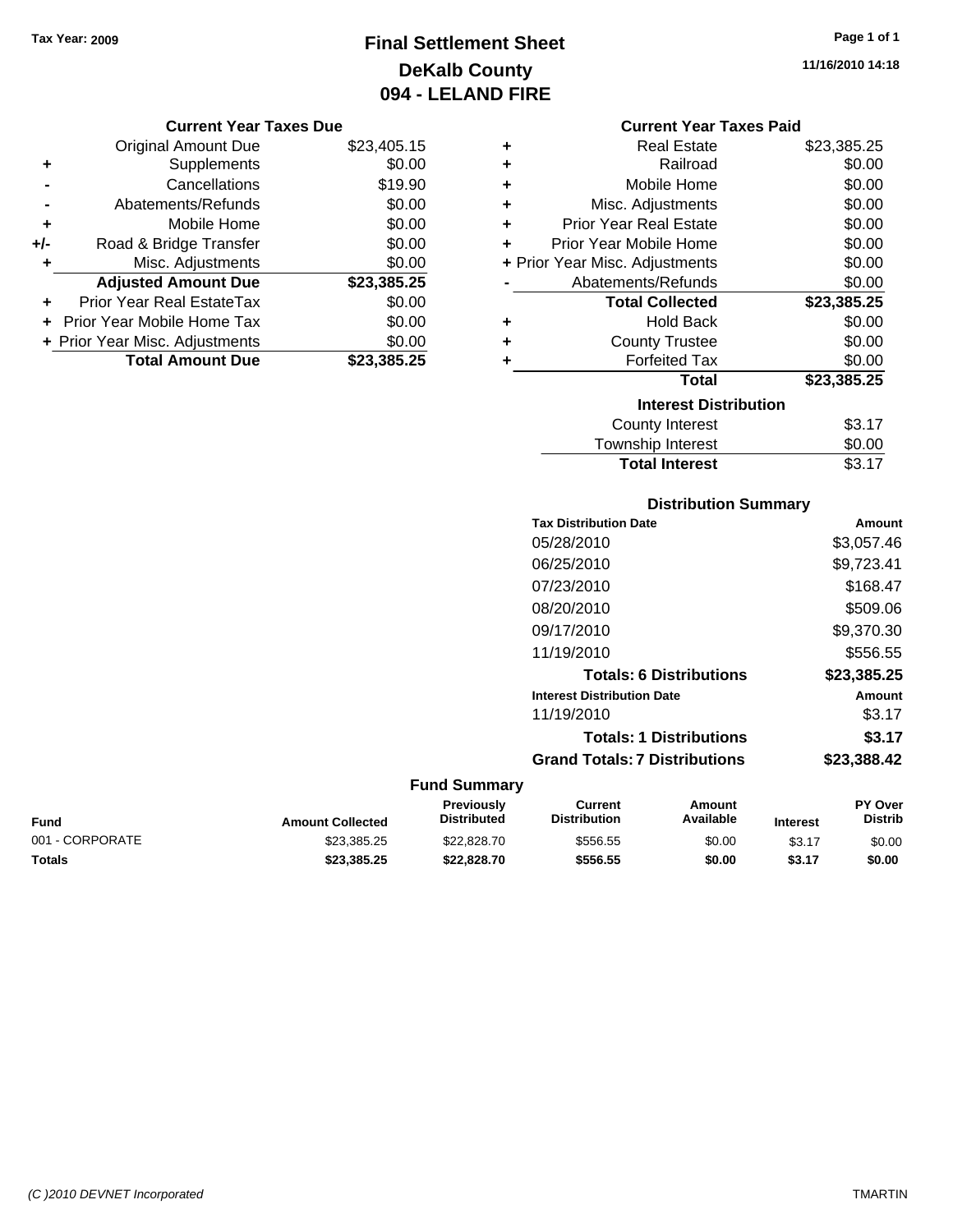Tax Year: 2009

# Final Settlement Sheet
## DeKalb County
## 094 - LELAND FIRE

11/16/2010 14:18

### Current Year Taxes Due

| | | |
|---|---|---|
| | Original Amount Due | $23,405.15 |
| + | Supplements | $0.00 |
| - | Cancellations | $19.90 |
| - | Abatements/Refunds | $0.00 |
| + | Mobile Home | $0.00 |
| +/- | Road & Bridge Transfer | $0.00 |
| + | Misc. Adjustments | $0.00 |
| | **Adjusted Amount Due** | **$23,385.25** |
| + | Prior Year Real EstateTax | $0.00 |
| + | Prior Year Mobile Home Tax | $0.00 |
| + | Prior Year Misc. Adjustments | $0.00 |
| | **Total Amount Due** | **$23,385.25** |

### Current Year Taxes Paid

| | | |
|---|---|---|
| + | Real Estate | $23,385.25 |
| + | Railroad | $0.00 |
| + | Mobile Home | $0.00 |
| + | Misc. Adjustments | $0.00 |
| + | Prior Year Real Estate | $0.00 |
| + | Prior Year Mobile Home | $0.00 |
| + | Prior Year Misc. Adjustments | $0.00 |
| - | Abatements/Refunds | $0.00 |
| | **Total Collected** | **$23,385.25** |
| + | Hold Back | $0.00 |
| + | County Trustee | $0.00 |
| + | Forfeited Tax | $0.00 |
| | **Total** | **$23,385.25** |

### Interest Distribution

| | |
|---|---|
| County Interest | $3.17 |
| Township Interest | $0.00 |
| **Total Interest** | $3.17 |

### Distribution Summary

| Tax Distribution Date | Amount |
|---|---|
| 05/28/2010 | $3,057.46 |
| 06/25/2010 | $9,723.41 |
| 07/23/2010 | $168.47 |
| 08/20/2010 | $509.06 |
| 09/17/2010 | $9,370.30 |
| 11/19/2010 | $556.55 |
| **Totals: 6 Distributions** | **$23,385.25** |
| **Interest Distribution Date** | **Amount** |
| 11/19/2010 | $3.17 |
| **Totals: 1 Distributions** | **$3.17** |
| **Grand Totals: 7 Distributions** | **$23,388.42** |

### Fund Summary

| Fund | Amount Collected | Previously Distributed | Current Distribution | Amount Available | Interest | PY Over Distrib |
|---|---|---|---|---|---|---|
| 001 - CORPORATE | $23,385.25 | $22,828.70 | $556.55 | $0.00 | $3.17 | $0.00 |
| **Totals** | **$23,385.25** | **$22,828.70** | **$556.55** | **$0.00** | **$3.17** | **$0.00** |

(C )2010 DEVNET Incorporated TMARTIN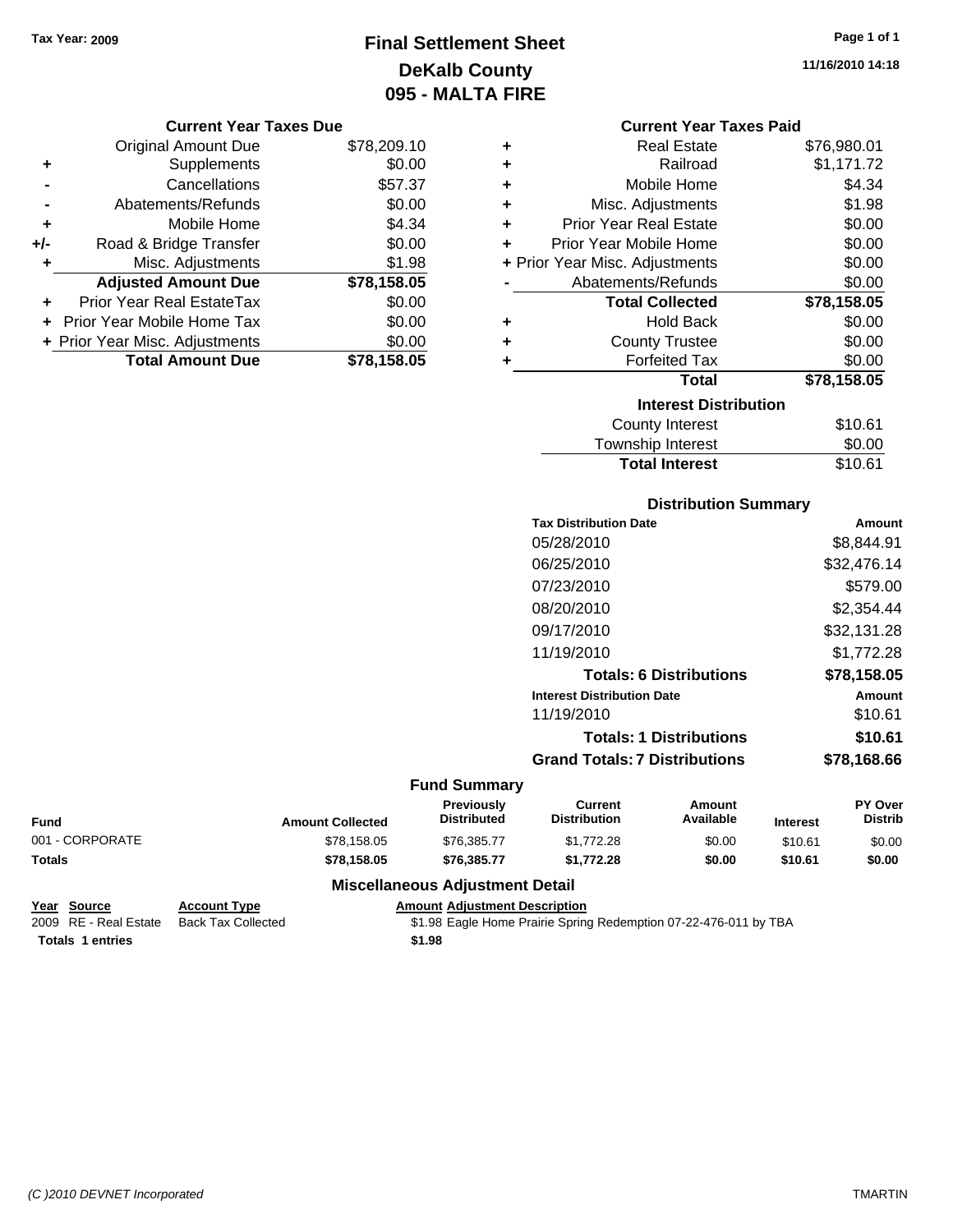Tax Year: 2009

# Final Settlement Sheet
## DeKalb County
## 095 - MALTA FIRE

11/16/2010 14:18

### Current Year Taxes Due

| | | |
|---|---|---|
| | Original Amount Due | $78,209.10 |
| + | Supplements | $0.00 |
| - | Cancellations | $57.37 |
| - | Abatements/Refunds | $0.00 |
| + | Mobile Home | $4.34 |
| +/- | Road & Bridge Transfer | $0.00 |
| + | Misc. Adjustments | $1.98 |
| | **Adjusted Amount Due** | **$78,158.05** |
| + | Prior Year Real EstateTax | $0.00 |
| + | Prior Year Mobile Home Tax | $0.00 |
| + | Prior Year Misc. Adjustments | $0.00 |
| | **Total Amount Due** | **$78,158.05** |

### Current Year Taxes Paid

| | | |
|---|---|---|
| + | Real Estate | $76,980.01 |
| + | Railroad | $1,171.72 |
| + | Mobile Home | $4.34 |
| + | Misc. Adjustments | $1.98 |
| + | Prior Year Real Estate | $0.00 |
| + | Prior Year Mobile Home | $0.00 |
| + | Prior Year Misc. Adjustments | $0.00 |
| - | Abatements/Refunds | $0.00 |
| | **Total Collected** | **$78,158.05** |
| + | Hold Back | $0.00 |
| + | County Trustee | $0.00 |
| + | Forfeited Tax | $0.00 |
| | **Total** | **$78,158.05** |

### Interest Distribution

| | |
|---|---|
| County Interest | $10.61 |
| Township Interest | $0.00 |
| **Total Interest** | $10.61 |

### Distribution Summary

| Tax Distribution Date | Amount |
|---|---|
| 05/28/2010 | $8,844.91 |
| 06/25/2010 | $32,476.14 |
| 07/23/2010 | $579.00 |
| 08/20/2010 | $2,354.44 |
| 09/17/2010 | $32,131.28 |
| 11/19/2010 | $1,772.28 |
| **Totals: 6 Distributions** | **$78,158.05** |
| **Interest Distribution Date** | **Amount** |
| 11/19/2010 | $10.61 |
| **Totals: 1 Distributions** | **$10.61** |
| **Grand Totals: 7 Distributions** | **$78,168.66** |

### Fund Summary

| Fund | Amount Collected | Previously Distributed | Current Distribution | Amount Available | Interest | PY Over Distrib |
|---|---|---|---|---|---|---|
| 001 - CORPORATE | $78,158.05 | $76,385.77 | $1,772.28 | $0.00 | $10.61 | $0.00 |
| **Totals** | **$78,158.05** | **$76,385.77** | **$1,772.28** | **$0.00** | **$10.61** | **$0.00** |

### Miscellaneous Adjustment Detail

| Year | Source | Account Type | Amount | Adjustment Description |
|---|---|---|---|---|
| 2009 | RE - Real Estate | Back Tax Collected | $1.98 | Eagle Home Prairie Spring Redemption 07-22-476-011 by TBA |
| **Totals 1 entries** | | | **$1.98** | |

(C )2010 DEVNET Incorporated — TMARTIN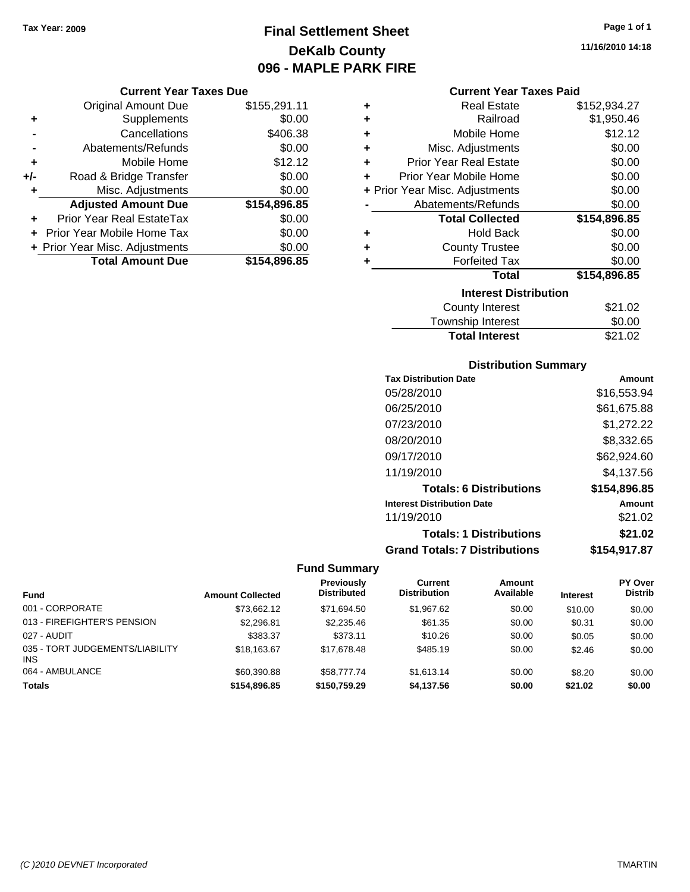Tax Year: 2009

# Final Settlement Sheet
## DeKalb County
## 096 - MAPLE PARK FIRE

11/16/2010 14:18

### Current Year Taxes Due

| | | |
|---|---|---|
| | Original Amount Due | $155,291.11 |
| + | Supplements | $0.00 |
| - | Cancellations | $406.38 |
| - | Abatements/Refunds | $0.00 |
| + | Mobile Home | $12.12 |
| +/- | Road & Bridge Transfer | $0.00 |
| + | Misc. Adjustments | $0.00 |
| | **Adjusted Amount Due** | **$154,896.85** |
| + | Prior Year Real EstateTax | $0.00 |
| + | Prior Year Mobile Home Tax | $0.00 |
| + | Prior Year Misc. Adjustments | $0.00 |
| | **Total Amount Due** | **$154,896.85** |

### Current Year Taxes Paid

| | | |
|---|---|---|
| + | Real Estate | $152,934.27 |
| + | Railroad | $1,950.46 |
| + | Mobile Home | $12.12 |
| + | Misc. Adjustments | $0.00 |
| + | Prior Year Real Estate | $0.00 |
| + | Prior Year Mobile Home | $0.00 |
| + | Prior Year Misc. Adjustments | $0.00 |
| - | Abatements/Refunds | $0.00 |
| | **Total Collected** | **$154,896.85** |
| + | Hold Back | $0.00 |
| + | County Trustee | $0.00 |
| + | Forfeited Tax | $0.00 |
| | **Total** | **$154,896.85** |

### Interest Distribution

| | |
|---|---|
| County Interest | $21.02 |
| Township Interest | $0.00 |
| **Total Interest** | $21.02 |

### Distribution Summary

| Tax Distribution Date | Amount |
|---|---|
| 05/28/2010 | $16,553.94 |
| 06/25/2010 | $61,675.88 |
| 07/23/2010 | $1,272.22 |
| 08/20/2010 | $8,332.65 |
| 09/17/2010 | $62,924.60 |
| 11/19/2010 | $4,137.56 |
| **Totals: 6 Distributions** | **$154,896.85** |

| Interest Distribution Date | Amount |
|---|---|
| 11/19/2010 | $21.02 |
| **Totals: 1 Distributions** | **$21.02** |
| **Grand Totals: 7 Distributions** | **$154,917.87** |

### Fund Summary

| Fund | Amount Collected | Previously Distributed | Current Distribution | Amount Available | Interest | PY Over Distrib |
|---|---|---|---|---|---|---|
| 001 - CORPORATE | $73,662.12 | $71,694.50 | $1,967.62 | $0.00 | $10.00 | $0.00 |
| 013 - FIREFIGHTER'S PENSION | $2,296.81 | $2,235.46 | $61.35 | $0.00 | $0.31 | $0.00 |
| 027 - AUDIT | $383.37 | $373.11 | $10.26 | $0.00 | $0.05 | $0.00 |
| 035 - TORT JUDGEMENTS/LIABILITY INS | $18,163.67 | $17,678.48 | $485.19 | $0.00 | $2.46 | $0.00 |
| 064 - AMBULANCE | $60,390.88 | $58,777.74 | $1,613.14 | $0.00 | $8.20 | $0.00 |
| **Totals** | **$154,896.85** | **$150,759.29** | **$4,137.56** | **$0.00** | **$21.02** | **$0.00** |

(C )2010 DEVNET Incorporated TMARTIN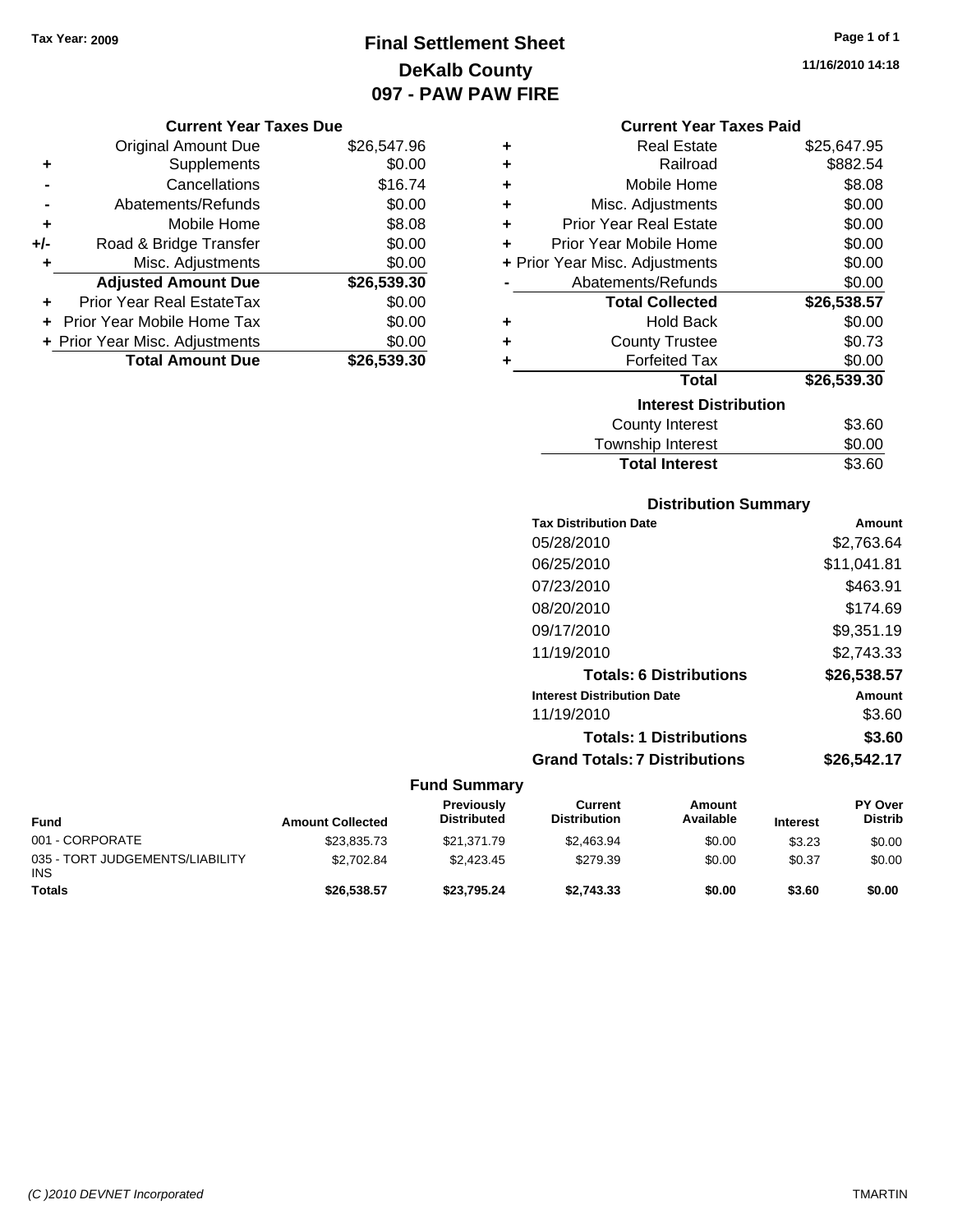**Tax Year: 2009**

# Final Settlement Sheet
## DeKalb County
## 097 - PAW PAW FIRE

11/16/2010 14:18

### Current Year Taxes Due

| | | |
|---|---|---|
| | Original Amount Due | $26,547.96 |
| + | Supplements | $0.00 |
| - | Cancellations | $16.74 |
| - | Abatements/Refunds | $0.00 |
| + | Mobile Home | $8.08 |
| +/- | Road & Bridge Transfer | $0.00 |
| + | Misc. Adjustments | $0.00 |
| | **Adjusted Amount Due** | **$26,539.30** |
| + | Prior Year Real EstateTax | $0.00 |
| + | Prior Year Mobile Home Tax | $0.00 |
| + | Prior Year Misc. Adjustments | $0.00 |
| | **Total Amount Due** | **$26,539.30** |

### Current Year Taxes Paid

| | | |
|---|---|---|
| + | Real Estate | $25,647.95 |
| + | Railroad | $882.54 |
| + | Mobile Home | $8.08 |
| + | Misc. Adjustments | $0.00 |
| + | Prior Year Real Estate | $0.00 |
| + | Prior Year Mobile Home | $0.00 |
| + | Prior Year Misc. Adjustments | $0.00 |
| - | Abatements/Refunds | $0.00 |
| | **Total Collected** | **$26,538.57** |
| + | Hold Back | $0.00 |
| + | County Trustee | $0.73 |
| + | Forfeited Tax | $0.00 |
| | **Total** | **$26,539.30** |

### Interest Distribution

| | |
|---|---|
| County Interest | $3.60 |
| Township Interest | $0.00 |
| **Total Interest** | $3.60 |

### Distribution Summary

| Tax Distribution Date | Amount |
|---|---|
| 05/28/2010 | $2,763.64 |
| 06/25/2010 | $11,041.81 |
| 07/23/2010 | $463.91 |
| 08/20/2010 | $174.69 |
| 09/17/2010 | $9,351.19 |
| 11/19/2010 | $2,743.33 |
| **Totals: 6 Distributions** | **$26,538.57** |
| **Interest Distribution Date** | **Amount** |
| 11/19/2010 | $3.60 |
| **Totals: 1 Distributions** | **$3.60** |
| **Grand Totals: 7 Distributions** | **$26,542.17** |

### Fund Summary

| Fund | Amount Collected | Previously Distributed | Current Distribution | Amount Available | Interest | PY Over Distrib |
|---|---|---|---|---|---|---|
| 001 - CORPORATE | $23,835.73 | $21,371.79 | $2,463.94 | $0.00 | $3.23 | $0.00 |
| 035 - TORT JUDGEMENTS/LIABILITY INS | $2,702.84 | $2,423.45 | $279.39 | $0.00 | $0.37 | $0.00 |
| **Totals** | **$26,538.57** | **$23,795.24** | **$2,743.33** | **$0.00** | **$3.60** | **$0.00** |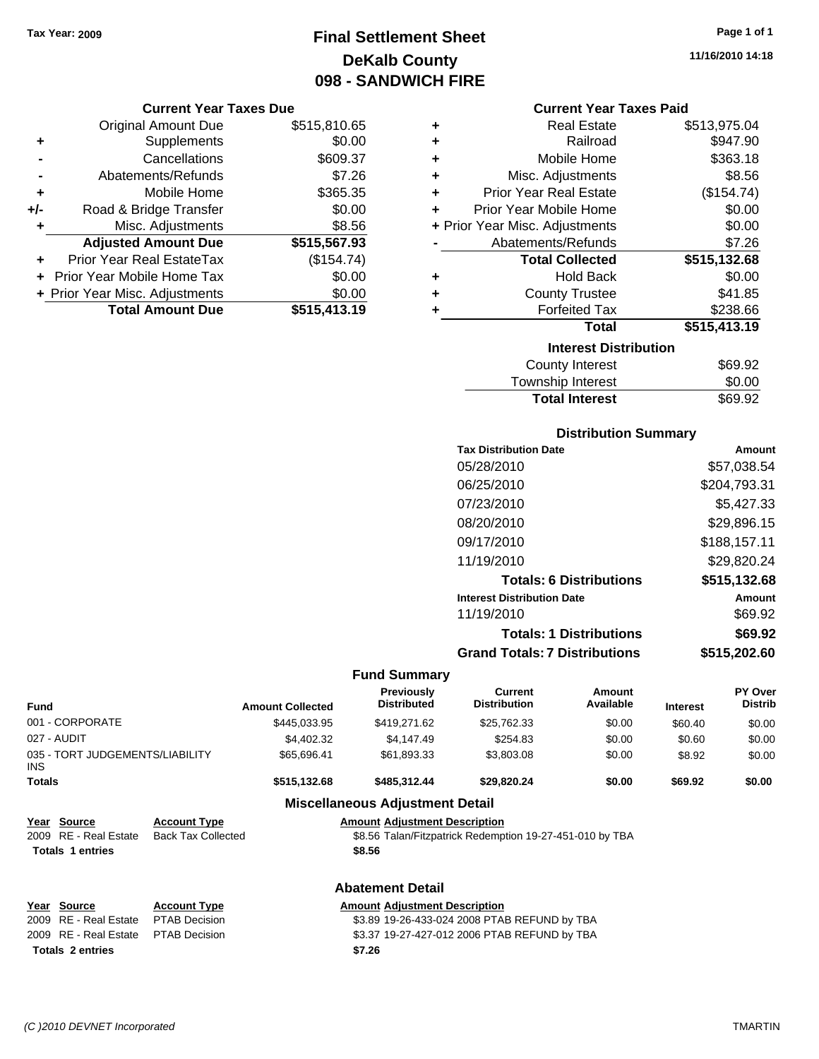Tax Year: 2009

# Final Settlement Sheet
## DeKalb County
## 098 - SANDWICH FIRE

11/16/2010 14:18

### Current Year Taxes Due

| | | |
|---|---|---|
| | Original Amount Due | $515,810.65 |
| + | Supplements | $0.00 |
| - | Cancellations | $609.37 |
| - | Abatements/Refunds | $7.26 |
| + | Mobile Home | $365.35 |
| +/- | Road & Bridge Transfer | $0.00 |
| + | Misc. Adjustments | $8.56 |
| | **Adjusted Amount Due** | **$515,567.93** |
| + | Prior Year Real EstateTax | ($154.74) |
| + | Prior Year Mobile Home Tax | $0.00 |
| + | Prior Year Misc. Adjustments | $0.00 |
| | **Total Amount Due** | **$515,413.19** |

### Current Year Taxes Paid

| | | |
|---|---|---|
| + | Real Estate | $513,975.04 |
| + | Railroad | $947.90 |
| + | Mobile Home | $363.18 |
| + | Misc. Adjustments | $8.56 |
| + | Prior Year Real Estate | ($154.74) |
| + | Prior Year Mobile Home | $0.00 |
| + | Prior Year Misc. Adjustments | $0.00 |
| - | Abatements/Refunds | $7.26 |
| | **Total Collected** | **$515,132.68** |
| + | Hold Back | $0.00 |
| + | County Trustee | $41.85 |
| + | Forfeited Tax | $238.66 |
| | **Total** | **$515,413.19** |

### Interest Distribution

| | |
|---|---|
| County Interest | $69.92 |
| Township Interest | $0.00 |
| **Total Interest** | $69.92 |

### Distribution Summary

| Tax Distribution Date | Amount |
|---|---|
| 05/28/2010 | $57,038.54 |
| 06/25/2010 | $204,793.31 |
| 07/23/2010 | $5,427.33 |
| 08/20/2010 | $29,896.15 |
| 09/17/2010 | $188,157.11 |
| 11/19/2010 | $29,820.24 |
| **Totals: 6 Distributions** | **$515,132.68** |
| **Interest Distribution Date** | **Amount** |
| 11/19/2010 | $69.92 |
| **Totals: 1 Distributions** | **$69.92** |
| **Grand Totals: 7 Distributions** | **$515,202.60** |

### Fund Summary

| Fund | Amount Collected | Previously Distributed | Current Distribution | Amount Available | Interest | PY Over Distrib |
|---|---|---|---|---|---|---|
| 001 - CORPORATE | $445,033.95 | $419,271.62 | $25,762.33 | $0.00 | $60.40 | $0.00 |
| 027 - AUDIT | $4,402.32 | $4,147.49 | $254.83 | $0.00 | $0.60 | $0.00 |
| 035 - TORT JUDGEMENTS/LIABILITY INS | $65,696.41 | $61,893.33 | $3,803.08 | $0.00 | $8.92 | $0.00 |
| **Totals** | **$515,132.68** | **$485,312.44** | **$29,820.24** | **$0.00** | **$69.92** | **$0.00** |

### Miscellaneous Adjustment Detail

| Year | Source | Account Type | Amount | Adjustment Description |
|---|---|---|---|---|
| 2009 | RE - Real Estate | Back Tax Collected | $8.56 | Talan/Fitzpatrick Redemption 19-27-451-010 by TBA |
| **Totals** | **1 entries** | | **$8.56** | |

### Abatement Detail

| Year | Source | Account Type | Amount | Adjustment Description |
|---|---|---|---|---|
| 2009 | RE - Real Estate | PTAB Decision | $3.89 | 19-26-433-024 2008 PTAB REFUND by TBA |
| 2009 | RE - Real Estate | PTAB Decision | $3.37 | 19-27-427-012 2006 PTAB REFUND by TBA |
| **Totals** | **2 entries** | | **$7.26** | |

(C )2010 DEVNET Incorporated TMARTIN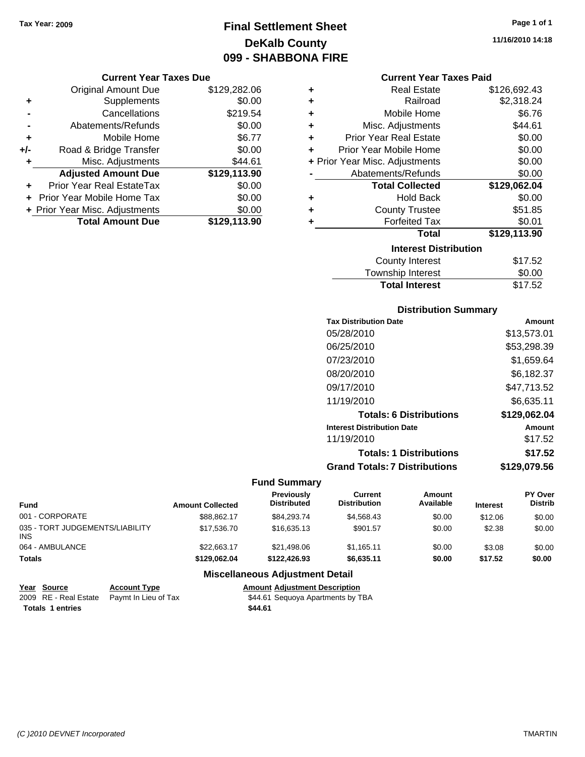Tax Year: 2009

# Final Settlement Sheet
## DeKalb County
## 099 - SHABBONA FIRE

11/16/2010 14:18

### Current Year Taxes Due

| | | |
|---|---|---|
| | Original Amount Due | $129,282.06 |
| + | Supplements | $0.00 |
| - | Cancellations | $219.54 |
| - | Abatements/Refunds | $0.00 |
| + | Mobile Home | $6.77 |
| +/- | Road & Bridge Transfer | $0.00 |
| + | Misc. Adjustments | $44.61 |
| | **Adjusted Amount Due** | **$129,113.90** |
| + | Prior Year Real EstateTax | $0.00 |
| + | Prior Year Mobile Home Tax | $0.00 |
| + | Prior Year Misc. Adjustments | $0.00 |
| | **Total Amount Due** | **$129,113.90** |

### Current Year Taxes Paid

| | | |
|---|---|---|
| + | Real Estate | $126,692.43 |
| + | Railroad | $2,318.24 |
| + | Mobile Home | $6.76 |
| + | Misc. Adjustments | $44.61 |
| + | Prior Year Real Estate | $0.00 |
| + | Prior Year Mobile Home | $0.00 |
| + | Prior Year Misc. Adjustments | $0.00 |
| - | Abatements/Refunds | $0.00 |
| | **Total Collected** | **$129,062.04** |
| + | Hold Back | $0.00 |
| + | County Trustee | $51.85 |
| + | Forfeited Tax | $0.01 |
| | **Total** | **$129,113.90** |

### Interest Distribution

| | |
|---|---|
| County Interest | $17.52 |
| Township Interest | $0.00 |
| **Total Interest** | $17.52 |

### Distribution Summary

| Tax Distribution Date | Amount |
|---|---|
| 05/28/2010 | $13,573.01 |
| 06/25/2010 | $53,298.39 |
| 07/23/2010 | $1,659.64 |
| 08/20/2010 | $6,182.37 |
| 09/17/2010 | $47,713.52 |
| 11/19/2010 | $6,635.11 |
| **Totals: 6 Distributions** | **$129,062.04** |
| **Interest Distribution Date** | **Amount** |
| 11/19/2010 | $17.52 |
| **Totals: 1 Distributions** | **$17.52** |
| **Grand Totals: 7 Distributions** | **$129,079.56** |

### Fund Summary

| Fund | Amount Collected | Previously Distributed | Current Distribution | Amount Available | Interest | PY Over Distrib |
|---|---|---|---|---|---|---|
| 001 - CORPORATE | $88,862.17 | $84,293.74 | $4,568.43 | $0.00 | $12.06 | $0.00 |
| 035 - TORT JUDGEMENTS/LIABILITY INS | $17,536.70 | $16,635.13 | $901.57 | $0.00 | $2.38 | $0.00 |
| 064 - AMBULANCE | $22,663.17 | $21,498.06 | $1,165.11 | $0.00 | $3.08 | $0.00 |
| **Totals** | **$129,062.04** | **$122,426.93** | **$6,635.11** | **$0.00** | **$17.52** | **$0.00** |

### Miscellaneous Adjustment Detail

| Year | Source | Account Type | Amount | Adjustment Description |
|---|---|---|---|---|
| 2009 | RE - Real Estate | Paymt In Lieu of Tax | $44.61 | Sequoya Apartments by TBA |
| **Totals** | **1 entries** | | **$44.61** | |

(C )2010 DEVNET Incorporated TMARTIN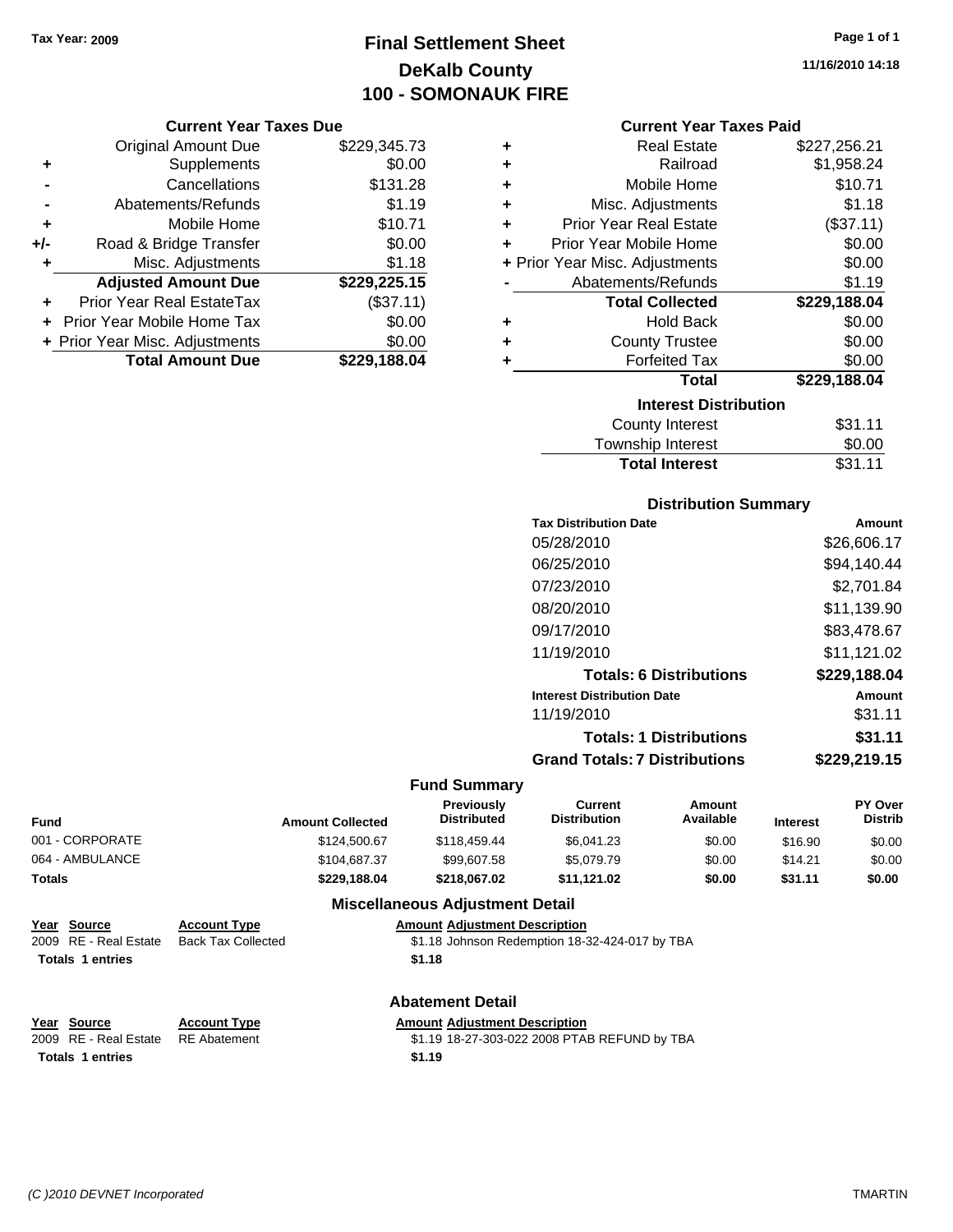Tax Year: 2009

# Final Settlement Sheet
## DeKalb County
## 100 - SOMONAUK FIRE

11/16/2010 14:18

### Current Year Taxes Due

| | | |
|---|---|---|
| | Original Amount Due | $229,345.73 |
| + | Supplements | $0.00 |
| - | Cancellations | $131.28 |
| - | Abatements/Refunds | $1.19 |
| + | Mobile Home | $10.71 |
| +/- | Road & Bridge Transfer | $0.00 |
| + | Misc. Adjustments | $1.18 |
| | **Adjusted Amount Due** | **$229,225.15** |
| + | Prior Year Real EstateTax | ($37.11) |
| + | Prior Year Mobile Home Tax | $0.00 |
| + | Prior Year Misc. Adjustments | $0.00 |
| | **Total Amount Due** | **$229,188.04** |

### Current Year Taxes Paid

| | | |
|---|---|---|
| + | Real Estate | $227,256.21 |
| + | Railroad | $1,958.24 |
| + | Mobile Home | $10.71 |
| + | Misc. Adjustments | $1.18 |
| + | Prior Year Real Estate | ($37.11) |
| + | Prior Year Mobile Home | $0.00 |
| + | Prior Year Misc. Adjustments | $0.00 |
| - | Abatements/Refunds | $1.19 |
| | **Total Collected** | **$229,188.04** |
| + | Hold Back | $0.00 |
| + | County Trustee | $0.00 |
| + | Forfeited Tax | $0.00 |
| | **Total** | **$229,188.04** |

### Interest Distribution

| | |
|---|---|
| County Interest | $31.11 |
| Township Interest | $0.00 |
| **Total Interest** | $31.11 |

### Distribution Summary

| Tax Distribution Date | Amount |
|---|---|
| 05/28/2010 | $26,606.17 |
| 06/25/2010 | $94,140.44 |
| 07/23/2010 | $2,701.84 |
| 08/20/2010 | $11,139.90 |
| 09/17/2010 | $83,478.67 |
| 11/19/2010 | $11,121.02 |
| **Totals: 6 Distributions** | **$229,188.04** |
| **Interest Distribution Date** | **Amount** |
| 11/19/2010 | $31.11 |
| **Totals: 1 Distributions** | **$31.11** |
| **Grand Totals: 7 Distributions** | **$229,219.15** |

### Fund Summary

| Fund | Amount Collected | Previously Distributed | Current Distribution | Amount Available | Interest | PY Over Distrib |
|---|---|---|---|---|---|---|
| 001 - CORPORATE | $124,500.67 | $118,459.44 | $6,041.23 | $0.00 | $16.90 | $0.00 |
| 064 - AMBULANCE | $104,687.37 | $99,607.58 | $5,079.79 | $0.00 | $14.21 | $0.00 |
| **Totals** | **$229,188.04** | **$218,067.02** | **$11,121.02** | **$0.00** | **$31.11** | **$0.00** |

### Miscellaneous Adjustment Detail

| Year | Source | Account Type | Amount | Adjustment Description |
|---|---|---|---|---|
| 2009 | RE - Real Estate | Back Tax Collected | $1.18 | Johnson Redemption 18-32-424-017 by TBA |
| **Totals 1 entries** | | | **$1.18** | |

### Abatement Detail

| Year | Source | Account Type | Amount | Adjustment Description |
|---|---|---|---|---|
| 2009 | RE - Real Estate | RE Abatement | $1.19 | 18-27-303-022 2008 PTAB REFUND by TBA |
| **Totals 1 entries** | | | **$1.19** | |

(C )2010 DEVNET Incorporated TMARTIN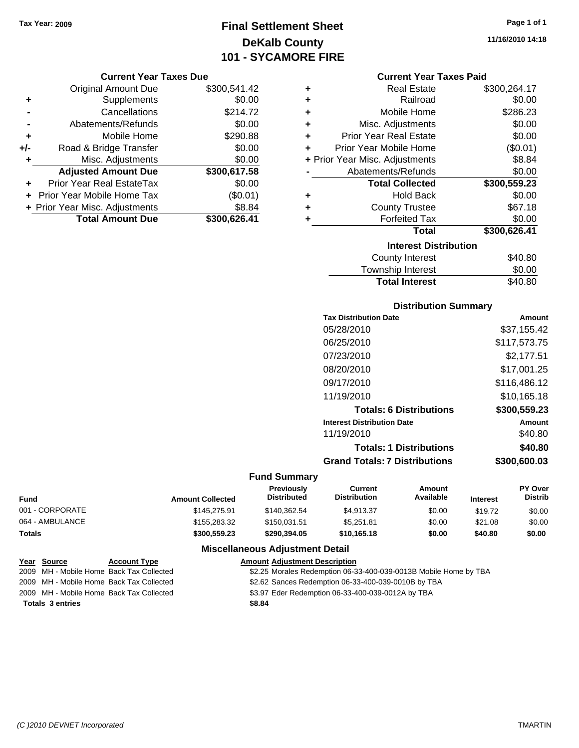Tax Year: 2009

# Final Settlement Sheet
## DeKalb County
## 101 - SYCAMORE FIRE

11/16/2010 14:18

### Current Year Taxes Due

| | | |
|---|---|---|
| | Original Amount Due | $300,541.42 |
| + | Supplements | $0.00 |
| - | Cancellations | $214.72 |
| - | Abatements/Refunds | $0.00 |
| + | Mobile Home | $290.88 |
| +/- | Road & Bridge Transfer | $0.00 |
| + | Misc. Adjustments | $0.00 |
| | **Adjusted Amount Due** | **$300,617.58** |
| + | Prior Year Real EstateTax | $0.00 |
| + | Prior Year Mobile Home Tax | ($0.01) |
| + | Prior Year Misc. Adjustments | $8.84 |
| | **Total Amount Due** | **$300,626.41** |

### Current Year Taxes Paid

| | | |
|---|---|---|
| + | Real Estate | $300,264.17 |
| + | Railroad | $0.00 |
| + | Mobile Home | $286.23 |
| + | Misc. Adjustments | $0.00 |
| + | Prior Year Real Estate | $0.00 |
| + | Prior Year Mobile Home | ($0.01) |
| + | Prior Year Misc. Adjustments | $8.84 |
| - | Abatements/Refunds | $0.00 |
| | **Total Collected** | **$300,559.23** |
| + | Hold Back | $0.00 |
| + | County Trustee | $67.18 |
| + | Forfeited Tax | $0.00 |
| | **Total** | **$300,626.41** |

### Interest Distribution

| | |
|---|---|
| County Interest | $40.80 |
| Township Interest | $0.00 |
| **Total Interest** | $40.80 |

### Distribution Summary

| Tax Distribution Date | Amount |
|---|---|
| 05/28/2010 | $37,155.42 |
| 06/25/2010 | $117,573.75 |
| 07/23/2010 | $2,177.51 |
| 08/20/2010 | $17,001.25 |
| 09/17/2010 | $116,486.12 |
| 11/19/2010 | $10,165.18 |
| **Totals: 6 Distributions** | **$300,559.23** |
| **Interest Distribution Date** | **Amount** |
| 11/19/2010 | $40.80 |
| **Totals: 1 Distributions** | **$40.80** |
| **Grand Totals: 7 Distributions** | **$300,600.03** |

### Fund Summary

| Fund | Amount Collected | Previously Distributed | Current Distribution | Amount Available | Interest | PY Over Distrib |
|---|---|---|---|---|---|---|
| 001 - CORPORATE | $145,275.91 | $140,362.54 | $4,913.37 | $0.00 | $19.72 | $0.00 |
| 064 - AMBULANCE | $155,283.32 | $150,031.51 | $5,251.81 | $0.00 | $21.08 | $0.00 |
| **Totals** | **$300,559.23** | **$290,394.05** | **$10,165.18** | **$0.00** | **$40.80** | **$0.00** |

### Miscellaneous Adjustment Detail

| Year | Source | Account Type | Amount | Adjustment Description |
|---|---|---|---|---|
| 2009 | MH - Mobile Home | Back Tax Collected | $2.25 | Morales Redemption 06-33-400-039-0013B Mobile Home by TBA |
| 2009 | MH - Mobile Home | Back Tax Collected | $2.62 | Sances Redemption 06-33-400-039-0010B by TBA |
| 2009 | MH - Mobile Home | Back Tax Collected | $3.97 | Eder Redemption 06-33-400-039-0012A by TBA |
| **Totals** | **3 entries** | | **$8.84** | |

(C )2010 DEVNET Incorporated TMARTIN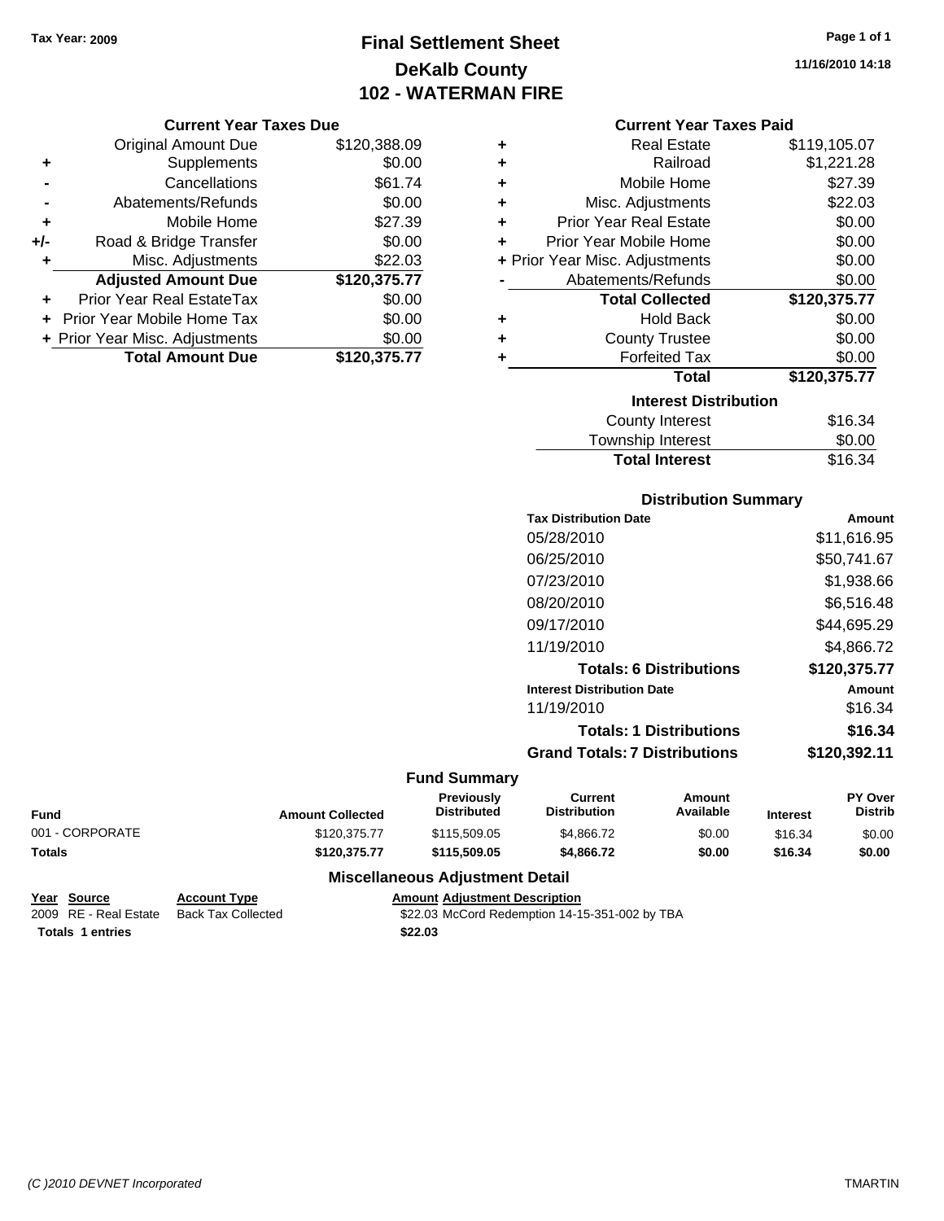Tax Year: 2009

# Final Settlement Sheet
## DeKalb County
## 102 - WATERMAN FIRE

11/16/2010 14:18

### Current Year Taxes Due

| | | |
|---|---|---|
| | Original Amount Due | $120,388.09 |
| + | Supplements | $0.00 |
| - | Cancellations | $61.74 |
| - | Abatements/Refunds | $0.00 |
| + | Mobile Home | $27.39 |
| +/- | Road & Bridge Transfer | $0.00 |
| + | Misc. Adjustments | $22.03 |
| | **Adjusted Amount Due** | **$120,375.77** |
| + | Prior Year Real EstateTax | $0.00 |
| + | Prior Year Mobile Home Tax | $0.00 |
| + | Prior Year Misc. Adjustments | $0.00 |
| | **Total Amount Due** | **$120,375.77** |

### Current Year Taxes Paid

| | | |
|---|---|---|
| + | Real Estate | $119,105.07 |
| + | Railroad | $1,221.28 |
| + | Mobile Home | $27.39 |
| + | Misc. Adjustments | $22.03 |
| + | Prior Year Real Estate | $0.00 |
| + | Prior Year Mobile Home | $0.00 |
| + | Prior Year Misc. Adjustments | $0.00 |
| - | Abatements/Refunds | $0.00 |
| | **Total Collected** | **$120,375.77** |
| + | Hold Back | $0.00 |
| + | County Trustee | $0.00 |
| + | Forfeited Tax | $0.00 |
| | **Total** | **$120,375.77** |

### Interest Distribution

| | |
|---|---|
| County Interest | $16.34 |
| Township Interest | $0.00 |
| **Total Interest** | $16.34 |

### Distribution Summary

| Tax Distribution Date | Amount |
|---|---|
| 05/28/2010 | $11,616.95 |
| 06/25/2010 | $50,741.67 |
| 07/23/2010 | $1,938.66 |
| 08/20/2010 | $6,516.48 |
| 09/17/2010 | $44,695.29 |
| 11/19/2010 | $4,866.72 |
| **Totals: 6 Distributions** | **$120,375.77** |
| **Interest Distribution Date** | **Amount** |
| 11/19/2010 | $16.34 |
| **Totals: 1 Distributions** | **$16.34** |
| **Grand Totals: 7 Distributions** | **$120,392.11** |

### Fund Summary

| Fund | Amount Collected | Previously Distributed | Current Distribution | Amount Available | Interest | PY Over Distrib |
|---|---|---|---|---|---|---|
| 001 - CORPORATE | $120,375.77 | $115,509.05 | $4,866.72 | $0.00 | $16.34 | $0.00 |
| **Totals** | **$120,375.77** | **$115,509.05** | **$4,866.72** | **$0.00** | **$16.34** | **$0.00** |

### Miscellaneous Adjustment Detail

| Year | Source | Account Type | Amount | Adjustment Description |
|---|---|---|---|---|
| 2009 | RE - Real Estate | Back Tax Collected | $22.03 | McCord Redemption 14-15-351-002 by TBA |
| **Totals 1 entries** | | | **$22.03** | |

(C )2010 DEVNET Incorporated — TMARTIN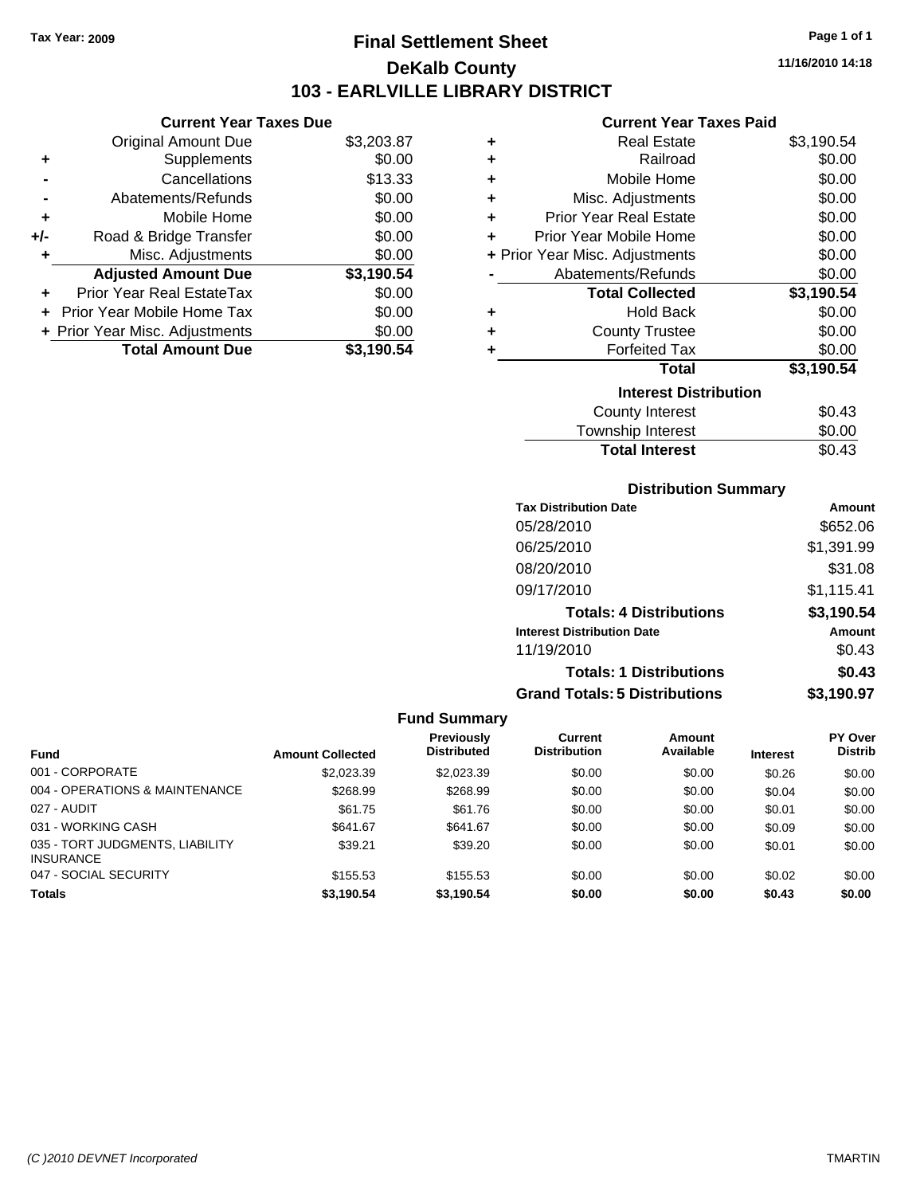Tax Year: 2009

# Final Settlement Sheet

## DeKalb County

## 103 - EARLVILLE LIBRARY DISTRICT

11/16/2010 14:18

### Current Year Taxes Due

| | | |
|---|---|---|
| | Original Amount Due | $3,203.87 |
| + | Supplements | $0.00 |
| - | Cancellations | $13.33 |
| - | Abatements/Refunds | $0.00 |
| + | Mobile Home | $0.00 |
| +/- | Road & Bridge Transfer | $0.00 |
| + | Misc. Adjustments | $0.00 |
| | **Adjusted Amount Due** | **$3,190.54** |
| + | Prior Year Real EstateTax | $0.00 |
| + | Prior Year Mobile Home Tax | $0.00 |
| + | Prior Year Misc. Adjustments | $0.00 |
| | **Total Amount Due** | **$3,190.54** |

### Current Year Taxes Paid

| | | |
|---|---|---|
| + | Real Estate | $3,190.54 |
| + | Railroad | $0.00 |
| + | Mobile Home | $0.00 |
| + | Misc. Adjustments | $0.00 |
| + | Prior Year Real Estate | $0.00 |
| + | Prior Year Mobile Home | $0.00 |
| + | Prior Year Misc. Adjustments | $0.00 |
| - | Abatements/Refunds | $0.00 |
| | **Total Collected** | **$3,190.54** |
| + | Hold Back | $0.00 |
| + | County Trustee | $0.00 |
| + | Forfeited Tax | $0.00 |
| | **Total** | **$3,190.54** |

### Interest Distribution

| | |
|---|---|
| County Interest | $0.43 |
| Township Interest | $0.00 |
| **Total Interest** | $0.43 |

### Distribution Summary

| Tax Distribution Date | Amount |
|---|---|
| 05/28/2010 | $652.06 |
| 06/25/2010 | $1,391.99 |
| 08/20/2010 | $31.08 |
| 09/17/2010 | $1,115.41 |
| **Totals: 4 Distributions** | **$3,190.54** |
| **Interest Distribution Date** | **Amount** |
| 11/19/2010 | $0.43 |
| **Totals: 1 Distributions** | **$0.43** |
| **Grand Totals: 5 Distributions** | **$3,190.97** |

### Fund Summary

| Fund | Amount Collected | Previously Distributed | Current Distribution | Amount Available | Interest | PY Over Distrib |
|---|---|---|---|---|---|---|
| 001 - CORPORATE | $2,023.39 | $2,023.39 | $0.00 | $0.00 | $0.26 | $0.00 |
| 004 - OPERATIONS & MAINTENANCE | $268.99 | $268.99 | $0.00 | $0.00 | $0.04 | $0.00 |
| 027 - AUDIT | $61.75 | $61.76 | $0.00 | $0.00 | $0.01 | $0.00 |
| 031 - WORKING CASH | $641.67 | $641.67 | $0.00 | $0.00 | $0.09 | $0.00 |
| 035 - TORT JUDGMENTS, LIABILITY INSURANCE | $39.21 | $39.20 | $0.00 | $0.00 | $0.01 | $0.00 |
| 047 - SOCIAL SECURITY | $155.53 | $155.53 | $0.00 | $0.00 | $0.02 | $0.00 |
| **Totals** | **$3,190.54** | **$3,190.54** | **$0.00** | **$0.00** | **$0.43** | **$0.00** |

(C )2010 DEVNET Incorporated TMARTIN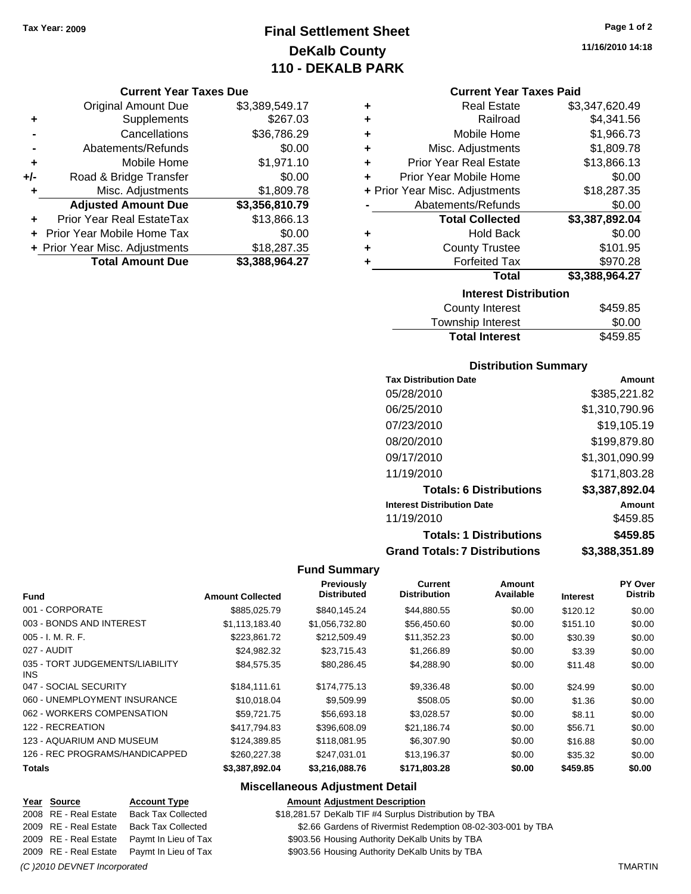Tax Year: 2009

# Final Settlement Sheet
## DeKalb County
## 110 - DEKALB PARK

11/16/2010 14:18

### Current Year Taxes Due

| | | |
|---|---|---|
| | Original Amount Due | $3,389,549.17 |
| + | Supplements | $267.03 |
| - | Cancellations | $36,786.29 |
| - | Abatements/Refunds | $0.00 |
| + | Mobile Home | $1,971.10 |
| +/- | Road & Bridge Transfer | $0.00 |
| + | Misc. Adjustments | $1,809.78 |
| | **Adjusted Amount Due** | **$3,356,810.79** |
| + | Prior Year Real EstateTax | $13,866.13 |
| + | Prior Year Mobile Home Tax | $0.00 |
| + | Prior Year Misc. Adjustments | $18,287.35 |
| | **Total Amount Due** | **$3,388,964.27** |

### Current Year Taxes Paid

| | | |
|---|---|---|
| + | Real Estate | $3,347,620.49 |
| + | Railroad | $4,341.56 |
| + | Mobile Home | $1,966.73 |
| + | Misc. Adjustments | $1,809.78 |
| + | Prior Year Real Estate | $13,866.13 |
| + | Prior Year Mobile Home | $0.00 |
| + | Prior Year Misc. Adjustments | $18,287.35 |
| - | Abatements/Refunds | $0.00 |
| | **Total Collected** | **$3,387,892.04** |
| + | Hold Back | $0.00 |
| + | County Trustee | $101.95 |
| + | Forfeited Tax | $970.28 |
| | **Total** | **$3,388,964.27** |

### Interest Distribution

| | |
|---|---|
| County Interest | $459.85 |
| Township Interest | $0.00 |
| **Total Interest** | $459.85 |

### Distribution Summary

| Tax Distribution Date | Amount |
|---|---|
| 05/28/2010 | $385,221.82 |
| 06/25/2010 | $1,310,790.96 |
| 07/23/2010 | $19,105.19 |
| 08/20/2010 | $199,879.80 |
| 09/17/2010 | $1,301,090.99 |
| 11/19/2010 | $171,803.28 |
| **Totals: 6 Distributions** | **$3,387,892.04** |
| **Interest Distribution Date** | **Amount** |
| 11/19/2010 | $459.85 |
| **Totals: 1 Distributions** | **$459.85** |
| **Grand Totals: 7 Distributions** | **$3,388,351.89** |

### Fund Summary

| Fund | Amount Collected | Previously Distributed | Current Distribution | Amount Available | Interest | PY Over Distrib |
|---|---|---|---|---|---|---|
| 001 - CORPORATE | $885,025.79 | $840,145.24 | $44,880.55 | $0.00 | $120.12 | $0.00 |
| 003 - BONDS AND INTEREST | $1,113,183.40 | $1,056,732.80 | $56,450.60 | $0.00 | $151.10 | $0.00 |
| 005 - I. M. R. F. | $223,861.72 | $212,509.49 | $11,352.23 | $0.00 | $30.39 | $0.00 |
| 027 - AUDIT | $24,982.32 | $23,715.43 | $1,266.89 | $0.00 | $3.39 | $0.00 |
| 035 - TORT JUDGEMENTS/LIABILITY INS | $84,575.35 | $80,286.45 | $4,288.90 | $0.00 | $11.48 | $0.00 |
| 047 - SOCIAL SECURITY | $184,111.61 | $174,775.13 | $9,336.48 | $0.00 | $24.99 | $0.00 |
| 060 - UNEMPLOYMENT INSURANCE | $10,018.04 | $9,509.99 | $508.05 | $0.00 | $1.36 | $0.00 |
| 062 - WORKERS COMPENSATION | $59,721.75 | $56,693.18 | $3,028.57 | $0.00 | $8.11 | $0.00 |
| 122 - RECREATION | $417,794.83 | $396,608.09 | $21,186.74 | $0.00 | $56.71 | $0.00 |
| 123 - AQUARIUM AND MUSEUM | $124,389.85 | $118,081.95 | $6,307.90 | $0.00 | $16.88 | $0.00 |
| 126 - REC PROGRAMS/HANDICAPPED | $260,227.38 | $247,031.01 | $13,196.37 | $0.00 | $35.32 | $0.00 |
| **Totals** | **$3,387,892.04** | **$3,216,088.76** | **$171,803.28** | **$0.00** | **$459.85** | **$0.00** |

### Miscellaneous Adjustment Detail

| Year | Source | Account Type | Amount | Adjustment Description |
|---|---|---|---|---|
| 2008 | RE - Real Estate | Back Tax Collected | $18,281.57 | DeKalb TIF #4 Surplus Distribution by TBA |
| 2009 | RE - Real Estate | Back Tax Collected | $2.66 | Gardens of Rivermist Redemption 08-02-303-001 by TBA |
| 2009 | RE - Real Estate | Paymt In Lieu of Tax | $903.56 | Housing Authority DeKalb Units by TBA |
| 2009 | RE - Real Estate | Paymt In Lieu of Tax | $903.56 | Housing Authority DeKalb Units by TBA |

(C )2010 DEVNET Incorporated TMARTIN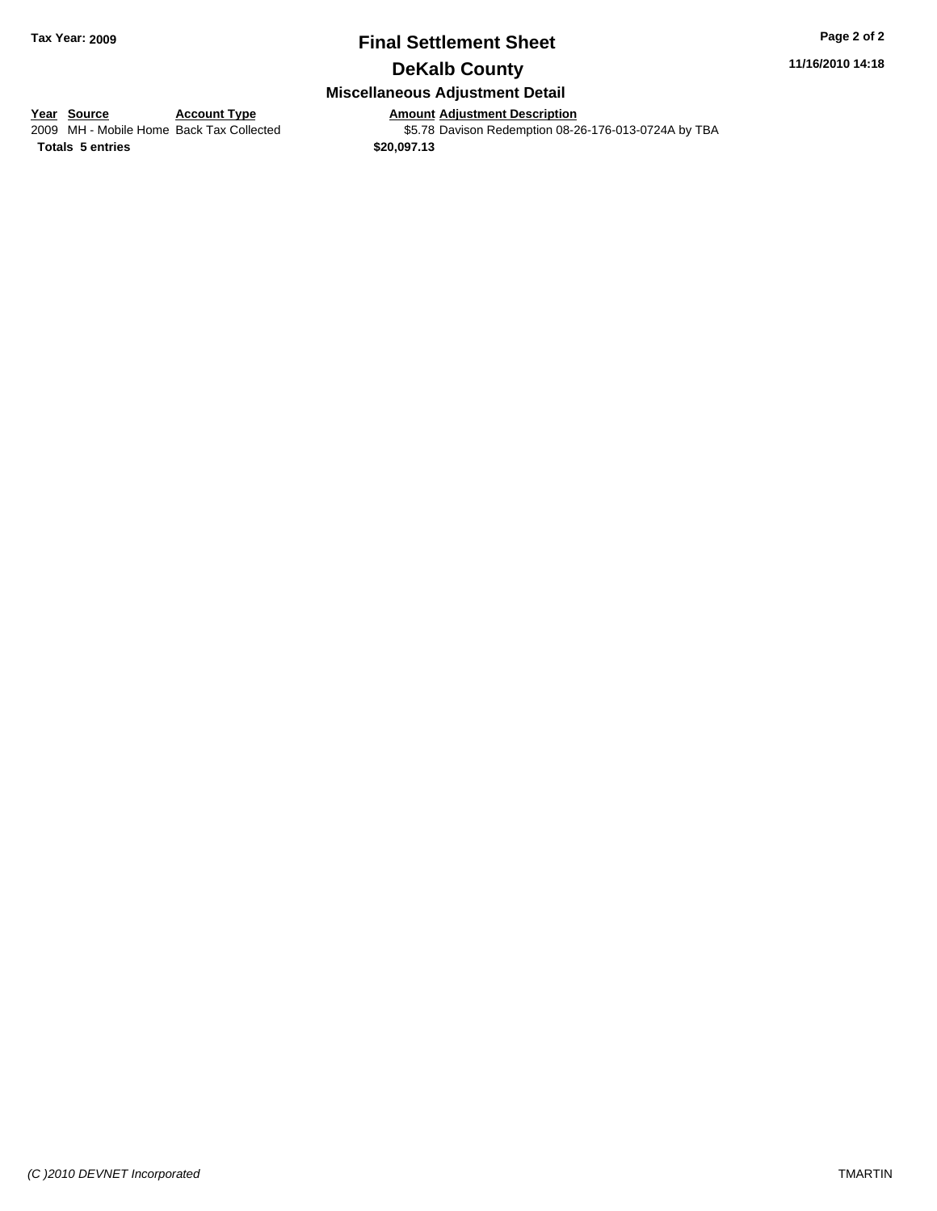# Final Settlement Sheet

## DeKalb County

### Miscellaneous Adjustment Detail

| Year | Source | Account Type | Amount | Adjustment Description |
|---|---|---|---|---|
| 2009 | MH - Mobile Home | Back Tax Collected | $5.78 | Davison Redemption 08-26-176-013-0724A by TBA |
| **Totals 5 entries** | | | **$20,097.13** | |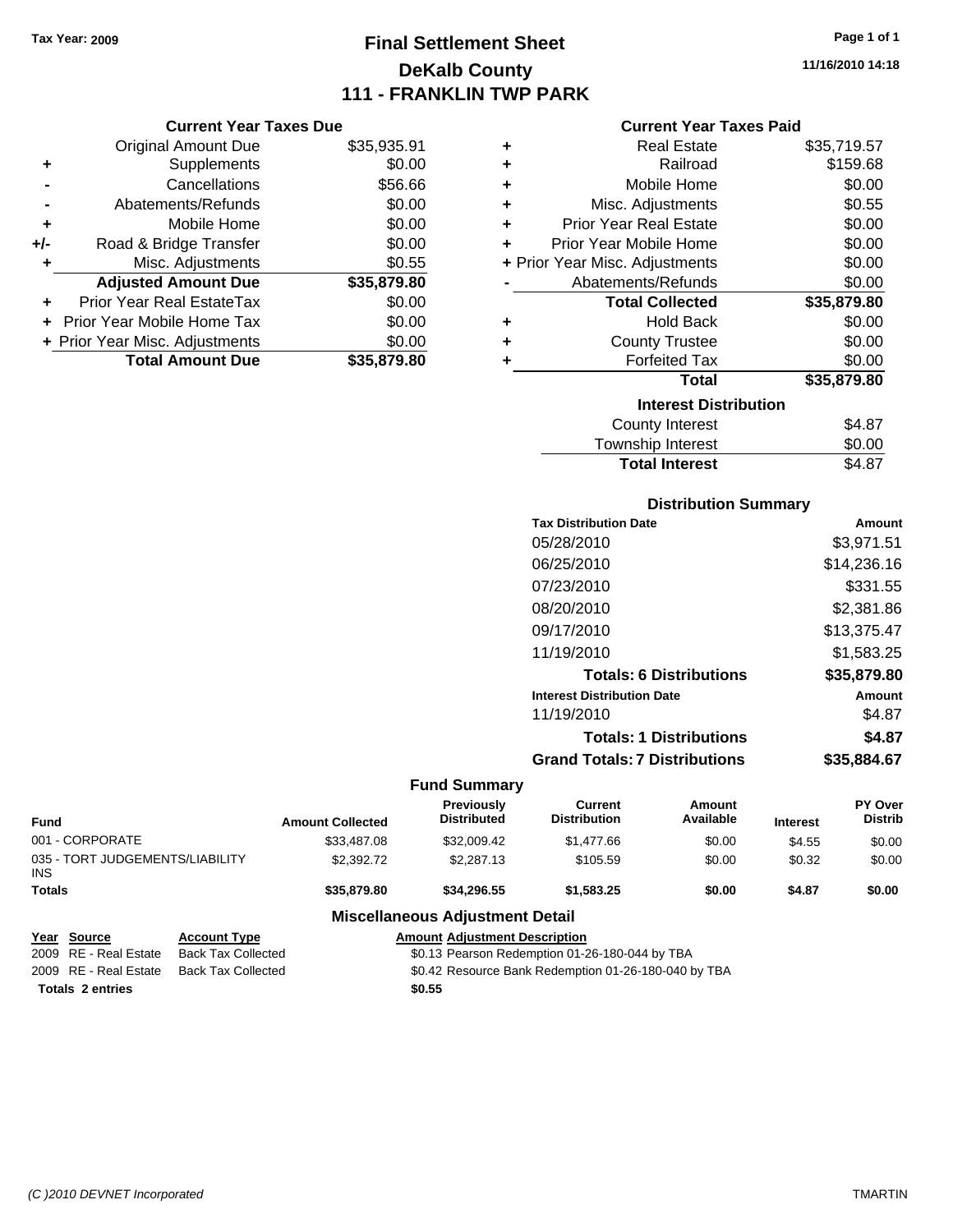**Tax Year: 2009**

# Final Settlement Sheet
## DeKalb County
## 111 - FRANKLIN TWP PARK

11/16/2010 14:18

### Current Year Taxes Due

| | | |
|---|---|---|
| | Original Amount Due | $35,935.91 |
| + | Supplements | $0.00 |
| - | Cancellations | $56.66 |
| - | Abatements/Refunds | $0.00 |
| + | Mobile Home | $0.00 |
| +/- | Road & Bridge Transfer | $0.00 |
| + | Misc. Adjustments | $0.55 |
| | **Adjusted Amount Due** | **$35,879.80** |
| + | Prior Year Real EstateTax | $0.00 |
| + | Prior Year Mobile Home Tax | $0.00 |
| + | Prior Year Misc. Adjustments | $0.00 |
| | **Total Amount Due** | **$35,879.80** |

### Current Year Taxes Paid

| | | |
|---|---|---|
| + | Real Estate | $35,719.57 |
| + | Railroad | $159.68 |
| + | Mobile Home | $0.00 |
| + | Misc. Adjustments | $0.55 |
| + | Prior Year Real Estate | $0.00 |
| + | Prior Year Mobile Home | $0.00 |
| + | Prior Year Misc. Adjustments | $0.00 |
| - | Abatements/Refunds | $0.00 |
| | **Total Collected** | **$35,879.80** |
| + | Hold Back | $0.00 |
| + | County Trustee | $0.00 |
| + | Forfeited Tax | $0.00 |
| | **Total** | **$35,879.80** |

### Interest Distribution

| | |
|---|---|
| County Interest | $4.87 |
| Township Interest | $0.00 |
| **Total Interest** | $4.87 |

### Distribution Summary

| Tax Distribution Date | Amount |
|---|---|
| 05/28/2010 | $3,971.51 |
| 06/25/2010 | $14,236.16 |
| 07/23/2010 | $331.55 |
| 08/20/2010 | $2,381.86 |
| 09/17/2010 | $13,375.47 |
| 11/19/2010 | $1,583.25 |
| **Totals: 6 Distributions** | **$35,879.80** |
| **Interest Distribution Date** | **Amount** |
| 11/19/2010 | $4.87 |
| **Totals: 1 Distributions** | **$4.87** |
| **Grand Totals: 7 Distributions** | **$35,884.67** |

### Fund Summary

| Fund | Amount Collected | Previously Distributed | Current Distribution | Amount Available | Interest | PY Over Distrib |
|---|---|---|---|---|---|---|
| 001 - CORPORATE | $33,487.08 | $32,009.42 | $1,477.66 | $0.00 | $4.55 | $0.00 |
| 035 - TORT JUDGEMENTS/LIABILITY INS | $2,392.72 | $2,287.13 | $105.59 | $0.00 | $0.32 | $0.00 |
| **Totals** | **$35,879.80** | **$34,296.55** | **$1,583.25** | **$0.00** | **$4.87** | **$0.00** |

### Miscellaneous Adjustment Detail

| Year | Source | Account Type | Amount | Adjustment Description |
|---|---|---|---|---|
| 2009 | RE - Real Estate | Back Tax Collected | $0.13 | Pearson Redemption 01-26-180-044 by TBA |
| 2009 | RE - Real Estate | Back Tax Collected | $0.42 | Resource Bank Redemption 01-26-180-040 by TBA |
| **Totals** | **2 entries** | | **$0.55** | |

*(C )2010 DEVNET Incorporated* TMARTIN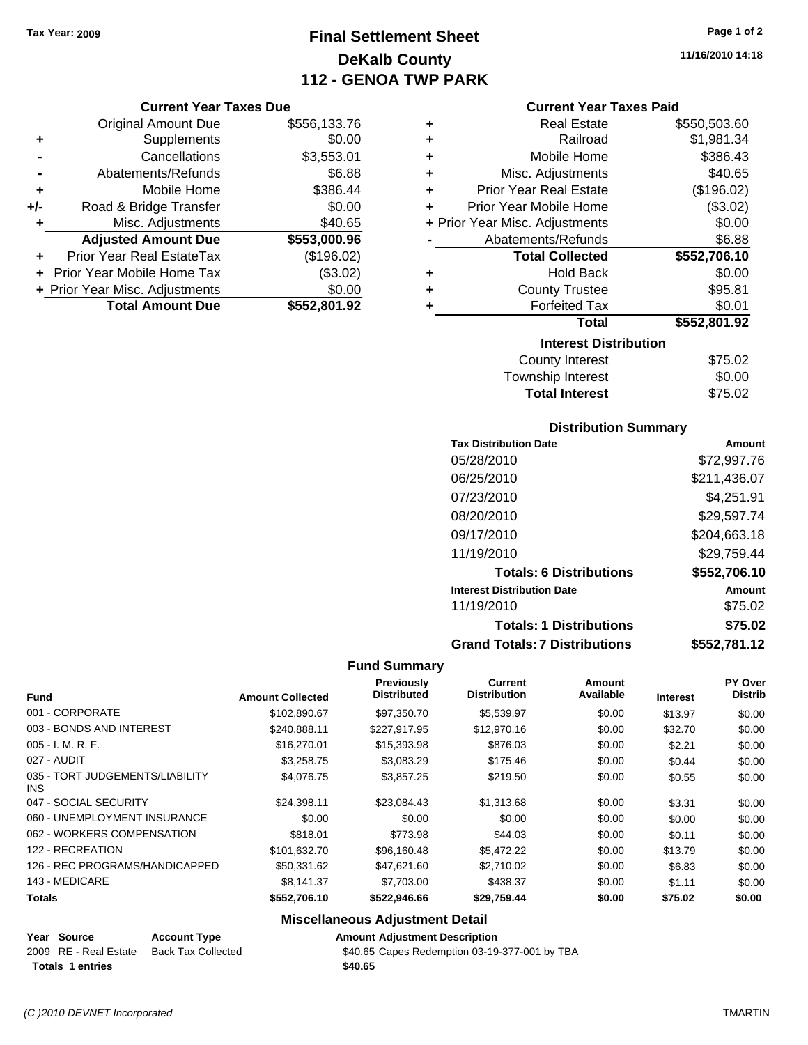Tax Year: 2009

# Final Settlement Sheet
## DeKalb County
## 112 - GENOA TWP PARK

11/16/2010 14:18

### Current Year Taxes Due

| | | |
|---|---|---|
| | Original Amount Due | $556,133.76 |
| + | Supplements | $0.00 |
| - | Cancellations | $3,553.01 |
| - | Abatements/Refunds | $6.88 |
| + | Mobile Home | $386.44 |
| +/- | Road & Bridge Transfer | $0.00 |
| + | Misc. Adjustments | $40.65 |
| | **Adjusted Amount Due** | **$553,000.96** |
| + | Prior Year Real EstateTax | ($196.02) |
| + | Prior Year Mobile Home Tax | ($3.02) |
| + | Prior Year Misc. Adjustments | $0.00 |
| | **Total Amount Due** | **$552,801.92** |

### Current Year Taxes Paid

| | | |
|---|---|---|
| + | Real Estate | $550,503.60 |
| + | Railroad | $1,981.34 |
| + | Mobile Home | $386.43 |
| + | Misc. Adjustments | $40.65 |
| + | Prior Year Real Estate | ($196.02) |
| + | Prior Year Mobile Home | ($3.02) |
| + | Prior Year Misc. Adjustments | $0.00 |
| - | Abatements/Refunds | $6.88 |
| | **Total Collected** | **$552,706.10** |
| + | Hold Back | $0.00 |
| + | County Trustee | $95.81 |
| + | Forfeited Tax | $0.01 |
| | **Total** | **$552,801.92** |

### Interest Distribution

| | |
|---|---|
| County Interest | $75.02 |
| Township Interest | $0.00 |
| **Total Interest** | $75.02 |

### Distribution Summary

| Tax Distribution Date | Amount |
|---|---|
| 05/28/2010 | $72,997.76 |
| 06/25/2010 | $211,436.07 |
| 07/23/2010 | $4,251.91 |
| 08/20/2010 | $29,597.74 |
| 09/17/2010 | $204,663.18 |
| 11/19/2010 | $29,759.44 |
| **Totals: 6 Distributions** | **$552,706.10** |
| **Interest Distribution Date** | **Amount** |
| 11/19/2010 | $75.02 |
| **Totals: 1 Distributions** | **$75.02** |
| **Grand Totals: 7 Distributions** | **$552,781.12** |

### Fund Summary

| Fund | Amount Collected | Previously Distributed | Current Distribution | Amount Available | Interest | PY Over Distrib |
|---|---|---|---|---|---|---|
| 001 - CORPORATE | $102,890.67 | $97,350.70 | $5,539.97 | $0.00 | $13.97 | $0.00 |
| 003 - BONDS AND INTEREST | $240,888.11 | $227,917.95 | $12,970.16 | $0.00 | $32.70 | $0.00 |
| 005 - I. M. R. F. | $16,270.01 | $15,393.98 | $876.03 | $0.00 | $2.21 | $0.00 |
| 027 - AUDIT | $3,258.75 | $3,083.29 | $175.46 | $0.00 | $0.44 | $0.00 |
| 035 - TORT JUDGEMENTS/LIABILITY INS | $4,076.75 | $3,857.25 | $219.50 | $0.00 | $0.55 | $0.00 |
| 047 - SOCIAL SECURITY | $24,398.11 | $23,084.43 | $1,313.68 | $0.00 | $3.31 | $0.00 |
| 060 - UNEMPLOYMENT INSURANCE | $0.00 | $0.00 | $0.00 | $0.00 | $0.00 | $0.00 |
| 062 - WORKERS COMPENSATION | $818.01 | $773.98 | $44.03 | $0.00 | $0.11 | $0.00 |
| 122 - RECREATION | $101,632.70 | $96,160.48 | $5,472.22 | $0.00 | $13.79 | $0.00 |
| 126 - REC PROGRAMS/HANDICAPPED | $50,331.62 | $47,621.60 | $2,710.02 | $0.00 | $6.83 | $0.00 |
| 143 - MEDICARE | $8,141.37 | $7,703.00 | $438.37 | $0.00 | $1.11 | $0.00 |
| **Totals** | **$552,706.10** | **$522,946.66** | **$29,759.44** | **$0.00** | **$75.02** | **$0.00** |

### Miscellaneous Adjustment Detail

| Year | Source | Account Type | Amount | Adjustment Description |
|---|---|---|---|---|
| 2009 | RE - Real Estate | Back Tax Collected | $40.65 | Capes Redemption 03-19-377-001 by TBA |
| **Totals 1 entries** | | | **$40.65** | |

(C )2010 DEVNET Incorporated TMARTIN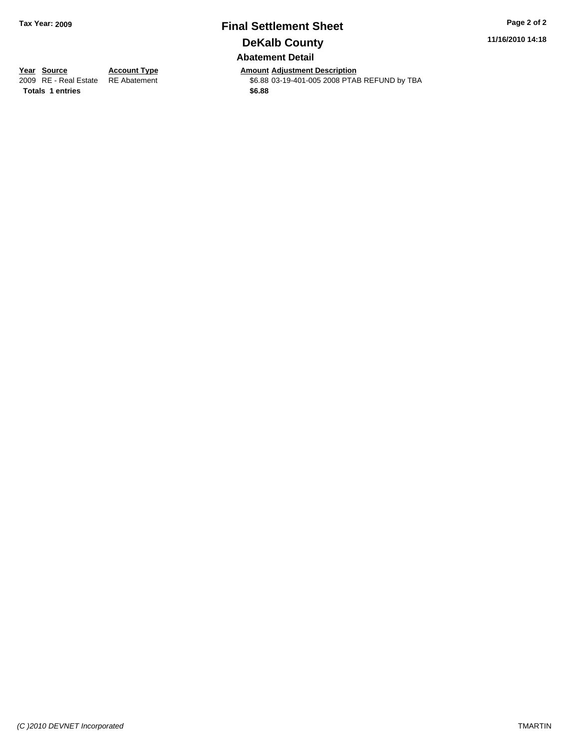# Final Settlement Sheet

## DeKalb County

### Abatement Detail

| Year | Source | Account Type | Amount | Adjustment Description |
|---|---|---|---|---|
| 2009 | RE - Real Estate | RE Abatement | $6.88 | 03-19-401-005 2008 PTAB REFUND by TBA |
| **Totals** | **1 entries** | | **$6.88** | |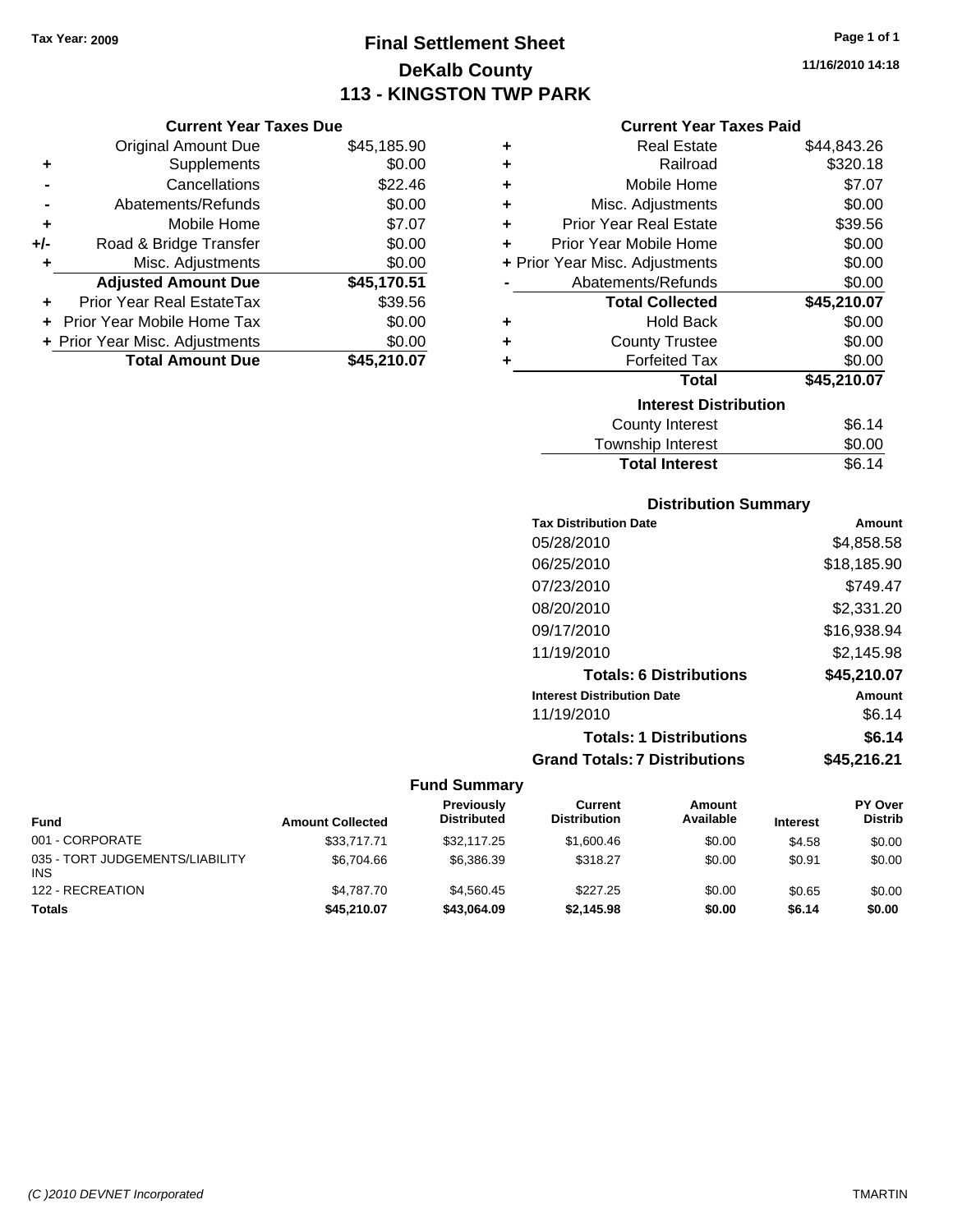Tax Year: 2009

# Final Settlement Sheet

## DeKalb County

## 113 - KINGSTON TWP PARK

11/16/2010 14:18

### Current Year Taxes Due

| | | |
|---|---|---|
| | Original Amount Due | $45,185.90 |
| + | Supplements | $0.00 |
| - | Cancellations | $22.46 |
| - | Abatements/Refunds | $0.00 |
| + | Mobile Home | $7.07 |
| +/- | Road & Bridge Transfer | $0.00 |
| + | Misc. Adjustments | $0.00 |
| | **Adjusted Amount Due** | **$45,170.51** |
| + | Prior Year Real EstateTax | $39.56 |
| + | Prior Year Mobile Home Tax | $0.00 |
| + | Prior Year Misc. Adjustments | $0.00 |
| | **Total Amount Due** | **$45,210.07** |

### Current Year Taxes Paid

| | | |
|---|---|---|
| + | Real Estate | $44,843.26 |
| + | Railroad | $320.18 |
| + | Mobile Home | $7.07 |
| + | Misc. Adjustments | $0.00 |
| + | Prior Year Real Estate | $39.56 |
| + | Prior Year Mobile Home | $0.00 |
| + | Prior Year Misc. Adjustments | $0.00 |
| - | Abatements/Refunds | $0.00 |
| | **Total Collected** | **$45,210.07** |
| + | Hold Back | $0.00 |
| + | County Trustee | $0.00 |
| + | Forfeited Tax | $0.00 |
| | **Total** | **$45,210.07** |

### Interest Distribution

| | |
|---|---|
| County Interest | $6.14 |
| Township Interest | $0.00 |
| **Total Interest** | $6.14 |

### Distribution Summary

| Tax Distribution Date | Amount |
|---|---|
| 05/28/2010 | $4,858.58 |
| 06/25/2010 | $18,185.90 |
| 07/23/2010 | $749.47 |
| 08/20/2010 | $2,331.20 |
| 09/17/2010 | $16,938.94 |
| 11/19/2010 | $2,145.98 |
| **Totals: 6 Distributions** | **$45,210.07** |
| **Interest Distribution Date** | **Amount** |
| 11/19/2010 | $6.14 |
| **Totals: 1 Distributions** | **$6.14** |
| **Grand Totals: 7 Distributions** | **$45,216.21** |

### Fund Summary

| Fund | Amount Collected | Previously Distributed | Current Distribution | Amount Available | Interest | PY Over Distrib |
|---|---|---|---|---|---|---|
| 001 - CORPORATE | $33,717.71 | $32,117.25 | $1,600.46 | $0.00 | $4.58 | $0.00 |
| 035 - TORT JUDGEMENTS/LIABILITY INS | $6,704.66 | $6,386.39 | $318.27 | $0.00 | $0.91 | $0.00 |
| 122 - RECREATION | $4,787.70 | $4,560.45 | $227.25 | $0.00 | $0.65 | $0.00 |
| **Totals** | **$45,210.07** | **$43,064.09** | **$2,145.98** | **$0.00** | **$6.14** | **$0.00** |

(C )2010 DEVNET Incorporated TMARTIN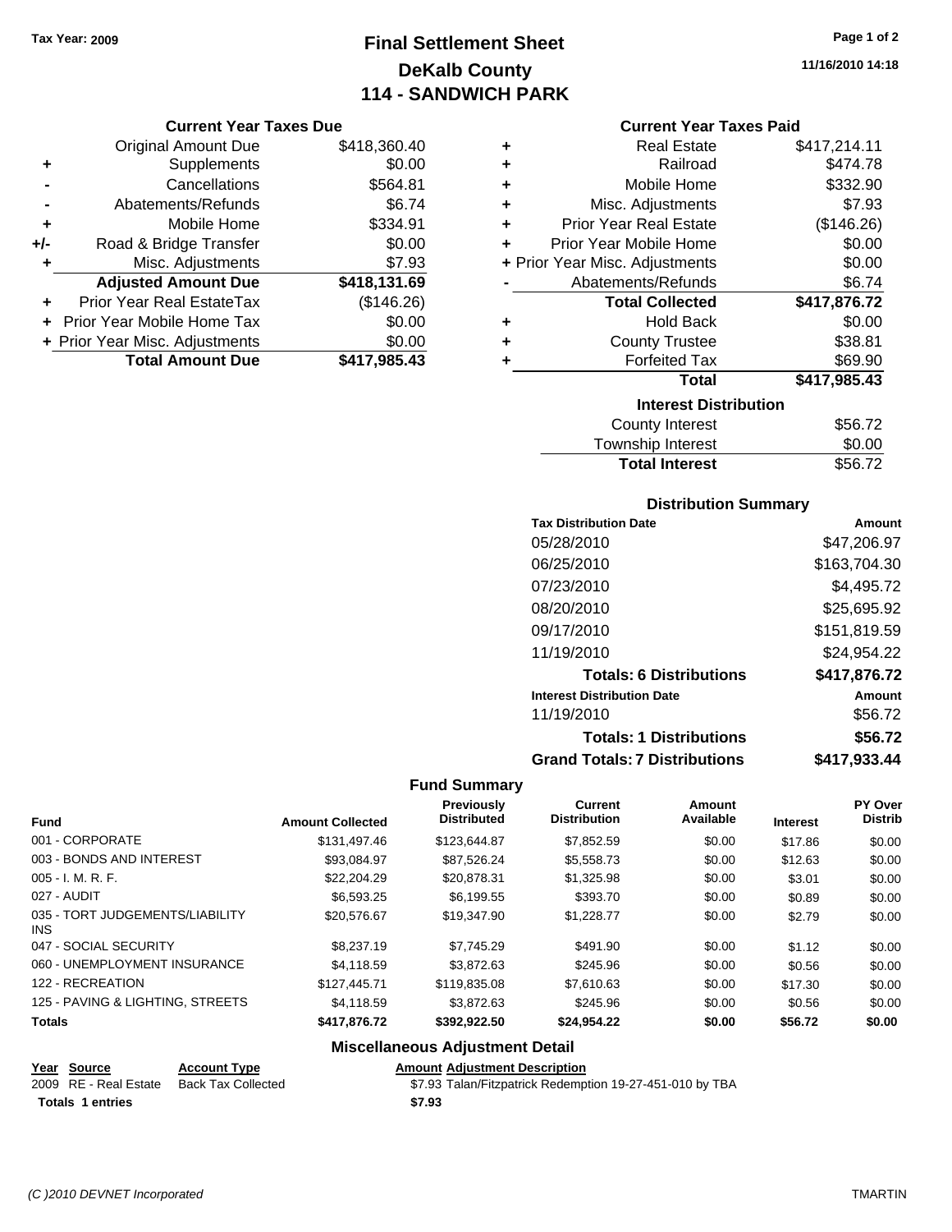# Final Settlement Sheet
## DeKalb County
## 114 - SANDWICH PARK

Tax Year: 2009

11/16/2010 14:18

### Current Year Taxes Due

| | | |
|---|---|---|
| | Original Amount Due | $418,360.40 |
| + | Supplements | $0.00 |
| - | Cancellations | $564.81 |
| - | Abatements/Refunds | $6.74 |
| + | Mobile Home | $334.91 |
| +/- | Road & Bridge Transfer | $0.00 |
| + | Misc. Adjustments | $7.93 |
| | **Adjusted Amount Due** | **$418,131.69** |
| + | Prior Year Real EstateTax | ($146.26) |
| + | Prior Year Mobile Home Tax | $0.00 |
| + | Prior Year Misc. Adjustments | $0.00 |
| | **Total Amount Due** | **$417,985.43** |

### Current Year Taxes Paid

| | | |
|---|---|---|
| + | Real Estate | $417,214.11 |
| + | Railroad | $474.78 |
| + | Mobile Home | $332.90 |
| + | Misc. Adjustments | $7.93 |
| + | Prior Year Real Estate | ($146.26) |
| + | Prior Year Mobile Home | $0.00 |
| + | Prior Year Misc. Adjustments | $0.00 |
| - | Abatements/Refunds | $6.74 |
| | **Total Collected** | **$417,876.72** |
| + | Hold Back | $0.00 |
| + | County Trustee | $38.81 |
| + | Forfeited Tax | $69.90 |
| | **Total** | **$417,985.43** |

### Interest Distribution

| | |
|---|---|
| County Interest | $56.72 |
| Township Interest | $0.00 |
| **Total Interest** | $56.72 |

### Distribution Summary

| Tax Distribution Date | Amount |
|---|---|
| 05/28/2010 | $47,206.97 |
| 06/25/2010 | $163,704.30 |
| 07/23/2010 | $4,495.72 |
| 08/20/2010 | $25,695.92 |
| 09/17/2010 | $151,819.59 |
| 11/19/2010 | $24,954.22 |
| **Totals: 6 Distributions** | **$417,876.72** |
| **Interest Distribution Date** | **Amount** |
| 11/19/2010 | $56.72 |
| **Totals: 1 Distributions** | **$56.72** |
| **Grand Totals: 7 Distributions** | **$417,933.44** |

### Fund Summary

| Fund | Amount Collected | Previously Distributed | Current Distribution | Amount Available | Interest | PY Over Distrib |
|---|---|---|---|---|---|---|
| 001 - CORPORATE | $131,497.46 | $123,644.87 | $7,852.59 | $0.00 | $17.86 | $0.00 |
| 003 - BONDS AND INTEREST | $93,084.97 | $87,526.24 | $5,558.73 | $0.00 | $12.63 | $0.00 |
| 005 - I. M. R. F. | $22,204.29 | $20,878.31 | $1,325.98 | $0.00 | $3.01 | $0.00 |
| 027 - AUDIT | $6,593.25 | $6,199.55 | $393.70 | $0.00 | $0.89 | $0.00 |
| 035 - TORT JUDGEMENTS/LIABILITY INS | $20,576.67 | $19,347.90 | $1,228.77 | $0.00 | $2.79 | $0.00 |
| 047 - SOCIAL SECURITY | $8,237.19 | $7,745.29 | $491.90 | $0.00 | $1.12 | $0.00 |
| 060 - UNEMPLOYMENT INSURANCE | $4,118.59 | $3,872.63 | $245.96 | $0.00 | $0.56 | $0.00 |
| 122 - RECREATION | $127,445.71 | $119,835.08 | $7,610.63 | $0.00 | $17.30 | $0.00 |
| 125 - PAVING & LIGHTING, STREETS | $4,118.59 | $3,872.63 | $245.96 | $0.00 | $0.56 | $0.00 |
| **Totals** | **$417,876.72** | **$392,922.50** | **$24,954.22** | **$0.00** | **$56.72** | **$0.00** |

### Miscellaneous Adjustment Detail

| Year | Source | Account Type | Amount | Adjustment Description |
|---|---|---|---|---|
| 2009 | RE - Real Estate | Back Tax Collected | $7.93 | Talan/Fitzpatrick Redemption 19-27-451-010 by TBA |
| **Totals** | **1 entries** | | **$7.93** | |

(C )2010 DEVNET Incorporated

TMARTIN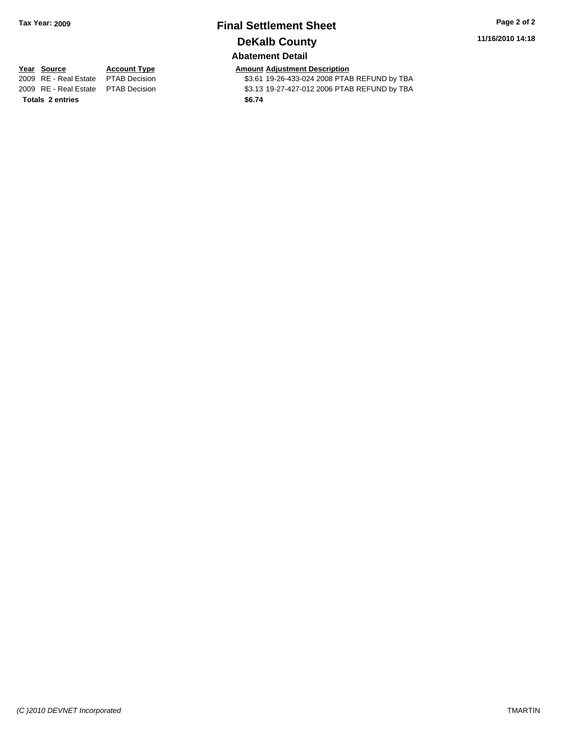# Final Settlement Sheet

**Tax Year: 2009**

## DeKalb County

11/16/2010 14:18

### Abatement Detail

| Year | Source | Account Type | Amount | Adjustment Description |
|---|---|---|---|---|
| 2009 | RE - Real Estate | PTAB Decision | $3.61 | 19-26-433-024 2008 PTAB REFUND by TBA |
| 2009 | RE - Real Estate | PTAB Decision | $3.13 | 19-27-427-012 2006 PTAB REFUND by TBA |
| **Totals 2 entries** | | | **$6.74** | |

*(C )2010 DEVNET Incorporated*

TMARTIN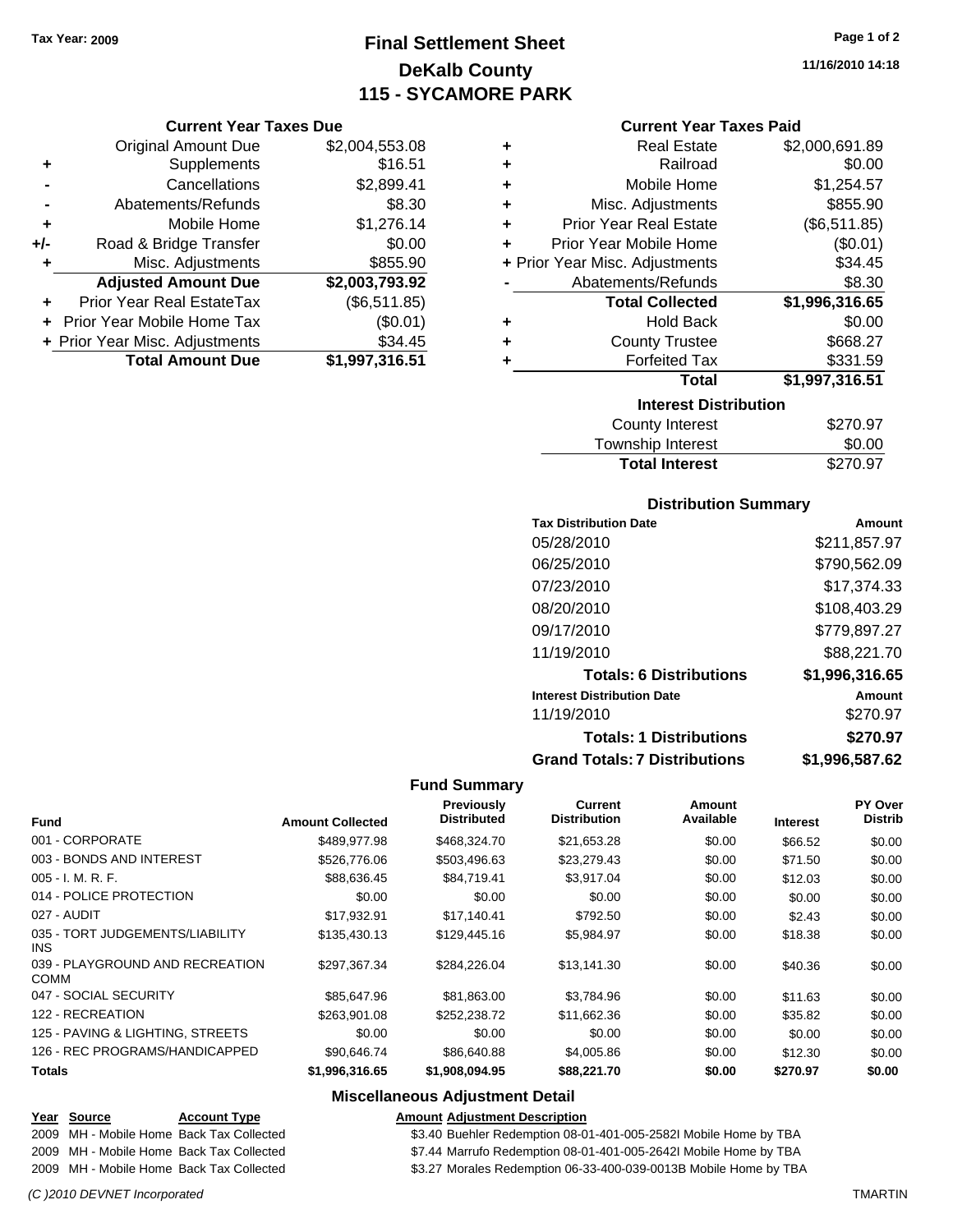Tax Year: 2009

# Final Settlement Sheet
## DeKalb County
## 115 - SYCAMORE PARK

11/16/2010 14:18

### Current Year Taxes Due

| | | |
|---|---|---|
| | Original Amount Due | $2,004,553.08 |
| + | Supplements | $16.51 |
| - | Cancellations | $2,899.41 |
| - | Abatements/Refunds | $8.30 |
| + | Mobile Home | $1,276.14 |
| +/- | Road & Bridge Transfer | $0.00 |
| + | Misc. Adjustments | $855.90 |
| | **Adjusted Amount Due** | **$2,003,793.92** |
| + | Prior Year Real EstateTax | ($6,511.85) |
| + | Prior Year Mobile Home Tax | ($0.01) |
| + | Prior Year Misc. Adjustments | $34.45 |
| | **Total Amount Due** | **$1,997,316.51** |

### Current Year Taxes Paid

| | | |
|---|---|---|
| + | Real Estate | $2,000,691.89 |
| + | Railroad | $0.00 |
| + | Mobile Home | $1,254.57 |
| + | Misc. Adjustments | $855.90 |
| + | Prior Year Real Estate | ($6,511.85) |
| + | Prior Year Mobile Home | ($0.01) |
| + | Prior Year Misc. Adjustments | $34.45 |
| - | Abatements/Refunds | $8.30 |
| | **Total Collected** | **$1,996,316.65** |
| + | Hold Back | $0.00 |
| + | County Trustee | $668.27 |
| + | Forfeited Tax | $331.59 |
| | **Total** | **$1,997,316.51** |

### Interest Distribution

| | |
|---|---|
| County Interest | $270.97 |
| Township Interest | $0.00 |
| **Total Interest** | $270.97 |

### Distribution Summary

| Tax Distribution Date | Amount |
|---|---|
| 05/28/2010 | $211,857.97 |
| 06/25/2010 | $790,562.09 |
| 07/23/2010 | $17,374.33 |
| 08/20/2010 | $108,403.29 |
| 09/17/2010 | $779,897.27 |
| 11/19/2010 | $88,221.70 |
| **Totals: 6 Distributions** | **$1,996,316.65** |
| **Interest Distribution Date** | **Amount** |
| 11/19/2010 | $270.97 |
| **Totals: 1 Distributions** | **$270.97** |
| **Grand Totals: 7 Distributions** | **$1,996,587.62** |

### Fund Summary

| Fund | Amount Collected | Previously Distributed | Current Distribution | Amount Available | Interest | PY Over Distrib |
|---|---|---|---|---|---|---|
| 001 - CORPORATE | $489,977.98 | $468,324.70 | $21,653.28 | $0.00 | $66.52 | $0.00 |
| 003 - BONDS AND INTEREST | $526,776.06 | $503,496.63 | $23,279.43 | $0.00 | $71.50 | $0.00 |
| 005 - I. M. R. F. | $88,636.45 | $84,719.41 | $3,917.04 | $0.00 | $12.03 | $0.00 |
| 014 - POLICE PROTECTION | $0.00 | $0.00 | $0.00 | $0.00 | $0.00 | $0.00 |
| 027 - AUDIT | $17,932.91 | $17,140.41 | $792.50 | $0.00 | $2.43 | $0.00 |
| 035 - TORT JUDGEMENTS/LIABILITY INS | $135,430.13 | $129,445.16 | $5,984.97 | $0.00 | $18.38 | $0.00 |
| 039 - PLAYGROUND AND RECREATION COMM | $297,367.34 | $284,226.04 | $13,141.30 | $0.00 | $40.36 | $0.00 |
| 047 - SOCIAL SECURITY | $85,647.96 | $81,863.00 | $3,784.96 | $0.00 | $11.63 | $0.00 |
| 122 - RECREATION | $263,901.08 | $252,238.72 | $11,662.36 | $0.00 | $35.82 | $0.00 |
| 125 - PAVING & LIGHTING, STREETS | $0.00 | $0.00 | $0.00 | $0.00 | $0.00 | $0.00 |
| 126 - REC PROGRAMS/HANDICAPPED | $90,646.74 | $86,640.88 | $4,005.86 | $0.00 | $12.30 | $0.00 |
| **Totals** | **$1,996,316.65** | **$1,908,094.95** | **$88,221.70** | **$0.00** | **$270.97** | **$0.00** |

### Miscellaneous Adjustment Detail

| Year | Source | Account Type | Amount | Adjustment Description |
|---|---|---|---|---|
| 2009 | MH - Mobile Home | Back Tax Collected | $3.40 | Buehler Redemption 08-01-401-005-2582I Mobile Home by TBA |
| 2009 | MH - Mobile Home | Back Tax Collected | $7.44 | Marrufo Redemption 08-01-401-005-2642I Mobile Home by TBA |
| 2009 | MH - Mobile Home | Back Tax Collected | $3.27 | Morales Redemption 06-33-400-039-0013B Mobile Home by TBA |

(C )2010 DEVNET Incorporated TMARTIN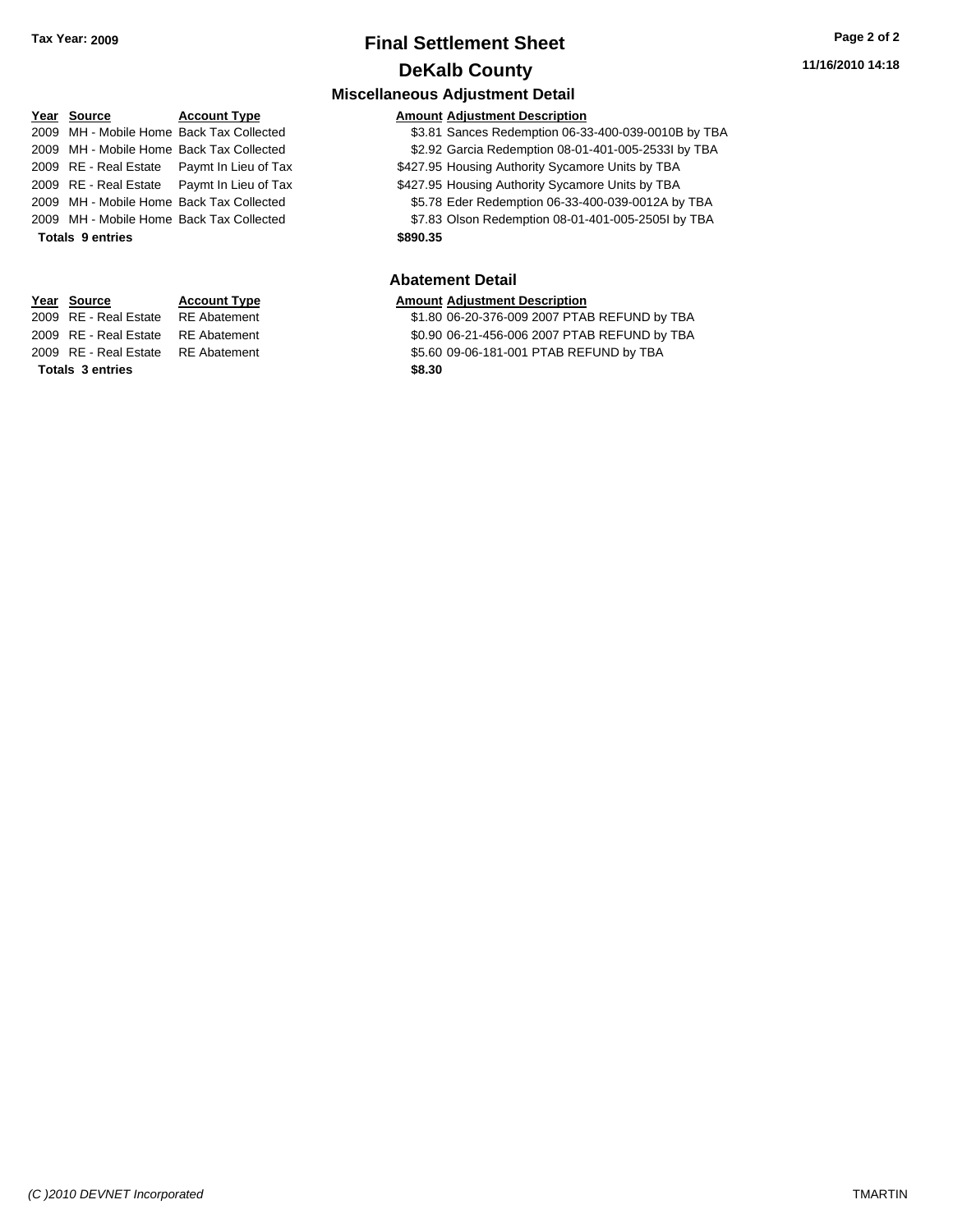# Final Settlement Sheet

## DeKalb County

Tax Year: 2009

11/16/2010 14:18

### Miscellaneous Adjustment Detail

| Year | Source | Account Type | Amount | Adjustment Description |
|---|---|---|---|---|
| 2009 | MH - Mobile Home | Back Tax Collected | $3.81 | Sances Redemption 06-33-400-039-0010B by TBA |
| 2009 | MH - Mobile Home | Back Tax Collected | $2.92 | Garcia Redemption 08-01-401-005-2533I by TBA |
| 2009 | RE - Real Estate | Paymt In Lieu of Tax | $427.95 | Housing Authority Sycamore Units by TBA |
| 2009 | RE - Real Estate | Paymt In Lieu of Tax | $427.95 | Housing Authority Sycamore Units by TBA |
| 2009 | MH - Mobile Home | Back Tax Collected | $5.78 | Eder Redemption 06-33-400-039-0012A by TBA |
| 2009 | MH - Mobile Home | Back Tax Collected | $7.83 | Olson Redemption 08-01-401-005-2505I by TBA |
| **Totals 9 entries** | | | **$890.35** | |

### Abatement Detail

| Year | Source | Account Type | Amount | Adjustment Description |
|---|---|---|---|---|
| 2009 | RE - Real Estate | RE Abatement | $1.80 | 06-20-376-009 2007 PTAB REFUND by TBA |
| 2009 | RE - Real Estate | RE Abatement | $0.90 | 06-21-456-006 2007 PTAB REFUND by TBA |
| 2009 | RE - Real Estate | RE Abatement | $5.60 | 09-06-181-001 PTAB REFUND by TBA |
| **Totals 3 entries** | | | **$8.30** | |

*(C )2010 DEVNET Incorporated* TMARTIN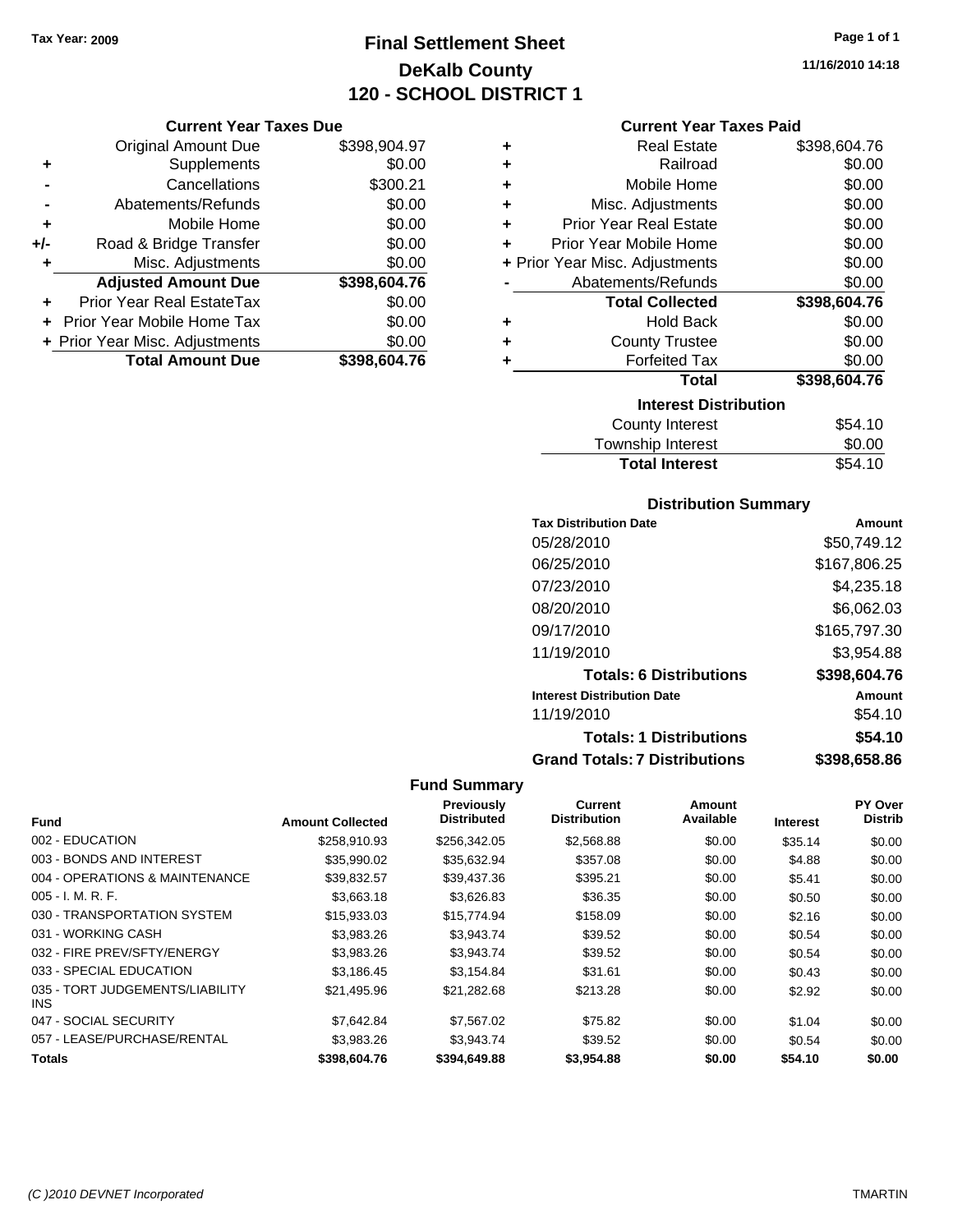**Tax Year: 2009**

# Final Settlement Sheet

## DeKalb County

## 120 - SCHOOL DISTRICT 1

11/16/2010 14:18

### Current Year Taxes Due

| | | |
|---|---|---|
| | Original Amount Due | $398,904.97 |
| + | Supplements | $0.00 |
| - | Cancellations | $300.21 |
| - | Abatements/Refunds | $0.00 |
| + | Mobile Home | $0.00 |
| +/- | Road & Bridge Transfer | $0.00 |
| + | Misc. Adjustments | $0.00 |
| | **Adjusted Amount Due** | **$398,604.76** |
| + | Prior Year Real EstateTax | $0.00 |
| + | Prior Year Mobile Home Tax | $0.00 |
| + | Prior Year Misc. Adjustments | $0.00 |
| | **Total Amount Due** | **$398,604.76** |

### Current Year Taxes Paid

| | | |
|---|---|---|
| + | Real Estate | $398,604.76 |
| + | Railroad | $0.00 |
| + | Mobile Home | $0.00 |
| + | Misc. Adjustments | $0.00 |
| + | Prior Year Real Estate | $0.00 |
| + | Prior Year Mobile Home | $0.00 |
| + | Prior Year Misc. Adjustments | $0.00 |
| - | Abatements/Refunds | $0.00 |
| | **Total Collected** | **$398,604.76** |
| + | Hold Back | $0.00 |
| + | County Trustee | $0.00 |
| + | Forfeited Tax | $0.00 |
| | **Total** | **$398,604.76** |

### Interest Distribution

| | |
|---|---|
| County Interest | $54.10 |
| Township Interest | $0.00 |
| **Total Interest** | $54.10 |

### Distribution Summary

| Tax Distribution Date | Amount |
|---|---|
| 05/28/2010 | $50,749.12 |
| 06/25/2010 | $167,806.25 |
| 07/23/2010 | $4,235.18 |
| 08/20/2010 | $6,062.03 |
| 09/17/2010 | $165,797.30 |
| 11/19/2010 | $3,954.88 |
| **Totals: 6 Distributions** | **$398,604.76** |
| **Interest Distribution Date** | **Amount** |
| 11/19/2010 | $54.10 |
| **Totals: 1 Distributions** | **$54.10** |
| **Grand Totals: 7 Distributions** | **$398,658.86** |

### Fund Summary

| Fund | Amount Collected | Previously Distributed | Current Distribution | Amount Available | Interest | PY Over Distrib |
|---|---|---|---|---|---|---|
| 002 - EDUCATION | $258,910.93 | $256,342.05 | $2,568.88 | $0.00 | $35.14 | $0.00 |
| 003 - BONDS AND INTEREST | $35,990.02 | $35,632.94 | $357.08 | $0.00 | $4.88 | $0.00 |
| 004 - OPERATIONS & MAINTENANCE | $39,832.57 | $39,437.36 | $395.21 | $0.00 | $5.41 | $0.00 |
| 005 - I. M. R. F. | $3,663.18 | $3,626.83 | $36.35 | $0.00 | $0.50 | $0.00 |
| 030 - TRANSPORTATION SYSTEM | $15,933.03 | $15,774.94 | $158.09 | $0.00 | $2.16 | $0.00 |
| 031 - WORKING CASH | $3,983.26 | $3,943.74 | $39.52 | $0.00 | $0.54 | $0.00 |
| 032 - FIRE PREV/SFTY/ENERGY | $3,983.26 | $3,943.74 | $39.52 | $0.00 | $0.54 | $0.00 |
| 033 - SPECIAL EDUCATION | $3,186.45 | $3,154.84 | $31.61 | $0.00 | $0.43 | $0.00 |
| 035 - TORT JUDGEMENTS/LIABILITY INS | $21,495.96 | $21,282.68 | $213.28 | $0.00 | $2.92 | $0.00 |
| 047 - SOCIAL SECURITY | $7,642.84 | $7,567.02 | $75.82 | $0.00 | $1.04 | $0.00 |
| 057 - LEASE/PURCHASE/RENTAL | $3,983.26 | $3,943.74 | $39.52 | $0.00 | $0.54 | $0.00 |
| **Totals** | **$398,604.76** | **$394,649.88** | **$3,954.88** | **$0.00** | **$54.10** | **$0.00** |

*(C )2010 DEVNET Incorporated* TMARTIN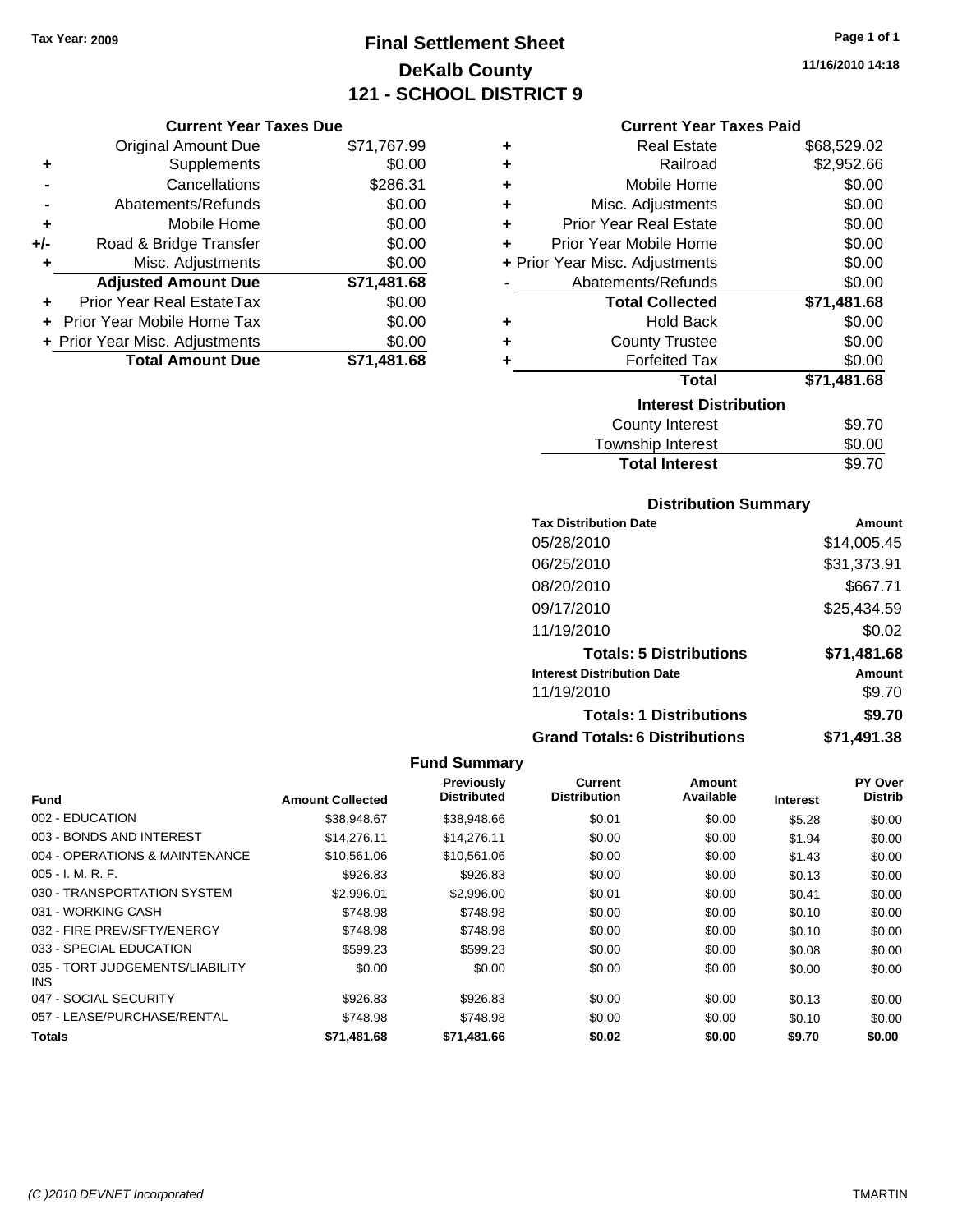Tax Year: 2009

# Final Settlement Sheet
## DeKalb County
## 121 - SCHOOL DISTRICT 9

11/16/2010 14:18

### Current Year Taxes Due

| | | |
|---|---|---|
| | Original Amount Due | $71,767.99 |
| + | Supplements | $0.00 |
| - | Cancellations | $286.31 |
| - | Abatements/Refunds | $0.00 |
| + | Mobile Home | $0.00 |
| +/- | Road & Bridge Transfer | $0.00 |
| + | Misc. Adjustments | $0.00 |
| | **Adjusted Amount Due** | **$71,481.68** |
| + | Prior Year Real EstateTax | $0.00 |
| + | Prior Year Mobile Home Tax | $0.00 |
| + | Prior Year Misc. Adjustments | $0.00 |
| | **Total Amount Due** | **$71,481.68** |

### Current Year Taxes Paid

| | | |
|---|---|---|
| + | Real Estate | $68,529.02 |
| + | Railroad | $2,952.66 |
| + | Mobile Home | $0.00 |
| + | Misc. Adjustments | $0.00 |
| + | Prior Year Real Estate | $0.00 |
| + | Prior Year Mobile Home | $0.00 |
| + | Prior Year Misc. Adjustments | $0.00 |
| - | Abatements/Refunds | $0.00 |
| | **Total Collected** | **$71,481.68** |
| + | Hold Back | $0.00 |
| + | County Trustee | $0.00 |
| + | Forfeited Tax | $0.00 |
| | **Total** | **$71,481.68** |

### Interest Distribution

| | |
|---|---|
| County Interest | $9.70 |
| Township Interest | $0.00 |
| **Total Interest** | $9.70 |

### Distribution Summary

| Tax Distribution Date | Amount |
|---|---|
| 05/28/2010 | $14,005.45 |
| 06/25/2010 | $31,373.91 |
| 08/20/2010 | $667.71 |
| 09/17/2010 | $25,434.59 |
| 11/19/2010 | $0.02 |
| **Totals: 5 Distributions** | **$71,481.68** |
| **Interest Distribution Date** | **Amount** |
| 11/19/2010 | $9.70 |
| **Totals: 1 Distributions** | **$9.70** |
| **Grand Totals: 6 Distributions** | **$71,491.38** |

### Fund Summary

| Fund | Amount Collected | Previously Distributed | Current Distribution | Amount Available | Interest | PY Over Distrib |
|---|---|---|---|---|---|---|
| 002 - EDUCATION | $38,948.67 | $38,948.66 | $0.01 | $0.00 | $5.28 | $0.00 |
| 003 - BONDS AND INTEREST | $14,276.11 | $14,276.11 | $0.00 | $0.00 | $1.94 | $0.00 |
| 004 - OPERATIONS & MAINTENANCE | $10,561.06 | $10,561.06 | $0.00 | $0.00 | $1.43 | $0.00 |
| 005 - I. M. R. F. | $926.83 | $926.83 | $0.00 | $0.00 | $0.13 | $0.00 |
| 030 - TRANSPORTATION SYSTEM | $2,996.01 | $2,996.00 | $0.01 | $0.00 | $0.41 | $0.00 |
| 031 - WORKING CASH | $748.98 | $748.98 | $0.00 | $0.00 | $0.10 | $0.00 |
| 032 - FIRE PREV/SFTY/ENERGY | $748.98 | $748.98 | $0.00 | $0.00 | $0.10 | $0.00 |
| 033 - SPECIAL EDUCATION | $599.23 | $599.23 | $0.00 | $0.00 | $0.08 | $0.00 |
| 035 - TORT JUDGEMENTS/LIABILITY INS | $0.00 | $0.00 | $0.00 | $0.00 | $0.00 | $0.00 |
| 047 - SOCIAL SECURITY | $926.83 | $926.83 | $0.00 | $0.00 | $0.13 | $0.00 |
| 057 - LEASE/PURCHASE/RENTAL | $748.98 | $748.98 | $0.00 | $0.00 | $0.10 | $0.00 |
| **Totals** | **$71,481.68** | **$71,481.66** | **$0.02** | **$0.00** | **$9.70** | **$0.00** |

(C )2010 DEVNET Incorporated TMARTIN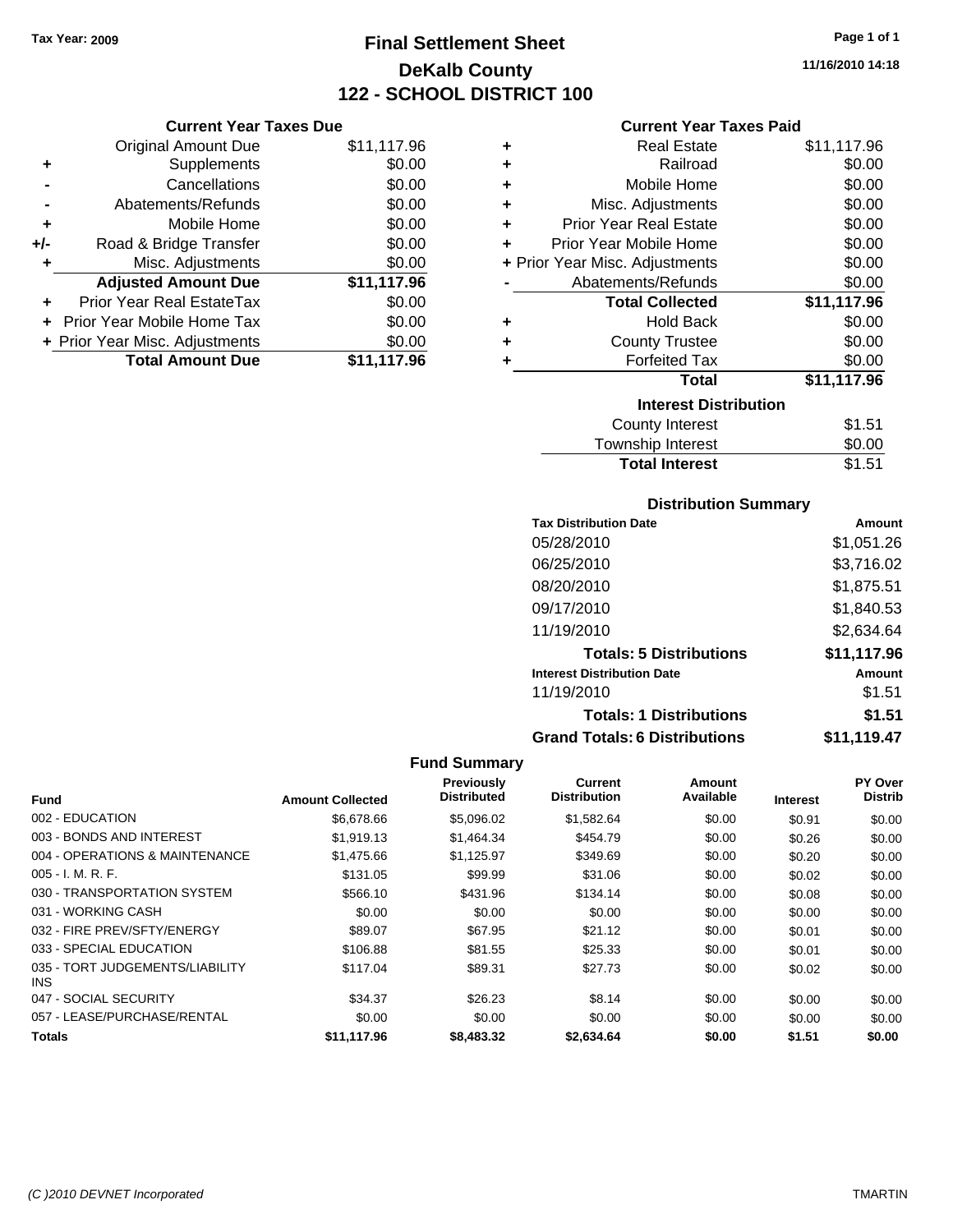Tax Year: 2009

# Final Settlement Sheet
## DeKalb County
## 122 - SCHOOL DISTRICT 100

11/16/2010 14:18

### Current Year Taxes Due

| | | |
|---|---|---|
| | Original Amount Due | $11,117.96 |
| + | Supplements | $0.00 |
| - | Cancellations | $0.00 |
| - | Abatements/Refunds | $0.00 |
| + | Mobile Home | $0.00 |
| +/- | Road & Bridge Transfer | $0.00 |
| + | Misc. Adjustments | $0.00 |
| | **Adjusted Amount Due** | **$11,117.96** |
| + | Prior Year Real EstateTax | $0.00 |
| + | Prior Year Mobile Home Tax | $0.00 |
| + | Prior Year Misc. Adjustments | $0.00 |
| | **Total Amount Due** | **$11,117.96** |

### Current Year Taxes Paid

| | | |
|---|---|---|
| + | Real Estate | $11,117.96 |
| + | Railroad | $0.00 |
| + | Mobile Home | $0.00 |
| + | Misc. Adjustments | $0.00 |
| + | Prior Year Real Estate | $0.00 |
| + | Prior Year Mobile Home | $0.00 |
| + | Prior Year Misc. Adjustments | $0.00 |
| - | Abatements/Refunds | $0.00 |
| | **Total Collected** | **$11,117.96** |
| + | Hold Back | $0.00 |
| + | County Trustee | $0.00 |
| + | Forfeited Tax | $0.00 |
| | **Total** | **$11,117.96** |

### Interest Distribution

| | |
|---|---|
| County Interest | $1.51 |
| Township Interest | $0.00 |
| **Total Interest** | $1.51 |

### Distribution Summary

| Tax Distribution Date | Amount |
|---|---|
| 05/28/2010 | $1,051.26 |
| 06/25/2010 | $3,716.02 |
| 08/20/2010 | $1,875.51 |
| 09/17/2010 | $1,840.53 |
| 11/19/2010 | $2,634.64 |
| **Totals: 5 Distributions** | **$11,117.96** |
| **Interest Distribution Date** | **Amount** |
| 11/19/2010 | $1.51 |
| **Totals: 1 Distributions** | **$1.51** |
| **Grand Totals: 6 Distributions** | **$11,119.47** |

### Fund Summary

| Fund | Amount Collected | Previously Distributed | Current Distribution | Amount Available | Interest | PY Over Distrib |
|---|---|---|---|---|---|---|
| 002 - EDUCATION | $6,678.66 | $5,096.02 | $1,582.64 | $0.00 | $0.91 | $0.00 |
| 003 - BONDS AND INTEREST | $1,919.13 | $1,464.34 | $454.79 | $0.00 | $0.26 | $0.00 |
| 004 - OPERATIONS & MAINTENANCE | $1,475.66 | $1,125.97 | $349.69 | $0.00 | $0.20 | $0.00 |
| 005 - I. M. R. F. | $131.05 | $99.99 | $31.06 | $0.00 | $0.02 | $0.00 |
| 030 - TRANSPORTATION SYSTEM | $566.10 | $431.96 | $134.14 | $0.00 | $0.08 | $0.00 |
| 031 - WORKING CASH | $0.00 | $0.00 | $0.00 | $0.00 | $0.00 | $0.00 |
| 032 - FIRE PREV/SFTY/ENERGY | $89.07 | $67.95 | $21.12 | $0.00 | $0.01 | $0.00 |
| 033 - SPECIAL EDUCATION | $106.88 | $81.55 | $25.33 | $0.00 | $0.01 | $0.00 |
| 035 - TORT JUDGEMENTS/LIABILITY INS | $117.04 | $89.31 | $27.73 | $0.00 | $0.02 | $0.00 |
| 047 - SOCIAL SECURITY | $34.37 | $26.23 | $8.14 | $0.00 | $0.00 | $0.00 |
| 057 - LEASE/PURCHASE/RENTAL | $0.00 | $0.00 | $0.00 | $0.00 | $0.00 | $0.00 |
| **Totals** | **$11,117.96** | **$8,483.32** | **$2,634.64** | **$0.00** | **$1.51** | **$0.00** |

(C )2010 DEVNET Incorporated — TMARTIN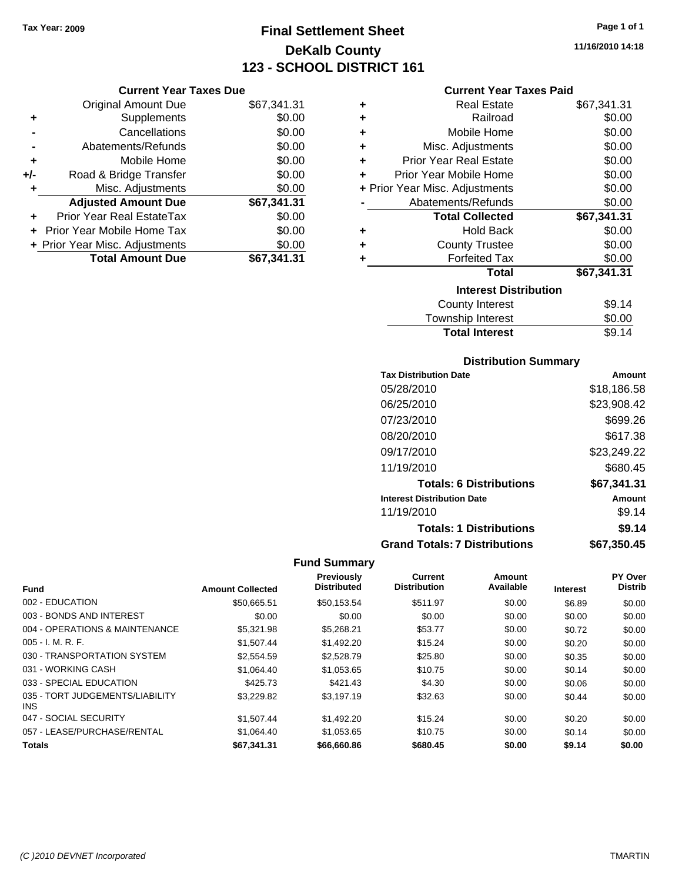Tax Year: 2009

# Final Settlement Sheet
## DeKalb County
## 123 - SCHOOL DISTRICT 161

11/16/2010 14:18

### Current Year Taxes Due

| | | |
|---|---|---|
| | Original Amount Due | $67,341.31 |
| + | Supplements | $0.00 |
| - | Cancellations | $0.00 |
| - | Abatements/Refunds | $0.00 |
| + | Mobile Home | $0.00 |
| +/- | Road & Bridge Transfer | $0.00 |
| + | Misc. Adjustments | $0.00 |
| | **Adjusted Amount Due** | **$67,341.31** |
| + | Prior Year Real EstateTax | $0.00 |
| + | Prior Year Mobile Home Tax | $0.00 |
| + | Prior Year Misc. Adjustments | $0.00 |
| | **Total Amount Due** | **$67,341.31** |

### Current Year Taxes Paid

| | | |
|---|---|---|
| + | Real Estate | $67,341.31 |
| + | Railroad | $0.00 |
| + | Mobile Home | $0.00 |
| + | Misc. Adjustments | $0.00 |
| + | Prior Year Real Estate | $0.00 |
| + | Prior Year Mobile Home | $0.00 |
| + | Prior Year Misc. Adjustments | $0.00 |
| - | Abatements/Refunds | $0.00 |
| | **Total Collected** | **$67,341.31** |
| + | Hold Back | $0.00 |
| + | County Trustee | $0.00 |
| + | Forfeited Tax | $0.00 |
| | **Total** | **$67,341.31** |

### Interest Distribution

| | |
|---|---|
| County Interest | $9.14 |
| Township Interest | $0.00 |
| **Total Interest** | $9.14 |

### Distribution Summary

| Tax Distribution Date | Amount |
|---|---|
| 05/28/2010 | $18,186.58 |
| 06/25/2010 | $23,908.42 |
| 07/23/2010 | $699.26 |
| 08/20/2010 | $617.38 |
| 09/17/2010 | $23,249.22 |
| 11/19/2010 | $680.45 |
| **Totals: 6 Distributions** | **$67,341.31** |
| **Interest Distribution Date** | **Amount** |
| 11/19/2010 | $9.14 |
| **Totals: 1 Distributions** | **$9.14** |
| **Grand Totals: 7 Distributions** | **$67,350.45** |

### Fund Summary

| Fund | Amount Collected | Previously Distributed | Current Distribution | Amount Available | Interest | PY Over Distrib |
|---|---|---|---|---|---|---|
| 002 - EDUCATION | $50,665.51 | $50,153.54 | $511.97 | $0.00 | $6.89 | $0.00 |
| 003 - BONDS AND INTEREST | $0.00 | $0.00 | $0.00 | $0.00 | $0.00 | $0.00 |
| 004 - OPERATIONS & MAINTENANCE | $5,321.98 | $5,268.21 | $53.77 | $0.00 | $0.72 | $0.00 |
| 005 - I. M. R. F. | $1,507.44 | $1,492.20 | $15.24 | $0.00 | $0.20 | $0.00 |
| 030 - TRANSPORTATION SYSTEM | $2,554.59 | $2,528.79 | $25.80 | $0.00 | $0.35 | $0.00 |
| 031 - WORKING CASH | $1,064.40 | $1,053.65 | $10.75 | $0.00 | $0.14 | $0.00 |
| 033 - SPECIAL EDUCATION | $425.73 | $421.43 | $4.30 | $0.00 | $0.06 | $0.00 |
| 035 - TORT JUDGEMENTS/LIABILITY INS | $3,229.82 | $3,197.19 | $32.63 | $0.00 | $0.44 | $0.00 |
| 047 - SOCIAL SECURITY | $1,507.44 | $1,492.20 | $15.24 | $0.00 | $0.20 | $0.00 |
| 057 - LEASE/PURCHASE/RENTAL | $1,064.40 | $1,053.65 | $10.75 | $0.00 | $0.14 | $0.00 |
| **Totals** | **$67,341.31** | **$66,660.86** | **$680.45** | **$0.00** | **$9.14** | **$0.00** |

(C )2010 DEVNET Incorporated — TMARTIN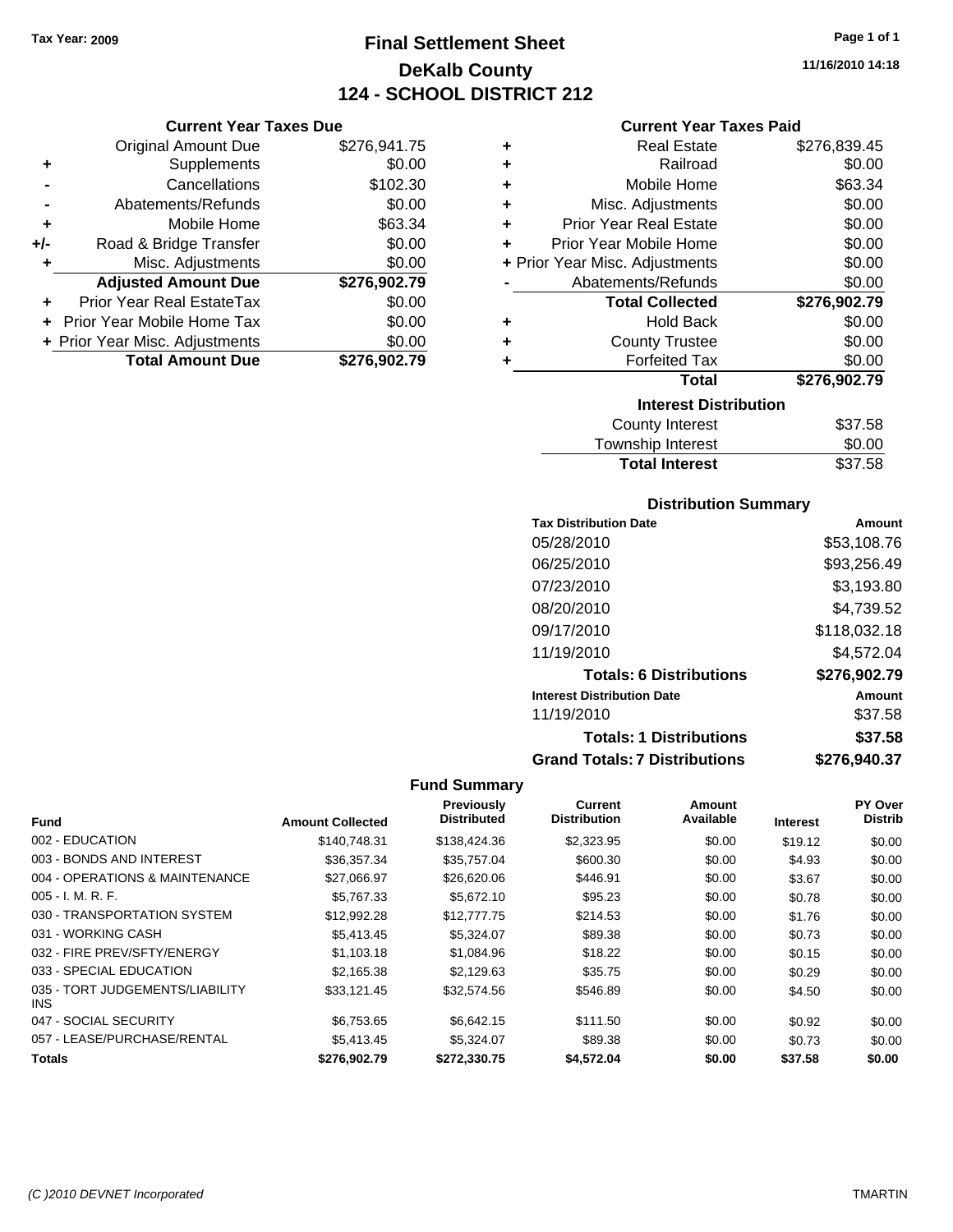Tax Year: 2009

# Final Settlement Sheet
## DeKalb County
## 124 - SCHOOL DISTRICT 212

11/16/2010 14:18

### Current Year Taxes Due

| | | |
|---|---|---|
| | Original Amount Due | $276,941.75 |
| + | Supplements | $0.00 |
| - | Cancellations | $102.30 |
| - | Abatements/Refunds | $0.00 |
| + | Mobile Home | $63.34 |
| +/- | Road & Bridge Transfer | $0.00 |
| + | Misc. Adjustments | $0.00 |
| | **Adjusted Amount Due** | **$276,902.79** |
| + | Prior Year Real EstateTax | $0.00 |
| + | Prior Year Mobile Home Tax | $0.00 |
| + | Prior Year Misc. Adjustments | $0.00 |
| | **Total Amount Due** | **$276,902.79** |

### Current Year Taxes Paid

| | | |
|---|---|---|
| + | Real Estate | $276,839.45 |
| + | Railroad | $0.00 |
| + | Mobile Home | $63.34 |
| + | Misc. Adjustments | $0.00 |
| + | Prior Year Real Estate | $0.00 |
| + | Prior Year Mobile Home | $0.00 |
| + | Prior Year Misc. Adjustments | $0.00 |
| - | Abatements/Refunds | $0.00 |
| | **Total Collected** | **$276,902.79** |
| + | Hold Back | $0.00 |
| + | County Trustee | $0.00 |
| + | Forfeited Tax | $0.00 |
| | **Total** | **$276,902.79** |

### Interest Distribution

| | |
|---|---|
| County Interest | $37.58 |
| Township Interest | $0.00 |
| **Total Interest** | $37.58 |

### Distribution Summary

| Tax Distribution Date | Amount |
|---|---|
| 05/28/2010 | $53,108.76 |
| 06/25/2010 | $93,256.49 |
| 07/23/2010 | $3,193.80 |
| 08/20/2010 | $4,739.52 |
| 09/17/2010 | $118,032.18 |
| 11/19/2010 | $4,572.04 |
| **Totals: 6 Distributions** | **$276,902.79** |
| **Interest Distribution Date** | **Amount** |
| 11/19/2010 | $37.58 |
| **Totals: 1 Distributions** | **$37.58** |
| **Grand Totals: 7 Distributions** | **$276,940.37** |

### Fund Summary

| Fund | Amount Collected | Previously Distributed | Current Distribution | Amount Available | Interest | PY Over Distrib |
|---|---|---|---|---|---|---|
| 002 - EDUCATION | $140,748.31 | $138,424.36 | $2,323.95 | $0.00 | $19.12 | $0.00 |
| 003 - BONDS AND INTEREST | $36,357.34 | $35,757.04 | $600.30 | $0.00 | $4.93 | $0.00 |
| 004 - OPERATIONS & MAINTENANCE | $27,066.97 | $26,620.06 | $446.91 | $0.00 | $3.67 | $0.00 |
| 005 - I. M. R. F. | $5,767.33 | $5,672.10 | $95.23 | $0.00 | $0.78 | $0.00 |
| 030 - TRANSPORTATION SYSTEM | $12,992.28 | $12,777.75 | $214.53 | $0.00 | $1.76 | $0.00 |
| 031 - WORKING CASH | $5,413.45 | $5,324.07 | $89.38 | $0.00 | $0.73 | $0.00 |
| 032 - FIRE PREV/SFTY/ENERGY | $1,103.18 | $1,084.96 | $18.22 | $0.00 | $0.15 | $0.00 |
| 033 - SPECIAL EDUCATION | $2,165.38 | $2,129.63 | $35.75 | $0.00 | $0.29 | $0.00 |
| 035 - TORT JUDGEMENTS/LIABILITY INS | $33,121.45 | $32,574.56 | $546.89 | $0.00 | $4.50 | $0.00 |
| 047 - SOCIAL SECURITY | $6,753.65 | $6,642.15 | $111.50 | $0.00 | $0.92 | $0.00 |
| 057 - LEASE/PURCHASE/RENTAL | $5,413.45 | $5,324.07 | $89.38 | $0.00 | $0.73 | $0.00 |
| **Totals** | **$276,902.79** | **$272,330.75** | **$4,572.04** | **$0.00** | **$37.58** | **$0.00** |

(C )2010 DEVNET Incorporated TMARTIN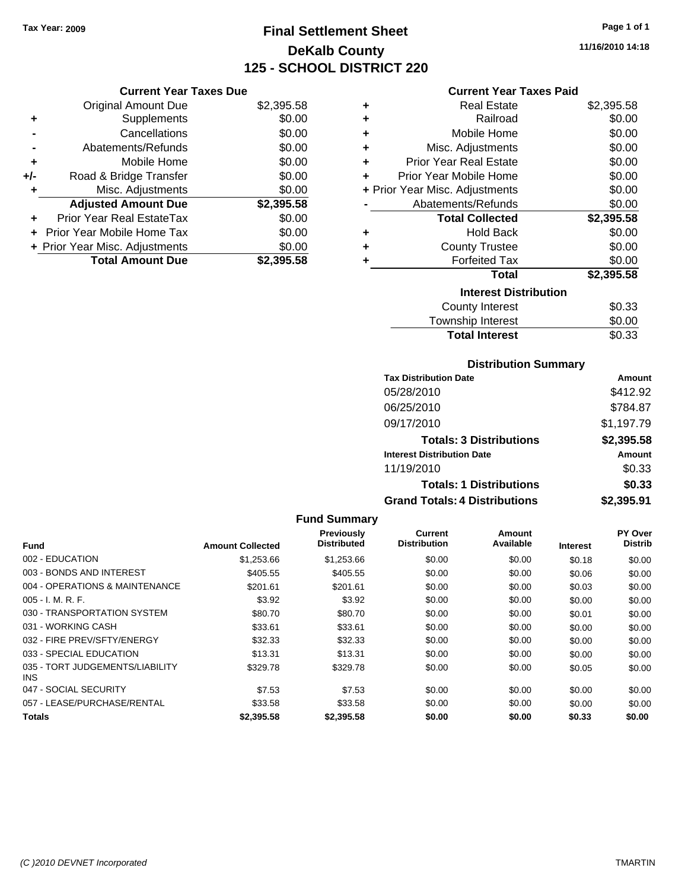Tax Year: 2009

# Final Settlement Sheet
## DeKalb County
## 125 - SCHOOL DISTRICT 220

11/16/2010 14:18

### Current Year Taxes Due

| | | |
|---|---|---|
| | Original Amount Due | $2,395.58 |
| + | Supplements | $0.00 |
| - | Cancellations | $0.00 |
| - | Abatements/Refunds | $0.00 |
| + | Mobile Home | $0.00 |
| +/- | Road & Bridge Transfer | $0.00 |
| + | Misc. Adjustments | $0.00 |
| | **Adjusted Amount Due** | **$2,395.58** |
| + | Prior Year Real EstateTax | $0.00 |
| + | Prior Year Mobile Home Tax | $0.00 |
| + | Prior Year Misc. Adjustments | $0.00 |
| | **Total Amount Due** | **$2,395.58** |

### Current Year Taxes Paid

| | | |
|---|---|---|
| + | Real Estate | $2,395.58 |
| + | Railroad | $0.00 |
| + | Mobile Home | $0.00 |
| + | Misc. Adjustments | $0.00 |
| + | Prior Year Real Estate | $0.00 |
| + | Prior Year Mobile Home | $0.00 |
| + | Prior Year Misc. Adjustments | $0.00 |
| - | Abatements/Refunds | $0.00 |
| | **Total Collected** | **$2,395.58** |
| + | Hold Back | $0.00 |
| + | County Trustee | $0.00 |
| + | Forfeited Tax | $0.00 |
| | **Total** | **$2,395.58** |

### Interest Distribution

| | |
|---|---|
| County Interest | $0.33 |
| Township Interest | $0.00 |
| **Total Interest** | $0.33 |

### Distribution Summary

| Tax Distribution Date | Amount |
|---|---|
| 05/28/2010 | $412.92 |
| 06/25/2010 | $784.87 |
| 09/17/2010 | $1,197.79 |
| **Totals: 3 Distributions** | **$2,395.58** |
| **Interest Distribution Date** | **Amount** |
| 11/19/2010 | $0.33 |
| **Totals: 1 Distributions** | **$0.33** |
| **Grand Totals: 4 Distributions** | **$2,395.91** |

### Fund Summary

| Fund | Amount Collected | Previously Distributed | Current Distribution | Amount Available | Interest | PY Over Distrib |
|---|---|---|---|---|---|---|
| 002 - EDUCATION | $1,253.66 | $1,253.66 | $0.00 | $0.00 | $0.18 | $0.00 |
| 003 - BONDS AND INTEREST | $405.55 | $405.55 | $0.00 | $0.00 | $0.06 | $0.00 |
| 004 - OPERATIONS & MAINTENANCE | $201.61 | $201.61 | $0.00 | $0.00 | $0.03 | $0.00 |
| 005 - I. M. R. F. | $3.92 | $3.92 | $0.00 | $0.00 | $0.00 | $0.00 |
| 030 - TRANSPORTATION SYSTEM | $80.70 | $80.70 | $0.00 | $0.00 | $0.01 | $0.00 |
| 031 - WORKING CASH | $33.61 | $33.61 | $0.00 | $0.00 | $0.00 | $0.00 |
| 032 - FIRE PREV/SFTY/ENERGY | $32.33 | $32.33 | $0.00 | $0.00 | $0.00 | $0.00 |
| 033 - SPECIAL EDUCATION | $13.31 | $13.31 | $0.00 | $0.00 | $0.00 | $0.00 |
| 035 - TORT JUDGEMENTS/LIABILITY INS | $329.78 | $329.78 | $0.00 | $0.00 | $0.05 | $0.00 |
| 047 - SOCIAL SECURITY | $7.53 | $7.53 | $0.00 | $0.00 | $0.00 | $0.00 |
| 057 - LEASE/PURCHASE/RENTAL | $33.58 | $33.58 | $0.00 | $0.00 | $0.00 | $0.00 |
| **Totals** | **$2,395.58** | **$2,395.58** | **$0.00** | **$0.00** | **$0.33** | **$0.00** |

(C )2010 DEVNET Incorporated TMARTIN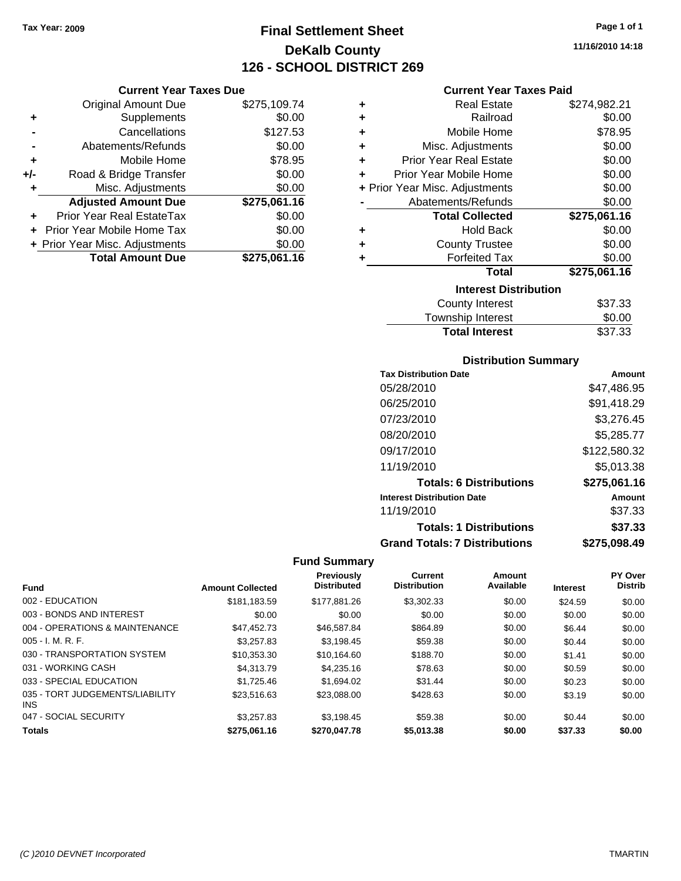Tax Year: 2009

# Final Settlement Sheet

## DeKalb County

## 126 - SCHOOL DISTRICT 269

11/16/2010 14:18

### Current Year Taxes Due

| | | |
|---|---|---|
| | Original Amount Due | $275,109.74 |
| + | Supplements | $0.00 |
| - | Cancellations | $127.53 |
| - | Abatements/Refunds | $0.00 |
| + | Mobile Home | $78.95 |
| +/- | Road & Bridge Transfer | $0.00 |
| + | Misc. Adjustments | $0.00 |
| | **Adjusted Amount Due** | **$275,061.16** |
| + | Prior Year Real EstateTax | $0.00 |
| + | Prior Year Mobile Home Tax | $0.00 |
| + | Prior Year Misc. Adjustments | $0.00 |
| | **Total Amount Due** | **$275,061.16** |

### Current Year Taxes Paid

| | | |
|---|---|---|
| + | Real Estate | $274,982.21 |
| + | Railroad | $0.00 |
| + | Mobile Home | $78.95 |
| + | Misc. Adjustments | $0.00 |
| + | Prior Year Real Estate | $0.00 |
| + | Prior Year Mobile Home | $0.00 |
| + | Prior Year Misc. Adjustments | $0.00 |
| - | Abatements/Refunds | $0.00 |
| | **Total Collected** | **$275,061.16** |
| + | Hold Back | $0.00 |
| + | County Trustee | $0.00 |
| + | Forfeited Tax | $0.00 |
| | **Total** | **$275,061.16** |

### Interest Distribution

| | |
|---|---|
| County Interest | $37.33 |
| Township Interest | $0.00 |
| **Total Interest** | $37.33 |

### Distribution Summary

| Tax Distribution Date | Amount |
|---|---|
| 05/28/2010 | $47,486.95 |
| 06/25/2010 | $91,418.29 |
| 07/23/2010 | $3,276.45 |
| 08/20/2010 | $5,285.77 |
| 09/17/2010 | $122,580.32 |
| 11/19/2010 | $5,013.38 |
| **Totals: 6 Distributions** | **$275,061.16** |
| **Interest Distribution Date** | **Amount** |
| 11/19/2010 | $37.33 |
| **Totals: 1 Distributions** | **$37.33** |
| **Grand Totals: 7 Distributions** | **$275,098.49** |

### Fund Summary

| Fund | Amount Collected | Previously Distributed | Current Distribution | Amount Available | Interest | PY Over Distrib |
|---|---|---|---|---|---|---|
| 002 - EDUCATION | $181,183.59 | $177,881.26 | $3,302.33 | $0.00 | $24.59 | $0.00 |
| 003 - BONDS AND INTEREST | $0.00 | $0.00 | $0.00 | $0.00 | $0.00 | $0.00 |
| 004 - OPERATIONS & MAINTENANCE | $47,452.73 | $46,587.84 | $864.89 | $0.00 | $6.44 | $0.00 |
| 005 - I. M. R. F. | $3,257.83 | $3,198.45 | $59.38 | $0.00 | $0.44 | $0.00 |
| 030 - TRANSPORTATION SYSTEM | $10,353.30 | $10,164.60 | $188.70 | $0.00 | $1.41 | $0.00 |
| 031 - WORKING CASH | $4,313.79 | $4,235.16 | $78.63 | $0.00 | $0.59 | $0.00 |
| 033 - SPECIAL EDUCATION | $1,725.46 | $1,694.02 | $31.44 | $0.00 | $0.23 | $0.00 |
| 035 - TORT JUDGEMENTS/LIABILITY INS | $23,516.63 | $23,088.00 | $428.63 | $0.00 | $3.19 | $0.00 |
| 047 - SOCIAL SECURITY | $3,257.83 | $3,198.45 | $59.38 | $0.00 | $0.44 | $0.00 |
| **Totals** | **$275,061.16** | **$270,047.78** | **$5,013.38** | **$0.00** | **$37.33** | **$0.00** |

(C )2010 DEVNET Incorporated TMARTIN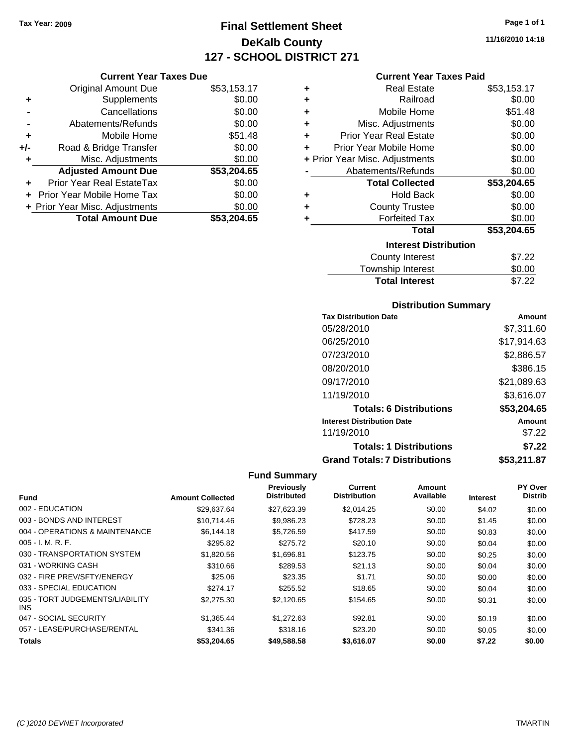**Tax Year: 2009**

# Final Settlement Sheet
## DeKalb County
## 127 - SCHOOL DISTRICT 271

11/16/2010 14:18

### Current Year Taxes Due

| | | |
|---|---|---|
| | Original Amount Due | $53,153.17 |
| + | Supplements | $0.00 |
| - | Cancellations | $0.00 |
| - | Abatements/Refunds | $0.00 |
| + | Mobile Home | $51.48 |
| +/- | Road & Bridge Transfer | $0.00 |
| + | Misc. Adjustments | $0.00 |
| | **Adjusted Amount Due** | **$53,204.65** |
| + | Prior Year Real EstateTax | $0.00 |
| + | Prior Year Mobile Home Tax | $0.00 |
| + | Prior Year Misc. Adjustments | $0.00 |
| | **Total Amount Due** | **$53,204.65** |

### Current Year Taxes Paid

| | | |
|---|---|---|
| + | Real Estate | $53,153.17 |
| + | Railroad | $0.00 |
| + | Mobile Home | $51.48 |
| + | Misc. Adjustments | $0.00 |
| + | Prior Year Real Estate | $0.00 |
| + | Prior Year Mobile Home | $0.00 |
| + | Prior Year Misc. Adjustments | $0.00 |
| - | Abatements/Refunds | $0.00 |
| | **Total Collected** | **$53,204.65** |
| + | Hold Back | $0.00 |
| + | County Trustee | $0.00 |
| + | Forfeited Tax | $0.00 |
| | **Total** | **$53,204.65** |

### Interest Distribution

| | |
|---|---|
| County Interest | $7.22 |
| Township Interest | $0.00 |
| **Total Interest** | $7.22 |

### Distribution Summary

| Tax Distribution Date | Amount |
|---|---|
| 05/28/2010 | $7,311.60 |
| 06/25/2010 | $17,914.63 |
| 07/23/2010 | $2,886.57 |
| 08/20/2010 | $386.15 |
| 09/17/2010 | $21,089.63 |
| 11/19/2010 | $3,616.07 |
| **Totals: 6 Distributions** | **$53,204.65** |
| **Interest Distribution Date** | **Amount** |
| 11/19/2010 | $7.22 |
| **Totals: 1 Distributions** | **$7.22** |
| **Grand Totals: 7 Distributions** | **$53,211.87** |

### Fund Summary

| Fund | Amount Collected | Previously Distributed | Current Distribution | Amount Available | Interest | PY Over Distrib |
|---|---|---|---|---|---|---|
| 002 - EDUCATION | $29,637.64 | $27,623.39 | $2,014.25 | $0.00 | $4.02 | $0.00 |
| 003 - BONDS AND INTEREST | $10,714.46 | $9,986.23 | $728.23 | $0.00 | $1.45 | $0.00 |
| 004 - OPERATIONS & MAINTENANCE | $6,144.18 | $5,726.59 | $417.59 | $0.00 | $0.83 | $0.00 |
| 005 - I. M. R. F. | $295.82 | $275.72 | $20.10 | $0.00 | $0.04 | $0.00 |
| 030 - TRANSPORTATION SYSTEM | $1,820.56 | $1,696.81 | $123.75 | $0.00 | $0.25 | $0.00 |
| 031 - WORKING CASH | $310.66 | $289.53 | $21.13 | $0.00 | $0.04 | $0.00 |
| 032 - FIRE PREV/SFTY/ENERGY | $25.06 | $23.35 | $1.71 | $0.00 | $0.00 | $0.00 |
| 033 - SPECIAL EDUCATION | $274.17 | $255.52 | $18.65 | $0.00 | $0.04 | $0.00 |
| 035 - TORT JUDGEMENTS/LIABILITY INS | $2,275.30 | $2,120.65 | $154.65 | $0.00 | $0.31 | $0.00 |
| 047 - SOCIAL SECURITY | $1,365.44 | $1,272.63 | $92.81 | $0.00 | $0.19 | $0.00 |
| 057 - LEASE/PURCHASE/RENTAL | $341.36 | $318.16 | $23.20 | $0.00 | $0.05 | $0.00 |
| **Totals** | **$53,204.65** | **$49,588.58** | **$3,616.07** | **$0.00** | **$7.22** | **$0.00** |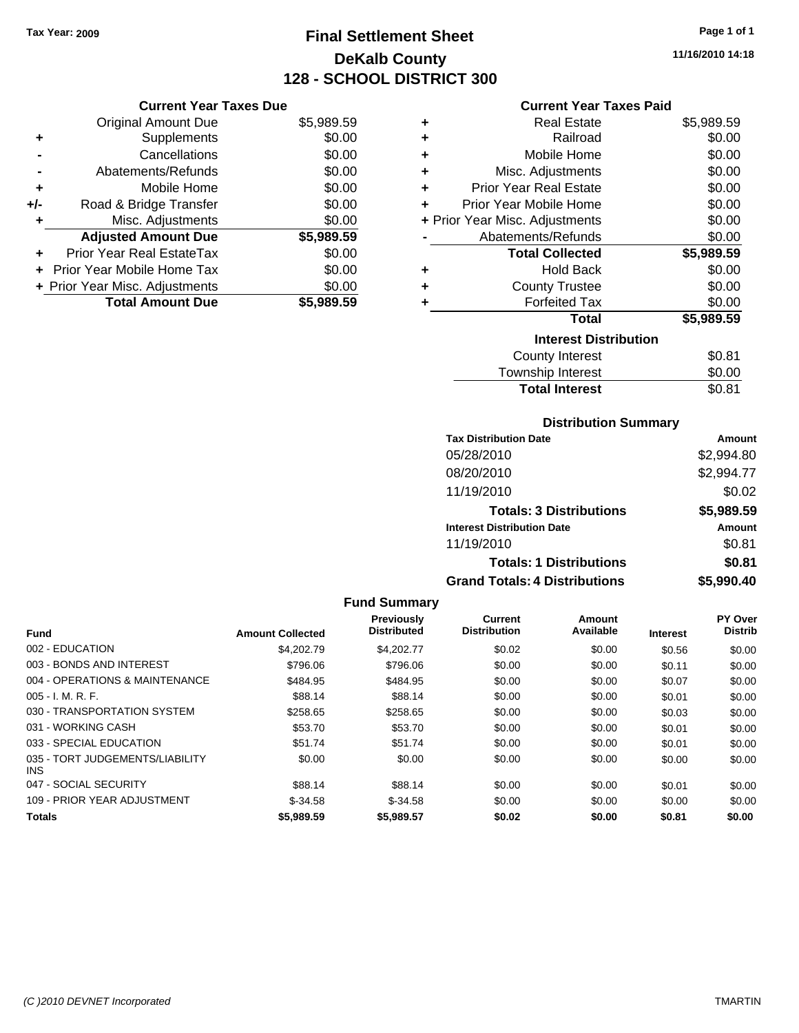Tax Year: 2009

# Final Settlement Sheet
## DeKalb County
## 128 - SCHOOL DISTRICT 300

11/16/2010 14:18

### Current Year Taxes Due

| | | |
|---|---|---|
| | Original Amount Due | $5,989.59 |
| + | Supplements | $0.00 |
| - | Cancellations | $0.00 |
| - | Abatements/Refunds | $0.00 |
| + | Mobile Home | $0.00 |
| +/- | Road & Bridge Transfer | $0.00 |
| + | Misc. Adjustments | $0.00 |
| | **Adjusted Amount Due** | **$5,989.59** |
| + | Prior Year Real EstateTax | $0.00 |
| + | Prior Year Mobile Home Tax | $0.00 |
| + | Prior Year Misc. Adjustments | $0.00 |
| | **Total Amount Due** | **$5,989.59** |

### Current Year Taxes Paid

| | | |
|---|---|---|
| + | Real Estate | $5,989.59 |
| + | Railroad | $0.00 |
| + | Mobile Home | $0.00 |
| + | Misc. Adjustments | $0.00 |
| + | Prior Year Real Estate | $0.00 |
| + | Prior Year Mobile Home | $0.00 |
| + | Prior Year Misc. Adjustments | $0.00 |
| - | Abatements/Refunds | $0.00 |
| | **Total Collected** | **$5,989.59** |
| + | Hold Back | $0.00 |
| + | County Trustee | $0.00 |
| + | Forfeited Tax | $0.00 |
| | **Total** | **$5,989.59** |

### Interest Distribution

| | |
|---|---|
| County Interest | $0.81 |
| Township Interest | $0.00 |
| **Total Interest** | $0.81 |

### Distribution Summary

| Tax Distribution Date | Amount |
|---|---|
| 05/28/2010 | $2,994.80 |
| 08/20/2010 | $2,994.77 |
| 11/19/2010 | $0.02 |
| **Totals: 3 Distributions** | **$5,989.59** |
| **Interest Distribution Date** | **Amount** |
| 11/19/2010 | $0.81 |
| **Totals: 1 Distributions** | **$0.81** |
| **Grand Totals: 4 Distributions** | **$5,990.40** |

### Fund Summary

| Fund | Amount Collected | Previously Distributed | Current Distribution | Amount Available | Interest | PY Over Distrib |
|---|---|---|---|---|---|---|
| 002 - EDUCATION | $4,202.79 | $4,202.77 | $0.02 | $0.00 | $0.56 | $0.00 |
| 003 - BONDS AND INTEREST | $796.06 | $796.06 | $0.00 | $0.00 | $0.11 | $0.00 |
| 004 - OPERATIONS & MAINTENANCE | $484.95 | $484.95 | $0.00 | $0.00 | $0.07 | $0.00 |
| 005 - I. M. R. F. | $88.14 | $88.14 | $0.00 | $0.00 | $0.01 | $0.00 |
| 030 - TRANSPORTATION SYSTEM | $258.65 | $258.65 | $0.00 | $0.00 | $0.03 | $0.00 |
| 031 - WORKING CASH | $53.70 | $53.70 | $0.00 | $0.00 | $0.01 | $0.00 |
| 033 - SPECIAL EDUCATION | $51.74 | $51.74 | $0.00 | $0.00 | $0.01 | $0.00 |
| 035 - TORT JUDGEMENTS/LIABILITY INS | $0.00 | $0.00 | $0.00 | $0.00 | $0.00 | $0.00 |
| 047 - SOCIAL SECURITY | $88.14 | $88.14 | $0.00 | $0.00 | $0.01 | $0.00 |
| 109 - PRIOR YEAR ADJUSTMENT | $-34.58 | $-34.58 | $0.00 | $0.00 | $0.00 | $0.00 |
| **Totals** | **$5,989.59** | **$5,989.57** | **$0.02** | **$0.00** | **$0.81** | **$0.00** |

(C )2010 DEVNET Incorporated — TMARTIN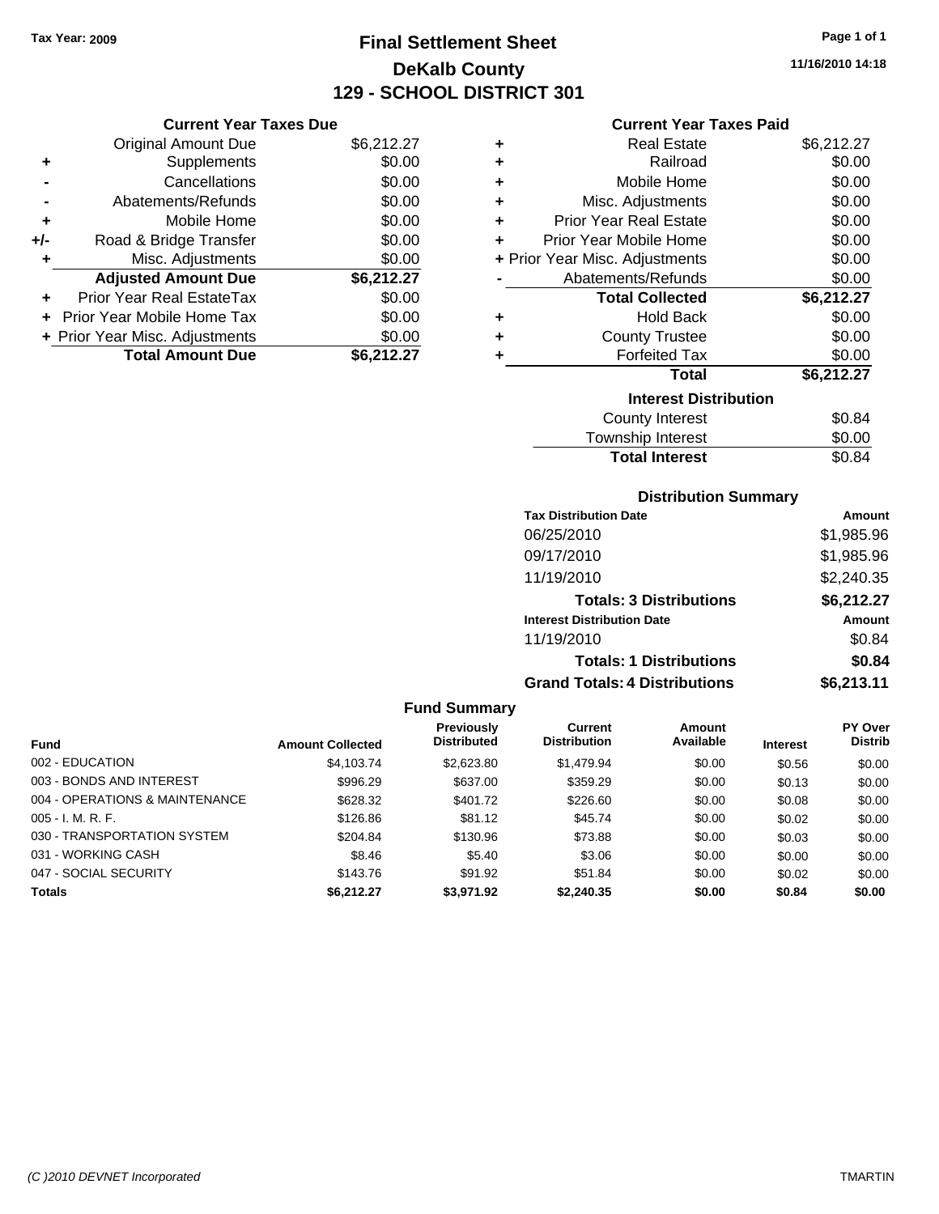Tax Year: 2009

# Final Settlement Sheet
## DeKalb County
## 129 - SCHOOL DISTRICT 301

11/16/2010 14:18

### Current Year Taxes Due

| | | |
|---|---|---|
| | Original Amount Due | $6,212.27 |
| + | Supplements | $0.00 |
| - | Cancellations | $0.00 |
| - | Abatements/Refunds | $0.00 |
| + | Mobile Home | $0.00 |
| +/- | Road & Bridge Transfer | $0.00 |
| + | Misc. Adjustments | $0.00 |
| | **Adjusted Amount Due** | **$6,212.27** |
| + | Prior Year Real EstateTax | $0.00 |
| + | Prior Year Mobile Home Tax | $0.00 |
| + | Prior Year Misc. Adjustments | $0.00 |
| | **Total Amount Due** | **$6,212.27** |

### Current Year Taxes Paid

| | | |
|---|---|---|
| + | Real Estate | $6,212.27 |
| + | Railroad | $0.00 |
| + | Mobile Home | $0.00 |
| + | Misc. Adjustments | $0.00 |
| + | Prior Year Real Estate | $0.00 |
| + | Prior Year Mobile Home | $0.00 |
| + | Prior Year Misc. Adjustments | $0.00 |
| - | Abatements/Refunds | $0.00 |
| | **Total Collected** | **$6,212.27** |
| + | Hold Back | $0.00 |
| + | County Trustee | $0.00 |
| + | Forfeited Tax | $0.00 |
| | **Total** | **$6,212.27** |

### Interest Distribution

| | |
|---|---|
| County Interest | $0.84 |
| Township Interest | $0.00 |
| **Total Interest** | $0.84 |

### Distribution Summary

| Tax Distribution Date | Amount |
|---|---|
| 06/25/2010 | $1,985.96 |
| 09/17/2010 | $1,985.96 |
| 11/19/2010 | $2,240.35 |
| **Totals: 3 Distributions** | **$6,212.27** |
| **Interest Distribution Date** | **Amount** |
| 11/19/2010 | $0.84 |
| **Totals: 1 Distributions** | **$0.84** |
| **Grand Totals: 4 Distributions** | **$6,213.11** |

### Fund Summary

| Fund | Amount Collected | Previously Distributed | Current Distribution | Amount Available | Interest | PY Over Distrib |
|---|---|---|---|---|---|---|
| 002 - EDUCATION | $4,103.74 | $2,623.80 | $1,479.94 | $0.00 | $0.56 | $0.00 |
| 003 - BONDS AND INTEREST | $996.29 | $637.00 | $359.29 | $0.00 | $0.13 | $0.00 |
| 004 - OPERATIONS & MAINTENANCE | $628.32 | $401.72 | $226.60 | $0.00 | $0.08 | $0.00 |
| 005 - I. M. R. F. | $126.86 | $81.12 | $45.74 | $0.00 | $0.02 | $0.00 |
| 030 - TRANSPORTATION SYSTEM | $204.84 | $130.96 | $73.88 | $0.00 | $0.03 | $0.00 |
| 031 - WORKING CASH | $8.46 | $5.40 | $3.06 | $0.00 | $0.00 | $0.00 |
| 047 - SOCIAL SECURITY | $143.76 | $91.92 | $51.84 | $0.00 | $0.02 | $0.00 |
| **Totals** | **$6,212.27** | **$3,971.92** | **$2,240.35** | **$0.00** | **$0.84** | **$0.00** |

(C )2010 DEVNET Incorporated TMARTIN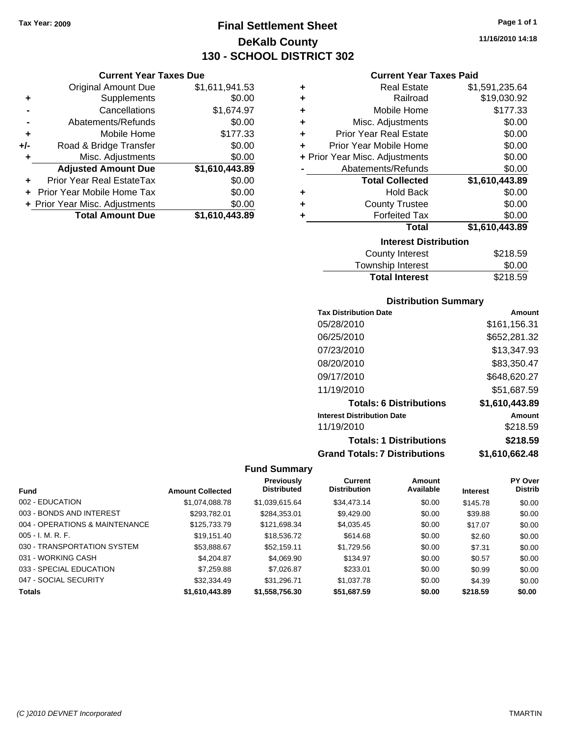Tax Year: 2009

# Final Settlement Sheet
## DeKalb County
## 130 - SCHOOL DISTRICT 302

11/16/2010 14:18

### Current Year Taxes Due

| | | |
|---|---|---|
| | Original Amount Due | $1,611,941.53 |
| + | Supplements | $0.00 |
| - | Cancellations | $1,674.97 |
| - | Abatements/Refunds | $0.00 |
| + | Mobile Home | $177.33 |
| +/- | Road & Bridge Transfer | $0.00 |
| + | Misc. Adjustments | $0.00 |
| | **Adjusted Amount Due** | **$1,610,443.89** |
| + | Prior Year Real EstateTax | $0.00 |
| + | Prior Year Mobile Home Tax | $0.00 |
| + | Prior Year Misc. Adjustments | $0.00 |
| | **Total Amount Due** | **$1,610,443.89** |

### Current Year Taxes Paid

| | | |
|---|---|---|
| + | Real Estate | $1,591,235.64 |
| + | Railroad | $19,030.92 |
| + | Mobile Home | $177.33 |
| + | Misc. Adjustments | $0.00 |
| + | Prior Year Real Estate | $0.00 |
| + | Prior Year Mobile Home | $0.00 |
| + | Prior Year Misc. Adjustments | $0.00 |
| - | Abatements/Refunds | $0.00 |
| | **Total Collected** | **$1,610,443.89** |
| + | Hold Back | $0.00 |
| + | County Trustee | $0.00 |
| + | Forfeited Tax | $0.00 |
| | **Total** | **$1,610,443.89** |

### Interest Distribution

| | |
|---|---|
| County Interest | $218.59 |
| Township Interest | $0.00 |
| **Total Interest** | $218.59 |

### Distribution Summary

| Tax Distribution Date | Amount |
|---|---|
| 05/28/2010 | $161,156.31 |
| 06/25/2010 | $652,281.32 |
| 07/23/2010 | $13,347.93 |
| 08/20/2010 | $83,350.47 |
| 09/17/2010 | $648,620.27 |
| 11/19/2010 | $51,687.59 |
| **Totals: 6 Distributions** | **$1,610,443.89** |
| **Interest Distribution Date** | **Amount** |
| 11/19/2010 | $218.59 |
| **Totals: 1 Distributions** | **$218.59** |
| **Grand Totals: 7 Distributions** | **$1,610,662.48** |

### Fund Summary

| Fund | Amount Collected | Previously Distributed | Current Distribution | Amount Available | Interest | PY Over Distrib |
|---|---|---|---|---|---|---|
| 002 - EDUCATION | $1,074,088.78 | $1,039,615.64 | $34,473.14 | $0.00 | $145.78 | $0.00 |
| 003 - BONDS AND INTEREST | $293,782.01 | $284,353.01 | $9,429.00 | $0.00 | $39.88 | $0.00 |
| 004 - OPERATIONS & MAINTENANCE | $125,733.79 | $121,698.34 | $4,035.45 | $0.00 | $17.07 | $0.00 |
| 005 - I. M. R. F. | $19,151.40 | $18,536.72 | $614.68 | $0.00 | $2.60 | $0.00 |
| 030 - TRANSPORTATION SYSTEM | $53,888.67 | $52,159.11 | $1,729.56 | $0.00 | $7.31 | $0.00 |
| 031 - WORKING CASH | $4,204.87 | $4,069.90 | $134.97 | $0.00 | $0.57 | $0.00 |
| 033 - SPECIAL EDUCATION | $7,259.88 | $7,026.87 | $233.01 | $0.00 | $0.99 | $0.00 |
| 047 - SOCIAL SECURITY | $32,334.49 | $31,296.71 | $1,037.78 | $0.00 | $4.39 | $0.00 |
| **Totals** | **$1,610,443.89** | **$1,558,756.30** | **$51,687.59** | **$0.00** | **$218.59** | **$0.00** |

(C )2010 DEVNET Incorporated — TMARTIN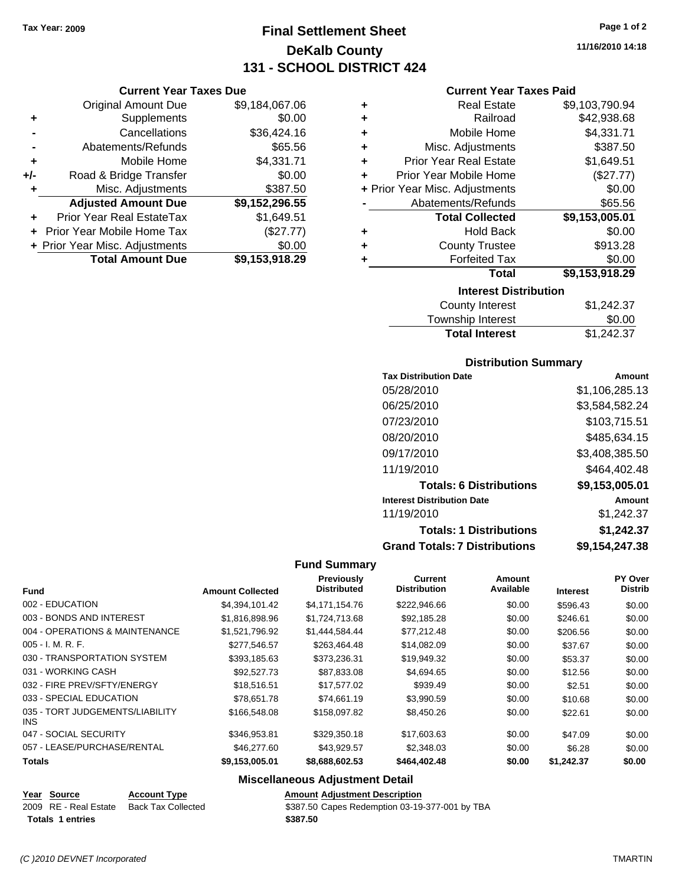**Tax Year: 2009**

# Final Settlement Sheet
## DeKalb County
## 131 - SCHOOL DISTRICT 424

11/16/2010 14:18

### Current Year Taxes Due

| | | |
|---|---|---|
| | Original Amount Due | $9,184,067.06 |
| + | Supplements | $0.00 |
| - | Cancellations | $36,424.16 |
| - | Abatements/Refunds | $65.56 |
| + | Mobile Home | $4,331.71 |
| +/- | Road & Bridge Transfer | $0.00 |
| + | Misc. Adjustments | $387.50 |
| | **Adjusted Amount Due** | **$9,152,296.55** |
| + | Prior Year Real EstateTax | $1,649.51 |
| + | Prior Year Mobile Home Tax | ($27.77) |
| + | Prior Year Misc. Adjustments | $0.00 |
| | **Total Amount Due** | **$9,153,918.29** |

### Current Year Taxes Paid

| | | |
|---|---|---|
| + | Real Estate | $9,103,790.94 |
| + | Railroad | $42,938.68 |
| + | Mobile Home | $4,331.71 |
| + | Misc. Adjustments | $387.50 |
| + | Prior Year Real Estate | $1,649.51 |
| + | Prior Year Mobile Home | ($27.77) |
| + | Prior Year Misc. Adjustments | $0.00 |
| - | Abatements/Refunds | $65.56 |
| | **Total Collected** | **$9,153,005.01** |
| + | Hold Back | $0.00 |
| + | County Trustee | $913.28 |
| + | Forfeited Tax | $0.00 |
| | **Total** | **$9,153,918.29** |

### Interest Distribution

| | |
|---|---|
| County Interest | $1,242.37 |
| Township Interest | $0.00 |
| **Total Interest** | $1,242.37 |

### Distribution Summary

| Tax Distribution Date | Amount |
|---|---|
| 05/28/2010 | $1,106,285.13 |
| 06/25/2010 | $3,584,582.24 |
| 07/23/2010 | $103,715.51 |
| 08/20/2010 | $485,634.15 |
| 09/17/2010 | $3,408,385.50 |
| 11/19/2010 | $464,402.48 |
| **Totals: 6 Distributions** | **$9,153,005.01** |
| **Interest Distribution Date** | **Amount** |
| 11/19/2010 | $1,242.37 |
| **Totals: 1 Distributions** | **$1,242.37** |
| **Grand Totals: 7 Distributions** | **$9,154,247.38** |

### Fund Summary

| Fund | Amount Collected | Previously Distributed | Current Distribution | Amount Available | Interest | PY Over Distrib |
|---|---|---|---|---|---|---|
| 002 - EDUCATION | $4,394,101.42 | $4,171,154.76 | $222,946.66 | $0.00 | $596.43 | $0.00 |
| 003 - BONDS AND INTEREST | $1,816,898.96 | $1,724,713.68 | $92,185.28 | $0.00 | $246.61 | $0.00 |
| 004 - OPERATIONS & MAINTENANCE | $1,521,796.92 | $1,444,584.44 | $77,212.48 | $0.00 | $206.56 | $0.00 |
| 005 - I. M. R. F. | $277,546.57 | $263,464.48 | $14,082.09 | $0.00 | $37.67 | $0.00 |
| 030 - TRANSPORTATION SYSTEM | $393,185.63 | $373,236.31 | $19,949.32 | $0.00 | $53.37 | $0.00 |
| 031 - WORKING CASH | $92,527.73 | $87,833.08 | $4,694.65 | $0.00 | $12.56 | $0.00 |
| 032 - FIRE PREV/SFTY/ENERGY | $18,516.51 | $17,577.02 | $939.49 | $0.00 | $2.51 | $0.00 |
| 033 - SPECIAL EDUCATION | $78,651.78 | $74,661.19 | $3,990.59 | $0.00 | $10.68 | $0.00 |
| 035 - TORT JUDGEMENTS/LIABILITY INS | $166,548.08 | $158,097.82 | $8,450.26 | $0.00 | $22.61 | $0.00 |
| 047 - SOCIAL SECURITY | $346,953.81 | $329,350.18 | $17,603.63 | $0.00 | $47.09 | $0.00 |
| 057 - LEASE/PURCHASE/RENTAL | $46,277.60 | $43,929.57 | $2,348.03 | $0.00 | $6.28 | $0.00 |
| **Totals** | **$9,153,005.01** | **$8,688,602.53** | **$464,402.48** | **$0.00** | **$1,242.37** | **$0.00** |

### Miscellaneous Adjustment Detail

| Year | Source | Account Type | Amount | Adjustment Description |
|---|---|---|---|---|
| 2009 | RE - Real Estate | Back Tax Collected | $387.50 | Capes Redemption 03-19-377-001 by TBA |
| **Totals 1 entries** | | | **$387.50** | |

(C )2010 DEVNET Incorporated — TMARTIN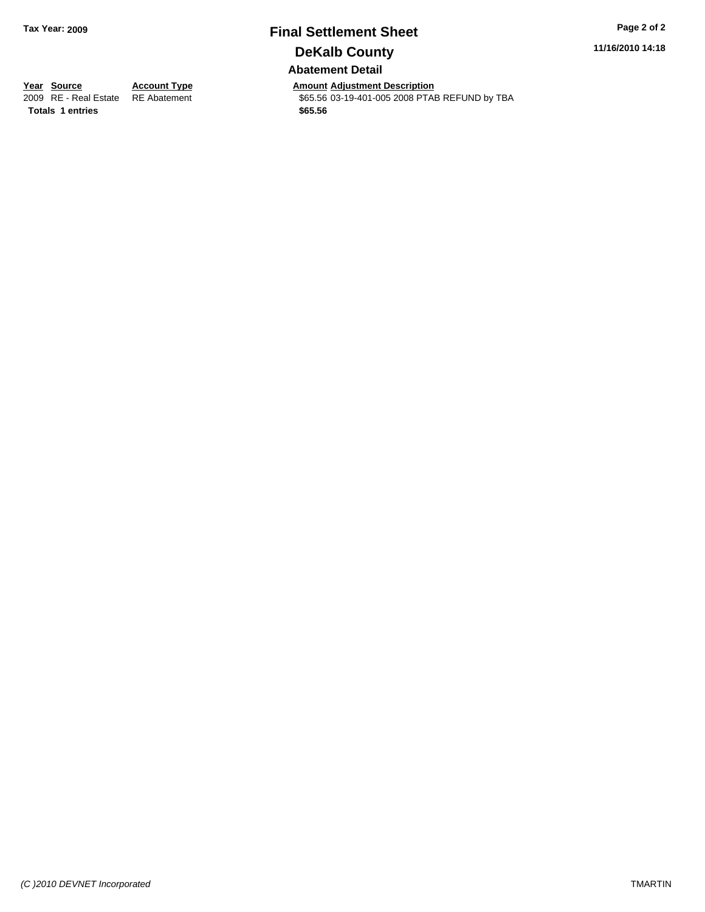# Final Settlement Sheet

## DeKalb County

### Abatement Detail

| Year | Source | Account Type | Amount | Adjustment Description |
|---|---|---|---|---|
| 2009 | RE - Real Estate | RE Abatement | $65.56 | 03-19-401-005 2008 PTAB REFUND by TBA |
| **Totals** | **1 entries** | | **$65.56** | |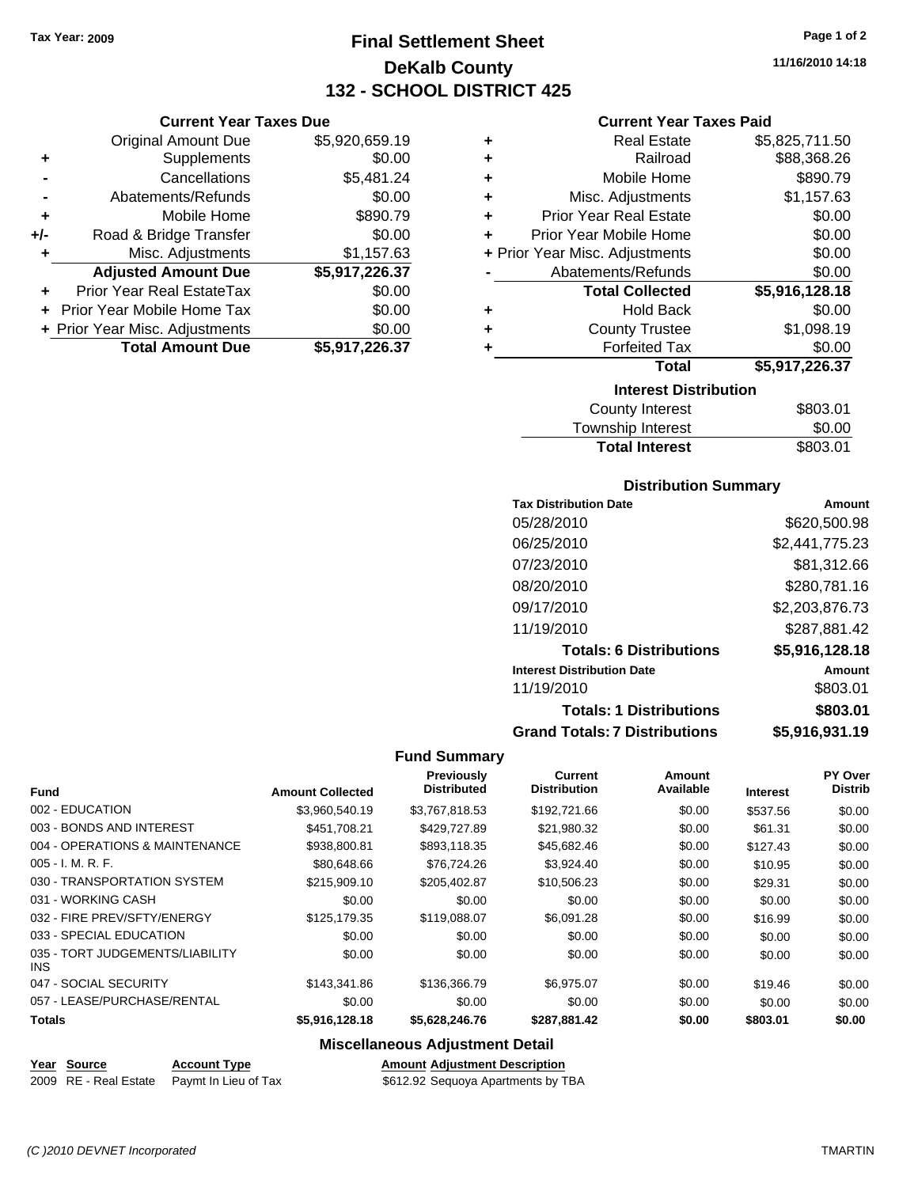Tax Year: 2009

# Final Settlement Sheet

## DeKalb County

## 132 - SCHOOL DISTRICT 425

11/16/2010 14:18

### Current Year Taxes Due

| | | |
|---|---|---|
| | Original Amount Due | $5,920,659.19 |
| + | Supplements | $0.00 |
| - | Cancellations | $5,481.24 |
| - | Abatements/Refunds | $0.00 |
| + | Mobile Home | $890.79 |
| +/- | Road & Bridge Transfer | $0.00 |
| + | Misc. Adjustments | $1,157.63 |
| | **Adjusted Amount Due** | **$5,917,226.37** |
| + | Prior Year Real EstateTax | $0.00 |
| + | Prior Year Mobile Home Tax | $0.00 |
| + | Prior Year Misc. Adjustments | $0.00 |
| | **Total Amount Due** | **$5,917,226.37** |

### Current Year Taxes Paid

| | | |
|---|---|---|
| + | Real Estate | $5,825,711.50 |
| + | Railroad | $88,368.26 |
| + | Mobile Home | $890.79 |
| + | Misc. Adjustments | $1,157.63 |
| + | Prior Year Real Estate | $0.00 |
| + | Prior Year Mobile Home | $0.00 |
| + | Prior Year Misc. Adjustments | $0.00 |
| - | Abatements/Refunds | $0.00 |
| | **Total Collected** | **$5,916,128.18** |
| + | Hold Back | $0.00 |
| + | County Trustee | $1,098.19 |
| + | Forfeited Tax | $0.00 |
| | **Total** | **$5,917,226.37** |

### Interest Distribution

| | |
|---|---|
| County Interest | $803.01 |
| Township Interest | $0.00 |
| **Total Interest** | $803.01 |

### Distribution Summary

| Tax Distribution Date | Amount |
|---|---|
| 05/28/2010 | $620,500.98 |
| 06/25/2010 | $2,441,775.23 |
| 07/23/2010 | $81,312.66 |
| 08/20/2010 | $280,781.16 |
| 09/17/2010 | $2,203,876.73 |
| 11/19/2010 | $287,881.42 |
| **Totals: 6 Distributions** | **$5,916,128.18** |
| **Interest Distribution Date** | **Amount** |
| 11/19/2010 | $803.01 |
| **Totals: 1 Distributions** | **$803.01** |
| **Grand Totals: 7 Distributions** | **$5,916,931.19** |

### Fund Summary

| Fund | Amount Collected | Previously Distributed | Current Distribution | Amount Available | Interest | PY Over Distrib |
|---|---|---|---|---|---|---|
| 002 - EDUCATION | $3,960,540.19 | $3,767,818.53 | $192,721.66 | $0.00 | $537.56 | $0.00 |
| 003 - BONDS AND INTEREST | $451,708.21 | $429,727.89 | $21,980.32 | $0.00 | $61.31 | $0.00 |
| 004 - OPERATIONS & MAINTENANCE | $938,800.81 | $893,118.35 | $45,682.46 | $0.00 | $127.43 | $0.00 |
| 005 - I. M. R. F. | $80,648.66 | $76,724.26 | $3,924.40 | $0.00 | $10.95 | $0.00 |
| 030 - TRANSPORTATION SYSTEM | $215,909.10 | $205,402.87 | $10,506.23 | $0.00 | $29.31 | $0.00 |
| 031 - WORKING CASH | $0.00 | $0.00 | $0.00 | $0.00 | $0.00 | $0.00 |
| 032 - FIRE PREV/SFTY/ENERGY | $125,179.35 | $119,088.07 | $6,091.28 | $0.00 | $16.99 | $0.00 |
| 033 - SPECIAL EDUCATION | $0.00 | $0.00 | $0.00 | $0.00 | $0.00 | $0.00 |
| 035 - TORT JUDGEMENTS/LIABILITY INS | $0.00 | $0.00 | $0.00 | $0.00 | $0.00 | $0.00 |
| 047 - SOCIAL SECURITY | $143,341.86 | $136,366.79 | $6,975.07 | $0.00 | $19.46 | $0.00 |
| 057 - LEASE/PURCHASE/RENTAL | $0.00 | $0.00 | $0.00 | $0.00 | $0.00 | $0.00 |
| **Totals** | **$5,916,128.18** | **$5,628,246.76** | **$287,881.42** | **$0.00** | **$803.01** | **$0.00** |

### Miscellaneous Adjustment Detail

| Year | Source | Account Type | Amount | Adjustment Description |
|---|---|---|---|---|
| 2009 | RE - Real Estate | Paymt In Lieu of Tax | $612.92 | Sequoya Apartments by TBA |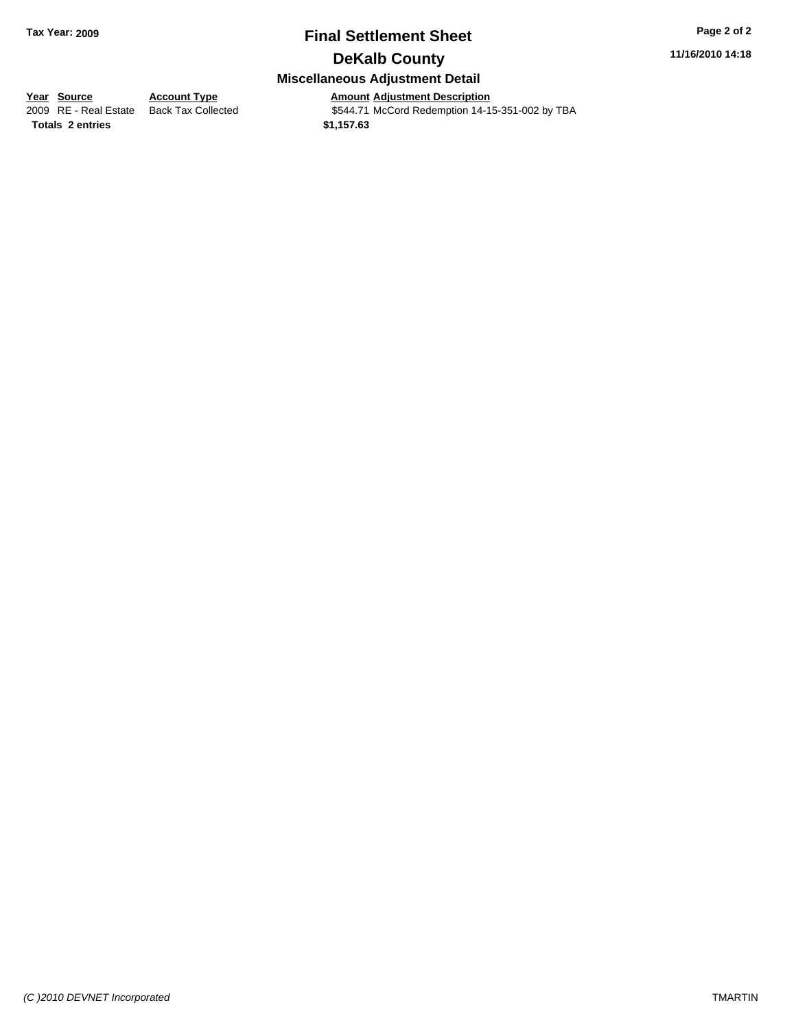**Tax Year: 2009**

# Final Settlement Sheet

## DeKalb County

### Miscellaneous Adjustment Detail

**11/16/2010 14:18**

| Year | Source | Account Type | Amount | Adjustment Description |
|---|---|---|---|---|
| 2009 | RE - Real Estate | Back Tax Collected | $544.71 | McCord Redemption 14-15-351-002 by TBA |
| **Totals** | **2 entries** | | **$1,157.63** | |

*(C )2010 DEVNET Incorporated* TMARTIN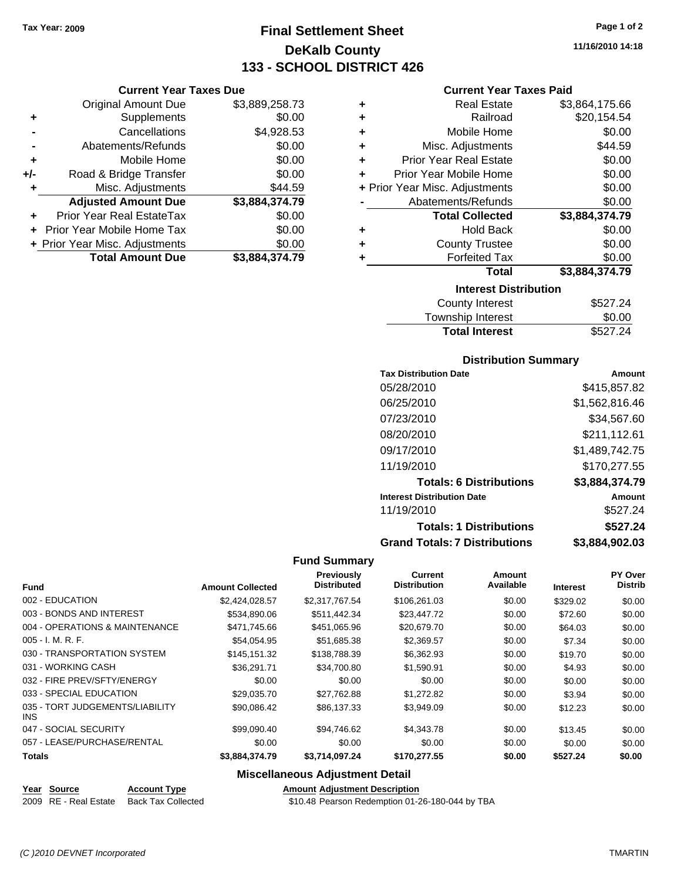Tax Year: 2009

# Final Settlement Sheet
## DeKalb County
## 133 - SCHOOL DISTRICT 426

11/16/2010 14:18

### Current Year Taxes Due

| | | |
|---|---|---|
| | Original Amount Due | $3,889,258.73 |
| + | Supplements | $0.00 |
| - | Cancellations | $4,928.53 |
| - | Abatements/Refunds | $0.00 |
| + | Mobile Home | $0.00 |
| +/- | Road & Bridge Transfer | $0.00 |
| + | Misc. Adjustments | $44.59 |
| | **Adjusted Amount Due** | **$3,884,374.79** |
| + | Prior Year Real EstateTax | $0.00 |
| + | Prior Year Mobile Home Tax | $0.00 |
| + | Prior Year Misc. Adjustments | $0.00 |
| | **Total Amount Due** | **$3,884,374.79** |

### Current Year Taxes Paid

| | | |
|---|---|---|
| + | Real Estate | $3,864,175.66 |
| + | Railroad | $20,154.54 |
| + | Mobile Home | $0.00 |
| + | Misc. Adjustments | $44.59 |
| + | Prior Year Real Estate | $0.00 |
| + | Prior Year Mobile Home | $0.00 |
| + | Prior Year Misc. Adjustments | $0.00 |
| - | Abatements/Refunds | $0.00 |
| | **Total Collected** | **$3,884,374.79** |
| + | Hold Back | $0.00 |
| + | County Trustee | $0.00 |
| + | Forfeited Tax | $0.00 |
| | **Total** | **$3,884,374.79** |

### Interest Distribution

| | |
|---|---|
| County Interest | $527.24 |
| Township Interest | $0.00 |
| **Total Interest** | $527.24 |

### Distribution Summary

| Tax Distribution Date | Amount |
|---|---|
| 05/28/2010 | $415,857.82 |
| 06/25/2010 | $1,562,816.46 |
| 07/23/2010 | $34,567.60 |
| 08/20/2010 | $211,112.61 |
| 09/17/2010 | $1,489,742.75 |
| 11/19/2010 | $170,277.55 |
| **Totals: 6 Distributions** | **$3,884,374.79** |
| **Interest Distribution Date** | **Amount** |
| 11/19/2010 | $527.24 |
| **Totals: 1 Distributions** | **$527.24** |
| **Grand Totals: 7 Distributions** | **$3,884,902.03** |

### Fund Summary

| Fund | Amount Collected | Previously Distributed | Current Distribution | Amount Available | Interest | PY Over Distrib |
|---|---|---|---|---|---|---|
| 002 - EDUCATION | $2,424,028.57 | $2,317,767.54 | $106,261.03 | $0.00 | $329.02 | $0.00 |
| 003 - BONDS AND INTEREST | $534,890.06 | $511,442.34 | $23,447.72 | $0.00 | $72.60 | $0.00 |
| 004 - OPERATIONS & MAINTENANCE | $471,745.66 | $451,065.96 | $20,679.70 | $0.00 | $64.03 | $0.00 |
| 005 - I. M. R. F. | $54,054.95 | $51,685.38 | $2,369.57 | $0.00 | $7.34 | $0.00 |
| 030 - TRANSPORTATION SYSTEM | $145,151.32 | $138,788.39 | $6,362.93 | $0.00 | $19.70 | $0.00 |
| 031 - WORKING CASH | $36,291.71 | $34,700.80 | $1,590.91 | $0.00 | $4.93 | $0.00 |
| 032 - FIRE PREV/SFTY/ENERGY | $0.00 | $0.00 | $0.00 | $0.00 | $0.00 | $0.00 |
| 033 - SPECIAL EDUCATION | $29,035.70 | $27,762.88 | $1,272.82 | $0.00 | $3.94 | $0.00 |
| 035 - TORT JUDGEMENTS/LIABILITY INS | $90,086.42 | $86,137.33 | $3,949.09 | $0.00 | $12.23 | $0.00 |
| 047 - SOCIAL SECURITY | $99,090.40 | $94,746.62 | $4,343.78 | $0.00 | $13.45 | $0.00 |
| 057 - LEASE/PURCHASE/RENTAL | $0.00 | $0.00 | $0.00 | $0.00 | $0.00 | $0.00 |
| **Totals** | **$3,884,374.79** | **$3,714,097.24** | **$170,277.55** | **$0.00** | **$527.24** | **$0.00** |

### Miscellaneous Adjustment Detail

| Year | Source | Account Type | Amount | Adjustment Description |
|---|---|---|---|---|
| 2009 | RE - Real Estate | Back Tax Collected | $10.48 | Pearson Redemption 01-26-180-044 by TBA |

(C )2010 DEVNET Incorporated TMARTIN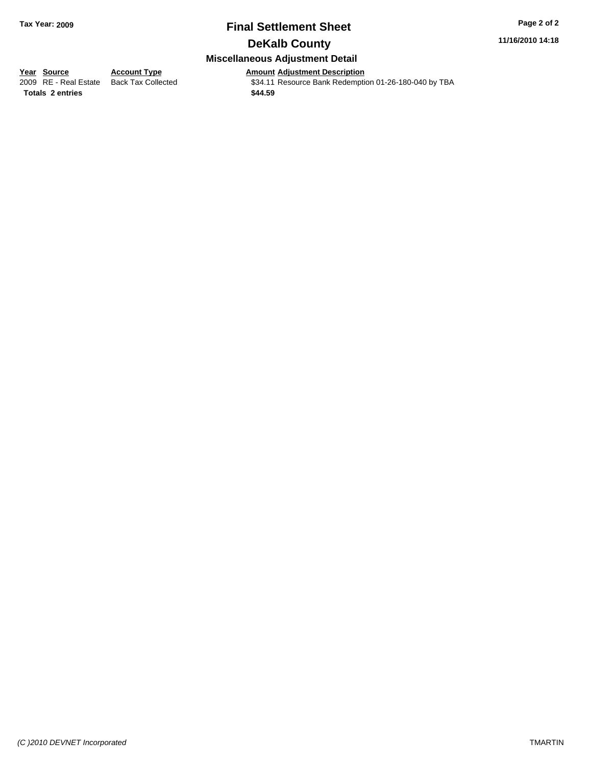**Tax Year: 2009**

# Final Settlement Sheet

## DeKalb County

### Miscellaneous Adjustment Detail

**11/16/2010 14:18**

| Year | Source | Account Type | Amount | Adjustment Description |
|---|---|---|---|---|
| 2009 | RE - Real Estate | Back Tax Collected | $34.11 | Resource Bank Redemption 01-26-180-040 by TBA |
| **Totals** | **2 entries** | | **$44.59** | |

*(C )2010 DEVNET Incorporated*

TMARTIN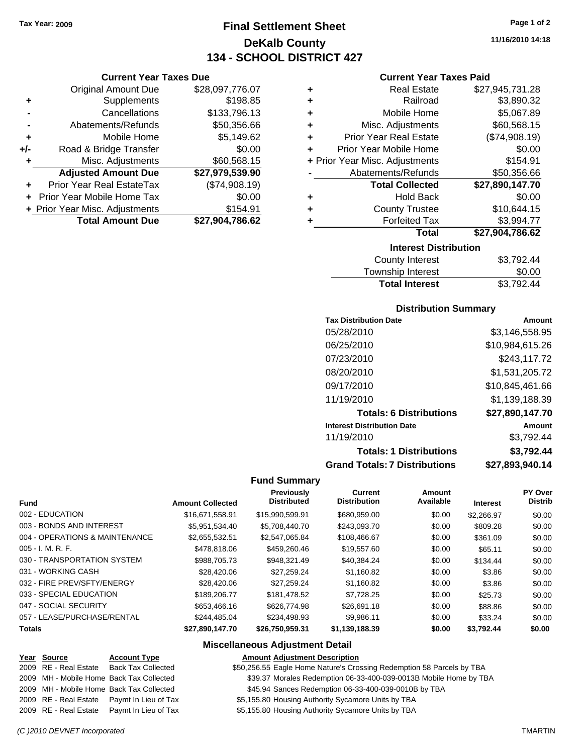Tax Year: 2009

# Final Settlement Sheet

## DeKalb County

## 134 - SCHOOL DISTRICT 427

11/16/2010 14:18

### Current Year Taxes Due

| | | |
|---|---|---|
| | Original Amount Due | $28,097,776.07 |
| + | Supplements | $198.85 |
| - | Cancellations | $133,796.13 |
| - | Abatements/Refunds | $50,356.66 |
| + | Mobile Home | $5,149.62 |
| +/- | Road & Bridge Transfer | $0.00 |
| + | Misc. Adjustments | $60,568.15 |
| | **Adjusted Amount Due** | **$27,979,539.90** |
| + | Prior Year Real EstateTax | ($74,908.19) |
| + | Prior Year Mobile Home Tax | $0.00 |
| + | Prior Year Misc. Adjustments | $154.91 |
| | **Total Amount Due** | **$27,904,786.62** |

### Current Year Taxes Paid

| | | |
|---|---|---|
| + | Real Estate | $27,945,731.28 |
| + | Railroad | $3,890.32 |
| + | Mobile Home | $5,067.89 |
| + | Misc. Adjustments | $60,568.15 |
| + | Prior Year Real Estate | ($74,908.19) |
| + | Prior Year Mobile Home | $0.00 |
| + | Prior Year Misc. Adjustments | $154.91 |
| - | Abatements/Refunds | $50,356.66 |
| | **Total Collected** | **$27,890,147.70** |
| + | Hold Back | $0.00 |
| + | County Trustee | $10,644.15 |
| + | Forfeited Tax | $3,994.77 |
| | **Total** | **$27,904,786.62** |

### Interest Distribution

| | |
|---|---|
| County Interest | $3,792.44 |
| Township Interest | $0.00 |
| **Total Interest** | $3,792.44 |

### Distribution Summary

| Tax Distribution Date | Amount |
|---|---|
| 05/28/2010 | $3,146,558.95 |
| 06/25/2010 | $10,984,615.26 |
| 07/23/2010 | $243,117.72 |
| 08/20/2010 | $1,531,205.72 |
| 09/17/2010 | $10,845,461.66 |
| 11/19/2010 | $1,139,188.39 |
| **Totals: 6 Distributions** | **$27,890,147.70** |
| **Interest Distribution Date** | **Amount** |
| 11/19/2010 | $3,792.44 |
| **Totals: 1 Distributions** | **$3,792.44** |
| **Grand Totals: 7 Distributions** | **$27,893,940.14** |

### Fund Summary

| Fund | Amount Collected | Previously Distributed | Current Distribution | Amount Available | Interest | PY Over Distrib |
|---|---|---|---|---|---|---|
| 002 - EDUCATION | $16,671,558.91 | $15,990,599.91 | $680,959.00 | $0.00 | $2,266.97 | $0.00 |
| 003 - BONDS AND INTEREST | $5,951,534.40 | $5,708,440.70 | $243,093.70 | $0.00 | $809.28 | $0.00 |
| 004 - OPERATIONS & MAINTENANCE | $2,655,532.51 | $2,547,065.84 | $108,466.67 | $0.00 | $361.09 | $0.00 |
| 005 - I. M. R. F. | $478,818.06 | $459,260.46 | $19,557.60 | $0.00 | $65.11 | $0.00 |
| 030 - TRANSPORTATION SYSTEM | $988,705.73 | $948,321.49 | $40,384.24 | $0.00 | $134.44 | $0.00 |
| 031 - WORKING CASH | $28,420.06 | $27,259.24 | $1,160.82 | $0.00 | $3.86 | $0.00 |
| 032 - FIRE PREV/SFTY/ENERGY | $28,420.06 | $27,259.24 | $1,160.82 | $0.00 | $3.86 | $0.00 |
| 033 - SPECIAL EDUCATION | $189,206.77 | $181,478.52 | $7,728.25 | $0.00 | $25.73 | $0.00 |
| 047 - SOCIAL SECURITY | $653,466.16 | $626,774.98 | $26,691.18 | $0.00 | $88.86 | $0.00 |
| 057 - LEASE/PURCHASE/RENTAL | $244,485.04 | $234,498.93 | $9,986.11 | $0.00 | $33.24 | $0.00 |
| **Totals** | **$27,890,147.70** | **$26,750,959.31** | **$1,139,188.39** | **$0.00** | **$3,792.44** | **$0.00** |

### Miscellaneous Adjustment Detail

| Year | Source | Account Type | Amount | Adjustment Description |
|---|---|---|---|---|
| 2009 | RE - Real Estate | Back Tax Collected | $50,256.55 | Eagle Home Nature's Crossing Redemption 58 Parcels by TBA |
| 2009 | MH - Mobile Home | Back Tax Collected | $39.37 | Morales Redemption 06-33-400-039-0013B Mobile Home by TBA |
| 2009 | MH - Mobile Home | Back Tax Collected | $45.94 | Sances Redemption 06-33-400-039-0010B by TBA |
| 2009 | RE - Real Estate | Paymt In Lieu of Tax | $5,155.80 | Housing Authority Sycamore Units by TBA |
| 2009 | RE - Real Estate | Paymt In Lieu of Tax | $5,155.80 | Housing Authority Sycamore Units by TBA |

(C )2010 DEVNET Incorporated TMARTIN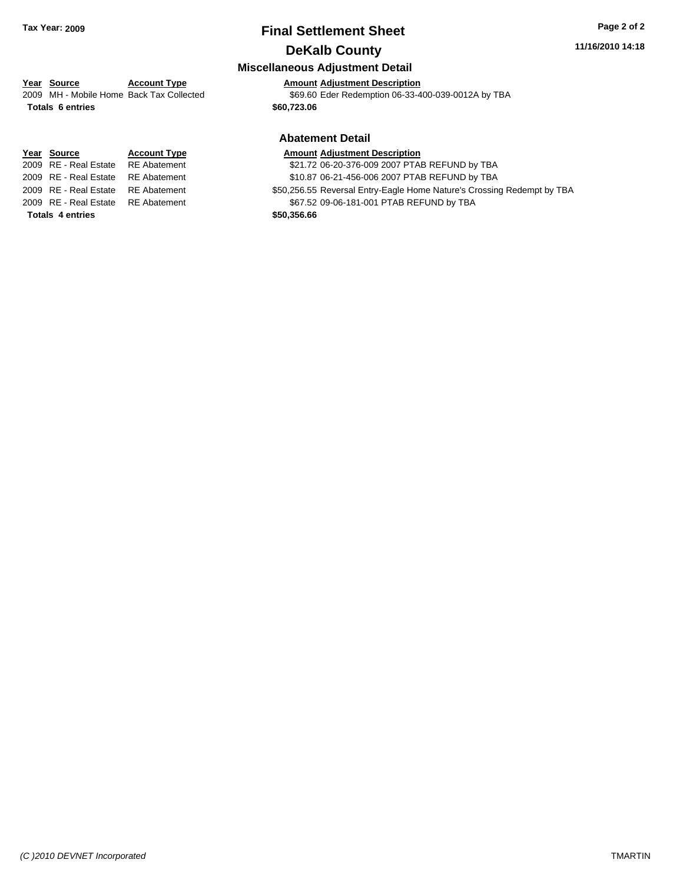**Tax Year: 2009**

# Final Settlement Sheet

## DeKalb County

### Miscellaneous Adjustment Detail

| Year | Source | Account Type | Amount | Adjustment Description |
|---|---|---|---|---|
| 2009 | MH - Mobile Home | Back Tax Collected | $69.60 | Eder Redemption 06-33-400-039-0012A by TBA |
| **Totals** | **6 entries** | | **$60,723.06** | |

### Abatement Detail

| Year | Source | Account Type | Amount | Adjustment Description |
|---|---|---|---|---|
| 2009 | RE - Real Estate | RE Abatement | $21.72 | 06-20-376-009 2007 PTAB REFUND by TBA |
| 2009 | RE - Real Estate | RE Abatement | $10.87 | 06-21-456-006 2007 PTAB REFUND by TBA |
| 2009 | RE - Real Estate | RE Abatement | $50,256.55 | Reversal Entry-Eagle Home Nature's Crossing Redempt by TBA |
| 2009 | RE - Real Estate | RE Abatement | $67.52 | 09-06-181-001 PTAB REFUND by TBA |
| **Totals** | **4 entries** | | **$50,356.66** | |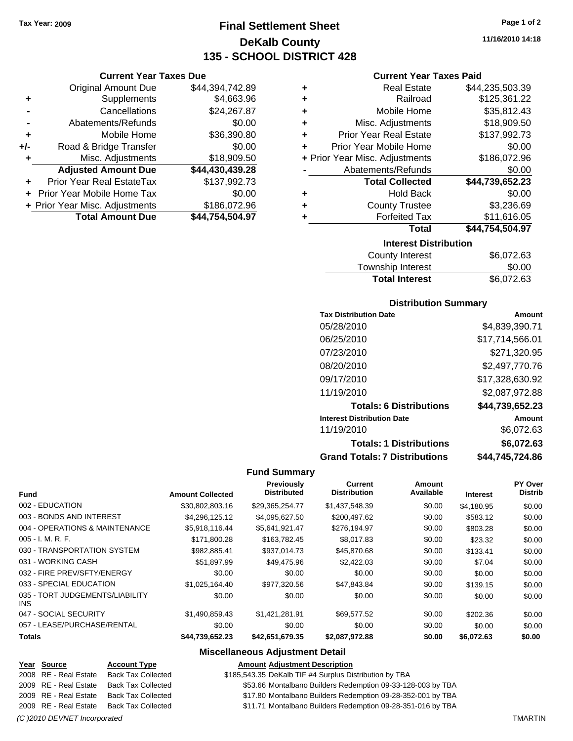Tax Year: 2009

# Final Settlement Sheet

## DeKalb County

## 135 - SCHOOL DISTRICT 428

11/16/2010 14:18

### Current Year Taxes Due

| | | |
|---|---|---|
| | Original Amount Due | $44,394,742.89 |
| + | Supplements | $4,663.96 |
| - | Cancellations | $24,267.87 |
| - | Abatements/Refunds | $0.00 |
| + | Mobile Home | $36,390.80 |
| +/- | Road & Bridge Transfer | $0.00 |
| + | Misc. Adjustments | $18,909.50 |
| | **Adjusted Amount Due** | **$44,430,439.28** |
| + | Prior Year Real EstateTax | $137,992.73 |
| + | Prior Year Mobile Home Tax | $0.00 |
| + | Prior Year Misc. Adjustments | $186,072.96 |
| | **Total Amount Due** | **$44,754,504.97** |

### Current Year Taxes Paid

| | | |
|---|---|---|
| + | Real Estate | $44,235,503.39 |
| + | Railroad | $125,361.22 |
| + | Mobile Home | $35,812.43 |
| + | Misc. Adjustments | $18,909.50 |
| + | Prior Year Real Estate | $137,992.73 |
| + | Prior Year Mobile Home | $0.00 |
| + | Prior Year Misc. Adjustments | $186,072.96 |
| - | Abatements/Refunds | $0.00 |
| | **Total Collected** | **$44,739,652.23** |
| + | Hold Back | $0.00 |
| + | County Trustee | $3,236.69 |
| + | Forfeited Tax | $11,616.05 |
| | **Total** | **$44,754,504.97** |

### Interest Distribution

| | |
|---|---|
| County Interest | $6,072.63 |
| Township Interest | $0.00 |
| **Total Interest** | $6,072.63 |

### Distribution Summary

| Tax Distribution Date | Amount |
|---|---|
| 05/28/2010 | $4,839,390.71 |
| 06/25/2010 | $17,714,566.01 |
| 07/23/2010 | $271,320.95 |
| 08/20/2010 | $2,497,770.76 |
| 09/17/2010 | $17,328,630.92 |
| 11/19/2010 | $2,087,972.88 |
| **Totals: 6 Distributions** | **$44,739,652.23** |
| **Interest Distribution Date** | **Amount** |
| 11/19/2010 | $6,072.63 |
| **Totals: 1 Distributions** | **$6,072.63** |
| **Grand Totals: 7 Distributions** | **$44,745,724.86** |

### Fund Summary

| Fund | Amount Collected | Previously Distributed | Current Distribution | Amount Available | Interest | PY Over Distrib |
|---|---|---|---|---|---|---|
| 002 - EDUCATION | $30,802,803.16 | $29,365,254.77 | $1,437,548.39 | $0.00 | $4,180.95 | $0.00 |
| 003 - BONDS AND INTEREST | $4,296,125.12 | $4,095,627.50 | $200,497.62 | $0.00 | $583.12 | $0.00 |
| 004 - OPERATIONS & MAINTENANCE | $5,918,116.44 | $5,641,921.47 | $276,194.97 | $0.00 | $803.28 | $0.00 |
| 005 - I. M. R. F. | $171,800.28 | $163,782.45 | $8,017.83 | $0.00 | $23.32 | $0.00 |
| 030 - TRANSPORTATION SYSTEM | $982,885.41 | $937,014.73 | $45,870.68 | $0.00 | $133.41 | $0.00 |
| 031 - WORKING CASH | $51,897.99 | $49,475.96 | $2,422.03 | $0.00 | $7.04 | $0.00 |
| 032 - FIRE PREV/SFTY/ENERGY | $0.00 | $0.00 | $0.00 | $0.00 | $0.00 | $0.00 |
| 033 - SPECIAL EDUCATION | $1,025,164.40 | $977,320.56 | $47,843.84 | $0.00 | $139.15 | $0.00 |
| 035 - TORT JUDGEMENTS/LIABILITY INS | $0.00 | $0.00 | $0.00 | $0.00 | $0.00 | $0.00 |
| 047 - SOCIAL SECURITY | $1,490,859.43 | $1,421,281.91 | $69,577.52 | $0.00 | $202.36 | $0.00 |
| 057 - LEASE/PURCHASE/RENTAL | $0.00 | $0.00 | $0.00 | $0.00 | $0.00 | $0.00 |
| **Totals** | **$44,739,652.23** | **$42,651,679.35** | **$2,087,972.88** | **$0.00** | **$6,072.63** | **$0.00** |

### Miscellaneous Adjustment Detail

| Year | Source | Account Type | Amount | Adjustment Description |
|---|---|---|---|---|
| 2008 | RE - Real Estate | Back Tax Collected | $185,543.35 | DeKalb TIF #4 Surplus Distribution by TBA |
| 2009 | RE - Real Estate | Back Tax Collected | $53.66 | Montalbano Builders Redemption 09-33-128-003 by TBA |
| 2009 | RE - Real Estate | Back Tax Collected | $17.80 | Montalbano Builders Redemption 09-28-352-001 by TBA |
| 2009 | RE - Real Estate | Back Tax Collected | $11.71 | Montalbano Builders Redemption 09-28-351-016 by TBA |

(C )2010 DEVNET Incorporated TMARTIN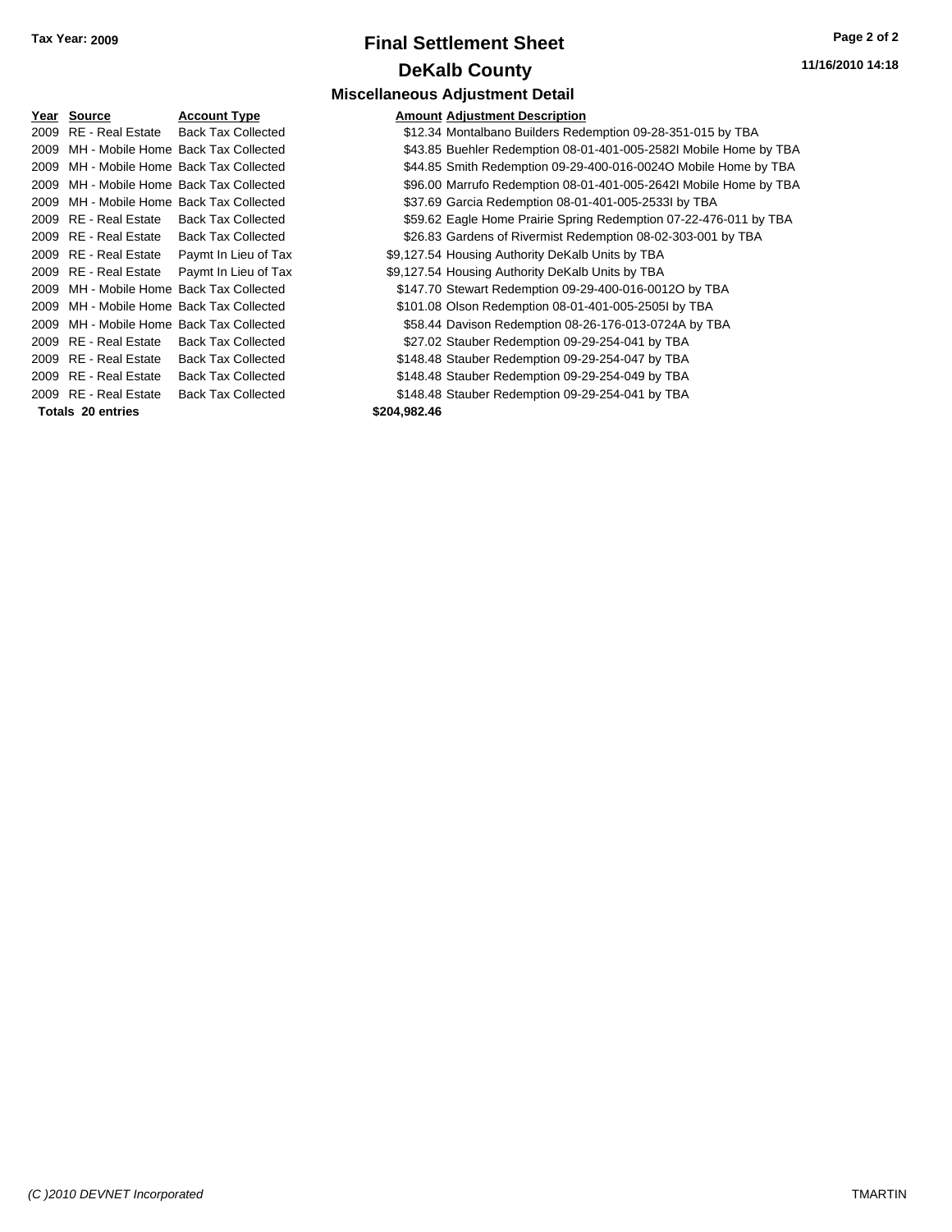**Tax Year: 2009**

# Final Settlement Sheet

## DeKalb County

11/16/2010 14:18

### Miscellaneous Adjustment Detail

| Year | Source | Account Type | Amount | Adjustment Description |
|---|---|---|---|---|
| 2009 | RE - Real Estate | Back Tax Collected | $12.34 | Montalbano Builders Redemption 09-28-351-015 by TBA |
| 2009 | MH - Mobile Home | Back Tax Collected | $43.85 | Buehler Redemption 08-01-401-005-2582I Mobile Home by TBA |
| 2009 | MH - Mobile Home | Back Tax Collected | $44.85 | Smith Redemption 09-29-400-016-0024O Mobile Home by TBA |
| 2009 | MH - Mobile Home | Back Tax Collected | $96.00 | Marrufo Redemption 08-01-401-005-2642I Mobile Home by TBA |
| 2009 | MH - Mobile Home | Back Tax Collected | $37.69 | Garcia Redemption 08-01-401-005-2533I by TBA |
| 2009 | RE - Real Estate | Back Tax Collected | $59.62 | Eagle Home Prairie Spring Redemption 07-22-476-011 by TBA |
| 2009 | RE - Real Estate | Back Tax Collected | $26.83 | Gardens of Rivermist Redemption 08-02-303-001 by TBA |
| 2009 | RE - Real Estate | Paymt In Lieu of Tax | $9,127.54 | Housing Authority DeKalb Units by TBA |
| 2009 | RE - Real Estate | Paymt In Lieu of Tax | $9,127.54 | Housing Authority DeKalb Units by TBA |
| 2009 | MH - Mobile Home | Back Tax Collected | $147.70 | Stewart Redemption 09-29-400-016-0012O by TBA |
| 2009 | MH - Mobile Home | Back Tax Collected | $101.08 | Olson Redemption 08-01-401-005-2505I by TBA |
| 2009 | MH - Mobile Home | Back Tax Collected | $58.44 | Davison Redemption 08-26-176-013-0724A by TBA |
| 2009 | RE - Real Estate | Back Tax Collected | $27.02 | Stauber Redemption 09-29-254-041 by TBA |
| 2009 | RE - Real Estate | Back Tax Collected | $148.48 | Stauber Redemption 09-29-254-047 by TBA |
| 2009 | RE - Real Estate | Back Tax Collected | $148.48 | Stauber Redemption 09-29-254-049 by TBA |
| 2009 | RE - Real Estate | Back Tax Collected | $148.48 | Stauber Redemption 09-29-254-041 by TBA |
| **Totals** | **20 entries** | | **$204,982.46** | |

*(C )2010 DEVNET Incorporated* TMARTIN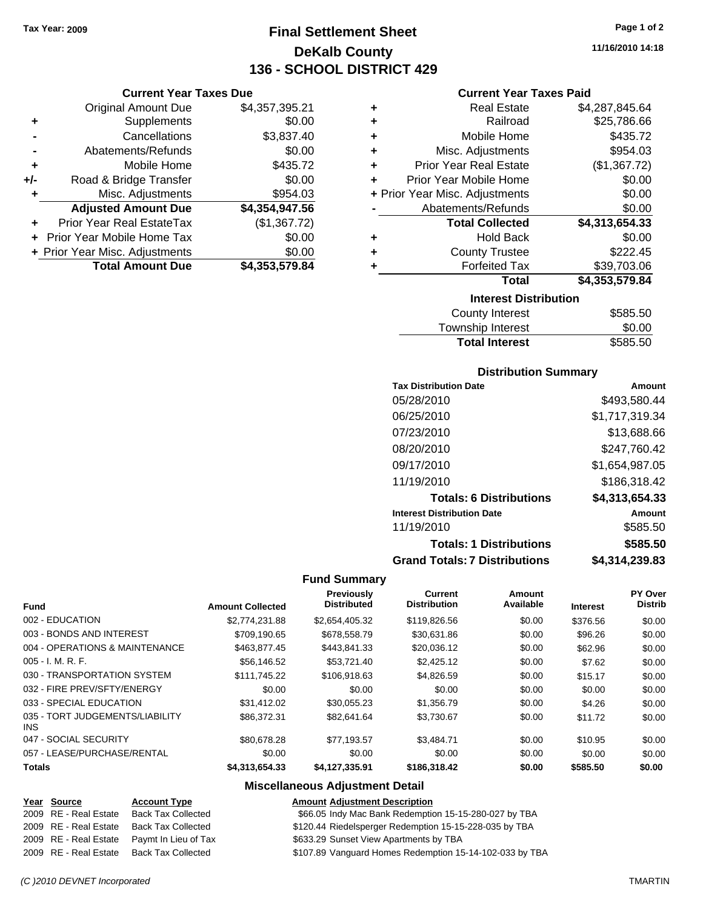Tax Year: 2009

# Final Settlement Sheet
## DeKalb County
## 136 - SCHOOL DISTRICT 429

11/16/2010 14:18

### Current Year Taxes Due

| | | |
|---|---|---|
| | Original Amount Due | $4,357,395.21 |
| + | Supplements | $0.00 |
| - | Cancellations | $3,837.40 |
| - | Abatements/Refunds | $0.00 |
| + | Mobile Home | $435.72 |
| +/- | Road & Bridge Transfer | $0.00 |
| + | Misc. Adjustments | $954.03 |
| | **Adjusted Amount Due** | **$4,354,947.56** |
| + | Prior Year Real EstateTax | ($1,367.72) |
| + | Prior Year Mobile Home Tax | $0.00 |
| + | Prior Year Misc. Adjustments | $0.00 |
| | **Total Amount Due** | **$4,353,579.84** |

### Current Year Taxes Paid

| | | |
|---|---|---|
| + | Real Estate | $4,287,845.64 |
| + | Railroad | $25,786.66 |
| + | Mobile Home | $435.72 |
| + | Misc. Adjustments | $954.03 |
| + | Prior Year Real Estate | ($1,367.72) |
| + | Prior Year Mobile Home | $0.00 |
| + | Prior Year Misc. Adjustments | $0.00 |
| - | Abatements/Refunds | $0.00 |
| | **Total Collected** | **$4,313,654.33** |
| + | Hold Back | $0.00 |
| + | County Trustee | $222.45 |
| + | Forfeited Tax | $39,703.06 |
| | **Total** | **$4,353,579.84** |

### Interest Distribution

| | |
|---|---|
| County Interest | $585.50 |
| Township Interest | $0.00 |
| **Total Interest** | **$585.50** |

### Distribution Summary

| Tax Distribution Date | Amount |
|---|---|
| 05/28/2010 | $493,580.44 |
| 06/25/2010 | $1,717,319.34 |
| 07/23/2010 | $13,688.66 |
| 08/20/2010 | $247,760.42 |
| 09/17/2010 | $1,654,987.05 |
| 11/19/2010 | $186,318.42 |
| **Totals: 6 Distributions** | **$4,313,654.33** |
| **Interest Distribution Date** | **Amount** |
| 11/19/2010 | $585.50 |
| **Totals: 1 Distributions** | **$585.50** |
| **Grand Totals: 7 Distributions** | **$4,314,239.83** |

### Fund Summary

| Fund | Amount Collected | Previously Distributed | Current Distribution | Amount Available | Interest | PY Over Distrib |
|---|---|---|---|---|---|---|
| 002 - EDUCATION | $2,774,231.88 | $2,654,405.32 | $119,826.56 | $0.00 | $376.56 | $0.00 |
| 003 - BONDS AND INTEREST | $709,190.65 | $678,558.79 | $30,631.86 | $0.00 | $96.26 | $0.00 |
| 004 - OPERATIONS & MAINTENANCE | $463,877.45 | $443,841.33 | $20,036.12 | $0.00 | $62.96 | $0.00 |
| 005 - I. M. R. F. | $56,146.52 | $53,721.40 | $2,425.12 | $0.00 | $7.62 | $0.00 |
| 030 - TRANSPORTATION SYSTEM | $111,745.22 | $106,918.63 | $4,826.59 | $0.00 | $15.17 | $0.00 |
| 032 - FIRE PREV/SFTY/ENERGY | $0.00 | $0.00 | $0.00 | $0.00 | $0.00 | $0.00 |
| 033 - SPECIAL EDUCATION | $31,412.02 | $30,055.23 | $1,356.79 | $0.00 | $4.26 | $0.00 |
| 035 - TORT JUDGEMENTS/LIABILITY INS | $86,372.31 | $82,641.64 | $3,730.67 | $0.00 | $11.72 | $0.00 |
| 047 - SOCIAL SECURITY | $80,678.28 | $77,193.57 | $3,484.71 | $0.00 | $10.95 | $0.00 |
| 057 - LEASE/PURCHASE/RENTAL | $0.00 | $0.00 | $0.00 | $0.00 | $0.00 | $0.00 |
| **Totals** | **$4,313,654.33** | **$4,127,335.91** | **$186,318.42** | **$0.00** | **$585.50** | **$0.00** |

### Miscellaneous Adjustment Detail

| Year | Source | Account Type | Amount | Adjustment Description |
|---|---|---|---|---|
| 2009 | RE - Real Estate | Back Tax Collected | $66.05 | Indy Mac Bank Redemption 15-15-280-027 by TBA |
| 2009 | RE - Real Estate | Back Tax Collected | $120.44 | Riedelsperger Redemption 15-15-228-035 by TBA |
| 2009 | RE - Real Estate | Paymt In Lieu of Tax | $633.29 | Sunset View Apartments by TBA |
| 2009 | RE - Real Estate | Back Tax Collected | $107.89 | Vanguard Homes Redemption 15-14-102-033 by TBA |

(C )2010 DEVNET Incorporated — TMARTIN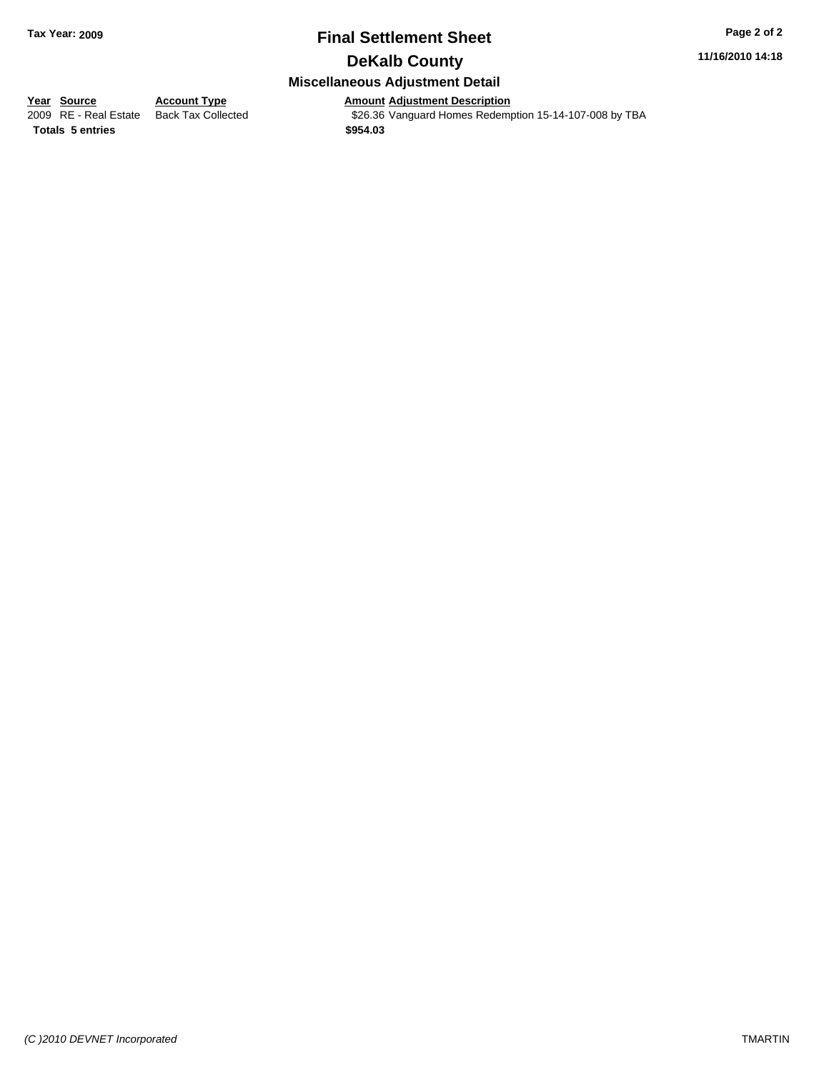**Tax Year: 2009**

# Final Settlement Sheet

## DeKalb County

### Miscellaneous Adjustment Detail

11/16/2010 14:18

| Year | Source | Account Type | Amount | Adjustment Description |
|---|---|---|---|---|
| 2009 | RE - Real Estate | Back Tax Collected | $26.36 | Vanguard Homes Redemption 15-14-107-008 by TBA |
| **Totals** | **5 entries** | | **$954.03** | |

*(C )2010 DEVNET Incorporated* TMARTIN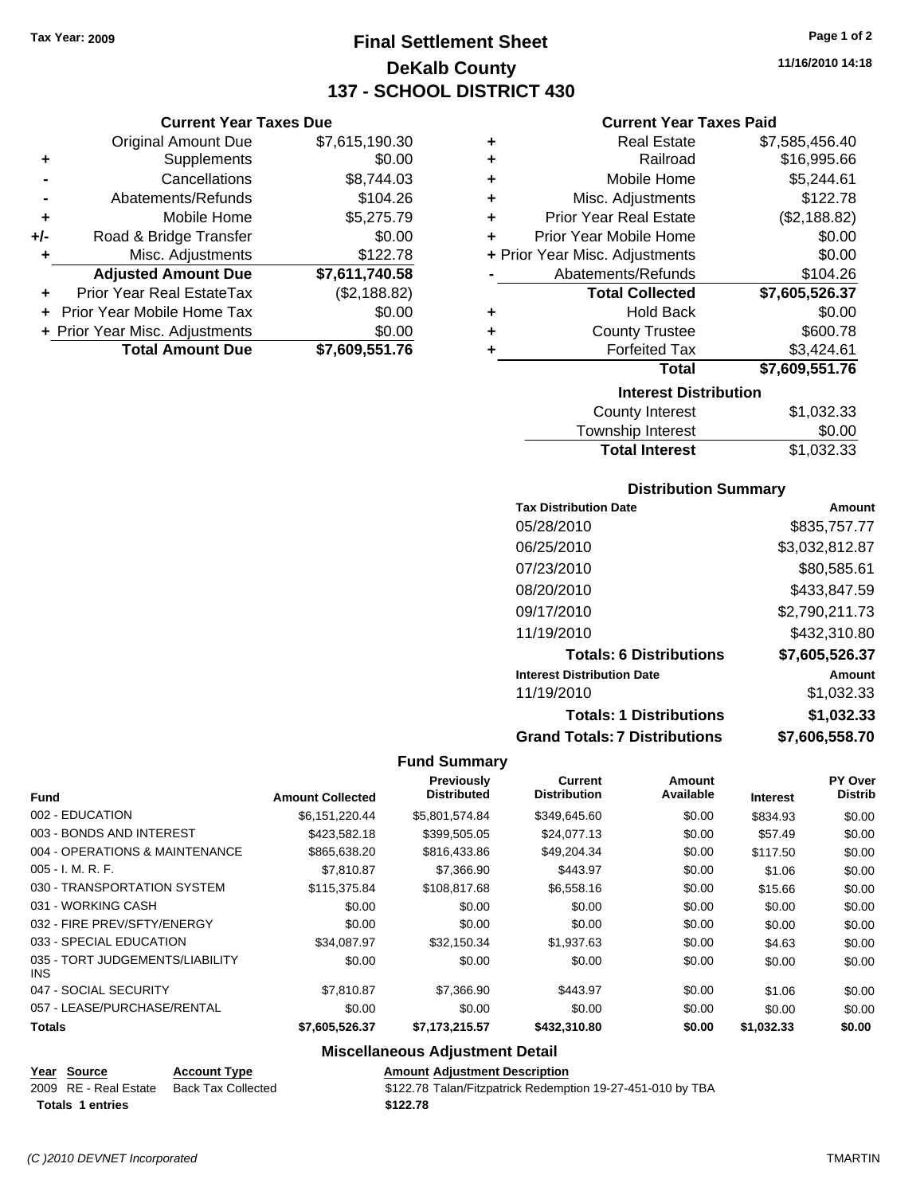**Tax Year: 2009**

# Final Settlement Sheet
## DeKalb County
## 137 - SCHOOL DISTRICT 430

11/16/2010 14:18

### Current Year Taxes Due

| | | |
|---|---|---|
| | Original Amount Due | $7,615,190.30 |
| + | Supplements | $0.00 |
| - | Cancellations | $8,744.03 |
| - | Abatements/Refunds | $104.26 |
| + | Mobile Home | $5,275.79 |
| +/- | Road & Bridge Transfer | $0.00 |
| + | Misc. Adjustments | $122.78 |
| | **Adjusted Amount Due** | **$7,611,740.58** |
| + | Prior Year Real EstateTax | ($2,188.82) |
| + | Prior Year Mobile Home Tax | $0.00 |
| + | Prior Year Misc. Adjustments | $0.00 |
| | **Total Amount Due** | **$7,609,551.76** |

### Current Year Taxes Paid

| | | |
|---|---|---|
| + | Real Estate | $7,585,456.40 |
| + | Railroad | $16,995.66 |
| + | Mobile Home | $5,244.61 |
| + | Misc. Adjustments | $122.78 |
| + | Prior Year Real Estate | ($2,188.82) |
| + | Prior Year Mobile Home | $0.00 |
| + | Prior Year Misc. Adjustments | $0.00 |
| - | Abatements/Refunds | $104.26 |
| | **Total Collected** | **$7,605,526.37** |
| + | Hold Back | $0.00 |
| + | County Trustee | $600.78 |
| + | Forfeited Tax | $3,424.61 |
| | **Total** | **$7,609,551.76** |

### Interest Distribution

| | |
|---|---|
| County Interest | $1,032.33 |
| Township Interest | $0.00 |
| **Total Interest** | $1,032.33 |

### Distribution Summary

| Tax Distribution Date | Amount |
|---|---|
| 05/28/2010 | $835,757.77 |
| 06/25/2010 | $3,032,812.87 |
| 07/23/2010 | $80,585.61 |
| 08/20/2010 | $433,847.59 |
| 09/17/2010 | $2,790,211.73 |
| 11/19/2010 | $432,310.80 |
| **Totals: 6 Distributions** | **$7,605,526.37** |
| **Interest Distribution Date** | **Amount** |
| 11/19/2010 | $1,032.33 |
| **Totals: 1 Distributions** | **$1,032.33** |
| **Grand Totals: 7 Distributions** | **$7,606,558.70** |

### Fund Summary

| Fund | Amount Collected | Previously Distributed | Current Distribution | Amount Available | Interest | PY Over Distrib |
|---|---|---|---|---|---|---|
| 002 - EDUCATION | $6,151,220.44 | $5,801,574.84 | $349,645.60 | $0.00 | $834.93 | $0.00 |
| 003 - BONDS AND INTEREST | $423,582.18 | $399,505.05 | $24,077.13 | $0.00 | $57.49 | $0.00 |
| 004 - OPERATIONS & MAINTENANCE | $865,638.20 | $816,433.86 | $49,204.34 | $0.00 | $117.50 | $0.00 |
| 005 - I. M. R. F. | $7,810.87 | $7,366.90 | $443.97 | $0.00 | $1.06 | $0.00 |
| 030 - TRANSPORTATION SYSTEM | $115,375.84 | $108,817.68 | $6,558.16 | $0.00 | $15.66 | $0.00 |
| 031 - WORKING CASH | $0.00 | $0.00 | $0.00 | $0.00 | $0.00 | $0.00 |
| 032 - FIRE PREV/SFTY/ENERGY | $0.00 | $0.00 | $0.00 | $0.00 | $0.00 | $0.00 |
| 033 - SPECIAL EDUCATION | $34,087.97 | $32,150.34 | $1,937.63 | $0.00 | $4.63 | $0.00 |
| 035 - TORT JUDGEMENTS/LIABILITY INS | $0.00 | $0.00 | $0.00 | $0.00 | $0.00 | $0.00 |
| 047 - SOCIAL SECURITY | $7,810.87 | $7,366.90 | $443.97 | $0.00 | $1.06 | $0.00 |
| 057 - LEASE/PURCHASE/RENTAL | $0.00 | $0.00 | $0.00 | $0.00 | $0.00 | $0.00 |
| **Totals** | **$7,605,526.37** | **$7,173,215.57** | **$432,310.80** | **$0.00** | **$1,032.33** | **$0.00** |

### Miscellaneous Adjustment Detail

| Year | Source | Account Type | Amount | Adjustment Description |
|---|---|---|---|---|
| 2009 | RE - Real Estate | Back Tax Collected | $122.78 | Talan/Fitzpatrick Redemption 19-27-451-010 by TBA |
| **Totals 1 entries** | | | **$122.78** | |

*(C )2010 DEVNET Incorporated* TMARTIN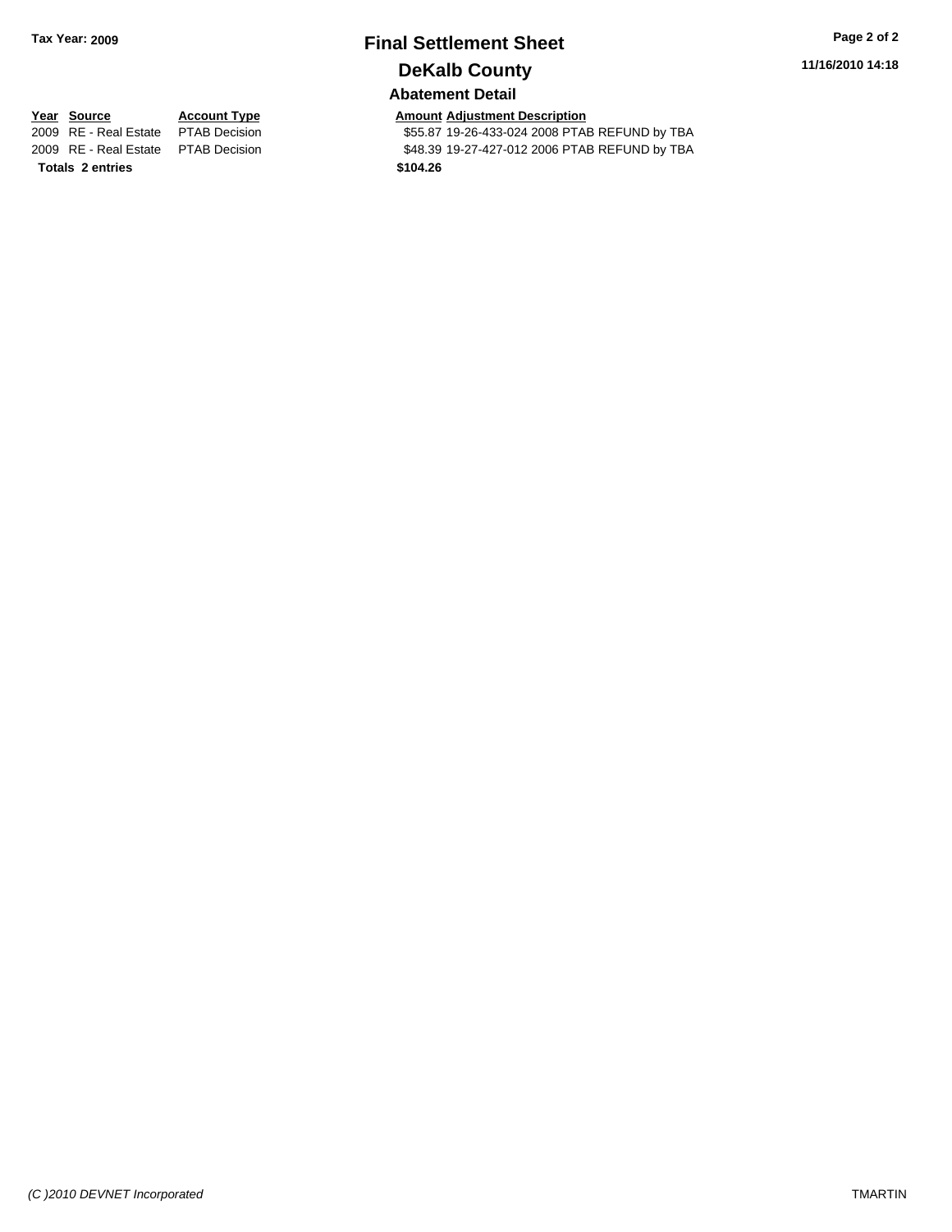# Final Settlement Sheet

## DeKalb County

### Abatement Detail

| Year | Source | Account Type | Amount | Adjustment Description |
|---|---|---|---|---|
| 2009 | RE - Real Estate | PTAB Decision | $55.87 | 19-26-433-024 2008 PTAB REFUND by TBA |
| 2009 | RE - Real Estate | PTAB Decision | $48.39 | 19-27-427-012 2006 PTAB REFUND by TBA |
| **Totals 2 entries** | | | **$104.26** | |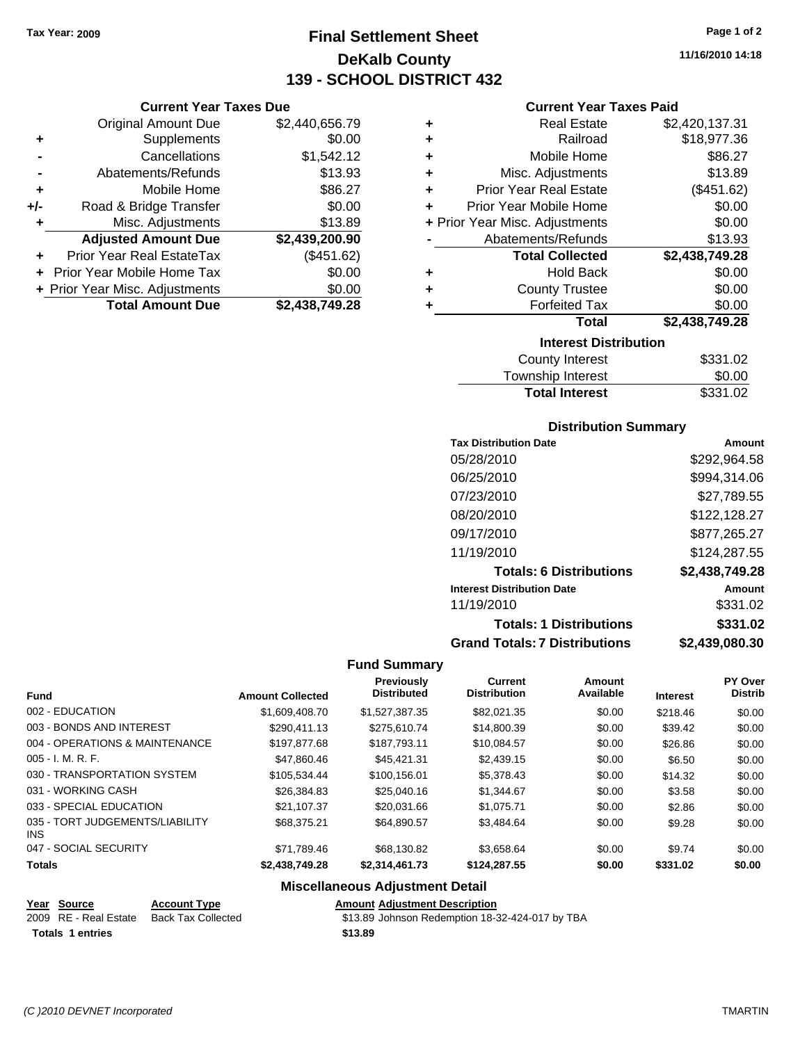Tax Year: 2009

# Final Settlement Sheet
## DeKalb County
## 139 - SCHOOL DISTRICT 432

11/16/2010 14:18

### Current Year Taxes Due

| | | |
|---|---|---|
| | Original Amount Due | $2,440,656.79 |
| + | Supplements | $0.00 |
| - | Cancellations | $1,542.12 |
| - | Abatements/Refunds | $13.93 |
| + | Mobile Home | $86.27 |
| +/- | Road & Bridge Transfer | $0.00 |
| + | Misc. Adjustments | $13.89 |
| | **Adjusted Amount Due** | **$2,439,200.90** |
| + | Prior Year Real EstateTax | ($451.62) |
| + | Prior Year Mobile Home Tax | $0.00 |
| + | Prior Year Misc. Adjustments | $0.00 |
| | **Total Amount Due** | **$2,438,749.28** |

### Current Year Taxes Paid

| | | |
|---|---|---|
| + | Real Estate | $2,420,137.31 |
| + | Railroad | $18,977.36 |
| + | Mobile Home | $86.27 |
| + | Misc. Adjustments | $13.89 |
| + | Prior Year Real Estate | ($451.62) |
| + | Prior Year Mobile Home | $0.00 |
| + | Prior Year Misc. Adjustments | $0.00 |
| - | Abatements/Refunds | $13.93 |
| | **Total Collected** | **$2,438,749.28** |
| + | Hold Back | $0.00 |
| + | County Trustee | $0.00 |
| + | Forfeited Tax | $0.00 |
| | **Total** | **$2,438,749.28** |

### Interest Distribution

| | |
|---|---|
| County Interest | $331.02 |
| Township Interest | $0.00 |
| **Total Interest** | $331.02 |

### Distribution Summary

| Tax Distribution Date | Amount |
|---|---|
| 05/28/2010 | $292,964.58 |
| 06/25/2010 | $994,314.06 |
| 07/23/2010 | $27,789.55 |
| 08/20/2010 | $122,128.27 |
| 09/17/2010 | $877,265.27 |
| 11/19/2010 | $124,287.55 |
| **Totals: 6 Distributions** | **$2,438,749.28** |
| **Interest Distribution Date** | **Amount** |
| 11/19/2010 | $331.02 |
| **Totals: 1 Distributions** | **$331.02** |
| **Grand Totals: 7 Distributions** | **$2,439,080.30** |

### Fund Summary

| Fund | Amount Collected | Previously Distributed | Current Distribution | Amount Available | Interest | PY Over Distrib |
|---|---|---|---|---|---|---|
| 002 - EDUCATION | $1,609,408.70 | $1,527,387.35 | $82,021.35 | $0.00 | $218.46 | $0.00 |
| 003 - BONDS AND INTEREST | $290,411.13 | $275,610.74 | $14,800.39 | $0.00 | $39.42 | $0.00 |
| 004 - OPERATIONS & MAINTENANCE | $197,877.68 | $187,793.11 | $10,084.57 | $0.00 | $26.86 | $0.00 |
| 005 - I. M. R. F. | $47,860.46 | $45,421.31 | $2,439.15 | $0.00 | $6.50 | $0.00 |
| 030 - TRANSPORTATION SYSTEM | $105,534.44 | $100,156.01 | $5,378.43 | $0.00 | $14.32 | $0.00 |
| 031 - WORKING CASH | $26,384.83 | $25,040.16 | $1,344.67 | $0.00 | $3.58 | $0.00 |
| 033 - SPECIAL EDUCATION | $21,107.37 | $20,031.66 | $1,075.71 | $0.00 | $2.86 | $0.00 |
| 035 - TORT JUDGEMENTS/LIABILITY INS | $68,375.21 | $64,890.57 | $3,484.64 | $0.00 | $9.28 | $0.00 |
| 047 - SOCIAL SECURITY | $71,789.46 | $68,130.82 | $3,658.64 | $0.00 | $9.74 | $0.00 |
| **Totals** | **$2,438,749.28** | **$2,314,461.73** | **$124,287.55** | **$0.00** | **$331.02** | **$0.00** |

### Miscellaneous Adjustment Detail

| Year | Source | Account Type | Amount | Adjustment Description |
|---|---|---|---|---|
| 2009 | RE - Real Estate | Back Tax Collected | $13.89 | Johnson Redemption 18-32-424-017 by TBA |
| **Totals** | **1 entries** | | **$13.89** | |

(C )2010 DEVNET Incorporated TMARTIN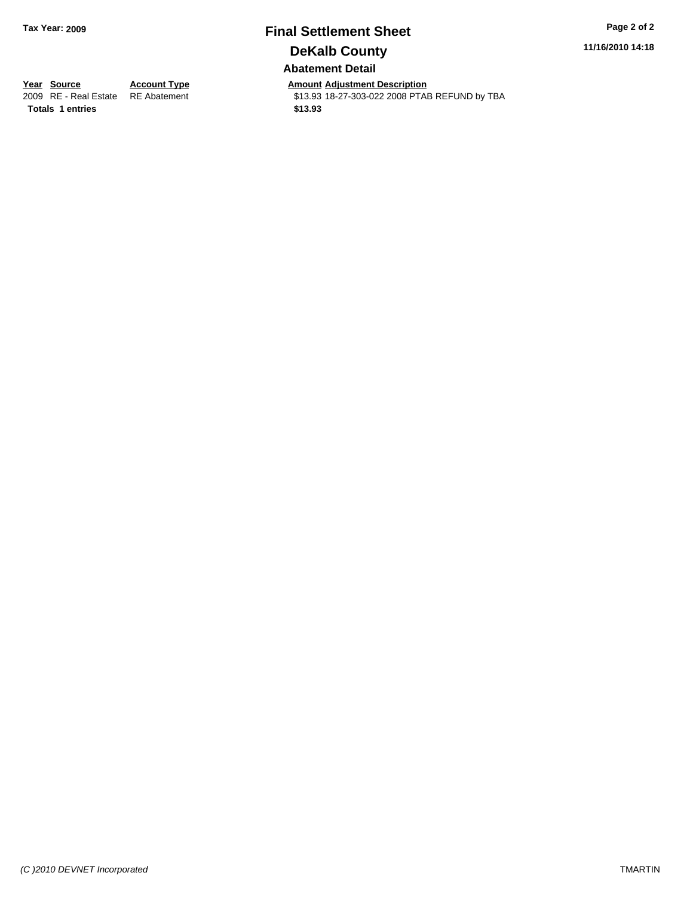# Final Settlement Sheet

## DeKalb County

### Abatement Detail

Tax Year: 2009

11/16/2010 14:18

| Year | Source | Account Type | Amount | Adjustment Description |
|---|---|---|---|---|
| 2009 | RE - Real Estate | RE Abatement | $13.93 | 18-27-303-022 2008 PTAB REFUND by TBA |
| **Totals** | **1 entries** | | **$13.93** | |

*(C )2010 DEVNET Incorporated* TMARTIN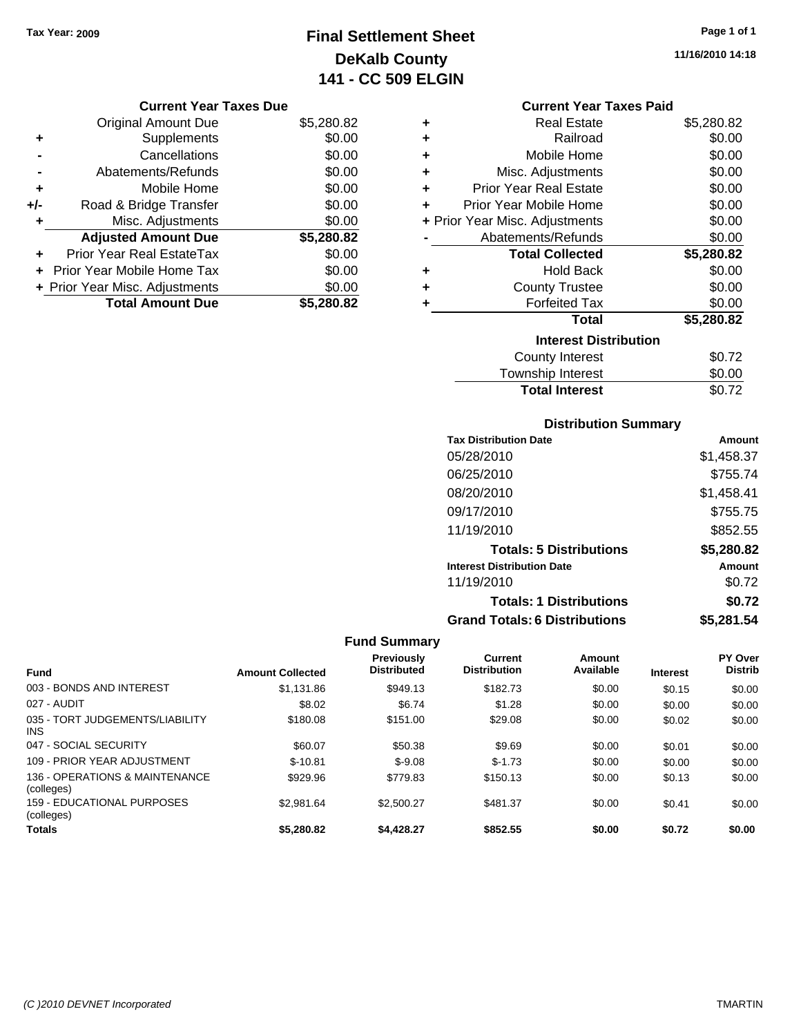Tax Year: 2009

# Final Settlement Sheet
## DeKalb County
## 141 - CC 509 ELGIN

11/16/2010 14:18

### Current Year Taxes Due

| | | |
|---|---|---|
| | Original Amount Due | $5,280.82 |
| + | Supplements | $0.00 |
| - | Cancellations | $0.00 |
| - | Abatements/Refunds | $0.00 |
| + | Mobile Home | $0.00 |
| +/- | Road & Bridge Transfer | $0.00 |
| + | Misc. Adjustments | $0.00 |
| | **Adjusted Amount Due** | **$5,280.82** |
| + | Prior Year Real EstateTax | $0.00 |
| + | Prior Year Mobile Home Tax | $0.00 |
| + | Prior Year Misc. Adjustments | $0.00 |
| | **Total Amount Due** | **$5,280.82** |

### Current Year Taxes Paid

| | | |
|---|---|---|
| + | Real Estate | $5,280.82 |
| + | Railroad | $0.00 |
| + | Mobile Home | $0.00 |
| + | Misc. Adjustments | $0.00 |
| + | Prior Year Real Estate | $0.00 |
| + | Prior Year Mobile Home | $0.00 |
| + | Prior Year Misc. Adjustments | $0.00 |
| - | Abatements/Refunds | $0.00 |
| | **Total Collected** | **$5,280.82** |
| + | Hold Back | $0.00 |
| + | County Trustee | $0.00 |
| + | Forfeited Tax | $0.00 |
| | **Total** | **$5,280.82** |

### Interest Distribution

| | |
|---|---|
| County Interest | $0.72 |
| Township Interest | $0.00 |
| **Total Interest** | $0.72 |

### Distribution Summary

| Tax Distribution Date | Amount |
|---|---|
| 05/28/2010 | $1,458.37 |
| 06/25/2010 | $755.74 |
| 08/20/2010 | $1,458.41 |
| 09/17/2010 | $755.75 |
| 11/19/2010 | $852.55 |
| **Totals: 5 Distributions** | **$5,280.82** |
| **Interest Distribution Date** | **Amount** |
| 11/19/2010 | $0.72 |
| **Totals: 1 Distributions** | **$0.72** |
| **Grand Totals: 6 Distributions** | **$5,281.54** |

### Fund Summary

| Fund | Amount Collected | Previously Distributed | Current Distribution | Amount Available | Interest | PY Over Distrib |
|---|---|---|---|---|---|---|
| 003 - BONDS AND INTEREST | $1,131.86 | $949.13 | $182.73 | $0.00 | $0.15 | $0.00 |
| 027 - AUDIT | $8.02 | $6.74 | $1.28 | $0.00 | $0.00 | $0.00 |
| 035 - TORT JUDGEMENTS/LIABILITY INS | $180.08 | $151.00 | $29.08 | $0.00 | $0.02 | $0.00 |
| 047 - SOCIAL SECURITY | $60.07 | $50.38 | $9.69 | $0.00 | $0.01 | $0.00 |
| 109 - PRIOR YEAR ADJUSTMENT | $-10.81 | $-9.08 | $-1.73 | $0.00 | $0.00 | $0.00 |
| 136 - OPERATIONS & MAINTENANCE (colleges) | $929.96 | $779.83 | $150.13 | $0.00 | $0.13 | $0.00 |
| 159 - EDUCATIONAL PURPOSES (colleges) | $2,981.64 | $2,500.27 | $481.37 | $0.00 | $0.41 | $0.00 |
| **Totals** | **$5,280.82** | **$4,428.27** | **$852.55** | **$0.00** | **$0.72** | **$0.00** |

(C )2010 DEVNET Incorporated TMARTIN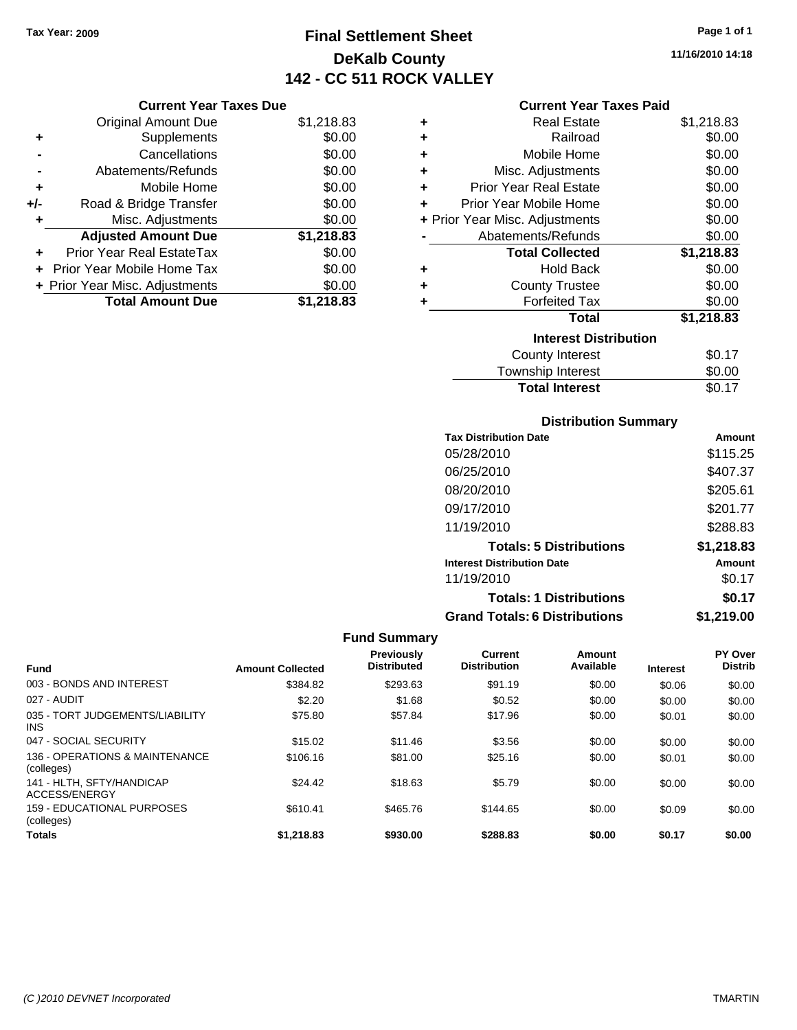Tax Year: 2009

# Final Settlement Sheet
## DeKalb County
## 142 - CC 511 ROCK VALLEY

11/16/2010 14:18

### Current Year Taxes Due

| | | |
|---|---|---|
| | Original Amount Due | $1,218.83 |
| + | Supplements | $0.00 |
| - | Cancellations | $0.00 |
| - | Abatements/Refunds | $0.00 |
| + | Mobile Home | $0.00 |
| +/- | Road & Bridge Transfer | $0.00 |
| + | Misc. Adjustments | $0.00 |
| | **Adjusted Amount Due** | **$1,218.83** |
| + | Prior Year Real EstateTax | $0.00 |
| + | Prior Year Mobile Home Tax | $0.00 |
| + | Prior Year Misc. Adjustments | $0.00 |
| | **Total Amount Due** | **$1,218.83** |

### Current Year Taxes Paid

| | | |
|---|---|---|
| + | Real Estate | $1,218.83 |
| + | Railroad | $0.00 |
| + | Mobile Home | $0.00 |
| + | Misc. Adjustments | $0.00 |
| + | Prior Year Real Estate | $0.00 |
| + | Prior Year Mobile Home | $0.00 |
| + | Prior Year Misc. Adjustments | $0.00 |
| - | Abatements/Refunds | $0.00 |
| | **Total Collected** | **$1,218.83** |
| + | Hold Back | $0.00 |
| + | County Trustee | $0.00 |
| + | Forfeited Tax | $0.00 |
| | **Total** | **$1,218.83** |

### Interest Distribution

| | |
|---|---|
| County Interest | $0.17 |
| Township Interest | $0.00 |
| **Total Interest** | $0.17 |

### Distribution Summary

| Tax Distribution Date | Amount |
|---|---|
| 05/28/2010 | $115.25 |
| 06/25/2010 | $407.37 |
| 08/20/2010 | $205.61 |
| 09/17/2010 | $201.77 |
| 11/19/2010 | $288.83 |
| **Totals: 5 Distributions** | **$1,218.83** |
| **Interest Distribution Date** | **Amount** |
| 11/19/2010 | $0.17 |
| **Totals: 1 Distributions** | **$0.17** |
| **Grand Totals: 6 Distributions** | **$1,219.00** |

### Fund Summary

| Fund | Amount Collected | Previously Distributed | Current Distribution | Amount Available | Interest | PY Over Distrib |
|---|---|---|---|---|---|---|
| 003 - BONDS AND INTEREST | $384.82 | $293.63 | $91.19 | $0.00 | $0.06 | $0.00 |
| 027 - AUDIT | $2.20 | $1.68 | $0.52 | $0.00 | $0.00 | $0.00 |
| 035 - TORT JUDGEMENTS/LIABILITY INS | $75.80 | $57.84 | $17.96 | $0.00 | $0.01 | $0.00 |
| 047 - SOCIAL SECURITY | $15.02 | $11.46 | $3.56 | $0.00 | $0.00 | $0.00 |
| 136 - OPERATIONS & MAINTENANCE (colleges) | $106.16 | $81.00 | $25.16 | $0.00 | $0.01 | $0.00 |
| 141 - HLTH, SFTY/HANDICAP ACCESS/ENERGY | $24.42 | $18.63 | $5.79 | $0.00 | $0.00 | $0.00 |
| 159 - EDUCATIONAL PURPOSES (colleges) | $610.41 | $465.76 | $144.65 | $0.00 | $0.09 | $0.00 |
| **Totals** | **$1,218.83** | **$930.00** | **$288.83** | **$0.00** | **$0.17** | **$0.00** |

(C )2010 DEVNET Incorporated TMARTIN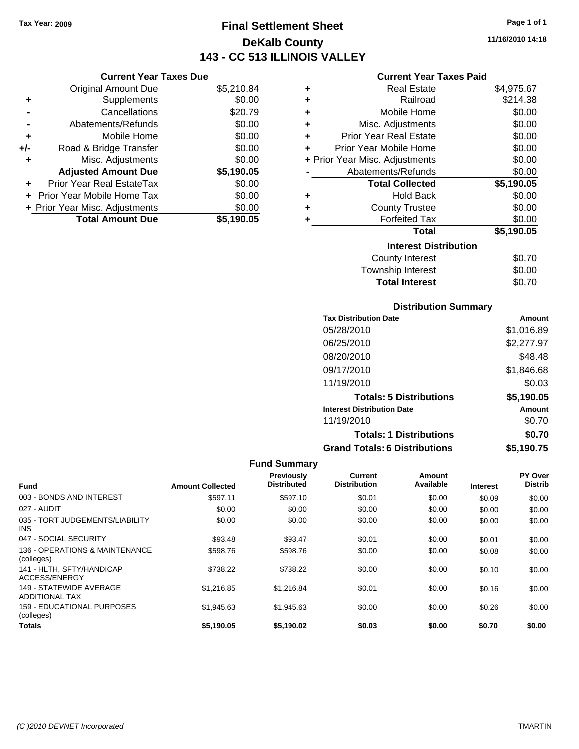Tax Year: 2009

# Final Settlement Sheet

## DeKalb County

## 143 - CC 513 ILLINOIS VALLEY

11/16/2010 14:18

### Current Year Taxes Due

| | | |
|---|---|---|
| | Original Amount Due | $5,210.84 |
| + | Supplements | $0.00 |
| - | Cancellations | $20.79 |
| - | Abatements/Refunds | $0.00 |
| + | Mobile Home | $0.00 |
| +/- | Road & Bridge Transfer | $0.00 |
| + | Misc. Adjustments | $0.00 |
| | **Adjusted Amount Due** | **$5,190.05** |
| + | Prior Year Real EstateTax | $0.00 |
| + | Prior Year Mobile Home Tax | $0.00 |
| + | Prior Year Misc. Adjustments | $0.00 |
| | **Total Amount Due** | **$5,190.05** |

### Current Year Taxes Paid

| | | |
|---|---|---|
| + | Real Estate | $4,975.67 |
| + | Railroad | $214.38 |
| + | Mobile Home | $0.00 |
| + | Misc. Adjustments | $0.00 |
| + | Prior Year Real Estate | $0.00 |
| + | Prior Year Mobile Home | $0.00 |
| + | Prior Year Misc. Adjustments | $0.00 |
| - | Abatements/Refunds | $0.00 |
| | **Total Collected** | **$5,190.05** |
| + | Hold Back | $0.00 |
| + | County Trustee | $0.00 |
| + | Forfeited Tax | $0.00 |
| | **Total** | **$5,190.05** |

### Interest Distribution

| | |
|---|---|
| County Interest | $0.70 |
| Township Interest | $0.00 |
| **Total Interest** | $0.70 |

### Distribution Summary

| Tax Distribution Date | Amount |
|---|---|
| 05/28/2010 | $1,016.89 |
| 06/25/2010 | $2,277.97 |
| 08/20/2010 | $48.48 |
| 09/17/2010 | $1,846.68 |
| 11/19/2010 | $0.03 |
| **Totals: 5 Distributions** | **$5,190.05** |
| **Interest Distribution Date** | **Amount** |
| 11/19/2010 | $0.70 |
| **Totals: 1 Distributions** | **$0.70** |
| **Grand Totals: 6 Distributions** | **$5,190.75** |

### Fund Summary

| Fund | Amount Collected | Previously Distributed | Current Distribution | Amount Available | Interest | PY Over Distrib |
|---|---|---|---|---|---|---|
| 003 - BONDS AND INTEREST | $597.11 | $597.10 | $0.01 | $0.00 | $0.09 | $0.00 |
| 027 - AUDIT | $0.00 | $0.00 | $0.00 | $0.00 | $0.00 | $0.00 |
| 035 - TORT JUDGEMENTS/LIABILITY INS | $0.00 | $0.00 | $0.00 | $0.00 | $0.00 | $0.00 |
| 047 - SOCIAL SECURITY | $93.48 | $93.47 | $0.01 | $0.00 | $0.01 | $0.00 |
| 136 - OPERATIONS & MAINTENANCE (colleges) | $598.76 | $598.76 | $0.00 | $0.00 | $0.08 | $0.00 |
| 141 - HLTH, SFTY/HANDICAP ACCESS/ENERGY | $738.22 | $738.22 | $0.00 | $0.00 | $0.10 | $0.00 |
| 149 - STATEWIDE AVERAGE ADDITIONAL TAX | $1,216.85 | $1,216.84 | $0.01 | $0.00 | $0.16 | $0.00 |
| 159 - EDUCATIONAL PURPOSES (colleges) | $1,945.63 | $1,945.63 | $0.00 | $0.00 | $0.26 | $0.00 |
| **Totals** | **$5,190.05** | **$5,190.02** | **$0.03** | **$0.00** | **$0.70** | **$0.00** |

(C )2010 DEVNET Incorporated TMARTIN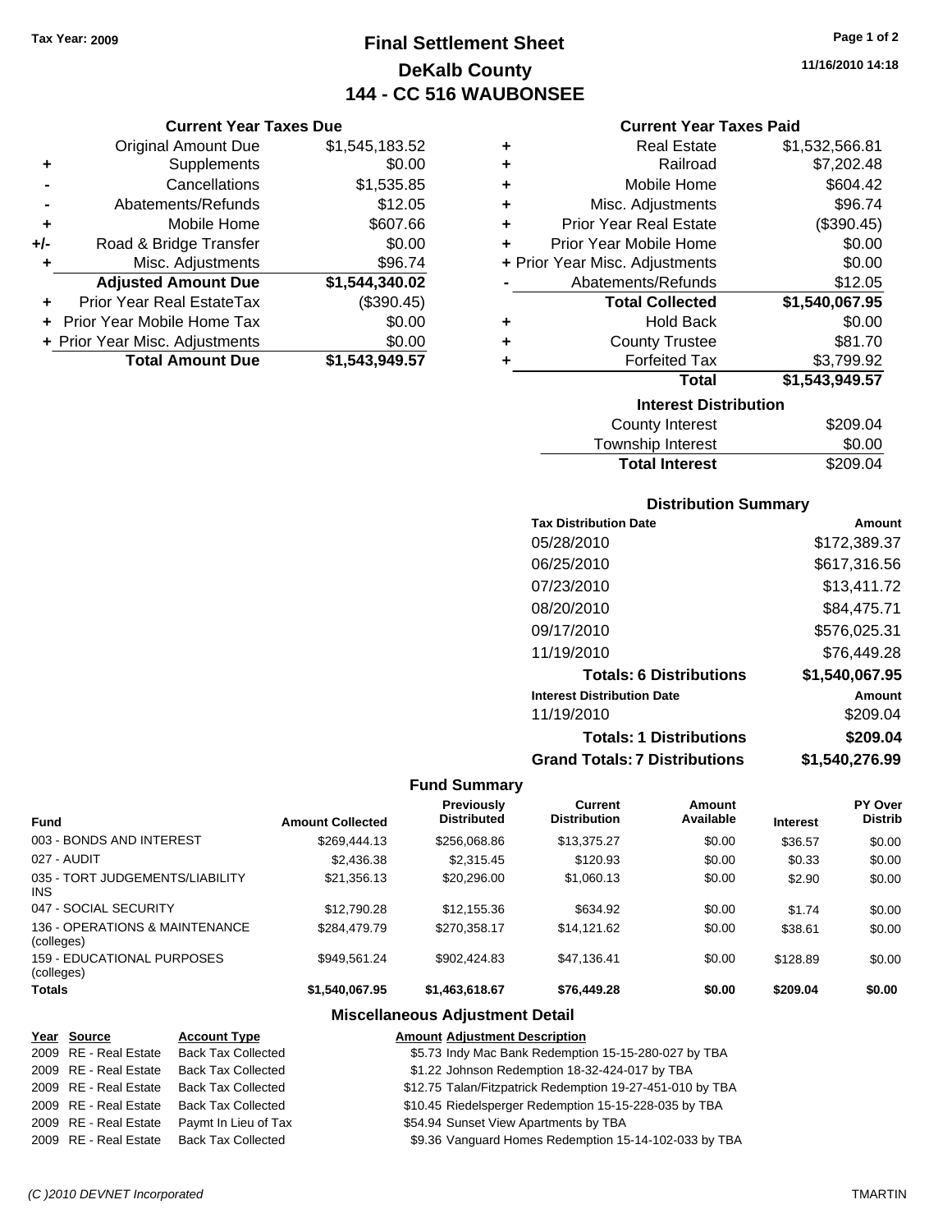Tax Year: 2009

# Final Settlement Sheet
## DeKalb County
## 144 - CC 516 WAUBONSEE

11/16/2010 14:18

### Current Year Taxes Due

| | | |
|---|---|---|
| | Original Amount Due | $1,545,183.52 |
| + | Supplements | $0.00 |
| - | Cancellations | $1,535.85 |
| - | Abatements/Refunds | $12.05 |
| + | Mobile Home | $607.66 |
| +/- | Road & Bridge Transfer | $0.00 |
| + | Misc. Adjustments | $96.74 |
| | **Adjusted Amount Due** | **$1,544,340.02** |
| + | Prior Year Real EstateTax | ($390.45) |
| + | Prior Year Mobile Home Tax | $0.00 |
| + | Prior Year Misc. Adjustments | $0.00 |
| | **Total Amount Due** | **$1,543,949.57** |

### Current Year Taxes Paid

| | | |
|---|---|---|
| + | Real Estate | $1,532,566.81 |
| + | Railroad | $7,202.48 |
| + | Mobile Home | $604.42 |
| + | Misc. Adjustments | $96.74 |
| + | Prior Year Real Estate | ($390.45) |
| + | Prior Year Mobile Home | $0.00 |
| + | Prior Year Misc. Adjustments | $0.00 |
| - | Abatements/Refunds | $12.05 |
| | **Total Collected** | **$1,540,067.95** |
| + | Hold Back | $0.00 |
| + | County Trustee | $81.70 |
| + | Forfeited Tax | $3,799.92 |
| | **Total** | **$1,543,949.57** |

### Interest Distribution

| | |
|---|---|
| County Interest | $209.04 |
| Township Interest | $0.00 |
| **Total Interest** | $209.04 |

### Distribution Summary

| Tax Distribution Date | Amount |
|---|---|
| 05/28/2010 | $172,389.37 |
| 06/25/2010 | $617,316.56 |
| 07/23/2010 | $13,411.72 |
| 08/20/2010 | $84,475.71 |
| 09/17/2010 | $576,025.31 |
| 11/19/2010 | $76,449.28 |
| **Totals: 6 Distributions** | **$1,540,067.95** |

| Interest Distribution Date | Amount |
|---|---|
| 11/19/2010 | $209.04 |
| **Totals: 1 Distributions** | **$209.04** |
| **Grand Totals: 7 Distributions** | **$1,540,276.99** |

### Fund Summary

| Fund | Amount Collected | Previously Distributed | Current Distribution | Amount Available | Interest | PY Over Distrib |
|---|---|---|---|---|---|---|
| 003 - BONDS AND INTEREST | $269,444.13 | $256,068.86 | $13,375.27 | $0.00 | $36.57 | $0.00 |
| 027 - AUDIT | $2,436.38 | $2,315.45 | $120.93 | $0.00 | $0.33 | $0.00 |
| 035 - TORT JUDGEMENTS/LIABILITY INS | $21,356.13 | $20,296.00 | $1,060.13 | $0.00 | $2.90 | $0.00 |
| 047 - SOCIAL SECURITY | $12,790.28 | $12,155.36 | $634.92 | $0.00 | $1.74 | $0.00 |
| 136 - OPERATIONS & MAINTENANCE (colleges) | $284,479.79 | $270,358.17 | $14,121.62 | $0.00 | $38.61 | $0.00 |
| 159 - EDUCATIONAL PURPOSES (colleges) | $949,561.24 | $902,424.83 | $47,136.41 | $0.00 | $128.89 | $0.00 |
| **Totals** | **$1,540,067.95** | **$1,463,618.67** | **$76,449.28** | **$0.00** | **$209.04** | **$0.00** |

### Miscellaneous Adjustment Detail

| Year | Source | Account Type | Amount | Adjustment Description |
|---|---|---|---|---|
| 2009 | RE - Real Estate | Back Tax Collected | $5.73 | Indy Mac Bank Redemption 15-15-280-027 by TBA |
| 2009 | RE - Real Estate | Back Tax Collected | $1.22 | Johnson Redemption 18-32-424-017 by TBA |
| 2009 | RE - Real Estate | Back Tax Collected | $12.75 | Talan/Fitzpatrick Redemption 19-27-451-010 by TBA |
| 2009 | RE - Real Estate | Back Tax Collected | $10.45 | Riedelsperger Redemption 15-15-228-035 by TBA |
| 2009 | RE - Real Estate | Paymt In Lieu of Tax | $54.94 | Sunset View Apartments by TBA |
| 2009 | RE - Real Estate | Back Tax Collected | $9.36 | Vanguard Homes Redemption 15-14-102-033 by TBA |

(C )2010 DEVNET Incorporated TMARTIN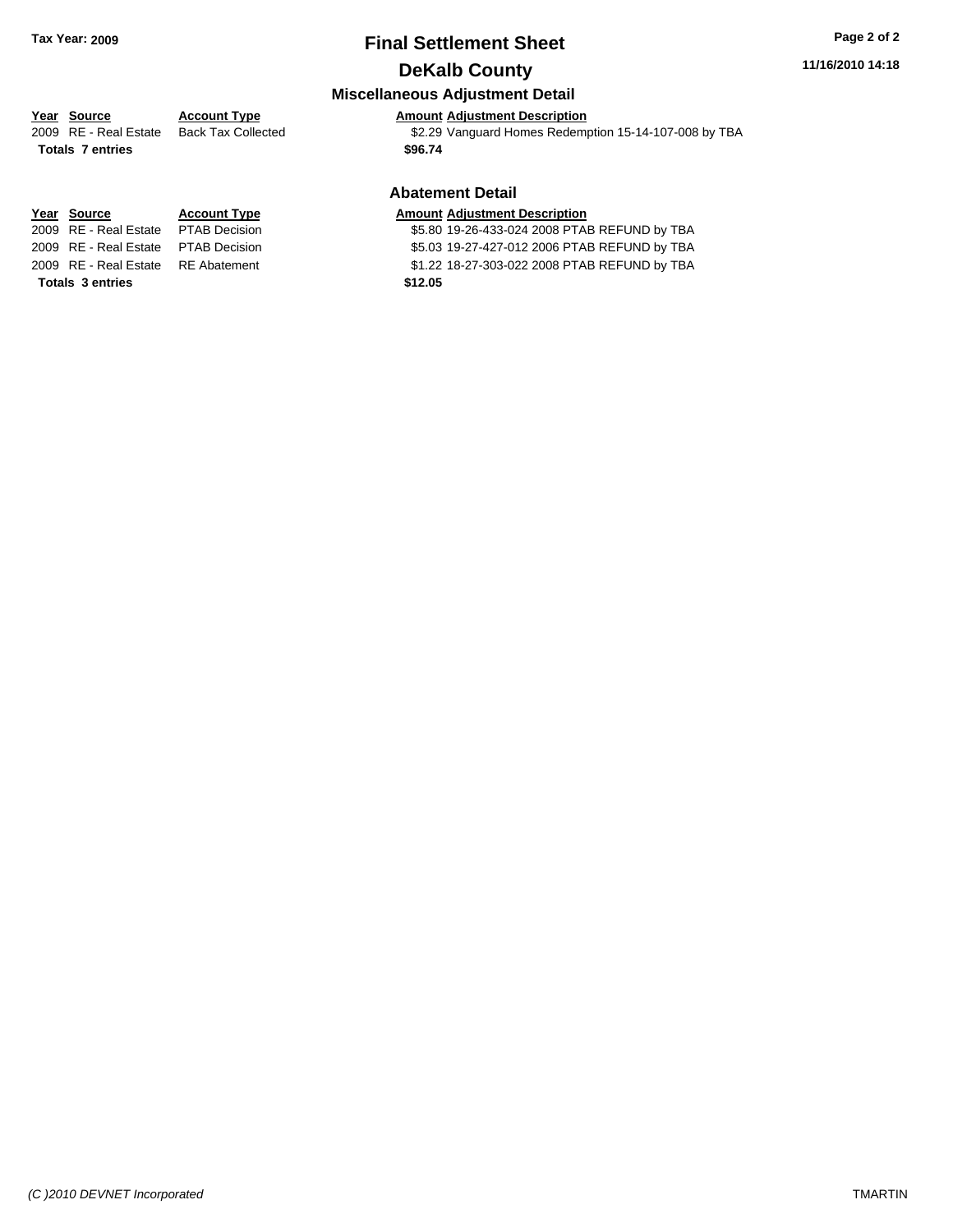# Final Settlement Sheet

## DeKalb County

Tax Year: 2009

### Miscellaneous Adjustment Detail

| Year | Source | Account Type | Amount | Adjustment Description |
|---|---|---|---|---|
| 2009 | RE - Real Estate | Back Tax Collected | $2.29 | Vanguard Homes Redemption 15-14-107-008 by TBA |
| **Totals 7 entries** | | | **$96.74** | |

### Abatement Detail

| Year | Source | Account Type | Amount | Adjustment Description |
|---|---|---|---|---|
| 2009 | RE - Real Estate | PTAB Decision | $5.80 | 19-26-433-024 2008 PTAB REFUND by TBA |
| 2009 | RE - Real Estate | PTAB Decision | $5.03 | 19-27-427-012 2006 PTAB REFUND by TBA |
| 2009 | RE - Real Estate | RE Abatement | $1.22 | 18-27-303-022 2008 PTAB REFUND by TBA |
| **Totals 3 entries** | | | **$12.05** | |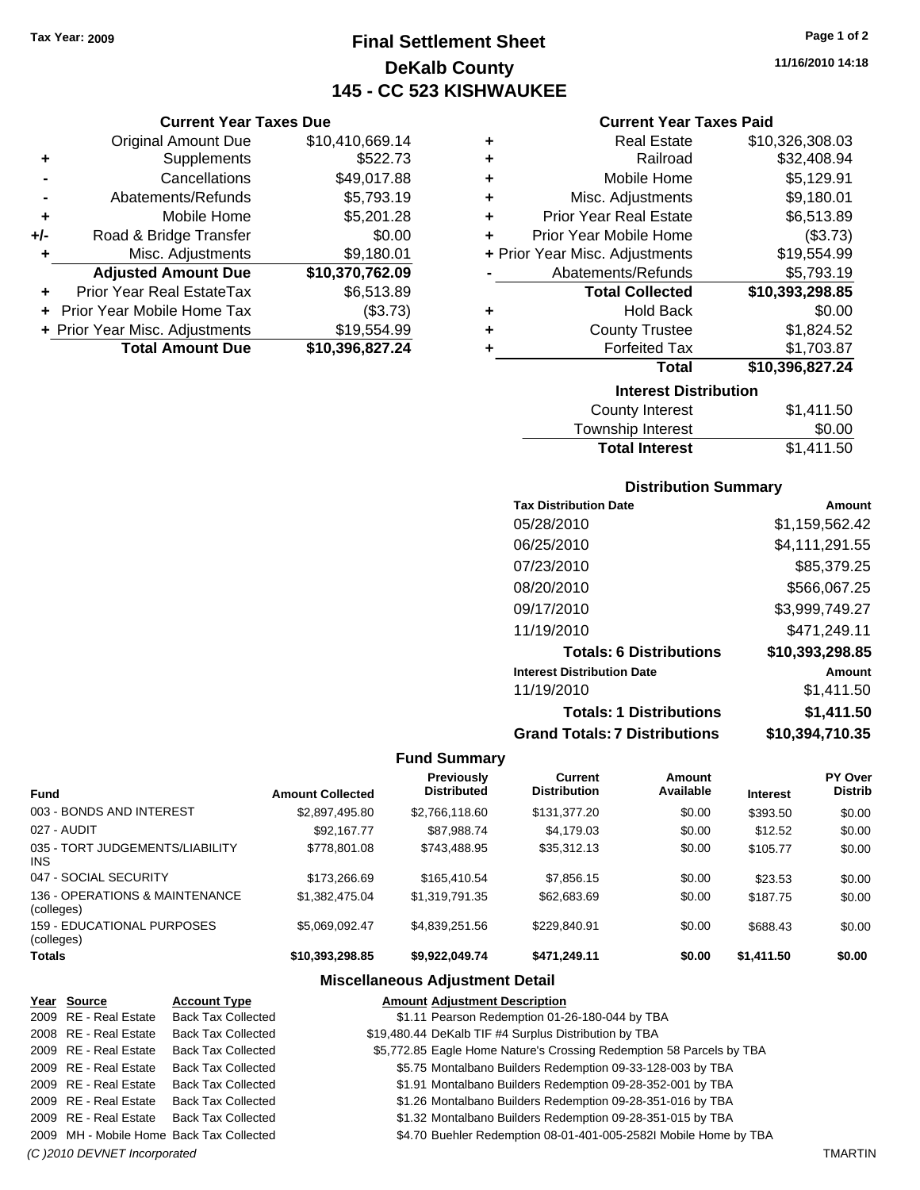Tax Year: 2009

# Final Settlement Sheet
## DeKalb County
## 145 - CC 523 KISHWAUKEE

11/16/2010 14:18

### Current Year Taxes Due

| | | |
|---|---|---|
| | Original Amount Due | $10,410,669.14 |
| + | Supplements | $522.73 |
| - | Cancellations | $49,017.88 |
| - | Abatements/Refunds | $5,793.19 |
| + | Mobile Home | $5,201.28 |
| +/- | Road & Bridge Transfer | $0.00 |
| + | Misc. Adjustments | $9,180.01 |
| | **Adjusted Amount Due** | **$10,370,762.09** |
| + | Prior Year Real EstateTax | $6,513.89 |
| + | Prior Year Mobile Home Tax | ($3.73) |
| + | Prior Year Misc. Adjustments | $19,554.99 |
| | **Total Amount Due** | **$10,396,827.24** |

### Current Year Taxes Paid

| | | |
|---|---|---|
| + | Real Estate | $10,326,308.03 |
| + | Railroad | $32,408.94 |
| + | Mobile Home | $5,129.91 |
| + | Misc. Adjustments | $9,180.01 |
| + | Prior Year Real Estate | $6,513.89 |
| + | Prior Year Mobile Home | ($3.73) |
| + | Prior Year Misc. Adjustments | $19,554.99 |
| - | Abatements/Refunds | $5,793.19 |
| | **Total Collected** | **$10,393,298.85** |
| + | Hold Back | $0.00 |
| + | County Trustee | $1,824.52 |
| + | Forfeited Tax | $1,703.87 |
| | **Total** | **$10,396,827.24** |

### Interest Distribution

| | |
|---|---|
| County Interest | $1,411.50 |
| Township Interest | $0.00 |
| **Total Interest** | **$1,411.50** |

### Distribution Summary

| Tax Distribution Date | Amount |
|---|---|
| 05/28/2010 | $1,159,562.42 |
| 06/25/2010 | $4,111,291.55 |
| 07/23/2010 | $85,379.25 |
| 08/20/2010 | $566,067.25 |
| 09/17/2010 | $3,999,749.27 |
| 11/19/2010 | $471,249.11 |
| **Totals: 6 Distributions** | **$10,393,298.85** |
| **Interest Distribution Date** | **Amount** |
| 11/19/2010 | $1,411.50 |
| **Totals: 1 Distributions** | **$1,411.50** |
| **Grand Totals: 7 Distributions** | **$10,394,710.35** |

### Fund Summary

| Fund | Amount Collected | Previously Distributed | Current Distribution | Amount Available | Interest | PY Over Distrib |
|---|---|---|---|---|---|---|
| 003 - BONDS AND INTEREST | $2,897,495.80 | $2,766,118.60 | $131,377.20 | $0.00 | $393.50 | $0.00 |
| 027 - AUDIT | $92,167.77 | $87,988.74 | $4,179.03 | $0.00 | $12.52 | $0.00 |
| 035 - TORT JUDGEMENTS/LIABILITY INS | $778,801.08 | $743,488.95 | $35,312.13 | $0.00 | $105.77 | $0.00 |
| 047 - SOCIAL SECURITY | $173,266.69 | $165,410.54 | $7,856.15 | $0.00 | $23.53 | $0.00 |
| 136 - OPERATIONS & MAINTENANCE (colleges) | $1,382,475.04 | $1,319,791.35 | $62,683.69 | $0.00 | $187.75 | $0.00 |
| 159 - EDUCATIONAL PURPOSES (colleges) | $5,069,092.47 | $4,839,251.56 | $229,840.91 | $0.00 | $688.43 | $0.00 |
| **Totals** | **$10,393,298.85** | **$9,922,049.74** | **$471,249.11** | **$0.00** | **$1,411.50** | **$0.00** |

### Miscellaneous Adjustment Detail

| Year | Source | Account Type | Amount | Adjustment Description |
|---|---|---|---|---|
| 2009 | RE - Real Estate | Back Tax Collected | $1.11 | Pearson Redemption 01-26-180-044 by TBA |
| 2008 | RE - Real Estate | Back Tax Collected | $19,480.44 | DeKalb TIF #4 Surplus Distribution by TBA |
| 2009 | RE - Real Estate | Back Tax Collected | $5,772.85 | Eagle Home Nature's Crossing Redemption 58 Parcels by TBA |
| 2009 | RE - Real Estate | Back Tax Collected | $5.75 | Montalbano Builders Redemption 09-33-128-003 by TBA |
| 2009 | RE - Real Estate | Back Tax Collected | $1.91 | Montalbano Builders Redemption 09-28-352-001 by TBA |
| 2009 | RE - Real Estate | Back Tax Collected | $1.26 | Montalbano Builders Redemption 09-28-351-016 by TBA |
| 2009 | RE - Real Estate | Back Tax Collected | $1.32 | Montalbano Builders Redemption 09-28-351-015 by TBA |
| 2009 | MH - Mobile Home | Back Tax Collected | $4.70 | Buehler Redemption 08-01-401-005-2582I Mobile Home by TBA |

(C )2010 DEVNET Incorporated TMARTIN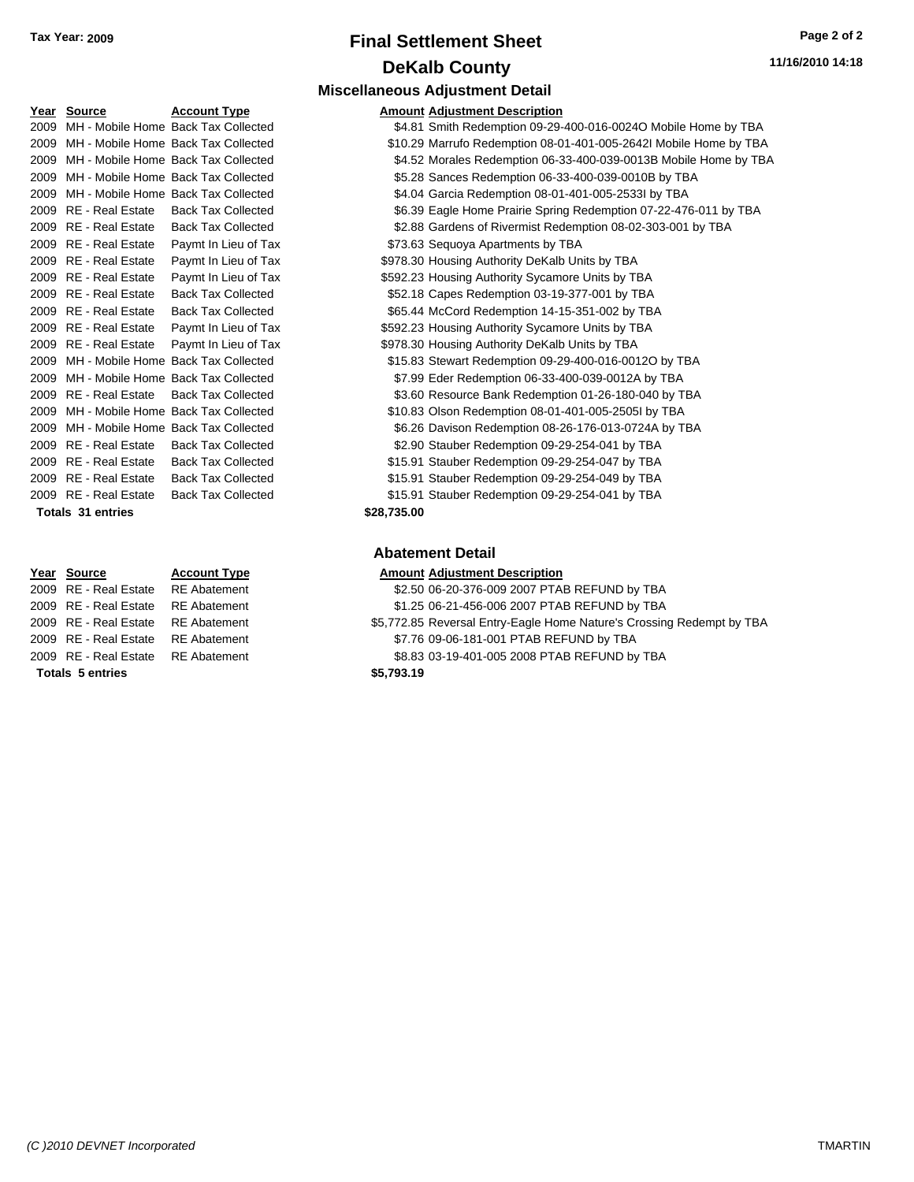**Tax Year: 2009**

# Final Settlement Sheet

## DeKalb County

11/16/2010 14:18

### Miscellaneous Adjustment Detail

| Year | Source | Account Type | Amount | Adjustment Description |
|---|---|---|---|---|
| 2009 | MH - Mobile Home | Back Tax Collected | $4.81 | Smith Redemption 09-29-400-016-0024O Mobile Home by TBA |
| 2009 | MH - Mobile Home | Back Tax Collected | $10.29 | Marrufo Redemption 08-01-401-005-2642I Mobile Home by TBA |
| 2009 | MH - Mobile Home | Back Tax Collected | $4.52 | Morales Redemption 06-33-400-039-0013B Mobile Home by TBA |
| 2009 | MH - Mobile Home | Back Tax Collected | $5.28 | Sances Redemption 06-33-400-039-0010B by TBA |
| 2009 | MH - Mobile Home | Back Tax Collected | $4.04 | Garcia Redemption 08-01-401-005-2533I by TBA |
| 2009 | RE - Real Estate | Back Tax Collected | $6.39 | Eagle Home Prairie Spring Redemption 07-22-476-011 by TBA |
| 2009 | RE - Real Estate | Back Tax Collected | $2.88 | Gardens of Rivermist Redemption 08-02-303-001 by TBA |
| 2009 | RE - Real Estate | Paymt In Lieu of Tax | $73.63 | Sequoya Apartments by TBA |
| 2009 | RE - Real Estate | Paymt In Lieu of Tax | $978.30 | Housing Authority DeKalb Units by TBA |
| 2009 | RE - Real Estate | Paymt In Lieu of Tax | $592.23 | Housing Authority Sycamore Units by TBA |
| 2009 | RE - Real Estate | Back Tax Collected | $52.18 | Capes Redemption 03-19-377-001 by TBA |
| 2009 | RE - Real Estate | Back Tax Collected | $65.44 | McCord Redemption 14-15-351-002 by TBA |
| 2009 | RE - Real Estate | Paymt In Lieu of Tax | $592.23 | Housing Authority Sycamore Units by TBA |
| 2009 | RE - Real Estate | Paymt In Lieu of Tax | $978.30 | Housing Authority DeKalb Units by TBA |
| 2009 | MH - Mobile Home | Back Tax Collected | $15.83 | Stewart Redemption 09-29-400-016-0012O by TBA |
| 2009 | MH - Mobile Home | Back Tax Collected | $7.99 | Eder Redemption 06-33-400-039-0012A by TBA |
| 2009 | RE - Real Estate | Back Tax Collected | $3.60 | Resource Bank Redemption 01-26-180-040 by TBA |
| 2009 | MH - Mobile Home | Back Tax Collected | $10.83 | Olson Redemption 08-01-401-005-2505I by TBA |
| 2009 | MH - Mobile Home | Back Tax Collected | $6.26 | Davison Redemption 08-26-176-013-0724A by TBA |
| 2009 | RE - Real Estate | Back Tax Collected | $2.90 | Stauber Redemption 09-29-254-041 by TBA |
| 2009 | RE - Real Estate | Back Tax Collected | $15.91 | Stauber Redemption 09-29-254-047 by TBA |
| 2009 | RE - Real Estate | Back Tax Collected | $15.91 | Stauber Redemption 09-29-254-049 by TBA |
| 2009 | RE - Real Estate | Back Tax Collected | $15.91 | Stauber Redemption 09-29-254-041 by TBA |
| **Totals 31 entries** | | | **$28,735.00** | |

### Abatement Detail

| Year | Source | Account Type | Amount | Adjustment Description |
|---|---|---|---|---|
| 2009 | RE - Real Estate | RE Abatement | $2.50 | 06-20-376-009 2007 PTAB REFUND by TBA |
| 2009 | RE - Real Estate | RE Abatement | $1.25 | 06-21-456-006 2007 PTAB REFUND by TBA |
| 2009 | RE - Real Estate | RE Abatement | $5,772.85 | Reversal Entry-Eagle Home Nature's Crossing Redempt by TBA |
| 2009 | RE - Real Estate | RE Abatement | $7.76 | 09-06-181-001 PTAB REFUND by TBA |
| 2009 | RE - Real Estate | RE Abatement | $8.83 | 03-19-401-005 2008 PTAB REFUND by TBA |
| **Totals 5 entries** | | | **$5,793.19** | |

*(C )2010 DEVNET Incorporated* TMARTIN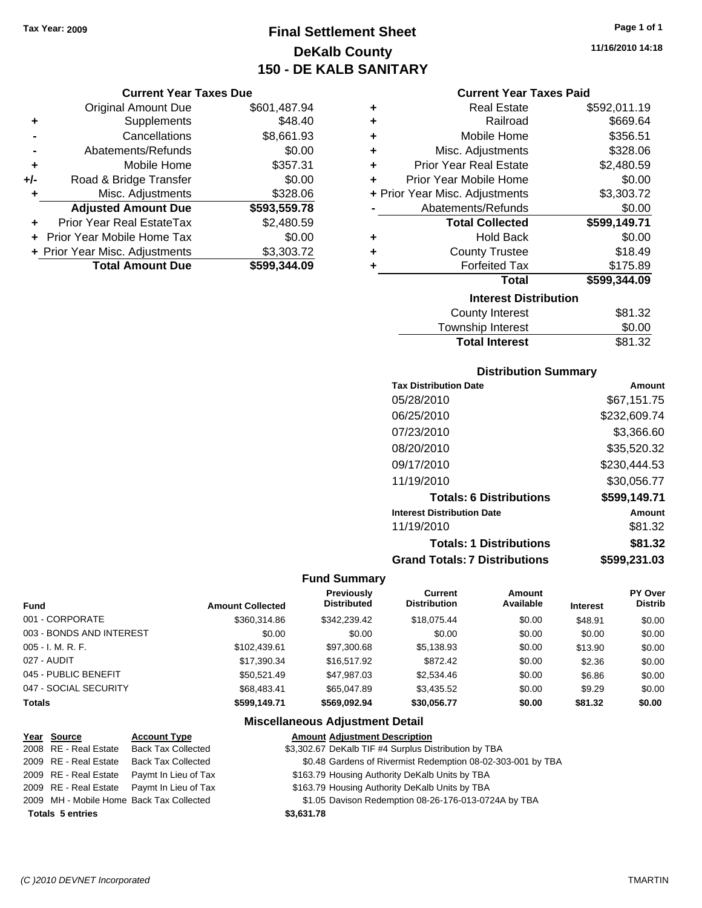**Tax Year: 2009**

# Final Settlement Sheet
## DeKalb County
## 150 - DE KALB SANITARY

11/16/2010 14:18

### Current Year Taxes Due

| | | |
|---|---|---|
| | Original Amount Due | $601,487.94 |
| + | Supplements | $48.40 |
| - | Cancellations | $8,661.93 |
| - | Abatements/Refunds | $0.00 |
| + | Mobile Home | $357.31 |
| +/- | Road & Bridge Transfer | $0.00 |
| + | Misc. Adjustments | $328.06 |
| | **Adjusted Amount Due** | **$593,559.78** |
| + | Prior Year Real EstateTax | $2,480.59 |
| + | Prior Year Mobile Home Tax | $0.00 |
| + | Prior Year Misc. Adjustments | $3,303.72 |
| | **Total Amount Due** | **$599,344.09** |

### Current Year Taxes Paid

| | | |
|---|---|---|
| + | Real Estate | $592,011.19 |
| + | Railroad | $669.64 |
| + | Mobile Home | $356.51 |
| + | Misc. Adjustments | $328.06 |
| + | Prior Year Real Estate | $2,480.59 |
| + | Prior Year Mobile Home | $0.00 |
| + | Prior Year Misc. Adjustments | $3,303.72 |
| - | Abatements/Refunds | $0.00 |
| | **Total Collected** | **$599,149.71** |
| + | Hold Back | $0.00 |
| + | County Trustee | $18.49 |
| + | Forfeited Tax | $175.89 |
| | **Total** | **$599,344.09** |

### Interest Distribution

| | |
|---|---|
| County Interest | $81.32 |
| Township Interest | $0.00 |
| **Total Interest** | $81.32 |

### Distribution Summary

| Tax Distribution Date | Amount |
|---|---|
| 05/28/2010 | $67,151.75 |
| 06/25/2010 | $232,609.74 |
| 07/23/2010 | $3,366.60 |
| 08/20/2010 | $35,520.32 |
| 09/17/2010 | $230,444.53 |
| 11/19/2010 | $30,056.77 |
| **Totals: 6 Distributions** | **$599,149.71** |
| **Interest Distribution Date** | **Amount** |
| 11/19/2010 | $81.32 |
| **Totals: 1 Distributions** | **$81.32** |
| **Grand Totals: 7 Distributions** | **$599,231.03** |

### Fund Summary

| Fund | Amount Collected | Previously Distributed | Current Distribution | Amount Available | Interest | PY Over Distrib |
|---|---|---|---|---|---|---|
| 001 - CORPORATE | $360,314.86 | $342,239.42 | $18,075.44 | $0.00 | $48.91 | $0.00 |
| 003 - BONDS AND INTEREST | $0.00 | $0.00 | $0.00 | $0.00 | $0.00 | $0.00 |
| 005 - I. M. R. F. | $102,439.61 | $97,300.68 | $5,138.93 | $0.00 | $13.90 | $0.00 |
| 027 - AUDIT | $17,390.34 | $16,517.92 | $872.42 | $0.00 | $2.36 | $0.00 |
| 045 - PUBLIC BENEFIT | $50,521.49 | $47,987.03 | $2,534.46 | $0.00 | $6.86 | $0.00 |
| 047 - SOCIAL SECURITY | $68,483.41 | $65,047.89 | $3,435.52 | $0.00 | $9.29 | $0.00 |
| **Totals** | **$599,149.71** | **$569,092.94** | **$30,056.77** | **$0.00** | **$81.32** | **$0.00** |

### Miscellaneous Adjustment Detail

| Year | Source | Account Type | Amount | Adjustment Description |
|---|---|---|---|---|
| 2008 | RE - Real Estate | Back Tax Collected | $3,302.67 | DeKalb TIF #4 Surplus Distribution by TBA |
| 2009 | RE - Real Estate | Back Tax Collected | $0.48 | Gardens of Rivermist Redemption 08-02-303-001 by TBA |
| 2009 | RE - Real Estate | Paymt In Lieu of Tax | $163.79 | Housing Authority DeKalb Units by TBA |
| 2009 | RE - Real Estate | Paymt In Lieu of Tax | $163.79 | Housing Authority DeKalb Units by TBA |
| 2009 | MH - Mobile Home | Back Tax Collected | $1.05 | Davison Redemption 08-26-176-013-0724A by TBA |
| **Totals 5 entries** | | | **$3,631.78** | |

(C )2010 DEVNET Incorporated TMARTIN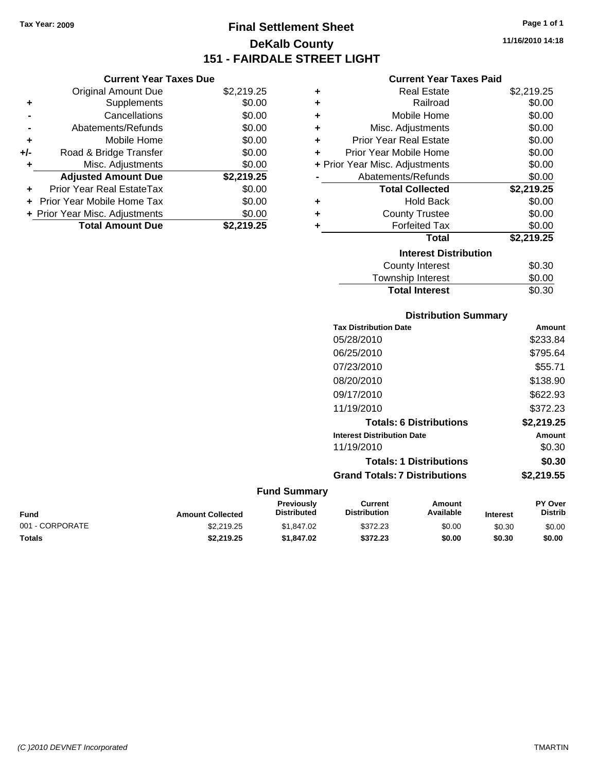Tax Year: 2009

# Final Settlement Sheet
## DeKalb County
## 151 - FAIRDALE STREET LIGHT

11/16/2010 14:18

### Current Year Taxes Due

| | | |
|---|---|---|
| | Original Amount Due | $2,219.25 |
| + | Supplements | $0.00 |
| - | Cancellations | $0.00 |
| - | Abatements/Refunds | $0.00 |
| + | Mobile Home | $0.00 |
| +/- | Road & Bridge Transfer | $0.00 |
| + | Misc. Adjustments | $0.00 |
| | **Adjusted Amount Due** | **$2,219.25** |
| + | Prior Year Real EstateTax | $0.00 |
| + | Prior Year Mobile Home Tax | $0.00 |
| + | Prior Year Misc. Adjustments | $0.00 |
| | **Total Amount Due** | **$2,219.25** |

### Current Year Taxes Paid

| | | |
|---|---|---|
| + | Real Estate | $2,219.25 |
| + | Railroad | $0.00 |
| + | Mobile Home | $0.00 |
| + | Misc. Adjustments | $0.00 |
| + | Prior Year Real Estate | $0.00 |
| + | Prior Year Mobile Home | $0.00 |
| + | Prior Year Misc. Adjustments | $0.00 |
| - | Abatements/Refunds | $0.00 |
| | **Total Collected** | **$2,219.25** |
| + | Hold Back | $0.00 |
| + | County Trustee | $0.00 |
| + | Forfeited Tax | $0.00 |
| | **Total** | **$2,219.25** |

### Interest Distribution

| | |
|---|---|
| County Interest | $0.30 |
| Township Interest | $0.00 |
| **Total Interest** | $0.30 |

### Distribution Summary

| Tax Distribution Date | Amount |
|---|---|
| 05/28/2010 | $233.84 |
| 06/25/2010 | $795.64 |
| 07/23/2010 | $55.71 |
| 08/20/2010 | $138.90 |
| 09/17/2010 | $622.93 |
| 11/19/2010 | $372.23 |
| **Totals: 6 Distributions** | **$2,219.25** |

| Interest Distribution Date | Amount |
|---|---|
| 11/19/2010 | $0.30 |
| **Totals: 1 Distributions** | **$0.30** |
| **Grand Totals: 7 Distributions** | **$2,219.55** |

### Fund Summary

| Fund | Amount Collected | Previously Distributed | Current Distribution | Amount Available | Interest | PY Over Distrib |
|---|---|---|---|---|---|---|
| 001 - CORPORATE | $2,219.25 | $1,847.02 | $372.23 | $0.00 | $0.30 | $0.00 |
| **Totals** | **$2,219.25** | **$1,847.02** | **$372.23** | **$0.00** | **$0.30** | **$0.00** |

(C )2010 DEVNET Incorporated TMARTIN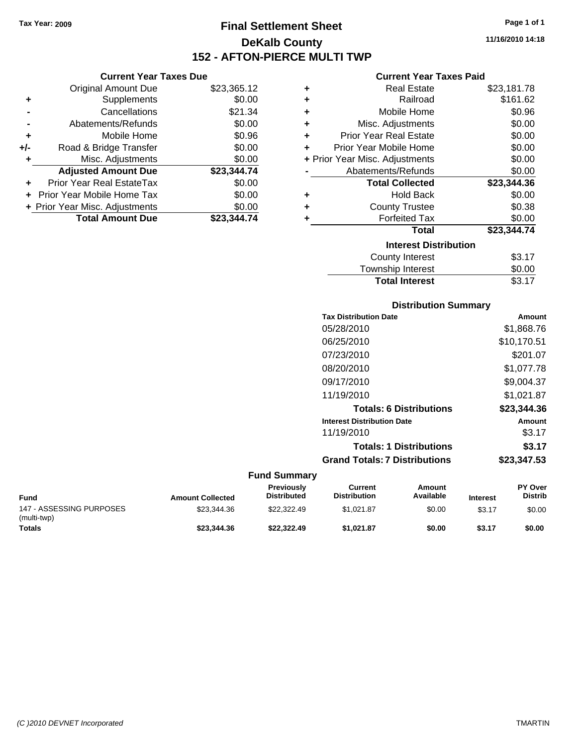Tax Year: 2009

# Final Settlement Sheet
## DeKalb County
## 152 - AFTON-PIERCE MULTI TWP

11/16/2010 14:18

### Current Year Taxes Due

| | | |
|---|---|---|
| | Original Amount Due | $23,365.12 |
| + | Supplements | $0.00 |
| - | Cancellations | $21.34 |
| - | Abatements/Refunds | $0.00 |
| + | Mobile Home | $0.96 |
| +/- | Road & Bridge Transfer | $0.00 |
| + | Misc. Adjustments | $0.00 |
| | **Adjusted Amount Due** | **$23,344.74** |
| + | Prior Year Real EstateTax | $0.00 |
| + | Prior Year Mobile Home Tax | $0.00 |
| + | Prior Year Misc. Adjustments | $0.00 |
| | **Total Amount Due** | **$23,344.74** |

### Current Year Taxes Paid

| | | |
|---|---|---|
| + | Real Estate | $23,181.78 |
| + | Railroad | $161.62 |
| + | Mobile Home | $0.96 |
| + | Misc. Adjustments | $0.00 |
| + | Prior Year Real Estate | $0.00 |
| + | Prior Year Mobile Home | $0.00 |
| + | Prior Year Misc. Adjustments | $0.00 |
| - | Abatements/Refunds | $0.00 |
| | **Total Collected** | **$23,344.36** |
| + | Hold Back | $0.00 |
| + | County Trustee | $0.38 |
| + | Forfeited Tax | $0.00 |
| | **Total** | **$23,344.74** |

### Interest Distribution

| | |
|---|---|
| County Interest | $3.17 |
| Township Interest | $0.00 |
| **Total Interest** | $3.17 |

### Distribution Summary

| Tax Distribution Date | Amount |
|---|---|
| 05/28/2010 | $1,868.76 |
| 06/25/2010 | $10,170.51 |
| 07/23/2010 | $201.07 |
| 08/20/2010 | $1,077.78 |
| 09/17/2010 | $9,004.37 |
| 11/19/2010 | $1,021.87 |
| **Totals: 6 Distributions** | **$23,344.36** |
| **Interest Distribution Date** | **Amount** |
| 11/19/2010 | $3.17 |
| **Totals: 1 Distributions** | **$3.17** |
| **Grand Totals: 7 Distributions** | **$23,347.53** |

### Fund Summary

| Fund | Amount Collected | Previously Distributed | Current Distribution | Amount Available | Interest | PY Over Distrib |
|---|---|---|---|---|---|---|
| 147 - ASSESSING PURPOSES (multi-twp) | $23,344.36 | $22,322.49 | $1,021.87 | $0.00 | $3.17 | $0.00 |
| **Totals** | **$23,344.36** | **$22,322.49** | **$1,021.87** | **$0.00** | **$3.17** | **$0.00** |

(C )2010 DEVNET Incorporated TMARTIN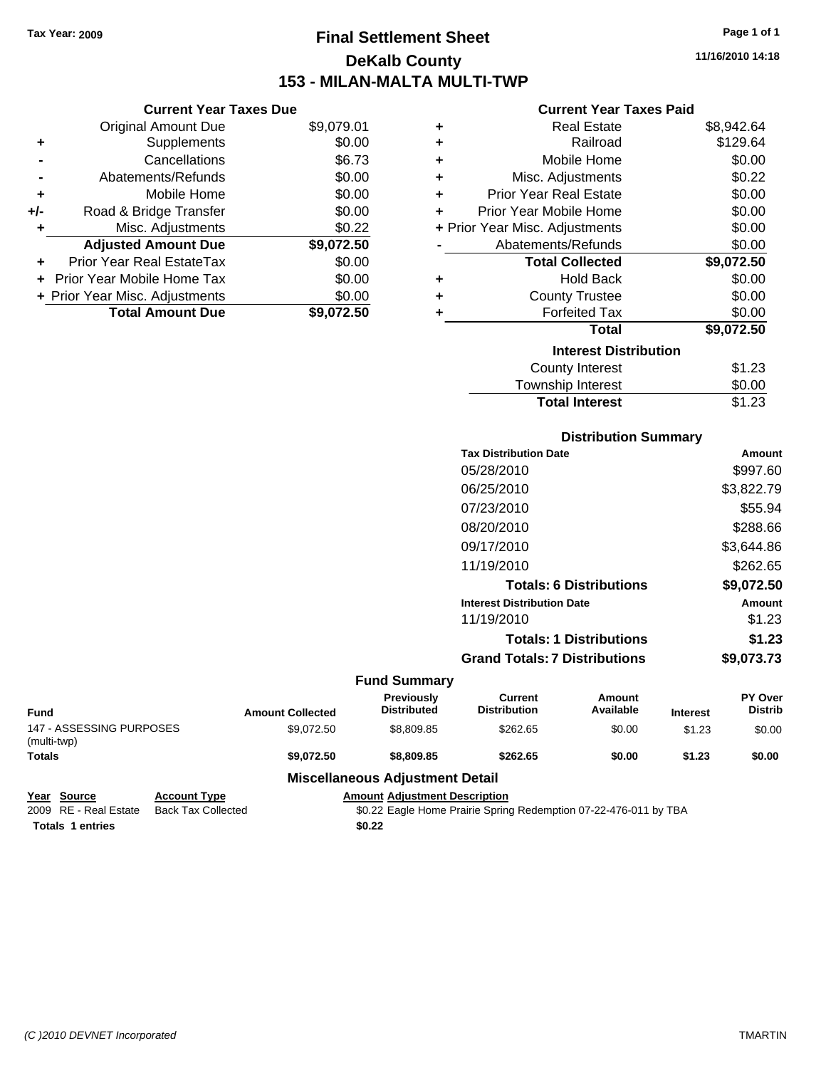Tax Year: 2009

# Final Settlement Sheet

## DeKalb County

## 153 - MILAN-MALTA MULTI-TWP

11/16/2010 14:18

### Current Year Taxes Due

| | | |
|---|---|---|
| | Original Amount Due | $9,079.01 |
| + | Supplements | $0.00 |
| - | Cancellations | $6.73 |
| - | Abatements/Refunds | $0.00 |
| + | Mobile Home | $0.00 |
| +/- | Road & Bridge Transfer | $0.00 |
| + | Misc. Adjustments | $0.22 |
| | **Adjusted Amount Due** | **$9,072.50** |
| + | Prior Year Real EstateTax | $0.00 |
| + | Prior Year Mobile Home Tax | $0.00 |
| + | Prior Year Misc. Adjustments | $0.00 |
| | **Total Amount Due** | **$9,072.50** |

### Current Year Taxes Paid

| | | |
|---|---|---|
| + | Real Estate | $8,942.64 |
| + | Railroad | $129.64 |
| + | Mobile Home | $0.00 |
| + | Misc. Adjustments | $0.22 |
| + | Prior Year Real Estate | $0.00 |
| + | Prior Year Mobile Home | $0.00 |
| + | Prior Year Misc. Adjustments | $0.00 |
| - | Abatements/Refunds | $0.00 |
| | **Total Collected** | **$9,072.50** |
| + | Hold Back | $0.00 |
| + | County Trustee | $0.00 |
| + | Forfeited Tax | $0.00 |
| | **Total** | **$9,072.50** |

### Interest Distribution

| | |
|---|---|
| County Interest | $1.23 |
| Township Interest | $0.00 |
| **Total Interest** | $1.23 |

### Distribution Summary

| Tax Distribution Date | Amount |
|---|---|
| 05/28/2010 | $997.60 |
| 06/25/2010 | $3,822.79 |
| 07/23/2010 | $55.94 |
| 08/20/2010 | $288.66 |
| 09/17/2010 | $3,644.86 |
| 11/19/2010 | $262.65 |
| **Totals: 6 Distributions** | **$9,072.50** |
| **Interest Distribution Date** | **Amount** |
| 11/19/2010 | $1.23 |
| **Totals: 1 Distributions** | **$1.23** |
| **Grand Totals: 7 Distributions** | **$9,073.73** |

### Fund Summary

| Fund | Amount Collected | Previously Distributed | Current Distribution | Amount Available | Interest | PY Over Distrib |
|---|---|---|---|---|---|---|
| 147 - ASSESSING PURPOSES (multi-twp) | $9,072.50 | $8,809.85 | $262.65 | $0.00 | $1.23 | $0.00 |
| **Totals** | **$9,072.50** | **$8,809.85** | **$262.65** | **$0.00** | **$1.23** | **$0.00** |

### Miscellaneous Adjustment Detail

| Year | Source | Account Type | Amount | Adjustment Description |
|---|---|---|---|---|
| 2009 | RE - Real Estate | Back Tax Collected | $0.22 | Eagle Home Prairie Spring Redemption 07-22-476-011 by TBA |
| **Totals 1 entries** | | | **$0.22** | |

(C )2010 DEVNET Incorporated TMARTIN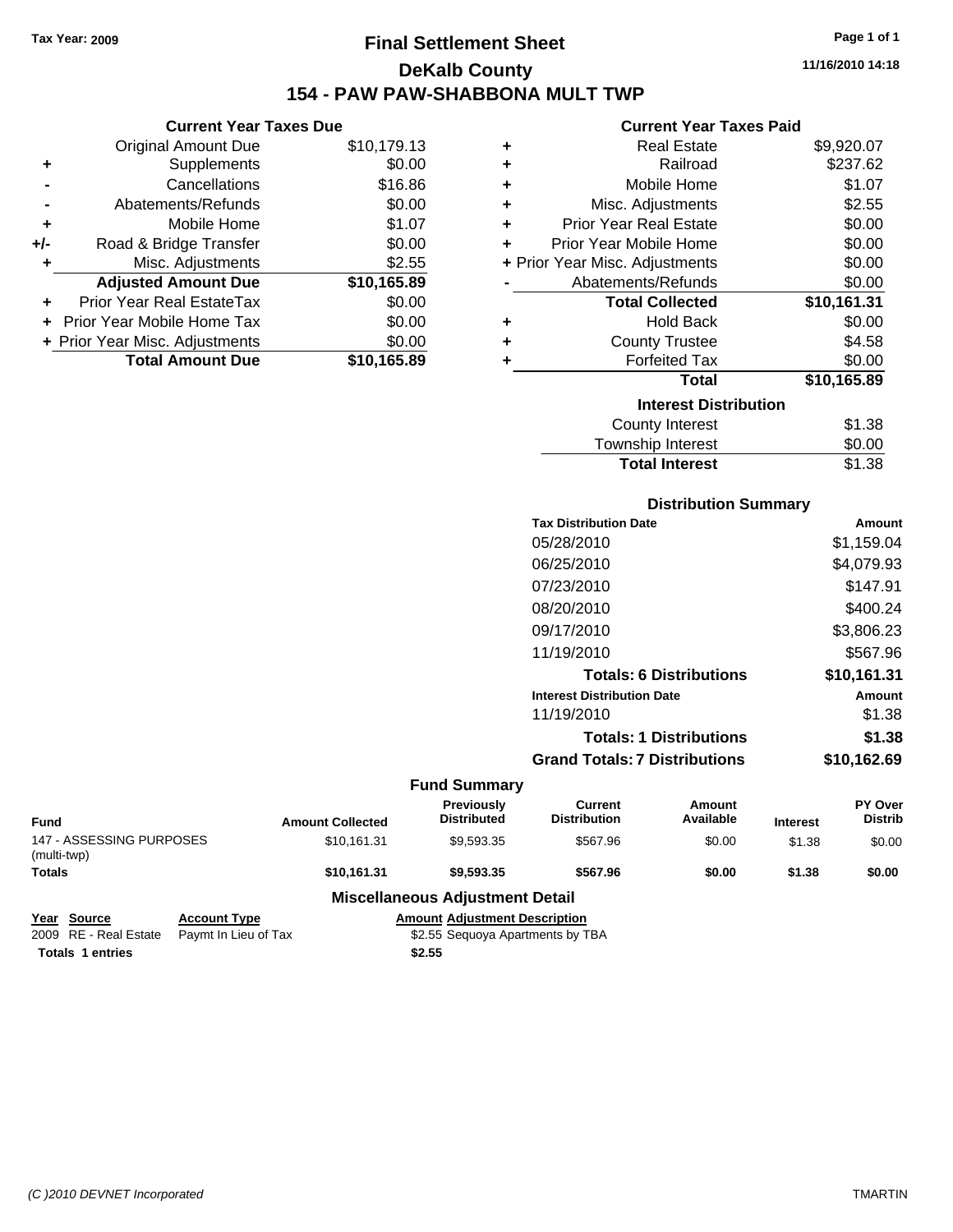Tax Year: 2009

# Final Settlement Sheet

## DeKalb County

## 154 - PAW PAW-SHABBONA MULT TWP

11/16/2010 14:18

### Current Year Taxes Due

| | | |
|---|---|---|
| | Original Amount Due | $10,179.13 |
| + | Supplements | $0.00 |
| - | Cancellations | $16.86 |
| - | Abatements/Refunds | $0.00 |
| + | Mobile Home | $1.07 |
| +/- | Road & Bridge Transfer | $0.00 |
| + | Misc. Adjustments | $2.55 |
| | **Adjusted Amount Due** | **$10,165.89** |
| + | Prior Year Real EstateTax | $0.00 |
| + | Prior Year Mobile Home Tax | $0.00 |
| + | Prior Year Misc. Adjustments | $0.00 |
| | **Total Amount Due** | **$10,165.89** |

### Current Year Taxes Paid

| | | |
|---|---|---|
| + | Real Estate | $9,920.07 |
| + | Railroad | $237.62 |
| + | Mobile Home | $1.07 |
| + | Misc. Adjustments | $2.55 |
| + | Prior Year Real Estate | $0.00 |
| + | Prior Year Mobile Home | $0.00 |
| + | Prior Year Misc. Adjustments | $0.00 |
| - | Abatements/Refunds | $0.00 |
| | **Total Collected** | **$10,161.31** |
| + | Hold Back | $0.00 |
| + | County Trustee | $4.58 |
| + | Forfeited Tax | $0.00 |
| | **Total** | **$10,165.89** |

### Interest Distribution

| | |
|---|---|
| County Interest | $1.38 |
| Township Interest | $0.00 |
| **Total Interest** | $1.38 |

### Distribution Summary

| Tax Distribution Date | Amount |
|---|---|
| 05/28/2010 | $1,159.04 |
| 06/25/2010 | $4,079.93 |
| 07/23/2010 | $147.91 |
| 08/20/2010 | $400.24 |
| 09/17/2010 | $3,806.23 |
| 11/19/2010 | $567.96 |
| **Totals: 6 Distributions** | **$10,161.31** |
| **Interest Distribution Date** | **Amount** |
| 11/19/2010 | $1.38 |
| **Totals: 1 Distributions** | **$1.38** |
| **Grand Totals: 7 Distributions** | **$10,162.69** |

### Fund Summary

| Fund | Amount Collected | Previously Distributed | Current Distribution | Amount Available | Interest | PY Over Distrib |
|---|---|---|---|---|---|---|
| 147 - ASSESSING PURPOSES (multi-twp) | $10,161.31 | $9,593.35 | $567.96 | $0.00 | $1.38 | $0.00 |
| **Totals** | **$10,161.31** | **$9,593.35** | **$567.96** | **$0.00** | **$1.38** | **$0.00** |

### Miscellaneous Adjustment Detail

| Year | Source | Account Type | Amount | Adjustment Description |
|---|---|---|---|---|
| 2009 | RE - Real Estate | Paymt In Lieu of Tax | $2.55 | Sequoya Apartments by TBA |
| **Totals** | **1 entries** | | **$2.55** | |

(C )2010 DEVNET Incorporated TMARTIN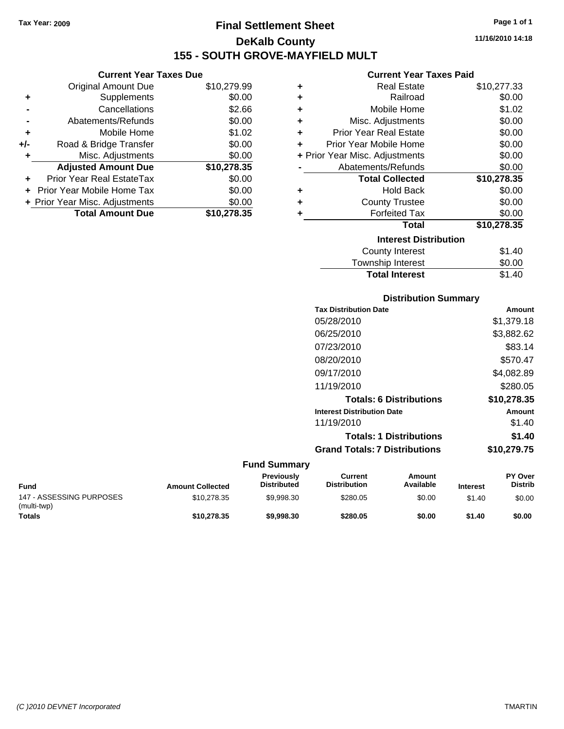Tax Year: 2009

# Final Settlement Sheet

## DeKalb County

## 155 - SOUTH GROVE-MAYFIELD MULT

11/16/2010 14:18

### Current Year Taxes Due

| | | |
|---|---|---|
| | Original Amount Due | $10,279.99 |
| + | Supplements | $0.00 |
| - | Cancellations | $2.66 |
| - | Abatements/Refunds | $0.00 |
| + | Mobile Home | $1.02 |
| +/- | Road & Bridge Transfer | $0.00 |
| + | Misc. Adjustments | $0.00 |
| | **Adjusted Amount Due** | **$10,278.35** |
| + | Prior Year Real EstateTax | $0.00 |
| + | Prior Year Mobile Home Tax | $0.00 |
| + | Prior Year Misc. Adjustments | $0.00 |
| | **Total Amount Due** | **$10,278.35** |

### Current Year Taxes Paid

| | | |
|---|---|---|
| + | Real Estate | $10,277.33 |
| + | Railroad | $0.00 |
| + | Mobile Home | $1.02 |
| + | Misc. Adjustments | $0.00 |
| + | Prior Year Real Estate | $0.00 |
| + | Prior Year Mobile Home | $0.00 |
| + | Prior Year Misc. Adjustments | $0.00 |
| - | Abatements/Refunds | $0.00 |
| | **Total Collected** | **$10,278.35** |
| + | Hold Back | $0.00 |
| + | County Trustee | $0.00 |
| + | Forfeited Tax | $0.00 |
| | **Total** | **$10,278.35** |

### Interest Distribution

| | |
|---|---|
| County Interest | $1.40 |
| Township Interest | $0.00 |
| **Total Interest** | $1.40 |

### Distribution Summary

| Tax Distribution Date | Amount |
|---|---|
| 05/28/2010 | $1,379.18 |
| 06/25/2010 | $3,882.62 |
| 07/23/2010 | $83.14 |
| 08/20/2010 | $570.47 |
| 09/17/2010 | $4,082.89 |
| 11/19/2010 | $280.05 |
| **Totals: 6 Distributions** | **$10,278.35** |
| **Interest Distribution Date** | **Amount** |
| 11/19/2010 | $1.40 |
| **Totals: 1 Distributions** | **$1.40** |
| **Grand Totals: 7 Distributions** | **$10,279.75** |

### Fund Summary

| Fund | Amount Collected | Previously Distributed | Current Distribution | Amount Available | Interest | PY Over Distrib |
|---|---|---|---|---|---|---|
| 147 - ASSESSING PURPOSES (multi-twp) | $10,278.35 | $9,998.30 | $280.05 | $0.00 | $1.40 | $0.00 |
| **Totals** | **$10,278.35** | **$9,998.30** | **$280.05** | **$0.00** | **$1.40** | **$0.00** |

(C )2010 DEVNET Incorporated TMARTIN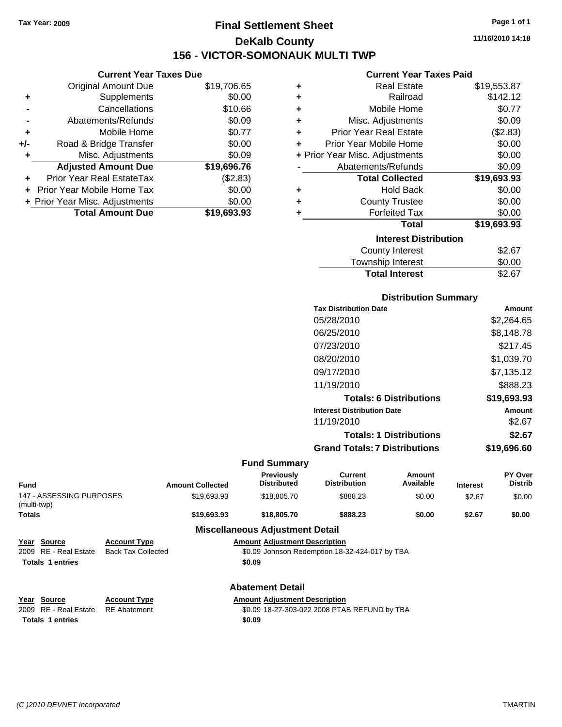Tax Year: 2009

# Final Settlement Sheet

## DeKalb County

## 156 - VICTOR-SOMONAUK MULTI TWP

11/16/2010 14:18

### Current Year Taxes Due

| | | |
|---|---|---|
| | Original Amount Due | $19,706.65 |
| + | Supplements | $0.00 |
| - | Cancellations | $10.66 |
| - | Abatements/Refunds | $0.09 |
| + | Mobile Home | $0.77 |
| +/- | Road & Bridge Transfer | $0.00 |
| + | Misc. Adjustments | $0.09 |
| | **Adjusted Amount Due** | **$19,696.76** |
| + | Prior Year Real EstateTax | ($2.83) |
| + | Prior Year Mobile Home Tax | $0.00 |
| + | Prior Year Misc. Adjustments | $0.00 |
| | **Total Amount Due** | **$19,693.93** |

### Current Year Taxes Paid

| | | |
|---|---|---|
| + | Real Estate | $19,553.87 |
| + | Railroad | $142.12 |
| + | Mobile Home | $0.77 |
| + | Misc. Adjustments | $0.09 |
| + | Prior Year Real Estate | ($2.83) |
| + | Prior Year Mobile Home | $0.00 |
| + | Prior Year Misc. Adjustments | $0.00 |
| - | Abatements/Refunds | $0.09 |
| | **Total Collected** | **$19,693.93** |
| + | Hold Back | $0.00 |
| + | County Trustee | $0.00 |
| + | Forfeited Tax | $0.00 |
| | **Total** | **$19,693.93** |

### Interest Distribution

| | |
|---|---|
| County Interest | $2.67 |
| Township Interest | $0.00 |
| **Total Interest** | $2.67 |

### Distribution Summary

| Tax Distribution Date | Amount |
|---|---|
| 05/28/2010 | $2,264.65 |
| 06/25/2010 | $8,148.78 |
| 07/23/2010 | $217.45 |
| 08/20/2010 | $1,039.70 |
| 09/17/2010 | $7,135.12 |
| 11/19/2010 | $888.23 |
| **Totals: 6 Distributions** | **$19,693.93** |
| **Interest Distribution Date** | **Amount** |
| 11/19/2010 | $2.67 |
| **Totals: 1 Distributions** | **$2.67** |
| **Grand Totals: 7 Distributions** | **$19,696.60** |

### Fund Summary

| Fund | Amount Collected | Previously Distributed | Current Distribution | Amount Available | Interest | PY Over Distrib |
|---|---|---|---|---|---|---|
| 147 - ASSESSING PURPOSES (multi-twp) | $19,693.93 | $18,805.70 | $888.23 | $0.00 | $2.67 | $0.00 |
| **Totals** | **$19,693.93** | **$18,805.70** | **$888.23** | **$0.00** | **$2.67** | **$0.00** |

### Miscellaneous Adjustment Detail

| Year | Source | Account Type | Amount | Adjustment Description |
|---|---|---|---|---|
| 2009 | RE - Real Estate | Back Tax Collected | $0.09 | Johnson Redemption 18-32-424-017 by TBA |
| **Totals** | **1 entries** | | **$0.09** | |

### Abatement Detail

| Year | Source | Account Type | Amount | Adjustment Description |
|---|---|---|---|---|
| 2009 | RE - Real Estate | RE Abatement | $0.09 | 18-27-303-022 2008 PTAB REFUND by TBA |
| **Totals** | **1 entries** | | **$0.09** | |

(C )2010 DEVNET Incorporated TMARTIN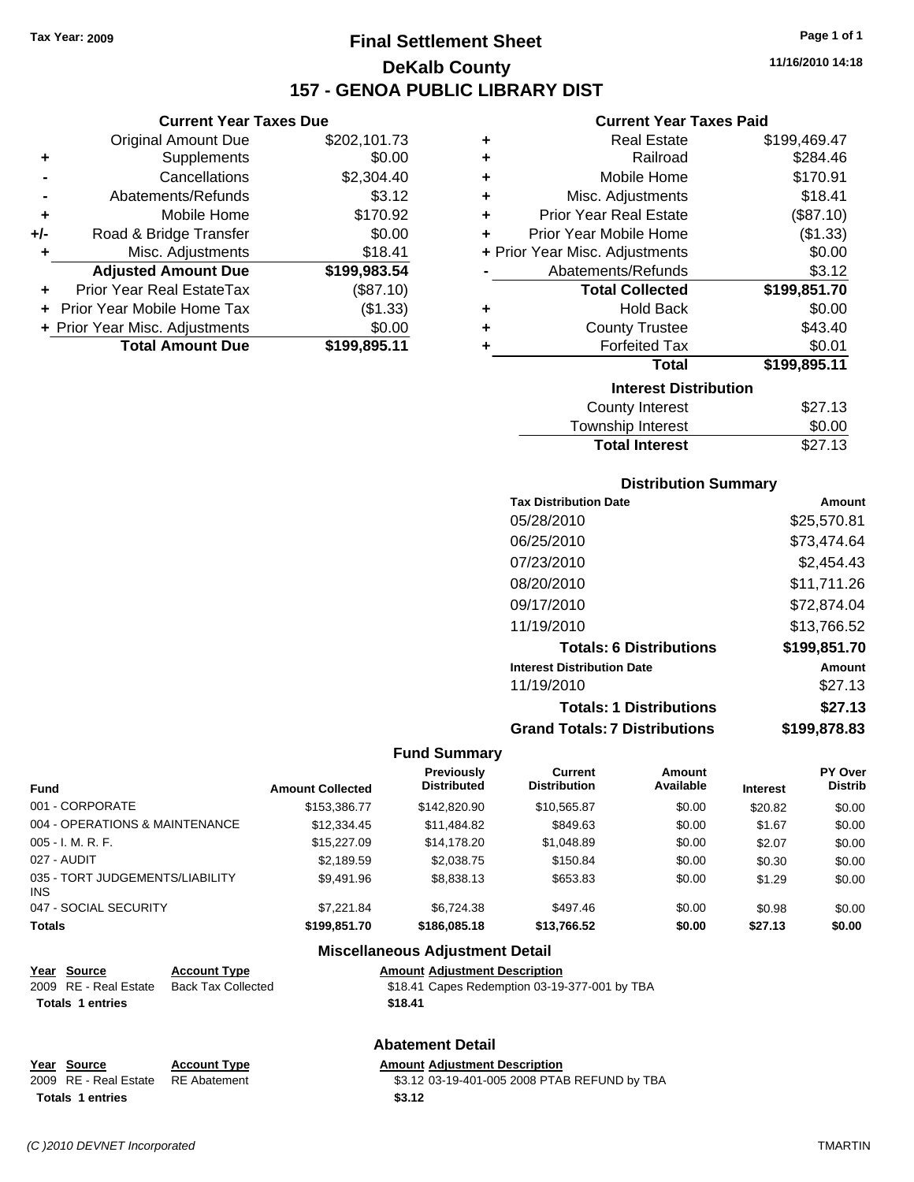Tax Year: 2009

# Final Settlement Sheet

## DeKalb County

## 157 - GENOA PUBLIC LIBRARY DIST

11/16/2010 14:18

### Current Year Taxes Due

| | | |
|---|---|---|
| | Original Amount Due | $202,101.73 |
| + | Supplements | $0.00 |
| - | Cancellations | $2,304.40 |
| - | Abatements/Refunds | $3.12 |
| + | Mobile Home | $170.92 |
| +/- | Road & Bridge Transfer | $0.00 |
| + | Misc. Adjustments | $18.41 |
| | **Adjusted Amount Due** | **$199,983.54** |
| + | Prior Year Real EstateTax | ($87.10) |
| + | Prior Year Mobile Home Tax | ($1.33) |
| + | Prior Year Misc. Adjustments | $0.00 |
| | **Total Amount Due** | **$199,895.11** |

### Current Year Taxes Paid

| | | |
|---|---|---|
| + | Real Estate | $199,469.47 |
| + | Railroad | $284.46 |
| + | Mobile Home | $170.91 |
| + | Misc. Adjustments | $18.41 |
| + | Prior Year Real Estate | ($87.10) |
| + | Prior Year Mobile Home | ($1.33) |
| + | Prior Year Misc. Adjustments | $0.00 |
| - | Abatements/Refunds | $3.12 |
| | **Total Collected** | **$199,851.70** |
| + | Hold Back | $0.00 |
| + | County Trustee | $43.40 |
| + | Forfeited Tax | $0.01 |
| | **Total** | **$199,895.11** |

### Interest Distribution

| | |
|---|---|
| County Interest | $27.13 |
| Township Interest | $0.00 |
| **Total Interest** | $27.13 |

### Distribution Summary

| Tax Distribution Date | Amount |
|---|---|
| 05/28/2010 | $25,570.81 |
| 06/25/2010 | $73,474.64 |
| 07/23/2010 | $2,454.43 |
| 08/20/2010 | $11,711.26 |
| 09/17/2010 | $72,874.04 |
| 11/19/2010 | $13,766.52 |
| **Totals: 6 Distributions** | **$199,851.70** |
| **Interest Distribution Date** | **Amount** |
| 11/19/2010 | $27.13 |
| **Totals: 1 Distributions** | **$27.13** |
| **Grand Totals: 7 Distributions** | **$199,878.83** |

### Fund Summary

| Fund | Amount Collected | Previously Distributed | Current Distribution | Amount Available | Interest | PY Over Distrib |
|---|---|---|---|---|---|---|
| 001 - CORPORATE | $153,386.77 | $142,820.90 | $10,565.87 | $0.00 | $20.82 | $0.00 |
| 004 - OPERATIONS & MAINTENANCE | $12,334.45 | $11,484.82 | $849.63 | $0.00 | $1.67 | $0.00 |
| 005 - I. M. R. F. | $15,227.09 | $14,178.20 | $1,048.89 | $0.00 | $2.07 | $0.00 |
| 027 - AUDIT | $2,189.59 | $2,038.75 | $150.84 | $0.00 | $0.30 | $0.00 |
| 035 - TORT JUDGEMENTS/LIABILITY INS | $9,491.96 | $8,838.13 | $653.83 | $0.00 | $1.29 | $0.00 |
| 047 - SOCIAL SECURITY | $7,221.84 | $6,724.38 | $497.46 | $0.00 | $0.98 | $0.00 |
| **Totals** | **$199,851.70** | **$186,085.18** | **$13,766.52** | **$0.00** | **$27.13** | **$0.00** |

### Miscellaneous Adjustment Detail

| Year | Source | Account Type | Amount | Adjustment Description |
|---|---|---|---|---|
| 2009 | RE - Real Estate | Back Tax Collected | $18.41 | Capes Redemption 03-19-377-001 by TBA |
| **Totals 1 entries** | | | **$18.41** | |

### Abatement Detail

| Year | Source | Account Type | Amount | Adjustment Description |
|---|---|---|---|---|
| 2009 | RE - Real Estate | RE Abatement | $3.12 | 03-19-401-005 2008 PTAB REFUND by TBA |
| **Totals 1 entries** | | | **$3.12** | |

(C )2010 DEVNET Incorporated TMARTIN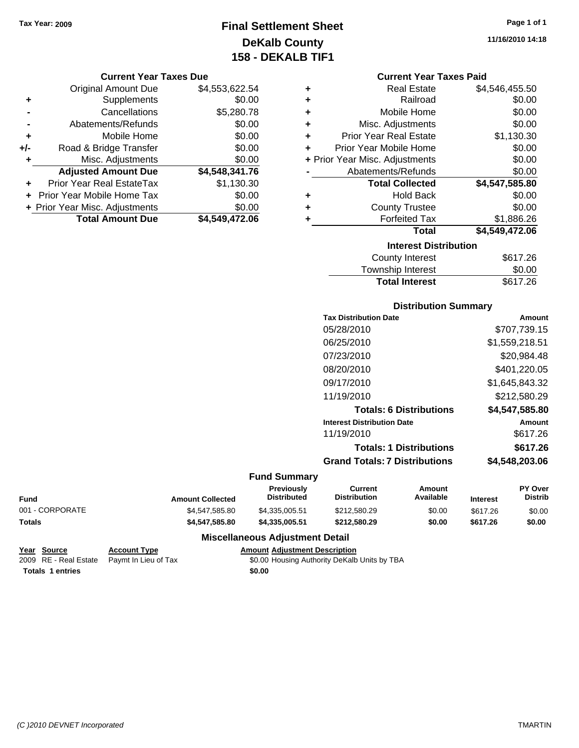Tax Year: 2009

# Final Settlement Sheet
## DeKalb County
## 158 - DEKALB TIF1

11/16/2010 14:18

### Current Year Taxes Due

| | | |
|---|---|---|
| | Original Amount Due | $4,553,622.54 |
| + | Supplements | $0.00 |
| - | Cancellations | $5,280.78 |
| - | Abatements/Refunds | $0.00 |
| + | Mobile Home | $0.00 |
| +/- | Road & Bridge Transfer | $0.00 |
| + | Misc. Adjustments | $0.00 |
| | **Adjusted Amount Due** | **$4,548,341.76** |
| + | Prior Year Real EstateTax | $1,130.30 |
| + | Prior Year Mobile Home Tax | $0.00 |
| + | Prior Year Misc. Adjustments | $0.00 |
| | **Total Amount Due** | **$4,549,472.06** |

### Current Year Taxes Paid

| | | |
|---|---|---|
| + | Real Estate | $4,546,455.50 |
| + | Railroad | $0.00 |
| + | Mobile Home | $0.00 |
| + | Misc. Adjustments | $0.00 |
| + | Prior Year Real Estate | $1,130.30 |
| + | Prior Year Mobile Home | $0.00 |
| + | Prior Year Misc. Adjustments | $0.00 |
| - | Abatements/Refunds | $0.00 |
| | **Total Collected** | **$4,547,585.80** |
| + | Hold Back | $0.00 |
| + | County Trustee | $0.00 |
| + | Forfeited Tax | $1,886.26 |
| | **Total** | **$4,549,472.06** |

### Interest Distribution

| | |
|---|---|
| County Interest | $617.26 |
| Township Interest | $0.00 |
| **Total Interest** | $617.26 |

### Distribution Summary

| Tax Distribution Date | Amount |
|---|---|
| 05/28/2010 | $707,739.15 |
| 06/25/2010 | $1,559,218.51 |
| 07/23/2010 | $20,984.48 |
| 08/20/2010 | $401,220.05 |
| 09/17/2010 | $1,645,843.32 |
| 11/19/2010 | $212,580.29 |
| **Totals: 6 Distributions** | **$4,547,585.80** |
| **Interest Distribution Date** | **Amount** |
| 11/19/2010 | $617.26 |
| **Totals: 1 Distributions** | **$617.26** |
| **Grand Totals: 7 Distributions** | **$4,548,203.06** |

### Fund Summary

| Fund | Amount Collected | Previously Distributed | Current Distribution | Amount Available | Interest | PY Over Distrib |
|---|---|---|---|---|---|---|
| 001 - CORPORATE | $4,547,585.80 | $4,335,005.51 | $212,580.29 | $0.00 | $617.26 | $0.00 |
| **Totals** | **$4,547,585.80** | **$4,335,005.51** | **$212,580.29** | **$0.00** | **$617.26** | **$0.00** |

### Miscellaneous Adjustment Detail

| Year | Source | Account Type | Amount | Adjustment Description |
|---|---|---|---|---|
| 2009 | RE - Real Estate | Paymt In Lieu of Tax | $0.00 | Housing Authority DeKalb Units by TBA |
| **Totals 1 entries** | | | **$0.00** | |

(C )2010 DEVNET Incorporated

TMARTIN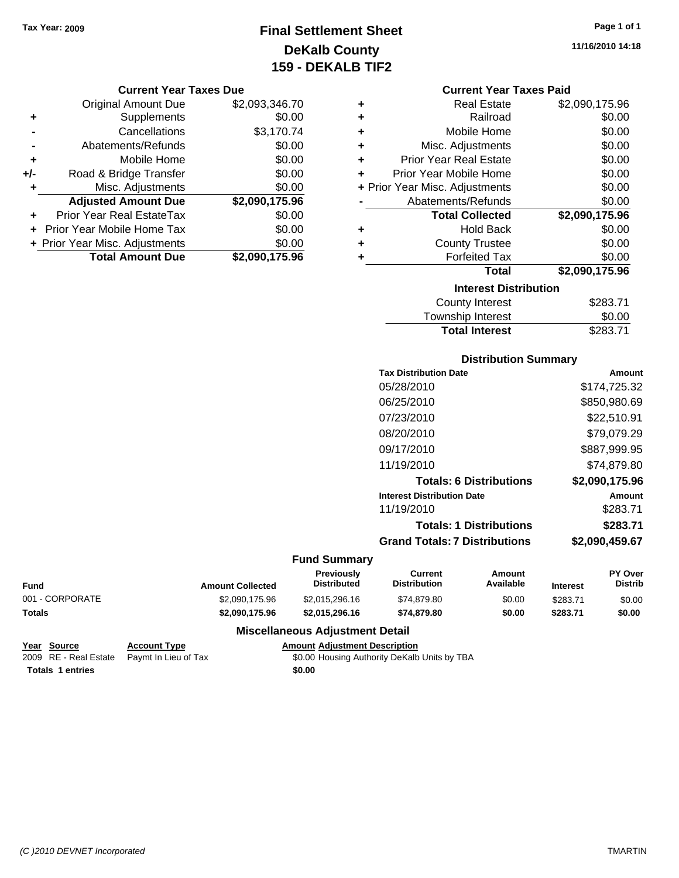Tax Year: 2009

# Final Settlement Sheet
## DeKalb County
## 159 - DEKALB TIF2

11/16/2010 14:18

### Current Year Taxes Due

| | | |
|---|---|---|
| | Original Amount Due | $2,093,346.70 |
| + | Supplements | $0.00 |
| - | Cancellations | $3,170.74 |
| - | Abatements/Refunds | $0.00 |
| + | Mobile Home | $0.00 |
| +/- | Road & Bridge Transfer | $0.00 |
| + | Misc. Adjustments | $0.00 |
| | **Adjusted Amount Due** | **$2,090,175.96** |
| + | Prior Year Real EstateTax | $0.00 |
| + | Prior Year Mobile Home Tax | $0.00 |
| + | Prior Year Misc. Adjustments | $0.00 |
| | **Total Amount Due** | **$2,090,175.96** |

### Current Year Taxes Paid

| | | |
|---|---|---|
| + | Real Estate | $2,090,175.96 |
| + | Railroad | $0.00 |
| + | Mobile Home | $0.00 |
| + | Misc. Adjustments | $0.00 |
| + | Prior Year Real Estate | $0.00 |
| + | Prior Year Mobile Home | $0.00 |
| + | Prior Year Misc. Adjustments | $0.00 |
| - | Abatements/Refunds | $0.00 |
| | **Total Collected** | **$2,090,175.96** |
| + | Hold Back | $0.00 |
| + | County Trustee | $0.00 |
| + | Forfeited Tax | $0.00 |
| | **Total** | **$2,090,175.96** |

### Interest Distribution

| | |
|---|---|
| County Interest | $283.71 |
| Township Interest | $0.00 |
| **Total Interest** | $283.71 |

### Distribution Summary

| Tax Distribution Date | Amount |
|---|---|
| 05/28/2010 | $174,725.32 |
| 06/25/2010 | $850,980.69 |
| 07/23/2010 | $22,510.91 |
| 08/20/2010 | $79,079.29 |
| 09/17/2010 | $887,999.95 |
| 11/19/2010 | $74,879.80 |
| **Totals: 6 Distributions** | **$2,090,175.96** |
| **Interest Distribution Date** | **Amount** |
| 11/19/2010 | $283.71 |
| **Totals: 1 Distributions** | **$283.71** |
| **Grand Totals: 7 Distributions** | **$2,090,459.67** |

### Fund Summary

| Fund | Amount Collected | Previously Distributed | Current Distribution | Amount Available | Interest | PY Over Distrib |
|---|---|---|---|---|---|---|
| 001 - CORPORATE | $2,090,175.96 | $2,015,296.16 | $74,879.80 | $0.00 | $283.71 | $0.00 |
| **Totals** | **$2,090,175.96** | **$2,015,296.16** | **$74,879.80** | **$0.00** | **$283.71** | **$0.00** |

### Miscellaneous Adjustment Detail

| Year | Source | Account Type | Amount | Adjustment Description |
|---|---|---|---|---|
| 2009 | RE - Real Estate | Paymt In Lieu of Tax | $0.00 | Housing Authority DeKalb Units by TBA |
| **Totals** | **1 entries** | | **$0.00** | |

(C )2010 DEVNET Incorporated TMARTIN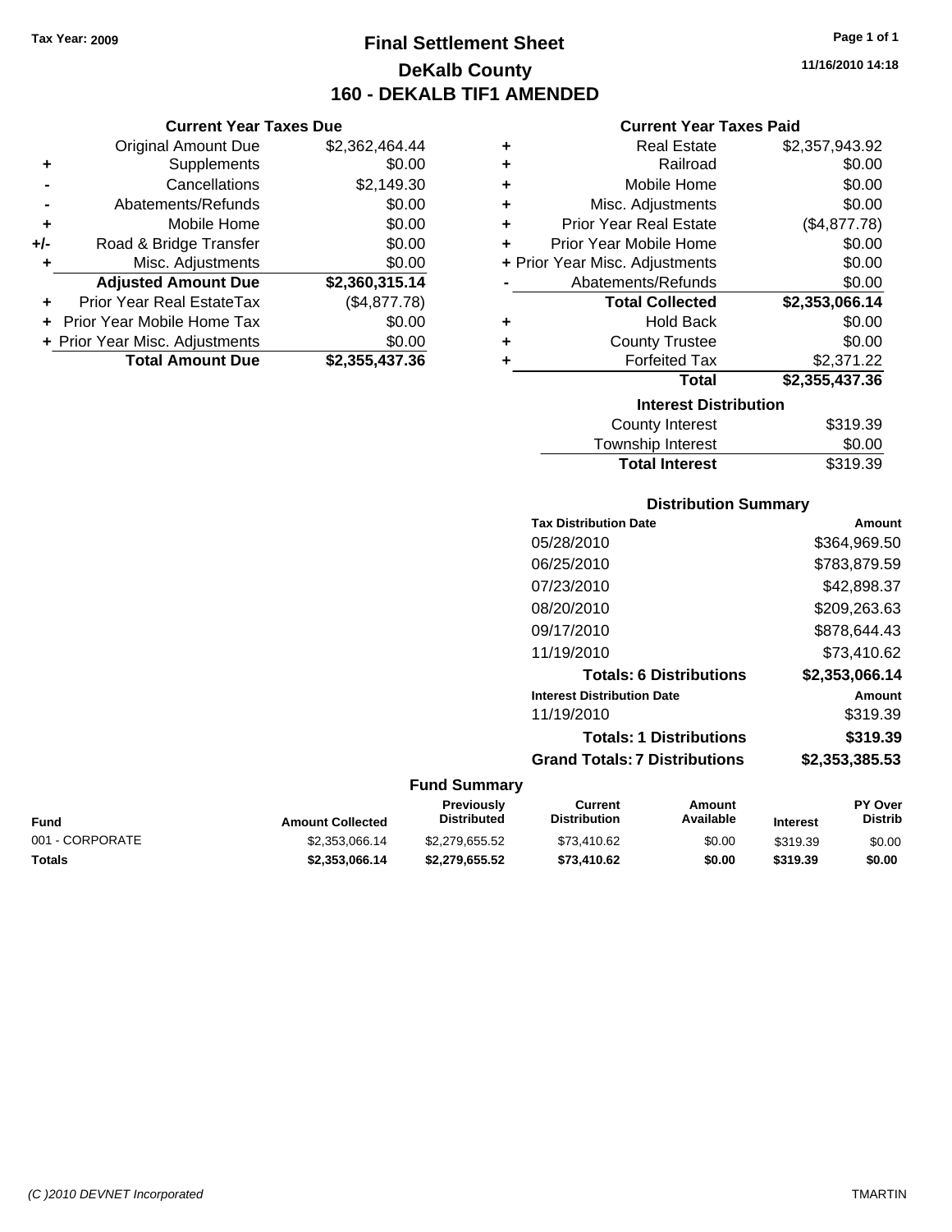Tax Year: 2009

# Final Settlement Sheet
## DeKalb County
## 160 - DEKALB TIF1 AMENDED

11/16/2010 14:18

### Current Year Taxes Due

| | | |
|---|---|---|
| | Original Amount Due | $2,362,464.44 |
| + | Supplements | $0.00 |
| - | Cancellations | $2,149.30 |
| - | Abatements/Refunds | $0.00 |
| + | Mobile Home | $0.00 |
| +/- | Road & Bridge Transfer | $0.00 |
| + | Misc. Adjustments | $0.00 |
| | **Adjusted Amount Due** | **$2,360,315.14** |
| + | Prior Year Real EstateTax | ($4,877.78) |
| + | Prior Year Mobile Home Tax | $0.00 |
| + | Prior Year Misc. Adjustments | $0.00 |
| | **Total Amount Due** | **$2,355,437.36** |

### Current Year Taxes Paid

| | | |
|---|---|---|
| + | Real Estate | $2,357,943.92 |
| + | Railroad | $0.00 |
| + | Mobile Home | $0.00 |
| + | Misc. Adjustments | $0.00 |
| + | Prior Year Real Estate | ($4,877.78) |
| + | Prior Year Mobile Home | $0.00 |
| + | Prior Year Misc. Adjustments | $0.00 |
| - | Abatements/Refunds | $0.00 |
| | **Total Collected** | **$2,353,066.14** |
| + | Hold Back | $0.00 |
| + | County Trustee | $0.00 |
| + | Forfeited Tax | $2,371.22 |
| | **Total** | **$2,355,437.36** |

### Interest Distribution

| | |
|---|---|
| County Interest | $319.39 |
| Township Interest | $0.00 |
| **Total Interest** | $319.39 |

### Distribution Summary

| Tax Distribution Date | Amount |
|---|---|
| 05/28/2010 | $364,969.50 |
| 06/25/2010 | $783,879.59 |
| 07/23/2010 | $42,898.37 |
| 08/20/2010 | $209,263.63 |
| 09/17/2010 | $878,644.43 |
| 11/19/2010 | $73,410.62 |
| **Totals: 6 Distributions** | **$2,353,066.14** |
| **Interest Distribution Date** | **Amount** |
| 11/19/2010 | $319.39 |
| **Totals: 1 Distributions** | **$319.39** |
| **Grand Totals: 7 Distributions** | **$2,353,385.53** |

### Fund Summary

| Fund | Amount Collected | Previously Distributed | Current Distribution | Amount Available | Interest | PY Over Distrib |
|---|---|---|---|---|---|---|
| 001 - CORPORATE | $2,353,066.14 | $2,279,655.52 | $73,410.62 | $0.00 | $319.39 | $0.00 |
| **Totals** | **$2,353,066.14** | **$2,279,655.52** | **$73,410.62** | **$0.00** | **$319.39** | **$0.00** |

(C )2010 DEVNET Incorporated TMARTIN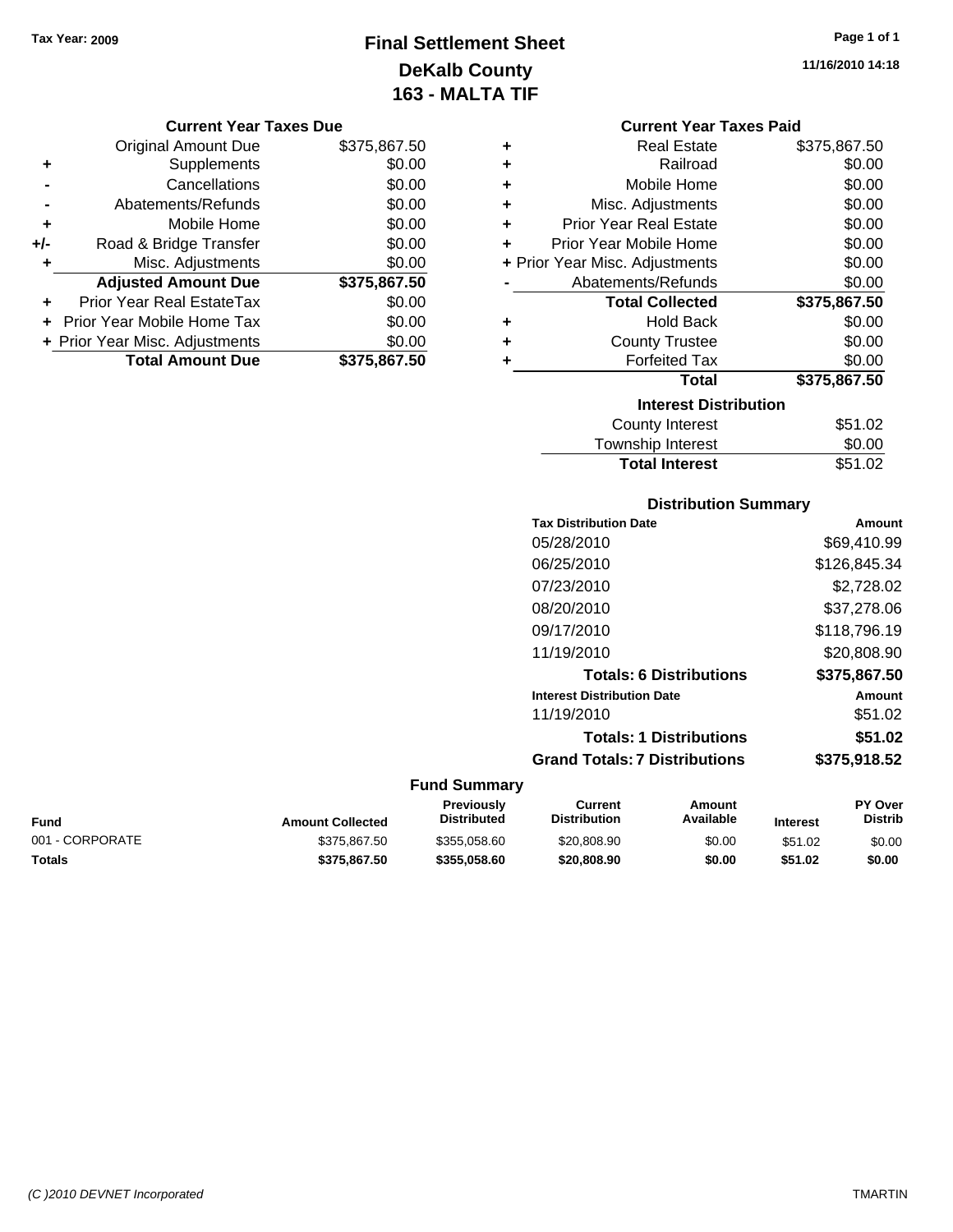Tax Year: 2009

# Final Settlement Sheet
## DeKalb County
## 163 - MALTA TIF

11/16/2010 14:18

### Current Year Taxes Due

| | | |
|---|---|---|
| | Original Amount Due | $375,867.50 |
| + | Supplements | $0.00 |
| - | Cancellations | $0.00 |
| - | Abatements/Refunds | $0.00 |
| + | Mobile Home | $0.00 |
| +/- | Road & Bridge Transfer | $0.00 |
| + | Misc. Adjustments | $0.00 |
| | **Adjusted Amount Due** | **$375,867.50** |
| + | Prior Year Real EstateTax | $0.00 |
| + | Prior Year Mobile Home Tax | $0.00 |
| + | Prior Year Misc. Adjustments | $0.00 |
| | **Total Amount Due** | **$375,867.50** |

### Current Year Taxes Paid

| | | |
|---|---|---|
| + | Real Estate | $375,867.50 |
| + | Railroad | $0.00 |
| + | Mobile Home | $0.00 |
| + | Misc. Adjustments | $0.00 |
| + | Prior Year Real Estate | $0.00 |
| + | Prior Year Mobile Home | $0.00 |
| + | Prior Year Misc. Adjustments | $0.00 |
| - | Abatements/Refunds | $0.00 |
| | **Total Collected** | **$375,867.50** |
| + | Hold Back | $0.00 |
| + | County Trustee | $0.00 |
| + | Forfeited Tax | $0.00 |
| | **Total** | **$375,867.50** |

### Interest Distribution

| | |
|---|---|
| County Interest | $51.02 |
| Township Interest | $0.00 |
| **Total Interest** | $51.02 |

### Distribution Summary

| Tax Distribution Date | Amount |
|---|---|
| 05/28/2010 | $69,410.99 |
| 06/25/2010 | $126,845.34 |
| 07/23/2010 | $2,728.02 |
| 08/20/2010 | $37,278.06 |
| 09/17/2010 | $118,796.19 |
| 11/19/2010 | $20,808.90 |
| **Totals: 6 Distributions** | **$375,867.50** |
| **Interest Distribution Date** | **Amount** |
| 11/19/2010 | $51.02 |
| **Totals: 1 Distributions** | **$51.02** |
| **Grand Totals: 7 Distributions** | **$375,918.52** |

### Fund Summary

| Fund | Amount Collected | Previously Distributed | Current Distribution | Amount Available | Interest | PY Over Distrib |
|---|---|---|---|---|---|---|
| 001 - CORPORATE | $375,867.50 | $355,058.60 | $20,808.90 | $0.00 | $51.02 | $0.00 |
| **Totals** | **$375,867.50** | **$355,058.60** | **$20,808.90** | **$0.00** | **$51.02** | **$0.00** |

(C )2010 DEVNET Incorporated

TMARTIN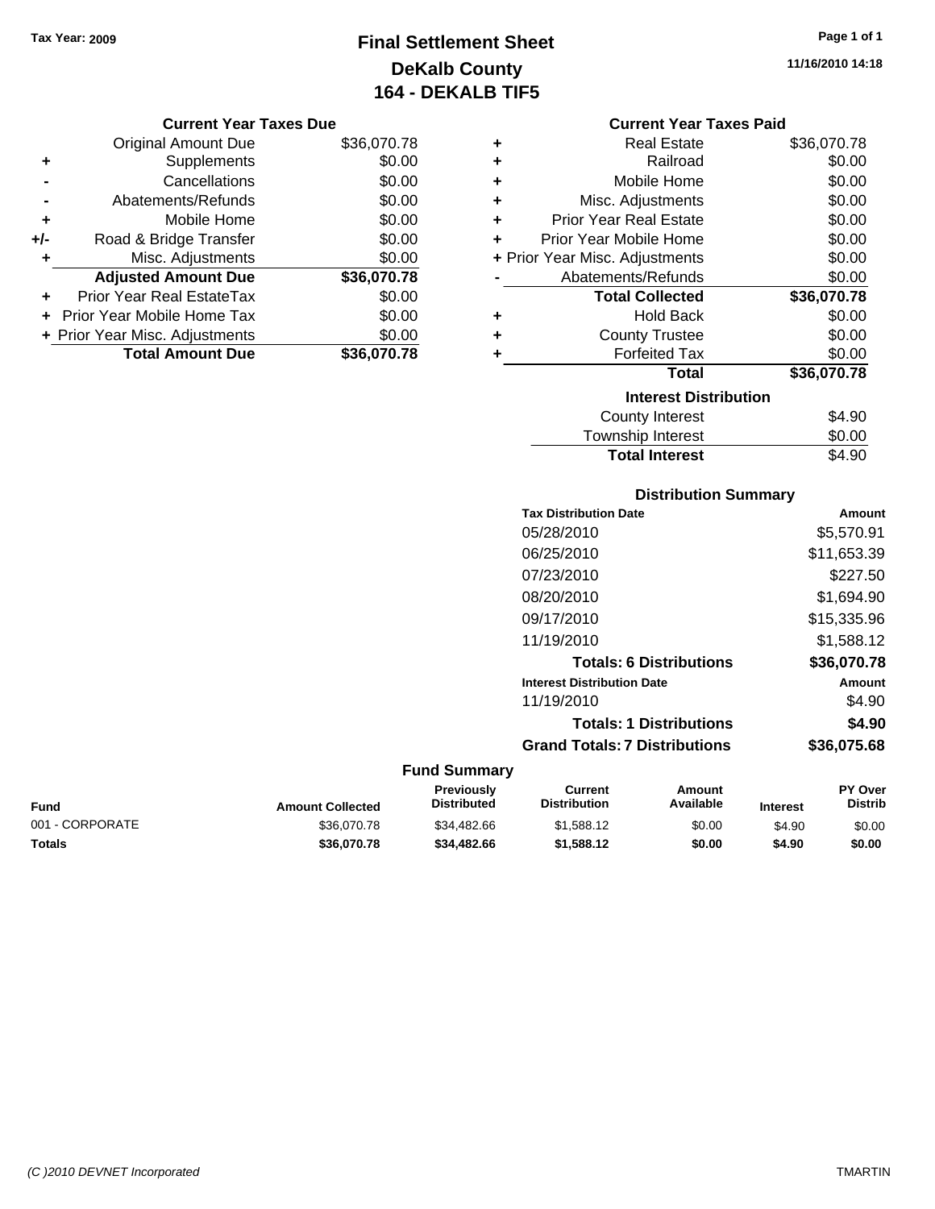Tax Year: 2009

# Final Settlement Sheet
## DeKalb County
## 164 - DEKALB TIF5

11/16/2010 14:18

### Current Year Taxes Due

| | | |
|---|---|---|
| | Original Amount Due | $36,070.78 |
| + | Supplements | $0.00 |
| - | Cancellations | $0.00 |
| - | Abatements/Refunds | $0.00 |
| + | Mobile Home | $0.00 |
| +/- | Road & Bridge Transfer | $0.00 |
| + | Misc. Adjustments | $0.00 |
| | **Adjusted Amount Due** | **$36,070.78** |
| + | Prior Year Real EstateTax | $0.00 |
| + | Prior Year Mobile Home Tax | $0.00 |
| + | Prior Year Misc. Adjustments | $0.00 |
| | **Total Amount Due** | **$36,070.78** |

### Current Year Taxes Paid

| | | |
|---|---|---|
| + | Real Estate | $36,070.78 |
| + | Railroad | $0.00 |
| + | Mobile Home | $0.00 |
| + | Misc. Adjustments | $0.00 |
| + | Prior Year Real Estate | $0.00 |
| + | Prior Year Mobile Home | $0.00 |
| + | Prior Year Misc. Adjustments | $0.00 |
| - | Abatements/Refunds | $0.00 |
| | **Total Collected** | **$36,070.78** |
| + | Hold Back | $0.00 |
| + | County Trustee | $0.00 |
| + | Forfeited Tax | $0.00 |
| | **Total** | **$36,070.78** |

### Interest Distribution

| | |
|---|---|
| County Interest | $4.90 |
| Township Interest | $0.00 |
| **Total Interest** | $4.90 |

### Distribution Summary

| Tax Distribution Date | Amount |
|---|---|
| 05/28/2010 | $5,570.91 |
| 06/25/2010 | $11,653.39 |
| 07/23/2010 | $227.50 |
| 08/20/2010 | $1,694.90 |
| 09/17/2010 | $15,335.96 |
| 11/19/2010 | $1,588.12 |
| **Totals: 6 Distributions** | **$36,070.78** |
| **Interest Distribution Date** | **Amount** |
| 11/19/2010 | $4.90 |
| **Totals: 1 Distributions** | **$4.90** |
| **Grand Totals: 7 Distributions** | **$36,075.68** |

### Fund Summary

| Fund | Amount Collected | Previously Distributed | Current Distribution | Amount Available | Interest | PY Over Distrib |
|---|---|---|---|---|---|---|
| 001 - CORPORATE | $36,070.78 | $34,482.66 | $1,588.12 | $0.00 | $4.90 | $0.00 |
| **Totals** | **$36,070.78** | **$34,482.66** | **$1,588.12** | **$0.00** | **$4.90** | **$0.00** |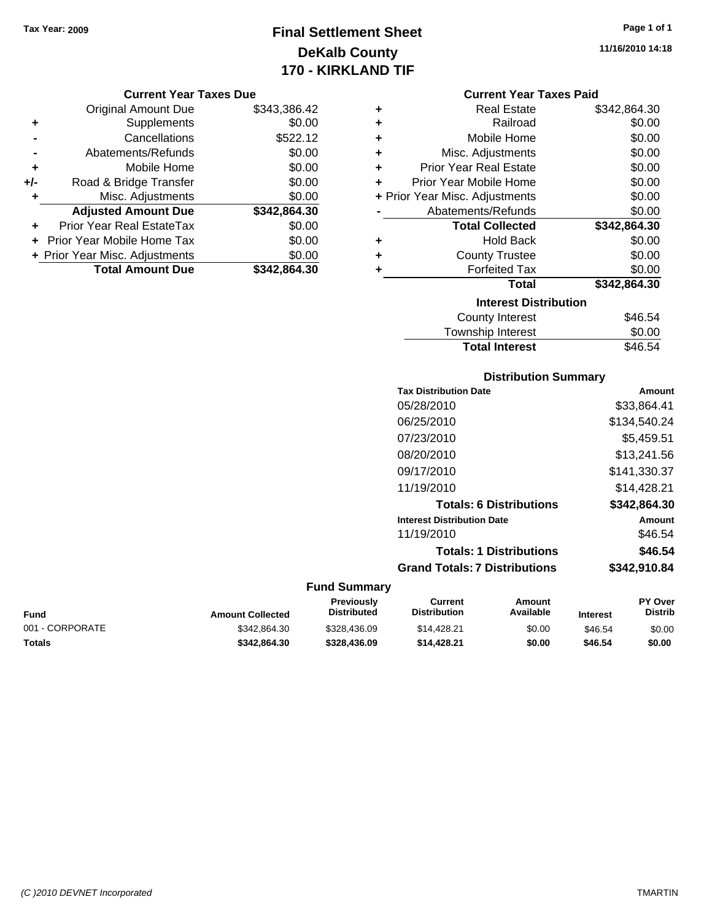Tax Year: 2009

# Final Settlement Sheet
## DeKalb County
## 170 - KIRKLAND TIF

11/16/2010 14:18

### Current Year Taxes Due

| | | |
|---|---|---|
| | Original Amount Due | $343,386.42 |
| + | Supplements | $0.00 |
| - | Cancellations | $522.12 |
| - | Abatements/Refunds | $0.00 |
| + | Mobile Home | $0.00 |
| +/- | Road & Bridge Transfer | $0.00 |
| + | Misc. Adjustments | $0.00 |
| | **Adjusted Amount Due** | **$342,864.30** |
| + | Prior Year Real EstateTax | $0.00 |
| + | Prior Year Mobile Home Tax | $0.00 |
| + | Prior Year Misc. Adjustments | $0.00 |
| | **Total Amount Due** | **$342,864.30** |

### Current Year Taxes Paid

| | | |
|---|---|---|
| + | Real Estate | $342,864.30 |
| + | Railroad | $0.00 |
| + | Mobile Home | $0.00 |
| + | Misc. Adjustments | $0.00 |
| + | Prior Year Real Estate | $0.00 |
| + | Prior Year Mobile Home | $0.00 |
| + | Prior Year Misc. Adjustments | $0.00 |
| - | Abatements/Refunds | $0.00 |
| | **Total Collected** | **$342,864.30** |
| + | Hold Back | $0.00 |
| + | County Trustee | $0.00 |
| + | Forfeited Tax | $0.00 |
| | **Total** | **$342,864.30** |

### Interest Distribution

| | |
|---|---|
| County Interest | $46.54 |
| Township Interest | $0.00 |
| **Total Interest** | $46.54 |

### Distribution Summary

| Tax Distribution Date | Amount |
|---|---|
| 05/28/2010 | $33,864.41 |
| 06/25/2010 | $134,540.24 |
| 07/23/2010 | $5,459.51 |
| 08/20/2010 | $13,241.56 |
| 09/17/2010 | $141,330.37 |
| 11/19/2010 | $14,428.21 |
| **Totals: 6 Distributions** | **$342,864.30** |
| **Interest Distribution Date** | **Amount** |
| 11/19/2010 | $46.54 |
| **Totals: 1 Distributions** | **$46.54** |
| **Grand Totals: 7 Distributions** | **$342,910.84** |

### Fund Summary

| Fund | Amount Collected | Previously Distributed | Current Distribution | Amount Available | Interest | PY Over Distrib |
|---|---|---|---|---|---|---|
| 001 - CORPORATE | $342,864.30 | $328,436.09 | $14,428.21 | $0.00 | $46.54 | $0.00 |
| **Totals** | **$342,864.30** | **$328,436.09** | **$14,428.21** | **$0.00** | **$46.54** | **$0.00** |

(C )2010 DEVNET Incorporated TMARTIN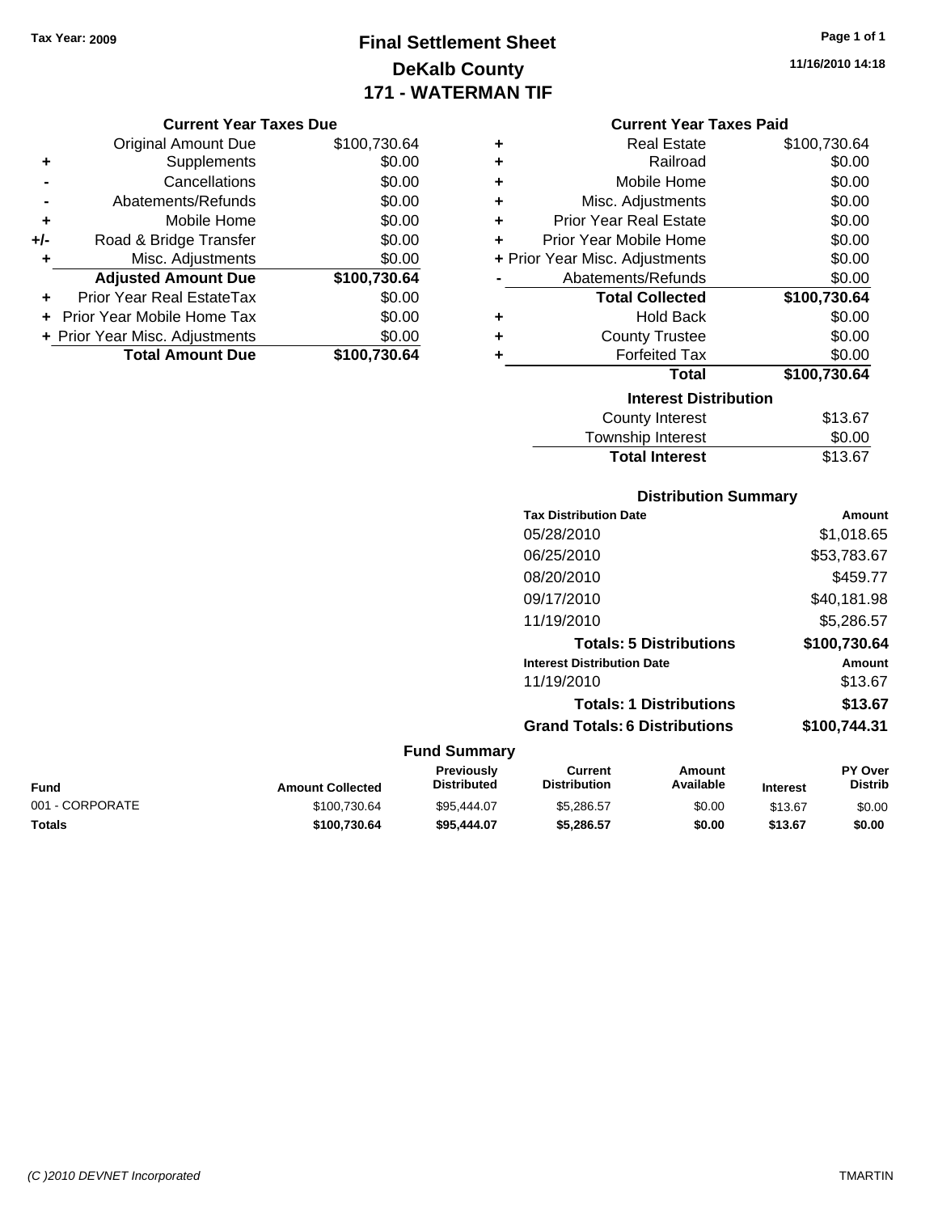Tax Year: 2009

# Final Settlement Sheet
## DeKalb County
## 171 - WATERMAN TIF

11/16/2010 14:18

### Current Year Taxes Due

| | | |
|---|---|---|
| | Original Amount Due | $100,730.64 |
| + | Supplements | $0.00 |
| - | Cancellations | $0.00 |
| - | Abatements/Refunds | $0.00 |
| + | Mobile Home | $0.00 |
| +/- | Road & Bridge Transfer | $0.00 |
| + | Misc. Adjustments | $0.00 |
| | **Adjusted Amount Due** | **$100,730.64** |
| + | Prior Year Real EstateTax | $0.00 |
| + | Prior Year Mobile Home Tax | $0.00 |
| + | Prior Year Misc. Adjustments | $0.00 |
| | **Total Amount Due** | **$100,730.64** |

### Current Year Taxes Paid

| | | |
|---|---|---|
| + | Real Estate | $100,730.64 |
| + | Railroad | $0.00 |
| + | Mobile Home | $0.00 |
| + | Misc. Adjustments | $0.00 |
| + | Prior Year Real Estate | $0.00 |
| + | Prior Year Mobile Home | $0.00 |
| + | Prior Year Misc. Adjustments | $0.00 |
| - | Abatements/Refunds | $0.00 |
| | **Total Collected** | **$100,730.64** |
| + | Hold Back | $0.00 |
| + | County Trustee | $0.00 |
| + | Forfeited Tax | $0.00 |
| | **Total** | **$100,730.64** |

### Interest Distribution

| | |
|---|---|
| County Interest | $13.67 |
| Township Interest | $0.00 |
| **Total Interest** | $13.67 |

### Distribution Summary

| Tax Distribution Date | Amount |
|---|---|
| 05/28/2010 | $1,018.65 |
| 06/25/2010 | $53,783.67 |
| 08/20/2010 | $459.77 |
| 09/17/2010 | $40,181.98 |
| 11/19/2010 | $5,286.57 |
| **Totals: 5 Distributions** | **$100,730.64** |
| **Interest Distribution Date** | **Amount** |
| 11/19/2010 | $13.67 |
| **Totals: 1 Distributions** | **$13.67** |
| **Grand Totals: 6 Distributions** | **$100,744.31** |

### Fund Summary

| Fund | Amount Collected | Previously Distributed | Current Distribution | Amount Available | Interest | PY Over Distrib |
|---|---|---|---|---|---|---|
| 001 - CORPORATE | $100,730.64 | $95,444.07 | $5,286.57 | $0.00 | $13.67 | $0.00 |
| **Totals** | **$100,730.64** | **$95,444.07** | **$5,286.57** | **$0.00** | **$13.67** | **$0.00** |

(C )2010 DEVNET Incorporated TMARTIN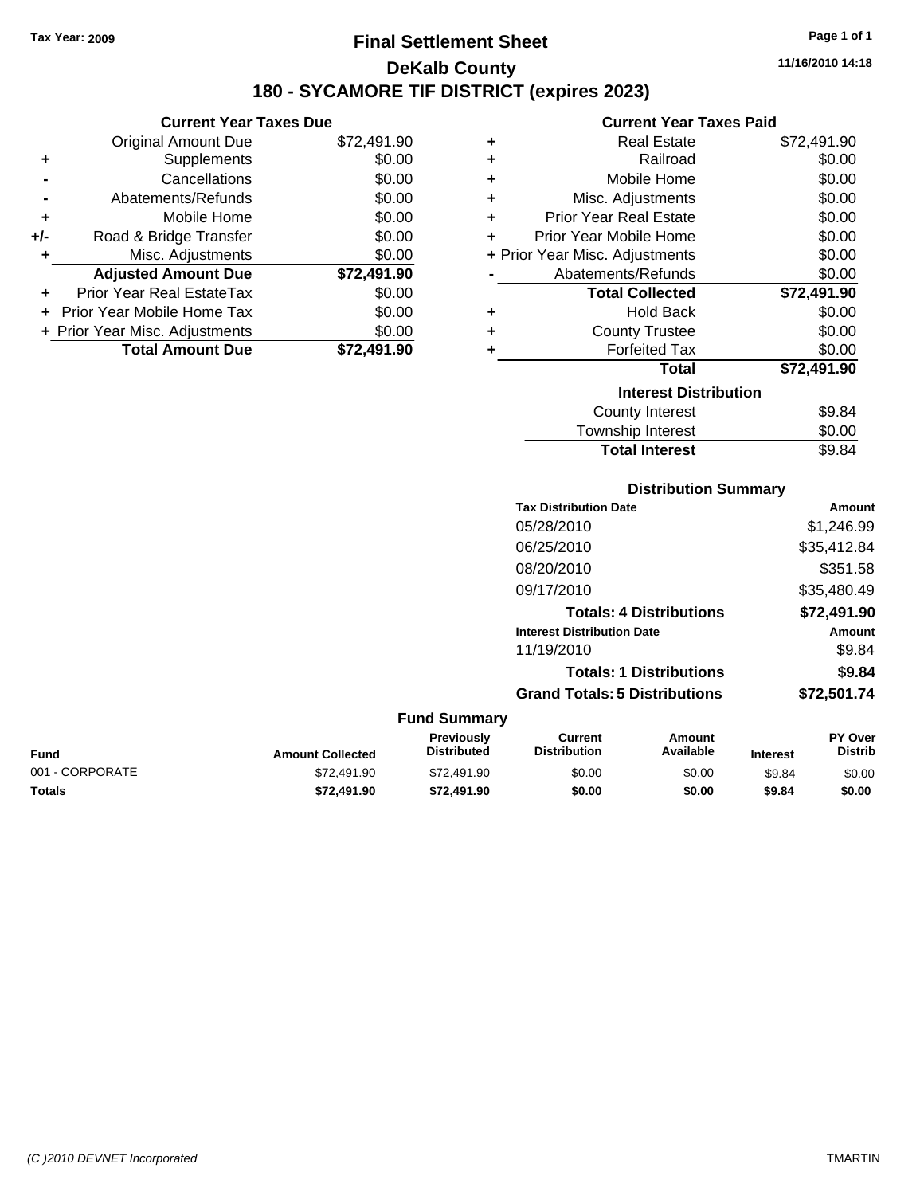Tax Year: 2009

# Final Settlement Sheet

## DeKalb County

## 180 - SYCAMORE TIF DISTRICT (expires 2023)

11/16/2010 14:18

### Current Year Taxes Due

| | | |
|---|---|---|
| | Original Amount Due | $72,491.90 |
| + | Supplements | $0.00 |
| - | Cancellations | $0.00 |
| - | Abatements/Refunds | $0.00 |
| + | Mobile Home | $0.00 |
| +/- | Road & Bridge Transfer | $0.00 |
| + | Misc. Adjustments | $0.00 |
| | **Adjusted Amount Due** | **$72,491.90** |
| + | Prior Year Real EstateTax | $0.00 |
| + | Prior Year Mobile Home Tax | $0.00 |
| + | Prior Year Misc. Adjustments | $0.00 |
| | **Total Amount Due** | **$72,491.90** |

### Current Year Taxes Paid

| | | |
|---|---|---|
| + | Real Estate | $72,491.90 |
| + | Railroad | $0.00 |
| + | Mobile Home | $0.00 |
| + | Misc. Adjustments | $0.00 |
| + | Prior Year Real Estate | $0.00 |
| + | Prior Year Mobile Home | $0.00 |
| + | Prior Year Misc. Adjustments | $0.00 |
| - | Abatements/Refunds | $0.00 |
| | **Total Collected** | **$72,491.90** |
| + | Hold Back | $0.00 |
| + | County Trustee | $0.00 |
| + | Forfeited Tax | $0.00 |
| | **Total** | **$72,491.90** |

### Interest Distribution

| | |
|---|---|
| County Interest | $9.84 |
| Township Interest | $0.00 |
| **Total Interest** | $9.84 |

### Distribution Summary

| Tax Distribution Date | Amount |
|---|---|
| 05/28/2010 | $1,246.99 |
| 06/25/2010 | $35,412.84 |
| 08/20/2010 | $351.58 |
| 09/17/2010 | $35,480.49 |
| **Totals: 4 Distributions** | **$72,491.90** |
| **Interest Distribution Date** | **Amount** |
| 11/19/2010 | $9.84 |
| **Totals: 1 Distributions** | **$9.84** |
| **Grand Totals: 5 Distributions** | **$72,501.74** |

### Fund Summary

| Fund | Amount Collected | Previously Distributed | Current Distribution | Amount Available | Interest | PY Over Distrib |
|---|---|---|---|---|---|---|
| 001 - CORPORATE | $72,491.90 | $72,491.90 | $0.00 | $0.00 | $9.84 | $0.00 |
| **Totals** | **$72,491.90** | **$72,491.90** | **$0.00** | **$0.00** | **$9.84** | **$0.00** |

(C )2010 DEVNET Incorporated — TMARTIN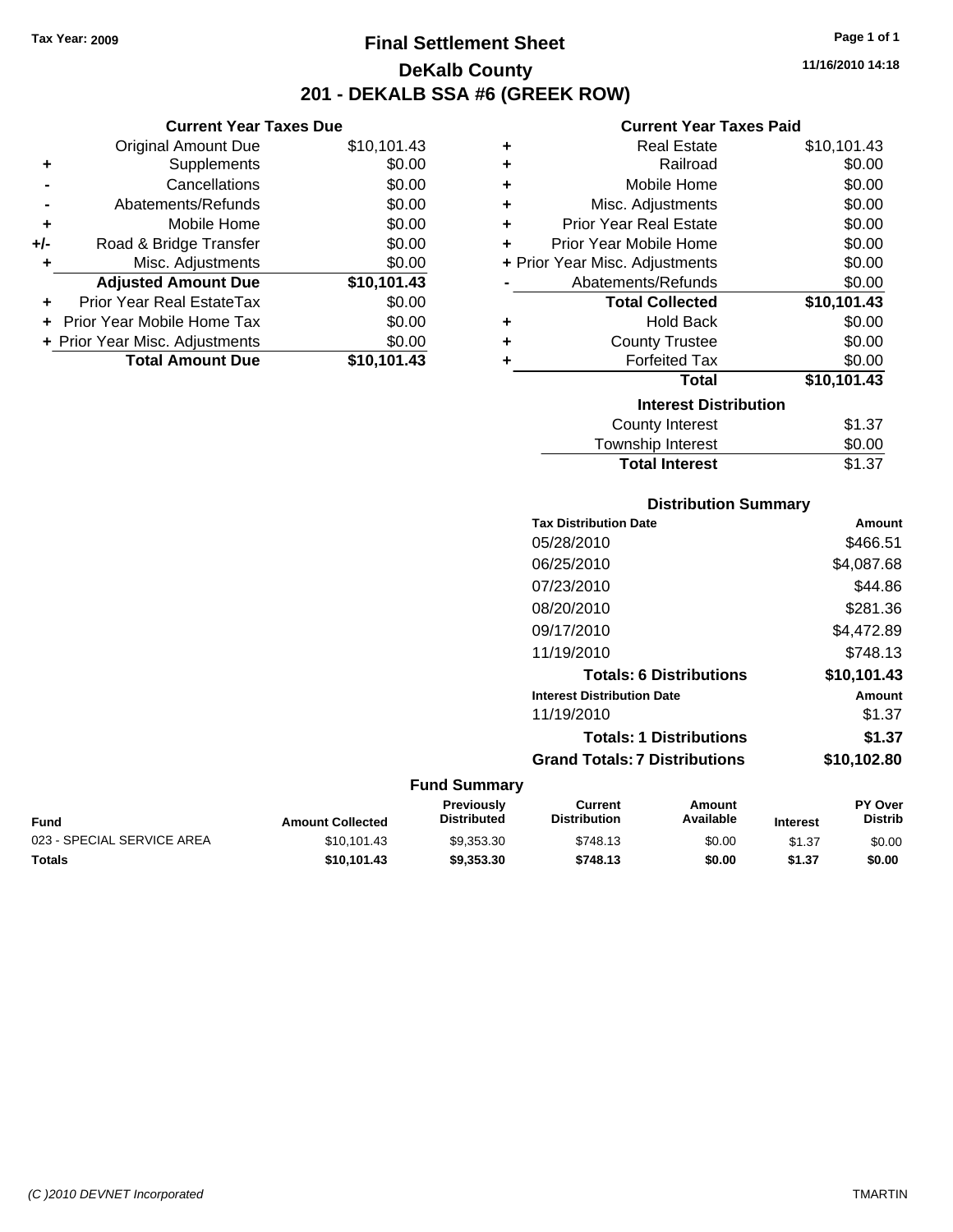Tax Year: 2009

# Final Settlement Sheet

## DeKalb County

## 201 - DEKALB SSA #6 (GREEK ROW)

11/16/2010 14:18

### Current Year Taxes Due

| | | |
|---|---|---|
| | Original Amount Due | $10,101.43 |
| + | Supplements | $0.00 |
| - | Cancellations | $0.00 |
| - | Abatements/Refunds | $0.00 |
| + | Mobile Home | $0.00 |
| +/- | Road & Bridge Transfer | $0.00 |
| + | Misc. Adjustments | $0.00 |
| | **Adjusted Amount Due** | **$10,101.43** |
| + | Prior Year Real EstateTax | $0.00 |
| + | Prior Year Mobile Home Tax | $0.00 |
| + | Prior Year Misc. Adjustments | $0.00 |
| | **Total Amount Due** | **$10,101.43** |

### Current Year Taxes Paid

| | | |
|---|---|---|
| + | Real Estate | $10,101.43 |
| + | Railroad | $0.00 |
| + | Mobile Home | $0.00 |
| + | Misc. Adjustments | $0.00 |
| + | Prior Year Real Estate | $0.00 |
| + | Prior Year Mobile Home | $0.00 |
| + | Prior Year Misc. Adjustments | $0.00 |
| - | Abatements/Refunds | $0.00 |
| | **Total Collected** | **$10,101.43** |
| + | Hold Back | $0.00 |
| + | County Trustee | $0.00 |
| + | Forfeited Tax | $0.00 |
| | **Total** | **$10,101.43** |

### Interest Distribution

| | |
|---|---|
| County Interest | $1.37 |
| Township Interest | $0.00 |
| **Total Interest** | $1.37 |

### Distribution Summary

| Tax Distribution Date | Amount |
|---|---|
| 05/28/2010 | $466.51 |
| 06/25/2010 | $4,087.68 |
| 07/23/2010 | $44.86 |
| 08/20/2010 | $281.36 |
| 09/17/2010 | $4,472.89 |
| 11/19/2010 | $748.13 |
| **Totals: 6 Distributions** | **$10,101.43** |
| **Interest Distribution Date** | **Amount** |
| 11/19/2010 | $1.37 |
| **Totals: 1 Distributions** | **$1.37** |
| **Grand Totals: 7 Distributions** | **$10,102.80** |

### Fund Summary

| Fund | Amount Collected | Previously Distributed | Current Distribution | Amount Available | Interest | PY Over Distrib |
|---|---|---|---|---|---|---|
| 023 - SPECIAL SERVICE AREA | $10,101.43 | $9,353.30 | $748.13 | $0.00 | $1.37 | $0.00 |
| **Totals** | **$10,101.43** | **$9,353.30** | **$748.13** | **$0.00** | **$1.37** | **$0.00** |

(C )2010 DEVNET Incorporated TMARTIN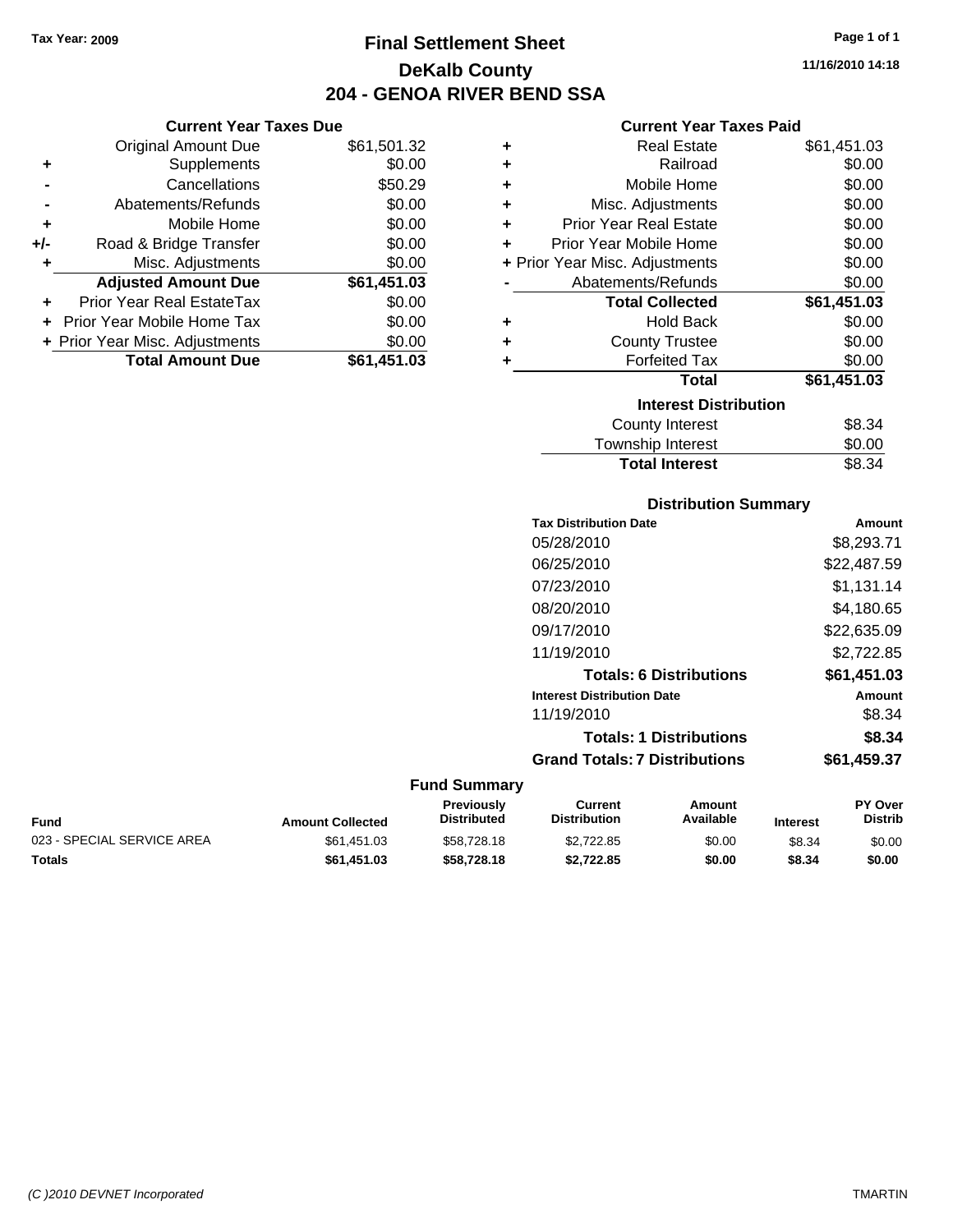Tax Year: 2009

# Final Settlement Sheet
## DeKalb County
## 204 - GENOA RIVER BEND SSA

11/16/2010 14:18

### Current Year Taxes Due

| | | |
|---|---|---|
| | Original Amount Due | $61,501.32 |
| + | Supplements | $0.00 |
| - | Cancellations | $50.29 |
| - | Abatements/Refunds | $0.00 |
| + | Mobile Home | $0.00 |
| +/- | Road & Bridge Transfer | $0.00 |
| + | Misc. Adjustments | $0.00 |
| | **Adjusted Amount Due** | **$61,451.03** |
| + | Prior Year Real EstateTax | $0.00 |
| + | Prior Year Mobile Home Tax | $0.00 |
| + | Prior Year Misc. Adjustments | $0.00 |
| | **Total Amount Due** | **$61,451.03** |

### Current Year Taxes Paid

| | | |
|---|---|---|
| + | Real Estate | $61,451.03 |
| + | Railroad | $0.00 |
| + | Mobile Home | $0.00 |
| + | Misc. Adjustments | $0.00 |
| + | Prior Year Real Estate | $0.00 |
| + | Prior Year Mobile Home | $0.00 |
| + | Prior Year Misc. Adjustments | $0.00 |
| - | Abatements/Refunds | $0.00 |
| | **Total Collected** | **$61,451.03** |
| + | Hold Back | $0.00 |
| + | County Trustee | $0.00 |
| + | Forfeited Tax | $0.00 |
| | **Total** | **$61,451.03** |

### Interest Distribution

| | |
|---|---|
| County Interest | $8.34 |
| Township Interest | $0.00 |
| **Total Interest** | $8.34 |

### Distribution Summary

| Tax Distribution Date | Amount |
|---|---|
| 05/28/2010 | $8,293.71 |
| 06/25/2010 | $22,487.59 |
| 07/23/2010 | $1,131.14 |
| 08/20/2010 | $4,180.65 |
| 09/17/2010 | $22,635.09 |
| 11/19/2010 | $2,722.85 |
| **Totals: 6 Distributions** | **$61,451.03** |
| **Interest Distribution Date** | **Amount** |
| 11/19/2010 | $8.34 |
| **Totals: 1 Distributions** | **$8.34** |
| **Grand Totals: 7 Distributions** | **$61,459.37** |

### Fund Summary

| Fund | Amount Collected | Previously Distributed | Current Distribution | Amount Available | Interest | PY Over Distrib |
|---|---|---|---|---|---|---|
| 023 - SPECIAL SERVICE AREA | $61,451.03 | $58,728.18 | $2,722.85 | $0.00 | $8.34 | $0.00 |
| **Totals** | **$61,451.03** | **$58,728.18** | **$2,722.85** | **$0.00** | **$8.34** | **$0.00** |

(C )2010 DEVNET Incorporated — TMARTIN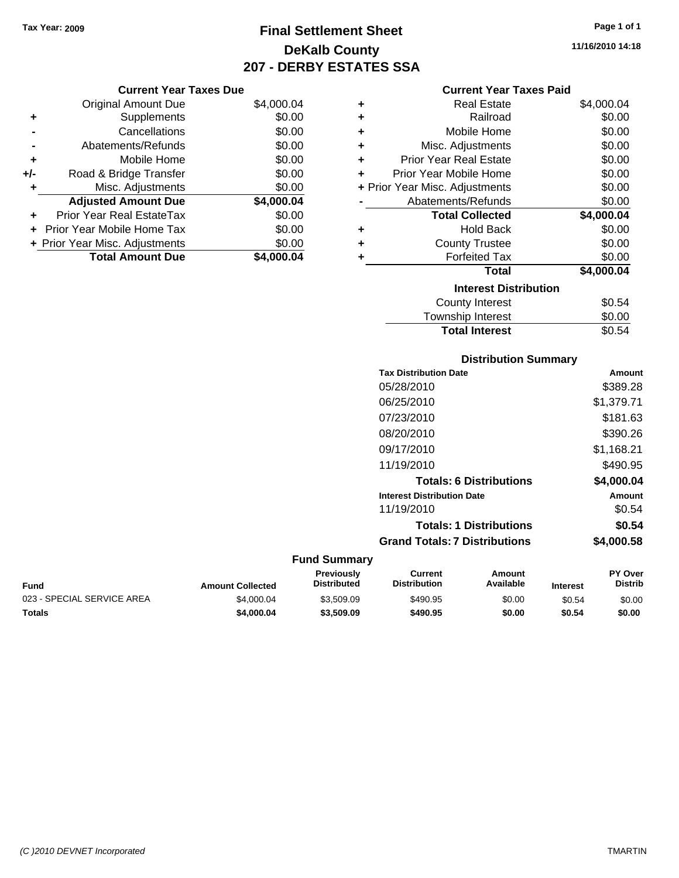Tax Year: 2009

# Final Settlement Sheet
## DeKalb County
## 207 - DERBY ESTATES SSA

11/16/2010 14:18

### Current Year Taxes Due

| | | |
|---|---|---|
| | Original Amount Due | $4,000.04 |
| + | Supplements | $0.00 |
| - | Cancellations | $0.00 |
| - | Abatements/Refunds | $0.00 |
| + | Mobile Home | $0.00 |
| +/- | Road & Bridge Transfer | $0.00 |
| + | Misc. Adjustments | $0.00 |
| | **Adjusted Amount Due** | **$4,000.04** |
| + | Prior Year Real EstateTax | $0.00 |
| + | Prior Year Mobile Home Tax | $0.00 |
| + | Prior Year Misc. Adjustments | $0.00 |
| | **Total Amount Due** | **$4,000.04** |

### Current Year Taxes Paid

| | | |
|---|---|---|
| + | Real Estate | $4,000.04 |
| + | Railroad | $0.00 |
| + | Mobile Home | $0.00 |
| + | Misc. Adjustments | $0.00 |
| + | Prior Year Real Estate | $0.00 |
| + | Prior Year Mobile Home | $0.00 |
| + | Prior Year Misc. Adjustments | $0.00 |
| - | Abatements/Refunds | $0.00 |
| | **Total Collected** | **$4,000.04** |
| + | Hold Back | $0.00 |
| + | County Trustee | $0.00 |
| + | Forfeited Tax | $0.00 |
| | **Total** | **$4,000.04** |

### Interest Distribution

| | |
|---|---|
| County Interest | $0.54 |
| Township Interest | $0.00 |
| **Total Interest** | $0.54 |

### Distribution Summary

| Tax Distribution Date | Amount |
|---|---|
| 05/28/2010 | $389.28 |
| 06/25/2010 | $1,379.71 |
| 07/23/2010 | $181.63 |
| 08/20/2010 | $390.26 |
| 09/17/2010 | $1,168.21 |
| 11/19/2010 | $490.95 |
| **Totals: 6 Distributions** | **$4,000.04** |
| **Interest Distribution Date** | **Amount** |
| 11/19/2010 | $0.54 |
| **Totals: 1 Distributions** | **$0.54** |
| **Grand Totals: 7 Distributions** | **$4,000.58** |

### Fund Summary

| Fund | Amount Collected | Previously Distributed | Current Distribution | Amount Available | Interest | PY Over Distrib |
|---|---|---|---|---|---|---|
| 023 - SPECIAL SERVICE AREA | $4,000.04 | $3,509.09 | $490.95 | $0.00 | $0.54 | $0.00 |
| **Totals** | **$4,000.04** | **$3,509.09** | **$490.95** | **$0.00** | **$0.54** | **$0.00** |

(C )2010 DEVNET Incorporated TMARTIN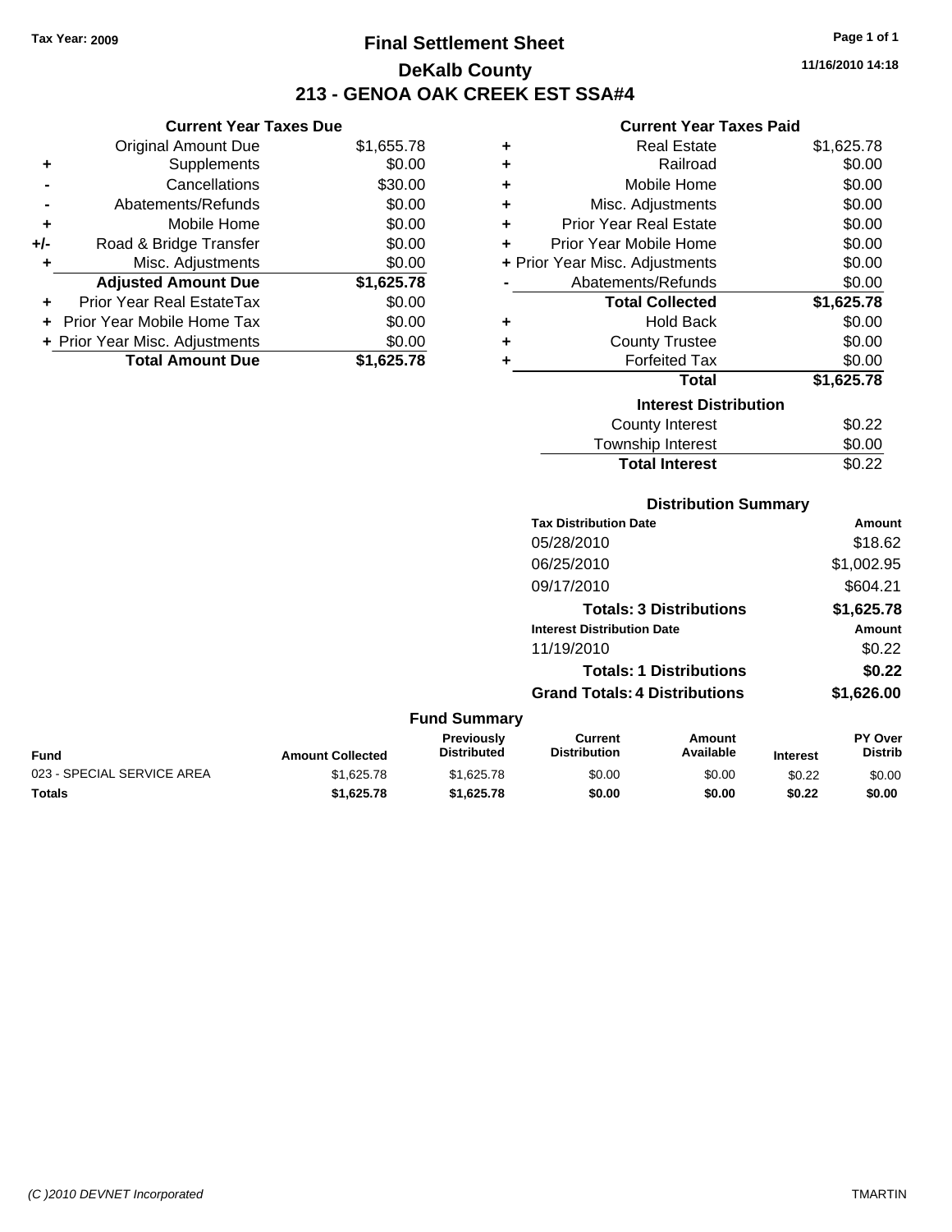Tax Year: 2009

# Final Settlement Sheet

## DeKalb County

## 213 - GENOA OAK CREEK EST SSA#4

11/16/2010 14:18

### Current Year Taxes Due

| | | |
|---|---|---|
| | Original Amount Due | $1,655.78 |
| + | Supplements | $0.00 |
| - | Cancellations | $30.00 |
| - | Abatements/Refunds | $0.00 |
| + | Mobile Home | $0.00 |
| +/- | Road & Bridge Transfer | $0.00 |
| + | Misc. Adjustments | $0.00 |
| | **Adjusted Amount Due** | **$1,625.78** |
| + | Prior Year Real EstateTax | $0.00 |
| + | Prior Year Mobile Home Tax | $0.00 |
| + | Prior Year Misc. Adjustments | $0.00 |
| | **Total Amount Due** | **$1,625.78** |

### Current Year Taxes Paid

| | | |
|---|---|---|
| + | Real Estate | $1,625.78 |
| + | Railroad | $0.00 |
| + | Mobile Home | $0.00 |
| + | Misc. Adjustments | $0.00 |
| + | Prior Year Real Estate | $0.00 |
| + | Prior Year Mobile Home | $0.00 |
| + | Prior Year Misc. Adjustments | $0.00 |
| - | Abatements/Refunds | $0.00 |
| | **Total Collected** | **$1,625.78** |
| + | Hold Back | $0.00 |
| + | County Trustee | $0.00 |
| + | Forfeited Tax | $0.00 |
| | **Total** | **$1,625.78** |

### Interest Distribution

| | |
|---|---|
| County Interest | $0.22 |
| Township Interest | $0.00 |
| **Total Interest** | $0.22 |

### Distribution Summary

| Tax Distribution Date | Amount |
|---|---|
| 05/28/2010 | $18.62 |
| 06/25/2010 | $1,002.95 |
| 09/17/2010 | $604.21 |
| **Totals: 3 Distributions** | **$1,625.78** |
| **Interest Distribution Date** | **Amount** |
| 11/19/2010 | $0.22 |
| **Totals: 1 Distributions** | **$0.22** |
| **Grand Totals: 4 Distributions** | **$1,626.00** |

### Fund Summary

| Fund | Amount Collected | Previously Distributed | Current Distribution | Amount Available | Interest | PY Over Distrib |
|---|---|---|---|---|---|---|
| 023 - SPECIAL SERVICE AREA | $1,625.78 | $1,625.78 | $0.00 | $0.00 | $0.22 | $0.00 |
| **Totals** | **$1,625.78** | **$1,625.78** | **$0.00** | **$0.00** | **$0.22** | **$0.00** |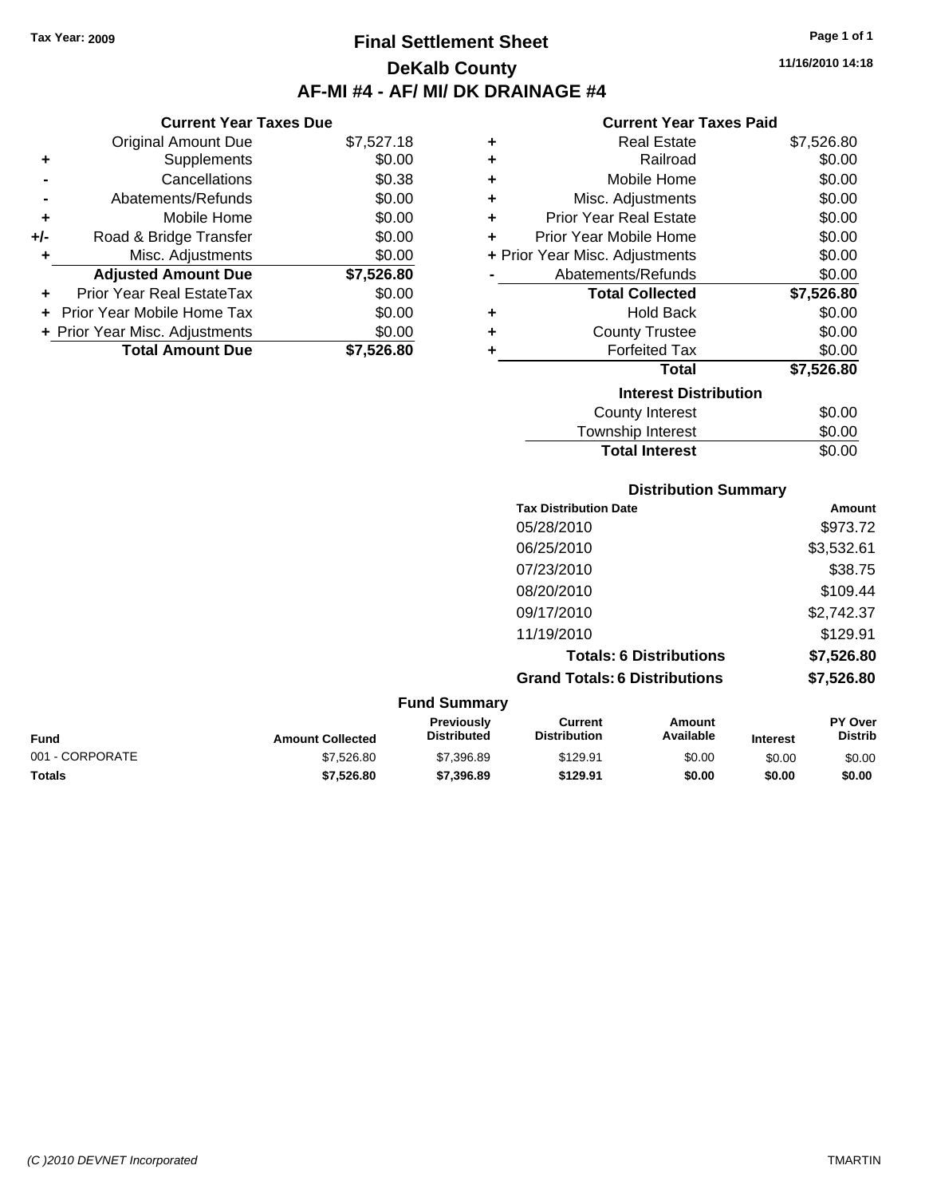Tax Year: 2009

# Final Settlement Sheet
## DeKalb County
## AF-MI #4 - AF/ MI/ DK DRAINAGE #4

11/16/2010 14:18

### Current Year Taxes Due

| | | |
|---|---|---|
| | Original Amount Due | $7,527.18 |
| + | Supplements | $0.00 |
| - | Cancellations | $0.38 |
| - | Abatements/Refunds | $0.00 |
| + | Mobile Home | $0.00 |
| +/- | Road & Bridge Transfer | $0.00 |
| + | Misc. Adjustments | $0.00 |
| | **Adjusted Amount Due** | **$7,526.80** |
| + | Prior Year Real EstateTax | $0.00 |
| + | Prior Year Mobile Home Tax | $0.00 |
| + | Prior Year Misc. Adjustments | $0.00 |
| | **Total Amount Due** | **$7,526.80** |

### Current Year Taxes Paid

| | | |
|---|---|---|
| + | Real Estate | $7,526.80 |
| + | Railroad | $0.00 |
| + | Mobile Home | $0.00 |
| + | Misc. Adjustments | $0.00 |
| + | Prior Year Real Estate | $0.00 |
| + | Prior Year Mobile Home | $0.00 |
| + | Prior Year Misc. Adjustments | $0.00 |
| - | Abatements/Refunds | $0.00 |
| | **Total Collected** | **$7,526.80** |
| + | Hold Back | $0.00 |
| + | County Trustee | $0.00 |
| + | Forfeited Tax | $0.00 |
| | **Total** | **$7,526.80** |

### Interest Distribution

| | |
|---|---|
| County Interest | $0.00 |
| Township Interest | $0.00 |
| **Total Interest** | $0.00 |

### Distribution Summary

| Tax Distribution Date | Amount |
|---|---|
| 05/28/2010 | $973.72 |
| 06/25/2010 | $3,532.61 |
| 07/23/2010 | $38.75 |
| 08/20/2010 | $109.44 |
| 09/17/2010 | $2,742.37 |
| 11/19/2010 | $129.91 |
| **Totals: 6 Distributions** | **$7,526.80** |
| **Grand Totals: 6 Distributions** | **$7,526.80** |

### Fund Summary

| Fund | Amount Collected | Previously Distributed | Current Distribution | Amount Available | Interest | PY Over Distrib |
|---|---|---|---|---|---|---|
| 001 - CORPORATE | $7,526.80 | $7,396.89 | $129.91 | $0.00 | $0.00 | $0.00 |
| **Totals** | **$7,526.80** | **$7,396.89** | **$129.91** | **$0.00** | **$0.00** | **$0.00** |

(C )2010 DEVNET Incorporated TMARTIN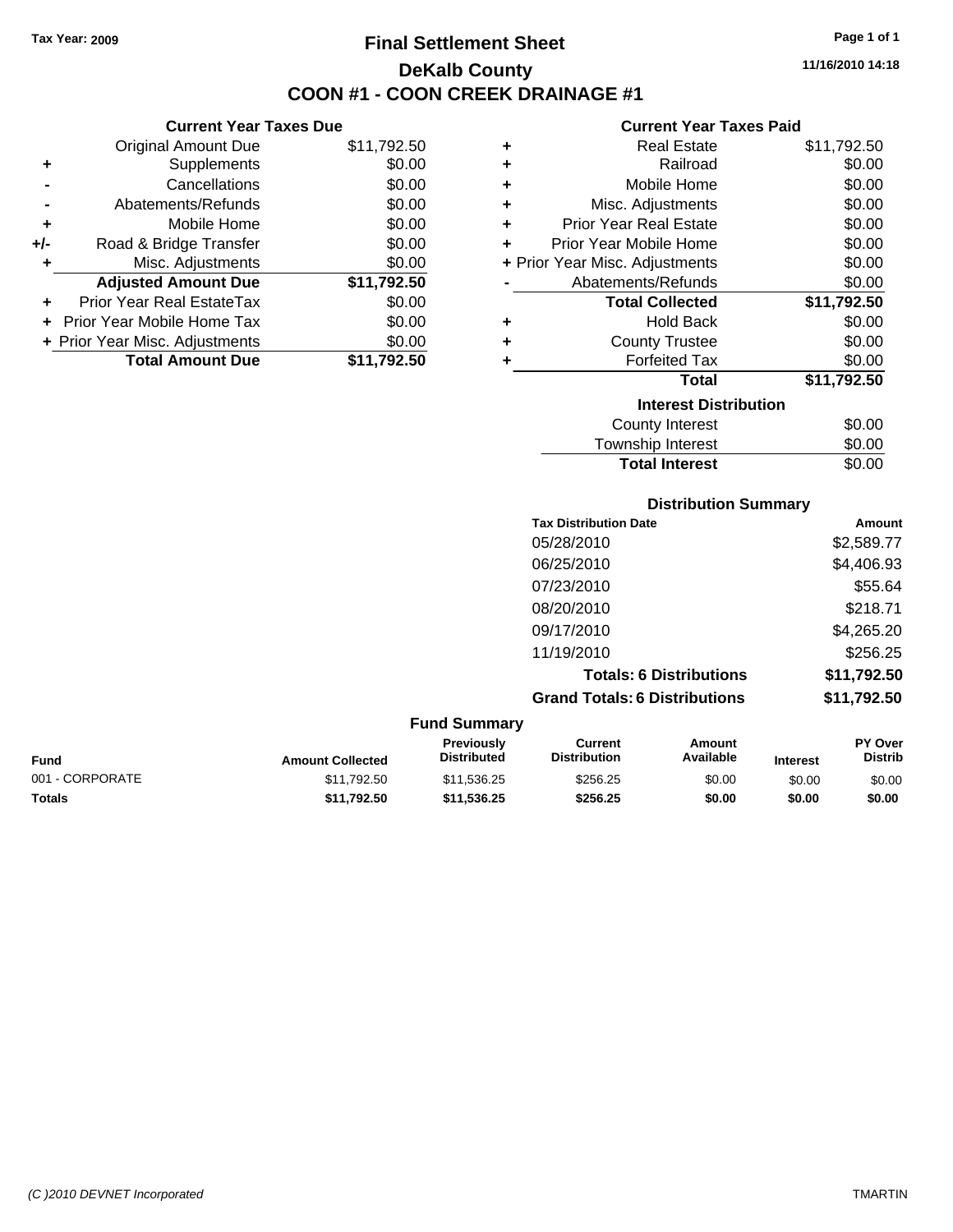**Tax Year: 2009**

# Final Settlement Sheet

## DeKalb County

## COON #1 - COON CREEK DRAINAGE #1

11/16/2010 14:18

### Current Year Taxes Due

| | | |
|---|---|---|
| | Original Amount Due | $11,792.50 |
| + | Supplements | $0.00 |
| - | Cancellations | $0.00 |
| - | Abatements/Refunds | $0.00 |
| + | Mobile Home | $0.00 |
| +/- | Road & Bridge Transfer | $0.00 |
| + | Misc. Adjustments | $0.00 |
| | **Adjusted Amount Due** | **$11,792.50** |
| + | Prior Year Real EstateTax | $0.00 |
| + | Prior Year Mobile Home Tax | $0.00 |
| + | Prior Year Misc. Adjustments | $0.00 |
| | **Total Amount Due** | **$11,792.50** |

### Current Year Taxes Paid

| | | |
|---|---|---|
| + | Real Estate | $11,792.50 |
| + | Railroad | $0.00 |
| + | Mobile Home | $0.00 |
| + | Misc. Adjustments | $0.00 |
| + | Prior Year Real Estate | $0.00 |
| + | Prior Year Mobile Home | $0.00 |
| + | Prior Year Misc. Adjustments | $0.00 |
| - | Abatements/Refunds | $0.00 |
| | **Total Collected** | **$11,792.50** |
| + | Hold Back | $0.00 |
| + | County Trustee | $0.00 |
| + | Forfeited Tax | $0.00 |
| | **Total** | **$11,792.50** |

### Interest Distribution

| | |
|---|---|
| County Interest | $0.00 |
| Township Interest | $0.00 |
| **Total Interest** | $0.00 |

### Distribution Summary

| Tax Distribution Date | Amount |
|---|---|
| 05/28/2010 | $2,589.77 |
| 06/25/2010 | $4,406.93 |
| 07/23/2010 | $55.64 |
| 08/20/2010 | $218.71 |
| 09/17/2010 | $4,265.20 |
| 11/19/2010 | $256.25 |
| **Totals: 6 Distributions** | **$11,792.50** |
| **Grand Totals: 6 Distributions** | **$11,792.50** |

### Fund Summary

| Fund | Amount Collected | Previously Distributed | Current Distribution | Amount Available | Interest | PY Over Distrib |
|---|---|---|---|---|---|---|
| 001 - CORPORATE | $11,792.50 | $11,536.25 | $256.25 | $0.00 | $0.00 | $0.00 |
| **Totals** | **$11,792.50** | **$11,536.25** | **$256.25** | **$0.00** | **$0.00** | **$0.00** |

(C )2010 DEVNET Incorporated TMARTIN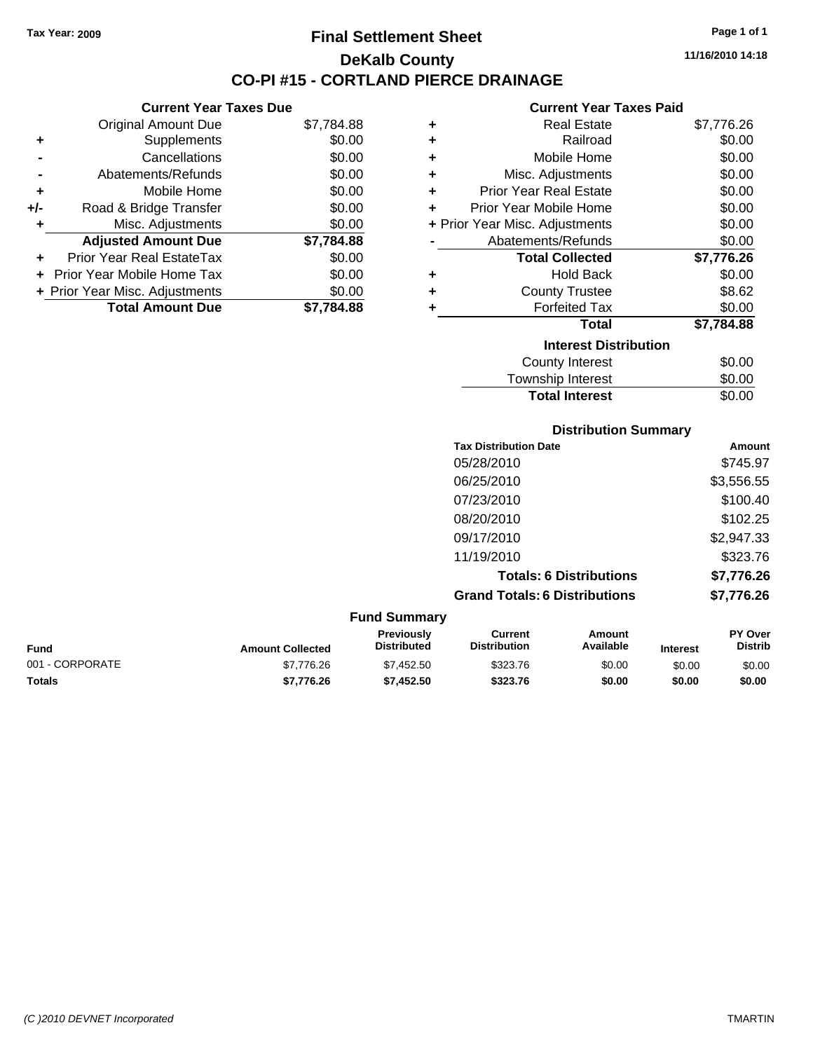Tax Year: 2009

# Final Settlement Sheet

## DeKalb County

## CO-PI #15 - CORTLAND PIERCE DRAINAGE

11/16/2010 14:18

### Current Year Taxes Due

| | | |
|---|---|---|
| | Original Amount Due | $7,784.88 |
| + | Supplements | $0.00 |
| - | Cancellations | $0.00 |
| - | Abatements/Refunds | $0.00 |
| + | Mobile Home | $0.00 |
| +/- | Road & Bridge Transfer | $0.00 |
| + | Misc. Adjustments | $0.00 |
| | **Adjusted Amount Due** | **$7,784.88** |
| + | Prior Year Real EstateTax | $0.00 |
| + | Prior Year Mobile Home Tax | $0.00 |
| + | Prior Year Misc. Adjustments | $0.00 |
| | **Total Amount Due** | **$7,784.88** |

### Current Year Taxes Paid

| | | |
|---|---|---|
| + | Real Estate | $7,776.26 |
| + | Railroad | $0.00 |
| + | Mobile Home | $0.00 |
| + | Misc. Adjustments | $0.00 |
| + | Prior Year Real Estate | $0.00 |
| + | Prior Year Mobile Home | $0.00 |
| + | Prior Year Misc. Adjustments | $0.00 |
| - | Abatements/Refunds | $0.00 |
| | **Total Collected** | **$7,776.26** |
| + | Hold Back | $0.00 |
| + | County Trustee | $8.62 |
| + | Forfeited Tax | $0.00 |
| | **Total** | **$7,784.88** |

### Interest Distribution

| | |
|---|---|
| County Interest | $0.00 |
| Township Interest | $0.00 |
| **Total Interest** | $0.00 |

### Distribution Summary

| Tax Distribution Date | Amount |
|---|---|
| 05/28/2010 | $745.97 |
| 06/25/2010 | $3,556.55 |
| 07/23/2010 | $100.40 |
| 08/20/2010 | $102.25 |
| 09/17/2010 | $2,947.33 |
| 11/19/2010 | $323.76 |
| **Totals: 6 Distributions** | **$7,776.26** |
| **Grand Totals: 6 Distributions** | **$7,776.26** |

### Fund Summary

| Fund | Amount Collected | Previously Distributed | Current Distribution | Amount Available | Interest | PY Over Distrib |
|---|---|---|---|---|---|---|
| 001 - CORPORATE | $7,776.26 | $7,452.50 | $323.76 | $0.00 | $0.00 | $0.00 |
| **Totals** | **$7,776.26** | **$7,452.50** | **$323.76** | **$0.00** | **$0.00** | **$0.00** |

(C )2010 DEVNET Incorporated TMARTIN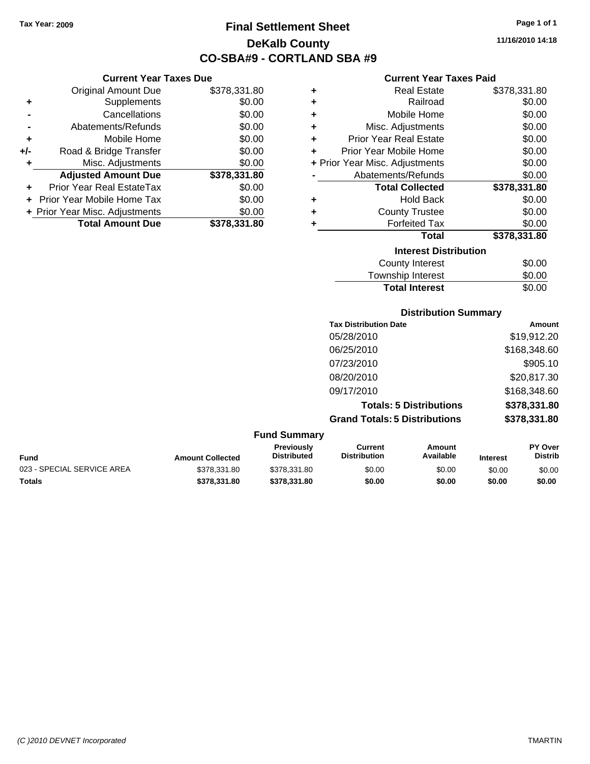Tax Year: 2009

# Final Settlement Sheet

## DeKalb County

## CO-SBA#9 - CORTLAND SBA #9

11/16/2010 14:18

### Current Year Taxes Due

| | | |
|---|---|---|
| | Original Amount Due | $378,331.80 |
| + | Supplements | $0.00 |
| - | Cancellations | $0.00 |
| - | Abatements/Refunds | $0.00 |
| + | Mobile Home | $0.00 |
| +/- | Road & Bridge Transfer | $0.00 |
| + | Misc. Adjustments | $0.00 |
| | **Adjusted Amount Due** | **$378,331.80** |
| + | Prior Year Real EstateTax | $0.00 |
| + | Prior Year Mobile Home Tax | $0.00 |
| + | Prior Year Misc. Adjustments | $0.00 |
| | **Total Amount Due** | **$378,331.80** |

### Current Year Taxes Paid

| | | |
|---|---|---|
| + | Real Estate | $378,331.80 |
| + | Railroad | $0.00 |
| + | Mobile Home | $0.00 |
| + | Misc. Adjustments | $0.00 |
| + | Prior Year Real Estate | $0.00 |
| + | Prior Year Mobile Home | $0.00 |
| + | Prior Year Misc. Adjustments | $0.00 |
| - | Abatements/Refunds | $0.00 |
| | **Total Collected** | **$378,331.80** |
| + | Hold Back | $0.00 |
| + | County Trustee | $0.00 |
| + | Forfeited Tax | $0.00 |
| | **Total** | **$378,331.80** |

### Interest Distribution

| | |
|---|---|
| County Interest | $0.00 |
| Township Interest | $0.00 |
| **Total Interest** | $0.00 |

### Distribution Summary

| Tax Distribution Date | Amount |
|---|---|
| 05/28/2010 | $19,912.20 |
| 06/25/2010 | $168,348.60 |
| 07/23/2010 | $905.10 |
| 08/20/2010 | $20,817.30 |
| 09/17/2010 | $168,348.60 |
| **Totals: 5 Distributions** | **$378,331.80** |
| **Grand Totals: 5 Distributions** | **$378,331.80** |

### Fund Summary

| Fund | Amount Collected | Previously Distributed | Current Distribution | Amount Available | Interest | PY Over Distrib |
|---|---|---|---|---|---|---|
| 023 - SPECIAL SERVICE AREA | $378,331.80 | $378,331.80 | $0.00 | $0.00 | $0.00 | $0.00 |
| **Totals** | **$378,331.80** | **$378,331.80** | **$0.00** | **$0.00** | **$0.00** | **$0.00** |

(C )2010 DEVNET Incorporated — TMARTIN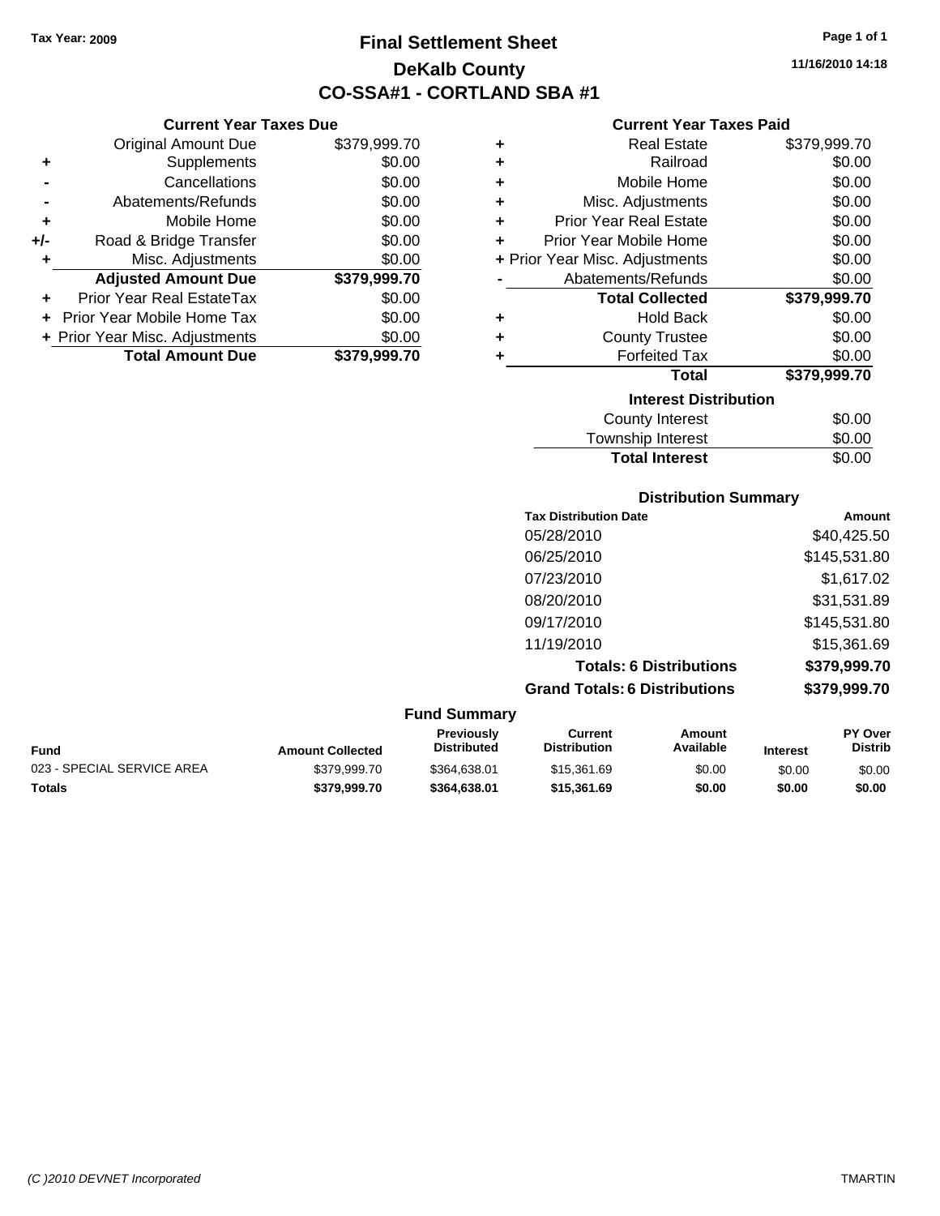Tax Year: 2009

# Final Settlement Sheet
## DeKalb County
## CO-SSA#1 - CORTLAND SBA #1

11/16/2010 14:18

### Current Year Taxes Due

| | | |
|---|---|---|
| | Original Amount Due | $379,999.70 |
| + | Supplements | $0.00 |
| - | Cancellations | $0.00 |
| - | Abatements/Refunds | $0.00 |
| + | Mobile Home | $0.00 |
| +/- | Road & Bridge Transfer | $0.00 |
| + | Misc. Adjustments | $0.00 |
| | **Adjusted Amount Due** | **$379,999.70** |
| + | Prior Year Real EstateTax | $0.00 |
| + | Prior Year Mobile Home Tax | $0.00 |
| + | Prior Year Misc. Adjustments | $0.00 |
| | **Total Amount Due** | **$379,999.70** |

### Current Year Taxes Paid

| | | |
|---|---|---|
| + | Real Estate | $379,999.70 |
| + | Railroad | $0.00 |
| + | Mobile Home | $0.00 |
| + | Misc. Adjustments | $0.00 |
| + | Prior Year Real Estate | $0.00 |
| + | Prior Year Mobile Home | $0.00 |
| + | Prior Year Misc. Adjustments | $0.00 |
| - | Abatements/Refunds | $0.00 |
| | **Total Collected** | **$379,999.70** |
| + | Hold Back | $0.00 |
| + | County Trustee | $0.00 |
| + | Forfeited Tax | $0.00 |
| | **Total** | **$379,999.70** |

### Interest Distribution

| | |
|---|---|
| County Interest | $0.00 |
| Township Interest | $0.00 |
| **Total Interest** | $0.00 |

### Distribution Summary

| Tax Distribution Date | Amount |
|---|---|
| 05/28/2010 | $40,425.50 |
| 06/25/2010 | $145,531.80 |
| 07/23/2010 | $1,617.02 |
| 08/20/2010 | $31,531.89 |
| 09/17/2010 | $145,531.80 |
| 11/19/2010 | $15,361.69 |
| **Totals: 6 Distributions** | **$379,999.70** |
| **Grand Totals: 6 Distributions** | **$379,999.70** |

### Fund Summary

| Fund | Amount Collected | Previously Distributed | Current Distribution | Amount Available | Interest | PY Over Distrib |
|---|---|---|---|---|---|---|
| 023 - SPECIAL SERVICE AREA | $379,999.70 | $364,638.01 | $15,361.69 | $0.00 | $0.00 | $0.00 |
| **Totals** | **$379,999.70** | **$364,638.01** | **$15,361.69** | **$0.00** | **$0.00** | **$0.00** |

(C )2010 DEVNET Incorporated TMARTIN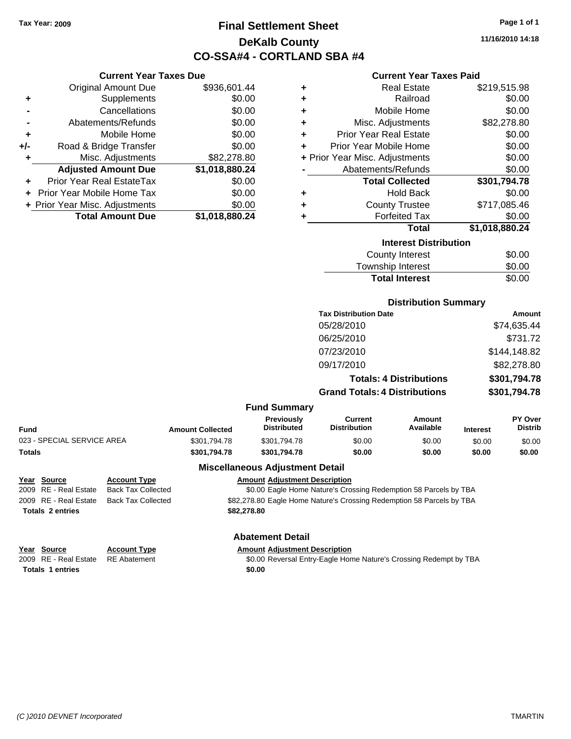Tax Year: 2009

# Final Settlement Sheet
## DeKalb County
## CO-SSA#4 - CORTLAND SBA #4

11/16/2010 14:18

### Current Year Taxes Due

| | | |
|---|---|---|
| | Original Amount Due | $936,601.44 |
| + | Supplements | $0.00 |
| - | Cancellations | $0.00 |
| - | Abatements/Refunds | $0.00 |
| + | Mobile Home | $0.00 |
| +/- | Road & Bridge Transfer | $0.00 |
| + | Misc. Adjustments | $82,278.80 |
| | **Adjusted Amount Due** | **$1,018,880.24** |
| + | Prior Year Real EstateTax | $0.00 |
| + | Prior Year Mobile Home Tax | $0.00 |
| + | Prior Year Misc. Adjustments | $0.00 |
| | **Total Amount Due** | **$1,018,880.24** |

### Current Year Taxes Paid

| | | |
|---|---|---|
| + | Real Estate | $219,515.98 |
| + | Railroad | $0.00 |
| + | Mobile Home | $0.00 |
| + | Misc. Adjustments | $82,278.80 |
| + | Prior Year Real Estate | $0.00 |
| + | Prior Year Mobile Home | $0.00 |
| + | Prior Year Misc. Adjustments | $0.00 |
| - | Abatements/Refunds | $0.00 |
| | **Total Collected** | **$301,794.78** |
| + | Hold Back | $0.00 |
| + | County Trustee | $717,085.46 |
| + | Forfeited Tax | $0.00 |
| | **Total** | **$1,018,880.24** |

### Interest Distribution

| | |
|---|---|
| County Interest | $0.00 |
| Township Interest | $0.00 |
| **Total Interest** | $0.00 |

### Distribution Summary

| Tax Distribution Date | Amount |
|---|---|
| 05/28/2010 | $74,635.44 |
| 06/25/2010 | $731.72 |
| 07/23/2010 | $144,148.82 |
| 09/17/2010 | $82,278.80 |
| **Totals: 4 Distributions** | **$301,794.78** |
| **Grand Totals: 4 Distributions** | **$301,794.78** |

### Fund Summary

| Fund | Amount Collected | Previously Distributed | Current Distribution | Amount Available | Interest | PY Over Distrib |
|---|---|---|---|---|---|---|
| 023 - SPECIAL SERVICE AREA | $301,794.78 | $301,794.78 | $0.00 | $0.00 | $0.00 | $0.00 |
| **Totals** | **$301,794.78** | **$301,794.78** | **$0.00** | **$0.00** | **$0.00** | **$0.00** |

### Miscellaneous Adjustment Detail

| Year | Source | Account Type | Amount | Adjustment Description |
|---|---|---|---|---|
| 2009 | RE - Real Estate | Back Tax Collected | $0.00 | Eagle Home Nature's Crossing Redemption 58 Parcels by TBA |
| 2009 | RE - Real Estate | Back Tax Collected | $82,278.80 | Eagle Home Nature's Crossing Redemption 58 Parcels by TBA |
| **Totals 2 entries** | | | **$82,278.80** | |

### Abatement Detail

| Year | Source | Account Type | Amount | Adjustment Description |
|---|---|---|---|---|
| 2009 | RE - Real Estate | RE Abatement | $0.00 | Reversal Entry-Eagle Home Nature's Crossing Redempt by TBA |
| **Totals 1 entries** | | | **$0.00** | |

(C )2010 DEVNET Incorporated — TMARTIN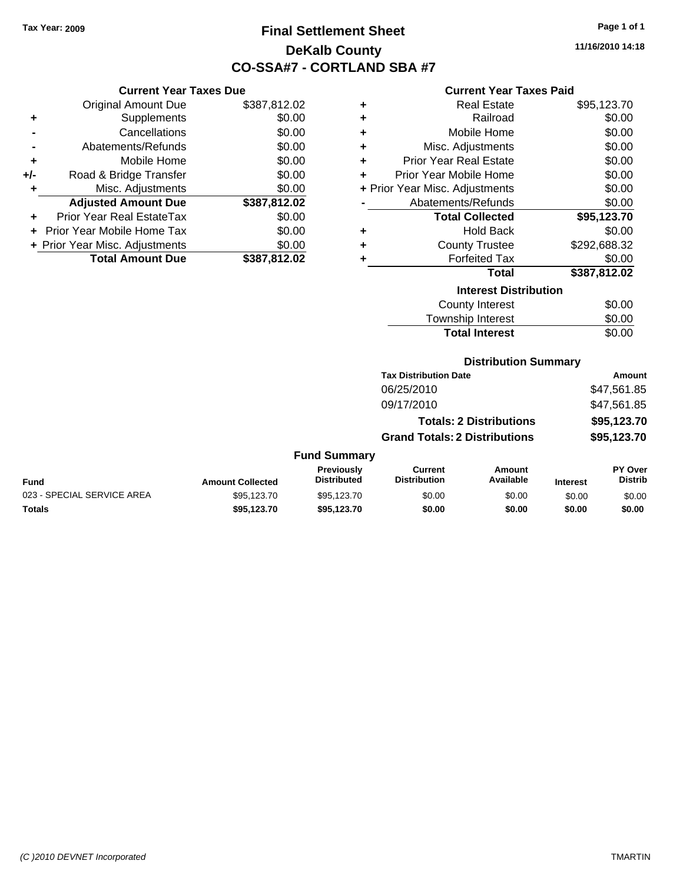Tax Year: 2009

# Final Settlement Sheet

## DeKalb County

## CO-SSA#7 - CORTLAND SBA #7

11/16/2010 14:18

### Current Year Taxes Due

| | | |
|---|---|---|
| | Original Amount Due | $387,812.02 |
| + | Supplements | $0.00 |
| - | Cancellations | $0.00 |
| - | Abatements/Refunds | $0.00 |
| + | Mobile Home | $0.00 |
| +/- | Road & Bridge Transfer | $0.00 |
| + | Misc. Adjustments | $0.00 |
| | **Adjusted Amount Due** | **$387,812.02** |
| + | Prior Year Real EstateTax | $0.00 |
| + | Prior Year Mobile Home Tax | $0.00 |
| + | Prior Year Misc. Adjustments | $0.00 |
| | **Total Amount Due** | **$387,812.02** |

### Current Year Taxes Paid

| | | |
|---|---|---|
| + | Real Estate | $95,123.70 |
| + | Railroad | $0.00 |
| + | Mobile Home | $0.00 |
| + | Misc. Adjustments | $0.00 |
| + | Prior Year Real Estate | $0.00 |
| + | Prior Year Mobile Home | $0.00 |
| + | Prior Year Misc. Adjustments | $0.00 |
| - | Abatements/Refunds | $0.00 |
| | **Total Collected** | **$95,123.70** |
| + | Hold Back | $0.00 |
| + | County Trustee | $292,688.32 |
| + | Forfeited Tax | $0.00 |
| | **Total** | **$387,812.02** |

### Interest Distribution

| | |
|---|---|
| County Interest | $0.00 |
| Township Interest | $0.00 |
| **Total Interest** | $0.00 |

### Distribution Summary

| Tax Distribution Date | Amount |
|---|---|
| 06/25/2010 | $47,561.85 |
| 09/17/2010 | $47,561.85 |
| **Totals: 2 Distributions** | **$95,123.70** |
| **Grand Totals: 2 Distributions** | **$95,123.70** |

### Fund Summary

| Fund | Amount Collected | Previously Distributed | Current Distribution | Amount Available | Interest | PY Over Distrib |
|---|---|---|---|---|---|---|
| 023 - SPECIAL SERVICE AREA | $95,123.70 | $95,123.70 | $0.00 | $0.00 | $0.00 | $0.00 |
| **Totals** | **$95,123.70** | **$95,123.70** | **$0.00** | **$0.00** | **$0.00** | **$0.00** |

(C )2010 DEVNET Incorporated TMARTIN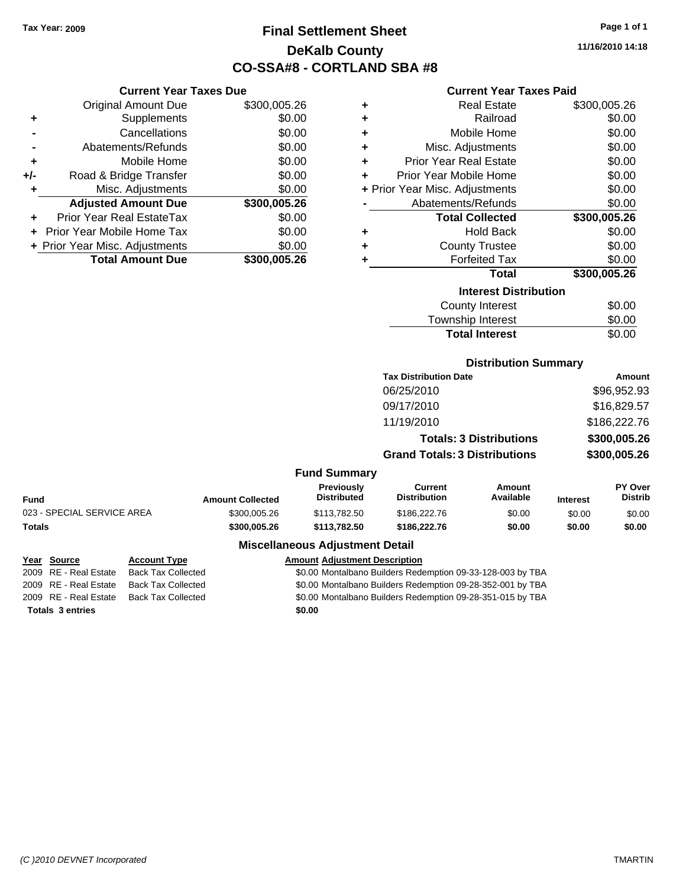Tax Year: 2009

# Final Settlement Sheet
## DeKalb County
## CO-SSA#8 - CORTLAND SBA #8

11/16/2010 14:18

### Current Year Taxes Due

| | | |
|---|---|---|
| | Original Amount Due | $300,005.26 |
| + | Supplements | $0.00 |
| - | Cancellations | $0.00 |
| - | Abatements/Refunds | $0.00 |
| + | Mobile Home | $0.00 |
| +/- | Road & Bridge Transfer | $0.00 |
| + | Misc. Adjustments | $0.00 |
| | **Adjusted Amount Due** | **$300,005.26** |
| + | Prior Year Real EstateTax | $0.00 |
| + | Prior Year Mobile Home Tax | $0.00 |
| + | Prior Year Misc. Adjustments | $0.00 |
| | **Total Amount Due** | **$300,005.26** |

### Current Year Taxes Paid

| | | |
|---|---|---|
| + | Real Estate | $300,005.26 |
| + | Railroad | $0.00 |
| + | Mobile Home | $0.00 |
| + | Misc. Adjustments | $0.00 |
| + | Prior Year Real Estate | $0.00 |
| + | Prior Year Mobile Home | $0.00 |
| + | Prior Year Misc. Adjustments | $0.00 |
| - | Abatements/Refunds | $0.00 |
| | **Total Collected** | **$300,005.26** |
| + | Hold Back | $0.00 |
| + | County Trustee | $0.00 |
| + | Forfeited Tax | $0.00 |
| | **Total** | **$300,005.26** |

### Interest Distribution

| | |
|---|---|
| County Interest | $0.00 |
| Township Interest | $0.00 |
| **Total Interest** | $0.00 |

### Distribution Summary

| Tax Distribution Date | Amount |
|---|---|
| 06/25/2010 | $96,952.93 |
| 09/17/2010 | $16,829.57 |
| 11/19/2010 | $186,222.76 |
| **Totals: 3 Distributions** | **$300,005.26** |
| **Grand Totals: 3 Distributions** | **$300,005.26** |

### Fund Summary

| Fund | Amount Collected | Previously Distributed | Current Distribution | Amount Available | Interest | PY Over Distrib |
|---|---|---|---|---|---|---|
| 023 - SPECIAL SERVICE AREA | $300,005.26 | $113,782.50 | $186,222.76 | $0.00 | $0.00 | $0.00 |
| **Totals** | **$300,005.26** | **$113,782.50** | **$186,222.76** | **$0.00** | **$0.00** | **$0.00** |

### Miscellaneous Adjustment Detail

| Year | Source | Account Type | Amount | Adjustment Description |
|---|---|---|---|---|
| 2009 | RE - Real Estate | Back Tax Collected | $0.00 | Montalbano Builders Redemption 09-33-128-003 by TBA |
| 2009 | RE - Real Estate | Back Tax Collected | $0.00 | Montalbano Builders Redemption 09-28-352-001 by TBA |
| 2009 | RE - Real Estate | Back Tax Collected | $0.00 | Montalbano Builders Redemption 09-28-351-015 by TBA |
| **Totals 3 entries** | | | **$0.00** | |

(C )2010 DEVNET Incorporated TMARTIN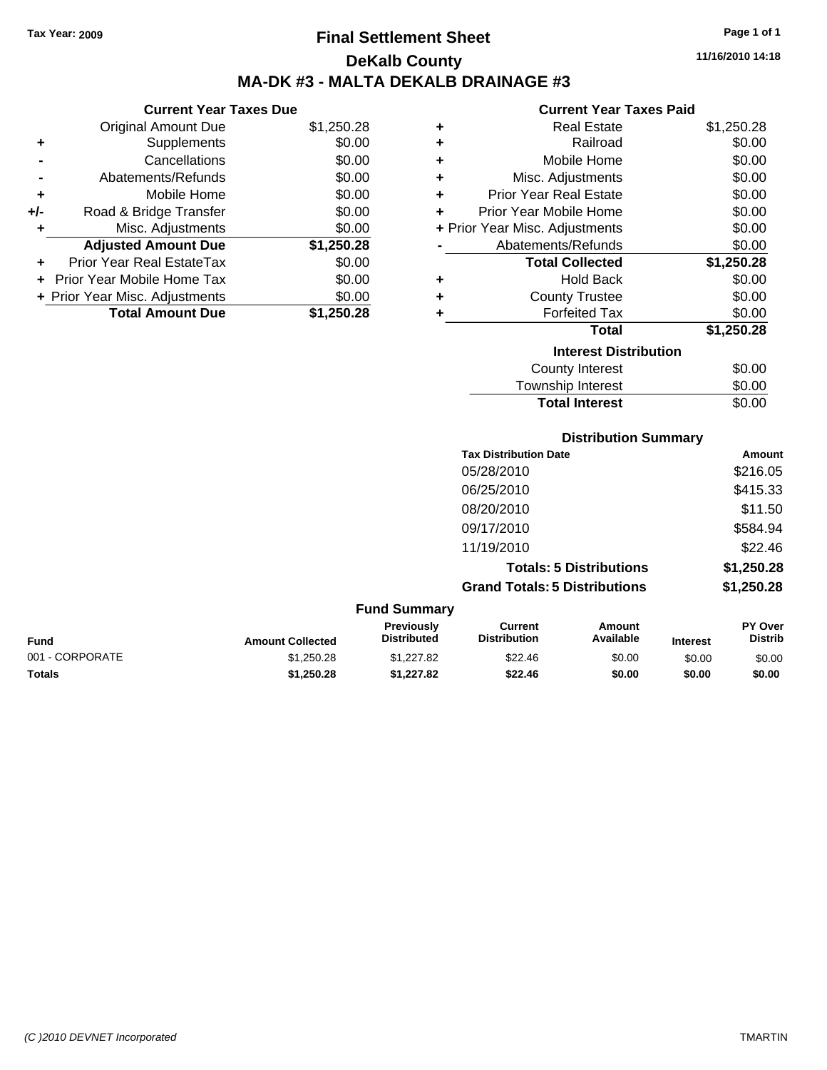Tax Year: 2009

# Final Settlement Sheet

## DeKalb County

## MA-DK #3 - MALTA DEKALB DRAINAGE #3

11/16/2010 14:18

### Current Year Taxes Due

| | | |
|---|---|---|
| | Original Amount Due | $1,250.28 |
| + | Supplements | $0.00 |
| - | Cancellations | $0.00 |
| - | Abatements/Refunds | $0.00 |
| + | Mobile Home | $0.00 |
| +/- | Road & Bridge Transfer | $0.00 |
| + | Misc. Adjustments | $0.00 |
| | **Adjusted Amount Due** | **$1,250.28** |
| + | Prior Year Real EstateTax | $0.00 |
| + | Prior Year Mobile Home Tax | $0.00 |
| + | Prior Year Misc. Adjustments | $0.00 |
| | **Total Amount Due** | **$1,250.28** |

### Current Year Taxes Paid

| | | |
|---|---|---|
| + | Real Estate | $1,250.28 |
| + | Railroad | $0.00 |
| + | Mobile Home | $0.00 |
| + | Misc. Adjustments | $0.00 |
| + | Prior Year Real Estate | $0.00 |
| + | Prior Year Mobile Home | $0.00 |
| + | Prior Year Misc. Adjustments | $0.00 |
| - | Abatements/Refunds | $0.00 |
| | **Total Collected** | **$1,250.28** |
| + | Hold Back | $0.00 |
| + | County Trustee | $0.00 |
| + | Forfeited Tax | $0.00 |
| | **Total** | **$1,250.28** |

### Interest Distribution

| | |
|---|---|
| County Interest | $0.00 |
| Township Interest | $0.00 |
| **Total Interest** | $0.00 |

### Distribution Summary

| Tax Distribution Date | Amount |
|---|---|
| 05/28/2010 | $216.05 |
| 06/25/2010 | $415.33 |
| 08/20/2010 | $11.50 |
| 09/17/2010 | $584.94 |
| 11/19/2010 | $22.46 |
| **Totals: 5 Distributions** | **$1,250.28** |
| **Grand Totals: 5 Distributions** | **$1,250.28** |

### Fund Summary

| Fund | Amount Collected | Previously Distributed | Current Distribution | Amount Available | Interest | PY Over Distrib |
|---|---|---|---|---|---|---|
| 001 - CORPORATE | $1,250.28 | $1,227.82 | $22.46 | $0.00 | $0.00 | $0.00 |
| **Totals** | **$1,250.28** | **$1,227.82** | **$22.46** | **$0.00** | **$0.00** | **$0.00** |

(C )2010 DEVNET Incorporated — TMARTIN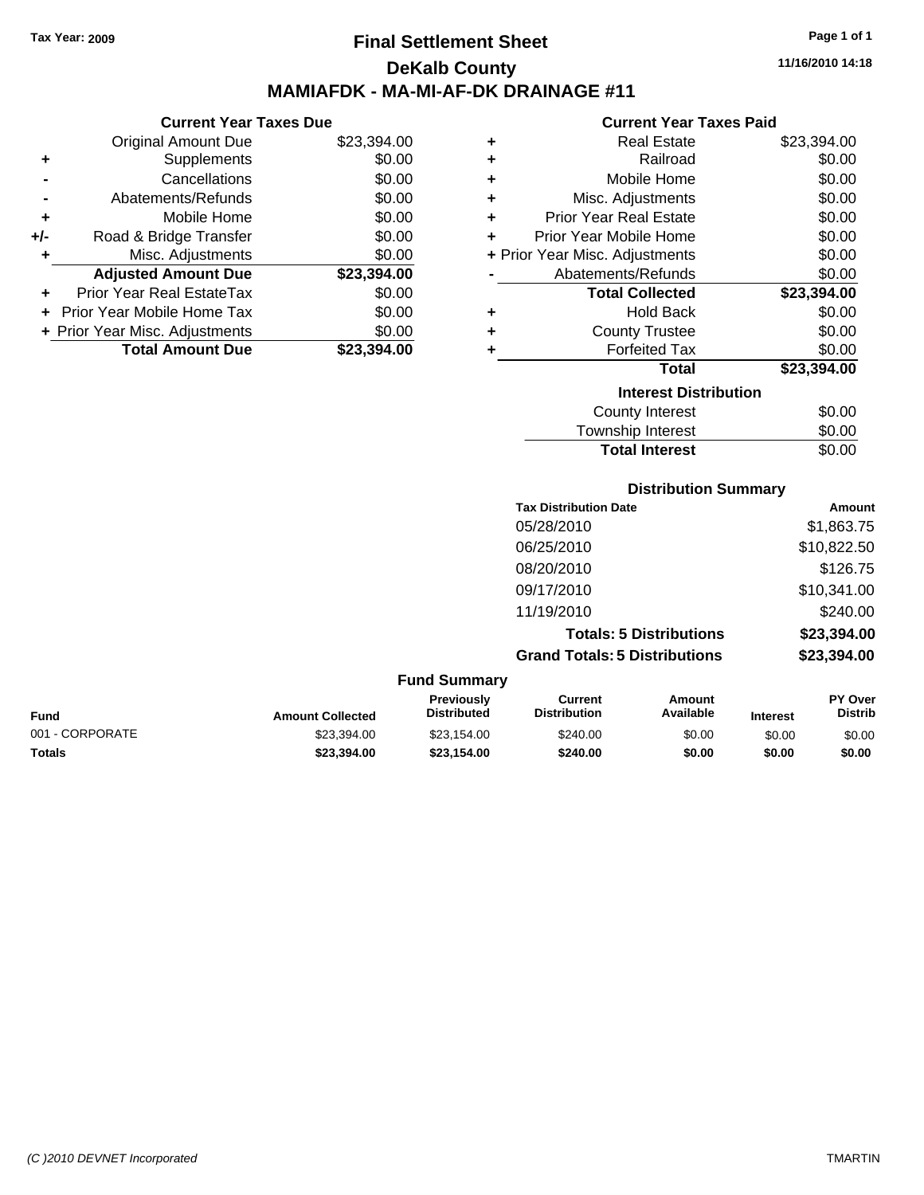Tax Year: 2009

# Final Settlement Sheet

## DeKalb County

## MAMIAFDK - MA-MI-AF-DK DRAINAGE #11

11/16/2010 14:18

### Current Year Taxes Due

| | | |
|---|---|---|
| | Original Amount Due | $23,394.00 |
| + | Supplements | $0.00 |
| - | Cancellations | $0.00 |
| - | Abatements/Refunds | $0.00 |
| + | Mobile Home | $0.00 |
| +/- | Road & Bridge Transfer | $0.00 |
| + | Misc. Adjustments | $0.00 |
| | **Adjusted Amount Due** | **$23,394.00** |
| + | Prior Year Real EstateTax | $0.00 |
| + | Prior Year Mobile Home Tax | $0.00 |
| + | Prior Year Misc. Adjustments | $0.00 |
| | **Total Amount Due** | **$23,394.00** |

### Current Year Taxes Paid

| | | |
|---|---|---|
| + | Real Estate | $23,394.00 |
| + | Railroad | $0.00 |
| + | Mobile Home | $0.00 |
| + | Misc. Adjustments | $0.00 |
| + | Prior Year Real Estate | $0.00 |
| + | Prior Year Mobile Home | $0.00 |
| + | Prior Year Misc. Adjustments | $0.00 |
| - | Abatements/Refunds | $0.00 |
| | **Total Collected** | **$23,394.00** |
| + | Hold Back | $0.00 |
| + | County Trustee | $0.00 |
| + | Forfeited Tax | $0.00 |
| | **Total** | **$23,394.00** |

### Interest Distribution

| | |
|---|---|
| County Interest | $0.00 |
| Township Interest | $0.00 |
| **Total Interest** | $0.00 |

### Distribution Summary

| Tax Distribution Date | Amount |
|---|---|
| 05/28/2010 | $1,863.75 |
| 06/25/2010 | $10,822.50 |
| 08/20/2010 | $126.75 |
| 09/17/2010 | $10,341.00 |
| 11/19/2010 | $240.00 |
| **Totals: 5 Distributions** | **$23,394.00** |
| **Grand Totals: 5 Distributions** | **$23,394.00** |

### Fund Summary

| Fund | Amount Collected | Previously Distributed | Current Distribution | Amount Available | Interest | PY Over Distrib |
|---|---|---|---|---|---|---|
| 001 - CORPORATE | $23,394.00 | $23,154.00 | $240.00 | $0.00 | $0.00 | $0.00 |
| **Totals** | **$23,394.00** | **$23,154.00** | **$240.00** | **$0.00** | **$0.00** | **$0.00** |

(C )2010 DEVNET Incorporated — TMARTIN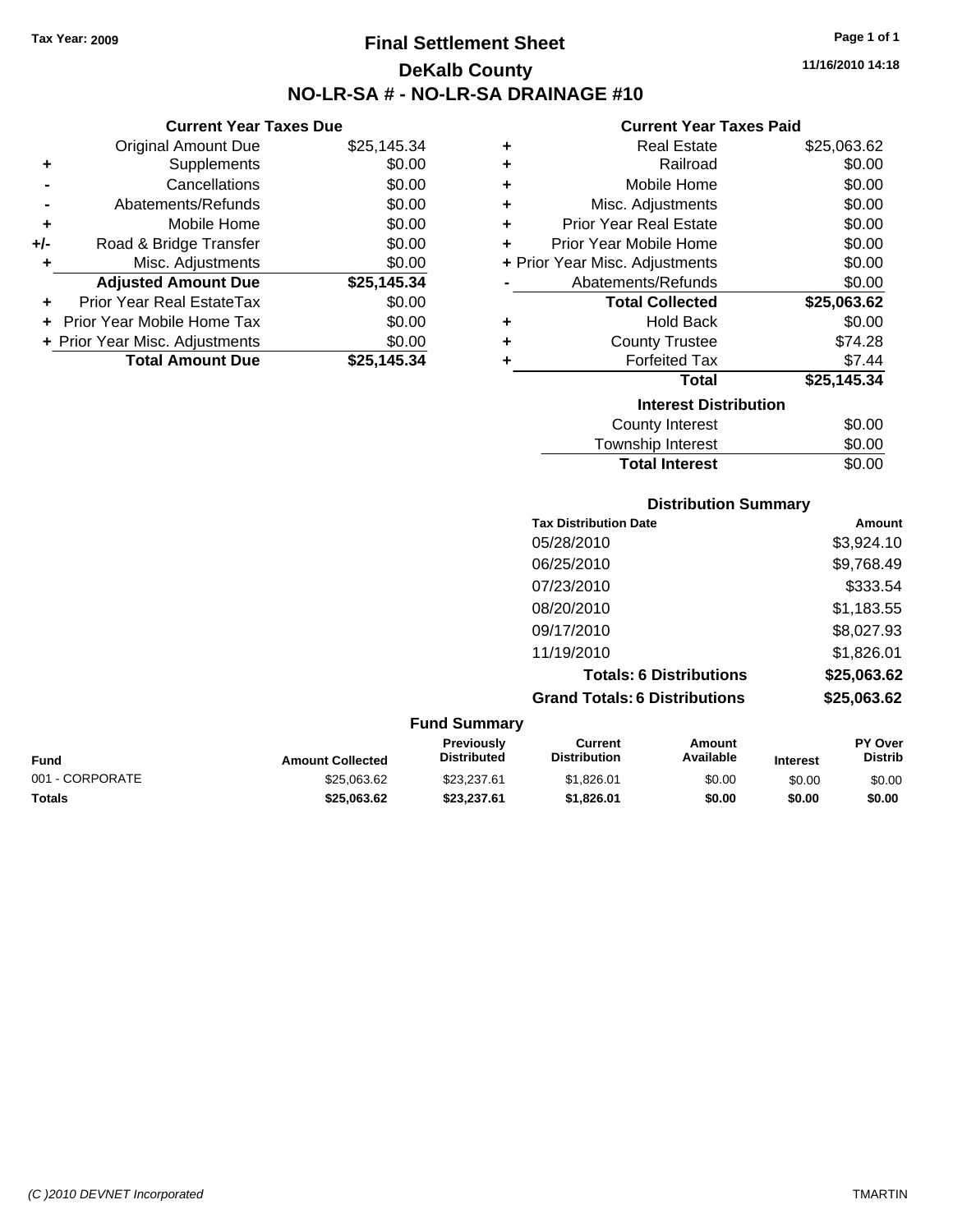Tax Year: 2009

# Final Settlement Sheet

## DeKalb County

## NO-LR-SA # - NO-LR-SA DRAINAGE #10

11/16/2010 14:18

### Current Year Taxes Due

| | | |
|---|---|---|
| | Original Amount Due | $25,145.34 |
| + | Supplements | $0.00 |
| - | Cancellations | $0.00 |
| - | Abatements/Refunds | $0.00 |
| + | Mobile Home | $0.00 |
| +/- | Road & Bridge Transfer | $0.00 |
| + | Misc. Adjustments | $0.00 |
| | **Adjusted Amount Due** | **$25,145.34** |
| + | Prior Year Real EstateTax | $0.00 |
| + | Prior Year Mobile Home Tax | $0.00 |
| + | Prior Year Misc. Adjustments | $0.00 |
| | **Total Amount Due** | **$25,145.34** |

### Current Year Taxes Paid

| | | |
|---|---|---|
| + | Real Estate | $25,063.62 |
| + | Railroad | $0.00 |
| + | Mobile Home | $0.00 |
| + | Misc. Adjustments | $0.00 |
| + | Prior Year Real Estate | $0.00 |
| + | Prior Year Mobile Home | $0.00 |
| + | Prior Year Misc. Adjustments | $0.00 |
| - | Abatements/Refunds | $0.00 |
| | **Total Collected** | **$25,063.62** |
| + | Hold Back | $0.00 |
| + | County Trustee | $74.28 |
| + | Forfeited Tax | $7.44 |
| | **Total** | **$25,145.34** |

### Interest Distribution

| | |
|---|---|
| County Interest | $0.00 |
| Township Interest | $0.00 |
| **Total Interest** | $0.00 |

### Distribution Summary

| Tax Distribution Date | Amount |
|---|---|
| 05/28/2010 | $3,924.10 |
| 06/25/2010 | $9,768.49 |
| 07/23/2010 | $333.54 |
| 08/20/2010 | $1,183.55 |
| 09/17/2010 | $8,027.93 |
| 11/19/2010 | $1,826.01 |
| **Totals: 6 Distributions** | **$25,063.62** |
| **Grand Totals: 6 Distributions** | **$25,063.62** |

### Fund Summary

| Fund | Amount Collected | Previously Distributed | Current Distribution | Amount Available | Interest | PY Over Distrib |
|---|---|---|---|---|---|---|
| 001 - CORPORATE | $25,063.62 | $23,237.61 | $1,826.01 | $0.00 | $0.00 | $0.00 |
| **Totals** | **$25,063.62** | **$23,237.61** | **$1,826.01** | **$0.00** | **$0.00** | **$0.00** |

(C )2010 DEVNET Incorporated TMARTIN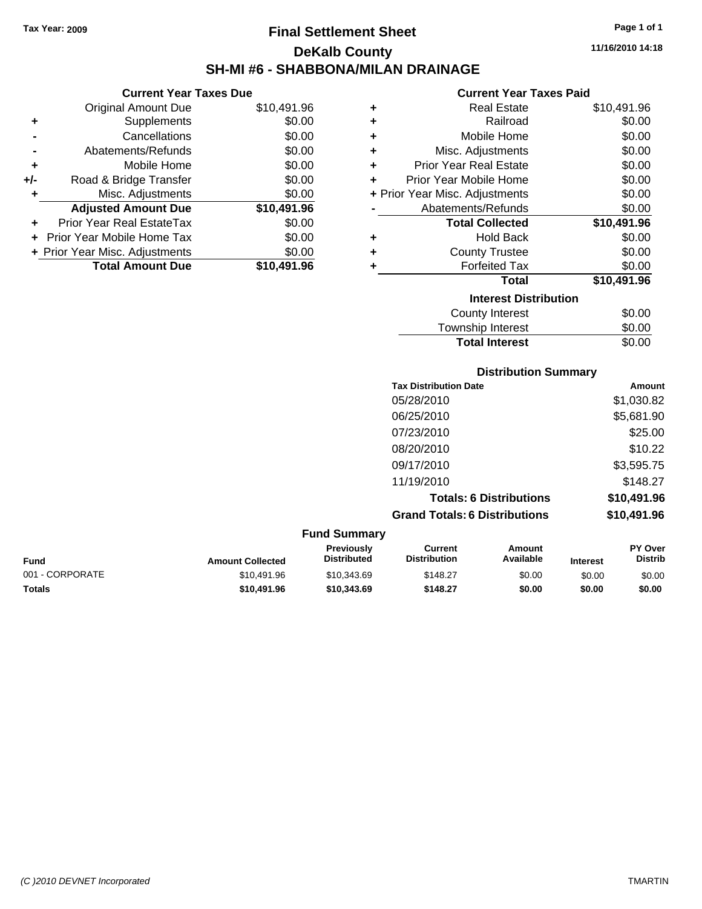Tax Year: 2009

# Final Settlement Sheet

## DeKalb County

## SH-MI #6 - SHABBONA/MILAN DRAINAGE

11/16/2010 14:18

### Current Year Taxes Due

| | | |
|---|---|---|
| | Original Amount Due | $10,491.96 |
| + | Supplements | $0.00 |
| - | Cancellations | $0.00 |
| - | Abatements/Refunds | $0.00 |
| + | Mobile Home | $0.00 |
| +/- | Road & Bridge Transfer | $0.00 |
| + | Misc. Adjustments | $0.00 |
| | **Adjusted Amount Due** | **$10,491.96** |
| + | Prior Year Real EstateTax | $0.00 |
| + | Prior Year Mobile Home Tax | $0.00 |
| + | Prior Year Misc. Adjustments | $0.00 |
| | **Total Amount Due** | **$10,491.96** |

### Current Year Taxes Paid

| | | |
|---|---|---|
| + | Real Estate | $10,491.96 |
| + | Railroad | $0.00 |
| + | Mobile Home | $0.00 |
| + | Misc. Adjustments | $0.00 |
| + | Prior Year Real Estate | $0.00 |
| + | Prior Year Mobile Home | $0.00 |
| + | Prior Year Misc. Adjustments | $0.00 |
| - | Abatements/Refunds | $0.00 |
| | **Total Collected** | **$10,491.96** |
| + | Hold Back | $0.00 |
| + | County Trustee | $0.00 |
| + | Forfeited Tax | $0.00 |
| | **Total** | **$10,491.96** |

### Interest Distribution

| | |
|---|---|
| County Interest | $0.00 |
| Township Interest | $0.00 |
| **Total Interest** | $0.00 |

### Distribution Summary

| Tax Distribution Date | Amount |
|---|---|
| 05/28/2010 | $1,030.82 |
| 06/25/2010 | $5,681.90 |
| 07/23/2010 | $25.00 |
| 08/20/2010 | $10.22 |
| 09/17/2010 | $3,595.75 |
| 11/19/2010 | $148.27 |
| **Totals: 6 Distributions** | **$10,491.96** |
| **Grand Totals: 6 Distributions** | **$10,491.96** |

### Fund Summary

| Fund | Amount Collected | Previously Distributed | Current Distribution | Amount Available | Interest | PY Over Distrib |
|---|---|---|---|---|---|---|
| 001 - CORPORATE | $10,491.96 | $10,343.69 | $148.27 | $0.00 | $0.00 | $0.00 |
| **Totals** | **$10,491.96** | **$10,343.69** | **$148.27** | **$0.00** | **$0.00** | **$0.00** |

(C )2010 DEVNET Incorporated TMARTIN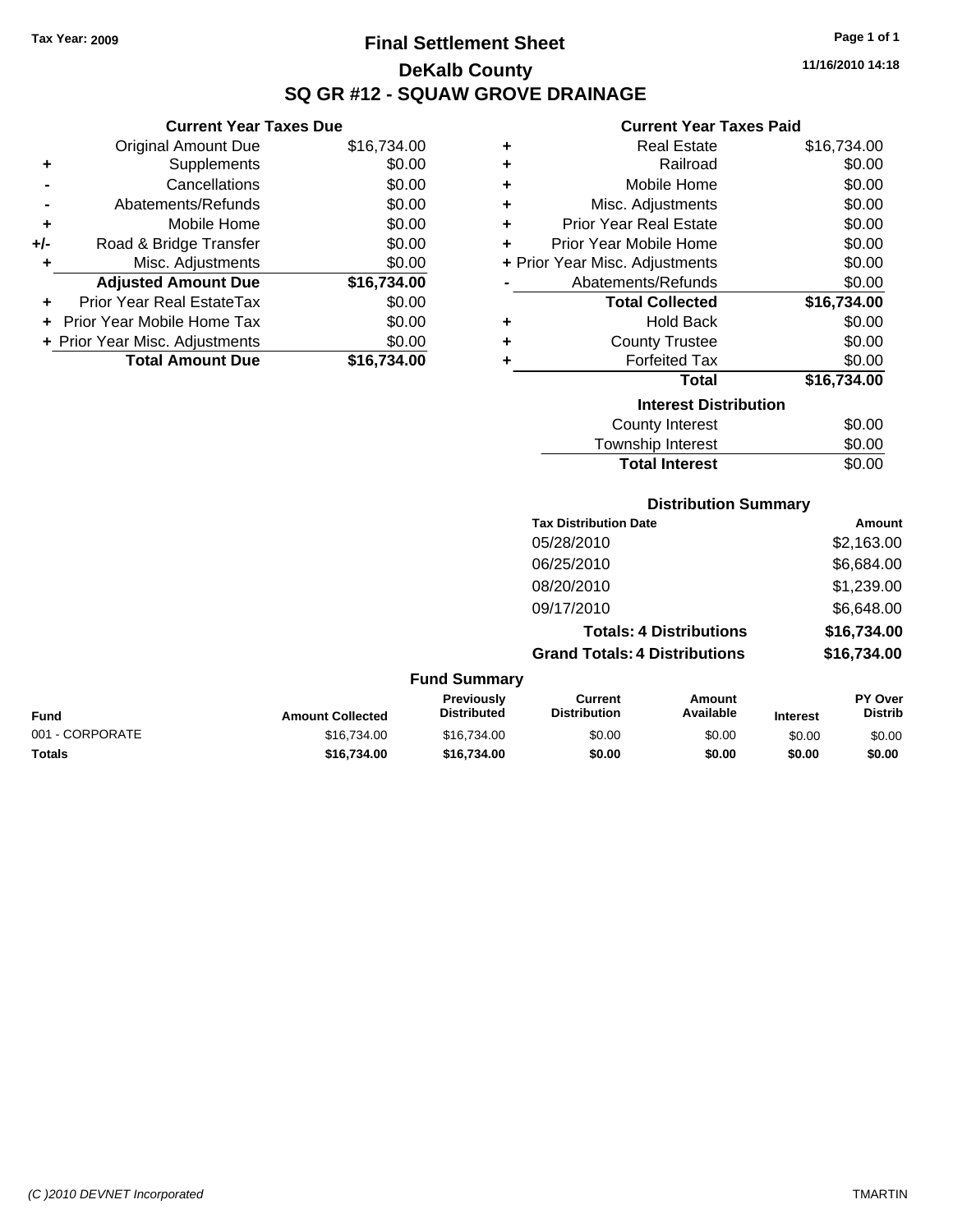Tax Year: 2009

# Final Settlement Sheet

## DeKalb County

## SQ GR #12 - SQUAW GROVE DRAINAGE

11/16/2010 14:18

### Current Year Taxes Due

| | | |
|---|---|---|
| | Original Amount Due | $16,734.00 |
| + | Supplements | $0.00 |
| - | Cancellations | $0.00 |
| - | Abatements/Refunds | $0.00 |
| + | Mobile Home | $0.00 |
| +/- | Road & Bridge Transfer | $0.00 |
| + | Misc. Adjustments | $0.00 |
| | **Adjusted Amount Due** | **$16,734.00** |
| + | Prior Year Real EstateTax | $0.00 |
| + | Prior Year Mobile Home Tax | $0.00 |
| + | Prior Year Misc. Adjustments | $0.00 |
| | **Total Amount Due** | **$16,734.00** |

### Current Year Taxes Paid

| | | |
|---|---|---|
| + | Real Estate | $16,734.00 |
| + | Railroad | $0.00 |
| + | Mobile Home | $0.00 |
| + | Misc. Adjustments | $0.00 |
| + | Prior Year Real Estate | $0.00 |
| + | Prior Year Mobile Home | $0.00 |
| + | Prior Year Misc. Adjustments | $0.00 |
| - | Abatements/Refunds | $0.00 |
| | **Total Collected** | **$16,734.00** |
| + | Hold Back | $0.00 |
| + | County Trustee | $0.00 |
| + | Forfeited Tax | $0.00 |
| | **Total** | **$16,734.00** |

### Interest Distribution

| | |
|---|---|
| County Interest | $0.00 |
| Township Interest | $0.00 |
| **Total Interest** | $0.00 |

### Distribution Summary

| Tax Distribution Date | Amount |
|---|---|
| 05/28/2010 | $2,163.00 |
| 06/25/2010 | $6,684.00 |
| 08/20/2010 | $1,239.00 |
| 09/17/2010 | $6,648.00 |
| **Totals: 4 Distributions** | **$16,734.00** |
| **Grand Totals: 4 Distributions** | **$16,734.00** |

### Fund Summary

| Fund | Amount Collected | Previously Distributed | Current Distribution | Amount Available | Interest | PY Over Distrib |
|---|---|---|---|---|---|---|
| 001 - CORPORATE | $16,734.00 | $16,734.00 | $0.00 | $0.00 | $0.00 | $0.00 |
| **Totals** | **$16,734.00** | **$16,734.00** | **$0.00** | **$0.00** | **$0.00** | **$0.00** |

(C )2010 DEVNET Incorporated TMARTIN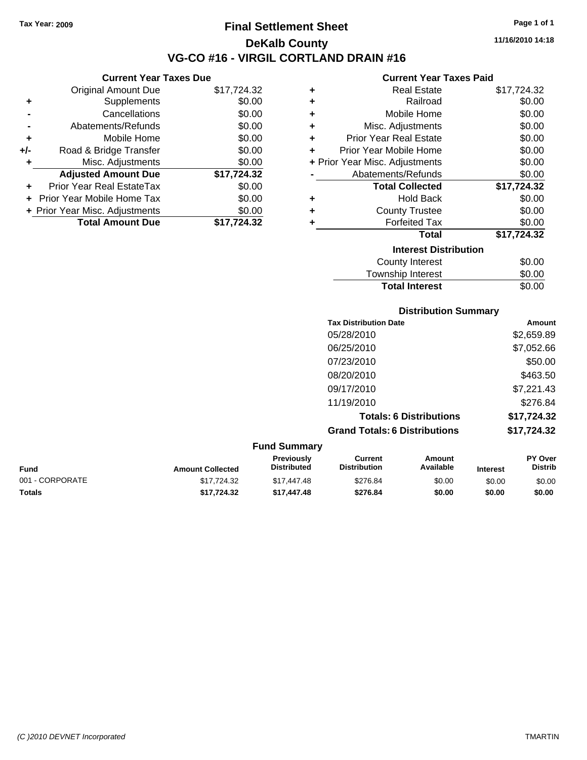Tax Year: 2009

# Final Settlement Sheet

## DeKalb County

## VG-CO #16 - VIRGIL CORTLAND DRAIN #16

11/16/2010 14:18

### Current Year Taxes Due

| | | |
|---|---|---|
| | Original Amount Due | $17,724.32 |
| + | Supplements | $0.00 |
| - | Cancellations | $0.00 |
| - | Abatements/Refunds | $0.00 |
| + | Mobile Home | $0.00 |
| +/- | Road & Bridge Transfer | $0.00 |
| + | Misc. Adjustments | $0.00 |
| | **Adjusted Amount Due** | **$17,724.32** |
| + | Prior Year Real EstateTax | $0.00 |
| + | Prior Year Mobile Home Tax | $0.00 |
| + | Prior Year Misc. Adjustments | $0.00 |
| | **Total Amount Due** | **$17,724.32** |

### Current Year Taxes Paid

| | | |
|---|---|---|
| + | Real Estate | $17,724.32 |
| + | Railroad | $0.00 |
| + | Mobile Home | $0.00 |
| + | Misc. Adjustments | $0.00 |
| + | Prior Year Real Estate | $0.00 |
| + | Prior Year Mobile Home | $0.00 |
| + | Prior Year Misc. Adjustments | $0.00 |
| - | Abatements/Refunds | $0.00 |
| | **Total Collected** | **$17,724.32** |
| + | Hold Back | $0.00 |
| + | County Trustee | $0.00 |
| + | Forfeited Tax | $0.00 |
| | **Total** | **$17,724.32** |

### Interest Distribution

| | |
|---|---|
| County Interest | $0.00 |
| Township Interest | $0.00 |
| **Total Interest** | $0.00 |

### Distribution Summary

| Tax Distribution Date | Amount |
|---|---|
| 05/28/2010 | $2,659.89 |
| 06/25/2010 | $7,052.66 |
| 07/23/2010 | $50.00 |
| 08/20/2010 | $463.50 |
| 09/17/2010 | $7,221.43 |
| 11/19/2010 | $276.84 |
| **Totals: 6 Distributions** | **$17,724.32** |
| **Grand Totals: 6 Distributions** | **$17,724.32** |

### Fund Summary

| Fund | Amount Collected | Previously Distributed | Current Distribution | Amount Available | Interest | PY Over Distrib |
|---|---|---|---|---|---|---|
| 001 - CORPORATE | $17,724.32 | $17,447.48 | $276.84 | $0.00 | $0.00 | $0.00 |
| **Totals** | **$17,724.32** | **$17,447.48** | **$276.84** | **$0.00** | **$0.00** | **$0.00** |

(C )2010 DEVNET Incorporated TMARTIN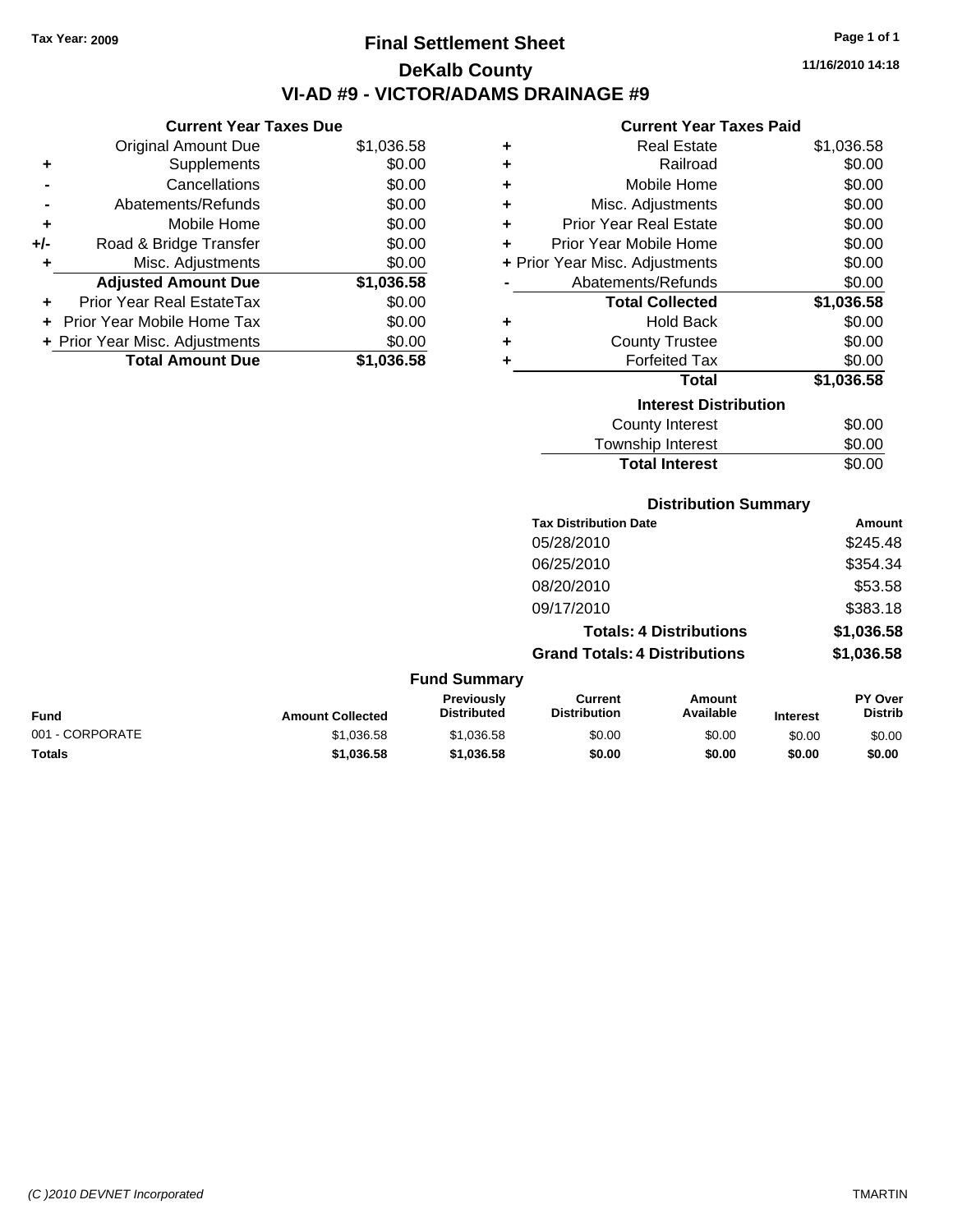Tax Year: 2009

# Final Settlement Sheet

## DeKalb County

## VI-AD #9 - VICTOR/ADAMS DRAINAGE #9

11/16/2010 14:18

### Current Year Taxes Due

| | | |
|---|---|---|
| | Original Amount Due | $1,036.58 |
| + | Supplements | $0.00 |
| - | Cancellations | $0.00 |
| - | Abatements/Refunds | $0.00 |
| + | Mobile Home | $0.00 |
| +/- | Road & Bridge Transfer | $0.00 |
| + | Misc. Adjustments | $0.00 |
| | **Adjusted Amount Due** | **$1,036.58** |
| + | Prior Year Real EstateTax | $0.00 |
| + | Prior Year Mobile Home Tax | $0.00 |
| + | Prior Year Misc. Adjustments | $0.00 |
| | **Total Amount Due** | **$1,036.58** |

### Current Year Taxes Paid

| | | |
|---|---|---|
| + | Real Estate | $1,036.58 |
| + | Railroad | $0.00 |
| + | Mobile Home | $0.00 |
| + | Misc. Adjustments | $0.00 |
| + | Prior Year Real Estate | $0.00 |
| + | Prior Year Mobile Home | $0.00 |
| + | Prior Year Misc. Adjustments | $0.00 |
| - | Abatements/Refunds | $0.00 |
| | **Total Collected** | **$1,036.58** |
| + | Hold Back | $0.00 |
| + | County Trustee | $0.00 |
| + | Forfeited Tax | $0.00 |
| | **Total** | **$1,036.58** |

### Interest Distribution

| | |
|---|---|
| County Interest | $0.00 |
| Township Interest | $0.00 |
| **Total Interest** | $0.00 |

### Distribution Summary

| Tax Distribution Date | Amount |
|---|---|
| 05/28/2010 | $245.48 |
| 06/25/2010 | $354.34 |
| 08/20/2010 | $53.58 |
| 09/17/2010 | $383.18 |
| **Totals: 4 Distributions** | **$1,036.58** |
| **Grand Totals: 4 Distributions** | **$1,036.58** |

### Fund Summary

| Fund | Amount Collected | Previously Distributed | Current Distribution | Amount Available | Interest | PY Over Distrib |
|---|---|---|---|---|---|---|
| 001 - CORPORATE | $1,036.58 | $1,036.58 | $0.00 | $0.00 | $0.00 | $0.00 |
| **Totals** | **$1,036.58** | **$1,036.58** | **$0.00** | **$0.00** | **$0.00** | **$0.00** |

(C )2010 DEVNET Incorporated TMARTIN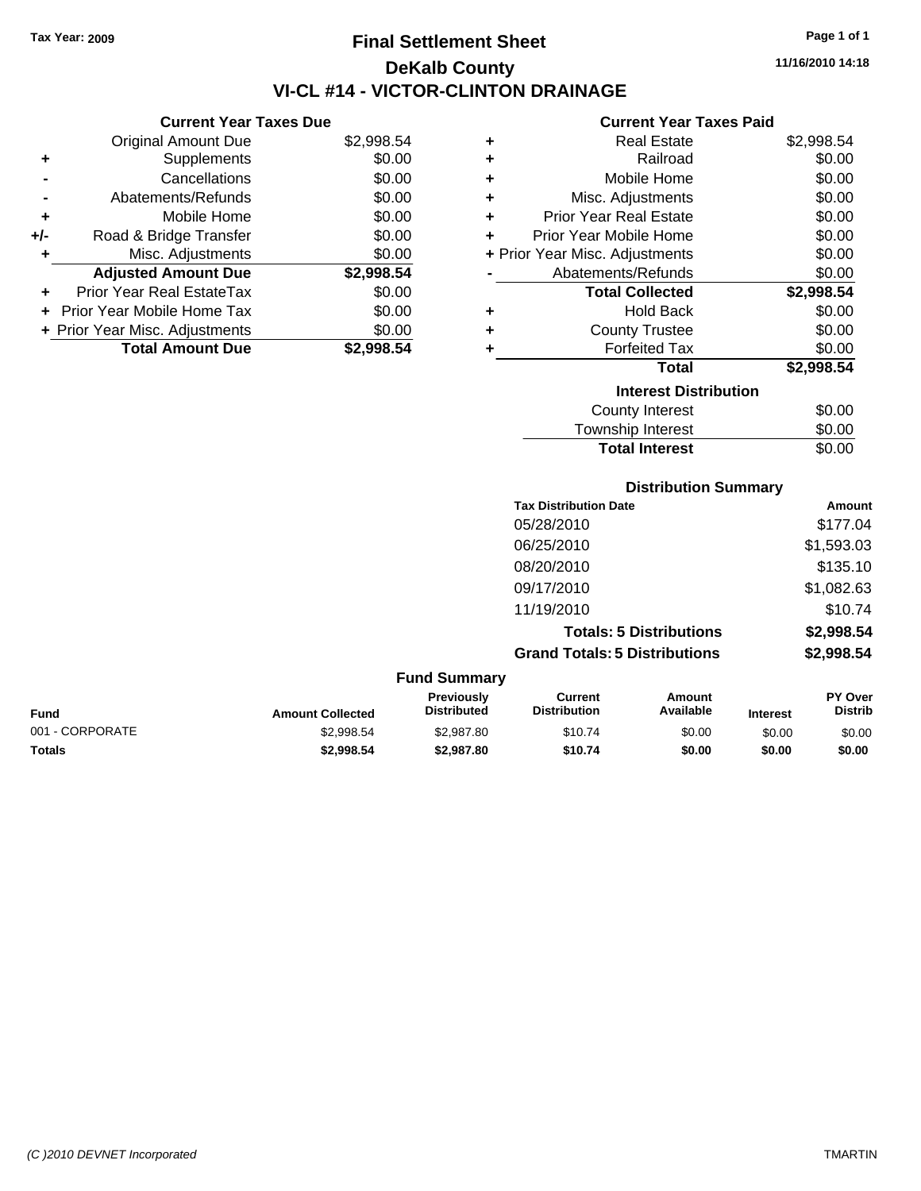Tax Year: 2009

# Final Settlement Sheet

## DeKalb County

## VI-CL #14 - VICTOR-CLINTON DRAINAGE

11/16/2010 14:18

### Current Year Taxes Due

| | | |
|---|---|---|
| | Original Amount Due | $2,998.54 |
| + | Supplements | $0.00 |
| - | Cancellations | $0.00 |
| - | Abatements/Refunds | $0.00 |
| + | Mobile Home | $0.00 |
| +/- | Road & Bridge Transfer | $0.00 |
| + | Misc. Adjustments | $0.00 |
| | **Adjusted Amount Due** | **$2,998.54** |
| + | Prior Year Real EstateTax | $0.00 |
| + | Prior Year Mobile Home Tax | $0.00 |
| + | Prior Year Misc. Adjustments | $0.00 |
| | **Total Amount Due** | **$2,998.54** |

### Current Year Taxes Paid

| | | |
|---|---|---|
| + | Real Estate | $2,998.54 |
| + | Railroad | $0.00 |
| + | Mobile Home | $0.00 |
| + | Misc. Adjustments | $0.00 |
| + | Prior Year Real Estate | $0.00 |
| + | Prior Year Mobile Home | $0.00 |
| + | Prior Year Misc. Adjustments | $0.00 |
| - | Abatements/Refunds | $0.00 |
| | **Total Collected** | **$2,998.54** |
| + | Hold Back | $0.00 |
| + | County Trustee | $0.00 |
| + | Forfeited Tax | $0.00 |
| | **Total** | **$2,998.54** |

### Interest Distribution

| | |
|---|---|
| County Interest | $0.00 |
| Township Interest | $0.00 |
| **Total Interest** | $0.00 |

### Distribution Summary

| Tax Distribution Date | Amount |
|---|---|
| 05/28/2010 | $177.04 |
| 06/25/2010 | $1,593.03 |
| 08/20/2010 | $135.10 |
| 09/17/2010 | $1,082.63 |
| 11/19/2010 | $10.74 |
| **Totals: 5 Distributions** | **$2,998.54** |
| **Grand Totals: 5 Distributions** | **$2,998.54** |

### Fund Summary

| Fund | Amount Collected | Previously Distributed | Current Distribution | Amount Available | Interest | PY Over Distrib |
|---|---|---|---|---|---|---|
| 001 - CORPORATE | $2,998.54 | $2,987.80 | $10.74 | $0.00 | $0.00 | $0.00 |
| **Totals** | **$2,998.54** | **$2,987.80** | **$10.74** | **$0.00** | **$0.00** | **$0.00** |

(C )2010 DEVNET Incorporated

TMARTIN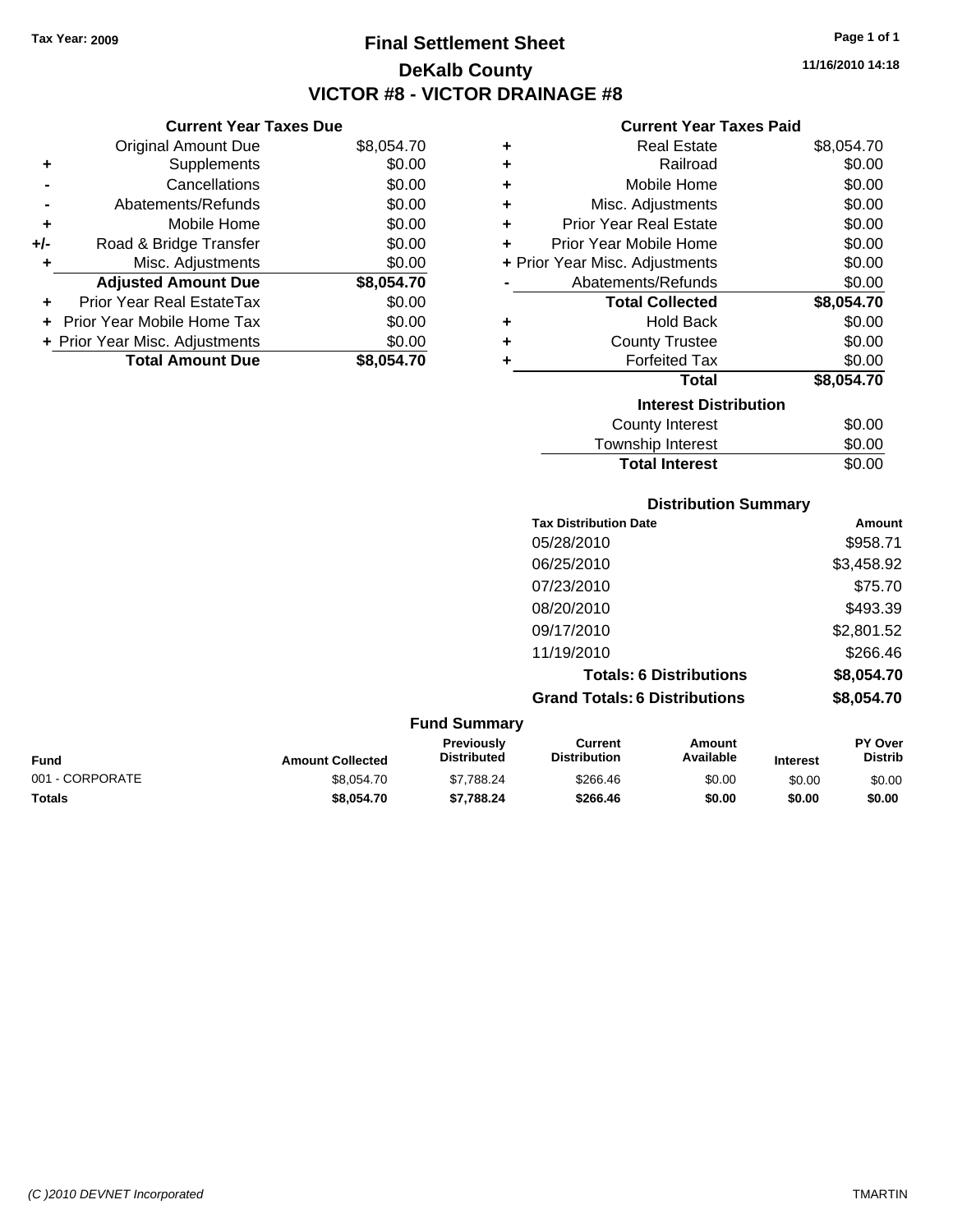Tax Year: 2009

# Final Settlement Sheet

## DeKalb County

## VICTOR #8 - VICTOR DRAINAGE #8

11/16/2010 14:18

### Current Year Taxes Due

| | | |
|---|---|---|
| | Original Amount Due | $8,054.70 |
| + | Supplements | $0.00 |
| - | Cancellations | $0.00 |
| - | Abatements/Refunds | $0.00 |
| + | Mobile Home | $0.00 |
| +/- | Road & Bridge Transfer | $0.00 |
| + | Misc. Adjustments | $0.00 |
| | **Adjusted Amount Due** | **$8,054.70** |
| + | Prior Year Real EstateTax | $0.00 |
| + | Prior Year Mobile Home Tax | $0.00 |
| + | Prior Year Misc. Adjustments | $0.00 |
| | **Total Amount Due** | **$8,054.70** |

### Current Year Taxes Paid

| | | |
|---|---|---|
| + | Real Estate | $8,054.70 |
| + | Railroad | $0.00 |
| + | Mobile Home | $0.00 |
| + | Misc. Adjustments | $0.00 |
| + | Prior Year Real Estate | $0.00 |
| + | Prior Year Mobile Home | $0.00 |
| + | Prior Year Misc. Adjustments | $0.00 |
| - | Abatements/Refunds | $0.00 |
| | **Total Collected** | **$8,054.70** |
| + | Hold Back | $0.00 |
| + | County Trustee | $0.00 |
| + | Forfeited Tax | $0.00 |
| | **Total** | **$8,054.70** |

### Interest Distribution

| | |
|---|---|
| County Interest | $0.00 |
| Township Interest | $0.00 |
| **Total Interest** | $0.00 |

### Distribution Summary

| Tax Distribution Date | Amount |
|---|---|
| 05/28/2010 | $958.71 |
| 06/25/2010 | $3,458.92 |
| 07/23/2010 | $75.70 |
| 08/20/2010 | $493.39 |
| 09/17/2010 | $2,801.52 |
| 11/19/2010 | $266.46 |
| **Totals: 6 Distributions** | **$8,054.70** |
| **Grand Totals: 6 Distributions** | **$8,054.70** |

### Fund Summary

| Fund | Amount Collected | Previously Distributed | Current Distribution | Amount Available | Interest | PY Over Distrib |
|---|---|---|---|---|---|---|
| 001 - CORPORATE | $8,054.70 | $7,788.24 | $266.46 | $0.00 | $0.00 | $0.00 |
| **Totals** | **$8,054.70** | **$7,788.24** | **$266.46** | **$0.00** | **$0.00** | **$0.00** |

(C )2010 DEVNET Incorporated TMARTIN